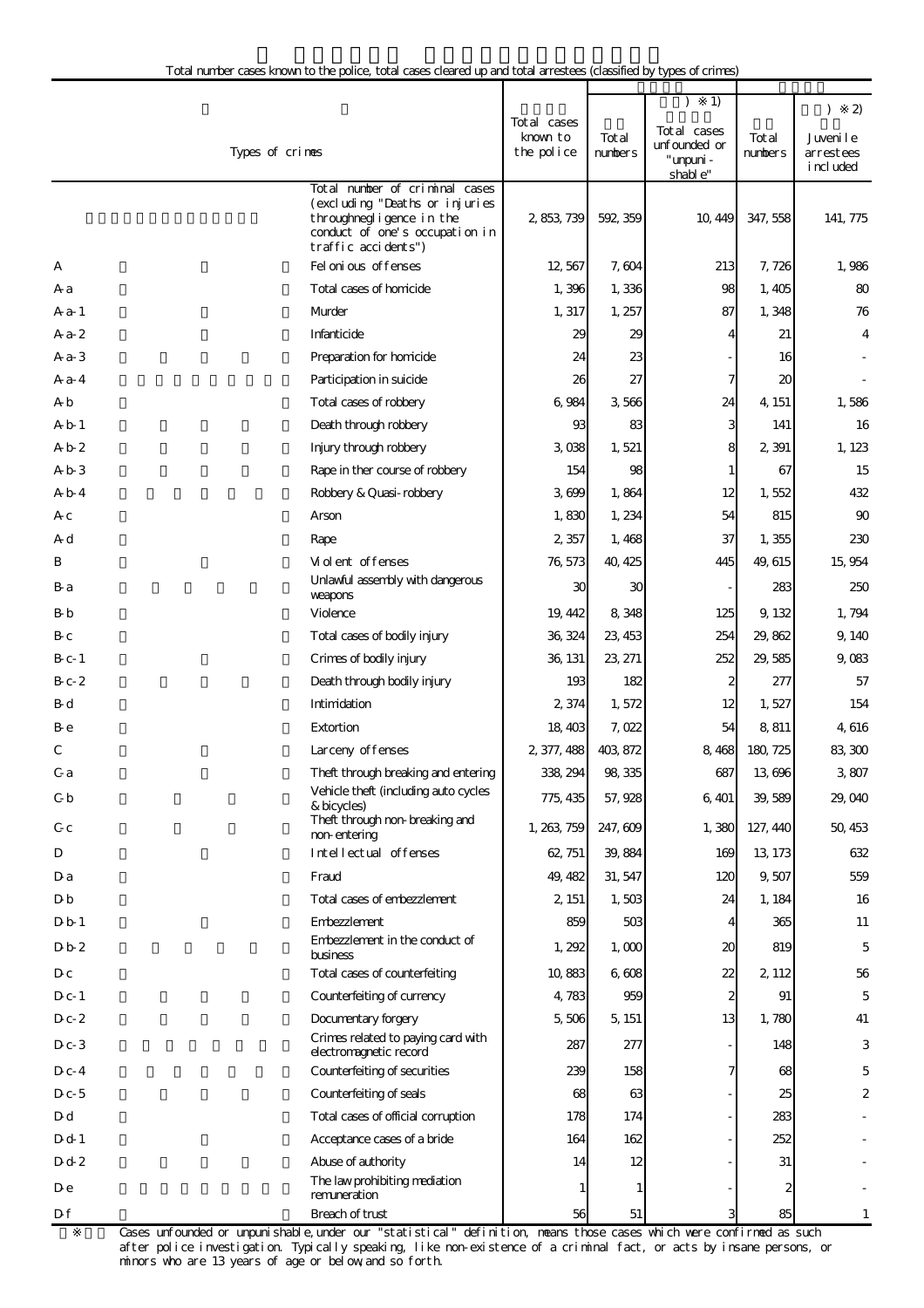Total number cases known to the police, total cases cleared up and total arrestees (classified by types of crimes)

| | Types of crimes | Total cases known to the police | Total numbers | ) ※1) Total cases unfounded or "unpunishable" | Total numbers | ) ※2) Juvenile arrestees included |
|---|---|---|---|---|---|---|
| | Total number of criminal cases (excluding "Deaths or injuries throughnegligence in the conduct of one's occupation in traffic accidents") | 2,853,739 | 592,359 | 10,449 | 347,558 | 141,775 |
| A | Felonious offenses | 12,567 | 7,604 | 213 | 7,726 | 1,986 |
| A-a | Total cases of homicide | 1,396 | 1,336 | 98 | 1,405 | 80 |
| A-a-1 | Murder | 1,317 | 1,257 | 87 | 1,348 | 76 |
| A-a-2 | Infanticide | 29 | 29 | 4 | 21 | 4 |
| A-a-3 | Preparation for homicide | 24 | 23 | - | 16 | - |
| A-a-4 | Participation in suicide | 26 | 27 | 7 | 20 | - |
| A-b | Total cases of robbery | 6,984 | 3,566 | 24 | 4,151 | 1,586 |
| A-b-1 | Death through robbery | 93 | 83 | 3 | 141 | 16 |
| A-b-2 | Injury through robbery | 3,038 | 1,521 | 8 | 2,391 | 1,123 |
| A-b-3 | Rape in ther course of robbery | 154 | 98 | 1 | 67 | 15 |
| A-b-4 | Robbery & Quasi-robbery | 3,699 | 1,864 | 12 | 1,552 | 432 |
| A-c | Arson | 1,830 | 1,234 | 54 | 815 | 90 |
| A-d | Rape | 2,357 | 1,468 | 37 | 1,355 | 230 |
| B | Violent offenses | 76,573 | 40,425 | 445 | 49,615 | 15,954 |
| B-a | Unlawful assembly with dangerous weapons | 30 | 30 | - | 283 | 250 |
| B-b | Violence | 19,442 | 8,348 | 125 | 9,132 | 1,794 |
| B-c | Total cases of bodily injury | 36,324 | 23,453 | 254 | 29,862 | 9,140 |
| B-c-1 | Crimes of bodily injury | 36,131 | 23,271 | 252 | 29,585 | 9,083 |
| B-c-2 | Death through bodily injury | 193 | 182 | 2 | 277 | 57 |
| B-d | Intimidation | 2,374 | 1,572 | 12 | 1,527 | 154 |
| B-e | Extortion | 18,403 | 7,022 | 54 | 8,811 | 4,616 |
| C | Larceny offenses | 2,377,488 | 403,872 | 8,468 | 180,725 | 83,300 |
| C-a | Theft through breaking and entering | 338,294 | 98,335 | 687 | 13,696 | 3,807 |
| C-b | Vehicle theft (including auto cycles & bicycles) | 775,435 | 57,928 | 6,401 | 39,589 | 29,040 |
| C-c | Theft through non-breaking and non-entering | 1,263,759 | 247,609 | 1,380 | 127,440 | 50,453 |
| D | Intellectual offenses | 62,751 | 39,884 | 169 | 13,173 | 632 |
| D-a | Fraud | 49,482 | 31,547 | 120 | 9,507 | 559 |
| D-b | Total cases of embezzlement | 2,151 | 1,503 | 24 | 1,184 | 16 |
| D-b-1 | Embezzlement | 859 | 503 | 4 | 365 | 11 |
| D-b-2 | Embezzlement in the conduct of business | 1,292 | 1,000 | 20 | 819 | 5 |
| D-c | Total cases of counterfeiting | 10,883 | 6,608 | 22 | 2,112 | 56 |
| D-c-1 | Counterfeiting of currency | 4,783 | 959 | 2 | 91 | 5 |
| D-c-2 | Documentary forgery | 5,506 | 5,151 | 13 | 1,780 | 41 |
| D-c-3 | Crimes related to paying card with electromagnetic record | 287 | 277 | - | 148 | 3 |
| D-c-4 | Counterfeiting of securities | 239 | 158 | 7 | 68 | 5 |
| D-c-5 | Counterfeiting of seals | 68 | 63 | - | 25 | 2 |
| D-d | Total cases of official corruption | 178 | 174 | - | 283 | - |
| D-d-1 | Acceptance cases of a bride | 164 | 162 | - | 252 | - |
| D-d-2 | Abuse of authority | 14 | 12 | - | 31 | - |
| D-e | The law prohibiting mediation remuneration | 1 | 1 | - | 2 | - |
| D-f | Breach of trust | 56 | 51 | 3 | 85 | 1 |

※ Cases unfounded or unpunishable, under our "statistical" definition, means those cases which were confirmed as such after police investigation. Typically speaking, like non-existence of a criminal fact, or acts by insane persons, or minors who are 13 years of age or below, and so forth.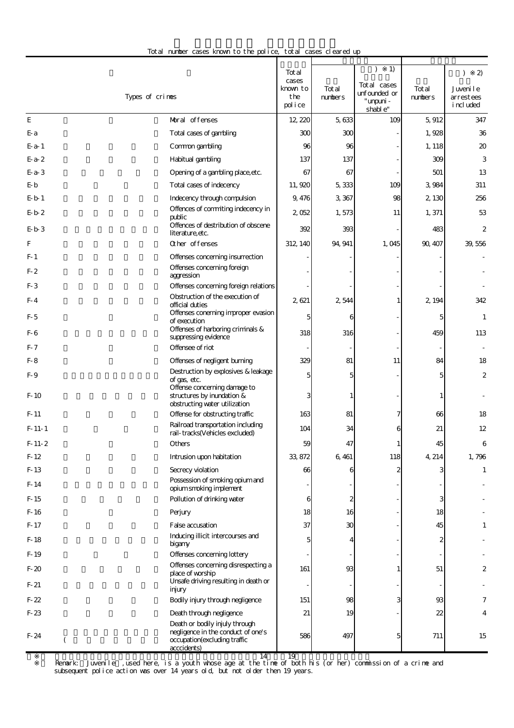Total number cases known to the police, total cases cleared up

| | Types of crimes | Total cases known to the police | Total numbers | ) ※1) Total cases unfounded or "unpunishable" | Total numbers | ) ※2) Juvenile arrestees included |
|---|---|---|---|---|---|---|
| E | Moral offenses | 12,220 | 5,633 | 109 | 5,912 | 347 |
| E-a | Total cases of gambling | 300 | 300 | - | 1,928 | 36 |
| E-a-1 | Common gambling | 96 | 96 | - | 1,118 | 20 |
| E-a-2 | Habitual gambling | 137 | 137 | - | 309 | 3 |
| E-a-3 | Opening of a gambling place,etc. | 67 | 67 | - | 501 | 13 |
| E-b | Total cases of indecency | 11,920 | 5,333 | 109 | 3,984 | 311 |
| E-b-1 | Indecency through compulsion | 9,476 | 3,367 | 98 | 2,130 | 256 |
| E-b-2 | Offences of commiting indecency in public | 2,052 | 1,573 | 11 | 1,371 | 53 |
| E-b-3 | Offences of destribution of obscene literature,etc. | 392 | 393 | - | 483 | 2 |
| F | Other offenses | 312,140 | 94,941 | 1,045 | 90,407 | 39,556 |
| F-1 | Offenses concerning insurrection | - | - | - | - | - |
| F-2 | Offenses concerning foreign aggression | - | - | - | - | - |
| F-3 | Offenses concerning foreign relations | - | - | - | - | - |
| F-4 | Obstruction of the execution of official duties | 2,621 | 2,544 | 1 | 2,194 | 342 |
| F-5 | Offenses conerning improper evasion of execution | 5 | 6 | - | 5 | 1 |
| F-6 | Offenses of harboring criminals & suppressing evidence | 318 | 316 | - | 459 | 113 |
| F-7 | Offensee of riot | - | - | - | - | - |
| F-8 | Offenses of negligent burning | 329 | 81 | 11 | 84 | 18 |
| F-9 | Destruction by explosives & leakage of gas, etc. | 5 | 5 | - | 5 | 2 |
| F-10 | Offense concerning damage to structures by inundation & obstructing water utilization | 3 | 1 | - | 1 | - |
| F-11 | Offense for obstructing traffic | 163 | 81 | 7 | 66 | 18 |
| F-11-1 | Railroad transportation including rail-tracks(Vehicles excluded) | 104 | 34 | 6 | 21 | 12 |
| F-11-2 | Others | 59 | 47 | 1 | 45 | 6 |
| F-12 | Intrusion upon habitation | 33,872 | 6,461 | 118 | 4,214 | 1,796 |
| F-13 | Secrecy violation | 66 | 6 | 2 | 3 | 1 |
| F-14 | Possession of smoking opium and opium smoking implement | - | - | - | - | - |
| F-15 | Pollution of drinking water | 6 | 2 | - | 3 | - |
| F-16 | Perjury | 18 | 16 | - | 18 | - |
| F-17 | False accusation | 37 | 30 | - | 45 | 1 |
| F-18 | Inducing illicit intercourses and bigamy | 5 | 4 | - | 2 | - |
| F-19 | Offenses concerning lottery | - | - | - | - | - |
| F-20 | Offenses concerning disrespecting a place of worship | 161 | 93 | 1 | 51 | 2 |
| F-21 | Unsafe driving resulting in death or injury | - | - | - | - | - |
| F-22 | Bodily injury through negligence | 151 | 98 | 3 | 93 | 7 |
| F-23 | Death through negligence | 21 | 19 | - | 22 | 4 |
| F-24 | ( Death or bodily injuly through negligence in the conduct of one's occupation(excluding traffic acccidents) | 586 | 497 | 5 | 711 | 15 |

※ 14 19

※ Remark: Juvenile , used here, is a youth whose age at the time of both his (or her) commission of a crime and subsequent police action was over 14 years old, but not older then 19 years.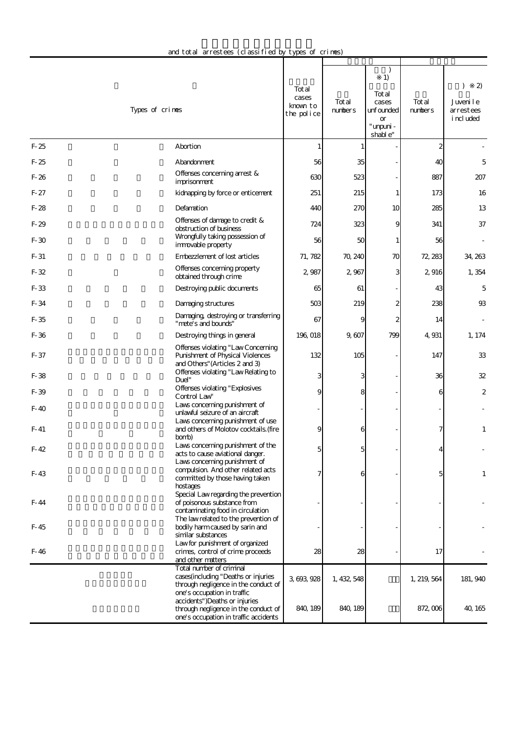and total arrestees (classified by types of crimes)

| | Types of crimes | Total cases known to the police | Total numbers | ) ※1) Total cases unfounded or "unpunishable" | Total numbers | ) ※2) Juvenile arrestees included |
|---|---|---|---|---|---|---|
| F-25 | Abortion | 1 | 1 | - | 2 | - |
| F-25 | Abandonment | 56 | 35 | - | 40 | 5 |
| F-26 | Offenses concerning arrest & imprisonment | 630 | 523 | - | 887 | 207 |
| F-27 | kidnapping by force or enticement | 251 | 215 | 1 | 173 | 16 |
| F-28 | Defamation | 440 | 270 | 10 | 285 | 13 |
| F-29 | Offenses of damage to credit & obstruction of business | 724 | 323 | 9 | 341 | 37 |
| F-30 | Wrongfully taking possession of immovable property | 56 | 50 | 1 | 56 | - |
| F-31 | Embezzlement of lost articles | 71,782 | 70,240 | 70 | 72,283 | 34,263 |
| F-32 | Offenses concerning property obtained through crime | 2,987 | 2,967 | 3 | 2,916 | 1,354 |
| F-33 | Destroying public documents | 65 | 61 | - | 43 | 5 |
| F-34 | Damaging structures | 503 | 219 | 2 | 238 | 93 |
| F-35 | Damaging, destroying or transferring "mete's and bounds" | 67 | 9 | 2 | 14 | - |
| F-36 | Destroying things in general | 196,018 | 9,607 | 799 | 4,931 | 1,174 |
| F-37 | Offenses violating "Law Concerning Punishment of Physical Violences and Others"(Articles 2 and 3) | 132 | 105 | - | 147 | 33 |
| F-38 | Offenses violating "Law Relating to Duel" | 3 | 3 | - | 36 | 32 |
| F-39 | Offenses violating "Explosives Control Law" | 9 | 8 | - | 6 | 2 |
| F-40 | Laws concerning punishment of unlawful seizure of an aircraft | - | - | - | - | - |
| F-41 | Laws concerning punishment of use and others of Molotov cocktails.(fire bomb) | 9 | 6 | - | 7 | 1 |
| F-42 | Laws concerning punishment of the acts to cause aviational danger. | 5 | 5 | - | 4 | - |
| F-43 | Laws concerning punishment of compulsion. And other related acts committed by those having taken hostages | 7 | 6 | - | 5 | 1 |
| F-44 | Special Law regarding the prevention of poisonous substance from contaminating food in circulation | - | - | - | - | - |
| F-45 | The law related to the prevention of bodily harm caused by sarin and similar substances | - | - | - | - | - |
| F-46 | Law for punishment of organized crimes, control of crime proceeds and other matters | 28 | 28 | - | 17 | - |
| | Total number of criminal cases(including "Deaths or injuries through negligence in the conduct of one's occupation in traffic accidents") | 3,693,928 | 1,432,548 | | 1,219,564 | 181,940 |
| | Deaths or injuries through negligence in the conduct of one's occupation in traffic accidents | 840,189 | 840,189 | | 872,006 | 40,165 |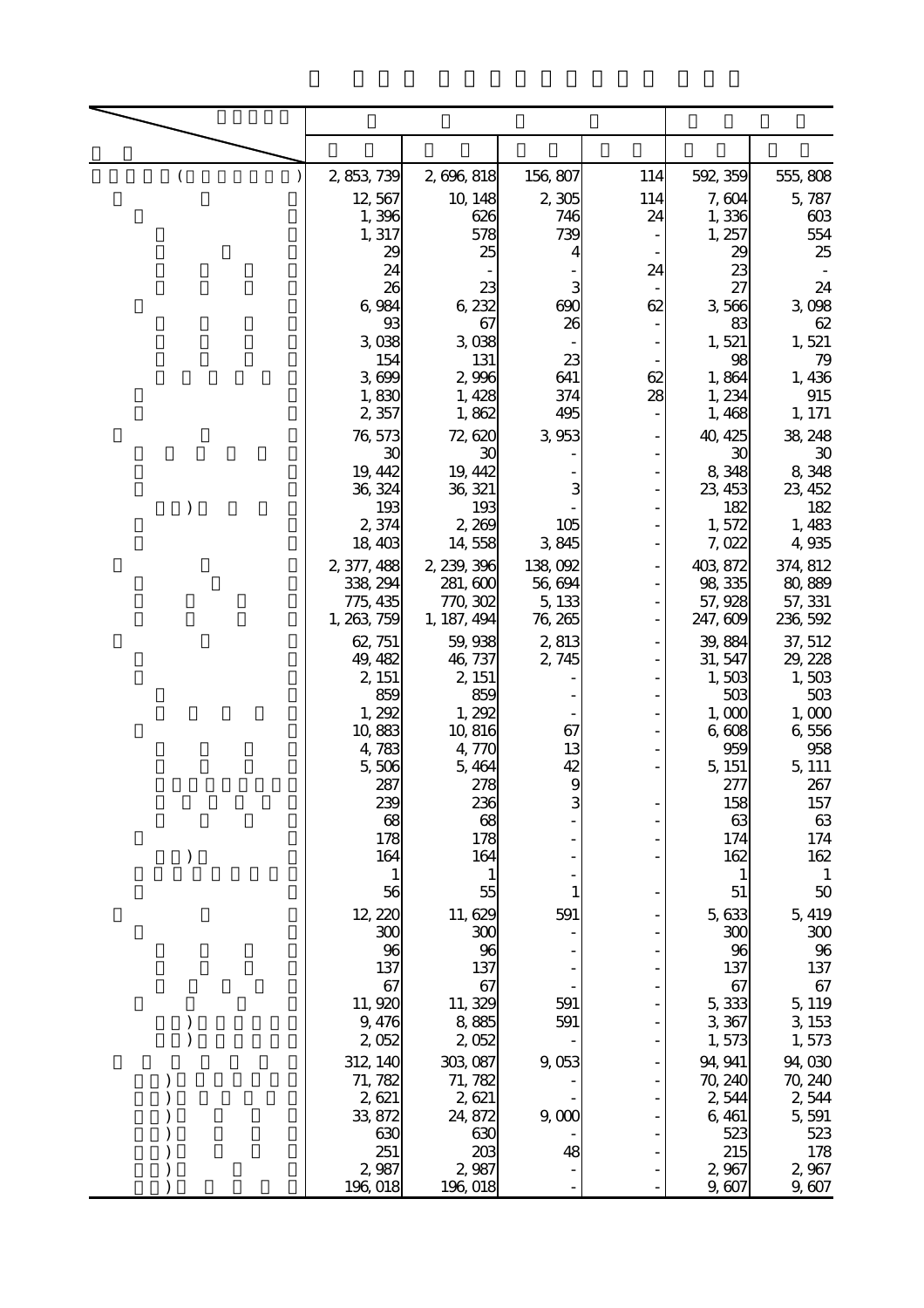| | | | | | | |
|---|---|---|---|---|---|---|
| ( ) | 2,853,739 | 2,696,818 | 156,807 | 114 | 592,359 | 555,808 |
| | 12,567 | 10,148 | 2,305 | 114 | 7,604 | 5,787 |
| | 1,396 | 626 | 746 | 24 | 1,336 | 603 |
| | 1,317 | 578 | 739 | - | 1,257 | 554 |
| | 29 | 25 | 4 | - | 29 | 25 |
| | 24 | - | - | 24 | 23 | - |
| | 26 | 23 | 3 | - | 27 | 24 |
| | 6,984 | 6,232 | 690 | 62 | 3,566 | 3,098 |
| | 93 | 67 | 26 | - | 83 | 62 |
| | 3,038 | 3,038 | - | - | 1,521 | 1,521 |
| | 154 | 131 | 23 | - | 98 | 79 |
| | 3,699 | 2,996 | 641 | 62 | 1,864 | 1,436 |
| | 1,830 | 1,428 | 374 | 28 | 1,234 | 915 |
| | 2,357 | 1,862 | 495 | - | 1,468 | 1,171 |
| | 76,573 | 72,620 | 3,953 | - | 40,425 | 38,248 |
| | 30 | 30 | - | - | 30 | 30 |
| | 19,442 | 19,442 | - | - | 8,348 | 8,348 |
| | 36,324 | 36,321 | 3 | - | 23,453 | 23,452 |
| ) | 193 | 193 | - | - | 182 | 182 |
| | 2,374 | 2,269 | 105 | - | 1,572 | 1,483 |
| | 18,403 | 14,558 | 3,845 | - | 7,022 | 4,935 |
| | 2,377,488 | 2,239,396 | 138,092 | - | 403,872 | 374,812 |
| | 338,294 | 281,600 | 56,694 | - | 98,335 | 80,889 |
| | 775,435 | 770,302 | 5,133 | - | 57,928 | 57,331 |
| | 1,263,759 | 1,187,494 | 76,265 | - | 247,609 | 236,592 |
| | 62,751 | 59,938 | 2,813 | - | 39,884 | 37,512 |
| | 49,482 | 46,737 | 2,745 | - | 31,547 | 29,228 |
| | 2,151 | 2,151 | - | - | 1,503 | 1,503 |
| | 859 | 859 | - | - | 503 | 503 |
| | 1,292 | 1,292 | - | - | 1,000 | 1,000 |
| | 10,883 | 10,816 | 67 | - | 6,608 | 6,556 |
| | 4,783 | 4,770 | 13 | - | 959 | 958 |
| | 5,506 | 5,464 | 42 | - | 5,151 | 5,111 |
| | 287 | 278 | 9 | | 277 | 267 |
| | 239 | 236 | 3 | - | 158 | 157 |
| | 68 | 68 | - | - | 63 | 63 |
| | 178 | 178 | - | - | 174 | 174 |
| ) | 164 | 164 | - | - | 162 | 162 |
| | 1 | 1 | - | | 1 | 1 |
| | 56 | 55 | 1 | - | 51 | 50 |
| | 12,220 | 11,629 | 591 | - | 5,633 | 5,419 |
| | 300 | 300 | - | - | 300 | 300 |
| | 96 | 96 | - | - | 96 | 96 |
| | 137 | 137 | - | - | 137 | 137 |
| | 67 | 67 | - | - | 67 | 67 |
| | 11,920 | 11,329 | 591 | - | 5,333 | 5,119 |
| ) | 9,476 | 8,885 | 591 | - | 3,367 | 3,153 |
| ) | 2,052 | 2,052 | - | - | 1,573 | 1,573 |
| | 312,140 | 303,087 | 9,053 | - | 94,941 | 94,030 |
| ) | 71,782 | 71,782 | - | - | 70,240 | 70,240 |
| ) | 2,621 | 2,621 | - | - | 2,544 | 2,544 |
| ) | 33,872 | 24,872 | 9,000 | - | 6,461 | 5,591 |
| ) | 630 | 630 | - | - | 523 | 523 |
| ) | 251 | 203 | 48 | - | 215 | 178 |
| ) | 2,987 | 2,987 | - | - | 2,967 | 2,967 |
| ) | 196,018 | 196,018 | - | - | 9,607 | 9,607 |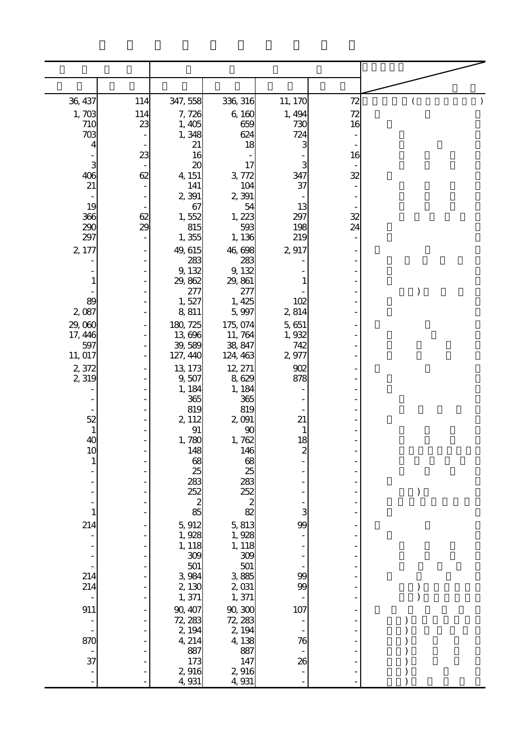| | | | | | | |
|---|---|---|---|---|---|---|
| 36, 437 | 114 | 347, 558 | 336, 316 | 11, 170 | 72 | ( ) |
| 1, 703 | 114 | 7, 726 | 6, 160 | 1, 494 | 72 | |
| 710 | 23 | 1, 405 | 659 | 730 | 16 | |
| 703 | - | 1, 348 | 624 | 724 | - | |
| 4 | - | 21 | 18 | 3 | - | |
| - | 23 | 16 | - | - | 16 | |
| 3 | - | 20 | 17 | 3 | - | |
| 406 | 62 | 4, 151 | 3, 772 | 347 | 32 | |
| 21 | - | 141 | 104 | 37 | - | |
| - | - | 2, 391 | 2, 391 | - | - | |
| 19 | - | 67 | 54 | 13 | - | |
| 366 | 62 | 1, 552 | 1, 223 | 297 | 32 | |
| 290 | 29 | 815 | 593 | 198 | 24 | |
| 297 | - | 1, 355 | 1, 136 | 219 | - | |
| 2, 177 | - | 49, 615 | 46, 698 | 2, 917 | - | |
| - | - | 283 | 283 | - | - | |
| - | - | 9, 132 | 9, 132 | - | - | |
| 1 | - | 29, 862 | 29, 861 | 1 | - | |
| - | - | 277 | 277 | - | - | ) |
| 89 | - | 1, 527 | 1, 425 | 102 | - | |
| 2, 087 | - | 8, 811 | 5, 997 | 2, 814 | - | |
| 29, 060 | - | 180, 725 | 175, 074 | 5, 651 | - | |
| 17, 446 | - | 13, 696 | 11, 764 | 1, 932 | - | |
| 597 | - | 39, 589 | 38, 847 | 742 | - | |
| 11, 017 | - | 127, 440 | 124, 463 | 2, 977 | - | |
| 2, 372 | - | 13, 173 | 12, 271 | 902 | - | |
| 2, 319 | - | 9, 507 | 8, 629 | 878 | - | |
| - | - | 1, 184 | 1, 184 | - | - | |
| - | - | 365 | 365 | - | - | |
| - | - | 819 | 819 | - | - | |
| 52 | - | 2, 112 | 2, 091 | 21 | - | |
| 1 | - | 91 | 90 | 1 | - | |
| 40 | - | 1, 780 | 1, 762 | 18 | - | |
| 10 | - | 148 | 146 | 2 | - | |
| 1 | - | 68 | 68 | - | - | |
| - | - | 25 | 25 | - | - | |
| - | - | 283 | 283 | - | - | |
| - | - | 252 | 252 | - | - | ) |
| - | - | 2 | 2 | - | - | |
| 1 | - | 85 | 82 | 3 | - | |
| 214 | - | 5, 912 | 5, 813 | 99 | - | |
| - | - | 1, 928 | 1, 928 | - | - | |
| - | - | 1, 118 | 1, 118 | - | - | |
| - | - | 309 | 309 | - | - | |
| - | - | 501 | 501 | - | - | |
| 214 | - | 3, 984 | 3, 885 | 99 | - | |
| 214 | - | 2, 130 | 2, 031 | 99 | - | ) |
| - | - | 1, 371 | 1, 371 | - | - | ) |
| 911 | - | 90, 407 | 90, 300 | 107 | - | |
| - | - | 72, 283 | 72, 283 | - | - | ) |
| - | - | 2, 194 | 2, 194 | - | - | ) |
| 870 | - | 4, 214 | 4, 138 | 76 | - | ) |
| - | - | 887 | 887 | - | - | ) |
| 37 | - | 173 | 147 | 26 | - | ) |
| - | - | 2, 916 | 2, 916 | - | - | ) |
| - | - | 4, 931 | 4, 931 | - | - | ) |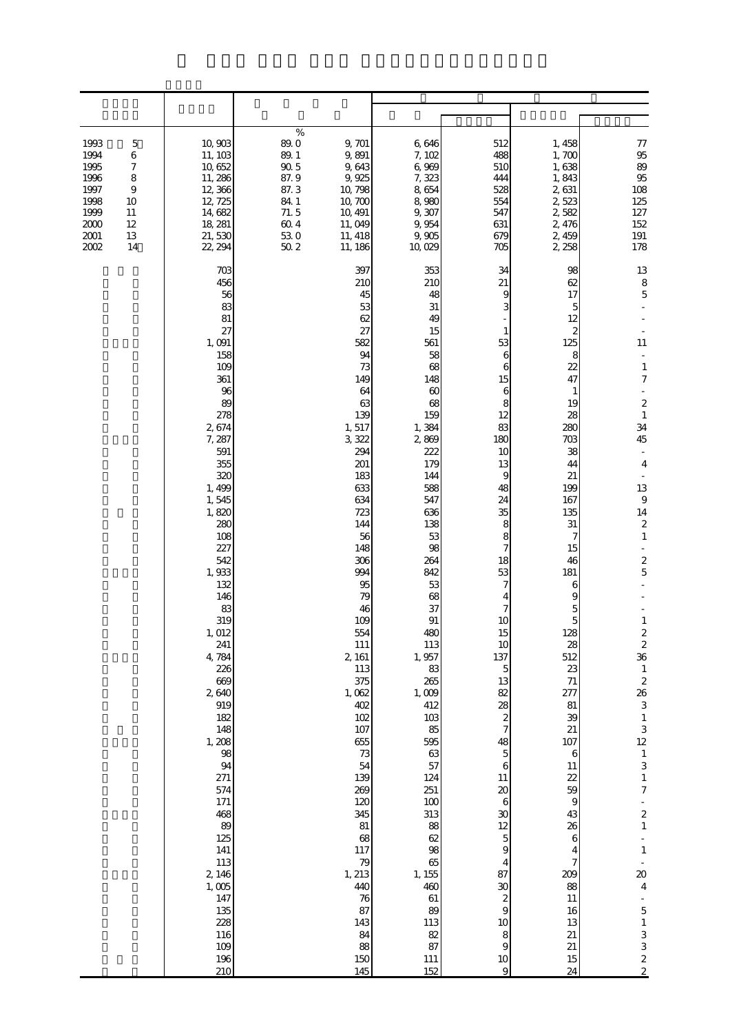| | | % | | | | | |
|---|---|---|---|---|---|---|---|
| 1993 5 | 10, 903 | 89. 0 | 9, 701 | 6, 646 | 512 | 1, 458 | 77 |
| 1994 6 | 11, 103 | 89. 1 | 9, 891 | 7, 102 | 488 | 1, 700 | 95 |
| 1995 7 | 10, 652 | 90. 5 | 9, 643 | 6, 969 | 510 | 1, 638 | 89 |
| 1996 8 | 11, 286 | 87. 9 | 9, 925 | 7, 323 | 444 | 1, 843 | 95 |
| 1997 9 | 12, 366 | 87. 3 | 10, 798 | 8, 654 | 528 | 2, 631 | 108 |
| 1998 10 | 12, 725 | 84. 1 | 10, 700 | 8, 980 | 554 | 2, 523 | 125 |
| 1999 11 | 14, 682 | 71. 5 | 10, 491 | 9, 307 | 547 | 2, 582 | 127 |
| 2000 12 | 18, 281 | 60. 4 | 11, 049 | 9, 954 | 631 | 2, 476 | 152 |
| 2001 13 | 21, 530 | 53. 0 | 11, 418 | 9, 905 | 679 | 2, 459 | 191 |
| 2002 14 | 22, 294 | 50. 2 | 11, 186 | 10, 029 | 705 | 2, 258 | 178 |
| | 703 | | 397 | 353 | 34 | 98 | 13 |
| | 456 | | 210 | 210 | 21 | 62 | 8 |
| | 56 | | 45 | 48 | 9 | 17 | 5 |
| | 83 | | 53 | 31 | 3 | 5 | - |
| | 81 | | 62 | 49 | - | 12 | - |
| | 27 | | 27 | 15 | 1 | 2 | - |
| | 1, 091 | | 582 | 561 | 53 | 125 | 11 |
| | 158 | | 94 | 58 | 6 | 8 | - |
| | 109 | | 73 | 68 | 6 | 22 | 1 |
| | 361 | | 149 | 148 | 15 | 47 | 7 |
| | 96 | | 64 | 60 | 6 | 1 | - |
| | 89 | | 63 | 68 | 8 | 19 | 2 |
| | 278 | | 139 | 159 | 12 | 28 | 1 |
| | 2, 674 | | 1, 517 | 1, 384 | 83 | 280 | 34 |
| | 7, 287 | | 3, 322 | 2, 869 | 180 | 703 | 45 |
| | 591 | | 294 | 222 | 10 | 38 | - |
| | 355 | | 201 | 179 | 13 | 44 | 4 |
| | 320 | | 183 | 144 | 9 | 21 | - |
| | 1, 499 | | 633 | 588 | 48 | 199 | 13 |
| | 1, 545 | | 634 | 547 | 24 | 167 | 9 |
| | 1, 820 | | 723 | 636 | 35 | 135 | 14 |
| | 280 | | 144 | 138 | 8 | 31 | 2 |
| | 108 | | 56 | 53 | 8 | 7 | 1 |
| | 227 | | 148 | 98 | 7 | 15 | - |
| | 542 | | 306 | 264 | 18 | 46 | 2 |
| | 1, 933 | | 994 | 842 | 53 | 181 | 5 |
| | 132 | | 95 | 53 | 7 | 6 | - |
| | 146 | | 79 | 68 | 4 | 9 | - |
| | 83 | | 46 | 37 | 7 | 5 | - |
| | 319 | | 109 | 91 | 10 | 5 | 1 |
| | 1, 012 | | 554 | 480 | 15 | 128 | 2 |
| | 241 | | 111 | 113 | 10 | 28 | 2 |
| | 4, 784 | | 2, 161 | 1, 957 | 137 | 512 | 36 |
| | 226 | | 113 | 83 | 5 | 23 | 1 |
| | 669 | | 375 | 265 | 13 | 71 | 2 |
| | 2, 640 | | 1, 062 | 1, 009 | 82 | 277 | 26 |
| | 919 | | 402 | 412 | 28 | 81 | 3 |
| | 182 | | 102 | 103 | 2 | 39 | 1 |
| | 148 | | 107 | 85 | 7 | 21 | 3 |
| | 1, 208 | | 655 | 595 | 48 | 107 | 12 |
| | 98 | | 73 | 63 | 5 | 6 | 1 |
| | 94 | | 54 | 57 | 6 | 11 | 3 |
| | 271 | | 139 | 124 | 11 | 22 | 1 |
| | 574 | | 269 | 251 | 20 | 59 | 7 |
| | 171 | | 120 | 100 | 6 | 9 | - |
| | 468 | | 345 | 313 | 30 | 43 | 2 |
| | 89 | | 81 | 88 | 12 | 26 | 1 |
| | 125 | | 68 | 62 | 5 | 6 | - |
| | 141 | | 117 | 98 | 9 | 4 | 1 |
| | 113 | | 79 | 65 | 4 | 7 | - |
| | 2, 146 | | 1, 213 | 1, 155 | 87 | 209 | 20 |
| | 1, 005 | | 440 | 460 | 30 | 88 | 4 |
| | 147 | | 76 | 61 | 2 | 11 | - |
| | 135 | | 87 | 89 | 9 | 16 | 5 |
| | 228 | | 143 | 113 | 10 | 13 | 1 |
| | 116 | | 84 | 82 | 8 | 21 | 3 |
| | 109 | | 88 | 87 | 9 | 21 | 3 |
| | 196 | | 150 | 111 | 10 | 15 | 2 |
| | 210 | | 145 | 152 | 9 | 24 | 2 |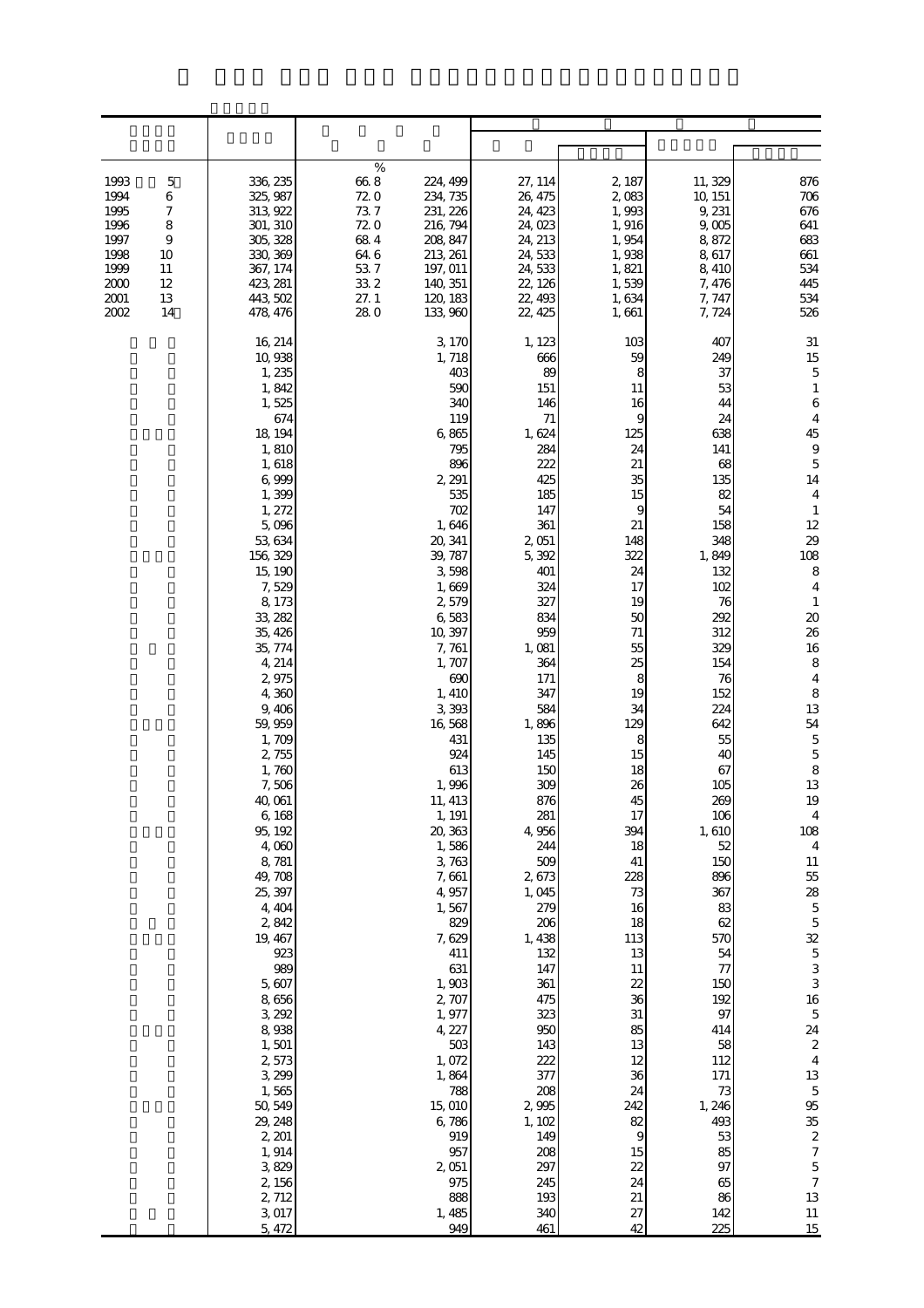| | | | | | | | |
|---|---|---|---|---|---|---|---|
| | | % | | | | | |
| 1993　5 | 336,235 | 66.8 | 224,499 | 27,114 | 2,187 | 11,329 | 876 |
| 1994　6 | 325,987 | 72.0 | 234,735 | 26,475 | 2,083 | 10,151 | 706 |
| 1995　7 | 313,922 | 73.7 | 231,226 | 24,423 | 1,993 | 9,231 | 676 |
| 1996　8 | 301,310 | 72.0 | 216,794 | 24,023 | 1,916 | 9,005 | 641 |
| 1997　9 | 305,328 | 68.4 | 208,847 | 24,213 | 1,954 | 8,872 | 683 |
| 1998　10 | 330,369 | 64.6 | 213,261 | 24,533 | 1,938 | 8,617 | 661 |
| 1999　11 | 367,174 | 53.7 | 197,011 | 24,533 | 1,821 | 8,410 | 534 |
| 2000　12 | 423,281 | 33.2 | 140,351 | 22,126 | 1,539 | 7,476 | 445 |
| 2001　13 | 443,502 | 27.1 | 120,183 | 22,493 | 1,634 | 7,747 | 534 |
| 2002　14 | 478,476 | 28.0 | 133,960 | 22,425 | 1,661 | 7,724 | 526 |
| | 16,214 | | 3,170 | 1,123 | 103 | 407 | 31 |
| | 10,938 | | 1,718 | 666 | 59 | 249 | 15 |
| | 1,235 | | 403 | 89 | 8 | 37 | 5 |
| | 1,842 | | 590 | 151 | 11 | 53 | 1 |
| | 1,525 | | 340 | 146 | 16 | 44 | 6 |
| | 674 | | 119 | 71 | 9 | 24 | 4 |
| | 18,194 | | 6,865 | 1,624 | 125 | 638 | 45 |
| | 1,810 | | 795 | 284 | 24 | 141 | 9 |
| | 1,618 | | 896 | 222 | 21 | 68 | 5 |
| | 6,999 | | 2,291 | 425 | 35 | 135 | 14 |
| | 1,399 | | 535 | 185 | 15 | 82 | 4 |
| | 1,272 | | 702 | 147 | 9 | 54 | 1 |
| | 5,096 | | 1,646 | 361 | 21 | 158 | 12 |
| | 53,634 | | 20,341 | 2,051 | 148 | 348 | 29 |
| | 156,329 | | 39,787 | 5,392 | 322 | 1,849 | 108 |
| | 15,190 | | 3,598 | 401 | 24 | 132 | 8 |
| | 7,529 | | 1,669 | 324 | 17 | 102 | 4 |
| | 8,173 | | 2,579 | 327 | 19 | 76 | 1 |
| | 33,282 | | 6,583 | 834 | 50 | 292 | 20 |
| | 35,426 | | 10,397 | 959 | 71 | 312 | 26 |
| | 35,774 | | 7,761 | 1,081 | 55 | 329 | 16 |
| | 4,214 | | 1,707 | 364 | 25 | 154 | 8 |
| | 2,975 | | 690 | 171 | 8 | 76 | 4 |
| | 4,360 | | 1,410 | 347 | 19 | 152 | 8 |
| | 9,406 | | 3,393 | 584 | 34 | 224 | 13 |
| | 59,959 | | 16,568 | 1,896 | 129 | 642 | 54 |
| | 1,709 | | 431 | 135 | 8 | 55 | 5 |
| | 2,755 | | 924 | 145 | 15 | 40 | 5 |
| | 1,760 | | 613 | 150 | 18 | 67 | 8 |
| | 7,506 | | 1,996 | 309 | 26 | 105 | 13 |
| | 40,061 | | 11,413 | 876 | 45 | 269 | 19 |
| | 6,168 | | 1,191 | 281 | 17 | 106 | 4 |
| | 95,192 | | 20,363 | 4,956 | 394 | 1,610 | 108 |
| | 4,060 | | 1,586 | 244 | 18 | 52 | 4 |
| | 8,781 | | 3,763 | 509 | 41 | 150 | 11 |
| | 49,708 | | 7,661 | 2,673 | 228 | 896 | 55 |
| | 25,397 | | 4,957 | 1,045 | 73 | 367 | 28 |
| | 4,404 | | 1,567 | 279 | 16 | 83 | 5 |
| | 2,842 | | 829 | 206 | 18 | 62 | 5 |
| | 19,467 | | 7,629 | 1,438 | 113 | 570 | 32 |
| | 923 | | 411 | 132 | 13 | 54 | 5 |
| | 989 | | 631 | 147 | 11 | 77 | 3 |
| | 5,607 | | 1,903 | 361 | 22 | 150 | 3 |
| | 8,656 | | 2,707 | 475 | 36 | 192 | 16 |
| | 3,292 | | 1,977 | 323 | 31 | 97 | 5 |
| | 8,938 | | 4,227 | 950 | 85 | 414 | 24 |
| | 1,501 | | 503 | 143 | 13 | 58 | 2 |
| | 2,573 | | 1,072 | 222 | 12 | 112 | 4 |
| | 3,299 | | 1,864 | 377 | 36 | 171 | 13 |
| | 1,565 | | 788 | 208 | 24 | 73 | 5 |
| | 50,549 | | 15,010 | 2,995 | 242 | 1,246 | 95 |
| | 29,248 | | 6,786 | 1,102 | 82 | 493 | 35 |
| | 2,201 | | 919 | 149 | 9 | 53 | 2 |
| | 1,914 | | 957 | 208 | 15 | 85 | 7 |
| | 3,829 | | 2,051 | 297 | 22 | 97 | 5 |
| | 2,156 | | 975 | 245 | 24 | 65 | 7 |
| | 2,712 | | 888 | 193 | 21 | 86 | 13 |
| | 3,017 | | 1,485 | 340 | 27 | 142 | 11 |
| | 5,472 | | 949 | 461 | 42 | 225 | 15 |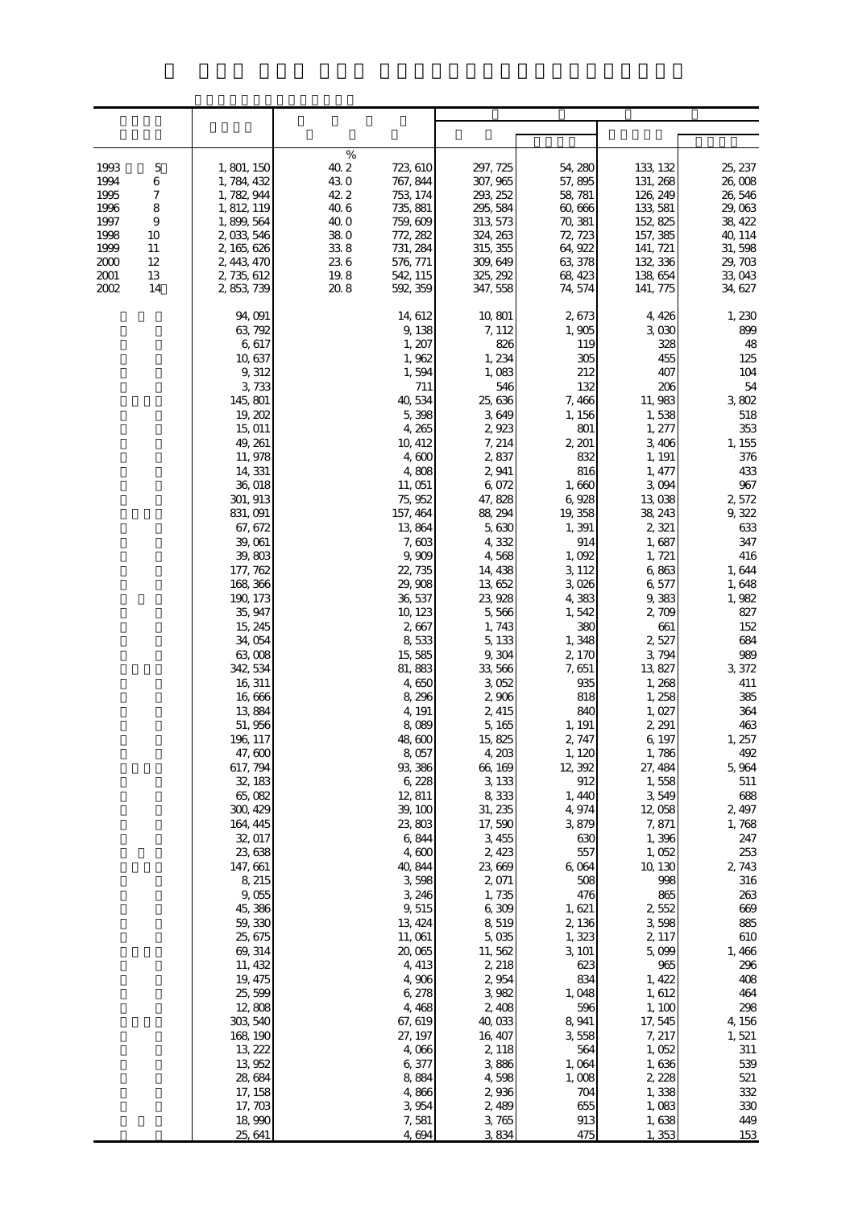| | | % | | | | | |
|---|---|---|---|---|---|---|---|
| 1993 5 | 1,801,150 | 40.2 | 723,610 | 297,725 | 54,280 | 133,132 | 25,237 |
| 1994 6 | 1,784,432 | 43.0 | 767,844 | 307,965 | 57,895 | 131,268 | 26,008 |
| 1995 7 | 1,782,944 | 42.2 | 753,174 | 293,252 | 58,781 | 126,249 | 26,546 |
| 1996 8 | 1,812,119 | 40.6 | 735,881 | 295,584 | 60,666 | 133,581 | 29,063 |
| 1997 9 | 1,899,564 | 40.0 | 759,609 | 313,573 | 70,381 | 152,825 | 38,422 |
| 1998 10 | 2,033,546 | 38.0 | 772,282 | 324,263 | 72,723 | 157,385 | 40,114 |
| 1999 11 | 2,165,626 | 33.8 | 731,284 | 315,355 | 64,922 | 141,721 | 31,598 |
| 2000 12 | 2,443,470 | 23.6 | 576,771 | 309,649 | 63,378 | 132,336 | 29,703 |
| 2001 13 | 2,735,612 | 19.8 | 542,115 | 325,292 | 68,423 | 138,654 | 33,043 |
| 2002 14 | 2,853,739 | 20.8 | 592,359 | 347,558 | 74,574 | 141,775 | 34,627 |
| | 94,091 | | 14,612 | 10,801 | 2,673 | 4,426 | 1,230 |
| | 63,792 | | 9,138 | 7,112 | 1,905 | 3,030 | 899 |
| | 6,617 | | 1,207 | 826 | 119 | 328 | 48 |
| | 10,637 | | 1,962 | 1,234 | 305 | 455 | 125 |
| | 9,312 | | 1,594 | 1,083 | 212 | 407 | 104 |
| | 3,733 | | 711 | 546 | 132 | 206 | 54 |
| | 145,801 | | 40,534 | 25,636 | 7,466 | 11,983 | 3,802 |
| | 19,202 | | 5,398 | 3,649 | 1,156 | 1,538 | 518 |
| | 15,011 | | 4,265 | 2,923 | 801 | 1,277 | 353 |
| | 49,261 | | 10,412 | 7,214 | 2,201 | 3,406 | 1,155 |
| | 11,978 | | 4,600 | 2,837 | 832 | 1,191 | 376 |
| | 14,331 | | 4,808 | 2,941 | 816 | 1,477 | 433 |
| | 36,018 | | 11,051 | 6,072 | 1,660 | 3,094 | 967 |
| | 301,913 | | 75,952 | 47,828 | 6,928 | 13,038 | 2,572 |
| | 831,091 | | 157,464 | 88,294 | 19,358 | 38,243 | 9,322 |
| | 67,672 | | 13,864 | 5,630 | 1,391 | 2,321 | 633 |
| | 39,061 | | 7,603 | 4,332 | 914 | 1,687 | 347 |
| | 39,803 | | 9,909 | 4,568 | 1,092 | 1,721 | 416 |
| | 177,762 | | 22,735 | 14,438 | 3,112 | 6,863 | 1,644 |
| | 168,366 | | 29,908 | 13,652 | 3,026 | 6,577 | 1,648 |
| | 190,173 | | 36,537 | 23,928 | 4,383 | 9,383 | 1,982 |
| | 35,947 | | 10,123 | 5,566 | 1,542 | 2,709 | 827 |
| | 15,245 | | 2,667 | 1,743 | 380 | 661 | 152 |
| | 34,054 | | 8,533 | 5,133 | 1,348 | 2,527 | 684 |
| | 63,008 | | 15,585 | 9,304 | 2,170 | 3,794 | 989 |
| | 342,534 | | 81,883 | 33,566 | 7,651 | 13,827 | 3,372 |
| | 16,311 | | 4,650 | 3,052 | 935 | 1,268 | 411 |
| | 16,666 | | 8,296 | 2,906 | 818 | 1,258 | 385 |
| | 13,884 | | 4,191 | 2,415 | 840 | 1,027 | 364 |
| | 51,956 | | 8,089 | 5,165 | 1,191 | 2,291 | 463 |
| | 196,117 | | 48,600 | 15,825 | 2,747 | 6,197 | 1,257 |
| | 47,600 | | 8,057 | 4,203 | 1,120 | 1,786 | 492 |
| | 617,794 | | 93,386 | 66,169 | 12,392 | 27,484 | 5,964 |
| | 32,183 | | 6,228 | 3,133 | 912 | 1,558 | 511 |
| | 65,082 | | 12,811 | 8,333 | 1,440 | 3,549 | 688 |
| | 300,429 | | 39,100 | 31,235 | 4,974 | 12,058 | 2,497 |
| | 164,445 | | 23,803 | 17,590 | 3,879 | 7,871 | 1,768 |
| | 32,017 | | 6,844 | 3,455 | 630 | 1,396 | 247 |
| | 23,638 | | 4,600 | 2,423 | 557 | 1,052 | 253 |
| | 147,661 | | 40,844 | 23,669 | 6,064 | 10,130 | 2,743 |
| | 8,215 | | 3,598 | 2,071 | 508 | 998 | 316 |
| | 9,055 | | 3,246 | 1,735 | 476 | 865 | 263 |
| | 45,386 | | 9,515 | 6,309 | 1,621 | 2,552 | 669 |
| | 59,330 | | 13,424 | 8,519 | 2,136 | 3,598 | 885 |
| | 25,675 | | 11,061 | 5,035 | 1,323 | 2,117 | 610 |
| | 69,314 | | 20,065 | 11,562 | 3,101 | 5,099 | 1,466 |
| | 11,432 | | 4,413 | 2,218 | 623 | 965 | 296 |
| | 19,475 | | 4,906 | 2,954 | 834 | 1,422 | 408 |
| | 25,599 | | 6,278 | 3,982 | 1,048 | 1,612 | 464 |
| | 12,808 | | 4,468 | 2,408 | 596 | 1,100 | 298 |
| | 303,540 | | 67,619 | 40,033 | 8,941 | 17,545 | 4,156 |
| | 168,190 | | 27,197 | 16,407 | 3,558 | 7,217 | 1,521 |
| | 13,222 | | 4,066 | 2,118 | 564 | 1,052 | 311 |
| | 13,952 | | 6,377 | 3,886 | 1,064 | 1,636 | 539 |
| | 28,684 | | 8,884 | 4,598 | 1,008 | 2,228 | 521 |
| | 17,158 | | 4,866 | 2,936 | 704 | 1,338 | 332 |
| | 17,703 | | 3,954 | 2,489 | 655 | 1,083 | 330 |
| | 18,990 | | 7,581 | 3,765 | 913 | 1,638 | 449 |
| | 25,641 | | 4,694 | 3,834 | 475 | 1,353 | 153 |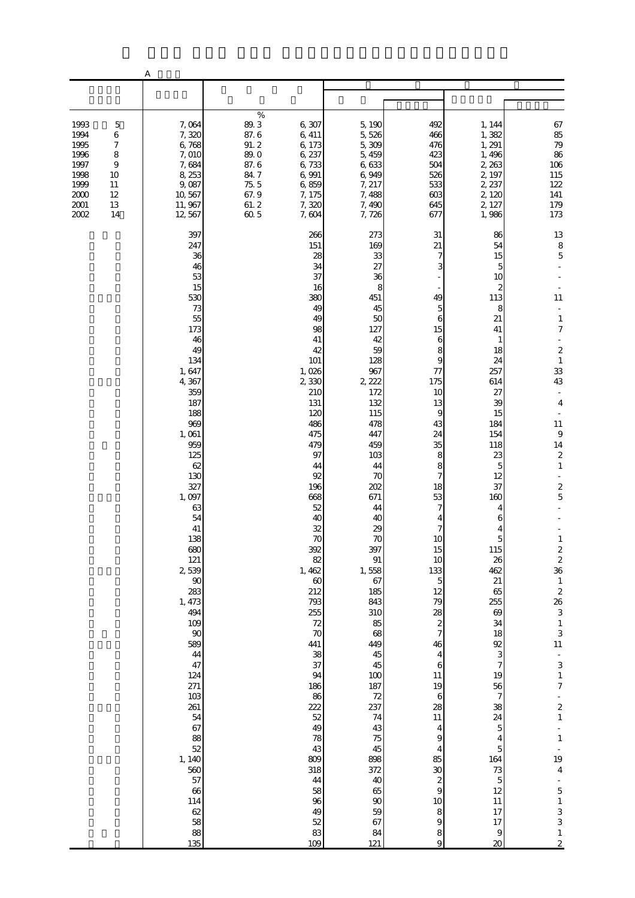A

| | | | | | | | |
|---|---|---|---|---|---|---|---|
| | | | | | | | |
| 1993 5 | 7,064 | % 89.3 | 6,307 | 5,190 | 492 | 1,144 | 67 |
| 1994 6 | 7,320 | 87.6 | 6,411 | 5,526 | 466 | 1,382 | 85 |
| 1995 7 | 6,768 | 91.2 | 6,173 | 5,309 | 476 | 1,291 | 79 |
| 1996 8 | 7,010 | 89.0 | 6,237 | 5,459 | 423 | 1,496 | 86 |
| 1997 9 | 7,684 | 87.6 | 6,733 | 6,633 | 504 | 2,263 | 106 |
| 1998 10 | 8,253 | 84.7 | 6,991 | 6,949 | 526 | 2,197 | 115 |
| 1999 11 | 9,087 | 75.5 | 6,859 | 7,217 | 533 | 2,237 | 122 |
| 2000 12 | 10,567 | 67.9 | 7,175 | 7,488 | 603 | 2,120 | 141 |
| 2001 13 | 11,967 | 61.2 | 7,320 | 7,490 | 645 | 2,127 | 179 |
| 2002 14 | 12,567 | 60.5 | 7,604 | 7,726 | 677 | 1,986 | 173 |
| | 397 | | 266 | 273 | 31 | 86 | 13 |
| | 247 | | 151 | 169 | 21 | 54 | 8 |
| | 36 | | 28 | 33 | 7 | 15 | 5 |
| | 46 | | 34 | 27 | 3 | 5 | - |
| | 53 | | 37 | 36 | - | 10 | - |
| | 15 | | 16 | 8 | - | 2 | - |
| | 530 | | 380 | 451 | 49 | 113 | 11 |
| | 73 | | 49 | 45 | 5 | 8 | - |
| | 55 | | 49 | 50 | 6 | 21 | 1 |
| | 173 | | 98 | 127 | 15 | 41 | 7 |
| | 46 | | 41 | 42 | 6 | 1 | - |
| | 49 | | 42 | 59 | 8 | 18 | 2 |
| | 134 | | 101 | 128 | 9 | 24 | 1 |
| | 1,647 | | 1,026 | 967 | 77 | 257 | 33 |
| | 4,367 | | 2,330 | 2,222 | 175 | 614 | 43 |
| | 359 | | 210 | 172 | 10 | 27 | - |
| | 187 | | 131 | 132 | 13 | 39 | 4 |
| | 188 | | 120 | 115 | 9 | 15 | - |
| | 969 | | 486 | 478 | 43 | 184 | 11 |
| | 1,061 | | 475 | 447 | 24 | 154 | 9 |
| | 959 | | 479 | 459 | 35 | 118 | 14 |
| | 125 | | 97 | 103 | 8 | 23 | 2 |
| | 62 | | 44 | 44 | 8 | 5 | 1 |
| | 130 | | 92 | 70 | 7 | 12 | - |
| | 327 | | 196 | 202 | 18 | 37 | 2 |
| | 1,097 | | 668 | 671 | 53 | 160 | 5 |
| | 63 | | 52 | 44 | 7 | 4 | - |
| | 54 | | 40 | 40 | 4 | 6 | - |
| | 41 | | 32 | 29 | 7 | 4 | - |
| | 138 | | 70 | 70 | 10 | 5 | 1 |
| | 680 | | 392 | 397 | 15 | 115 | 2 |
| | 121 | | 82 | 91 | 10 | 26 | 2 |
| | 2,539 | | 1,462 | 1,558 | 133 | 462 | 36 |
| | 90 | | 60 | 67 | 5 | 21 | 1 |
| | 283 | | 212 | 185 | 12 | 65 | 2 |
| | 1,473 | | 793 | 843 | 79 | 255 | 26 |
| | 494 | | 255 | 310 | 28 | 69 | 3 |
| | 109 | | 72 | 85 | 2 | 34 | 1 |
| | 90 | | 70 | 68 | 7 | 18 | 3 |
| | 589 | | 441 | 449 | 46 | 92 | 11 |
| | 44 | | 38 | 45 | 4 | 3 | - |
| | 47 | | 37 | 45 | 6 | 7 | 3 |
| | 124 | | 94 | 100 | 11 | 19 | 1 |
| | 271 | | 186 | 187 | 19 | 56 | 7 |
| | 103 | | 86 | 72 | 6 | 7 | - |
| | 261 | | 222 | 237 | 28 | 38 | 2 |
| | 54 | | 52 | 74 | 11 | 24 | 1 |
| | 67 | | 49 | 43 | 4 | 5 | - |
| | 88 | | 78 | 75 | 9 | 4 | 1 |
| | 52 | | 43 | 45 | 4 | 5 | - |
| | 1,140 | | 809 | 898 | 85 | 164 | 19 |
| | 560 | | 318 | 372 | 30 | 73 | 4 |
| | 57 | | 44 | 40 | 2 | 5 | - |
| | 66 | | 58 | 65 | 9 | 12 | 5 |
| | 114 | | 96 | 90 | 10 | 11 | 1 |
| | 62 | | 49 | 59 | 8 | 17 | 3 |
| | 58 | | 52 | 67 | 9 | 17 | 3 |
| | 88 | | 83 | 84 | 8 | 9 | 1 |
| | 135 | | 109 | 121 | 9 | 20 | 2 |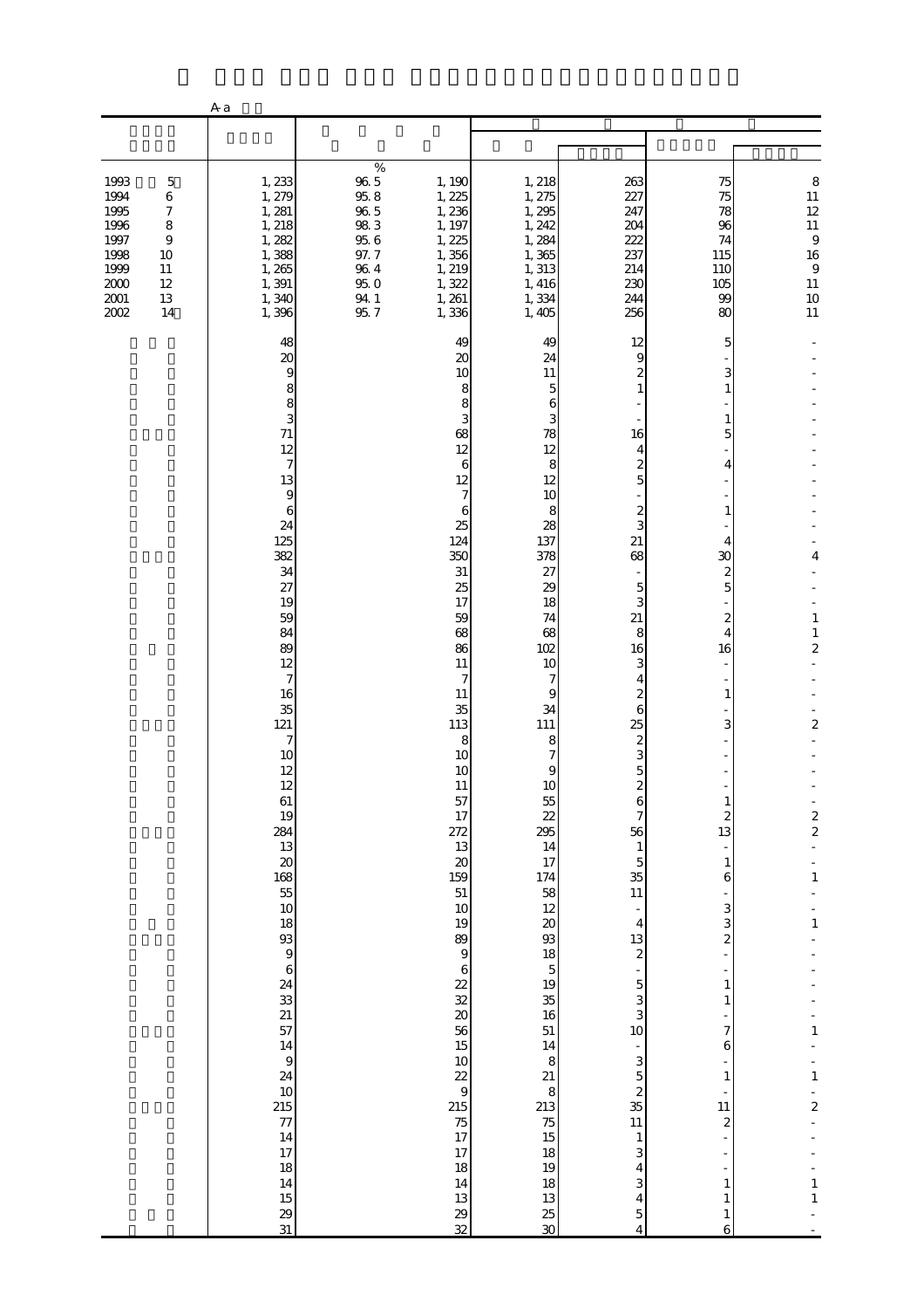A-a

| | | | | | | | |
|---|---|---|---|---|---|---|---|
| 1993 5 | 1,233 | 96.5 | 1,190 | 1,218 | 263 | 75 | 8 |
| 1994 6 | 1,279 | 95.8 | 1,225 | 1,275 | 227 | 75 | 11 |
| 1995 7 | 1,281 | 96.5 | 1,236 | 1,295 | 247 | 78 | 12 |
| 1996 8 | 1,218 | 98.3 | 1,197 | 1,242 | 204 | 96 | 11 |
| 1997 9 | 1,282 | 95.6 | 1,225 | 1,284 | 222 | 74 | 9 |
| 1998 10 | 1,388 | 97.7 | 1,356 | 1,365 | 237 | 115 | 16 |
| 1999 11 | 1,265 | 96.4 | 1,219 | 1,313 | 214 | 110 | 9 |
| 2000 12 | 1,391 | 95.0 | 1,322 | 1,416 | 230 | 105 | 11 |
| 2001 13 | 1,340 | 94.1 | 1,261 | 1,334 | 244 | 99 | 10 |
| 2002 14 | 1,396 | 95.7 | 1,336 | 1,405 | 256 | 80 | 11 |
| | 48 | | 49 | 49 | 12 | 5 | - |
| | 20 | | 20 | 24 | 9 | - | - |
| | 9 | | 10 | 11 | 2 | 3 | - |
| | 8 | | 8 | 5 | 1 | 1 | - |
| | 8 | | 8 | 6 | - | - | - |
| | 3 | | 3 | 3 | - | 1 | - |
| | 71 | | 68 | 78 | 16 | 5 | - |
| | 12 | | 12 | 12 | 4 | - | - |
| | 7 | | 6 | 8 | 2 | 4 | - |
| | 13 | | 12 | 12 | 5 | - | - |
| | 9 | | 7 | 10 | - | - | - |
| | 6 | | 6 | 8 | 2 | 1 | - |
| | 24 | | 25 | 28 | 3 | - | - |
| | 125 | | 124 | 137 | 21 | 4 | - |
| | 382 | | 350 | 378 | 68 | 30 | 4 |
| | 34 | | 31 | 27 | - | 2 | - |
| | 27 | | 25 | 29 | 5 | 5 | - |
| | 19 | | 17 | 18 | 3 | - | - |
| | 59 | | 59 | 74 | 21 | 2 | 1 |
| | 84 | | 68 | 68 | 8 | 4 | 1 |
| | 89 | | 86 | 102 | 16 | 16 | 2 |
| | 12 | | 11 | 10 | 3 | - | - |
| | 7 | | 7 | 7 | 4 | - | - |
| | 16 | | 11 | 9 | 2 | 1 | - |
| | 35 | | 35 | 34 | 6 | - | - |
| | 121 | | 113 | 111 | 25 | 3 | 2 |
| | 7 | | 8 | 8 | 2 | - | - |
| | 10 | | 10 | 7 | 3 | - | - |
| | 12 | | 10 | 9 | 5 | - | - |
| | 12 | | 11 | 10 | 2 | - | - |
| | 61 | | 57 | 55 | 6 | 1 | - |
| | 19 | | 17 | 22 | 7 | 2 | 2 |
| | 284 | | 272 | 295 | 56 | 13 | 2 |
| | 13 | | 13 | 14 | 1 | - | - |
| | 20 | | 20 | 17 | 5 | 1 | - |
| | 168 | | 159 | 174 | 35 | 6 | 1 |
| | 55 | | 51 | 58 | 11 | - | - |
| | 10 | | 10 | 12 | - | 3 | - |
| | 18 | | 19 | 20 | 4 | 3 | 1 |
| | 93 | | 89 | 93 | 13 | 2 | - |
| | 9 | | 9 | 18 | 2 | - | - |
| | 6 | | 6 | 5 | - | - | - |
| | 24 | | 22 | 19 | 5 | 1 | - |
| | 33 | | 32 | 35 | 3 | 1 | - |
| | 21 | | 20 | 16 | 3 | - | - |
| | 57 | | 56 | 51 | 10 | 7 | 1 |
| | 14 | | 15 | 14 | - | 6 | - |
| | 9 | | 10 | 8 | 3 | - | - |
| | 24 | | 22 | 21 | 5 | 1 | 1 |
| | 10 | | 9 | 8 | 2 | - | - |
| | 215 | | 215 | 213 | 35 | 11 | 2 |
| | 77 | | 75 | 75 | 11 | 2 | - |
| | 14 | | 17 | 15 | 1 | - | - |
| | 17 | | 17 | 18 | 3 | - | - |
| | 18 | | 18 | 19 | 4 | - | - |
| | 14 | | 14 | 18 | 3 | 1 | 1 |
| | 15 | | 13 | 13 | 4 | 1 | 1 |
| | 29 | | 29 | 25 | 5 | 1 | - |
| | 31 | | 32 | 30 | 4 | 6 | - |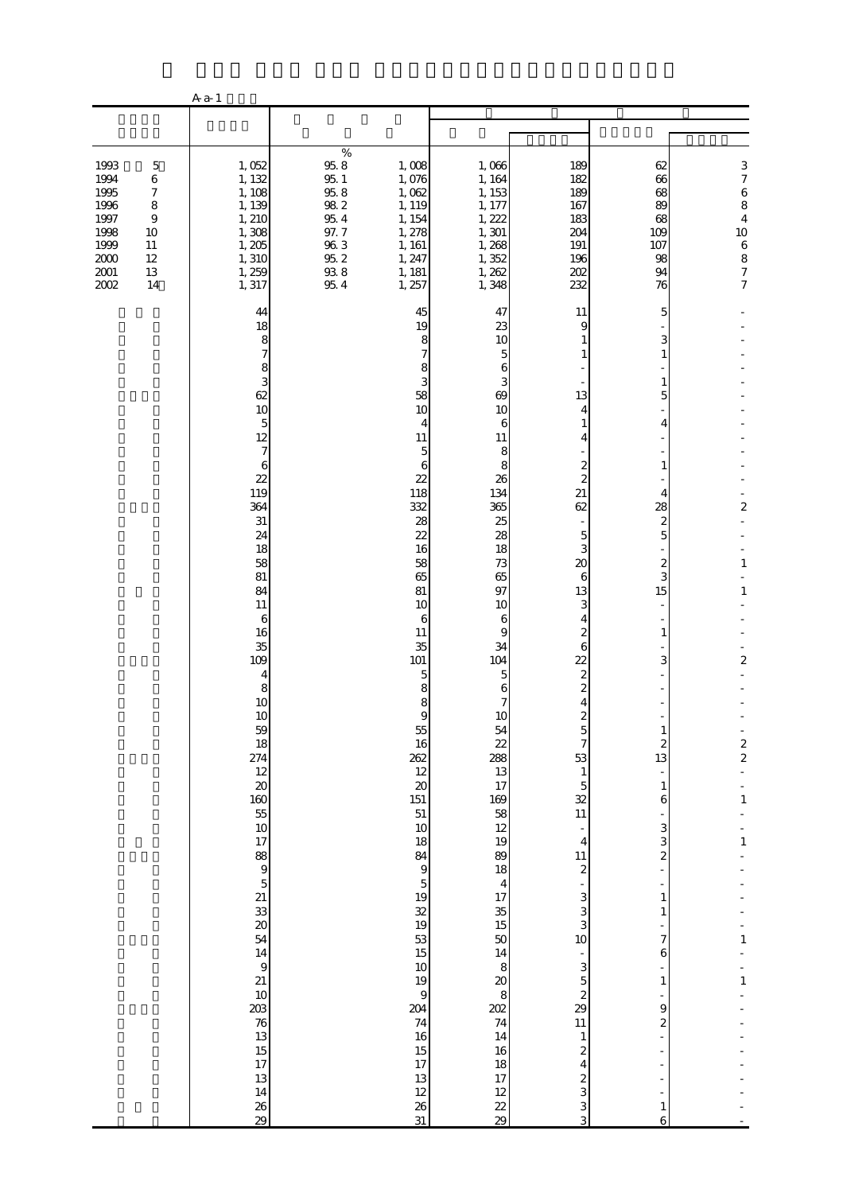A-a-1

| | | | | | | | |
|---|---|---|---|---|---|---|---|
| | | % | | | | | |
| 1993 5 | 1,052 | 95.8 | 1,008 | 1,066 | 189 | 62 | 3 |
| 1994 6 | 1,132 | 95.1 | 1,076 | 1,164 | 182 | 66 | 7 |
| 1995 7 | 1,108 | 95.8 | 1,062 | 1,153 | 189 | 68 | 6 |
| 1996 8 | 1,139 | 98.2 | 1,119 | 1,177 | 167 | 89 | 8 |
| 1997 9 | 1,210 | 95.4 | 1,154 | 1,222 | 183 | 68 | 4 |
| 1998 10 | 1,308 | 97.7 | 1,278 | 1,301 | 204 | 109 | 10 |
| 1999 11 | 1,205 | 96.3 | 1,161 | 1,268 | 191 | 107 | 6 |
| 2000 12 | 1,310 | 95.2 | 1,247 | 1,352 | 196 | 98 | 8 |
| 2001 13 | 1,259 | 93.8 | 1,181 | 1,262 | 202 | 94 | 7 |
| 2002 14 | 1,317 | 95.4 | 1,257 | 1,348 | 232 | 76 | 7 |
| | 44 | | 45 | 47 | 11 | 5 | - |
| | 18 | | 19 | 23 | 9 | - | - |
| | 8 | | 8 | 10 | 1 | 3 | - |
| | 7 | | 7 | 5 | 1 | 1 | - |
| | 8 | | 8 | 6 | - | - | - |
| | 3 | | 3 | 3 | - | 1 | - |
| | 62 | | 58 | 69 | 13 | 5 | - |
| | 10 | | 10 | 10 | 4 | - | - |
| | 5 | | 4 | 6 | 1 | 4 | - |
| | 12 | | 11 | 11 | 4 | - | - |
| | 7 | | 5 | 8 | - | - | - |
| | 6 | | 6 | 8 | 2 | 1 | - |
| | 22 | | 22 | 26 | 2 | - | - |
| | 119 | | 118 | 134 | 21 | 4 | - |
| | 364 | | 332 | 365 | 62 | 28 | 2 |
| | 31 | | 28 | 25 | - | 2 | - |
| | 24 | | 22 | 28 | 5 | 5 | - |
| | 18 | | 16 | 18 | 3 | - | - |
| | 58 | | 58 | 73 | 20 | 2 | 1 |
| | 81 | | 65 | 65 | 6 | 3 | - |
| | 84 | | 81 | 97 | 13 | 15 | 1 |
| | 11 | | 10 | 10 | 3 | - | - |
| | 6 | | 6 | 6 | 4 | - | - |
| | 16 | | 11 | 9 | 2 | 1 | - |
| | 35 | | 35 | 34 | 6 | - | - |
| | 109 | | 101 | 104 | 22 | 3 | 2 |
| | 4 | | 5 | 5 | 2 | - | - |
| | 8 | | 8 | 6 | 2 | - | - |
| | 10 | | 8 | 7 | 4 | - | - |
| | 10 | | 9 | 10 | 2 | - | - |
| | 59 | | 55 | 54 | 5 | 1 | - |
| | 18 | | 16 | 22 | 7 | 2 | 2 |
| | 274 | | 262 | 288 | 53 | 13 | 2 |
| | 12 | | 12 | 13 | 1 | - | - |
| | 20 | | 20 | 17 | 5 | 1 | - |
| | 160 | | 151 | 169 | 32 | 6 | 1 |
| | 55 | | 51 | 58 | 11 | - | - |
| | 10 | | 10 | 12 | - | 3 | - |
| | 17 | | 18 | 19 | 4 | 3 | 1 |
| | 88 | | 84 | 89 | 11 | 2 | - |
| | 9 | | 9 | 18 | 2 | - | - |
| | 5 | | 5 | 4 | - | - | - |
| | 21 | | 19 | 17 | 3 | 1 | - |
| | 33 | | 32 | 35 | 3 | 1 | - |
| | 20 | | 19 | 15 | 3 | - | - |
| | 54 | | 53 | 50 | 10 | 7 | 1 |
| | 14 | | 15 | 14 | - | 6 | - |
| | 9 | | 10 | 8 | 3 | - | - |
| | 21 | | 19 | 20 | 5 | 1 | 1 |
| | 10 | | 9 | 8 | 2 | - | - |
| | 203 | | 204 | 202 | 29 | 9 | - |
| | 76 | | 74 | 74 | 11 | 2 | - |
| | 13 | | 16 | 14 | 1 | - | - |
| | 15 | | 15 | 16 | 2 | - | - |
| | 17 | | 17 | 18 | 4 | - | - |
| | 13 | | 13 | 17 | 2 | - | - |
| | 14 | | 12 | 12 | 3 | - | - |
| | 26 | | 26 | 22 | 3 | 1 | - |
| | 29 | | 31 | 29 | 3 | 6 | - |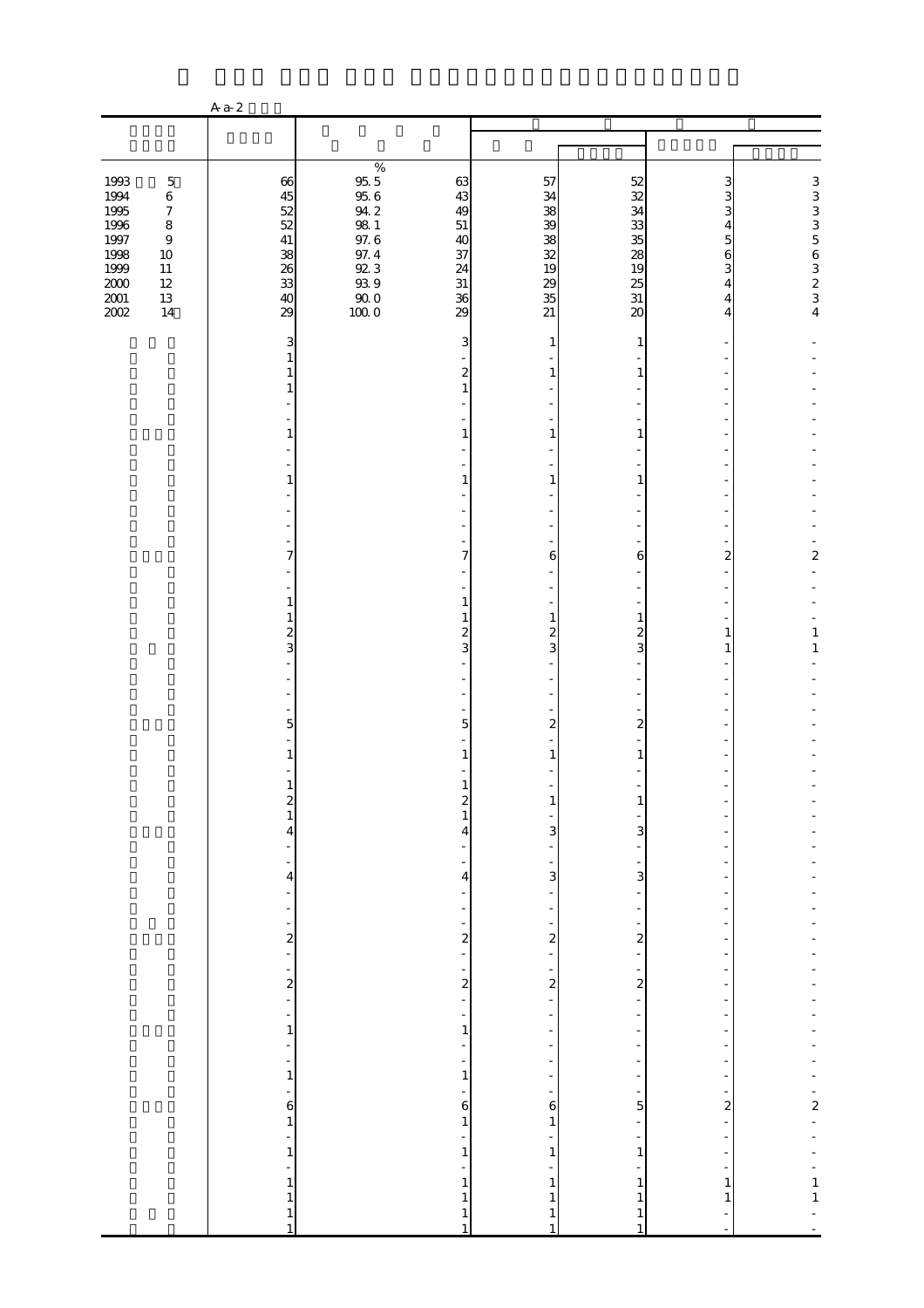A-a-2

| | | | | | | | |
|---|---|---|---|---|---|---|---|
| 1993 5 | 66 | 95.5 % | 63 | 57 | 52 | 3 | 3 |
| 1994 6 | 45 | 95.6 | 43 | 34 | 32 | 3 | 3 |
| 1995 7 | 52 | 94.2 | 49 | 38 | 34 | 3 | 3 |
| 1996 8 | 52 | 98.1 | 51 | 39 | 33 | 4 | 3 |
| 1997 9 | 41 | 97.6 | 40 | 38 | 35 | 5 | 5 |
| 1998 10 | 38 | 97.4 | 37 | 32 | 28 | 6 | 6 |
| 1999 11 | 26 | 92.3 | 24 | 19 | 19 | 3 | 3 |
| 2000 12 | 33 | 93.9 | 31 | 29 | 25 | 4 | 2 |
| 2001 13 | 40 | 90.0 | 36 | 35 | 31 | 4 | 3 |
| 2002 14 | 29 | 100.0 | 29 | 21 | 20 | 4 | 4 |
| | 3 | | 3 | 1 | 1 | - | - |
| | 1 | | - | - | - | - | - |
| | 1 | | 2 | 1 | 1 | - | - |
| | 1 | | 1 | - | - | - | - |
| | - | | - | - | - | - | - |
| | - | | - | - | - | - | - |
| | 1 | | 1 | 1 | 1 | - | - |
| | - | | - | - | - | - | - |
| | - | | - | - | - | - | - |
| | 1 | | 1 | 1 | 1 | - | - |
| | - | | - | - | - | - | - |
| | - | | - | - | - | - | - |
| | - | | - | - | - | - | - |
| | - | | - | - | - | - | - |
| | 7 | | 7 | 6 | 6 | 2 | 2 |
| | - | | - | - | - | - | - |
| | - | | - | - | - | - | - |
| | 1 | | 1 | - | - | - | - |
| | 1 | | 1 | 1 | 1 | - | - |
| | 2 | | 2 | 2 | 2 | 1 | 1 |
| | 3 | | 3 | 3 | 3 | 1 | 1 |
| | - | | - | - | - | - | - |
| | - | | - | - | - | - | - |
| | - | | - | - | - | - | - |
| | - | | - | - | - | - | - |
| | 5 | | 5 | 2 | 2 | - | - |
| | - | | - | - | - | - | - |
| | 1 | | 1 | 1 | 1 | - | - |
| | - | | - | - | - | - | - |
| | 1 | | 1 | - | - | - | - |
| | 2 | | 2 | 1 | 1 | - | - |
| | 1 | | 1 | - | - | - | - |
| | 4 | | 4 | 3 | 3 | - | - |
| | - | | - | - | - | - | - |
| | - | | - | - | - | - | - |
| | 4 | | 4 | 3 | 3 | - | - |
| | - | | - | - | - | - | - |
| | - | | - | - | - | - | - |
| | - | | - | - | - | - | - |
| | 2 | | 2 | 2 | 2 | - | - |
| | - | | - | - | - | - | - |
| | - | | - | - | - | - | - |
| | 2 | | 2 | 2 | 2 | - | - |
| | - | | - | - | - | - | - |
| | - | | - | - | - | - | - |
| | 1 | | 1 | - | - | - | - |
| | - | | - | - | - | - | - |
| | - | | - | - | - | - | - |
| | 1 | | 1 | - | - | - | - |
| | - | | - | - | - | - | - |
| | 6 | | 6 | 6 | 5 | 2 | 2 |
| | 1 | | 1 | 1 | - | - | - |
| | - | | - | - | - | - | - |
| | 1 | | 1 | 1 | 1 | - | - |
| | - | | - | - | - | - | - |
| | 1 | | 1 | 1 | 1 | 1 | 1 |
| | 1 | | 1 | 1 | 1 | 1 | 1 |
| | 1 | | 1 | 1 | 1 | - | - |
| | 1 | | 1 | 1 | 1 | - | - |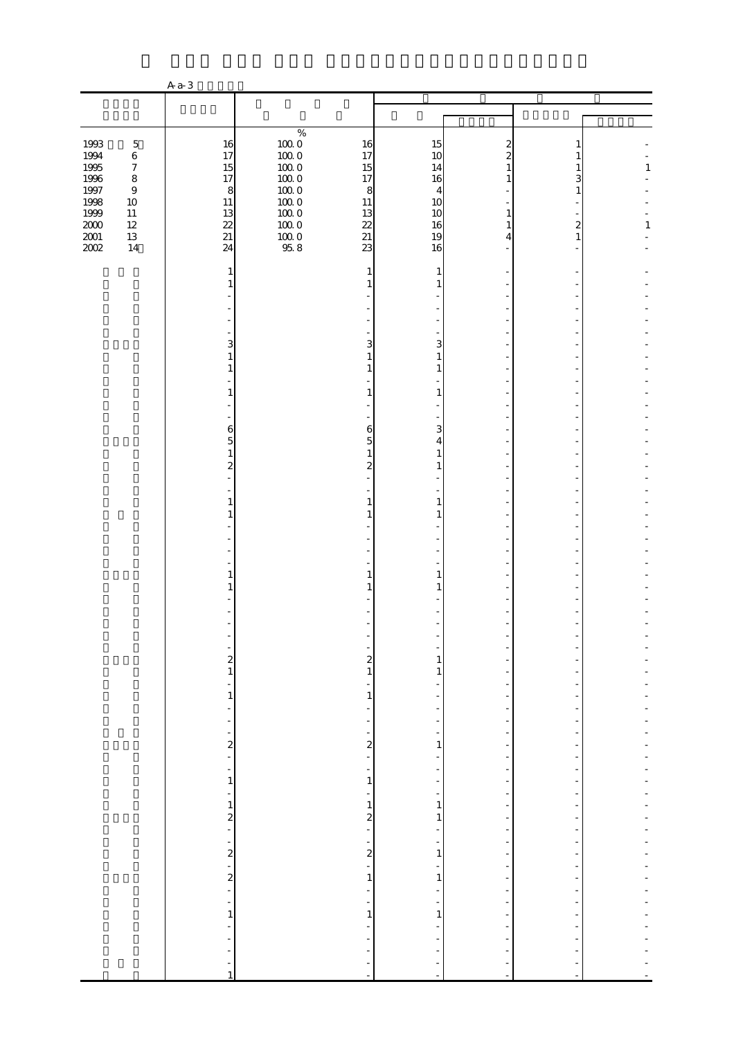A-a-3

| | | | | | | | |
|---|---|---|---|---|---|---|---|
| | | % | | | | | |
| 1993 5 | 16 | 100.0 | 16 | 15 | 2 | 1 | - |
| 1994 6 | 17 | 100.0 | 17 | 10 | 2 | 1 | - |
| 1995 7 | 15 | 100.0 | 15 | 14 | 1 | 1 | 1 |
| 1996 8 | 17 | 100.0 | 17 | 16 | 1 | 3 | - |
| 1997 9 | 8 | 100.0 | 8 | 4 | - | 1 | - |
| 1998 10 | 11 | 100.0 | 11 | 10 | - | - | - |
| 1999 11 | 13 | 100.0 | 13 | 10 | 1 | - | - |
| 2000 12 | 22 | 100.0 | 22 | 16 | 1 | 2 | 1 |
| 2001 13 | 21 | 100.0 | 21 | 19 | 4 | 1 | - |
| 2002 14 | 24 | 95.8 | 23 | 16 | - | - | - |
| | 1 | | 1 | 1 | - | - | - |
| | 1 | | 1 | 1 | - | - | - |
| | - | | - | - | - | - | - |
| | - | | - | - | - | - | - |
| | - | | - | - | - | - | - |
| | - | | - | - | - | - | - |
| | 3 | | 3 | 3 | - | - | - |
| | 1 | | 1 | 1 | - | - | - |
| | 1 | | 1 | 1 | - | - | - |
| | - | | - | - | - | - | - |
| | 1 | | 1 | 1 | - | - | - |
| | - | | - | - | - | - | - |
| | - | | - | - | - | - | - |
| | 6 | | 6 | 3 | - | - | - |
| | 5 | | 5 | 4 | - | - | - |
| | 1 | | 1 | 1 | - | - | - |
| | 2 | | 2 | 1 | - | - | - |
| | - | | - | - | - | - | - |
| | - | | - | - | - | - | - |
| | 1 | | 1 | 1 | - | - | - |
| | 1 | | 1 | 1 | - | - | - |
| | - | | - | - | - | - | - |
| | - | | - | - | - | - | - |
| | - | | - | - | - | - | - |
| | - | | - | - | - | - | - |
| | 1 | | 1 | 1 | - | - | - |
| | 1 | | 1 | 1 | - | - | - |
| | - | | - | - | - | - | - |
| | - | | - | - | - | - | - |
| | - | | - | - | - | - | - |
| | - | | - | - | - | - | - |
| | - | | - | - | - | - | - |
| | 2 | | 2 | 1 | - | - | - |
| | 1 | | 1 | 1 | - | - | - |
| | - | | - | - | - | - | - |
| | 1 | | 1 | - | - | - | - |
| | - | | - | - | - | - | - |
| | - | | - | - | - | - | - |
| | - | | - | - | - | - | - |
| | 2 | | 2 | 1 | - | - | - |
| | - | | - | - | - | - | - |
| | - | | - | - | - | - | - |
| | 1 | | 1 | - | - | - | - |
| | - | | - | - | - | - | - |
| | 1 | | 1 | 1 | - | - | - |
| | 2 | | 2 | 1 | - | - | - |
| | - | | - | - | - | - | - |
| | - | | - | - | - | - | - |
| | 2 | | 2 | 1 | - | - | - |
| | - | | - | - | - | - | - |
| | 2 | | 1 | 1 | - | - | - |
| | - | | - | - | - | - | - |
| | - | | - | - | - | - | - |
| | 1 | | 1 | 1 | - | - | - |
| | - | | - | - | - | - | - |
| | - | | - | - | - | - | - |
| | - | | - | - | - | - | - |
| | - | | - | - | - | - | - |
| | 1 | | - | - | - | - | - |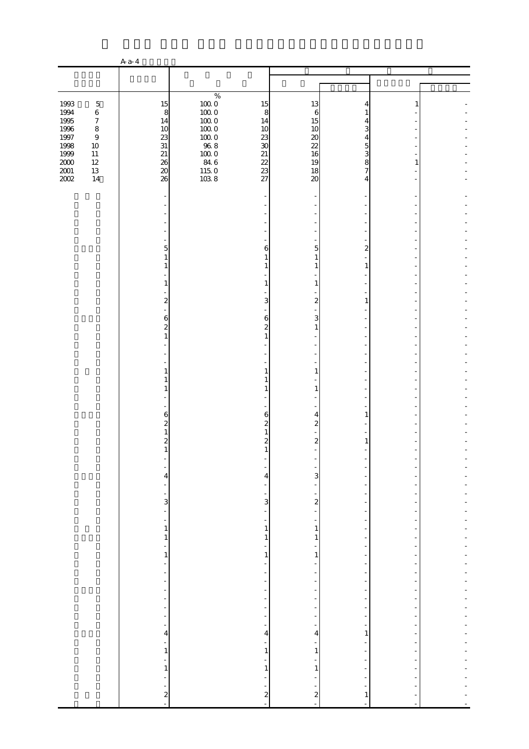A-a-4

| | | | | | | | |
|---|---|---|---|---|---|---|---|
| 1993 5 | 15 | 100.0 | 15 | 13 | 4 | 1 | - |
| 1994 6 | 8 | 100.0 | 8 | 6 | 1 | - | - |
| 1995 7 | 14 | 100.0 | 14 | 15 | 4 | - | - |
| 1996 8 | 10 | 100.0 | 10 | 10 | 3 | - | - |
| 1997 9 | 23 | 100.0 | 23 | 20 | 4 | - | - |
| 1998 10 | 31 | 96.8 | 30 | 22 | 5 | - | - |
| 1999 11 | 21 | 100.0 | 21 | 16 | 3 | - | - |
| 2000 12 | 26 | 84.6 | 22 | 19 | 8 | 1 | - |
| 2001 13 | 20 | 115.0 | 23 | 18 | 7 | - | - |
| 2002 14 | 26 | 103.8 | 27 | 20 | 4 | - | - |
| | - | | - | - | - | - | - |
| | - | | - | - | - | - | - |
| | - | | - | - | - | - | - |
| | - | | - | - | - | - | - |
| | - | | - | - | - | - | - |
| | - | | - | - | - | - | - |
| | 5 | | 6 | 5 | 2 | - | - |
| | 1 | | 1 | 1 | - | - | - |
| | 1 | | 1 | 1 | 1 | - | - |
| | - | | - | - | - | - | - |
| | 1 | | 1 | 1 | - | - | - |
| | - | | - | - | - | - | - |
| | 2 | | 3 | 2 | 1 | - | - |
| | - | | - | - | - | - | - |
| | 6 | | 6 | 3 | - | - | - |
| | 2 | | 2 | 1 | - | - | - |
| | 1 | | 1 | - | - | - | - |
| | - | | - | - | - | - | - |
| | - | | - | - | - | - | - |
| | - | | - | - | - | - | - |
| | 1 | | 1 | 1 | - | - | - |
| | 1 | | 1 | - | - | - | - |
| | 1 | | 1 | 1 | - | - | - |
| | - | | - | - | - | - | - |
| | - | | - | - | - | - | - |
| | 6 | | 6 | 4 | 1 | - | - |
| | 2 | | 2 | 2 | - | - | - |
| | 1 | | 1 | - | - | - | - |
| | 2 | | 2 | 2 | 1 | - | - |
| | 1 | | 1 | - | - | - | - |
| | - | | - | - | - | - | - |
| | - | | - | - | - | - | - |
| | 4 | | 4 | 3 | - | - | - |
| | - | | - | - | - | - | - |
| | - | | - | - | - | - | - |
| | 3 | | 3 | 2 | - | - | - |
| | - | | - | - | - | - | - |
| | - | | - | - | - | - | - |
| | 1 | | 1 | 1 | - | - | - |
| | 1 | | 1 | 1 | - | - | - |
| | - | | - | - | - | - | - |
| | 1 | | 1 | 1 | - | - | - |
| | - | | - | - | - | - | - |
| | - | | - | - | - | - | - |
| | - | | - | - | - | - | - |
| | - | | - | - | - | - | - |
| | - | | - | - | - | - | - |
| | - | | - | - | - | - | - |
| | - | | - | - | - | - | - |
| | - | | - | - | - | - | - |
| | 4 | | 4 | 4 | 1 | - | - |
| | - | | - | - | - | - | - |
| | 1 | | 1 | 1 | - | - | - |
| | - | | - | - | - | - | - |
| | 1 | | 1 | 1 | - | - | - |
| | - | | - | - | - | - | - |
| | - | | - | - | - | - | - |
| | 2 | | 2 | 2 | 1 | - | - |
| | - | | - | - | - | - | - |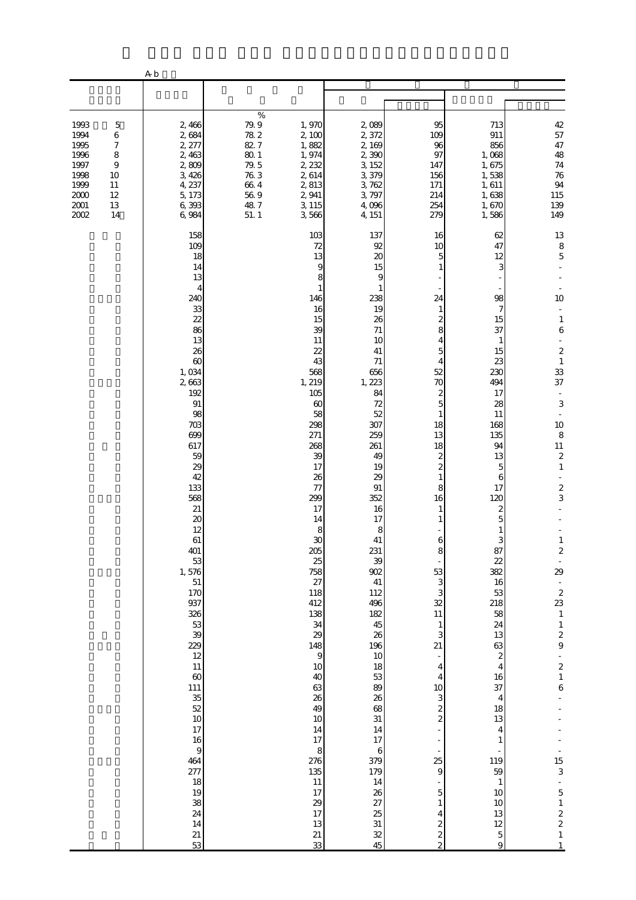A-b

| | | | | | | | |
|---|---|---|---|---|---|---|---|
| | | % | | | | | |
| 1993 5 | 2, 466 | 79. 9 | 1, 970 | 2, 089 | 95 | 713 | 42 |
| 1994 6 | 2, 684 | 78. 2 | 2, 100 | 2, 372 | 109 | 911 | 57 |
| 1995 7 | 2, 277 | 82. 7 | 1, 882 | 2, 169 | 96 | 856 | 47 |
| 1996 8 | 2, 463 | 80. 1 | 1, 974 | 2, 390 | 97 | 1, 068 | 48 |
| 1997 9 | 2, 809 | 79. 5 | 2, 232 | 3, 152 | 147 | 1, 675 | 74 |
| 1998 10 | 3, 426 | 76. 3 | 2, 614 | 3, 379 | 156 | 1, 538 | 76 |
| 1999 11 | 4, 237 | 66. 4 | 2, 813 | 3, 762 | 171 | 1, 611 | 94 |
| 2000 12 | 5, 173 | 56. 9 | 2, 941 | 3, 797 | 214 | 1, 638 | 115 |
| 2001 13 | 6, 393 | 48. 7 | 3, 115 | 4, 096 | 254 | 1, 670 | 139 |
| 2002 14 | 6, 984 | 51. 1 | 3, 566 | 4, 151 | 279 | 1, 586 | 149 |
| | 158 | | 103 | 137 | 16 | 62 | 13 |
| | 109 | | 72 | 92 | 10 | 47 | 8 |
| | 18 | | 13 | 20 | 5 | 12 | 5 |
| | 14 | | 9 | 15 | 1 | 3 | - |
| | 13 | | 8 | 9 | - | - | - |
| | 4 | | 1 | 1 | - | - | - |
| | 240 | | 146 | 238 | 24 | 98 | 10 |
| | 33 | | 16 | 19 | 1 | 7 | - |
| | 22 | | 15 | 26 | 2 | 15 | 1 |
| | 86 | | 39 | 71 | 8 | 37 | 6 |
| | 13 | | 11 | 10 | 4 | 1 | - |
| | 26 | | 22 | 41 | 5 | 15 | 2 |
| | 60 | | 43 | 71 | 4 | 23 | 1 |
| | 1, 034 | | 568 | 656 | 52 | 230 | 33 |
| | 2, 663 | | 1, 219 | 1, 223 | 70 | 494 | 37 |
| | 192 | | 105 | 84 | 2 | 17 | - |
| | 91 | | 60 | 72 | 5 | 28 | 3 |
| | 98 | | 58 | 52 | 1 | 11 | - |
| | 703 | | 298 | 307 | 18 | 168 | 10 |
| | 699 | | 271 | 259 | 13 | 135 | 8 |
| | 617 | | 268 | 261 | 18 | 94 | 11 |
| | 59 | | 39 | 49 | 2 | 13 | 2 |
| | 29 | | 17 | 19 | 2 | 5 | 1 |
| | 42 | | 26 | 29 | 1 | 6 | - |
| | 133 | | 77 | 91 | 8 | 17 | 2 |
| | 568 | | 299 | 352 | 16 | 120 | 3 |
| | 21 | | 17 | 16 | 1 | 2 | - |
| | 20 | | 14 | 17 | 1 | 5 | - |
| | 12 | | 8 | 8 | - | 1 | - |
| | 61 | | 30 | 41 | 6 | 3 | 1 |
| | 401 | | 205 | 231 | 8 | 87 | 2 |
| | 53 | | 25 | 39 | - | 22 | - |
| | 1, 576 | | 758 | 902 | 53 | 382 | 29 |
| | 51 | | 27 | 41 | 3 | 16 | - |
| | 170 | | 118 | 112 | 3 | 53 | 2 |
| | 937 | | 412 | 496 | 32 | 218 | 23 |
| | 326 | | 138 | 182 | 11 | 58 | 1 |
| | 53 | | 34 | 45 | 1 | 24 | 1 |
| | 39 | | 29 | 26 | 3 | 13 | 2 |
| | 229 | | 148 | 196 | 21 | 63 | 9 |
| | 12 | | 9 | 10 | - | 2 | - |
| | 11 | | 10 | 18 | 4 | 4 | 2 |
| | 60 | | 40 | 53 | 4 | 16 | 1 |
| | 111 | | 63 | 89 | 10 | 37 | 6 |
| | 35 | | 26 | 26 | 3 | 4 | - |
| | 52 | | 49 | 68 | 2 | 18 | - |
| | 10 | | 10 | 31 | 2 | 13 | - |
| | 17 | | 14 | 14 | - | 4 | - |
| | 16 | | 17 | 17 | - | 1 | - |
| | 9 | | 8 | 6 | - | - | - |
| | 464 | | 276 | 379 | 25 | 119 | 15 |
| | 277 | | 135 | 179 | 9 | 59 | 3 |
| | 18 | | 11 | 14 | - | 1 | - |
| | 19 | | 17 | 26 | 5 | 10 | 5 |
| | 38 | | 29 | 27 | 1 | 10 | 1 |
| | 24 | | 17 | 25 | 4 | 13 | 2 |
| | 14 | | 13 | 31 | 2 | 12 | 2 |
| | 21 | | 21 | 32 | 2 | 5 | 1 |
| | 53 | | 33 | 45 | 2 | 9 | 1 |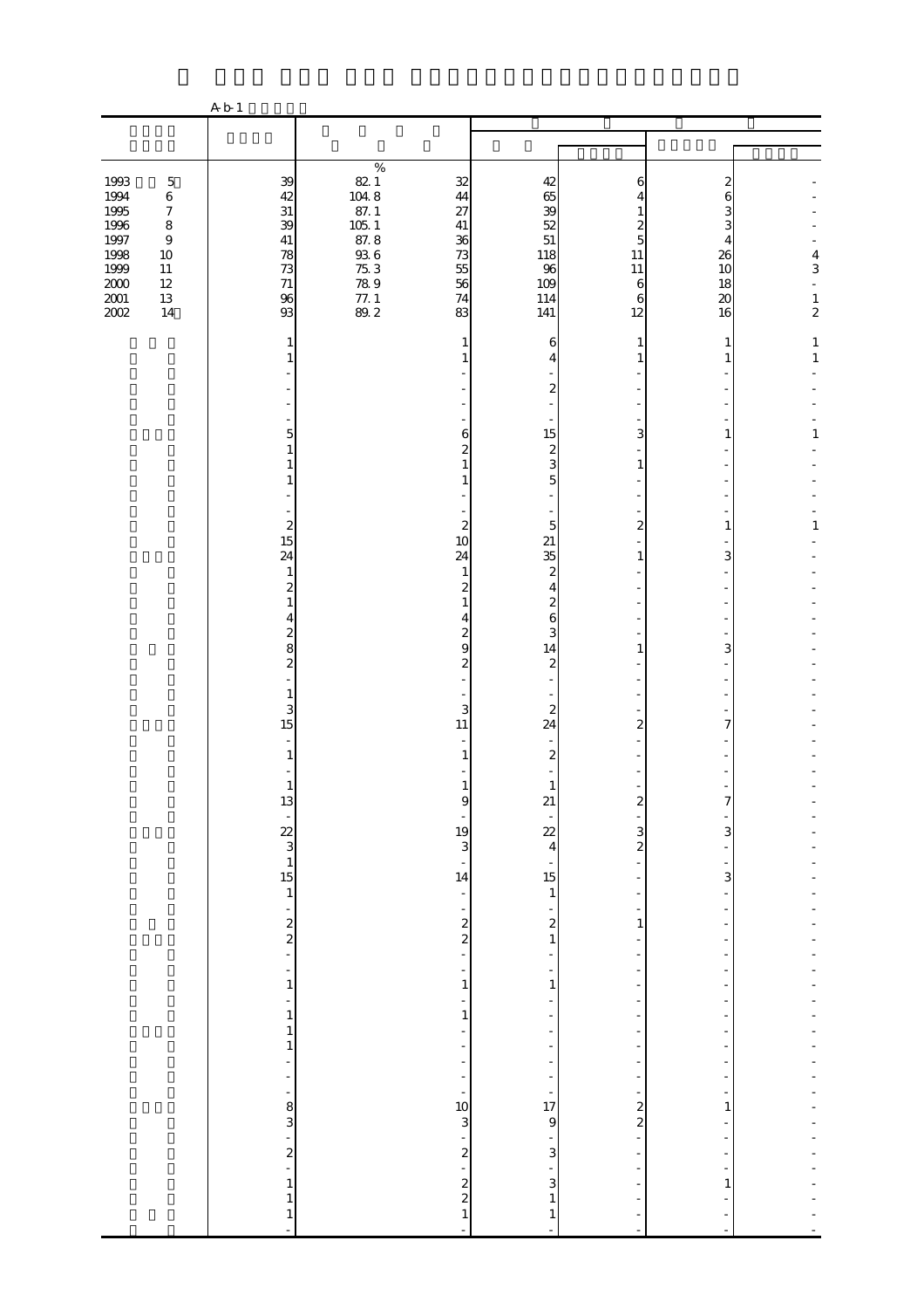A-b-1

| | | | | | | | |
|---|---|---|---|---|---|---|---|
| 1993 5 | 39 | 82.1 % | 32 | 42 | 6 | 2 | - |
| 1994 6 | 42 | 104.8 | 44 | 65 | 4 | 6 | - |
| 1995 7 | 31 | 87.1 | 27 | 39 | 1 | 3 | - |
| 1996 8 | 39 | 105.1 | 41 | 52 | 2 | 3 | - |
| 1997 9 | 41 | 87.8 | 36 | 51 | 5 | 4 | - |
| 1998 10 | 78 | 93.6 | 73 | 118 | 11 | 26 | 4 |
| 1999 11 | 73 | 75.3 | 55 | 96 | 11 | 10 | 3 |
| 2000 12 | 71 | 78.9 | 56 | 109 | 6 | 18 | - |
| 2001 13 | 96 | 77.1 | 74 | 114 | 6 | 20 | 1 |
| 2002 14 | 93 | 89.2 | 83 | 141 | 12 | 16 | 2 |
| | 1 | | 1 | 6 | 1 | 1 | 1 |
| | 1 | | 1 | 4 | 1 | 1 | 1 |
| | - | | - | - | - | - | - |
| | - | | - | 2 | - | - | - |
| | - | | - | - | - | - | - |
| | - | | - | - | - | - | - |
| | 5 | | 6 | 15 | 3 | 1 | 1 |
| | 1 | | 2 | 2 | - | - | - |
| | 1 | | 1 | 3 | 1 | - | - |
| | 1 | | 1 | 5 | - | - | - |
| | - | | - | - | - | - | - |
| | - | | - | - | - | - | - |
| | 2 | | 2 | 5 | 2 | 1 | 1 |
| | 15 | | 10 | 21 | - | - | - |
| | 24 | | 24 | 35 | 1 | 3 | - |
| | 1 | | 1 | 2 | - | - | - |
| | 2 | | 2 | 4 | - | - | - |
| | 1 | | 1 | 2 | - | - | - |
| | 4 | | 4 | 6 | - | - | - |
| | 2 | | 2 | 3 | - | - | - |
| | 8 | | 9 | 14 | 1 | 3 | - |
| | 2 | | 2 | 2 | - | - | - |
| | - | | - | - | - | - | - |
| | 1 | | - | - | - | - | - |
| | 3 | | 3 | 2 | - | - | - |
| | 15 | | 11 | 24 | 2 | 7 | - |
| | - | | - | - | - | - | - |
| | 1 | | 1 | 2 | - | - | - |
| | - | | - | - | - | - | - |
| | 1 | | 1 | 1 | - | - | - |
| | 13 | | 9 | 21 | 2 | 7 | - |
| | - | | - | - | - | - | - |
| | 22 | | 19 | 22 | 3 | 3 | - |
| | 3 | | 3 | 4 | 2 | - | - |
| | 1 | | - | - | - | - | - |
| | 15 | | 14 | 15 | - | 3 | - |
| | 1 | | - | 1 | - | - | - |
| | - | | - | - | - | - | - |
| | 2 | | 2 | 2 | 1 | - | - |
| | 2 | | 2 | 1 | - | - | - |
| | - | | - | - | - | - | - |
| | - | | - | - | - | - | - |
| | 1 | | 1 | 1 | - | - | - |
| | - | | - | - | - | - | - |
| | 1 | | 1 | - | - | - | - |
| | 1 | | - | - | - | - | - |
| | 1 | | - | - | - | - | - |
| | - | | - | - | - | - | - |
| | - | | - | - | - | - | - |
| | - | | - | - | - | - | - |
| | 8 | | 10 | 17 | 2 | 1 | - |
| | 3 | | 3 | 9 | 2 | - | - |
| | - | | - | - | - | - | - |
| | 2 | | 2 | 3 | - | - | - |
| | - | | - | - | - | - | - |
| | 1 | | 2 | 3 | - | 1 | - |
| | 1 | | 2 | 1 | - | - | - |
| | 1 | | 1 | 1 | - | - | - |
| | - | | - | - | - | - | - |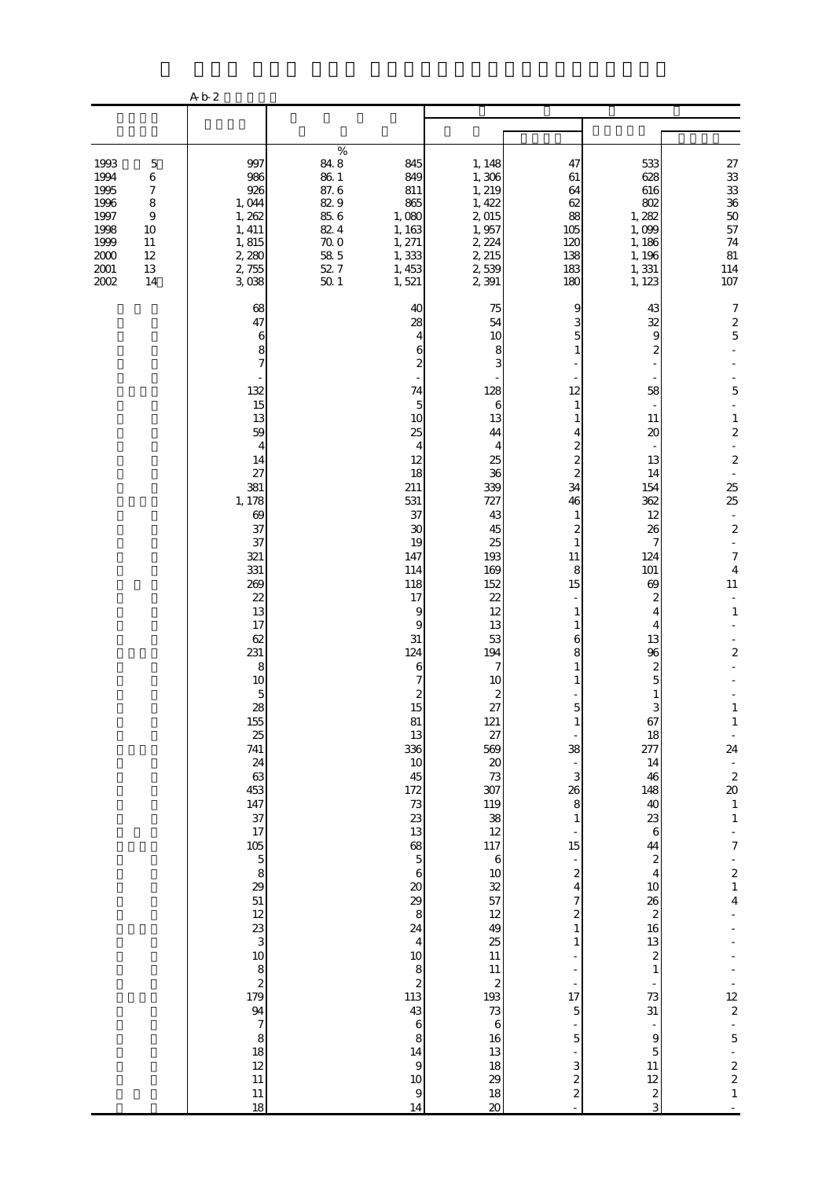A-b-2

| | | | | | | | |
|---|---|---|---|---|---|---|---|
| | | | | | | | |
| 1993 5 | 997 | % 84.8 | 845 | 1,148 | 47 | 533 | 27 |
| 1994 6 | 986 | 86.1 | 849 | 1,306 | 61 | 628 | 33 |
| 1995 7 | 926 | 87.6 | 811 | 1,219 | 64 | 616 | 33 |
| 1996 8 | 1,044 | 82.9 | 865 | 1,422 | 62 | 802 | 36 |
| 1997 9 | 1,262 | 85.6 | 1,080 | 2,015 | 88 | 1,282 | 50 |
| 1998 10 | 1,411 | 82.4 | 1,163 | 1,957 | 105 | 1,099 | 57 |
| 1999 11 | 1,815 | 70.0 | 1,271 | 2,224 | 120 | 1,186 | 74 |
| 2000 12 | 2,280 | 58.5 | 1,333 | 2,215 | 138 | 1,196 | 81 |
| 2001 13 | 2,755 | 52.7 | 1,453 | 2,539 | 183 | 1,331 | 114 |
| 2002 14 | 3,038 | 50.1 | 1,521 | 2,391 | 180 | 1,123 | 107 |
| | 68 | | 40 | 75 | 9 | 43 | 7 |
| | 47 | | 28 | 54 | 3 | 32 | 2 |
| | 6 | | 4 | 10 | 5 | 9 | 5 |
| | 8 | | 6 | 8 | 1 | 2 | - |
| | 7 | | 2 | 3 | - | - | - |
| | - | | - | - | - | - | - |
| | 132 | | 74 | 128 | 12 | 58 | 5 |
| | 15 | | 5 | 6 | 1 | - | - |
| | 13 | | 10 | 13 | 1 | 11 | 1 |
| | 59 | | 25 | 44 | 4 | 20 | 2 |
| | 4 | | 4 | 4 | 2 | - | - |
| | 14 | | 12 | 25 | 2 | 13 | 2 |
| | 27 | | 18 | 36 | 2 | 14 | - |
| | 381 | | 211 | 339 | 34 | 154 | 25 |
| | 1,178 | | 531 | 727 | 46 | 362 | 25 |
| | 69 | | 37 | 43 | 1 | 12 | - |
| | 37 | | 30 | 45 | 2 | 26 | 2 |
| | 37 | | 19 | 25 | 1 | 7 | - |
| | 321 | | 147 | 193 | 11 | 124 | 7 |
| | 331 | | 114 | 169 | 8 | 101 | 4 |
| | 269 | | 118 | 152 | 15 | 69 | 11 |
| | 22 | | 17 | 22 | - | 2 | - |
| | 13 | | 9 | 12 | 1 | 4 | 1 |
| | 17 | | 9 | 13 | 1 | 4 | - |
| | 62 | | 31 | 53 | 6 | 13 | - |
| | 231 | | 124 | 194 | 8 | 96 | 2 |
| | 8 | | 6 | 7 | 1 | 2 | - |
| | 10 | | 7 | 10 | 1 | 5 | - |
| | 5 | | 2 | 2 | - | 1 | - |
| | 28 | | 15 | 27 | 5 | 3 | 1 |
| | 155 | | 81 | 121 | 1 | 67 | 1 |
| | 25 | | 13 | 27 | - | 18 | - |
| | 741 | | 336 | 569 | 38 | 277 | 24 |
| | 24 | | 10 | 20 | - | 14 | - |
| | 63 | | 45 | 73 | 3 | 46 | 2 |
| | 453 | | 172 | 307 | 26 | 148 | 20 |
| | 147 | | 73 | 119 | 8 | 40 | 1 |
| | 37 | | 23 | 38 | 1 | 23 | 1 |
| | 17 | | 13 | 12 | - | 6 | - |
| | 105 | | 68 | 117 | 15 | 44 | 7 |
| | 5 | | 5 | 6 | - | 2 | - |
| | 8 | | 6 | 10 | 2 | 4 | 2 |
| | 29 | | 20 | 32 | 4 | 10 | 1 |
| | 51 | | 29 | 57 | 7 | 26 | 4 |
| | 12 | | 8 | 12 | 2 | 2 | - |
| | 23 | | 24 | 49 | 1 | 16 | - |
| | 3 | | 4 | 25 | 1 | 13 | - |
| | 10 | | 10 | 11 | - | 2 | - |
| | 8 | | 8 | 11 | - | 1 | - |
| | 2 | | 2 | 2 | - | - | - |
| | 179 | | 113 | 193 | 17 | 73 | 12 |
| | 94 | | 43 | 73 | 5 | 31 | 2 |
| | 7 | | 6 | 6 | - | - | - |
| | 8 | | 8 | 16 | 5 | 9 | 5 |
| | 18 | | 14 | 13 | - | 5 | - |
| | 12 | | 9 | 18 | 3 | 11 | 2 |
| | 11 | | 10 | 29 | 2 | 12 | 2 |
| | 11 | | 9 | 18 | 2 | 2 | 1 |
| | 18 | | 14 | 20 | - | 3 | - |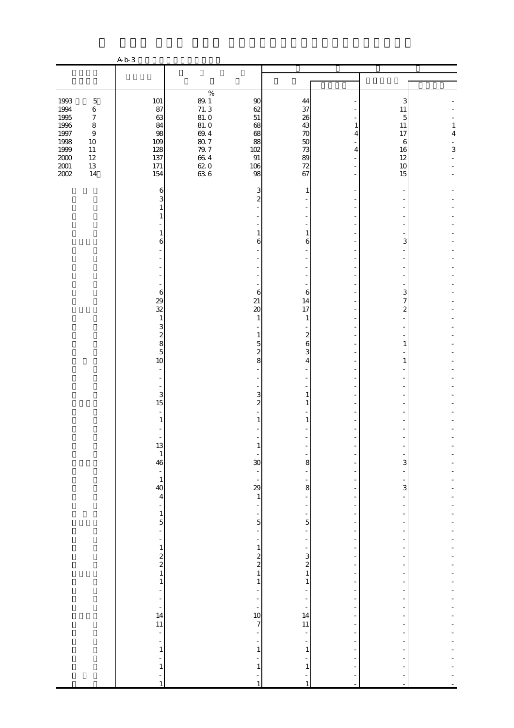A-b-3

| | | % | | | | | |
|---|---|---|---|---|---|---|---|
| 1993 5 | 101 | 89.1 | 90 | 44 | - | 3 | - |
| 1994 6 | 87 | 71.3 | 62 | 37 | - | 11 | - |
| 1995 7 | 63 | 81.0 | 51 | 26 | - | 5 | - |
| 1996 8 | 84 | 81.0 | 68 | 43 | 1 | 11 | 1 |
| 1997 9 | 98 | 69.4 | 68 | 70 | 4 | 17 | 4 |
| 1998 10 | 109 | 80.7 | 88 | 50 | - | 6 | - |
| 1999 11 | 128 | 79.7 | 102 | 73 | 4 | 16 | 3 |
| 2000 12 | 137 | 66.4 | 91 | 89 | - | 12 | - |
| 2001 13 | 171 | 62.0 | 106 | 72 | - | 10 | - |
| 2002 14 | 154 | 63.6 | 98 | 67 | - | 15 | - |
| | 6 | | 3 | 1 | - | - | - |
| | 3 | | 2 | - | - | - | - |
| | 1 | | - | - | - | - | - |
| | 1 | | - | - | - | - | - |
| | - | | - | - | - | - | - |
| | 1 | | 1 | 1 | - | - | - |
| | 6 | | 6 | 6 | - | 3 | - |
| | - | | - | - | - | - | - |
| | - | | - | - | - | - | - |
| | - | | - | - | - | - | - |
| | - | | - | - | - | - | - |
| | - | | - | - | - | - | - |
| | 6 | | 6 | 6 | - | 3 | - |
| | 29 | | 21 | 14 | - | 7 | - |
| | 32 | | 20 | 17 | - | 2 | - |
| | 1 | | 1 | 1 | - | - | - |
| | 3 | | - | - | - | - | - |
| | 2 | | 1 | 2 | - | - | - |
| | 8 | | 5 | 6 | - | 1 | - |
| | 5 | | 2 | 3 | - | - | - |
| | 10 | | 8 | 4 | - | 1 | - |
| | - | | - | - | - | - | - |
| | - | | - | - | - | - | - |
| | - | | - | - | - | - | - |
| | 3 | | 3 | 1 | - | - | - |
| | 15 | | 2 | 1 | - | - | - |
| | - | | - | - | - | - | - |
| | 1 | | 1 | 1 | - | - | - |
| | - | | - | - | - | - | - |
| | - | | - | - | - | - | - |
| | 13 | | 1 | - | - | - | - |
| | 1 | | - | - | - | - | - |
| | 46 | | 30 | 8 | - | 3 | - |
| | - | | - | - | - | - | - |
| | 1 | | - | - | - | - | - |
| | 40 | | 29 | 8 | - | 3 | - |
| | 4 | | 1 | - | - | - | - |
| | - | | - | - | - | - | - |
| | 1 | | - | - | - | - | - |
| | 5 | | 5 | 5 | - | - | - |
| | - | | - | - | - | - | - |
| | - | | - | - | - | - | - |
| | 1 | | 1 | - | - | - | - |
| | 2 | | 2 | 3 | - | - | - |
| | 2 | | 2 | 2 | - | - | - |
| | 1 | | 1 | 1 | - | - | - |
| | 1 | | 1 | 1 | - | - | - |
| | - | | - | - | - | - | - |
| | - | | - | - | - | - | - |
| | - | | - | - | - | - | - |
| | 14 | | 10 | 14 | - | - | - |
| | 11 | | 7 | 11 | - | - | - |
| | - | | - | - | - | - | - |
| | - | | - | - | - | - | - |
| | 1 | | 1 | 1 | - | - | - |
| | - | | - | - | - | - | - |
| | 1 | | 1 | 1 | - | - | - |
| | - | | - | - | - | - | - |
| | 1 | | 1 | 1 | - | - | - |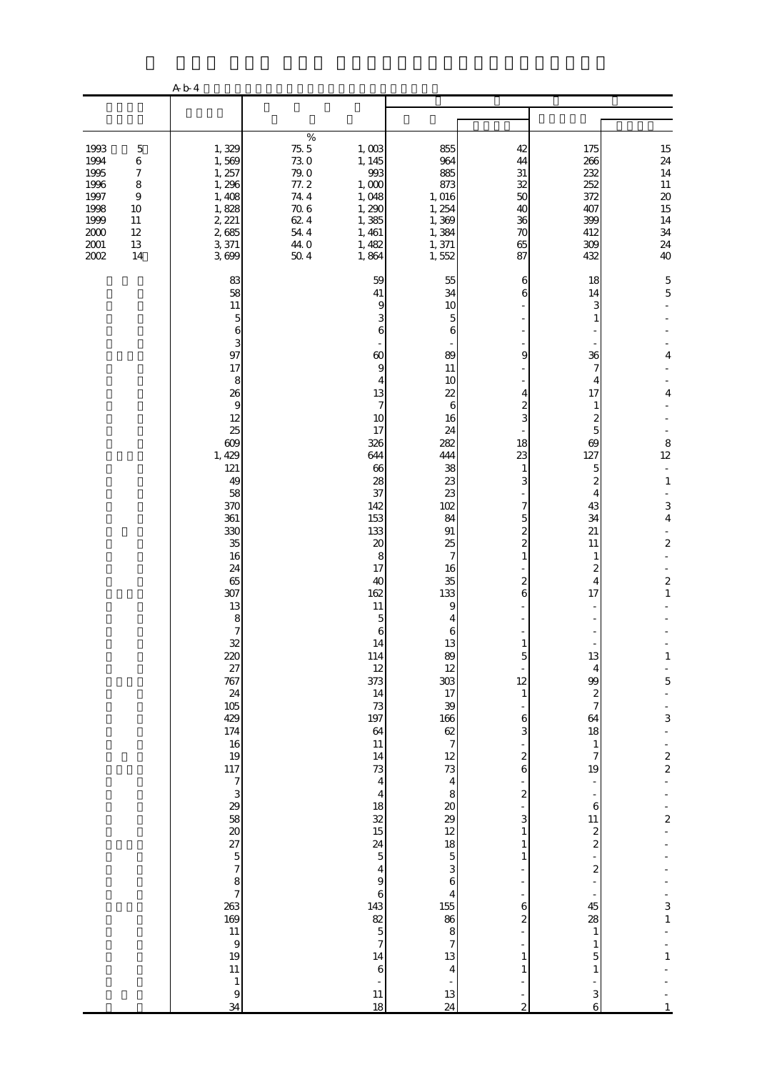A-b-4

| | | | | | | | |
|---|---|---|---|---|---|---|---|
| | | % | | | | | |
| 1993 5 | 1,329 | 75.5 | 1,003 | 855 | 42 | 175 | 15 |
| 1994 6 | 1,569 | 73.0 | 1,145 | 964 | 44 | 266 | 24 |
| 1995 7 | 1,257 | 79.0 | 993 | 885 | 31 | 232 | 14 |
| 1996 8 | 1,296 | 77.2 | 1,000 | 873 | 32 | 252 | 11 |
| 1997 9 | 1,408 | 74.4 | 1,048 | 1,016 | 50 | 372 | 20 |
| 1998 10 | 1,828 | 70.6 | 1,290 | 1,254 | 40 | 407 | 15 |
| 1999 11 | 2,221 | 62.4 | 1,385 | 1,369 | 36 | 399 | 14 |
| 2000 12 | 2,685 | 54.4 | 1,461 | 1,384 | 70 | 412 | 34 |
| 2001 13 | 3,371 | 44.0 | 1,482 | 1,371 | 65 | 309 | 24 |
| 2002 14 | 3,699 | 50.4 | 1,864 | 1,552 | 87 | 432 | 40 |
| | 83 | | 59 | 55 | 6 | 18 | 5 |
| | 58 | | 41 | 34 | 6 | 14 | 5 |
| | 11 | | 9 | 10 | - | 3 | - |
| | 5 | | 3 | 5 | - | 1 | - |
| | 6 | | 6 | 6 | - | - | - |
| | 3 | | - | - | - | - | - |
| | 97 | | 60 | 89 | 9 | 36 | 4 |
| | 17 | | 9 | 11 | - | 7 | - |
| | 8 | | 4 | 10 | - | 4 | - |
| | 26 | | 13 | 22 | 4 | 17 | 4 |
| | 9 | | 7 | 6 | 2 | 1 | - |
| | 12 | | 10 | 16 | 3 | 2 | - |
| | 25 | | 17 | 24 | - | 5 | - |
| | 609 | | 326 | 282 | 18 | 69 | 8 |
| | 1,429 | | 644 | 444 | 23 | 127 | 12 |
| | 121 | | 66 | 38 | 1 | 5 | - |
| | 49 | | 28 | 23 | 3 | 2 | 1 |
| | 58 | | 37 | 23 | - | 4 | - |
| | 370 | | 142 | 102 | 7 | 43 | 3 |
| | 361 | | 153 | 84 | 5 | 34 | 4 |
| | 330 | | 133 | 91 | 2 | 21 | - |
| | 35 | | 20 | 25 | 2 | 11 | 2 |
| | 16 | | 8 | 7 | 1 | 1 | - |
| | 24 | | 17 | 16 | - | 2 | - |
| | 65 | | 40 | 35 | 2 | 4 | 2 |
| | 307 | | 162 | 133 | 6 | 17 | 1 |
| | 13 | | 11 | 9 | - | - | - |
| | 8 | | 5 | 4 | - | - | - |
| | 7 | | 6 | 6 | - | - | - |
| | 32 | | 14 | 13 | 1 | - | - |
| | 220 | | 114 | 89 | 5 | 13 | 1 |
| | 27 | | 12 | 12 | - | 4 | - |
| | 767 | | 373 | 303 | 12 | 99 | 5 |
| | 24 | | 14 | 17 | 1 | 2 | - |
| | 105 | | 73 | 39 | - | 7 | - |
| | 429 | | 197 | 166 | 6 | 64 | 3 |
| | 174 | | 64 | 62 | 3 | 18 | - |
| | 16 | | 11 | 7 | - | 1 | - |
| | 19 | | 14 | 12 | 2 | 7 | 2 |
| | 117 | | 73 | 73 | 6 | 19 | 2 |
| | 7 | | 4 | 4 | - | - | - |
| | 3 | | 4 | 8 | 2 | - | - |
| | 29 | | 18 | 20 | - | 6 | - |
| | 58 | | 32 | 29 | 3 | 11 | 2 |
| | 20 | | 15 | 12 | 1 | 2 | - |
| | 27 | | 24 | 18 | 1 | 2 | - |
| | 5 | | 5 | 5 | 1 | - | - |
| | 7 | | 4 | 3 | - | 2 | - |
| | 8 | | 9 | 6 | - | - | - |
| | 7 | | 6 | 4 | - | - | - |
| | 263 | | 143 | 155 | 6 | 45 | 3 |
| | 169 | | 82 | 86 | 2 | 28 | 1 |
| | 11 | | 5 | 8 | - | 1 | - |
| | 9 | | 7 | 7 | - | 1 | - |
| | 19 | | 14 | 13 | 1 | 5 | 1 |
| | 11 | | 6 | 4 | 1 | 1 | - |
| | 1 | | - | - | - | - | - |
| | 9 | | 11 | 13 | - | 3 | - |
| | 34 | | 18 | 24 | 2 | 6 | 1 |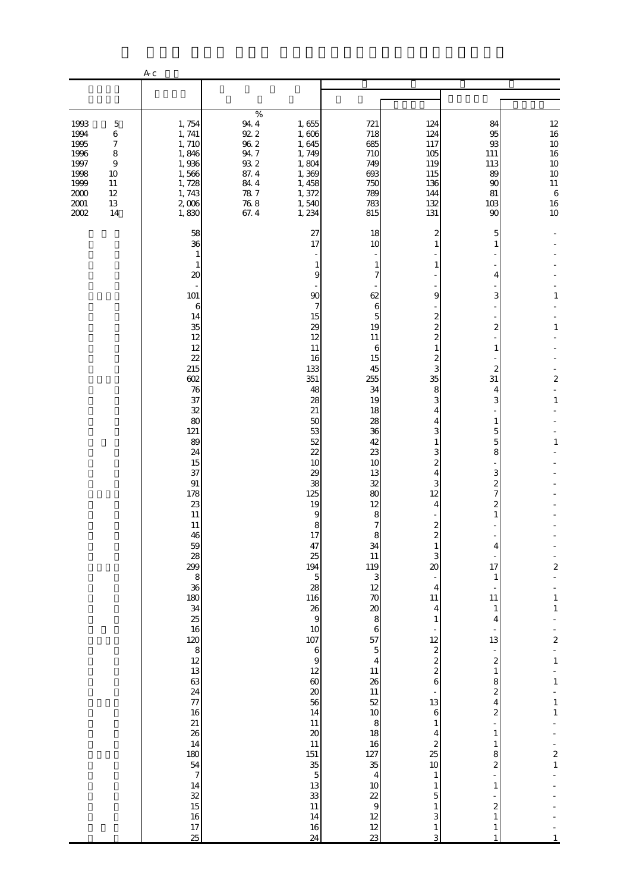A-c

| | | | | | | | |
|---|---|---|---|---|---|---|---|
| | | | | | | | |
| 1993　5 | 1,754 | % 94.4 | 1,655 | 721 | 124 | 84 | 12 |
| 1994　6 | 1,741 | 92.2 | 1,606 | 718 | 124 | 95 | 16 |
| 1995　7 | 1,710 | 96.2 | 1,645 | 685 | 117 | 93 | 10 |
| 1996　8 | 1,846 | 94.7 | 1,749 | 710 | 105 | 111 | 16 |
| 1997　9 | 1,936 | 93.2 | 1,804 | 749 | 119 | 113 | 10 |
| 1998　10 | 1,566 | 87.4 | 1,369 | 693 | 115 | 89 | 10 |
| 1999　11 | 1,728 | 84.4 | 1,458 | 750 | 136 | 90 | 11 |
| 2000　12 | 1,743 | 78.7 | 1,372 | 789 | 144 | 81 | 6 |
| 2001　13 | 2,006 | 76.8 | 1,540 | 783 | 132 | 103 | 16 |
| 2002　14 | 1,830 | 67.4 | 1,234 | 815 | 131 | 90 | 10 |
| | 58 | | 27 | 18 | 2 | 5 | - |
| | 36 | | 17 | 10 | 1 | 1 | - |
| | 1 | | - | - | - | - | - |
| | 1 | | 1 | 1 | 1 | - | - |
| | 20 | | 9 | 7 | - | 4 | - |
| | - | | - | - | - | - | - |
| | 101 | | 90 | 62 | 9 | 3 | 1 |
| | 6 | | 7 | 6 | - | - | - |
| | 14 | | 15 | 5 | 2 | - | - |
| | 35 | | 29 | 19 | 2 | 2 | 1 |
| | 12 | | 12 | 11 | 2 | - | - |
| | 12 | | 11 | 6 | 1 | 1 | - |
| | 22 | | 16 | 15 | 2 | - | - |
| | 215 | | 133 | 45 | 3 | 2 | - |
| | 602 | | 351 | 255 | 35 | 31 | 2 |
| | 76 | | 48 | 34 | 8 | 4 | - |
| | 37 | | 28 | 19 | 3 | 3 | 1 |
| | 32 | | 21 | 18 | 4 | - | - |
| | 80 | | 50 | 28 | 4 | 1 | - |
| | 121 | | 53 | 36 | 3 | 5 | - |
| | 89 | | 52 | 42 | 1 | 5 | 1 |
| | 24 | | 22 | 23 | 3 | 8 | - |
| | 15 | | 10 | 10 | 2 | - | - |
| | 37 | | 29 | 13 | 4 | 3 | - |
| | 91 | | 38 | 32 | 3 | 2 | - |
| | 178 | | 125 | 80 | 12 | 7 | - |
| | 23 | | 19 | 12 | 4 | 2 | - |
| | 11 | | 9 | 8 | - | 1 | - |
| | 11 | | 8 | 7 | 2 | - | - |
| | 46 | | 17 | 8 | 2 | - | - |
| | 59 | | 47 | 34 | 1 | 4 | - |
| | 28 | | 25 | 11 | 3 | - | - |
| | 299 | | 194 | 119 | 20 | 17 | 2 |
| | 8 | | 5 | 3 | - | 1 | - |
| | 36 | | 28 | 12 | 4 | - | - |
| | 180 | | 116 | 70 | 11 | 11 | 1 |
| | 34 | | 26 | 20 | 4 | 1 | 1 |
| | 25 | | 9 | 8 | 1 | 4 | - |
| | 16 | | 10 | 6 | - | - | - |
| | 120 | | 107 | 57 | 12 | 13 | 2 |
| | 8 | | 6 | 5 | 2 | - | - |
| | 12 | | 9 | 4 | 2 | 2 | 1 |
| | 13 | | 12 | 11 | 2 | 1 | - |
| | 63 | | 60 | 26 | 6 | 8 | 1 |
| | 24 | | 20 | 11 | - | 2 | - |
| | 77 | | 56 | 52 | 13 | 4 | 1 |
| | 16 | | 14 | 10 | 6 | 2 | 1 |
| | 21 | | 11 | 8 | 1 | - | - |
| | 26 | | 20 | 18 | 4 | 1 | - |
| | 14 | | 11 | 16 | 2 | 1 | - |
| | 180 | | 151 | 127 | 25 | 8 | 2 |
| | 54 | | 35 | 35 | 10 | 2 | 1 |
| | 7 | | 5 | 4 | 1 | - | - |
| | 14 | | 13 | 10 | 1 | 1 | - |
| | 32 | | 33 | 22 | 5 | - | - |
| | 15 | | 11 | 9 | 1 | 2 | - |
| | 16 | | 14 | 12 | 3 | 1 | - |
| | 17 | | 16 | 12 | 1 | 1 | - |
| | 25 | | 24 | 23 | 3 | 1 | 1 |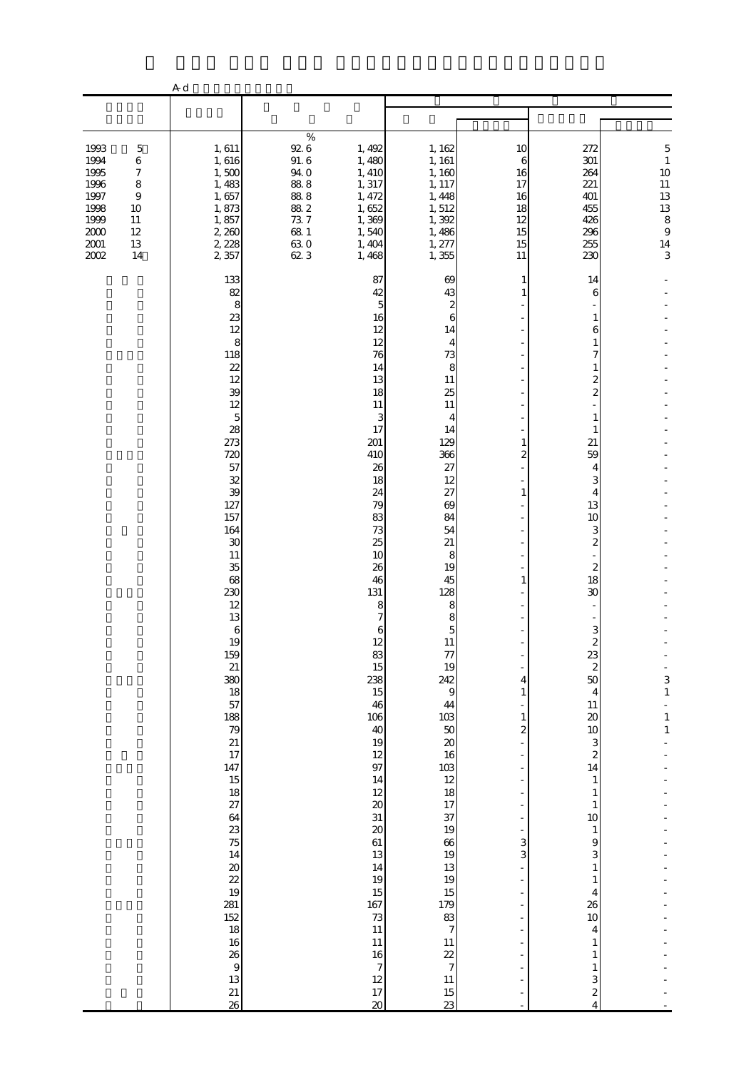A-d

| | | | | | | | |
|---|---|---|---|---|---|---|---|
| | | | | | | | |
| 1993 5 | 1,611 | 92.6 % | 1,492 | 1,162 | 10 | 272 | 5 |
| 1994 6 | 1,616 | 91.6 | 1,480 | 1,161 | 6 | 301 | 1 |
| 1995 7 | 1,500 | 94.0 | 1,410 | 1,160 | 16 | 264 | 10 |
| 1996 8 | 1,483 | 88.8 | 1,317 | 1,117 | 17 | 221 | 11 |
| 1997 9 | 1,657 | 88.8 | 1,472 | 1,448 | 16 | 401 | 13 |
| 1998 10 | 1,873 | 88.2 | 1,652 | 1,512 | 18 | 455 | 13 |
| 1999 11 | 1,857 | 73.7 | 1,369 | 1,392 | 12 | 426 | 8 |
| 2000 12 | 2,260 | 68.1 | 1,540 | 1,486 | 15 | 296 | 9 |
| 2001 13 | 2,228 | 63.0 | 1,404 | 1,277 | 15 | 255 | 14 |
| 2002 14 | 2,357 | 62.3 | 1,468 | 1,355 | 11 | 230 | 3 |
| | 133 | | 87 | 69 | 1 | 14 | - |
| | 82 | | 42 | 43 | 1 | 6 | - |
| | 8 | | 5 | 2 | - | - | - |
| | 23 | | 16 | 6 | - | 1 | - |
| | 12 | | 12 | 14 | - | 6 | - |
| | 8 | | 12 | 4 | - | 1 | - |
| | 118 | | 76 | 73 | - | 7 | - |
| | 22 | | 14 | 8 | - | 1 | - |
| | 12 | | 13 | 11 | - | 2 | - |
| | 39 | | 18 | 25 | - | 2 | - |
| | 12 | | 11 | 11 | - | - | - |
| | 5 | | 3 | 4 | - | 1 | - |
| | 28 | | 17 | 14 | - | 1 | - |
| | 273 | | 201 | 129 | 1 | 21 | - |
| | 720 | | 410 | 366 | 2 | 59 | - |
| | 57 | | 26 | 27 | - | 4 | - |
| | 32 | | 18 | 12 | - | 3 | - |
| | 39 | | 24 | 27 | 1 | 4 | - |
| | 127 | | 79 | 69 | - | 13 | - |
| | 157 | | 83 | 84 | - | 10 | - |
| | 164 | | 73 | 54 | - | 3 | - |
| | 30 | | 25 | 21 | - | 2 | - |
| | 11 | | 10 | 8 | - | - | - |
| | 35 | | 26 | 19 | - | 2 | - |
| | 68 | | 46 | 45 | 1 | 18 | - |
| | 230 | | 131 | 128 | - | 30 | - |
| | 12 | | 8 | 8 | - | - | - |
| | 13 | | 7 | 8 | - | - | - |
| | 6 | | 6 | 5 | - | 3 | - |
| | 19 | | 12 | 11 | - | 2 | - |
| | 159 | | 83 | 77 | - | 23 | - |
| | 21 | | 15 | 19 | - | 2 | - |
| | 380 | | 238 | 242 | 4 | 50 | 3 |
| | 18 | | 15 | 9 | 1 | 4 | 1 |
| | 57 | | 46 | 44 | - | 11 | - |
| | 188 | | 106 | 103 | 1 | 20 | 1 |
| | 79 | | 40 | 50 | 2 | 10 | 1 |
| | 21 | | 19 | 20 | - | 3 | - |
| | 17 | | 12 | 16 | - | 2 | - |
| | 147 | | 97 | 103 | - | 14 | - |
| | 15 | | 14 | 12 | - | 1 | - |
| | 18 | | 12 | 18 | - | 1 | - |
| | 27 | | 20 | 17 | - | 1 | - |
| | 64 | | 31 | 37 | - | 10 | - |
| | 23 | | 20 | 19 | - | 1 | - |
| | 75 | | 61 | 66 | 3 | 9 | - |
| | 14 | | 13 | 19 | 3 | 3 | - |
| | 20 | | 14 | 13 | - | 1 | - |
| | 22 | | 19 | 19 | - | 1 | - |
| | 19 | | 15 | 15 | - | 4 | - |
| | 281 | | 167 | 179 | - | 26 | - |
| | 152 | | 73 | 83 | - | 10 | - |
| | 18 | | 11 | 7 | - | 4 | - |
| | 16 | | 11 | 11 | - | 1 | - |
| | 26 | | 16 | 22 | - | 1 | - |
| | 9 | | 7 | 7 | - | 1 | - |
| | 13 | | 12 | 11 | - | 3 | - |
| | 21 | | 17 | 15 | - | 2 | - |
| | 26 | | 20 | 23 | - | 4 | - |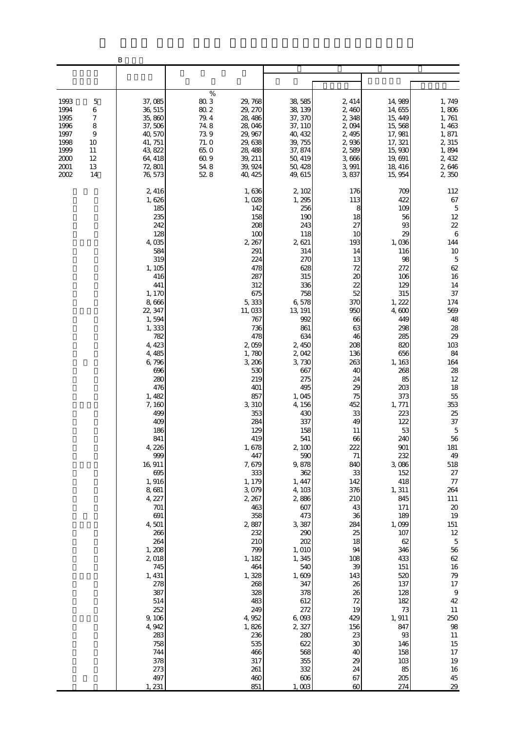B

| | | % | | | | | |
|---|---|---|---|---|---|---|---|
| 1993 5 | 37,085 | 80.3 | 29,768 | 38,585 | 2,414 | 14,989 | 1,749 |
| 1994 6 | 36,515 | 80.2 | 29,270 | 38,139 | 2,460 | 14,655 | 1,806 |
| 1995 7 | 35,860 | 79.4 | 28,486 | 37,370 | 2,348 | 15,449 | 1,761 |
| 1996 8 | 37,506 | 74.8 | 28,046 | 37,110 | 2,094 | 15,568 | 1,463 |
| 1997 9 | 40,570 | 73.9 | 29,967 | 40,432 | 2,495 | 17,981 | 1,871 |
| 1998 10 | 41,751 | 71.0 | 29,638 | 39,755 | 2,936 | 17,321 | 2,315 |
| 1999 11 | 43,822 | 65.0 | 28,488 | 37,874 | 2,589 | 15,930 | 1,894 |
| 2000 12 | 64,418 | 60.9 | 39,211 | 50,419 | 3,666 | 19,691 | 2,432 |
| 2001 13 | 72,801 | 54.8 | 39,924 | 50,428 | 3,991 | 18,416 | 2,646 |
| 2002 14 | 76,573 | 52.8 | 40,425 | 49,615 | 3,837 | 15,954 | 2,350 |
| | 2,416 | | 1,636 | 2,102 | 176 | 709 | 112 |
| | 1,626 | | 1,028 | 1,295 | 113 | 422 | 67 |
| | 185 | | 142 | 256 | 8 | 109 | 5 |
| | 235 | | 158 | 190 | 18 | 56 | 12 |
| | 242 | | 208 | 243 | 27 | 93 | 22 |
| | 128 | | 100 | 118 | 10 | 29 | 6 |
| | 4,035 | | 2,267 | 2,621 | 193 | 1,036 | 144 |
| | 584 | | 291 | 314 | 14 | 116 | 10 |
| | 319 | | 224 | 270 | 13 | 98 | 5 |
| | 1,105 | | 478 | 628 | 72 | 272 | 62 |
| | 416 | | 287 | 315 | 20 | 106 | 16 |
| | 441 | | 312 | 336 | 22 | 129 | 14 |
| | 1,170 | | 675 | 758 | 52 | 315 | 37 |
| | 8,666 | | 5,333 | 6,578 | 370 | 1,222 | 174 |
| | 22,347 | | 11,033 | 13,191 | 950 | 4,600 | 569 |
| | 1,594 | | 767 | 992 | 66 | 449 | 48 |
| | 1,333 | | 736 | 861 | 63 | 298 | 28 |
| | 782 | | 478 | 634 | 46 | 285 | 29 |
| | 4,423 | | 2,059 | 2,450 | 208 | 820 | 103 |
| | 4,485 | | 1,780 | 2,042 | 136 | 656 | 84 |
| | 6,796 | | 3,206 | 3,730 | 263 | 1,163 | 164 |
| | 696 | | 530 | 667 | 40 | 268 | 28 |
| | 280 | | 219 | 275 | 24 | 85 | 12 |
| | 476 | | 401 | 495 | 29 | 203 | 18 |
| | 1,482 | | 857 | 1,045 | 75 | 373 | 55 |
| | 7,160 | | 3,310 | 4,156 | 452 | 1,771 | 353 |
| | 499 | | 353 | 430 | 33 | 223 | 25 |
| | 409 | | 284 | 337 | 49 | 122 | 37 |
| | 186 | | 129 | 158 | 11 | 53 | 5 |
| | 841 | | 419 | 541 | 66 | 240 | 56 |
| | 4,226 | | 1,678 | 2,100 | 222 | 901 | 181 |
| | 999 | | 447 | 590 | 71 | 232 | 49 |
| | 16,911 | | 7,679 | 9,878 | 840 | 3,086 | 518 |
| | 695 | | 333 | 362 | 33 | 152 | 27 |
| | 1,916 | | 1,179 | 1,447 | 142 | 418 | 77 |
| | 8,681 | | 3,079 | 4,103 | 376 | 1,311 | 264 |
| | 4,227 | | 2,267 | 2,886 | 210 | 845 | 111 |
| | 701 | | 463 | 607 | 43 | 171 | 20 |
| | 691 | | 358 | 473 | 36 | 189 | 19 |
| | 4,501 | | 2,887 | 3,387 | 284 | 1,099 | 151 |
| | 266 | | 232 | 290 | 25 | 107 | 12 |
| | 264 | | 210 | 202 | 18 | 62 | 5 |
| | 1,208 | | 799 | 1,010 | 94 | 346 | 56 |
| | 2,018 | | 1,182 | 1,345 | 108 | 433 | 62 |
| | 745 | | 464 | 540 | 39 | 151 | 16 |
| | 1,431 | | 1,328 | 1,609 | 143 | 520 | 79 |
| | 278 | | 268 | 347 | 26 | 137 | 17 |
| | 387 | | 328 | 378 | 26 | 128 | 9 |
| | 514 | | 483 | 612 | 72 | 182 | 42 |
| | 252 | | 249 | 272 | 19 | 73 | 11 |
| | 9,106 | | 4,952 | 6,093 | 429 | 1,911 | 250 |
| | 4,942 | | 1,826 | 2,327 | 156 | 847 | 98 |
| | 283 | | 236 | 280 | 23 | 93 | 11 |
| | 758 | | 535 | 622 | 30 | 146 | 15 |
| | 744 | | 466 | 568 | 40 | 158 | 17 |
| | 378 | | 317 | 355 | 29 | 103 | 19 |
| | 273 | | 261 | 332 | 24 | 85 | 16 |
| | 497 | | 460 | 606 | 67 | 205 | 45 |
| | 1,231 | | 851 | 1,003 | 60 | 274 | 29 |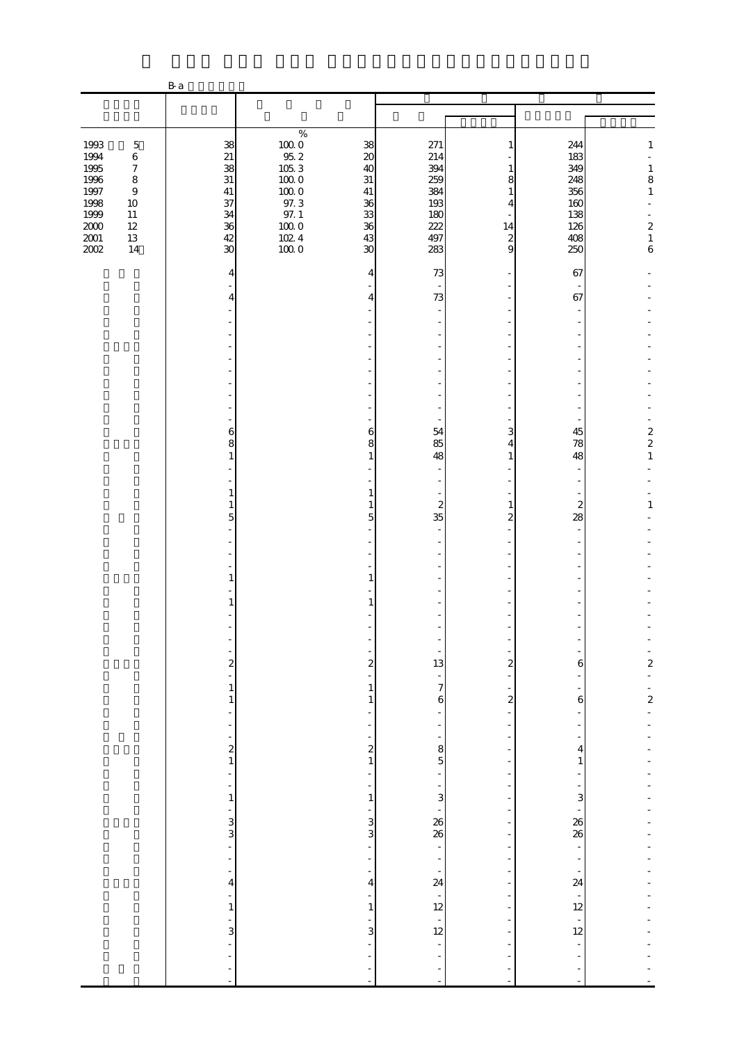B-a

| | | | | | | | |
|---|---|---|---|---|---|---|---|
| | | % | | | | | |
| 1993 5 | 38 | 100.0 | 38 | 271 | 1 | 244 | 1 |
| 1994 6 | 21 | 95.2 | 20 | 214 | - | 183 | - |
| 1995 7 | 38 | 105.3 | 40 | 394 | 1 | 349 | 1 |
| 1996 8 | 31 | 100.0 | 31 | 259 | 8 | 248 | 8 |
| 1997 9 | 41 | 100.0 | 41 | 384 | 1 | 356 | 1 |
| 1998 10 | 37 | 97.3 | 36 | 193 | 4 | 160 | - |
| 1999 11 | 34 | 97.1 | 33 | 180 | - | 138 | - |
| 2000 12 | 36 | 100.0 | 36 | 222 | 14 | 126 | 2 |
| 2001 13 | 42 | 102.4 | 43 | 497 | 2 | 408 | 1 |
| 2002 14 | 30 | 100.0 | 30 | 283 | 9 | 250 | 6 |
| | 4 | | 4 | 73 | - | 67 | - |
| | - | | - | - | - | - | - |
| | 4 | | 4 | 73 | - | 67 | - |
| | - | | - | - | - | - | - |
| | - | | - | - | - | - | - |
| | - | | - | - | - | - | - |
| | - | | - | - | - | - | - |
| | - | | - | - | - | - | - |
| | - | | - | - | - | - | - |
| | - | | - | - | - | - | - |
| | - | | - | - | - | - | - |
| | - | | - | - | - | - | - |
| | - | | - | - | - | - | - |
| | 6 | | 6 | 54 | 3 | 45 | 2 |
| | 8 | | 8 | 85 | 4 | 78 | 2 |
| | 1 | | 1 | 48 | 1 | 48 | 1 |
| | - | | - | - | - | - | - |
| | - | | - | - | - | - | - |
| | 1 | | 1 | - | - | - | - |
| | 1 | | 1 | 2 | 1 | 2 | 1 |
| | 5 | | 5 | 35 | 2 | 28 | - |
| | - | | - | - | - | - | - |
| | - | | - | - | - | - | - |
| | - | | - | - | - | - | - |
| | - | | - | - | - | - | - |
| | 1 | | 1 | - | - | - | - |
| | - | | - | - | - | - | - |
| | 1 | | 1 | - | - | - | - |
| | - | | - | - | - | - | - |
| | - | | - | - | - | - | - |
| | - | | - | - | - | - | - |
| | - | | - | - | - | - | - |
| | 2 | | 2 | 13 | 2 | 6 | 2 |
| | - | | - | - | - | - | - |
| | 1 | | 1 | 7 | - | - | - |
| | 1 | | 1 | 6 | 2 | 6 | 2 |
| | - | | - | - | - | - | - |
| | - | | - | - | - | - | - |
| | - | | - | - | - | - | - |
| | 2 | | 2 | 8 | - | 4 | - |
| | 1 | | 1 | 5 | - | 1 | - |
| | - | | - | - | - | - | - |
| | - | | - | - | - | - | - |
| | 1 | | 1 | 3 | - | 3 | - |
| | - | | - | - | - | - | - |
| | 3 | | 3 | 26 | - | 26 | - |
| | 3 | | 3 | 26 | - | 26 | - |
| | - | | - | - | - | - | - |
| | - | | - | - | - | - | - |
| | - | | - | - | - | - | - |
| | 4 | | 4 | 24 | - | 24 | - |
| | - | | - | - | - | - | - |
| | 1 | | 1 | 12 | - | 12 | - |
| | - | | - | - | - | - | - |
| | 3 | | 3 | 12 | - | 12 | - |
| | - | | - | - | - | - | - |
| | - | | - | - | - | - | - |
| | - | | - | - | - | - | - |
| | - | | - | - | - | - | - |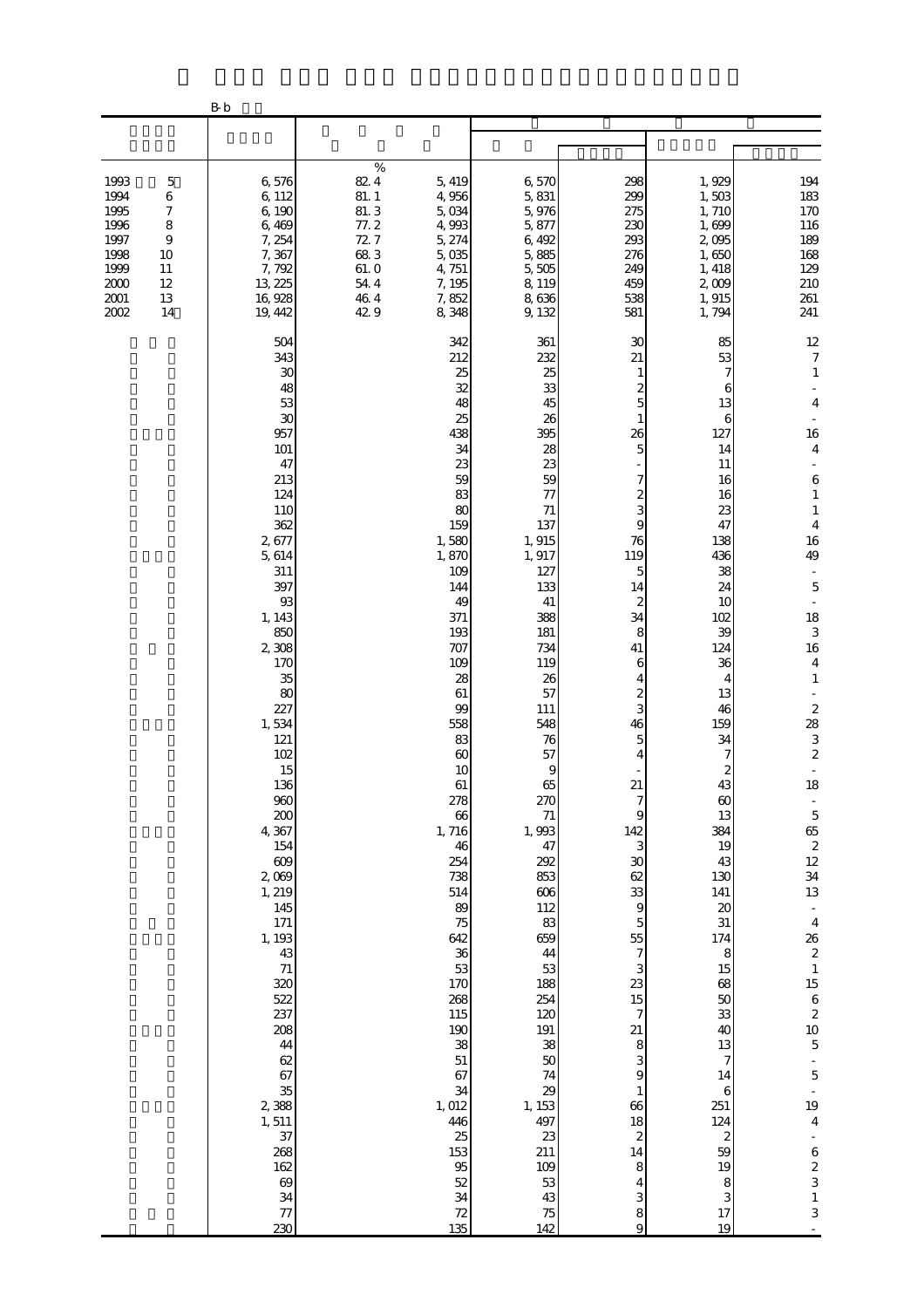B-b

| | | | | | | | |
|---|---|---|---|---|---|---|---|
| | | | | | | | |
| | | % | | | | | |
| 1993 5 | 6,576 | 82.4 | 5,419 | 6,570 | 298 | 1,929 | 194 |
| 1994 6 | 6,112 | 81.1 | 4,956 | 5,831 | 299 | 1,503 | 183 |
| 1995 7 | 6,190 | 81.3 | 5,034 | 5,976 | 275 | 1,710 | 170 |
| 1996 8 | 6,469 | 77.2 | 4,993 | 5,877 | 230 | 1,699 | 116 |
| 1997 9 | 7,254 | 72.7 | 5,274 | 6,492 | 293 | 2,095 | 189 |
| 1998 10 | 7,367 | 68.3 | 5,035 | 5,885 | 276 | 1,650 | 168 |
| 1999 11 | 7,792 | 61.0 | 4,751 | 5,505 | 249 | 1,418 | 129 |
| 2000 12 | 13,225 | 54.4 | 7,195 | 8,119 | 459 | 2,009 | 210 |
| 2001 13 | 16,928 | 46.4 | 7,852 | 8,636 | 538 | 1,915 | 261 |
| 2002 14 | 19,442 | 42.9 | 8,348 | 9,132 | 581 | 1,794 | 241 |
| | 504 | | 342 | 361 | 30 | 85 | 12 |
| | 343 | | 212 | 232 | 21 | 53 | 7 |
| | 30 | | 25 | 25 | 1 | 7 | 1 |
| | 48 | | 32 | 33 | 2 | 6 | - |
| | 53 | | 48 | 45 | 5 | 13 | 4 |
| | 30 | | 25 | 26 | 1 | 6 | - |
| | 957 | | 438 | 395 | 26 | 127 | 16 |
| | 101 | | 34 | 28 | 5 | 14 | 4 |
| | 47 | | 23 | 23 | - | 11 | - |
| | 213 | | 59 | 59 | 7 | 16 | 6 |
| | 124 | | 83 | 77 | 2 | 16 | 1 |
| | 110 | | 80 | 71 | 3 | 23 | 1 |
| | 362 | | 159 | 137 | 9 | 47 | 4 |
| | 2,677 | | 1,580 | 1,915 | 76 | 138 | 16 |
| | 5,614 | | 1,870 | 1,917 | 119 | 436 | 49 |
| | 311 | | 109 | 127 | 5 | 38 | - |
| | 397 | | 144 | 133 | 14 | 24 | 5 |
| | 93 | | 49 | 41 | 2 | 10 | - |
| | 1,143 | | 371 | 388 | 34 | 102 | 18 |
| | 850 | | 193 | 181 | 8 | 39 | 3 |
| | 2,308 | | 707 | 734 | 41 | 124 | 16 |
| | 170 | | 109 | 119 | 6 | 36 | 4 |
| | 35 | | 28 | 26 | 4 | 4 | 1 |
| | 80 | | 61 | 57 | 2 | 13 | - |
| | 227 | | 99 | 111 | 3 | 46 | 2 |
| | 1,534 | | 558 | 548 | 46 | 159 | 28 |
| | 121 | | 83 | 76 | 5 | 34 | 3 |
| | 102 | | 60 | 57 | 4 | 7 | 2 |
| | 15 | | 10 | 9 | - | 2 | - |
| | 136 | | 61 | 65 | 21 | 43 | 18 |
| | 960 | | 278 | 270 | 7 | 60 | - |
| | 200 | | 66 | 71 | 9 | 13 | 5 |
| | 4,367 | | 1,716 | 1,993 | 142 | 384 | 65 |
| | 154 | | 46 | 47 | 3 | 19 | 2 |
| | 609 | | 254 | 292 | 30 | 43 | 12 |
| | 2,069 | | 738 | 853 | 62 | 130 | 34 |
| | 1,219 | | 514 | 606 | 33 | 141 | 13 |
| | 145 | | 89 | 112 | 9 | 20 | - |
| | 171 | | 75 | 83 | 5 | 31 | 4 |
| | 1,193 | | 642 | 659 | 55 | 174 | 26 |
| | 43 | | 36 | 44 | 7 | 8 | 2 |
| | 71 | | 53 | 53 | 3 | 15 | 1 |
| | 320 | | 170 | 188 | 23 | 68 | 15 |
| | 522 | | 268 | 254 | 15 | 50 | 6 |
| | 237 | | 115 | 120 | 7 | 33 | 2 |
| | 208 | | 190 | 191 | 21 | 40 | 10 |
| | 44 | | 38 | 38 | 8 | 13 | 5 |
| | 62 | | 51 | 50 | 3 | 7 | - |
| | 67 | | 67 | 74 | 9 | 14 | 5 |
| | 35 | | 34 | 29 | 1 | 6 | - |
| | 2,388 | | 1,012 | 1,153 | 66 | 251 | 19 |
| | 1,511 | | 446 | 497 | 18 | 124 | 4 |
| | 37 | | 25 | 23 | 2 | 2 | - |
| | 268 | | 153 | 211 | 14 | 59 | 6 |
| | 162 | | 95 | 109 | 8 | 19 | 2 |
| | 69 | | 52 | 53 | 4 | 8 | 3 |
| | 34 | | 34 | 43 | 3 | 3 | 1 |
| | 77 | | 72 | 75 | 8 | 17 | 3 |
| | 230 | | 135 | 142 | 9 | 19 | - |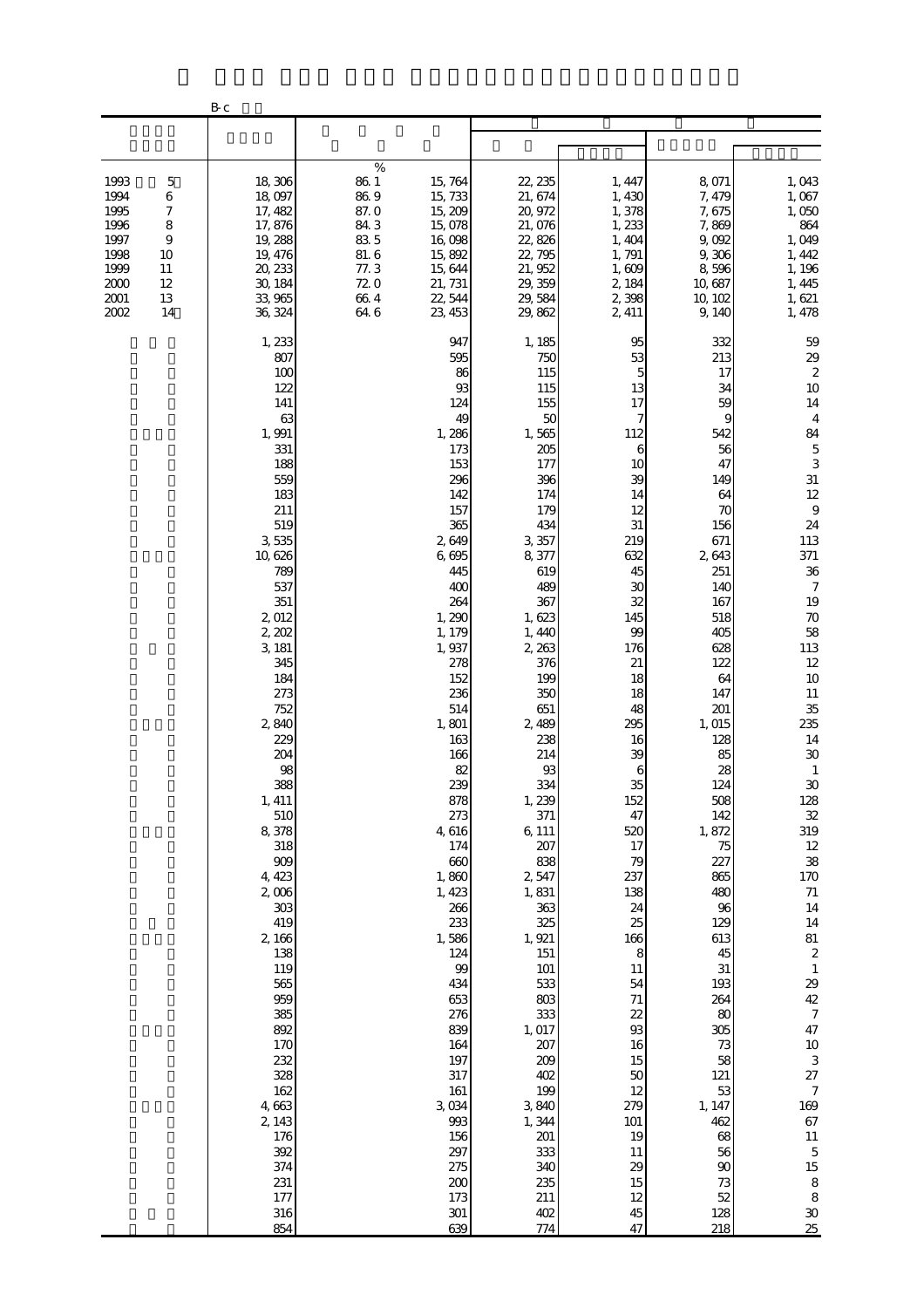B-c

| | | | | | | | |
|---|---|---|---|---|---|---|---|
| | | % | | | | | |
| 1993 5 | 18,306 | 86.1 | 15,764 | 22,235 | 1,447 | 8,071 | 1,043 |
| 1994 6 | 18,097 | 86.9 | 15,733 | 21,674 | 1,430 | 7,479 | 1,067 |
| 1995 7 | 17,482 | 87.0 | 15,209 | 20,972 | 1,378 | 7,675 | 1,050 |
| 1996 8 | 17,876 | 84.3 | 15,078 | 21,076 | 1,233 | 7,869 | 864 |
| 1997 9 | 19,288 | 83.5 | 16,098 | 22,826 | 1,404 | 9,092 | 1,049 |
| 1998 10 | 19,476 | 81.6 | 15,892 | 22,795 | 1,791 | 9,306 | 1,442 |
| 1999 11 | 20,233 | 77.3 | 15,644 | 21,952 | 1,609 | 8,596 | 1,196 |
| 2000 12 | 30,184 | 72.0 | 21,731 | 29,359 | 2,184 | 10,687 | 1,445 |
| 2001 13 | 33,965 | 66.4 | 22,544 | 29,584 | 2,398 | 10,102 | 1,621 |
| 2002 14 | 36,324 | 64.6 | 23,453 | 29,862 | 2,411 | 9,140 | 1,478 |
| | 1,233 | | 947 | 1,185 | 95 | 332 | 59 |
| | 807 | | 595 | 750 | 53 | 213 | 29 |
| | 100 | | 86 | 115 | 5 | 17 | 2 |
| | 122 | | 93 | 115 | 13 | 34 | 10 |
| | 141 | | 124 | 155 | 17 | 59 | 14 |
| | 63 | | 49 | 50 | 7 | 9 | 4 |
| | 1,991 | | 1,286 | 1,565 | 112 | 542 | 84 |
| | 331 | | 173 | 205 | 6 | 56 | 5 |
| | 188 | | 153 | 177 | 10 | 47 | 3 |
| | 559 | | 296 | 396 | 39 | 149 | 31 |
| | 183 | | 142 | 174 | 14 | 64 | 12 |
| | 211 | | 157 | 179 | 12 | 70 | 9 |
| | 519 | | 365 | 434 | 31 | 156 | 24 |
| | 3,535 | | 2,649 | 3,357 | 219 | 671 | 113 |
| | 10,626 | | 6,695 | 8,377 | 632 | 2,643 | 371 |
| | 789 | | 445 | 619 | 45 | 251 | 36 |
| | 537 | | 400 | 489 | 30 | 140 | 7 |
| | 351 | | 264 | 367 | 32 | 167 | 19 |
| | 2,012 | | 1,290 | 1,623 | 145 | 518 | 70 |
| | 2,202 | | 1,179 | 1,440 | 99 | 405 | 58 |
| | 3,181 | | 1,937 | 2,263 | 176 | 628 | 113 |
| | 345 | | 278 | 376 | 21 | 122 | 12 |
| | 184 | | 152 | 199 | 18 | 64 | 10 |
| | 273 | | 236 | 350 | 18 | 147 | 11 |
| | 752 | | 514 | 651 | 48 | 201 | 35 |
| | 2,840 | | 1,801 | 2,489 | 295 | 1,015 | 235 |
| | 229 | | 163 | 238 | 16 | 128 | 14 |
| | 204 | | 166 | 214 | 39 | 85 | 30 |
| | 98 | | 82 | 93 | 6 | 28 | 1 |
| | 388 | | 239 | 334 | 35 | 124 | 30 |
| | 1,411 | | 878 | 1,239 | 152 | 508 | 128 |
| | 510 | | 273 | 371 | 47 | 142 | 32 |
| | 8,378 | | 4,616 | 6,111 | 520 | 1,872 | 319 |
| | 318 | | 174 | 207 | 17 | 75 | 12 |
| | 909 | | 660 | 838 | 79 | 227 | 38 |
| | 4,423 | | 1,860 | 2,547 | 237 | 865 | 170 |
| | 2,006 | | 1,423 | 1,831 | 138 | 480 | 71 |
| | 303 | | 266 | 363 | 24 | 96 | 14 |
| | 419 | | 233 | 325 | 25 | 129 | 14 |
| | 2,166 | | 1,586 | 1,921 | 166 | 613 | 81 |
| | 138 | | 124 | 151 | 8 | 45 | 2 |
| | 119 | | 99 | 101 | 11 | 31 | 1 |
| | 565 | | 434 | 533 | 54 | 193 | 29 |
| | 959 | | 653 | 803 | 71 | 264 | 42 |
| | 385 | | 276 | 333 | 22 | 80 | 7 |
| | 892 | | 839 | 1,017 | 93 | 305 | 47 |
| | 170 | | 164 | 207 | 16 | 73 | 10 |
| | 232 | | 197 | 209 | 15 | 58 | 3 |
| | 328 | | 317 | 402 | 50 | 121 | 27 |
| | 162 | | 161 | 199 | 12 | 53 | 7 |
| | 4,663 | | 3,034 | 3,840 | 279 | 1,147 | 169 |
| | 2,143 | | 993 | 1,344 | 101 | 462 | 67 |
| | 176 | | 156 | 201 | 19 | 68 | 11 |
| | 392 | | 297 | 333 | 11 | 56 | 5 |
| | 374 | | 275 | 340 | 29 | 90 | 15 |
| | 231 | | 200 | 235 | 15 | 73 | 8 |
| | 177 | | 173 | 211 | 12 | 52 | 8 |
| | 316 | | 301 | 402 | 45 | 128 | 30 |
| | 854 | | 639 | 774 | 47 | 218 | 25 |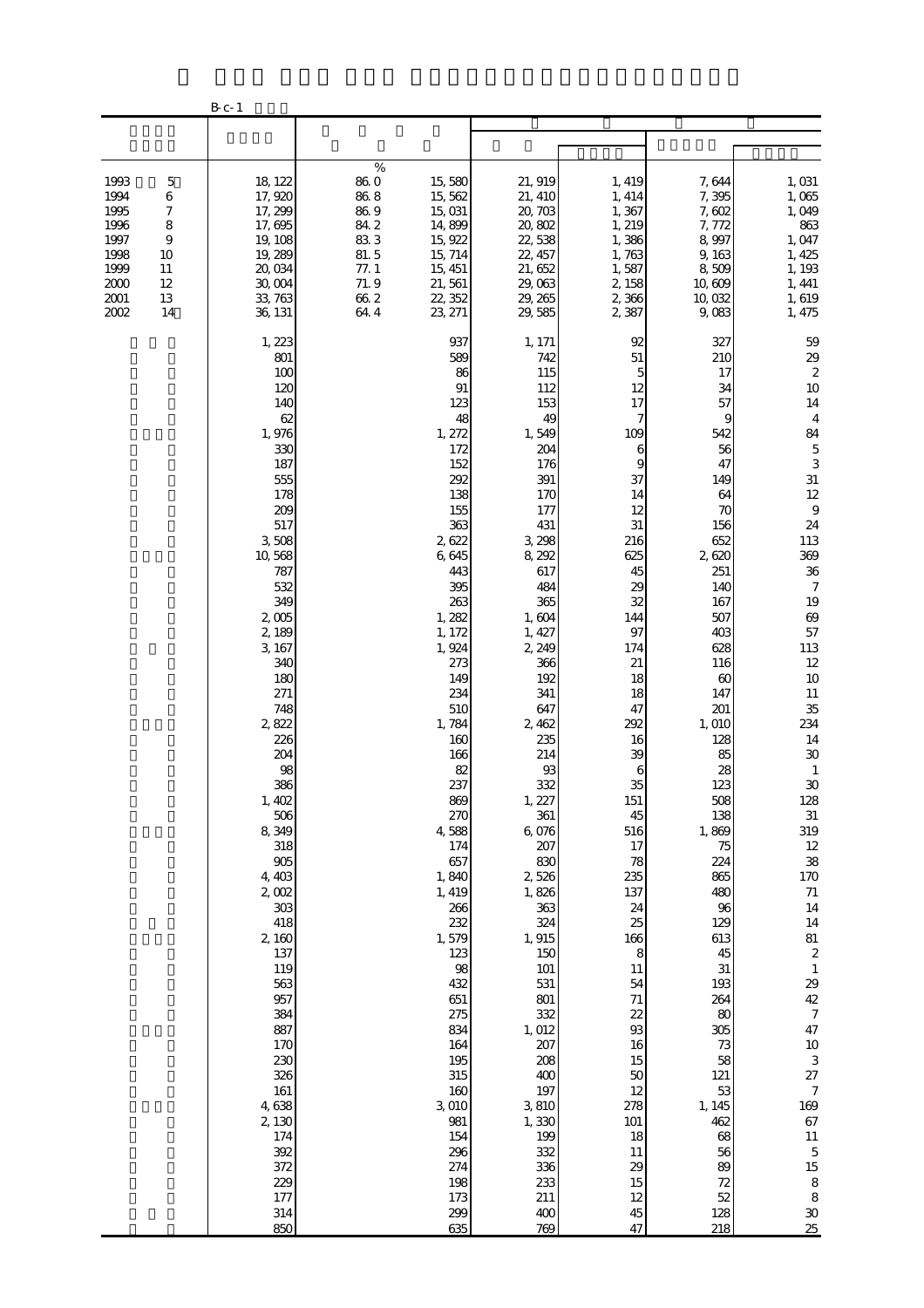B-c-1

| | | | | | | | |
|---|---|---|---|---|---|---|---|
| | | % | | | | | |
| 1993 5 | 18,122 | 86.0 | 15,580 | 21,919 | 1,419 | 7,644 | 1,031 |
| 1994 6 | 17,920 | 86.8 | 15,562 | 21,410 | 1,414 | 7,395 | 1,065 |
| 1995 7 | 17,299 | 86.9 | 15,031 | 20,703 | 1,367 | 7,602 | 1,049 |
| 1996 8 | 17,695 | 84.2 | 14,899 | 20,802 | 1,219 | 7,772 | 863 |
| 1997 9 | 19,108 | 83.3 | 15,922 | 22,538 | 1,386 | 8,997 | 1,047 |
| 1998 10 | 19,289 | 81.5 | 15,714 | 22,457 | 1,763 | 9,163 | 1,425 |
| 1999 11 | 20,034 | 77.1 | 15,451 | 21,652 | 1,587 | 8,509 | 1,193 |
| 2000 12 | 30,004 | 71.9 | 21,561 | 29,063 | 2,158 | 10,609 | 1,441 |
| 2001 13 | 33,763 | 66.2 | 22,352 | 29,265 | 2,366 | 10,032 | 1,619 |
| 2002 14 | 36,131 | 64.4 | 23,271 | 29,585 | 2,387 | 9,083 | 1,475 |
| | 1,223 | | 937 | 1,171 | 92 | 327 | 59 |
| | 801 | | 589 | 742 | 51 | 210 | 29 |
| | 100 | | 86 | 115 | 5 | 17 | 2 |
| | 120 | | 91 | 112 | 12 | 34 | 10 |
| | 140 | | 123 | 153 | 17 | 57 | 14 |
| | 62 | | 48 | 49 | 7 | 9 | 4 |
| | 1,976 | | 1,272 | 1,549 | 109 | 542 | 84 |
| | 330 | | 172 | 204 | 6 | 56 | 5 |
| | 187 | | 152 | 176 | 9 | 47 | 3 |
| | 555 | | 292 | 391 | 37 | 149 | 31 |
| | 178 | | 138 | 170 | 14 | 64 | 12 |
| | 209 | | 155 | 177 | 12 | 70 | 9 |
| | 517 | | 363 | 431 | 31 | 156 | 24 |
| | 3,508 | | 2,622 | 3,298 | 216 | 652 | 113 |
| | 10,568 | | 6,645 | 8,292 | 625 | 2,620 | 369 |
| | 787 | | 443 | 617 | 45 | 251 | 36 |
| | 532 | | 395 | 484 | 29 | 140 | 7 |
| | 349 | | 263 | 365 | 32 | 167 | 19 |
| | 2,005 | | 1,282 | 1,604 | 144 | 507 | 69 |
| | 2,189 | | 1,172 | 1,427 | 97 | 403 | 57 |
| | 3,167 | | 1,924 | 2,249 | 174 | 628 | 113 |
| | 340 | | 273 | 366 | 21 | 116 | 12 |
| | 180 | | 149 | 192 | 18 | 60 | 10 |
| | 271 | | 234 | 341 | 18 | 147 | 11 |
| | 748 | | 510 | 647 | 47 | 201 | 35 |
| | 2,822 | | 1,784 | 2,462 | 292 | 1,010 | 234 |
| | 226 | | 160 | 235 | 16 | 128 | 14 |
| | 204 | | 166 | 214 | 39 | 85 | 30 |
| | 98 | | 82 | 93 | 6 | 28 | 1 |
| | 386 | | 237 | 332 | 35 | 123 | 30 |
| | 1,402 | | 869 | 1,227 | 151 | 508 | 128 |
| | 506 | | 270 | 361 | 45 | 138 | 31 |
| | 8,349 | | 4,588 | 6,076 | 516 | 1,869 | 319 |
| | 318 | | 174 | 207 | 17 | 75 | 12 |
| | 905 | | 657 | 830 | 78 | 224 | 38 |
| | 4,403 | | 1,840 | 2,526 | 235 | 865 | 170 |
| | 2,002 | | 1,419 | 1,826 | 137 | 480 | 71 |
| | 303 | | 266 | 363 | 24 | 96 | 14 |
| | 418 | | 232 | 324 | 25 | 129 | 14 |
| | 2,160 | | 1,579 | 1,915 | 166 | 613 | 81 |
| | 137 | | 123 | 150 | 8 | 45 | 2 |
| | 119 | | 98 | 101 | 11 | 31 | 1 |
| | 563 | | 432 | 531 | 54 | 193 | 29 |
| | 957 | | 651 | 801 | 71 | 264 | 42 |
| | 384 | | 275 | 332 | 22 | 80 | 7 |
| | 887 | | 834 | 1,012 | 93 | 305 | 47 |
| | 170 | | 164 | 207 | 16 | 73 | 10 |
| | 230 | | 195 | 208 | 15 | 58 | 3 |
| | 326 | | 315 | 400 | 50 | 121 | 27 |
| | 161 | | 160 | 197 | 12 | 53 | 7 |
| | 4,638 | | 3,010 | 3,810 | 278 | 1,145 | 169 |
| | 2,130 | | 981 | 1,330 | 101 | 462 | 67 |
| | 174 | | 154 | 199 | 18 | 68 | 11 |
| | 392 | | 296 | 332 | 11 | 56 | 5 |
| | 372 | | 274 | 336 | 29 | 89 | 15 |
| | 229 | | 198 | 233 | 15 | 72 | 8 |
| | 177 | | 173 | 211 | 12 | 52 | 8 |
| | 314 | | 299 | 400 | 45 | 128 | 30 |
| | 850 | | 635 | 769 | 47 | 218 | 25 |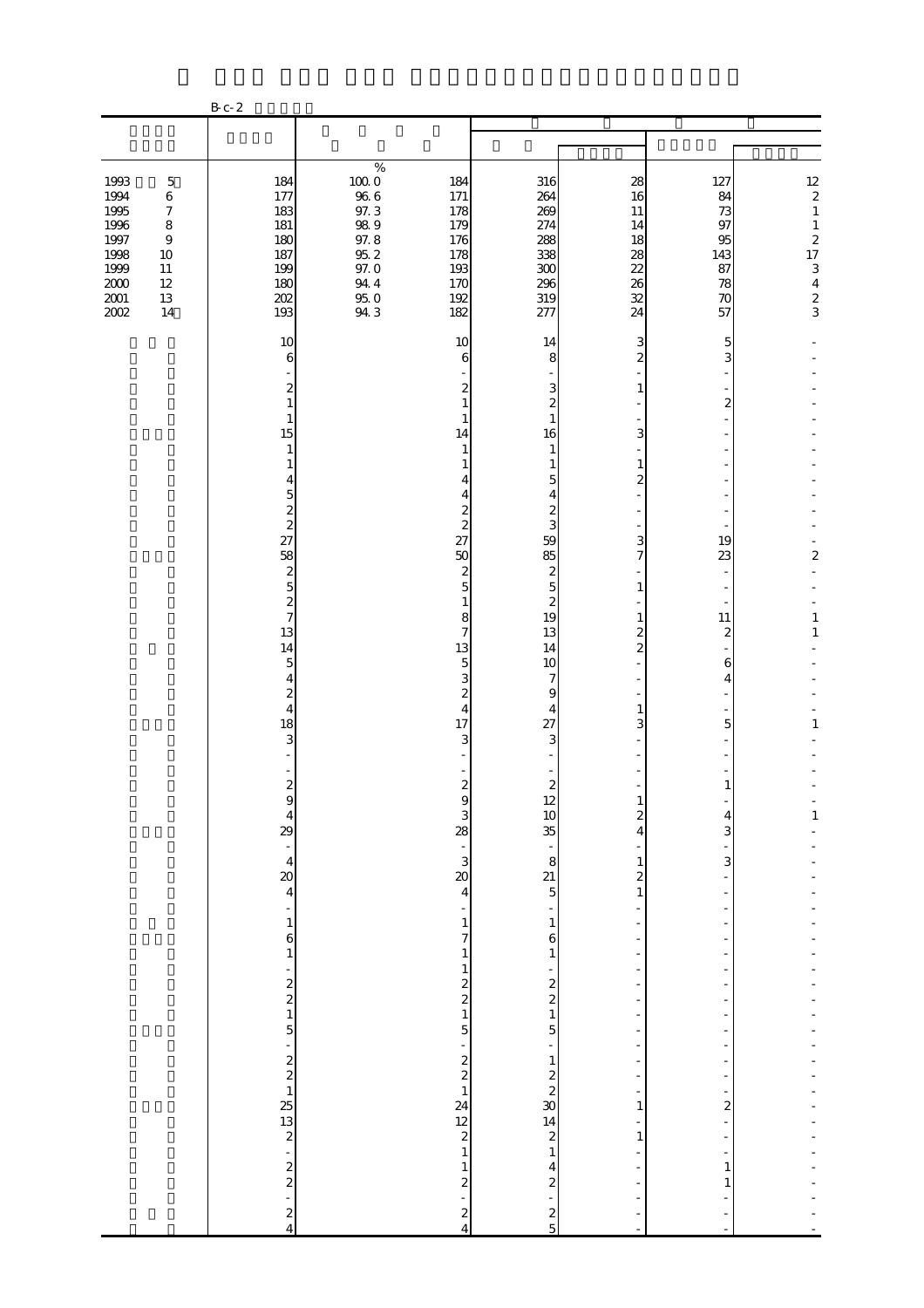B-c-2

| | | | | | | | |
|---|---|---|---|---|---|---|---|
| | | | | | | | |
| | | % | | | | | |
| 1993 5 | 184 | 100.0 | 184 | 316 | 28 | 127 | 12 |
| 1994 6 | 177 | 96.6 | 171 | 264 | 16 | 84 | 2 |
| 1995 7 | 183 | 97.3 | 178 | 269 | 11 | 73 | 1 |
| 1996 8 | 181 | 98.9 | 179 | 274 | 14 | 97 | 1 |
| 1997 9 | 180 | 97.8 | 176 | 288 | 18 | 95 | 2 |
| 1998 10 | 187 | 95.2 | 178 | 338 | 28 | 143 | 17 |
| 1999 11 | 199 | 97.0 | 193 | 300 | 22 | 87 | 3 |
| 2000 12 | 180 | 94.4 | 170 | 296 | 26 | 78 | 4 |
| 2001 13 | 202 | 95.0 | 192 | 319 | 32 | 70 | 2 |
| 2002 14 | 193 | 94.3 | 182 | 277 | 24 | 57 | 3 |
| | 10 | | 10 | 14 | 3 | 5 | - |
| | 6 | | 6 | 8 | 2 | 3 | - |
| | - | | - | - | - | - | - |
| | 2 | | 2 | 3 | 1 | - | - |
| | 1 | | 1 | 2 | - | 2 | - |
| | 1 | | 1 | 1 | - | - | - |
| | 15 | | 14 | 16 | 3 | - | - |
| | 1 | | 1 | 1 | - | - | - |
| | 1 | | 1 | 1 | 1 | - | - |
| | 4 | | 4 | 5 | 2 | - | - |
| | 5 | | 4 | 4 | - | - | - |
| | 2 | | 2 | 2 | - | - | - |
| | 2 | | 2 | 3 | - | - | - |
| | 27 | | 27 | 59 | 3 | 19 | - |
| | 58 | | 50 | 85 | 7 | 23 | 2 |
| | 2 | | 2 | 2 | - | - | - |
| | 5 | | 5 | 5 | 1 | - | - |
| | 2 | | 1 | 2 | - | - | - |
| | 7 | | 8 | 19 | 1 | 11 | 1 |
| | 13 | | 7 | 13 | 2 | 2 | 1 |
| | 14 | | 13 | 14 | 2 | - | - |
| | 5 | | 5 | 10 | - | 6 | - |
| | 4 | | 3 | 7 | - | 4 | - |
| | 2 | | 2 | 9 | - | - | - |
| | 4 | | 4 | 4 | 1 | - | - |
| | 18 | | 17 | 27 | 3 | 5 | 1 |
| | 3 | | 3 | 3 | - | - | - |
| | - | | - | - | - | - | - |
| | - | | - | - | - | - | - |
| | 2 | | 2 | 2 | - | 1 | - |
| | 9 | | 9 | 12 | 1 | - | - |
| | 4 | | 3 | 10 | 2 | 4 | 1 |
| | 29 | | 28 | 35 | 4 | 3 | - |
| | - | | - | - | - | - | - |
| | 4 | | 3 | 8 | 1 | 3 | - |
| | 20 | | 20 | 21 | 2 | - | - |
| | 4 | | 4 | 5 | 1 | - | - |
| | - | | - | - | - | - | - |
| | 1 | | 1 | 1 | - | - | - |
| | 6 | | 7 | 6 | - | - | - |
| | 1 | | 1 | 1 | - | - | - |
| | - | | 1 | - | - | - | - |
| | 2 | | 2 | 2 | - | - | - |
| | 2 | | 2 | 2 | - | - | - |
| | 1 | | 1 | 1 | - | - | - |
| | 5 | | 5 | 5 | - | - | - |
| | - | | - | - | - | - | - |
| | 2 | | 2 | 1 | - | - | - |
| | 2 | | 2 | 2 | - | - | - |
| | 1 | | 1 | 2 | - | - | - |
| | 25 | | 24 | 30 | 1 | 2 | - |
| | 13 | | 12 | 14 | - | - | - |
| | 2 | | 2 | 2 | 1 | - | - |
| | - | | 1 | 1 | - | - | - |
| | 2 | | 1 | 4 | - | 1 | - |
| | 2 | | 2 | 2 | - | 1 | - |
| | - | | - | - | - | - | - |
| | 2 | | 2 | 2 | - | - | - |
| | 4 | | 4 | 5 | - | - | - |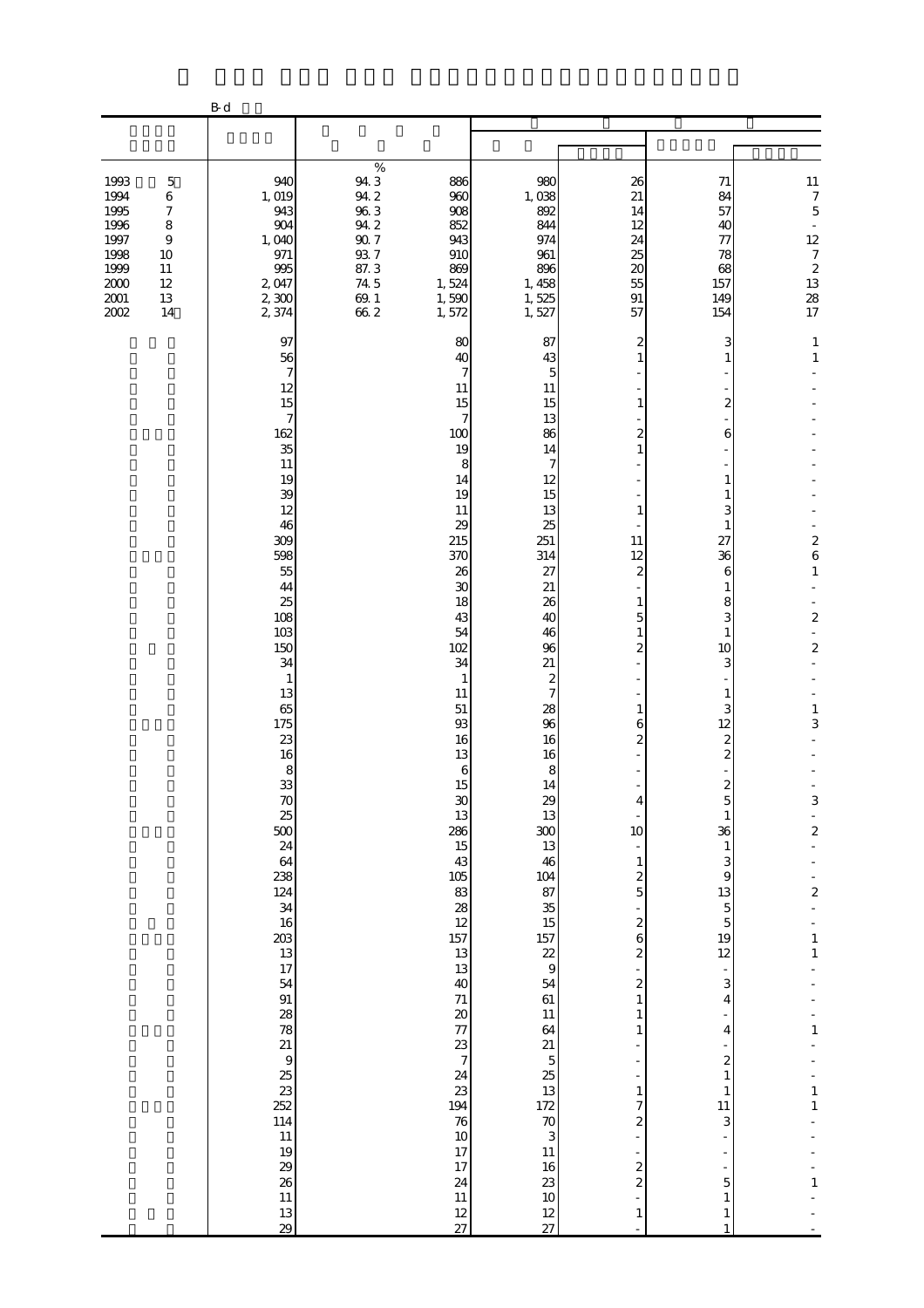B-d

| | | | | | | | |
|---|---|---|---|---|---|---|---|
| | | % | | | | | |
| 1993 5 | 940 | 94.3 | 886 | 980 | 26 | 71 | 11 |
| 1994 6 | 1,019 | 94.2 | 960 | 1,038 | 21 | 84 | 7 |
| 1995 7 | 943 | 96.3 | 908 | 892 | 14 | 57 | 5 |
| 1996 8 | 904 | 94.2 | 852 | 844 | 12 | 40 | - |
| 1997 9 | 1,040 | 90.7 | 943 | 974 | 24 | 77 | 12 |
| 1998 10 | 971 | 93.7 | 910 | 961 | 25 | 78 | 7 |
| 1999 11 | 995 | 87.3 | 869 | 896 | 20 | 68 | 2 |
| 2000 12 | 2,047 | 74.5 | 1,524 | 1,458 | 55 | 157 | 13 |
| 2001 13 | 2,300 | 69.1 | 1,590 | 1,525 | 91 | 149 | 28 |
| 2002 14 | 2,374 | 66.2 | 1,572 | 1,527 | 57 | 154 | 17 |
| | 97 | | 80 | 87 | 2 | 3 | 1 |
| | 56 | | 40 | 43 | 1 | 1 | 1 |
| | 7 | | 7 | 5 | - | - | - |
| | 12 | | 11 | 11 | - | - | - |
| | 15 | | 15 | 15 | 1 | 2 | - |
| | 7 | | 7 | 13 | - | - | - |
| | 162 | | 100 | 86 | 2 | 6 | - |
| | 35 | | 19 | 14 | 1 | - | - |
| | 11 | | 8 | 7 | - | - | - |
| | 19 | | 14 | 12 | - | 1 | - |
| | 39 | | 19 | 15 | - | 1 | - |
| | 12 | | 11 | 13 | 1 | 3 | - |
| | 46 | | 29 | 25 | - | 1 | - |
| | 309 | | 215 | 251 | 11 | 27 | 2 |
| | 598 | | 370 | 314 | 12 | 36 | 6 |
| | 55 | | 26 | 27 | 2 | 6 | 1 |
| | 44 | | 30 | 21 | - | 1 | - |
| | 25 | | 18 | 26 | 1 | 8 | - |
| | 108 | | 43 | 40 | 5 | 3 | 2 |
| | 103 | | 54 | 46 | 1 | 1 | - |
| | 150 | | 102 | 96 | 2 | 10 | 2 |
| | 34 | | 34 | 21 | - | 3 | - |
| | 1 | | 1 | 2 | - | - | - |
| | 13 | | 11 | 7 | - | 1 | - |
| | 65 | | 51 | 28 | 1 | 3 | 1 |
| | 175 | | 93 | 96 | 6 | 12 | 3 |
| | 23 | | 16 | 16 | 2 | 2 | - |
| | 16 | | 13 | 16 | - | 2 | - |
| | 8 | | 6 | 8 | - | - | - |
| | 33 | | 15 | 14 | - | 2 | - |
| | 70 | | 30 | 29 | 4 | 5 | 3 |
| | 25 | | 13 | 13 | - | 1 | - |
| | 500 | | 286 | 300 | 10 | 36 | 2 |
| | 24 | | 15 | 13 | - | 1 | - |
| | 64 | | 43 | 46 | 1 | 3 | - |
| | 238 | | 105 | 104 | 2 | 9 | - |
| | 124 | | 83 | 87 | 5 | 13 | 2 |
| | 34 | | 28 | 35 | - | 5 | - |
| | 16 | | 12 | 15 | 2 | 5 | - |
| | 203 | | 157 | 157 | 6 | 19 | 1 |
| | 13 | | 13 | 22 | 2 | 12 | 1 |
| | 17 | | 13 | 9 | - | - | - |
| | 54 | | 40 | 54 | 2 | 3 | - |
| | 91 | | 71 | 61 | 1 | 4 | - |
| | 28 | | 20 | 11 | 1 | - | - |
| | 78 | | 77 | 64 | 1 | 4 | 1 |
| | 21 | | 23 | 21 | - | - | - |
| | 9 | | 7 | 5 | - | 2 | - |
| | 25 | | 24 | 25 | - | 1 | - |
| | 23 | | 23 | 13 | 1 | 1 | 1 |
| | 252 | | 194 | 172 | 7 | 11 | 1 |
| | 114 | | 76 | 70 | 2 | 3 | - |
| | 11 | | 10 | 3 | - | - | - |
| | 19 | | 17 | 11 | - | - | - |
| | 29 | | 17 | 16 | 2 | - | - |
| | 26 | | 24 | 23 | 2 | 5 | 1 |
| | 11 | | 11 | 10 | - | 1 | - |
| | 13 | | 12 | 12 | 1 | 1 | - |
| | 29 | | 27 | 27 | - | 1 | - |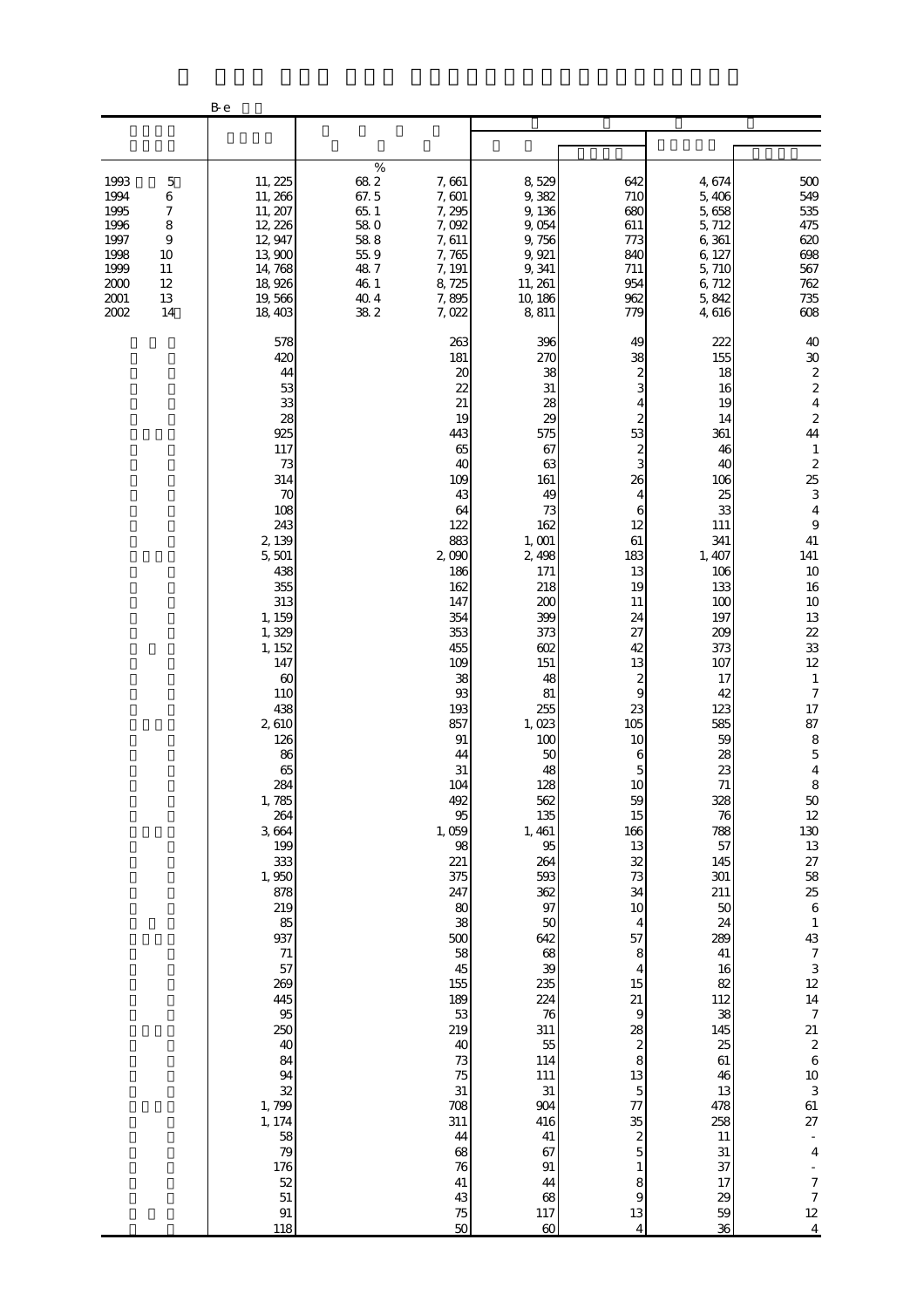B-e

| | | | | | | | |
|---|---|---|---|---|---|---|---|
| 1993 5 | 11,225 | 68.2 % | 7,661 | 8,529 | 642 | 4,674 | 500 |
| 1994 6 | 11,266 | 67.5 | 7,601 | 9,382 | 710 | 5,406 | 549 |
| 1995 7 | 11,207 | 65.1 | 7,295 | 9,136 | 680 | 5,658 | 535 |
| 1996 8 | 12,226 | 58.0 | 7,092 | 9,054 | 611 | 5,712 | 475 |
| 1997 9 | 12,947 | 58.8 | 7,611 | 9,756 | 773 | 6,361 | 620 |
| 1998 10 | 13,900 | 55.9 | 7,765 | 9,921 | 840 | 6,127 | 698 |
| 1999 11 | 14,768 | 48.7 | 7,191 | 9,341 | 711 | 5,710 | 567 |
| 2000 12 | 18,926 | 46.1 | 8,725 | 11,261 | 954 | 6,712 | 762 |
| 2001 13 | 19,566 | 40.4 | 7,895 | 10,186 | 962 | 5,842 | 735 |
| 2002 14 | 18,403 | 38.2 | 7,022 | 8,811 | 779 | 4,616 | 608 |
| | 578 | | 263 | 396 | 49 | 222 | 40 |
| | 420 | | 181 | 270 | 38 | 155 | 30 |
| | 44 | | 20 | 38 | 2 | 18 | 2 |
| | 53 | | 22 | 31 | 3 | 16 | 2 |
| | 33 | | 21 | 28 | 4 | 19 | 4 |
| | 28 | | 19 | 29 | 2 | 14 | 2 |
| | 925 | | 443 | 575 | 53 | 361 | 44 |
| | 117 | | 65 | 67 | 2 | 46 | 1 |
| | 73 | | 40 | 63 | 3 | 40 | 2 |
| | 314 | | 109 | 161 | 26 | 106 | 25 |
| | 70 | | 43 | 49 | 4 | 25 | 3 |
| | 108 | | 64 | 73 | 6 | 33 | 4 |
| | 243 | | 122 | 162 | 12 | 111 | 9 |
| | 2,139 | | 883 | 1,001 | 61 | 341 | 41 |
| | 5,501 | | 2,090 | 2,498 | 183 | 1,407 | 141 |
| | 438 | | 186 | 171 | 13 | 106 | 10 |
| | 355 | | 162 | 218 | 19 | 133 | 16 |
| | 313 | | 147 | 200 | 11 | 100 | 10 |
| | 1,159 | | 354 | 399 | 24 | 197 | 13 |
| | 1,329 | | 353 | 373 | 27 | 209 | 22 |
| | 1,152 | | 455 | 602 | 42 | 373 | 33 |
| | 147 | | 109 | 151 | 13 | 107 | 12 |
| | 60 | | 38 | 48 | 2 | 17 | 1 |
| | 110 | | 93 | 81 | 9 | 42 | 7 |
| | 438 | | 193 | 255 | 23 | 123 | 17 |
| | 2,610 | | 857 | 1,023 | 105 | 585 | 87 |
| | 126 | | 91 | 100 | 10 | 59 | 8 |
| | 86 | | 44 | 50 | 6 | 28 | 5 |
| | 65 | | 31 | 48 | 5 | 23 | 4 |
| | 284 | | 104 | 128 | 10 | 71 | 8 |
| | 1,785 | | 492 | 562 | 59 | 328 | 50 |
| | 264 | | 95 | 135 | 15 | 76 | 12 |
| | 3,664 | | 1,059 | 1,461 | 166 | 788 | 130 |
| | 199 | | 98 | 95 | 13 | 57 | 13 |
| | 333 | | 221 | 264 | 32 | 145 | 27 |
| | 1,950 | | 375 | 593 | 73 | 301 | 58 |
| | 878 | | 247 | 362 | 34 | 211 | 25 |
| | 219 | | 80 | 97 | 10 | 50 | 6 |
| | 85 | | 38 | 50 | 4 | 24 | 1 |
| | 937 | | 500 | 642 | 57 | 289 | 43 |
| | 71 | | 58 | 68 | 8 | 41 | 7 |
| | 57 | | 45 | 39 | 4 | 16 | 3 |
| | 269 | | 155 | 235 | 15 | 82 | 12 |
| | 445 | | 189 | 224 | 21 | 112 | 14 |
| | 95 | | 53 | 76 | 9 | 38 | 7 |
| | 250 | | 219 | 311 | 28 | 145 | 21 |
| | 40 | | 40 | 55 | 2 | 25 | 2 |
| | 84 | | 73 | 114 | 8 | 61 | 6 |
| | 94 | | 75 | 111 | 13 | 46 | 10 |
| | 32 | | 31 | 31 | 5 | 13 | 3 |
| | 1,799 | | 708 | 904 | 77 | 478 | 61 |
| | 1,174 | | 311 | 416 | 35 | 258 | 27 |
| | 58 | | 44 | 41 | 2 | 11 | - |
| | 79 | | 68 | 67 | 5 | 31 | 4 |
| | 176 | | 76 | 91 | 1 | 37 | - |
| | 52 | | 41 | 44 | 8 | 17 | 7 |
| | 51 | | 43 | 68 | 9 | 29 | 7 |
| | 91 | | 75 | 117 | 13 | 59 | 12 |
| | 118 | | 50 | 60 | 4 | 36 | 4 |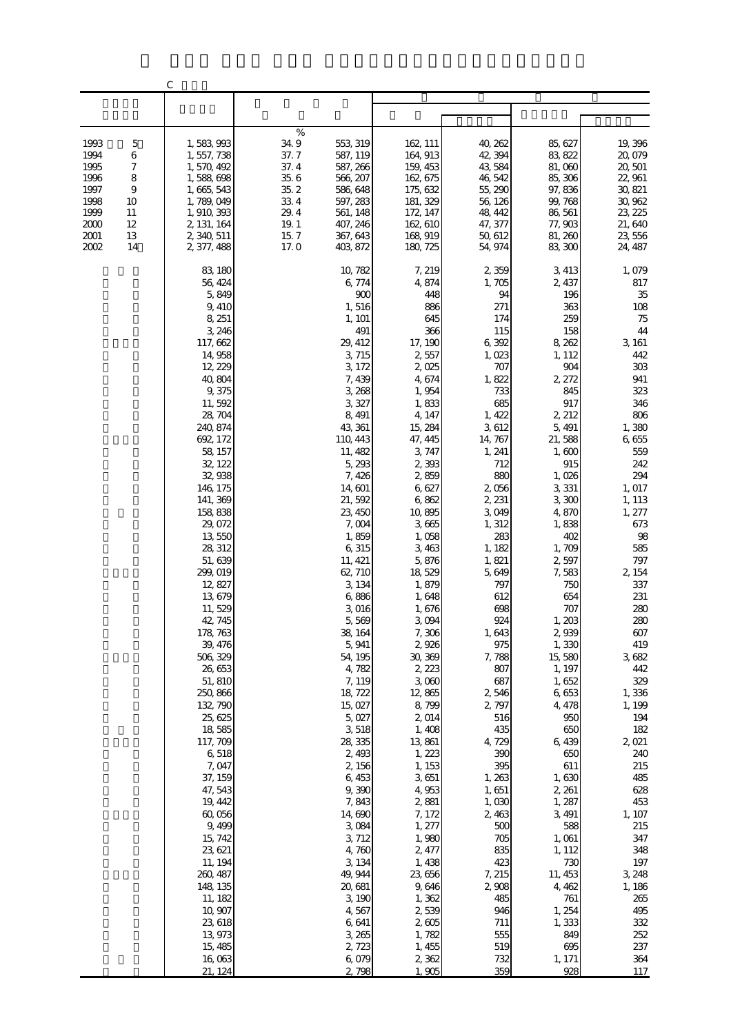C

| | | | | | | | |
|---|---|---|---|---|---|---|---|
| | | % | | | | | |
| 1993　5 | 1,583,993 | 34.9 | 553,319 | 162,111 | 40,262 | 85,627 | 19,396 |
| 1994　6 | 1,557,738 | 37.7 | 587,119 | 164,913 | 42,394 | 83,822 | 20,079 |
| 1995　7 | 1,570,492 | 37.4 | 587,266 | 159,453 | 43,584 | 81,060 | 20,501 |
| 1996　8 | 1,588,698 | 35.6 | 566,207 | 162,675 | 46,542 | 85,306 | 22,961 |
| 1997　9 | 1,665,543 | 35.2 | 586,648 | 175,632 | 55,290 | 97,836 | 30,821 |
| 1998　10 | 1,789,049 | 33.4 | 597,283 | 181,329 | 56,126 | 99,768 | 30,962 |
| 1999　11 | 1,910,393 | 29.4 | 561,148 | 172,147 | 48,442 | 86,561 | 23,225 |
| 2000　12 | 2,131,164 | 19.1 | 407,246 | 162,610 | 47,377 | 77,903 | 21,640 |
| 2001　13 | 2,340,511 | 15.7 | 367,643 | 168,919 | 50,612 | 81,260 | 23,556 |
| 2002　14 | 2,377,488 | 17.0 | 403,872 | 180,725 | 54,974 | 83,300 | 24,487 |
| | 83,180 | | 10,782 | 7,219 | 2,359 | 3,413 | 1,079 |
| | 56,424 | | 6,774 | 4,874 | 1,705 | 2,437 | 817 |
| | 5,849 | | 900 | 448 | 94 | 196 | 35 |
| | 9,410 | | 1,516 | 886 | 271 | 363 | 108 |
| | 8,251 | | 1,101 | 645 | 174 | 259 | 75 |
| | 3,246 | | 491 | 366 | 115 | 158 | 44 |
| | 117,662 | | 29,412 | 17,190 | 6,392 | 8,262 | 3,161 |
| | 14,958 | | 3,715 | 2,557 | 1,023 | 1,112 | 442 |
| | 12,229 | | 3,172 | 2,025 | 707 | 904 | 303 |
| | 40,804 | | 7,439 | 4,674 | 1,822 | 2,272 | 941 |
| | 9,375 | | 3,268 | 1,954 | 733 | 845 | 323 |
| | 11,592 | | 3,327 | 1,833 | 685 | 917 | 346 |
| | 28,704 | | 8,491 | 4,147 | 1,422 | 2,212 | 806 |
| | 240,874 | | 43,361 | 15,284 | 3,612 | 5,491 | 1,380 |
| | 692,172 | | 110,443 | 47,445 | 14,767 | 21,588 | 6,655 |
| | 58,157 | | 11,482 | 3,747 | 1,241 | 1,600 | 559 |
| | 32,122 | | 5,293 | 2,393 | 712 | 915 | 242 |
| | 32,938 | | 7,426 | 2,859 | 880 | 1,026 | 294 |
| | 146,175 | | 14,601 | 6,627 | 2,056 | 3,331 | 1,017 |
| | 141,369 | | 21,592 | 6,862 | 2,231 | 3,300 | 1,113 |
| | 158,838 | | 23,450 | 10,895 | 3,049 | 4,870 | 1,277 |
| | 29,072 | | 7,004 | 3,665 | 1,312 | 1,838 | 673 |
| | 13,550 | | 1,859 | 1,058 | 283 | 402 | 98 |
| | 28,312 | | 6,315 | 3,463 | 1,182 | 1,709 | 585 |
| | 51,639 | | 11,421 | 5,876 | 1,821 | 2,597 | 797 |
| | 299,019 | | 62,710 | 18,529 | 5,649 | 7,583 | 2,154 |
| | 12,827 | | 3,134 | 1,879 | 797 | 750 | 337 |
| | 13,679 | | 6,886 | 1,648 | 612 | 654 | 231 |
| | 11,529 | | 3,016 | 1,676 | 698 | 707 | 280 |
| | 42,745 | | 5,569 | 3,094 | 924 | 1,203 | 280 |
| | 178,763 | | 38,164 | 7,306 | 1,643 | 2,939 | 607 |
| | 39,476 | | 5,941 | 2,926 | 975 | 1,330 | 419 |
| | 506,329 | | 54,195 | 30,369 | 7,788 | 15,580 | 3,682 |
| | 26,653 | | 4,782 | 2,223 | 807 | 1,197 | 442 |
| | 51,810 | | 7,119 | 3,060 | 687 | 1,652 | 329 |
| | 250,866 | | 18,722 | 12,865 | 2,546 | 6,653 | 1,336 |
| | 132,790 | | 15,027 | 8,799 | 2,797 | 4,478 | 1,199 |
| | 25,625 | | 5,027 | 2,014 | 516 | 950 | 194 |
| | 18,585 | | 3,518 | 1,408 | 435 | 650 | 182 |
| | 117,709 | | 28,335 | 13,861 | 4,729 | 6,439 | 2,021 |
| | 6,518 | | 2,493 | 1,223 | 390 | 650 | 240 |
| | 7,047 | | 2,156 | 1,153 | 395 | 611 | 215 |
| | 37,159 | | 6,453 | 3,651 | 1,263 | 1,630 | 485 |
| | 47,543 | | 9,390 | 4,953 | 1,651 | 2,261 | 628 |
| | 19,442 | | 7,843 | 2,881 | 1,030 | 1,287 | 453 |
| | 60,056 | | 14,690 | 7,172 | 2,463 | 3,491 | 1,107 |
| | 9,499 | | 3,084 | 1,277 | 500 | 588 | 215 |
| | 15,742 | | 3,712 | 1,980 | 705 | 1,061 | 347 |
| | 23,621 | | 4,760 | 2,477 | 835 | 1,112 | 348 |
| | 11,194 | | 3,134 | 1,438 | 423 | 730 | 197 |
| | 260,487 | | 49,944 | 23,656 | 7,215 | 11,453 | 3,248 |
| | 148,135 | | 20,681 | 9,646 | 2,908 | 4,462 | 1,186 |
| | 11,182 | | 3,190 | 1,362 | 485 | 761 | 265 |
| | 10,907 | | 4,567 | 2,539 | 946 | 1,254 | 495 |
| | 23,618 | | 6,641 | 2,605 | 711 | 1,333 | 332 |
| | 13,973 | | 3,265 | 1,782 | 555 | 849 | 252 |
| | 15,485 | | 2,723 | 1,455 | 519 | 695 | 237 |
| | 16,063 | | 6,079 | 2,362 | 732 | 1,171 | 364 |
| | 21,124 | | 2,798 | 1,905 | 359 | 928 | 117 |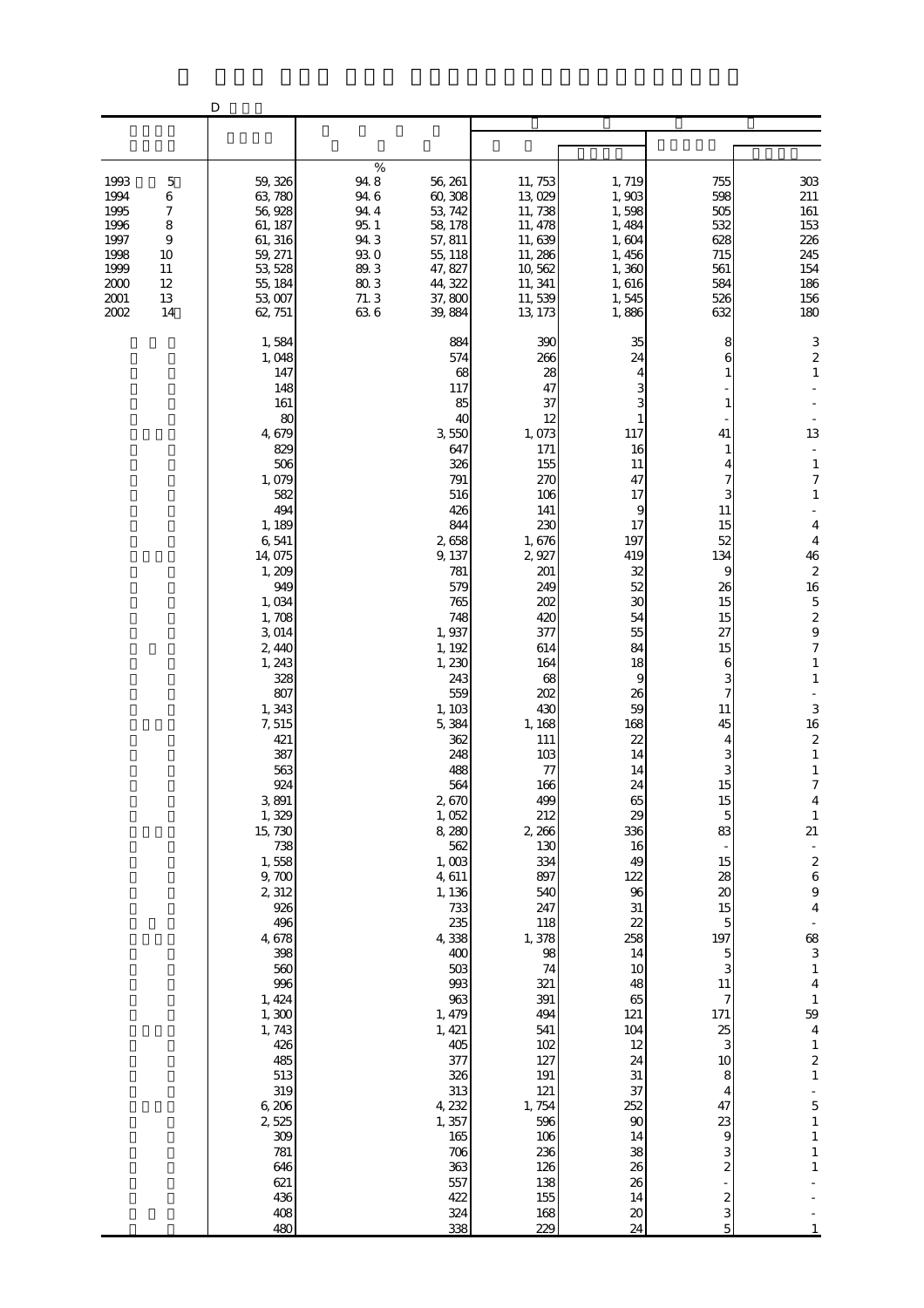D

| | | | | | | | |
|---|---|---|---|---|---|---|---|
| 1993 5 | 59,326 | % 94.8 | 56,261 | 11,753 | 1,719 | 755 | 303 |
| 1994 6 | 63,780 | 94.6 | 60,308 | 13,029 | 1,903 | 598 | 211 |
| 1995 7 | 56,928 | 94.4 | 53,742 | 11,738 | 1,598 | 505 | 161 |
| 1996 8 | 61,187 | 95.1 | 58,178 | 11,478 | 1,484 | 532 | 153 |
| 1997 9 | 61,316 | 94.3 | 57,811 | 11,639 | 1,604 | 628 | 226 |
| 1998 10 | 59,271 | 93.0 | 55,118 | 11,286 | 1,456 | 715 | 245 |
| 1999 11 | 53,528 | 89.3 | 47,827 | 10,562 | 1,360 | 561 | 154 |
| 2000 12 | 55,184 | 80.3 | 44,322 | 11,341 | 1,616 | 584 | 186 |
| 2001 13 | 53,007 | 71.3 | 37,800 | 11,539 | 1,545 | 526 | 156 |
| 2002 14 | 62,751 | 63.6 | 39,884 | 13,173 | 1,886 | 632 | 180 |
| | 1,584 | | 884 | 390 | 35 | 8 | 3 |
| | 1,048 | | 574 | 266 | 24 | 6 | 2 |
| | 147 | | 68 | 28 | 4 | 1 | 1 |
| | 148 | | 117 | 47 | 3 | - | - |
| | 161 | | 85 | 37 | 3 | 1 | - |
| | 80 | | 40 | 12 | 1 | - | - |
| | 4,679 | | 3,550 | 1,073 | 117 | 41 | 13 |
| | 829 | | 647 | 171 | 16 | 1 | - |
| | 506 | | 326 | 155 | 11 | 4 | 1 |
| | 1,079 | | 791 | 270 | 47 | 7 | 7 |
| | 582 | | 516 | 106 | 17 | 3 | 1 |
| | 494 | | 426 | 141 | 9 | 11 | - |
| | 1,189 | | 844 | 230 | 17 | 15 | 4 |
| | 6,541 | | 2,658 | 1,676 | 197 | 52 | 4 |
| | 14,075 | | 9,137 | 2,927 | 419 | 134 | 46 |
| | 1,209 | | 781 | 201 | 32 | 9 | 2 |
| | 949 | | 579 | 249 | 52 | 26 | 16 |
| | 1,034 | | 765 | 202 | 30 | 15 | 5 |
| | 1,708 | | 748 | 420 | 54 | 15 | 2 |
| | 3,014 | | 1,937 | 377 | 55 | 27 | 9 |
| | 2,440 | | 1,192 | 614 | 84 | 15 | 7 |
| | 1,243 | | 1,230 | 164 | 18 | 6 | 1 |
| | 328 | | 243 | 68 | 9 | 3 | 1 |
| | 807 | | 559 | 202 | 26 | 7 | - |
| | 1,343 | | 1,103 | 430 | 59 | 11 | 3 |
| | 7,515 | | 5,384 | 1,168 | 168 | 45 | 16 |
| | 421 | | 362 | 111 | 22 | 4 | 2 |
| | 387 | | 248 | 103 | 14 | 3 | 1 |
| | 563 | | 488 | 77 | 14 | 3 | 1 |
| | 924 | | 564 | 166 | 24 | 15 | 7 |
| | 3,891 | | 2,670 | 499 | 65 | 15 | 4 |
| | 1,329 | | 1,052 | 212 | 29 | 5 | 1 |
| | 15,730 | | 8,280 | 2,266 | 336 | 83 | 21 |
| | 738 | | 562 | 130 | 16 | - | - |
| | 1,558 | | 1,003 | 334 | 49 | 15 | 2 |
| | 9,700 | | 4,611 | 897 | 122 | 28 | 6 |
| | 2,312 | | 1,136 | 540 | 96 | 20 | 9 |
| | 926 | | 733 | 247 | 31 | 15 | 4 |
| | 496 | | 235 | 118 | 22 | 5 | - |
| | 4,678 | | 4,338 | 1,378 | 258 | 197 | 68 |
| | 398 | | 400 | 98 | 14 | 5 | 3 |
| | 560 | | 503 | 74 | 10 | 3 | 1 |
| | 996 | | 993 | 321 | 48 | 11 | 4 |
| | 1,424 | | 963 | 391 | 65 | 7 | 1 |
| | 1,300 | | 1,479 | 494 | 121 | 171 | 59 |
| | 1,743 | | 1,421 | 541 | 104 | 25 | 4 |
| | 426 | | 405 | 102 | 12 | 3 | 1 |
| | 485 | | 377 | 127 | 24 | 10 | 2 |
| | 513 | | 326 | 191 | 31 | 8 | 1 |
| | 319 | | 313 | 121 | 37 | 4 | - |
| | 6,206 | | 4,232 | 1,754 | 252 | 47 | 5 |
| | 2,525 | | 1,357 | 596 | 90 | 23 | 1 |
| | 309 | | 165 | 106 | 14 | 9 | 1 |
| | 781 | | 706 | 236 | 38 | 3 | 1 |
| | 646 | | 363 | 126 | 26 | 2 | 1 |
| | 621 | | 557 | 138 | 26 | - | - |
| | 436 | | 422 | 155 | 14 | 2 | - |
| | 408 | | 324 | 168 | 20 | 3 | - |
| | 480 | | 338 | 229 | 24 | 5 | 1 |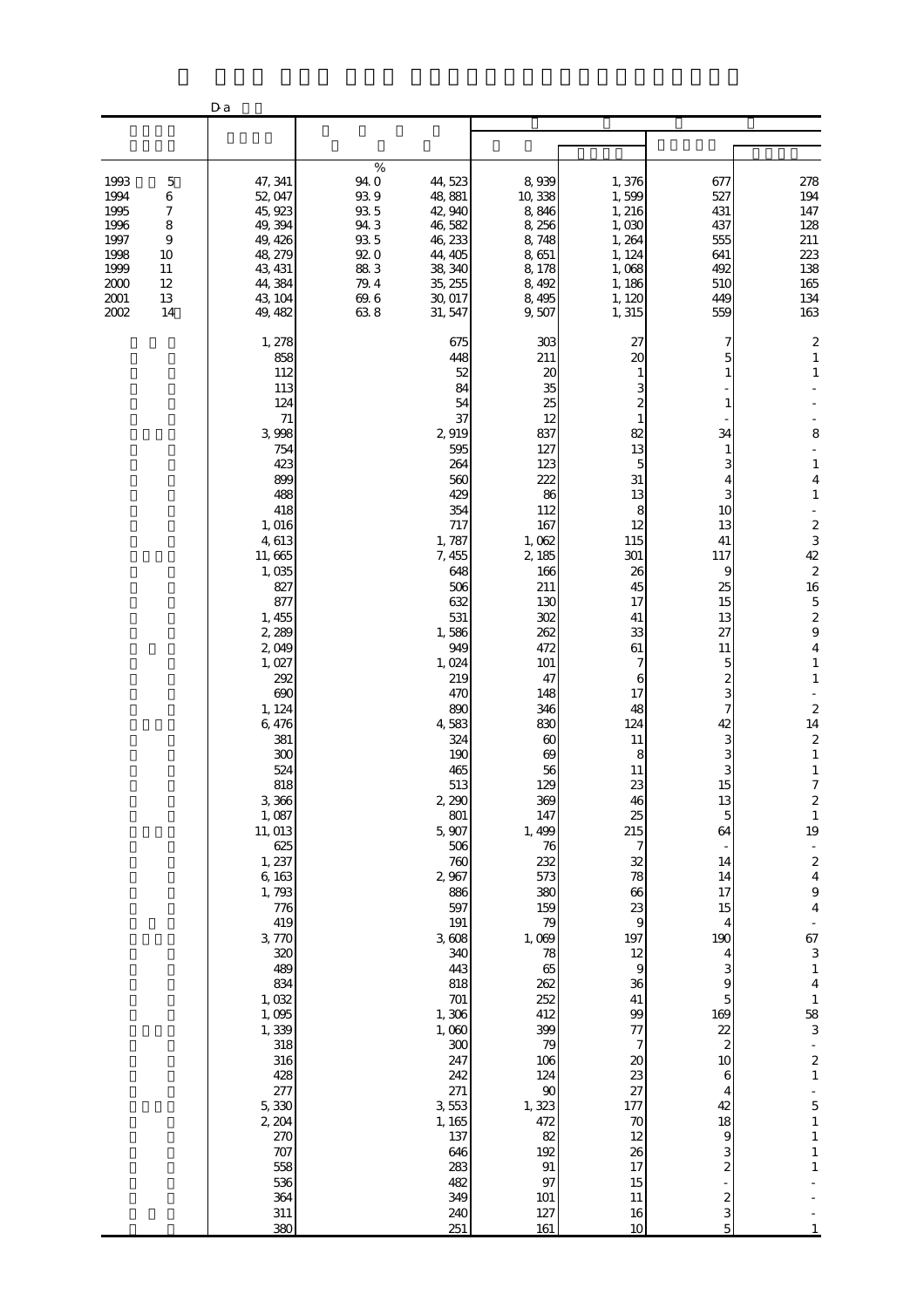D-a

| | | | | | | | |
|---|---|---|---|---|---|---|---|
| 1993 5 | 47,341 | 94.0 | 44,523 | 8,939 | 1,376 | 677 | 278 |
| 1994 6 | 52,047 | 93.9 | 48,881 | 10,338 | 1,599 | 527 | 194 |
| 1995 7 | 45,923 | 93.5 | 42,940 | 8,846 | 1,216 | 431 | 147 |
| 1996 8 | 49,394 | 94.3 | 46,582 | 8,256 | 1,030 | 437 | 128 |
| 1997 9 | 49,426 | 93.5 | 46,233 | 8,748 | 1,264 | 555 | 211 |
| 1998 10 | 48,279 | 92.0 | 44,405 | 8,651 | 1,124 | 641 | 223 |
| 1999 11 | 43,431 | 88.3 | 38,340 | 8,178 | 1,068 | 492 | 138 |
| 2000 12 | 44,384 | 79.4 | 35,255 | 8,492 | 1,186 | 510 | 165 |
| 2001 13 | 43,104 | 69.6 | 30,017 | 8,495 | 1,120 | 449 | 134 |
| 2002 14 | 49,482 | 63.8 | 31,547 | 9,507 | 1,315 | 559 | 163 |
| | 1,278 | | 675 | 303 | 27 | 7 | 2 |
| | 858 | | 448 | 211 | 20 | 5 | 1 |
| | 112 | | 52 | 20 | 1 | 1 | 1 |
| | 113 | | 84 | 35 | 3 | - | - |
| | 124 | | 54 | 25 | 2 | 1 | - |
| | 71 | | 37 | 12 | 1 | - | - |
| | 3,998 | | 2,919 | 837 | 82 | 34 | 8 |
| | 754 | | 595 | 127 | 13 | 1 | - |
| | 423 | | 264 | 123 | 5 | 3 | 1 |
| | 899 | | 560 | 222 | 31 | 4 | 4 |
| | 488 | | 429 | 86 | 13 | 3 | 1 |
| | 418 | | 354 | 112 | 8 | 10 | - |
| | 1,016 | | 717 | 167 | 12 | 13 | 2 |
| | 4,613 | | 1,787 | 1,062 | 115 | 41 | 3 |
| | 11,665 | | 7,455 | 2,185 | 301 | 117 | 42 |
| | 1,035 | | 648 | 166 | 26 | 9 | 2 |
| | 827 | | 506 | 211 | 45 | 25 | 16 |
| | 877 | | 632 | 130 | 17 | 15 | 5 |
| | 1,455 | | 531 | 302 | 41 | 13 | 2 |
| | 2,289 | | 1,586 | 262 | 33 | 27 | 9 |
| | 2,049 | | 949 | 472 | 61 | 11 | 4 |
| | 1,027 | | 1,024 | 101 | 7 | 5 | 1 |
| | 292 | | 219 | 47 | 6 | 2 | 1 |
| | 690 | | 470 | 148 | 17 | 3 | - |
| | 1,124 | | 890 | 346 | 48 | 7 | 2 |
| | 6,476 | | 4,583 | 830 | 124 | 42 | 14 |
| | 381 | | 324 | 60 | 11 | 3 | 2 |
| | 300 | | 190 | 69 | 8 | 3 | 1 |
| | 524 | | 465 | 56 | 11 | 3 | 1 |
| | 818 | | 513 | 129 | 23 | 15 | 7 |
| | 3,366 | | 2,290 | 369 | 46 | 13 | 2 |
| | 1,087 | | 801 | 147 | 25 | 5 | 1 |
| | 11,013 | | 5,907 | 1,499 | 215 | 64 | 19 |
| | 625 | | 506 | 76 | 7 | - | - |
| | 1,237 | | 760 | 232 | 32 | 14 | 2 |
| | 6,163 | | 2,967 | 573 | 78 | 14 | 4 |
| | 1,793 | | 886 | 380 | 66 | 17 | 9 |
| | 776 | | 597 | 159 | 23 | 15 | 4 |
| | 419 | | 191 | 79 | 9 | 4 | - |
| | 3,770 | | 3,608 | 1,069 | 197 | 190 | 67 |
| | 320 | | 340 | 78 | 12 | 4 | 3 |
| | 489 | | 443 | 65 | 9 | 3 | 1 |
| | 834 | | 818 | 262 | 36 | 9 | 4 |
| | 1,032 | | 701 | 252 | 41 | 5 | 1 |
| | 1,095 | | 1,306 | 412 | 99 | 169 | 58 |
| | 1,339 | | 1,060 | 399 | 77 | 22 | 3 |
| | 318 | | 300 | 79 | 7 | 2 | - |
| | 316 | | 247 | 106 | 20 | 10 | 2 |
| | 428 | | 242 | 124 | 23 | 6 | 1 |
| | 277 | | 271 | 90 | 27 | 4 | - |
| | 5,330 | | 3,553 | 1,323 | 177 | 42 | 5 |
| | 2,204 | | 1,165 | 472 | 70 | 18 | 1 |
| | 270 | | 137 | 82 | 12 | 9 | 1 |
| | 707 | | 646 | 192 | 26 | 3 | 1 |
| | 558 | | 283 | 91 | 17 | 2 | 1 |
| | 536 | | 482 | 97 | 15 | - | - |
| | 364 | | 349 | 101 | 11 | 2 | - |
| | 311 | | 240 | 127 | 16 | 3 | - |
| | 380 | | 251 | 161 | 10 | 5 | 1 |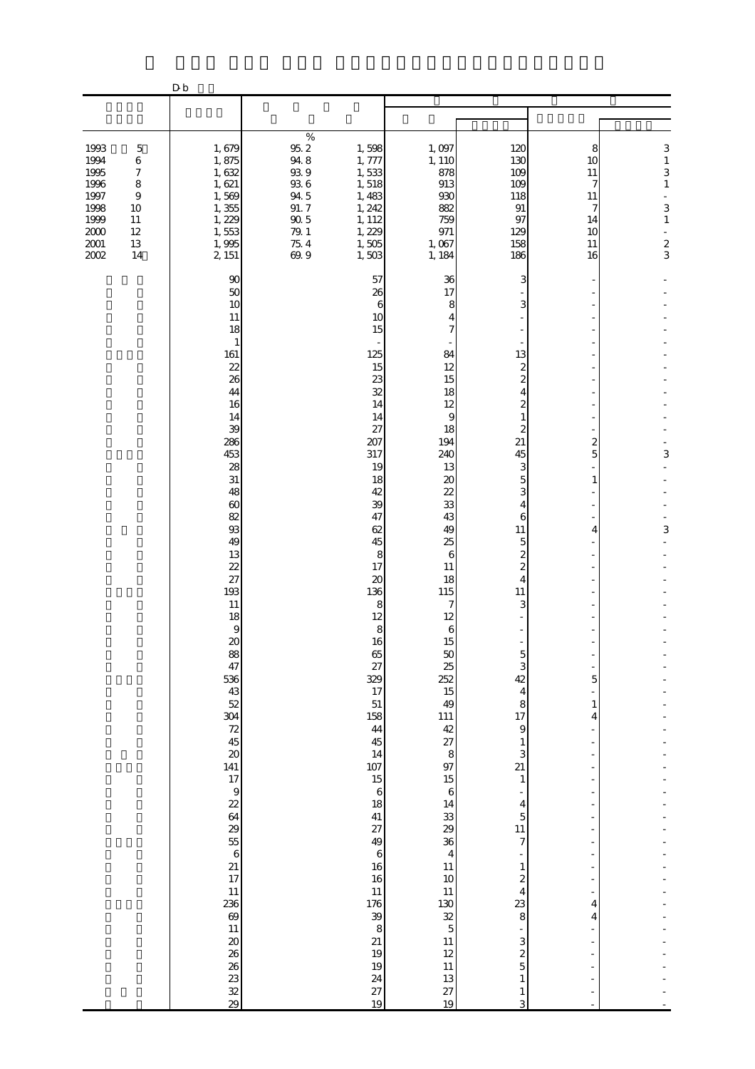D-b

| | | | | | | | |
|---|---|---|---|---|---|---|---|
| 1993 5 | 1,679 | 95.2 | 1,598 | 1,097 | 120 | 8 | 3 |
| 1994 6 | 1,875 | 94.8 | 1,777 | 1,110 | 130 | 10 | 1 |
| 1995 7 | 1,632 | 93.9 | 1,533 | 878 | 109 | 11 | 3 |
| 1996 8 | 1,621 | 93.6 | 1,518 | 913 | 109 | 7 | 1 |
| 1997 9 | 1,569 | 94.5 | 1,483 | 930 | 118 | 11 | - |
| 1998 10 | 1,355 | 91.7 | 1,242 | 882 | 91 | 7 | 3 |
| 1999 11 | 1,229 | 90.5 | 1,112 | 759 | 97 | 14 | 1 |
| 2000 12 | 1,553 | 79.1 | 1,229 | 971 | 129 | 10 | - |
| 2001 13 | 1,995 | 75.4 | 1,505 | 1,067 | 158 | 11 | 2 |
| 2002 14 | 2,151 | 69.9 | 1,503 | 1,184 | 186 | 16 | 3 |
| | 90 | | 57 | 36 | 3 | - | - |
| | 50 | | 26 | 17 | - | - | - |
| | 10 | | 6 | 8 | 3 | - | - |
| | 11 | | 10 | 4 | - | - | - |
| | 18 | | 15 | 7 | - | - | - |
| | 1 | | - | - | - | - | - |
| | 161 | | 125 | 84 | 13 | - | - |
| | 22 | | 15 | 12 | 2 | - | - |
| | 26 | | 23 | 15 | 2 | - | - |
| | 44 | | 32 | 18 | 4 | - | - |
| | 16 | | 14 | 12 | 2 | - | - |
| | 14 | | 14 | 9 | 1 | - | - |
| | 39 | | 27 | 18 | 2 | - | - |
| | 286 | | 207 | 194 | 21 | 2 | - |
| | 453 | | 317 | 240 | 45 | 5 | 3 |
| | 28 | | 19 | 13 | 3 | - | - |
| | 31 | | 18 | 20 | 5 | 1 | - |
| | 48 | | 42 | 22 | 3 | - | - |
| | 60 | | 39 | 33 | 4 | - | - |
| | 82 | | 47 | 43 | 6 | - | - |
| | 93 | | 62 | 49 | 11 | 4 | 3 |
| | 49 | | 45 | 25 | 5 | - | - |
| | 13 | | 8 | 6 | 2 | - | - |
| | 22 | | 17 | 11 | 2 | - | - |
| | 27 | | 20 | 18 | 4 | - | - |
| | 193 | | 136 | 115 | 11 | - | - |
| | 11 | | 8 | 7 | 3 | - | - |
| | 18 | | 12 | 12 | - | - | - |
| | 9 | | 8 | 6 | - | - | - |
| | 20 | | 16 | 15 | - | - | - |
| | 88 | | 65 | 50 | 5 | - | - |
| | 47 | | 27 | 25 | 3 | - | - |
| | 536 | | 329 | 252 | 42 | 5 | - |
| | 43 | | 17 | 15 | 4 | - | - |
| | 52 | | 51 | 49 | 8 | 1 | - |
| | 304 | | 158 | 111 | 17 | 4 | - |
| | 72 | | 44 | 42 | 9 | - | - |
| | 45 | | 45 | 27 | 1 | - | - |
| | 20 | | 14 | 8 | 3 | - | - |
| | 141 | | 107 | 97 | 21 | - | - |
| | 17 | | 15 | 15 | 1 | - | - |
| | 9 | | 6 | 6 | - | - | - |
| | 22 | | 18 | 14 | 4 | - | - |
| | 64 | | 41 | 33 | 5 | - | - |
| | 29 | | 27 | 29 | 11 | - | - |
| | 55 | | 49 | 36 | 7 | - | - |
| | 6 | | 6 | 4 | - | - | - |
| | 21 | | 16 | 11 | 1 | - | - |
| | 17 | | 16 | 10 | 2 | - | - |
| | 11 | | 11 | 11 | 4 | - | - |
| | 236 | | 176 | 130 | 23 | 4 | - |
| | 69 | | 39 | 32 | 8 | 4 | - |
| | 11 | | 8 | 5 | - | - | - |
| | 20 | | 21 | 11 | 3 | - | - |
| | 26 | | 19 | 12 | 2 | - | - |
| | 26 | | 19 | 11 | 5 | - | - |
| | 23 | | 24 | 13 | 1 | - | - |
| | 32 | | 27 | 27 | 1 | - | - |
| | 29 | | 19 | 19 | 3 | - | - |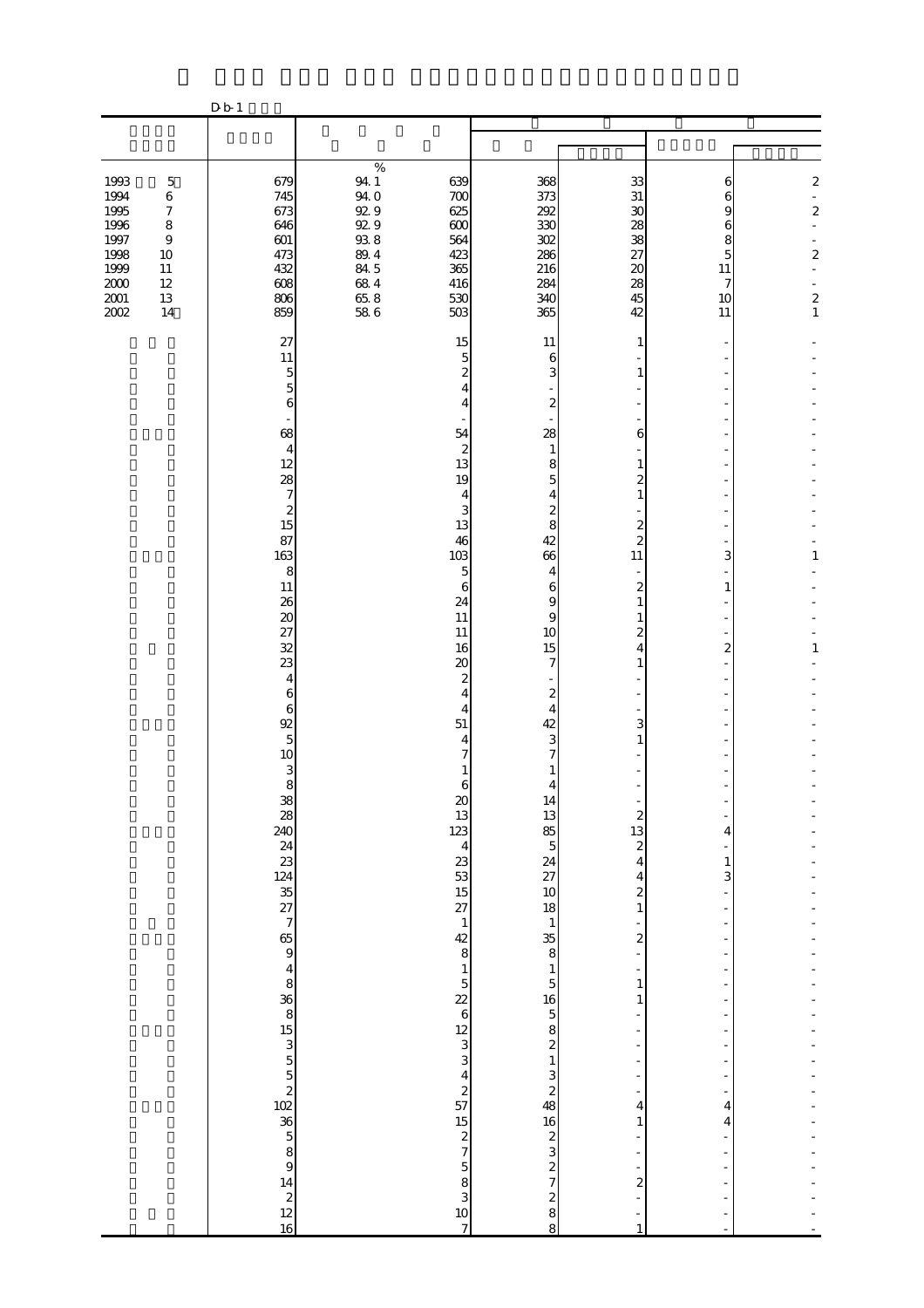D-b-1

| | | | | | | | |
|---|---|---|---|---|---|---|---|
| | | % | | | | | |
| 1993 5 | 679 | 94.1 | 639 | 368 | 33 | 6 | 2 |
| 1994 6 | 745 | 94.0 | 700 | 373 | 31 | 6 | - |
| 1995 7 | 673 | 92.9 | 625 | 292 | 30 | 9 | 2 |
| 1996 8 | 646 | 92.9 | 600 | 330 | 28 | 6 | - |
| 1997 9 | 601 | 93.8 | 564 | 302 | 38 | 8 | - |
| 1998 10 | 473 | 89.4 | 423 | 286 | 27 | 5 | 2 |
| 1999 11 | 432 | 84.5 | 365 | 216 | 20 | 11 | - |
| 2000 12 | 608 | 68.4 | 416 | 284 | 28 | 7 | - |
| 2001 13 | 806 | 65.8 | 530 | 340 | 45 | 10 | 2 |
| 2002 14 | 859 | 58.6 | 503 | 365 | 42 | 11 | 1 |
| | 27 | | 15 | 11 | 1 | - | - |
| | 11 | | 5 | 6 | - | - | - |
| | 5 | | 2 | 3 | 1 | - | - |
| | 5 | | 4 | - | - | - | - |
| | 6 | | 4 | 2 | - | - | - |
| | - | | - | - | - | - | - |
| | 68 | | 54 | 28 | 6 | - | - |
| | 4 | | 2 | 1 | - | - | - |
| | 12 | | 13 | 8 | 1 | - | - |
| | 28 | | 19 | 5 | 2 | - | - |
| | 7 | | 4 | 4 | 1 | - | - |
| | 2 | | 3 | 2 | - | - | - |
| | 15 | | 13 | 8 | 2 | - | - |
| | 87 | | 46 | 42 | 2 | - | - |
| | 163 | | 103 | 66 | 11 | 3 | 1 |
| | 8 | | 5 | 4 | - | - | - |
| | 11 | | 6 | 6 | 2 | 1 | - |
| | 26 | | 24 | 9 | 1 | - | - |
| | 20 | | 11 | 9 | 1 | - | - |
| | 27 | | 11 | 10 | 2 | - | - |
| | 32 | | 16 | 15 | 4 | 2 | 1 |
| | 23 | | 20 | 7 | 1 | - | - |
| | 4 | | 2 | - | - | - | - |
| | 6 | | 4 | 2 | - | - | - |
| | 6 | | 4 | 4 | - | - | - |
| | 92 | | 51 | 42 | 3 | - | - |
| | 5 | | 4 | 3 | 1 | - | - |
| | 10 | | 7 | 7 | - | - | - |
| | 3 | | 1 | 1 | - | - | - |
| | 8 | | 6 | 4 | - | - | - |
| | 38 | | 20 | 14 | - | - | - |
| | 28 | | 13 | 13 | 2 | - | - |
| | 240 | | 123 | 85 | 13 | 4 | - |
| | 24 | | 4 | 5 | 2 | - | - |
| | 23 | | 23 | 24 | 4 | 1 | - |
| | 124 | | 53 | 27 | 4 | 3 | - |
| | 35 | | 15 | 10 | 2 | - | - |
| | 27 | | 27 | 18 | 1 | - | - |
| | 7 | | 1 | 1 | - | - | - |
| | 65 | | 42 | 35 | 2 | - | - |
| | 9 | | 8 | 8 | - | - | - |
| | 4 | | 1 | 1 | - | - | - |
| | 8 | | 5 | 5 | 1 | - | - |
| | 36 | | 22 | 16 | 1 | - | - |
| | 8 | | 6 | 5 | - | - | - |
| | 15 | | 12 | 8 | - | - | - |
| | 3 | | 3 | 2 | - | - | - |
| | 5 | | 3 | 1 | - | - | - |
| | 5 | | 4 | 3 | - | - | - |
| | 2 | | 2 | 2 | - | - | - |
| | 102 | | 57 | 48 | 4 | 4 | - |
| | 36 | | 15 | 16 | 1 | 4 | - |
| | 5 | | 2 | 2 | - | - | - |
| | 8 | | 7 | 3 | - | - | - |
| | 9 | | 5 | 2 | - | - | - |
| | 14 | | 8 | 7 | 2 | - | - |
| | 2 | | 3 | 2 | - | - | - |
| | 12 | | 10 | 8 | - | - | - |
| | 16 | | 7 | 8 | 1 | - | - |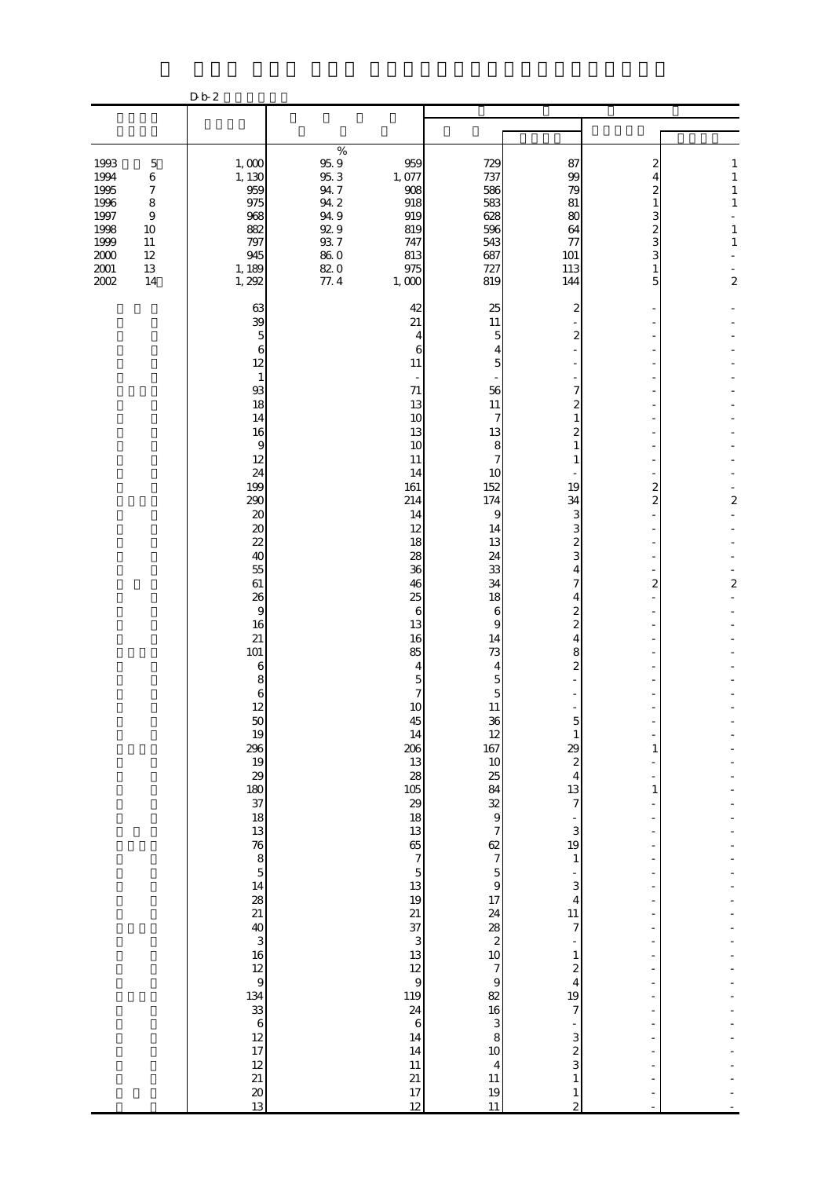D-b-2

| | | | | | | | |
|---|---|---|---|---|---|---|---|
| 1993 5 | 1,000 | 95.9 % | 959 | 729 | 87 | 2 | 1 |
| 1994 6 | 1,130 | 95.3 | 1,077 | 737 | 99 | 4 | 1 |
| 1995 7 | 959 | 94.7 | 908 | 586 | 79 | 2 | 1 |
| 1996 8 | 975 | 94.2 | 918 | 583 | 81 | 1 | 1 |
| 1997 9 | 968 | 94.9 | 919 | 628 | 80 | 3 | - |
| 1998 10 | 882 | 92.9 | 819 | 596 | 64 | 2 | 1 |
| 1999 11 | 797 | 93.7 | 747 | 543 | 77 | 3 | 1 |
| 2000 12 | 945 | 86.0 | 813 | 687 | 101 | 3 | - |
| 2001 13 | 1,189 | 82.0 | 975 | 727 | 113 | 1 | - |
| 2002 14 | 1,292 | 77.4 | 1,000 | 819 | 144 | 5 | 2 |
| | 63 | | 42 | 25 | 2 | - | - |
| | 39 | | 21 | 11 | - | - | - |
| | 5 | | 4 | 5 | 2 | - | - |
| | 6 | | 6 | 4 | - | - | - |
| | 12 | | 11 | 5 | - | - | - |
| | 1 | | - | - | - | - | - |
| | 93 | | 71 | 56 | 7 | - | - |
| | 18 | | 13 | 11 | 2 | - | - |
| | 14 | | 10 | 7 | 1 | - | - |
| | 16 | | 13 | 13 | 2 | - | - |
| | 9 | | 10 | 8 | 1 | - | - |
| | 12 | | 11 | 7 | 1 | - | - |
| | 24 | | 14 | 10 | - | - | - |
| | 199 | | 161 | 152 | 19 | 2 | - |
| | 290 | | 214 | 174 | 34 | 2 | 2 |
| | 20 | | 14 | 9 | 3 | - | - |
| | 20 | | 12 | 14 | 3 | - | - |
| | 22 | | 18 | 13 | 2 | - | - |
| | 40 | | 28 | 24 | 3 | - | - |
| | 55 | | 36 | 33 | 4 | - | - |
| | 61 | | 46 | 34 | 7 | 2 | 2 |
| | 26 | | 25 | 18 | 4 | - | - |
| | 9 | | 6 | 6 | 2 | - | - |
| | 16 | | 13 | 9 | 2 | - | - |
| | 21 | | 16 | 14 | 4 | - | - |
| | 101 | | 85 | 73 | 8 | - | - |
| | 6 | | 4 | 4 | 2 | - | - |
| | 8 | | 5 | 5 | - | - | - |
| | 6 | | 7 | 5 | - | - | - |
| | 12 | | 10 | 11 | - | - | - |
| | 50 | | 45 | 36 | 5 | - | - |
| | 19 | | 14 | 12 | 1 | - | - |
| | 296 | | 206 | 167 | 29 | 1 | - |
| | 19 | | 13 | 10 | 2 | - | - |
| | 29 | | 28 | 25 | 4 | - | - |
| | 180 | | 105 | 84 | 13 | 1 | - |
| | 37 | | 29 | 32 | 7 | - | - |
| | 18 | | 18 | 9 | - | - | - |
| | 13 | | 13 | 7 | 3 | - | - |
| | 76 | | 65 | 62 | 19 | - | - |
| | 8 | | 7 | 7 | 1 | - | - |
| | 5 | | 5 | 5 | - | - | - |
| | 14 | | 13 | 9 | 3 | - | - |
| | 28 | | 19 | 17 | 4 | - | - |
| | 21 | | 21 | 24 | 11 | - | - |
| | 40 | | 37 | 28 | 7 | - | - |
| | 3 | | 3 | 2 | - | - | - |
| | 16 | | 13 | 10 | 1 | - | - |
| | 12 | | 12 | 7 | 2 | - | - |
| | 9 | | 9 | 9 | 4 | - | - |
| | 134 | | 119 | 82 | 19 | - | - |
| | 33 | | 24 | 16 | 7 | - | - |
| | 6 | | 6 | 3 | - | - | - |
| | 12 | | 14 | 8 | 3 | - | - |
| | 17 | | 14 | 10 | 2 | - | - |
| | 12 | | 11 | 4 | 3 | - | - |
| | 21 | | 21 | 11 | 1 | - | - |
| | 20 | | 17 | 19 | 1 | - | - |
| | 13 | | 12 | 11 | 2 | - | - |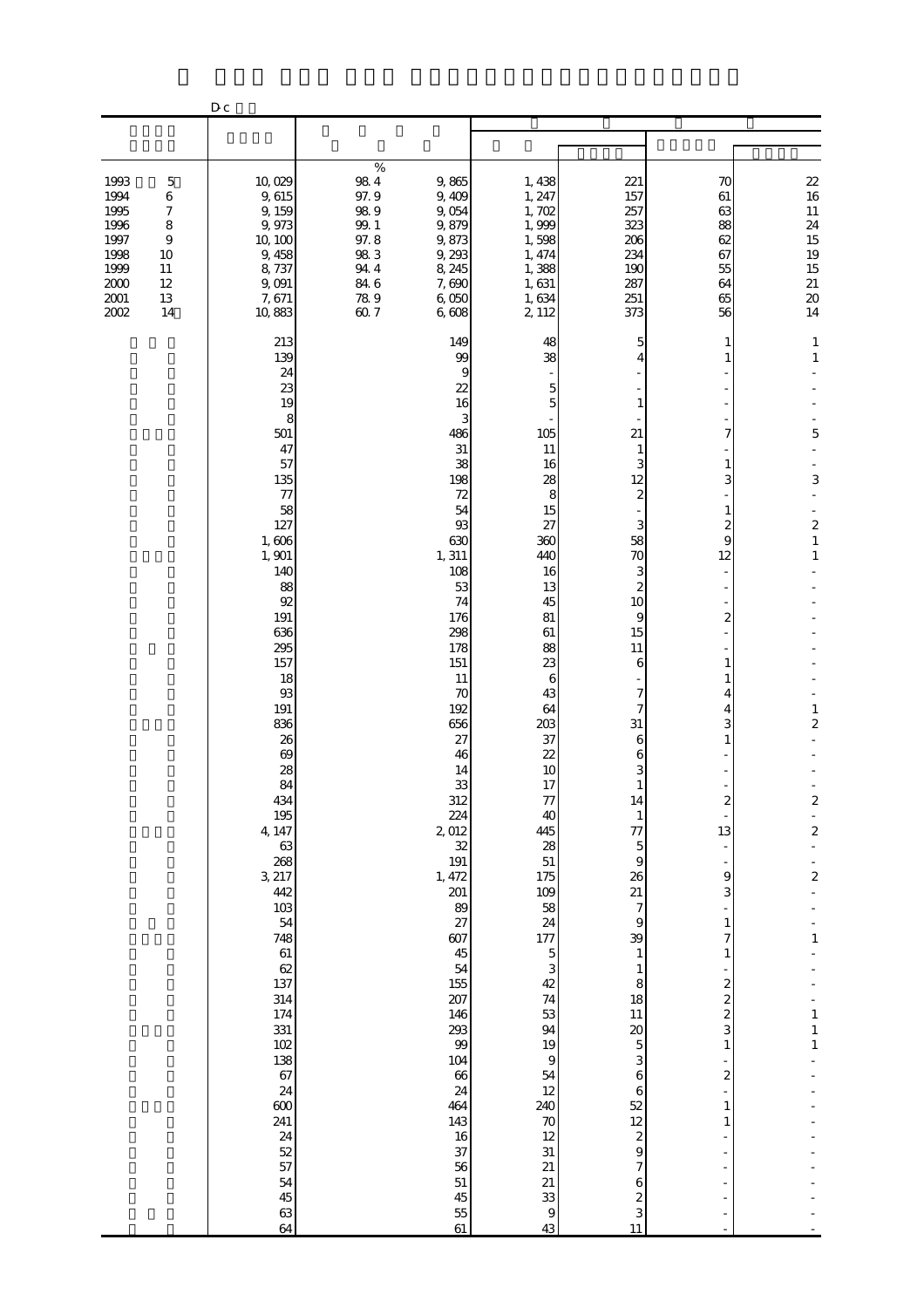D-c

| | | % | | | | | |
|---|---|---|---|---|---|---|---|
| 1993　5 | 10, 029 | 98. 4 | 9, 865 | 1, 438 | 221 | 70 | 22 |
| 1994　6 | 9, 615 | 97. 9 | 9, 409 | 1, 247 | 157 | 61 | 16 |
| 1995　7 | 9, 159 | 98. 9 | 9, 054 | 1, 702 | 257 | 63 | 11 |
| 1996　8 | 9, 973 | 99. 1 | 9, 879 | 1, 999 | 323 | 88 | 24 |
| 1997　9 | 10, 100 | 97. 8 | 9, 873 | 1, 598 | 206 | 62 | 15 |
| 1998　10 | 9, 458 | 98. 3 | 9, 293 | 1, 474 | 234 | 67 | 19 |
| 1999　11 | 8, 737 | 94. 4 | 8, 245 | 1, 388 | 190 | 55 | 15 |
| 2000　12 | 9, 091 | 84. 6 | 7, 690 | 1, 631 | 287 | 64 | 21 |
| 2001　13 | 7, 671 | 78. 9 | 6, 050 | 1, 634 | 251 | 65 | 20 |
| 2002　14 | 10, 883 | 60. 7 | 6, 608 | 2, 112 | 373 | 56 | 14 |
| | 213 | | 149 | 48 | 5 | 1 | 1 |
| | 139 | | 99 | 38 | 4 | 1 | 1 |
| | 24 | | 9 | - | - | - | - |
| | 23 | | 22 | 5 | - | - | - |
| | 19 | | 16 | 5 | 1 | - | - |
| | 8 | | 3 | - | - | - | - |
| | 501 | | 486 | 105 | 21 | 7 | 5 |
| | 47 | | 31 | 11 | 1 | - | - |
| | 57 | | 38 | 16 | 3 | 1 | - |
| | 135 | | 198 | 28 | 12 | 3 | 3 |
| | 77 | | 72 | 8 | 2 | - | - |
| | 58 | | 54 | 15 | - | 1 | - |
| | 127 | | 93 | 27 | 3 | 2 | 2 |
| | 1, 606 | | 630 | 360 | 58 | 9 | 1 |
| | 1, 901 | | 1, 311 | 440 | 70 | 12 | 1 |
| | 140 | | 108 | 16 | 3 | - | - |
| | 88 | | 53 | 13 | 2 | - | - |
| | 92 | | 74 | 45 | 10 | - | - |
| | 191 | | 176 | 81 | 9 | 2 | - |
| | 636 | | 298 | 61 | 15 | - | - |
| | 295 | | 178 | 88 | 11 | - | - |
| | 157 | | 151 | 23 | 6 | 1 | - |
| | 18 | | 11 | 6 | - | 1 | - |
| | 93 | | 70 | 43 | 7 | 4 | - |
| | 191 | | 192 | 64 | 7 | 4 | 1 |
| | 836 | | 656 | 203 | 31 | 3 | 2 |
| | 26 | | 27 | 37 | 6 | 1 | - |
| | 69 | | 46 | 22 | 6 | - | - |
| | 28 | | 14 | 10 | 3 | - | - |
| | 84 | | 33 | 17 | 1 | - | - |
| | 434 | | 312 | 77 | 14 | 2 | 2 |
| | 195 | | 224 | 40 | 1 | - | - |
| | 4, 147 | | 2, 012 | 445 | 77 | 13 | 2 |
| | 63 | | 32 | 28 | 5 | - | - |
| | 268 | | 191 | 51 | 9 | - | - |
| | 3, 217 | | 1, 472 | 175 | 26 | 9 | 2 |
| | 442 | | 201 | 109 | 21 | 3 | - |
| | 103 | | 89 | 58 | 7 | - | - |
| | 54 | | 27 | 24 | 9 | 1 | - |
| | 748 | | 607 | 177 | 39 | 7 | 1 |
| | 61 | | 45 | 5 | 1 | 1 | - |
| | 62 | | 54 | 3 | 1 | - | - |
| | 137 | | 155 | 42 | 8 | 2 | - |
| | 314 | | 207 | 74 | 18 | 2 | - |
| | 174 | | 146 | 53 | 11 | 2 | 1 |
| | 331 | | 293 | 94 | 20 | 3 | 1 |
| | 102 | | 99 | 19 | 5 | 1 | 1 |
| | 138 | | 104 | 9 | 3 | - | - |
| | 67 | | 66 | 54 | 6 | 2 | - |
| | 24 | | 24 | 12 | 6 | - | - |
| | 600 | | 464 | 240 | 52 | 1 | - |
| | 241 | | 143 | 70 | 12 | 1 | - |
| | 24 | | 16 | 12 | 2 | - | - |
| | 52 | | 37 | 31 | 9 | - | - |
| | 57 | | 56 | 21 | 7 | - | - |
| | 54 | | 51 | 21 | 6 | - | - |
| | 45 | | 45 | 33 | 2 | - | - |
| | 63 | | 55 | 9 | 3 | - | - |
| | 64 | | 61 | 43 | 11 | - | - |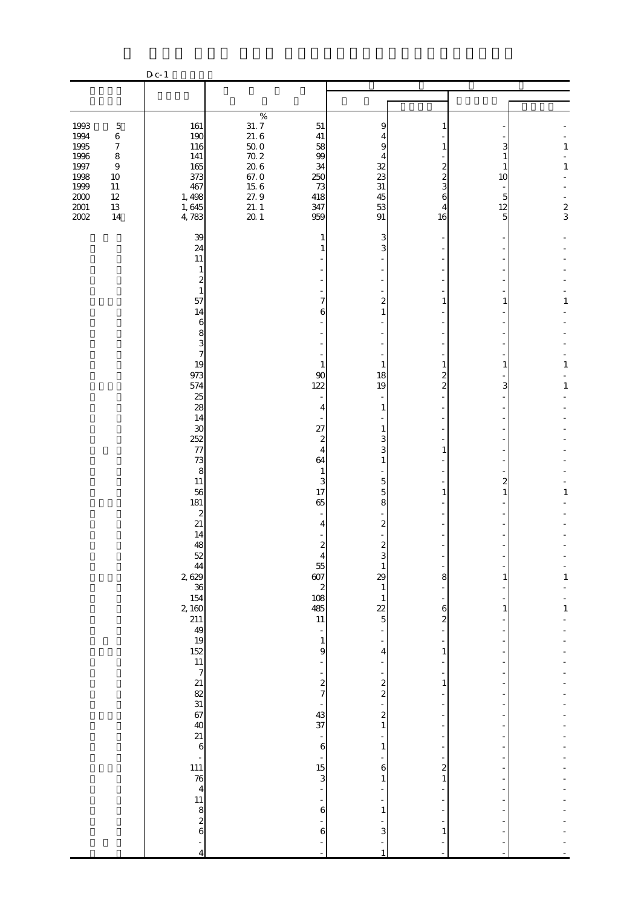D c-1

| | | % | | | | | |
|---|---|---|---|---|---|---|---|
| 1993 5 | 161 | 31.7 | 51 | 9 | 1 | - | - |
| 1994 6 | 190 | 21.6 | 41 | 4 | - | - | - |
| 1995 7 | 116 | 50.0 | 58 | 9 | 1 | 3 | 1 |
| 1996 8 | 141 | 70.2 | 99 | 4 | - | 1 | - |
| 1997 9 | 165 | 20.6 | 34 | 32 | 2 | 1 | 1 |
| 1998 10 | 373 | 67.0 | 250 | 23 | 2 | 10 | - |
| 1999 11 | 467 | 15.6 | 73 | 31 | 3 | - | - |
| 2000 12 | 1,498 | 27.9 | 418 | 45 | 6 | 5 | - |
| 2001 13 | 1,645 | 21.1 | 347 | 53 | 4 | 12 | 2 |
| 2002 14 | 4,783 | 20.1 | 959 | 91 | 16 | 5 | 3 |
| | 39 | | 1 | 3 | - | - | - |
| | 24 | | 1 | 3 | - | - | - |
| | 11 | | - | - | - | - | - |
| | 1 | | - | - | - | - | - |
| | 2 | | - | - | - | - | - |
| | 1 | | - | - | - | - | - |
| | 57 | | 7 | 2 | 1 | 1 | 1 |
| | 14 | | 6 | 1 | - | - | - |
| | 6 | | - | - | - | - | - |
| | 8 | | - | - | - | - | - |
| | 3 | | - | - | - | - | - |
| | 7 | | - | - | - | - | - |
| | 19 | | 1 | 1 | 1 | 1 | 1 |
| | 973 | | 90 | 18 | 2 | - | - |
| | 574 | | 122 | 19 | 2 | 3 | 1 |
| | 25 | | - | - | - | - | - |
| | 28 | | 4 | 1 | - | - | - |
| | 14 | | - | - | - | - | - |
| | 30 | | 27 | 1 | - | - | - |
| | 252 | | 2 | 3 | - | - | - |
| | 77 | | 4 | 3 | 1 | - | - |
| | 73 | | 64 | 1 | - | - | - |
| | 8 | | 1 | - | - | - | - |
| | 11 | | 3 | 5 | - | 2 | - |
| | 56 | | 17 | 5 | 1 | 1 | 1 |
| | 181 | | 65 | 8 | - | - | - |
| | 2 | | - | - | - | - | - |
| | 21 | | 4 | 2 | - | - | - |
| | 14 | | - | - | - | - | - |
| | 48 | | 2 | 2 | - | - | - |
| | 52 | | 4 | 3 | - | - | - |
| | 44 | | 55 | 1 | - | - | - |
| | 2,629 | | 607 | 29 | 8 | 1 | 1 |
| | 36 | | 2 | 1 | - | - | - |
| | 154 | | 108 | 1 | - | - | - |
| | 2,160 | | 485 | 22 | 6 | 1 | 1 |
| | 211 | | 11 | 5 | 2 | - | - |
| | 49 | | - | - | - | - | - |
| | 19 | | 1 | - | - | - | - |
| | 152 | | 9 | 4 | 1 | - | - |
| | 11 | | - | - | - | - | - |
| | 7 | | - | - | - | - | - |
| | 21 | | 2 | 2 | 1 | - | - |
| | 82 | | 7 | 2 | - | - | - |
| | 31 | | - | - | - | - | - |
| | 67 | | 43 | 2 | - | - | - |
| | 40 | | 37 | 1 | - | - | - |
| | 21 | | - | - | - | - | - |
| | 6 | | 6 | 1 | - | - | - |
| | - | | - | - | - | - | - |
| | 111 | | 15 | 6 | 2 | - | - |
| | 76 | | 3 | 1 | 1 | - | - |
| | 4 | | - | - | - | - | - |
| | 11 | | - | - | - | - | - |
| | 8 | | 6 | 1 | - | - | - |
| | 2 | | - | - | - | - | - |
| | 6 | | 6 | 3 | 1 | - | - |
| | - | | - | - | - | - | - |
| | 4 | | - | 1 | - | - | - |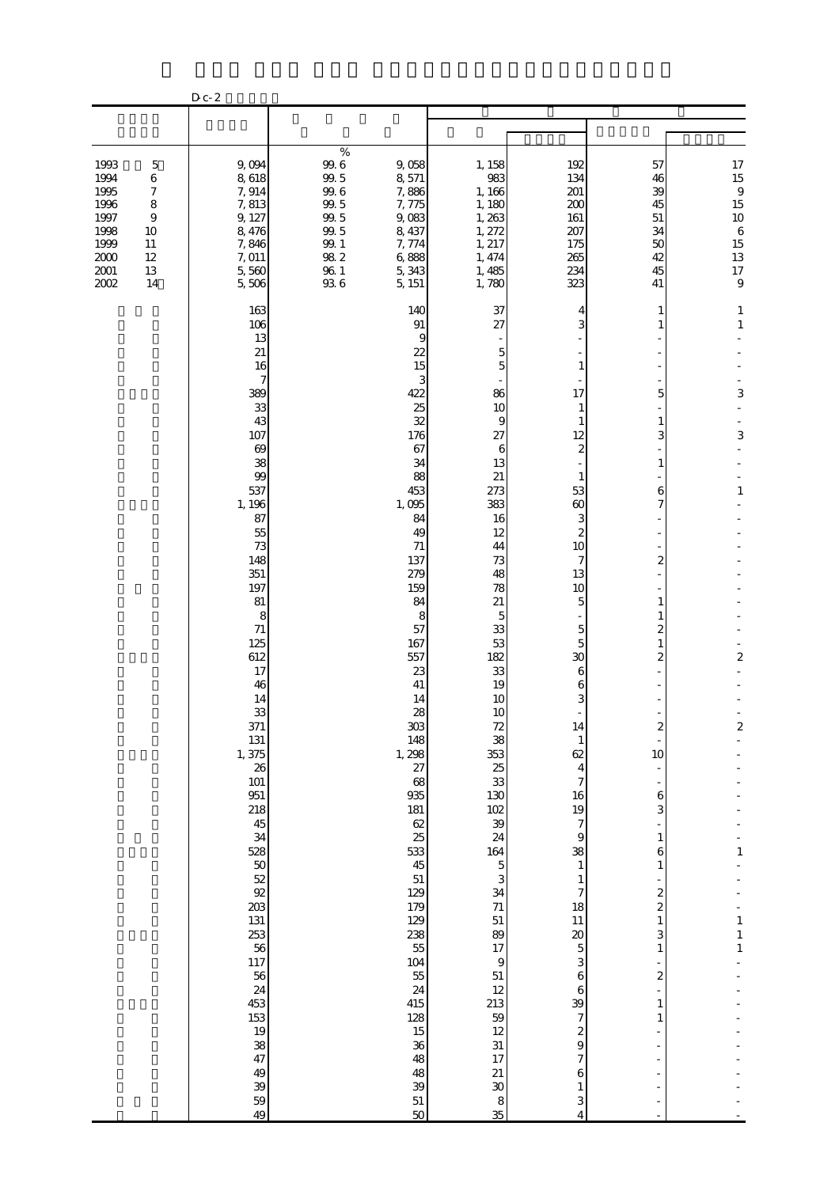D c-2

| | | | | | | | |
|---|---|---|---|---|---|---|---|
| 1993 5 | 9,094 | 99.6 | 9,058 | 1,158 | 192 | 57 | 17 |
| 1994 6 | 8,618 | 99.5 | 8,571 | 983 | 134 | 46 | 15 |
| 1995 7 | 7,914 | 99.6 | 7,886 | 1,166 | 201 | 39 | 9 |
| 1996 8 | 7,813 | 99.5 | 7,775 | 1,180 | 200 | 45 | 15 |
| 1997 9 | 9,127 | 99.5 | 9,083 | 1,263 | 161 | 51 | 10 |
| 1998 10 | 8,476 | 99.5 | 8,437 | 1,272 | 207 | 34 | 6 |
| 1999 11 | 7,846 | 99.1 | 7,774 | 1,217 | 175 | 50 | 15 |
| 2000 12 | 7,011 | 98.2 | 6,888 | 1,474 | 265 | 42 | 13 |
| 2001 13 | 5,560 | 96.1 | 5,343 | 1,485 | 234 | 45 | 17 |
| 2002 14 | 5,506 | 93.6 | 5,151 | 1,780 | 323 | 41 | 9 |
| | 163 | | 140 | 37 | 4 | 1 | 1 |
| | 106 | | 91 | 27 | 3 | 1 | 1 |
| | 13 | | 9 | - | - | - | - |
| | 21 | | 22 | 5 | - | - | - |
| | 16 | | 15 | 5 | 1 | - | - |
| | 7 | | 3 | - | - | - | - |
| | 389 | | 422 | 86 | 17 | 5 | 3 |
| | 33 | | 25 | 10 | 1 | - | - |
| | 43 | | 32 | 9 | 1 | 1 | - |
| | 107 | | 176 | 27 | 12 | 3 | 3 |
| | 69 | | 67 | 6 | 2 | - | - |
| | 38 | | 34 | 13 | - | 1 | - |
| | 99 | | 88 | 21 | 1 | - | - |
| | 537 | | 453 | 273 | 53 | 6 | 1 |
| | 1,196 | | 1,095 | 383 | 60 | 7 | - |
| | 87 | | 84 | 16 | 3 | - | - |
| | 55 | | 49 | 12 | 2 | - | - |
| | 73 | | 71 | 44 | 10 | - | - |
| | 148 | | 137 | 73 | 7 | 2 | - |
| | 351 | | 279 | 48 | 13 | - | - |
| | 197 | | 159 | 78 | 10 | - | - |
| | 81 | | 84 | 21 | 5 | 1 | - |
| | 8 | | 8 | 5 | - | 1 | - |
| | 71 | | 57 | 33 | 5 | 2 | - |
| | 125 | | 167 | 53 | 5 | 1 | - |
| | 612 | | 557 | 182 | 30 | 2 | 2 |
| | 17 | | 23 | 33 | 6 | - | - |
| | 46 | | 41 | 19 | 6 | - | - |
| | 14 | | 14 | 10 | 3 | - | - |
| | 33 | | 28 | 10 | - | - | - |
| | 371 | | 303 | 72 | 14 | 2 | 2 |
| | 131 | | 148 | 38 | 1 | - | - |
| | 1,375 | | 1,298 | 353 | 62 | 10 | - |
| | 26 | | 27 | 25 | 4 | - | - |
| | 101 | | 68 | 33 | 7 | - | - |
| | 951 | | 935 | 130 | 16 | 6 | - |
| | 218 | | 181 | 102 | 19 | 3 | - |
| | 45 | | 62 | 39 | 7 | - | - |
| | 34 | | 25 | 24 | 9 | 1 | - |
| | 528 | | 533 | 164 | 38 | 6 | 1 |
| | 50 | | 45 | 5 | 1 | 1 | - |
| | 52 | | 51 | 3 | 1 | - | - |
| | 92 | | 129 | 34 | 7 | 2 | - |
| | 203 | | 179 | 71 | 18 | 2 | - |
| | 131 | | 129 | 51 | 11 | 1 | 1 |
| | 253 | | 238 | 89 | 20 | 3 | 1 |
| | 56 | | 55 | 17 | 5 | 1 | 1 |
| | 117 | | 104 | 9 | 3 | - | - |
| | 56 | | 55 | 51 | 6 | 2 | - |
| | 24 | | 24 | 12 | 6 | - | - |
| | 453 | | 415 | 213 | 39 | 1 | - |
| | 153 | | 128 | 59 | 7 | 1 | - |
| | 19 | | 15 | 12 | 2 | - | - |
| | 38 | | 36 | 31 | 9 | - | - |
| | 47 | | 48 | 17 | 7 | - | - |
| | 49 | | 48 | 21 | 6 | - | - |
| | 39 | | 39 | 30 | 1 | - | - |
| | 59 | | 51 | 8 | 3 | - | - |
| | 49 | | 50 | 35 | 4 | - | - |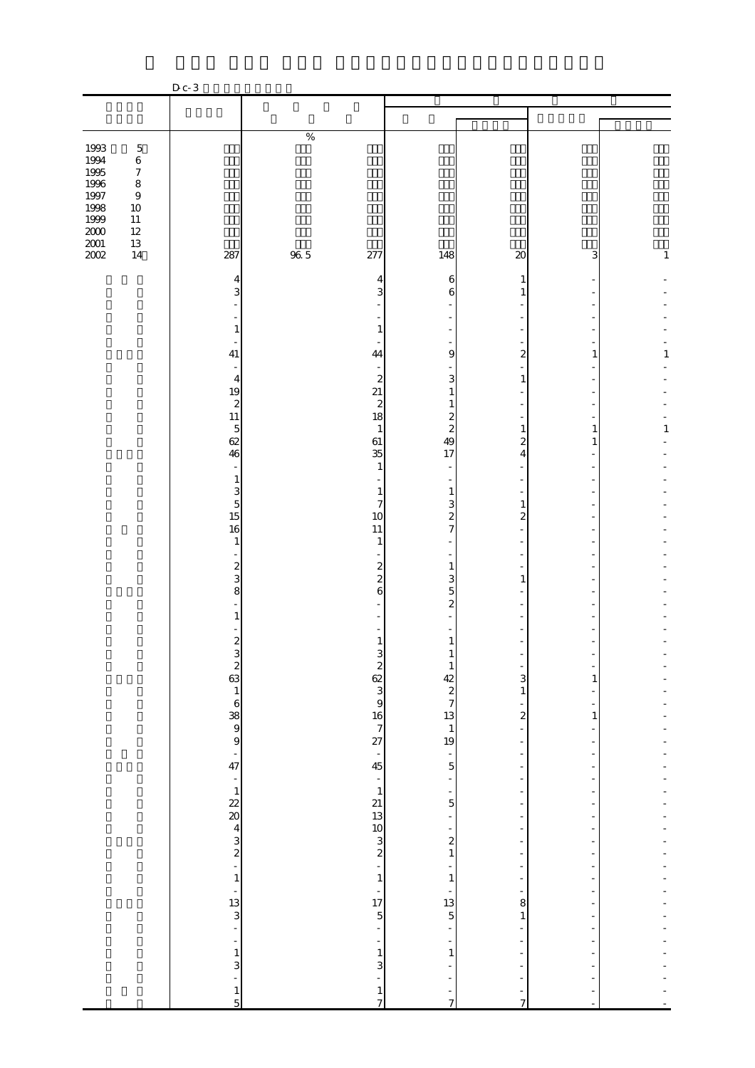D-c-3

| | | % | | | | | |
|---|---|---|---|---|---|---|---|
| 1993 5 | | | | | | | |
| 1994 6 | | | | | | | |
| 1995 7 | | | | | | | |
| 1996 8 | | | | | | | |
| 1997 9 | | | | | | | |
| 1998 10 | | | | | | | |
| 1999 11 | | | | | | | |
| 2000 12 | | | | | | | |
| 2001 13 | | | | | | | |
| 2002 14 | 287 | 96.5 | 277 | 148 | 20 | 3 | 1 |
| | 4 | | 4 | 6 | 1 | - | - |
| | 3 | | 3 | 6 | 1 | - | - |
| | - | | - | - | - | - | - |
| | - | | - | - | - | - | - |
| | 1 | | 1 | - | - | - | - |
| | - | | - | - | - | - | - |
| | 41 | | 44 | 9 | 2 | 1 | 1 |
| | - | | - | - | - | - | - |
| | 4 | | 2 | 3 | 1 | - | - |
| | 19 | | 21 | 1 | - | - | - |
| | 2 | | 2 | 1 | - | - | - |
| | 11 | | 18 | 2 | - | - | - |
| | 5 | | 1 | 2 | 1 | 1 | 1 |
| | 62 | | 61 | 49 | 2 | 1 | - |
| | 46 | | 35 | 17 | 4 | - | - |
| | - | | 1 | - | - | - | - |
| | 1 | | - | - | - | - | - |
| | 3 | | 1 | 1 | - | - | - |
| | 5 | | 7 | 3 | 1 | - | - |
| | 15 | | 10 | 2 | 2 | - | - |
| | 16 | | 11 | 7 | - | - | - |
| | 1 | | 1 | - | - | - | - |
| | - | | - | - | - | - | - |
| | 2 | | 2 | 1 | - | - | - |
| | 3 | | 2 | 3 | 1 | - | - |
| | 8 | | 6 | 5 | - | - | - |
| | - | | - | 2 | - | - | - |
| | 1 | | - | - | - | - | - |
| | - | | - | - | - | - | - |
| | 2 | | 1 | 1 | - | - | - |
| | 3 | | 3 | 1 | - | - | - |
| | 2 | | 2 | 1 | - | - | - |
| | 63 | | 62 | 42 | 3 | 1 | - |
| | 1 | | 3 | 2 | 1 | - | - |
| | 6 | | 9 | 7 | - | - | - |
| | 38 | | 16 | 13 | 2 | 1 | - |
| | 9 | | 7 | 1 | - | - | - |
| | 9 | | 27 | 19 | - | - | - |
| | - | | - | - | - | - | - |
| | 47 | | 45 | 5 | - | - | - |
| | - | | - | - | - | - | - |
| | 1 | | 1 | - | - | - | - |
| | 22 | | 21 | 5 | - | - | - |
| | 20 | | 13 | - | - | - | - |
| | 4 | | 10 | - | - | - | - |
| | 3 | | 3 | 2 | - | - | - |
| | 2 | | 2 | 1 | - | - | - |
| | - | | - | - | - | - | - |
| | 1 | | 1 | 1 | - | - | - |
| | - | | - | - | - | - | - |
| | 13 | | 17 | 13 | 8 | - | - |
| | 3 | | 5 | 5 | 1 | - | - |
| | - | | - | - | - | - | - |
| | - | | - | - | - | - | - |
| | 1 | | 1 | 1 | - | - | - |
| | 3 | | 3 | - | - | - | - |
| | - | | - | - | - | - | - |
| | 1 | | 1 | - | - | - | - |
| | 5 | | 7 | 7 | 7 | - | - |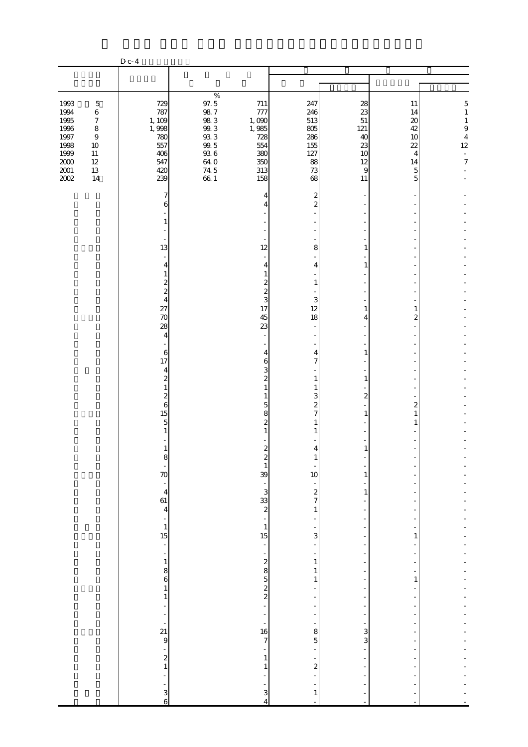D-c-4

| | | | | | | | |
|---|---|---|---|---|---|---|---|
| | | % | | | | | |
| 1993　5 | 729 | 97.5 | 711 | 247 | 28 | 11 | 5 |
| 1994　6 | 787 | 98.7 | 777 | 246 | 23 | 14 | 1 |
| 1995　7 | 1,109 | 98.3 | 1,090 | 513 | 51 | 20 | 1 |
| 1996　8 | 1,998 | 99.3 | 1,985 | 805 | 121 | 42 | 9 |
| 1997　9 | 780 | 93.3 | 728 | 286 | 40 | 10 | 4 |
| 1998　10 | 557 | 99.5 | 554 | 155 | 23 | 22 | 12 |
| 1999　11 | 406 | 93.6 | 380 | 127 | 10 | 4 | - |
| 2000　12 | 547 | 64.0 | 350 | 88 | 12 | 14 | 7 |
| 2001　13 | 420 | 74.5 | 313 | 73 | 9 | 5 | - |
| 2002　14 | 239 | 66.1 | 158 | 68 | 11 | 5 | - |
| | 7 | | 4 | 2 | - | - | - |
| | 6 | | 4 | 2 | - | - | - |
| | - | | - | - | - | - | - |
| | 1 | | - | - | - | - | - |
| | - | | - | - | - | - | - |
| | - | | - | - | - | - | - |
| | 13 | | 12 | 8 | 1 | - | - |
| | - | | - | - | - | - | - |
| | 4 | | 4 | 4 | 1 | - | - |
| | 1 | | 1 | - | - | - | - |
| | 2 | | 2 | 1 | - | - | - |
| | 2 | | 2 | - | - | - | - |
| | 4 | | 3 | 3 | - | 1 | - |
| | 27 | | 17 | 12 | 1 | 1 | - |
| | 70 | | 45 | 18 | 4 | 2 | - |
| | 28 | | 23 | - | - | - | - |
| | 4 | | - | - | - | - | - |
| | - | | - | - | - | - | - |
| | 6 | | 4 | 4 | 1 | - | - |
| | 17 | | 6 | 7 | - | - | - |
| | 4 | | 3 | - | - | - | - |
| | 2 | | 2 | 1 | 1 | - | - |
| | 1 | | 1 | 1 | - | - | - |
| | 2 | | 1 | 3 | 2 | - | - |
| | 6 | | 5 | 2 | - | 2 | - |
| | 15 | | 8 | 7 | 1 | 1 | - |
| | 5 | | 2 | 1 | - | 1 | - |
| | 1 | | 1 | 1 | - | - | - |
| | - | | - | - | - | - | - |
| | 1 | | 2 | 4 | 1 | - | - |
| | 8 | | 2 | 1 | - | - | - |
| | - | | 1 | - | - | - | - |
| | 70 | | 39 | 10 | 1 | - | - |
| | - | | - | - | - | - | - |
| | 4 | | 3 | 2 | 1 | - | - |
| | 61 | | 33 | 7 | - | - | - |
| | 4 | | 2 | 1 | - | - | - |
| | - | | - | - | - | - | - |
| | 1 | | 1 | - | - | - | - |
| | 15 | | 15 | 3 | - | 1 | - |
| | - | | - | - | - | - | - |
| | - | | - | - | - | - | - |
| | 1 | | 2 | 1 | - | - | - |
| | 8 | | 8 | 1 | - | - | - |
| | 6 | | 5 | 1 | - | 1 | - |
| | 1 | | 2 | - | - | - | - |
| | 1 | | 2 | - | - | - | - |
| | - | | - | - | - | - | - |
| | - | | - | - | - | - | - |
| | - | | - | - | - | - | - |
| | 21 | | 16 | 8 | 3 | - | - |
| | 9 | | 7 | 5 | 3 | - | - |
| | - | | - | - | - | - | - |
| | 2 | | 1 | - | - | - | - |
| | 1 | | 1 | 2 | - | - | - |
| | - | | - | - | - | - | - |
| | - | | - | - | - | - | - |
| | 3 | | 3 | 1 | - | - | - |
| | 6 | | 4 | - | - | - | - |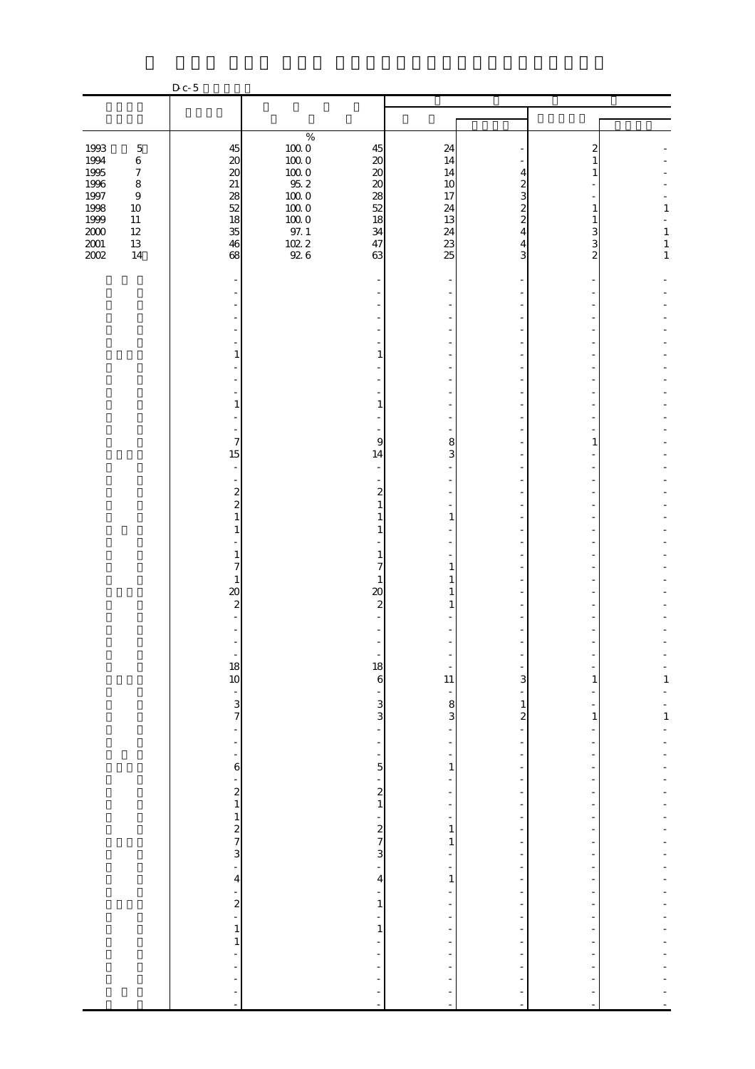Dc-5

| | | % | | | | | |
|---|---|---|---|---|---|---|---|
| 1993 5 | 45 | 100.0 | 45 | 24 | - | 2 | - |
| 1994 6 | 20 | 100.0 | 20 | 14 | - | 1 | - |
| 1995 7 | 20 | 100.0 | 20 | 14 | 4 | 1 | - |
| 1996 8 | 21 | 95.2 | 20 | 10 | 2 | - | - |
| 1997 9 | 28 | 100.0 | 28 | 17 | 3 | - | - |
| 1998 10 | 52 | 100.0 | 52 | 24 | 2 | 1 | 1 |
| 1999 11 | 18 | 100.0 | 18 | 13 | 2 | 1 | - |
| 2000 12 | 35 | 97.1 | 34 | 24 | 4 | 3 | 1 |
| 2001 13 | 46 | 102.2 | 47 | 23 | 4 | 3 | 1 |
| 2002 14 | 68 | 92.6 | 63 | 25 | 3 | 2 | 1 |
| | - | | - | - | - | - | - |
| | - | | - | - | - | - | - |
| | - | | - | - | - | - | - |
| | - | | - | - | - | - | - |
| | - | | - | - | - | - | - |
| | - | | - | - | - | - | - |
| | 1 | | 1 | - | - | - | - |
| | - | | - | - | - | - | - |
| | - | | - | - | - | - | - |
| | - | | - | - | - | - | - |
| | 1 | | 1 | - | - | - | - |
| | - | | - | - | - | - | - |
| | - | | - | - | - | - | - |
| | 7 | | 9 | 8 | - | 1 | - |
| | 15 | | 14 | 3 | - | - | - |
| | - | | - | - | - | - | - |
| | - | | - | - | - | - | - |
| | 2 | | 2 | - | - | - | - |
| | 2 | | 1 | - | - | - | - |
| | 1 | | 1 | 1 | - | - | - |
| | 1 | | 1 | - | - | - | - |
| | - | | - | - | - | - | - |
| | 1 | | 1 | - | - | - | - |
| | 7 | | 7 | 1 | - | - | - |
| | 1 | | 1 | 1 | - | - | - |
| | 20 | | 20 | 1 | - | - | - |
| | 2 | | 2 | 1 | - | - | - |
| | - | | - | - | - | - | - |
| | - | | - | - | - | - | - |
| | - | | - | - | - | - | - |
| | - | | - | - | - | - | - |
| | 18 | | 18 | - | - | - | - |
| | 10 | | 6 | 11 | 3 | 1 | 1 |
| | - | | - | - | - | - | - |
| | 3 | | 3 | 8 | 1 | - | - |
| | 7 | | 3 | 3 | 2 | 1 | 1 |
| | - | | - | - | - | - | - |
| | - | | - | - | - | - | - |
| | - | | - | - | - | - | - |
| | 6 | | 5 | 1 | - | - | - |
| | - | | - | - | - | - | - |
| | 2 | | 2 | - | - | - | - |
| | 1 | | 1 | - | - | - | - |
| | 1 | | - | - | - | - | - |
| | 2 | | 2 | 1 | - | - | - |
| | 7 | | 7 | 1 | - | - | - |
| | 3 | | 3 | - | - | - | - |
| | - | | - | - | - | - | - |
| | 4 | | 4 | 1 | - | - | - |
| | - | | - | - | - | - | - |
| | 2 | | 1 | - | - | - | - |
| | - | | - | - | - | - | - |
| | 1 | | 1 | - | - | - | - |
| | 1 | | - | - | - | - | - |
| | - | | - | - | - | - | - |
| | - | | - | - | - | - | - |
| | - | | - | - | - | - | - |
| | - | | - | - | - | - | - |
| | - | | - | - | - | - | - |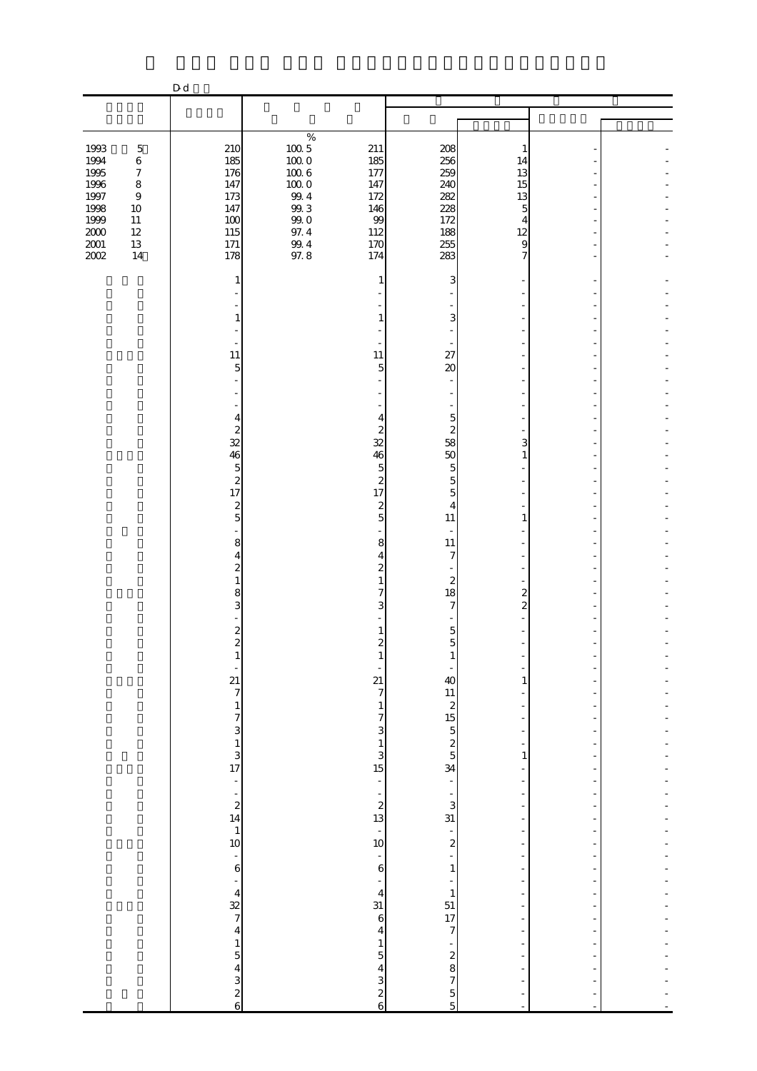D-d

| | | | | | | | |
|---|---|---|---|---|---|---|---|
| 1993 5 | 210 | 100.5 | 211 | 208 | 1 | - | - |
| 1994 6 | 185 | 100.0 | 185 | 256 | 14 | - | - |
| 1995 7 | 176 | 100.6 | 177 | 259 | 13 | - | - |
| 1996 8 | 147 | 100.0 | 147 | 240 | 15 | - | - |
| 1997 9 | 173 | 99.4 | 172 | 282 | 13 | - | - |
| 1998 10 | 147 | 99.3 | 146 | 228 | 5 | - | - |
| 1999 11 | 100 | 99.0 | 99 | 172 | 4 | - | - |
| 2000 12 | 115 | 97.4 | 112 | 188 | 12 | - | - |
| 2001 13 | 171 | 99.4 | 170 | 255 | 9 | - | - |
| 2002 14 | 178 | 97.8 | 174 | 283 | 7 | - | - |
| | 1 | | 1 | 3 | - | - | - |
| | - | | - | - | - | - | - |
| | - | | - | - | - | - | - |
| | 1 | | 1 | 3 | - | - | - |
| | - | | - | - | - | - | - |
| | - | | - | - | - | - | - |
| | 11 | | 11 | 27 | - | - | - |
| | 5 | | 5 | 20 | - | - | - |
| | - | | - | - | - | - | - |
| | - | | - | - | - | - | - |
| | - | | - | - | - | - | - |
| | 4 | | 4 | 5 | - | - | - |
| | 2 | | 2 | 2 | - | - | - |
| | 32 | | 32 | 58 | 3 | - | - |
| | 46 | | 46 | 50 | 1 | - | - |
| | 5 | | 5 | 5 | - | - | - |
| | 2 | | 2 | 5 | - | - | - |
| | 17 | | 17 | 5 | - | - | - |
| | 2 | | 2 | 4 | - | - | - |
| | 5 | | 5 | 11 | 1 | - | - |
| | - | | - | - | - | - | - |
| | 8 | | 8 | 11 | - | - | - |
| | 4 | | 4 | 7 | - | - | - |
| | 2 | | 2 | - | - | - | - |
| | 1 | | 1 | 2 | - | - | - |
| | 8 | | 7 | 18 | 2 | - | - |
| | 3 | | 3 | 7 | 2 | - | - |
| | - | | - | - | - | - | - |
| | 2 | | 1 | 5 | - | - | - |
| | 2 | | 2 | 5 | - | - | - |
| | 1 | | 1 | 1 | - | - | - |
| | - | | - | - | - | - | - |
| | 21 | | 21 | 40 | 1 | - | - |
| | 7 | | 7 | 11 | - | - | - |
| | 1 | | 1 | 2 | - | - | - |
| | 7 | | 7 | 15 | - | - | - |
| | 3 | | 3 | 5 | - | - | - |
| | 1 | | 1 | 2 | - | - | - |
| | 3 | | 3 | 5 | 1 | - | - |
| | 17 | | 15 | 34 | - | - | - |
| | - | | - | - | - | - | - |
| | - | | - | - | - | - | - |
| | 2 | | 2 | 3 | - | - | - |
| | 14 | | 13 | 31 | - | - | - |
| | 1 | | - | - | - | - | - |
| | 10 | | 10 | 2 | - | - | - |
| | - | | - | - | - | - | - |
| | 6 | | 6 | 1 | - | - | - |
| | - | | - | - | - | - | - |
| | 4 | | 4 | 1 | - | - | - |
| | 32 | | 31 | 51 | - | - | - |
| | 7 | | 6 | 17 | - | - | - |
| | 4 | | 4 | 7 | - | - | - |
| | 1 | | 1 | - | - | - | - |
| | 5 | | 5 | 2 | - | - | - |
| | 4 | | 4 | 8 | - | - | - |
| | 3 | | 3 | 7 | - | - | - |
| | 2 | | 2 | 5 | - | - | - |
| | 6 | | 6 | 5 | - | - | - |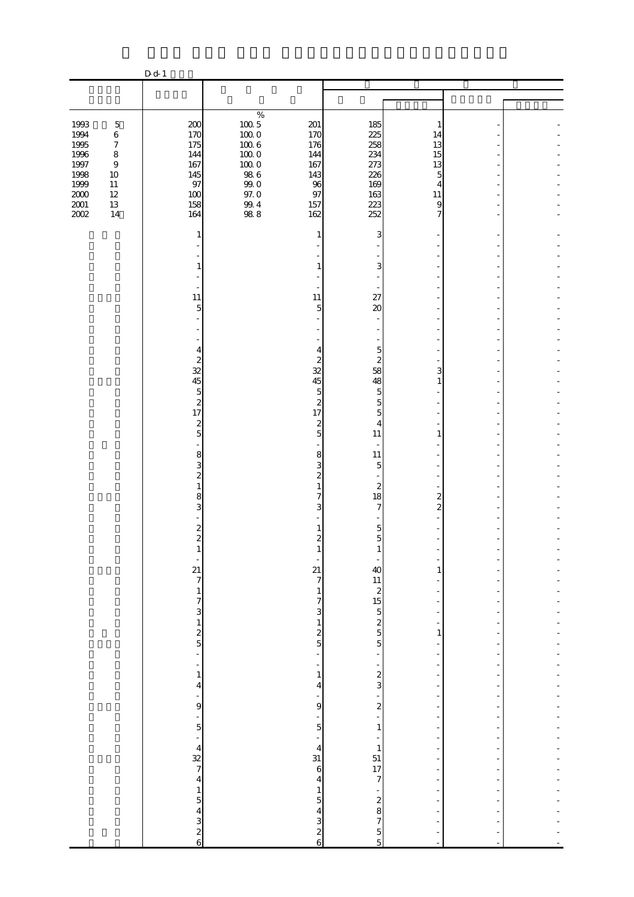D-d-1

| | | % | | | | | |
|---|---|---|---|---|---|---|---|
| 1993 5 | 200 | 100.5 | 201 | 185 | 1 | - | - |
| 1994 6 | 170 | 100.0 | 170 | 225 | 14 | - | - |
| 1995 7 | 175 | 100.6 | 176 | 258 | 13 | - | - |
| 1996 8 | 144 | 100.0 | 144 | 234 | 15 | - | - |
| 1997 9 | 167 | 100.0 | 167 | 273 | 13 | - | - |
| 1998 10 | 145 | 98.6 | 143 | 226 | 5 | - | - |
| 1999 11 | 97 | 99.0 | 96 | 169 | 4 | - | - |
| 2000 12 | 100 | 97.0 | 97 | 163 | 11 | - | - |
| 2001 13 | 158 | 99.4 | 157 | 223 | 9 | - | - |
| 2002 14 | 164 | 98.8 | 162 | 252 | 7 | - | - |
| | 1 | | 1 | 3 | - | - | - |
| | - | | - | - | - | - | - |
| | - | | - | - | - | - | - |
| | 1 | | 1 | 3 | - | - | - |
| | - | | - | - | - | - | - |
| | - | | - | - | - | - | - |
| | 11 | | 11 | 27 | - | - | - |
| | 5 | | 5 | 20 | - | - | - |
| | - | | - | - | - | - | - |
| | - | | - | - | - | - | - |
| | - | | - | - | - | - | - |
| | 4 | | 4 | 5 | - | - | - |
| | 2 | | 2 | 2 | - | - | - |
| | 32 | | 32 | 58 | 3 | - | - |
| | 45 | | 45 | 48 | 1 | - | - |
| | 5 | | 5 | 5 | - | - | - |
| | 2 | | 2 | 5 | - | - | - |
| | 17 | | 17 | 5 | - | - | - |
| | 2 | | 2 | 4 | - | - | - |
| | 5 | | 5 | 11 | 1 | - | - |
| | - | | - | - | - | - | - |
| | 8 | | 8 | 11 | - | - | - |
| | 3 | | 3 | 5 | - | - | - |
| | 2 | | 2 | - | - | - | - |
| | 1 | | 1 | 2 | - | - | - |
| | 8 | | 7 | 18 | 2 | - | - |
| | 3 | | 3 | 7 | 2 | - | - |
| | - | | - | - | - | - | - |
| | 2 | | 1 | 5 | - | - | - |
| | 2 | | 2 | 5 | - | - | - |
| | 1 | | 1 | 1 | - | - | - |
| | - | | - | - | - | - | - |
| | 21 | | 21 | 40 | 1 | - | - |
| | 7 | | 7 | 11 | - | - | - |
| | 1 | | 1 | 2 | - | - | - |
| | 7 | | 7 | 15 | - | - | - |
| | 3 | | 3 | 5 | - | - | - |
| | 1 | | 1 | 2 | - | - | - |
| | 2 | | 2 | 5 | 1 | - | - |
| | 5 | | 5 | 5 | - | - | - |
| | - | | - | - | - | - | - |
| | - | | - | - | - | - | - |
| | 1 | | 1 | 2 | - | - | - |
| | 4 | | 4 | 3 | - | - | - |
| | - | | - | - | - | - | - |
| | 9 | | 9 | 2 | - | - | - |
| | - | | - | - | - | - | - |
| | 5 | | 5 | 1 | - | - | - |
| | - | | - | - | - | - | - |
| | 4 | | 4 | 1 | - | - | - |
| | 32 | | 31 | 51 | - | - | - |
| | 7 | | 6 | 17 | - | - | - |
| | 4 | | 4 | 7 | - | - | - |
| | 1 | | 1 | - | - | - | - |
| | 5 | | 5 | 2 | - | - | - |
| | 4 | | 4 | 8 | - | - | - |
| | 3 | | 3 | 7 | - | - | - |
| | 2 | | 2 | 5 | - | - | - |
| | 6 | | 6 | 5 | - | - | - |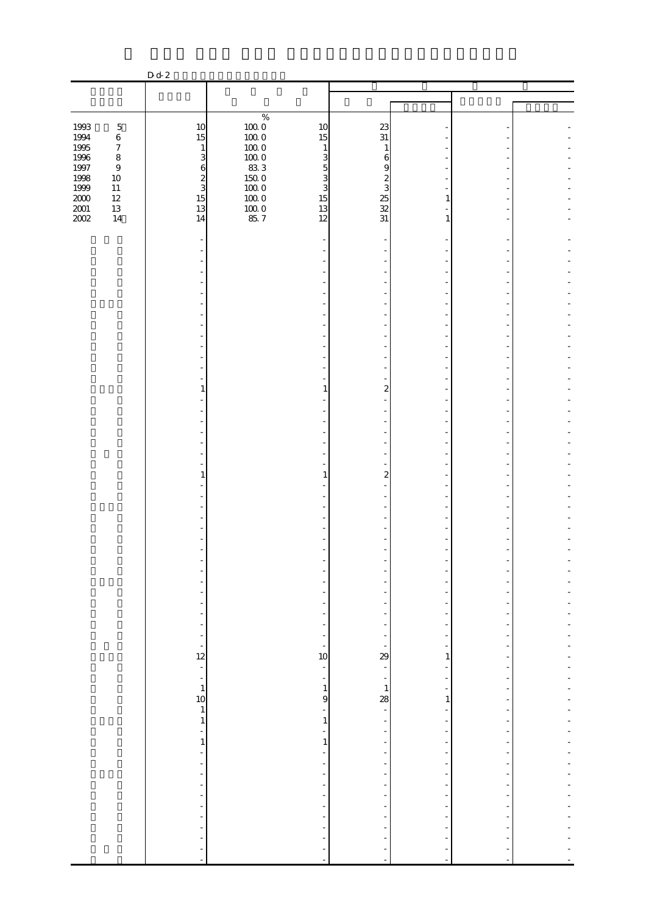D-d-2

| | | | | | | | |
|---|---|---|---|---|---|---|---|
| 1993 5 | 10 | 100.0 | 10 | 23 | - | - | - |
| 1994 6 | 15 | 100.0 | 15 | 31 | - | - | - |
| 1995 7 | 1 | 100.0 | 1 | 1 | - | - | - |
| 1996 8 | 3 | 100.0 | 3 | 6 | - | - | - |
| 1997 9 | 6 | 83.3 | 5 | 9 | - | - | - |
| 1998 10 | 2 | 150.0 | 3 | 2 | - | - | - |
| 1999 11 | 3 | 100.0 | 3 | 3 | - | - | - |
| 2000 12 | 15 | 100.0 | 15 | 25 | 1 | - | - |
| 2001 13 | 13 | 100.0 | 13 | 32 | - | - | - |
| 2002 14 | 14 | 85.7 | 12 | 31 | 1 | - | - |
| | - | | - | - | - | - | - |
| | - | | - | - | - | - | - |
| | - | | - | - | - | - | - |
| | - | | - | - | - | - | - |
| | - | | - | - | - | - | - |
| | - | | - | - | - | - | - |
| | - | | - | - | - | - | - |
| | - | | - | - | - | - | - |
| | - | | - | - | - | - | - |
| | - | | - | - | - | - | - |
| | - | | - | - | - | - | - |
| | - | | - | - | - | - | - |
| | - | | - | - | - | - | - |
| | - | | - | - | - | - | - |
| | 1 | | 1 | 2 | - | - | - |
| | - | | - | - | - | - | - |
| | - | | - | - | - | - | - |
| | - | | - | - | - | - | - |
| | - | | - | - | - | - | - |
| | - | | - | - | - | - | - |
| | - | | - | - | - | - | - |
| | - | | - | - | - | - | - |
| | 1 | | 1 | 2 | - | - | - |
| | - | | - | - | - | - | - |
| | - | | - | - | - | - | - |
| | - | | - | - | - | - | - |
| | - | | - | - | - | - | - |
| | - | | - | - | - | - | - |
| | - | | - | - | - | - | - |
| | - | | - | - | - | - | - |
| | - | | - | - | - | - | - |
| | - | | - | - | - | - | - |
| | - | | - | - | - | - | - |
| | - | | - | - | - | - | - |
| | - | | - | - | - | - | - |
| | - | | - | - | - | - | - |
| | - | | - | - | - | - | - |
| | - | | - | - | - | - | - |
| | 12 | | 10 | 29 | 1 | - | - |
| | - | | - | - | - | - | - |
| | - | | - | - | - | - | - |
| | 1 | | 1 | 1 | - | - | - |
| | 10 | | 9 | 28 | 1 | - | - |
| | 1 | | - | - | - | - | - |
| | 1 | | 1 | - | - | - | - |
| | - | | - | - | - | - | - |
| | 1 | | 1 | - | - | - | - |
| | - | | - | - | - | - | - |
| | - | | - | - | - | - | - |
| | - | | - | - | - | - | - |
| | - | | - | - | - | - | - |
| | - | | - | - | - | - | - |
| | - | | - | - | - | - | - |
| | - | | - | - | - | - | - |
| | - | | - | - | - | - | - |
| | - | | - | - | - | - | - |
| | - | | - | - | - | - | - |
| | - | | - | - | - | - | - |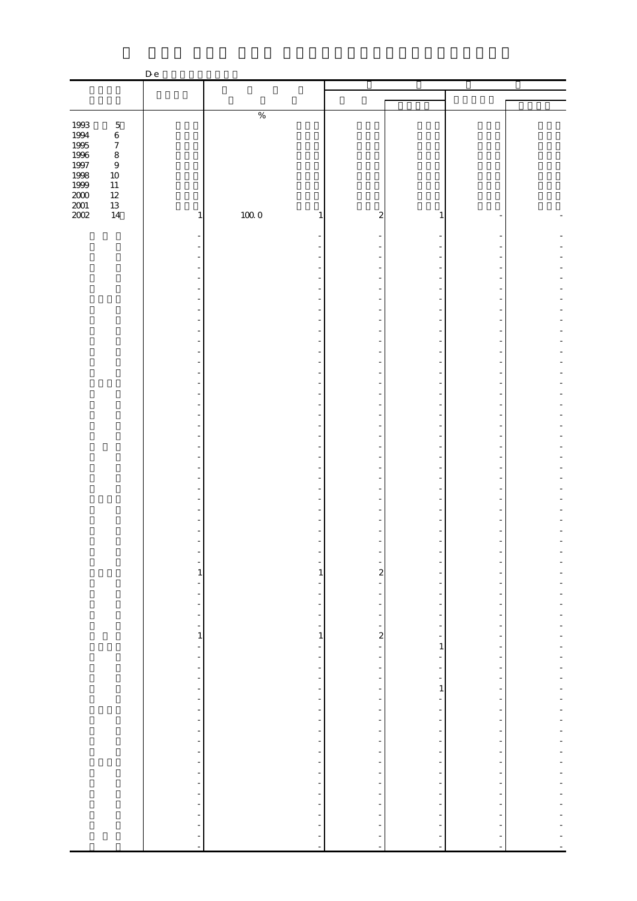De

| | | | | | | | |
|---|---|---|---|---|---|---|---|
| | | % | | | | | |
| 1993 5 | | | | | | | |
| 1994 6 | | | | | | | |
| 1995 7 | | | | | | | |
| 1996 8 | | | | | | | |
| 1997 9 | | | | | | | |
| 1998 10 | | | | | | | |
| 1999 11 | | | | | | | |
| 2000 12 | | | | | | | |
| 2001 13 | | | | | | | |
| 2002 14 | 1 | 100.0 | 1 | 2 | 1 | - | - |
| | - | | - | - | - | - | - |
| | - | | - | - | - | - | - |
| | - | | - | - | - | - | - |
| | - | | - | - | - | - | - |
| | - | | - | - | - | - | - |
| | - | | - | - | - | - | - |
| | - | | - | - | - | - | - |
| | - | | - | - | - | - | - |
| | - | | - | - | - | - | - |
| | - | | - | - | - | - | - |
| | - | | - | - | - | - | - |
| | - | | - | - | - | - | - |
| | - | | - | - | - | - | - |
| | - | | - | - | - | - | - |
| | - | | - | - | - | - | - |
| | - | | - | - | - | - | - |
| | - | | - | - | - | - | - |
| | - | | - | - | - | - | - |
| | - | | - | - | - | - | - |
| | - | | - | - | - | - | - |
| | - | | - | - | - | - | - |
| | - | | - | - | - | - | - |
| | - | | - | - | - | - | - |
| | - | | - | - | - | - | - |
| | - | | - | - | - | - | - |
| | - | | - | - | - | - | - |
| | - | | - | - | - | - | - |
| | - | | - | - | - | - | - |
| | - | | - | - | - | - | - |
| | - | | - | - | - | - | - |
| | - | | - | - | - | - | - |
| | - | | - | - | - | - | - |
| | 1 | | 1 | 2 | - | - | - |
| | - | | - | - | - | - | - |
| | - | | - | - | - | - | - |
| | - | | - | - | - | - | - |
| | - | | - | - | - | - | - |
| | - | | - | - | - | - | - |
| | 1 | | 1 | 2 | - | - | - |
| | - | | - | - | 1 | - | - |
| | - | | - | - | - | - | - |
| | - | | - | - | - | - | - |
| | - | | - | - | - | - | - |
| | - | | - | - | 1 | - | - |
| | - | | - | - | - | - | - |
| | - | | - | - | - | - | - |
| | - | | - | - | - | - | - |
| | - | | - | - | - | - | - |
| | - | | - | - | - | - | - |
| | - | | - | - | - | - | - |
| | - | | - | - | - | - | - |
| | - | | - | - | - | - | - |
| | - | | - | - | - | - | - |
| | - | | - | - | - | - | - |
| | - | | - | - | - | - | - |
| | - | | - | - | - | - | - |
| | - | | - | - | - | - | - |
| | - | | - | - | - | - | - |
| | - | | - | - | - | - | - |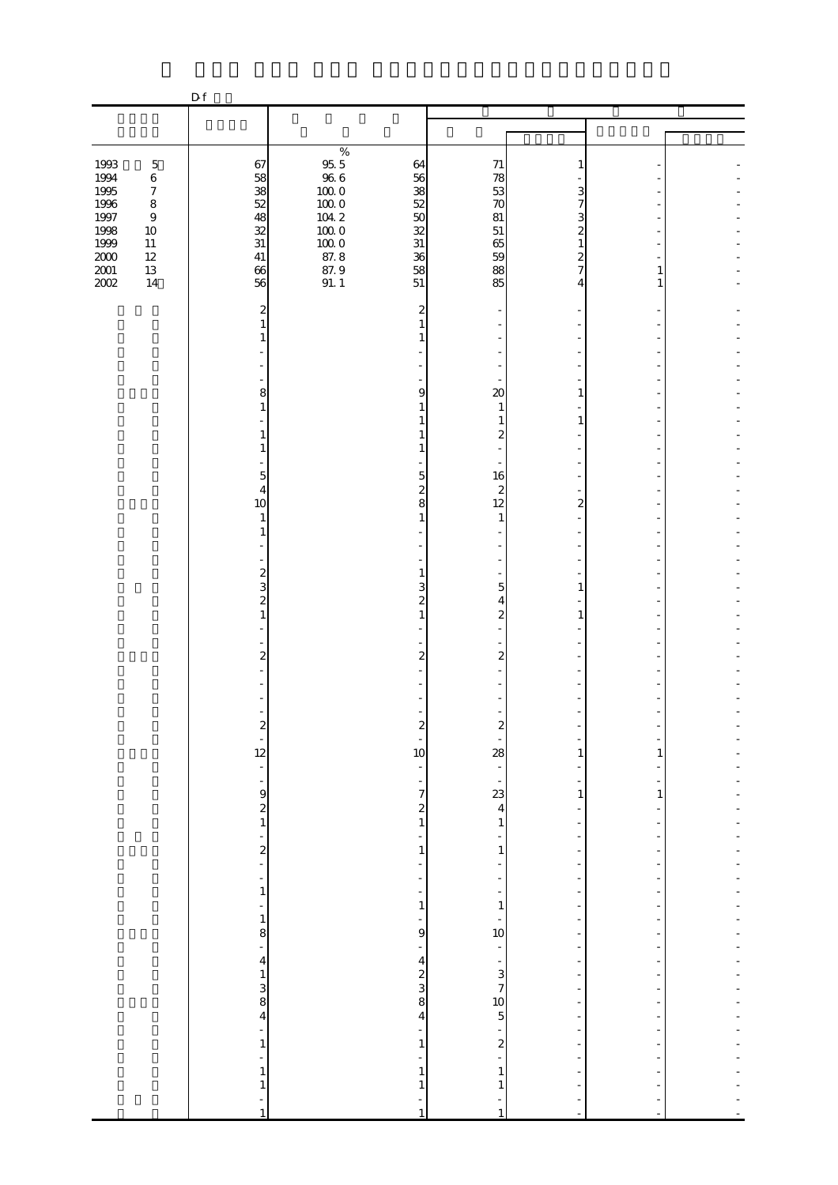D-f

| | | % | | | | | |
|---|---|---|---|---|---|---|---|
| 1993 5 | 67 | 95.5 | 64 | 71 | 1 | - | - |
| 1994 6 | 58 | 96.6 | 56 | 78 | - | - | - |
| 1995 7 | 38 | 100.0 | 38 | 53 | 3 | - | - |
| 1996 8 | 52 | 100.0 | 52 | 70 | 7 | - | - |
| 1997 9 | 48 | 104.2 | 50 | 81 | 3 | - | - |
| 1998 10 | 32 | 100.0 | 32 | 51 | 2 | - | - |
| 1999 11 | 31 | 100.0 | 31 | 65 | 1 | - | - |
| 2000 12 | 41 | 87.8 | 36 | 59 | 2 | - | - |
| 2001 13 | 66 | 87.9 | 58 | 88 | 7 | 1 | - |
| 2002 14 | 56 | 91.1 | 51 | 85 | 4 | 1 | - |
| | 2 | | 2 | - | - | - | - |
| | 1 | | 1 | - | - | - | - |
| | 1 | | 1 | - | - | - | - |
| | - | | - | - | - | - | - |
| | - | | - | - | - | - | - |
| | - | | - | - | - | - | - |
| | 8 | | 9 | 20 | 1 | - | - |
| | 1 | | 1 | 1 | - | - | - |
| | - | | 1 | 1 | 1 | - | - |
| | 1 | | 1 | 2 | - | - | - |
| | 1 | | 1 | - | - | - | - |
| | - | | - | - | - | - | - |
| | 5 | | 5 | 16 | - | - | - |
| | 4 | | 2 | 2 | - | - | - |
| | 10 | | 8 | 12 | 2 | - | - |
| | 1 | | 1 | 1 | - | - | - |
| | 1 | | - | - | - | - | - |
| | - | | - | - | - | - | - |
| | - | | - | - | - | - | - |
| | 2 | | 1 | - | - | - | - |
| | 3 | | 3 | 5 | 1 | - | - |
| | 2 | | 2 | 4 | - | - | - |
| | 1 | | 1 | 2 | 1 | - | - |
| | - | | - | - | - | - | - |
| | - | | - | - | - | - | - |
| | 2 | | 2 | 2 | - | - | - |
| | - | | - | - | - | - | - |
| | - | | - | - | - | - | - |
| | - | | - | - | - | - | - |
| | - | | - | - | - | - | - |
| | 2 | | 2 | 2 | - | - | - |
| | - | | - | - | - | - | - |
| | 12 | | 10 | 28 | 1 | 1 | - |
| | - | | - | - | - | - | - |
| | - | | - | - | - | - | - |
| | 9 | | 7 | 23 | 1 | 1 | - |
| | 2 | | 2 | 4 | - | - | - |
| | 1 | | 1 | 1 | - | - | - |
| | - | | - | - | - | - | - |
| | 2 | | 1 | 1 | - | - | - |
| | - | | - | - | - | - | - |
| | - | | - | - | - | - | - |
| | 1 | | - | - | - | - | - |
| | - | | 1 | 1 | - | - | - |
| | 1 | | - | - | - | - | - |
| | 8 | | 9 | 10 | - | - | - |
| | - | | - | - | - | - | - |
| | 4 | | 4 | - | - | - | - |
| | 1 | | 2 | 3 | - | - | - |
| | 3 | | 3 | 7 | - | - | - |
| | 8 | | 8 | 10 | - | - | - |
| | 4 | | 4 | 5 | - | - | - |
| | - | | - | - | - | - | - |
| | 1 | | 1 | 2 | - | - | - |
| | - | | - | - | - | - | - |
| | 1 | | 1 | 1 | - | - | - |
| | 1 | | 1 | 1 | - | - | - |
| | - | | - | - | - | - | - |
| | 1 | | 1 | 1 | - | - | - |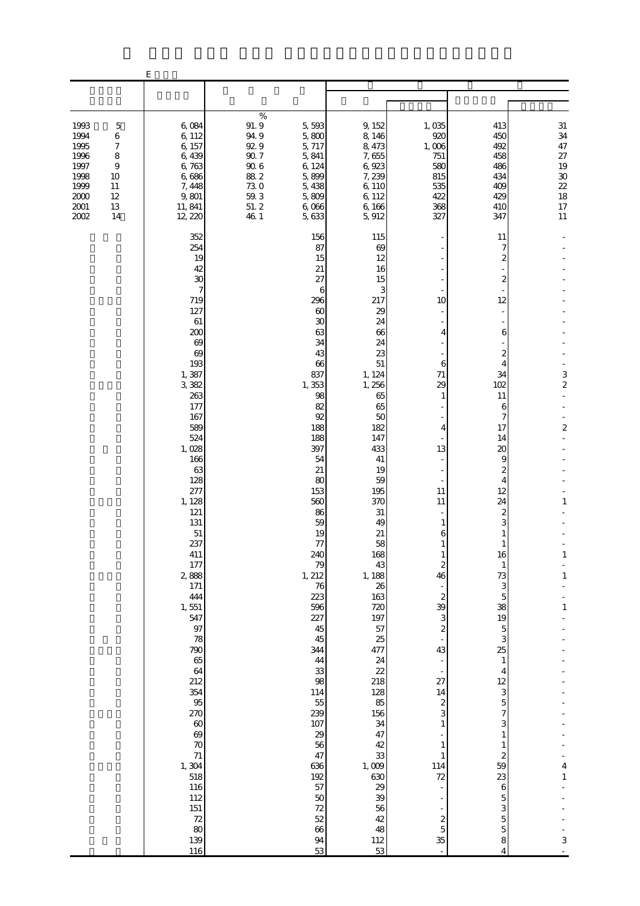E

| | | | | | | | |
|---|---|---|---|---|---|---|---|
| 1993 5 | 6,084 | % 91.9 | 5,593 | 9,152 | 1,035 | 413 | 31 |
| 1994 6 | 6,112 | 94.9 | 5,800 | 8,146 | 920 | 450 | 34 |
| 1995 7 | 6,157 | 92.9 | 5,717 | 8,473 | 1,006 | 492 | 47 |
| 1996 8 | 6,439 | 90.7 | 5,841 | 7,655 | 751 | 458 | 27 |
| 1997 9 | 6,763 | 90.6 | 6,124 | 6,923 | 580 | 486 | 19 |
| 1998 10 | 6,686 | 88.2 | 5,899 | 7,239 | 815 | 434 | 30 |
| 1999 11 | 7,448 | 73.0 | 5,438 | 6,110 | 535 | 409 | 22 |
| 2000 12 | 9,801 | 59.3 | 5,809 | 6,112 | 422 | 429 | 18 |
| 2001 13 | 11,841 | 51.2 | 6,066 | 6,166 | 368 | 410 | 17 |
| 2002 14 | 12,220 | 46.1 | 5,633 | 5,912 | 327 | 347 | 11 |
| | 352 | | 156 | 115 | - | 11 | - |
| | 254 | | 87 | 69 | - | 7 | - |
| | 19 | | 15 | 12 | - | 2 | - |
| | 42 | | 21 | 16 | - | - | - |
| | 30 | | 27 | 15 | - | 2 | - |
| | 7 | | 6 | 3 | - | - | - |
| | 719 | | 296 | 217 | 10 | 12 | - |
| | 127 | | 60 | 29 | - | - | - |
| | 61 | | 30 | 24 | - | - | - |
| | 200 | | 63 | 66 | 4 | 6 | - |
| | 69 | | 34 | 24 | - | - | - |
| | 69 | | 43 | 23 | - | 2 | - |
| | 193 | | 66 | 51 | 6 | 4 | - |
| | 1,387 | | 837 | 1,124 | 71 | 34 | 3 |
| | 3,382 | | 1,353 | 1,256 | 29 | 102 | 2 |
| | 263 | | 98 | 65 | 1 | 11 | - |
| | 177 | | 82 | 65 | - | 6 | - |
| | 167 | | 92 | 50 | - | 7 | - |
| | 589 | | 188 | 182 | 4 | 17 | 2 |
| | 524 | | 188 | 147 | - | 14 | - |
| | 1,028 | | 397 | 433 | 13 | 20 | - |
| | 166 | | 54 | 41 | - | 9 | - |
| | 63 | | 21 | 19 | - | 2 | - |
| | 128 | | 80 | 59 | - | 4 | - |
| | 277 | | 153 | 195 | 11 | 12 | - |
| | 1,128 | | 560 | 370 | 11 | 24 | 1 |
| | 121 | | 86 | 31 | - | 2 | - |
| | 131 | | 59 | 49 | 1 | 3 | - |
| | 51 | | 19 | 21 | 6 | 1 | - |
| | 237 | | 77 | 58 | 1 | 1 | - |
| | 411 | | 240 | 168 | 1 | 16 | 1 |
| | 177 | | 79 | 43 | 2 | 1 | - |
| | 2,888 | | 1,212 | 1,188 | 46 | 73 | 1 |
| | 171 | | 76 | 26 | - | 3 | - |
| | 444 | | 223 | 163 | 2 | 5 | - |
| | 1,551 | | 596 | 720 | 39 | 38 | 1 |
| | 547 | | 227 | 197 | 3 | 19 | - |
| | 97 | | 45 | 57 | 2 | 5 | - |
| | 78 | | 45 | 25 | - | 3 | - |
| | 790 | | 344 | 477 | 43 | 25 | - |
| | 65 | | 44 | 24 | - | 1 | - |
| | 64 | | 33 | 22 | - | 4 | - |
| | 212 | | 98 | 218 | 27 | 12 | - |
| | 354 | | 114 | 128 | 14 | 3 | - |
| | 95 | | 55 | 85 | 2 | 5 | - |
| | 270 | | 239 | 156 | 3 | 7 | - |
| | 60 | | 107 | 34 | 1 | 3 | - |
| | 69 | | 29 | 47 | - | 1 | - |
| | 70 | | 56 | 42 | 1 | 1 | - |
| | 71 | | 47 | 33 | 1 | 2 | - |
| | 1,304 | | 636 | 1,009 | 114 | 59 | 4 |
| | 518 | | 192 | 630 | 72 | 23 | 1 |
| | 116 | | 57 | 29 | - | 6 | - |
| | 112 | | 50 | 39 | - | 5 | - |
| | 151 | | 72 | 56 | - | 3 | - |
| | 72 | | 52 | 42 | 2 | 5 | - |
| | 80 | | 66 | 48 | 5 | 5 | - |
| | 139 | | 94 | 112 | 35 | 8 | 3 |
| | 116 | | 53 | 53 | - | 4 | - |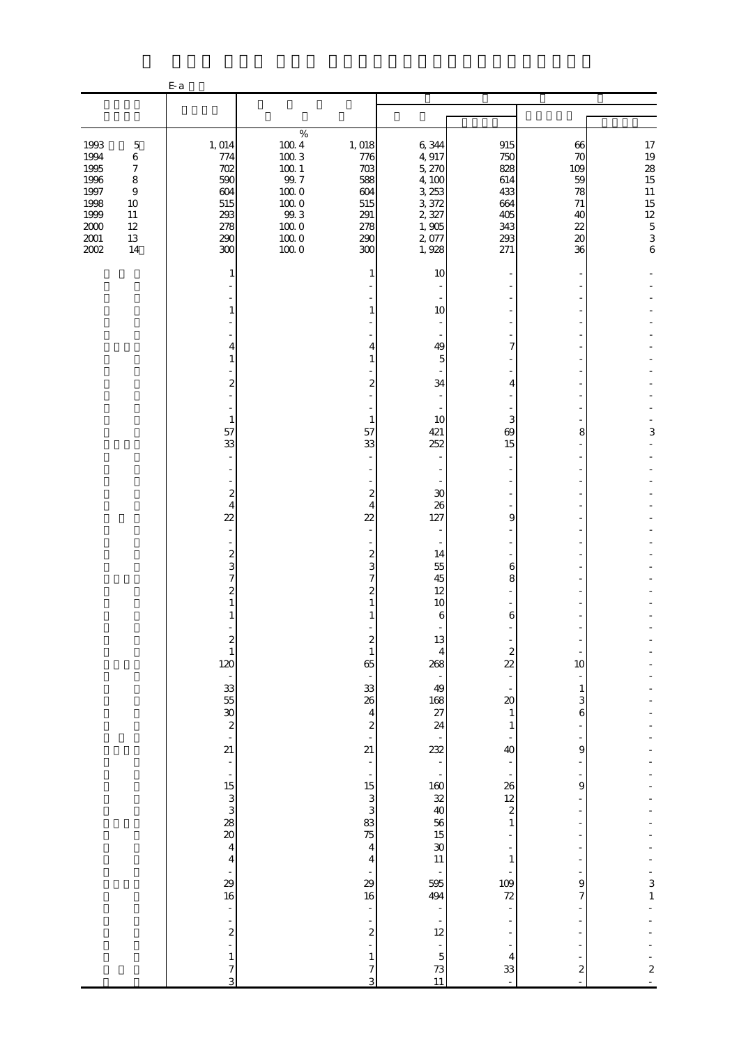E-a

| | | % | | | | | |
|---|---|---|---|---|---|---|---|
| 1993 5 | 1,014 | 100.4 | 1,018 | 6,344 | 915 | 66 | 17 |
| 1994 6 | 774 | 100.3 | 776 | 4,917 | 750 | 70 | 19 |
| 1995 7 | 702 | 100.1 | 703 | 5,270 | 828 | 109 | 28 |
| 1996 8 | 590 | 99.7 | 588 | 4,100 | 614 | 59 | 15 |
| 1997 9 | 604 | 100.0 | 604 | 3,253 | 433 | 78 | 11 |
| 1998 10 | 515 | 100.0 | 515 | 3,372 | 664 | 71 | 15 |
| 1999 11 | 293 | 99.3 | 291 | 2,327 | 405 | 40 | 12 |
| 2000 12 | 278 | 100.0 | 278 | 1,905 | 343 | 22 | 5 |
| 2001 13 | 290 | 100.0 | 290 | 2,077 | 293 | 20 | 3 |
| 2002 14 | 300 | 100.0 | 300 | 1,928 | 271 | 36 | 6 |
| | 1 | | 1 | 10 | - | - | - |
| | - | | - | - | - | - | - |
| | - | | - | - | - | - | - |
| | 1 | | 1 | 10 | - | - | - |
| | - | | - | - | - | - | - |
| | - | | - | - | - | - | - |
| | 4 | | 4 | 49 | 7 | - | - |
| | 1 | | 1 | 5 | - | - | - |
| | - | | - | - | - | - | - |
| | 2 | | 2 | 34 | 4 | - | - |
| | - | | - | - | - | - | - |
| | - | | - | - | - | - | - |
| | 1 | | 1 | 10 | 3 | - | - |
| | 57 | | 57 | 421 | 69 | 8 | 3 |
| | 33 | | 33 | 252 | 15 | - | - |
| | - | | - | - | - | - | - |
| | - | | - | - | - | - | - |
| | - | | - | - | - | - | - |
| | 2 | | 2 | 30 | - | - | - |
| | 4 | | 4 | 26 | - | - | - |
| | 22 | | 22 | 127 | 9 | - | - |
| | - | | - | - | - | - | - |
| | - | | - | - | - | - | - |
| | 2 | | 2 | 14 | - | - | - |
| | 3 | | 3 | 55 | 6 | - | - |
| | 7 | | 7 | 45 | 8 | - | - |
| | 2 | | 2 | 12 | - | - | - |
| | 1 | | 1 | 10 | - | - | - |
| | 1 | | 1 | 6 | 6 | - | - |
| | - | | - | - | - | - | - |
| | 2 | | 2 | 13 | - | - | - |
| | 1 | | 1 | 4 | 2 | - | - |
| | 120 | | 65 | 268 | 22 | 10 | - |
| | - | | - | - | - | - | - |
| | 33 | | 33 | 49 | - | 1 | - |
| | 55 | | 26 | 168 | 20 | 3 | - |
| | 30 | | 4 | 27 | 1 | 6 | - |
| | 2 | | 2 | 24 | 1 | - | - |
| | - | | - | - | - | - | - |
| | 21 | | 21 | 232 | 40 | 9 | - |
| | - | | - | - | - | - | - |
| | - | | - | - | - | - | - |
| | 15 | | 15 | 160 | 26 | 9 | - |
| | 3 | | 3 | 32 | 12 | - | - |
| | 3 | | 3 | 40 | 2 | - | - |
| | 28 | | 83 | 56 | 1 | - | - |
| | 20 | | 75 | 15 | - | - | - |
| | 4 | | 4 | 30 | - | - | - |
| | 4 | | 4 | 11 | 1 | - | - |
| | - | | - | - | - | - | - |
| | 29 | | 29 | 595 | 109 | 9 | 3 |
| | 16 | | 16 | 494 | 72 | 7 | 1 |
| | - | | - | - | - | - | - |
| | - | | - | - | - | - | - |
| | 2 | | 2 | 12 | - | - | - |
| | - | | - | - | - | - | - |
| | 1 | | 1 | 5 | 4 | - | - |
| | 7 | | 7 | 73 | 33 | 2 | 2 |
| | 3 | | 3 | 11 | - | - | - |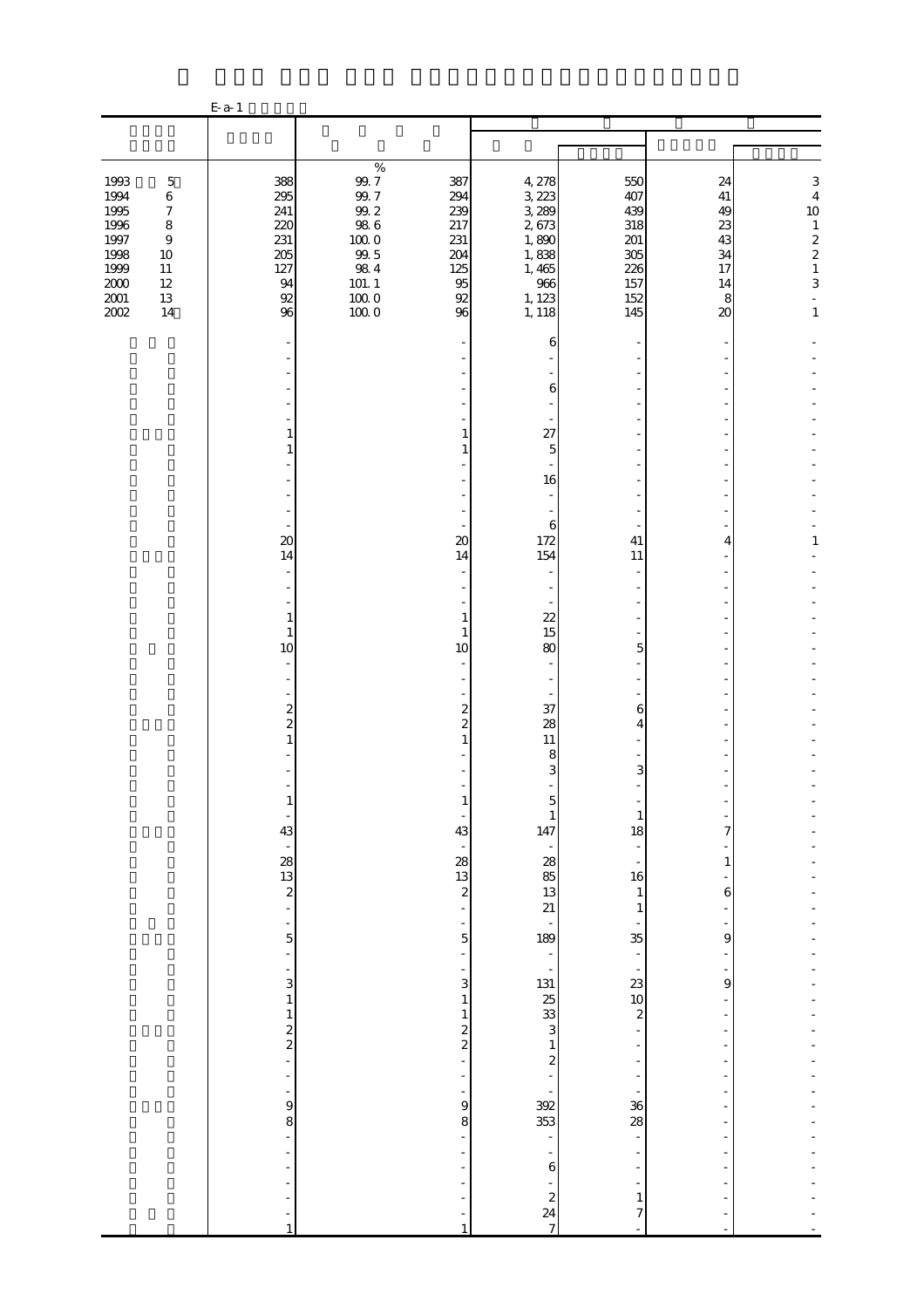E-a-1

| | | % | | | | | |
|---|---|---|---|---|---|---|---|
| 1993 5 | 388 | 99.7 | 387 | 4,278 | 550 | 24 | 3 |
| 1994 6 | 295 | 99.7 | 294 | 3,223 | 407 | 41 | 4 |
| 1995 7 | 241 | 99.2 | 239 | 3,289 | 439 | 49 | 10 |
| 1996 8 | 220 | 98.6 | 217 | 2,673 | 318 | 23 | 1 |
| 1997 9 | 231 | 100.0 | 231 | 1,890 | 201 | 43 | 2 |
| 1998 10 | 205 | 99.5 | 204 | 1,838 | 305 | 34 | 2 |
| 1999 11 | 127 | 98.4 | 125 | 1,465 | 226 | 17 | 1 |
| 2000 12 | 94 | 101.1 | 95 | 966 | 157 | 14 | 3 |
| 2001 13 | 92 | 100.0 | 92 | 1,123 | 152 | 8 | - |
| 2002 14 | 96 | 100.0 | 96 | 1,118 | 145 | 20 | 1 |
| | - | | - | 6 | - | - | - |
| | - | | - | - | - | - | - |
| | - | | - | - | - | - | - |
| | - | | - | 6 | - | - | - |
| | - | | - | - | - | - | - |
| | - | | - | - | - | - | - |
| | 1 | | 1 | 27 | - | - | - |
| | 1 | | 1 | 5 | - | - | - |
| | - | | - | - | - | - | - |
| | - | | - | 16 | - | - | - |
| | - | | - | - | - | - | - |
| | - | | - | - | - | - | - |
| | - | | - | 6 | - | - | - |
| | 20 | | 20 | 172 | 41 | 4 | 1 |
| | 14 | | 14 | 154 | 11 | - | - |
| | - | | - | - | - | - | - |
| | - | | - | - | - | - | - |
| | - | | - | - | - | - | - |
| | 1 | | 1 | 22 | - | - | - |
| | 1 | | 1 | 15 | - | - | - |
| | 10 | | 10 | 80 | 5 | - | - |
| | - | | - | - | - | - | - |
| | - | | - | - | - | - | - |
| | - | | - | - | - | - | - |
| | 2 | | 2 | 37 | 6 | - | - |
| | 2 | | 2 | 28 | 4 | - | - |
| | 1 | | 1 | 11 | - | - | - |
| | - | | - | 8 | - | - | - |
| | - | | - | 3 | 3 | - | - |
| | - | | - | - | - | - | - |
| | 1 | | 1 | 5 | - | - | - |
| | - | | - | 1 | 1 | - | - |
| | 43 | | 43 | 147 | 18 | 7 | - |
| | - | | - | - | - | - | - |
| | 28 | | 28 | 28 | - | 1 | - |
| | 13 | | 13 | 85 | 16 | - | - |
| | 2 | | 2 | 13 | 1 | 6 | - |
| | - | | - | 21 | 1 | - | - |
| | - | | - | - | - | - | - |
| | 5 | | 5 | 189 | 35 | 9 | - |
| | - | | - | - | - | - | - |
| | - | | - | - | - | - | - |
| | 3 | | 3 | 131 | 23 | 9 | - |
| | 1 | | 1 | 25 | 10 | - | - |
| | 1 | | 1 | 33 | 2 | - | - |
| | 2 | | 2 | 3 | - | - | - |
| | 2 | | 2 | 1 | - | - | - |
| | - | | - | 2 | - | - | - |
| | - | | - | - | - | - | - |
| | - | | - | - | - | - | - |
| | 9 | | 9 | 392 | 36 | - | - |
| | 8 | | 8 | 353 | 28 | - | - |
| | - | | - | - | - | - | - |
| | - | | - | - | - | - | - |
| | - | | - | 6 | - | - | - |
| | - | | - | - | - | - | - |
| | - | | - | 2 | 1 | - | - |
| | - | | - | 24 | 7 | - | - |
| | 1 | | 1 | 7 | - | - | - |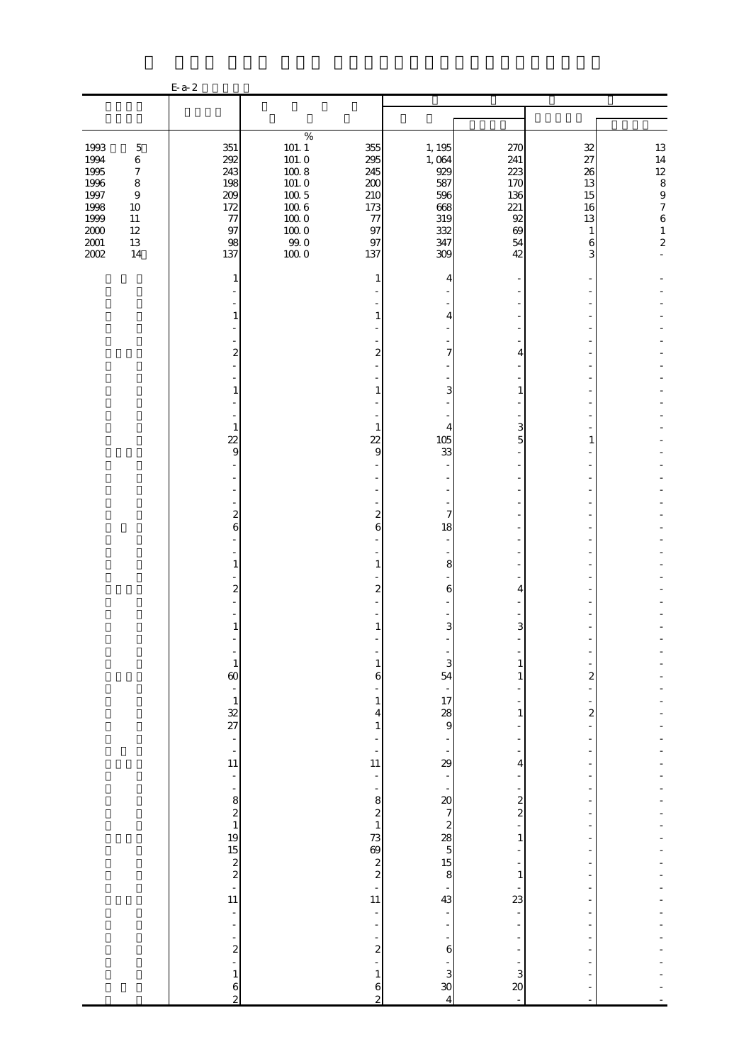E-a-2

| | | % | | | | | |
|---|---|---|---|---|---|---|---|
| 1993 5 | 351 | 101.1 | 355 | 1,195 | 270 | 32 | 13 |
| 1994 6 | 292 | 101.0 | 295 | 1,064 | 241 | 27 | 14 |
| 1995 7 | 243 | 100.8 | 245 | 929 | 223 | 26 | 12 |
| 1996 8 | 198 | 101.0 | 200 | 587 | 170 | 13 | 8 |
| 1997 9 | 209 | 100.5 | 210 | 596 | 136 | 15 | 9 |
| 1998 10 | 172 | 100.6 | 173 | 668 | 221 | 16 | 7 |
| 1999 11 | 77 | 100.0 | 77 | 319 | 92 | 13 | 6 |
| 2000 12 | 97 | 100.0 | 97 | 332 | 69 | 1 | 1 |
| 2001 13 | 98 | 99.0 | 97 | 347 | 54 | 6 | 2 |
| 2002 14 | 137 | 100.0 | 137 | 309 | 42 | 3 | - |
| | 1 | | 1 | 4 | - | - | - |
| | - | | - | - | - | - | - |
| | - | | - | - | - | - | - |
| | 1 | | 1 | 4 | - | - | - |
| | - | | - | - | - | - | - |
| | - | | - | - | - | - | - |
| | 2 | | 2 | 7 | 4 | - | - |
| | - | | - | - | - | - | - |
| | - | | - | - | - | - | - |
| | 1 | | 1 | 3 | 1 | - | - |
| | - | | - | - | - | - | - |
| | - | | - | - | - | - | - |
| | 1 | | 1 | 4 | 3 | - | - |
| | 22 | | 22 | 105 | 5 | 1 | - |
| | 9 | | 9 | 33 | - | - | - |
| | - | | - | - | - | - | - |
| | - | | - | - | - | - | - |
| | - | | - | - | - | - | - |
| | - | | - | - | - | - | - |
| | 2 | | 2 | 7 | - | - | - |
| | 6 | | 6 | 18 | - | - | - |
| | - | | - | - | - | - | - |
| | - | | - | - | - | - | - |
| | 1 | | 1 | 8 | - | - | - |
| | - | | - | - | - | - | - |
| | 2 | | 2 | 6 | 4 | - | - |
| | - | | - | - | - | - | - |
| | - | | - | - | - | - | - |
| | 1 | | 1 | 3 | 3 | - | - |
| | - | | - | - | - | - | - |
| | - | | - | - | - | - | - |
| | 1 | | 1 | 3 | 1 | - | - |
| | 60 | | 6 | 54 | 1 | 2 | - |
| | - | | - | - | - | - | - |
| | 1 | | 1 | 17 | - | - | - |
| | 32 | | 4 | 28 | 1 | 2 | - |
| | 27 | | 1 | 9 | - | - | - |
| | - | | - | - | - | - | - |
| | - | | - | - | - | - | - |
| | 11 | | 11 | 29 | 4 | - | - |
| | - | | - | - | - | - | - |
| | - | | - | - | - | - | - |
| | 8 | | 8 | 20 | 2 | - | - |
| | 2 | | 2 | 7 | 2 | - | - |
| | 1 | | 1 | 2 | - | - | - |
| | 19 | | 73 | 28 | 1 | - | - |
| | 15 | | 69 | 5 | - | - | - |
| | 2 | | 2 | 15 | - | - | - |
| | 2 | | 2 | 8 | 1 | - | - |
| | - | | - | - | - | - | - |
| | 11 | | 11 | 43 | 23 | - | - |
| | - | | - | - | - | - | - |
| | - | | - | - | - | - | - |
| | - | | - | - | - | - | - |
| | 2 | | 2 | 6 | - | - | - |
| | - | | - | - | - | - | - |
| | 1 | | 1 | 3 | 3 | - | - |
| | 6 | | 6 | 30 | 20 | - | - |
| | 2 | | 2 | 4 | - | - | - |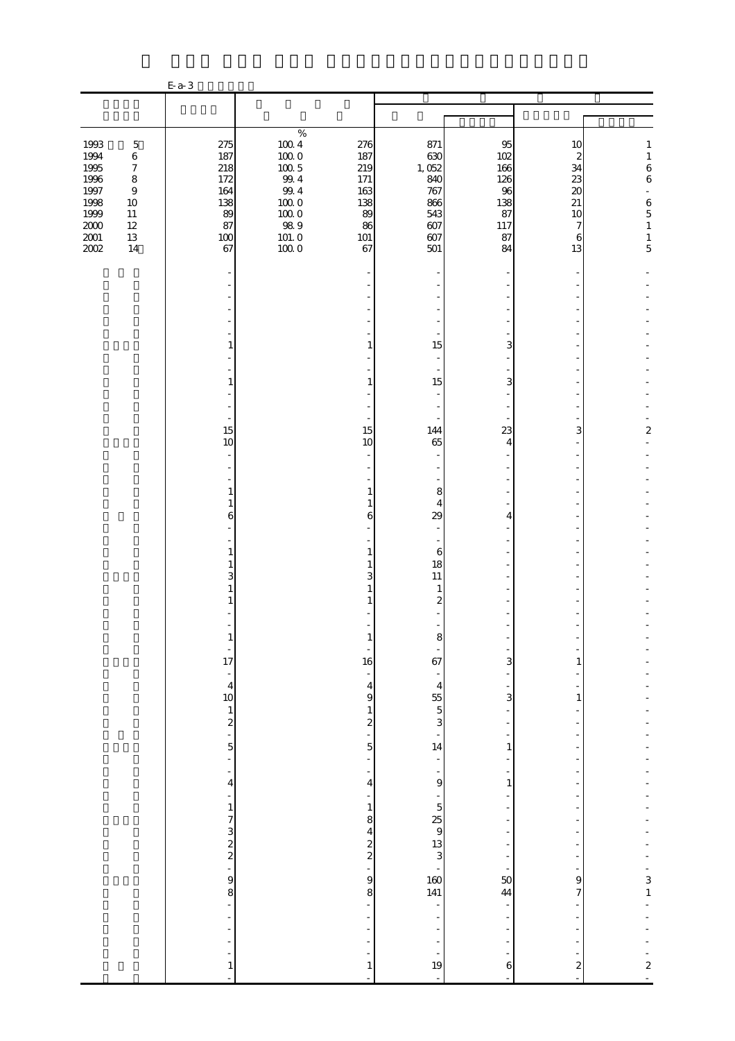E-a-3

| | | | | | | | |
|---|---|---|---|---|---|---|---|
| | | % | | | | | |
| 1993 5 | 275 | 100.4 | 276 | 871 | 95 | 10 | 1 |
| 1994 6 | 187 | 100.0 | 187 | 630 | 102 | 2 | 1 |
| 1995 7 | 218 | 100.5 | 219 | 1,052 | 166 | 34 | 6 |
| 1996 8 | 172 | 99.4 | 171 | 840 | 126 | 23 | 6 |
| 1997 9 | 164 | 99.4 | 163 | 767 | 96 | 20 | - |
| 1998 10 | 138 | 100.0 | 138 | 866 | 138 | 21 | 6 |
| 1999 11 | 89 | 100.0 | 89 | 543 | 87 | 10 | 5 |
| 2000 12 | 87 | 98.9 | 86 | 607 | 117 | 7 | 1 |
| 2001 13 | 100 | 101.0 | 101 | 607 | 87 | 6 | 1 |
| 2002 14 | 67 | 100.0 | 67 | 501 | 84 | 13 | 5 |
| | - | | - | - | - | - | - |
| | - | | - | - | - | - | - |
| | - | | - | - | - | - | - |
| | - | | - | - | - | - | - |
| | - | | - | - | - | - | - |
| | - | | - | - | - | - | - |
| | 1 | | 1 | 15 | 3 | - | - |
| | - | | - | - | - | - | - |
| | - | | - | - | - | - | - |
| | 1 | | 1 | 15 | 3 | - | - |
| | - | | - | - | - | - | - |
| | - | | - | - | - | - | - |
| | - | | - | - | - | - | - |
| | 15 | | 15 | 144 | 23 | 3 | 2 |
| | 10 | | 10 | 65 | 4 | - | - |
| | - | | - | - | - | - | - |
| | - | | - | - | - | - | - |
| | - | | - | - | - | - | - |
| | 1 | | 1 | 8 | - | - | - |
| | 1 | | 1 | 4 | - | - | - |
| | 6 | | 6 | 29 | 4 | - | - |
| | - | | - | - | - | - | - |
| | - | | - | - | - | - | - |
| | 1 | | 1 | 6 | - | - | - |
| | 1 | | 1 | 18 | - | - | - |
| | 3 | | 3 | 11 | - | - | - |
| | 1 | | 1 | 1 | - | - | - |
| | 1 | | 1 | 2 | - | - | - |
| | - | | - | - | - | - | - |
| | - | | - | - | - | - | - |
| | 1 | | 1 | 8 | - | - | - |
| | - | | - | - | - | - | - |
| | 17 | | 16 | 67 | 3 | 1 | - |
| | - | | - | - | - | - | - |
| | 4 | | 4 | 4 | - | - | - |
| | 10 | | 9 | 55 | 3 | 1 | - |
| | 1 | | 1 | 5 | - | - | - |
| | 2 | | 2 | 3 | - | - | - |
| | - | | - | - | - | - | - |
| | 5 | | 5 | 14 | 1 | - | - |
| | - | | - | - | - | - | - |
| | - | | - | - | - | - | - |
| | 4 | | 4 | 9 | 1 | - | - |
| | - | | - | - | - | - | - |
| | 1 | | 1 | 5 | - | - | - |
| | 7 | | 8 | 25 | - | - | - |
| | 3 | | 4 | 9 | - | - | - |
| | 2 | | 2 | 13 | - | - | - |
| | 2 | | 2 | 3 | - | - | - |
| | - | | - | - | - | - | - |
| | 9 | | 9 | 160 | 50 | 9 | 3 |
| | 8 | | 8 | 141 | 44 | 7 | 1 |
| | - | | - | - | - | - | - |
| | - | | - | - | - | - | - |
| | - | | - | - | - | - | - |
| | - | | - | - | - | - | - |
| | - | | - | - | - | - | - |
| | 1 | | 1 | 19 | 6 | 2 | 2 |
| | - | | - | - | - | - | - |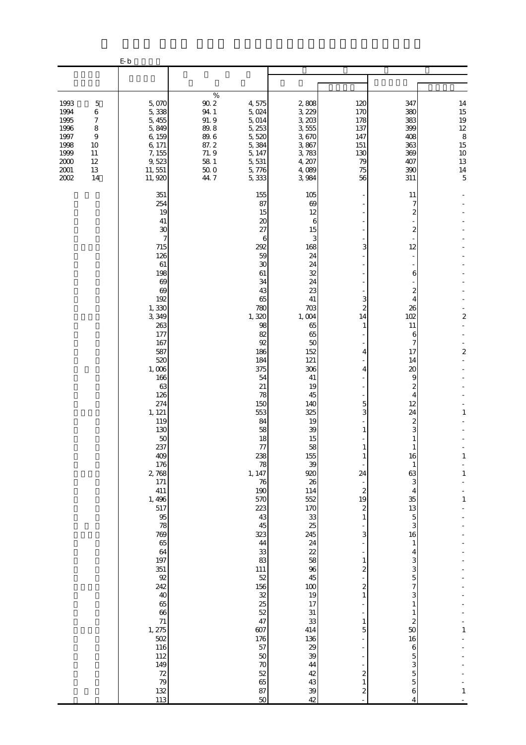E-b

| | | | | | | | |
|---|---|---|---|---|---|---|---|
| 1993 5 | 5,070 | 90.2 % | 4,575 | 2,808 | 120 | 347 | 14 |
| 1994 6 | 5,338 | 94.1 | 5,024 | 3,229 | 170 | 380 | 15 |
| 1995 7 | 5,455 | 91.9 | 5,014 | 3,203 | 178 | 383 | 19 |
| 1996 8 | 5,849 | 89.8 | 5,253 | 3,555 | 137 | 399 | 12 |
| 1997 9 | 6,159 | 89.6 | 5,520 | 3,670 | 147 | 408 | 8 |
| 1998 10 | 6,171 | 87.2 | 5,384 | 3,867 | 151 | 363 | 15 |
| 1999 11 | 7,155 | 71.9 | 5,147 | 3,783 | 130 | 369 | 10 |
| 2000 12 | 9,523 | 58.1 | 5,531 | 4,207 | 79 | 407 | 13 |
| 2001 13 | 11,551 | 50.0 | 5,776 | 4,089 | 75 | 390 | 14 |
| 2002 14 | 11,920 | 44.7 | 5,333 | 3,984 | 56 | 311 | 5 |
| | 351 | | 155 | 105 | - | 11 | - |
| | 254 | | 87 | 69 | - | 7 | - |
| | 19 | | 15 | 12 | - | 2 | - |
| | 41 | | 20 | 6 | - | - | - |
| | 30 | | 27 | 15 | - | 2 | - |
| | 7 | | 6 | 3 | - | - | - |
| | 715 | | 292 | 168 | 3 | 12 | - |
| | 126 | | 59 | 24 | - | - | - |
| | 61 | | 30 | 24 | - | - | - |
| | 198 | | 61 | 32 | - | 6 | - |
| | 69 | | 34 | 24 | - | - | - |
| | 69 | | 43 | 23 | - | 2 | - |
| | 192 | | 65 | 41 | 3 | 4 | - |
| | 1,330 | | 780 | 703 | 2 | 26 | - |
| | 3,349 | | 1,320 | 1,004 | 14 | 102 | 2 |
| | 263 | | 98 | 65 | 1 | 11 | - |
| | 177 | | 82 | 65 | - | 6 | - |
| | 167 | | 92 | 50 | - | 7 | - |
| | 587 | | 186 | 152 | 4 | 17 | 2 |
| | 520 | | 184 | 121 | - | 14 | - |
| | 1,006 | | 375 | 306 | 4 | 20 | - |
| | 166 | | 54 | 41 | - | 9 | - |
| | 63 | | 21 | 19 | - | 2 | - |
| | 126 | | 78 | 45 | - | 4 | - |
| | 274 | | 150 | 140 | 5 | 12 | - |
| | 1,121 | | 553 | 325 | 3 | 24 | 1 |
| | 119 | | 84 | 19 | - | 2 | - |
| | 130 | | 58 | 39 | 1 | 3 | - |
| | 50 | | 18 | 15 | - | 1 | - |
| | 237 | | 77 | 58 | 1 | 1 | - |
| | 409 | | 238 | 155 | 1 | 16 | 1 |
| | 176 | | 78 | 39 | - | 1 | - |
| | 2,768 | | 1,147 | 920 | 24 | 63 | 1 |
| | 171 | | 76 | 26 | - | 3 | - |
| | 411 | | 190 | 114 | 2 | 4 | - |
| | 1,496 | | 570 | 552 | 19 | 35 | 1 |
| | 517 | | 223 | 170 | 2 | 13 | - |
| | 95 | | 43 | 33 | 1 | 5 | - |
| | 78 | | 45 | 25 | - | 3 | - |
| | 769 | | 323 | 245 | 3 | 16 | - |
| | 65 | | 44 | 24 | - | 1 | - |
| | 64 | | 33 | 22 | - | 4 | - |
| | 197 | | 83 | 58 | 1 | 3 | - |
| | 351 | | 111 | 96 | 2 | 3 | - |
| | 92 | | 52 | 45 | - | 5 | - |
| | 242 | | 156 | 100 | 2 | 7 | - |
| | 40 | | 32 | 19 | 1 | 3 | - |
| | 65 | | 25 | 17 | - | 1 | - |
| | 66 | | 52 | 31 | - | 1 | - |
| | 71 | | 47 | 33 | 1 | 2 | - |
| | 1,275 | | 607 | 414 | 5 | 50 | 1 |
| | 502 | | 176 | 136 | - | 16 | - |
| | 116 | | 57 | 29 | - | 6 | - |
| | 112 | | 50 | 39 | - | 5 | - |
| | 149 | | 70 | 44 | - | 3 | - |
| | 72 | | 52 | 42 | 2 | 5 | - |
| | 79 | | 65 | 43 | 1 | 5 | - |
| | 132 | | 87 | 39 | 2 | 6 | 1 |
| | 113 | | 50 | 42 | - | 4 | - |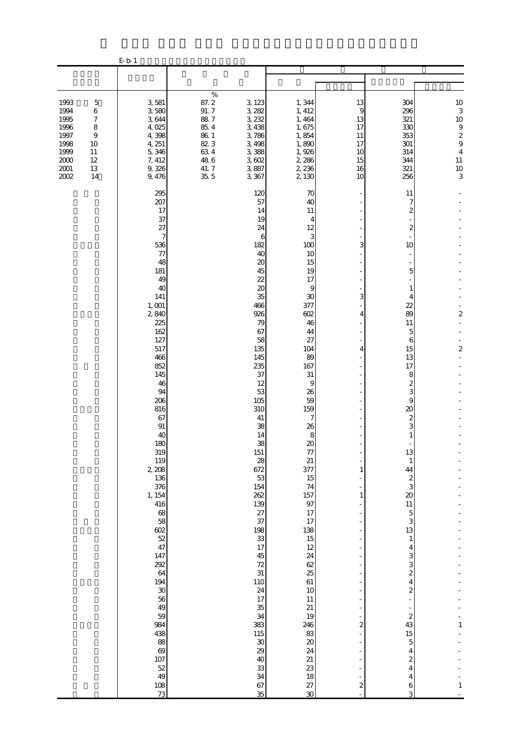E-b-1

| | | | | | | | |
|---|---|---|---|---|---|---|---|
| 1993 5 | 3,581 | % 87.2 | 3,123 | 1,344 | 13 | 304 | 10 |
| 1994 6 | 3,580 | 91.7 | 3,282 | 1,412 | 9 | 296 | 3 |
| 1995 7 | 3,644 | 88.7 | 3,232 | 1,464 | 13 | 321 | 10 |
| 1996 8 | 4,025 | 85.4 | 3,438 | 1,675 | 17 | 330 | 9 |
| 1997 9 | 4,398 | 86.1 | 3,786 | 1,854 | 11 | 353 | 2 |
| 1998 10 | 4,251 | 82.3 | 3,498 | 1,890 | 17 | 301 | 9 |
| 1999 11 | 5,346 | 63.4 | 3,388 | 1,926 | 10 | 314 | 4 |
| 2000 12 | 7,412 | 48.6 | 3,602 | 2,286 | 15 | 344 | 11 |
| 2001 13 | 9,326 | 41.7 | 3,887 | 2,236 | 16 | 321 | 10 |
| 2002 14 | 9,476 | 35.5 | 3,367 | 2,130 | 10 | 256 | 3 |
| | 295 | | 120 | 70 | - | 11 | - |
| | 207 | | 57 | 40 | - | 7 | - |
| | 17 | | 14 | 11 | - | 2 | - |
| | 37 | | 19 | 4 | - | - | - |
| | 27 | | 24 | 12 | - | 2 | - |
| | 7 | | 6 | 3 | - | - | - |
| | 536 | | 182 | 100 | 3 | 10 | - |
| | 77 | | 40 | 10 | - | - | - |
| | 48 | | 20 | 15 | - | - | - |
| | 181 | | 45 | 19 | - | 5 | - |
| | 49 | | 22 | 17 | - | - | - |
| | 40 | | 20 | 9 | - | 1 | - |
| | 141 | | 35 | 30 | 3 | 4 | - |
| | 1,001 | | 466 | 377 | - | 22 | - |
| | 2,840 | | 926 | 602 | 4 | 89 | 2 |
| | 225 | | 79 | 46 | - | 11 | - |
| | 162 | | 67 | 44 | - | 5 | - |
| | 127 | | 58 | 27 | - | 6 | - |
| | 517 | | 135 | 104 | 4 | 15 | 2 |
| | 466 | | 145 | 89 | - | 13 | - |
| | 852 | | 235 | 167 | - | 17 | - |
| | 145 | | 37 | 31 | - | 8 | - |
| | 46 | | 12 | 9 | - | 2 | - |
| | 94 | | 53 | 26 | - | 3 | - |
| | 206 | | 105 | 59 | - | 9 | - |
| | 816 | | 310 | 159 | - | 20 | - |
| | 67 | | 41 | 7 | - | 2 | - |
| | 91 | | 38 | 26 | - | 3 | - |
| | 40 | | 14 | 8 | - | 1 | - |
| | 180 | | 38 | 20 | - | - | - |
| | 319 | | 151 | 77 | - | 13 | - |
| | 119 | | 28 | 21 | - | 1 | - |
| | 2,208 | | 672 | 377 | 1 | 44 | - |
| | 136 | | 53 | 15 | - | 2 | - |
| | 376 | | 154 | 74 | - | 3 | - |
| | 1,154 | | 262 | 157 | 1 | 20 | - |
| | 416 | | 139 | 97 | - | 11 | - |
| | 68 | | 27 | 17 | - | 5 | - |
| | 58 | | 37 | 17 | - | 3 | - |
| | 602 | | 198 | 138 | - | 13 | - |
| | 52 | | 33 | 15 | - | 1 | - |
| | 47 | | 17 | 12 | - | 4 | - |
| | 147 | | 45 | 24 | - | 3 | - |
| | 292 | | 72 | 62 | - | 3 | - |
| | 64 | | 31 | 25 | - | 2 | - |
| | 194 | | 110 | 61 | - | 4 | - |
| | 30 | | 24 | 10 | - | 2 | - |
| | 56 | | 17 | 11 | - | - | - |
| | 49 | | 35 | 21 | - | - | - |
| | 59 | | 34 | 19 | - | 2 | - |
| | 984 | | 383 | 246 | 2 | 43 | 1 |
| | 438 | | 115 | 83 | - | 15 | - |
| | 88 | | 30 | 20 | - | 5 | - |
| | 69 | | 29 | 24 | - | 4 | - |
| | 107 | | 40 | 21 | - | 2 | - |
| | 52 | | 33 | 23 | - | 4 | - |
| | 49 | | 34 | 18 | - | 4 | - |
| | 108 | | 67 | 27 | 2 | 6 | 1 |
| | 73 | | 35 | 30 | - | 3 | - |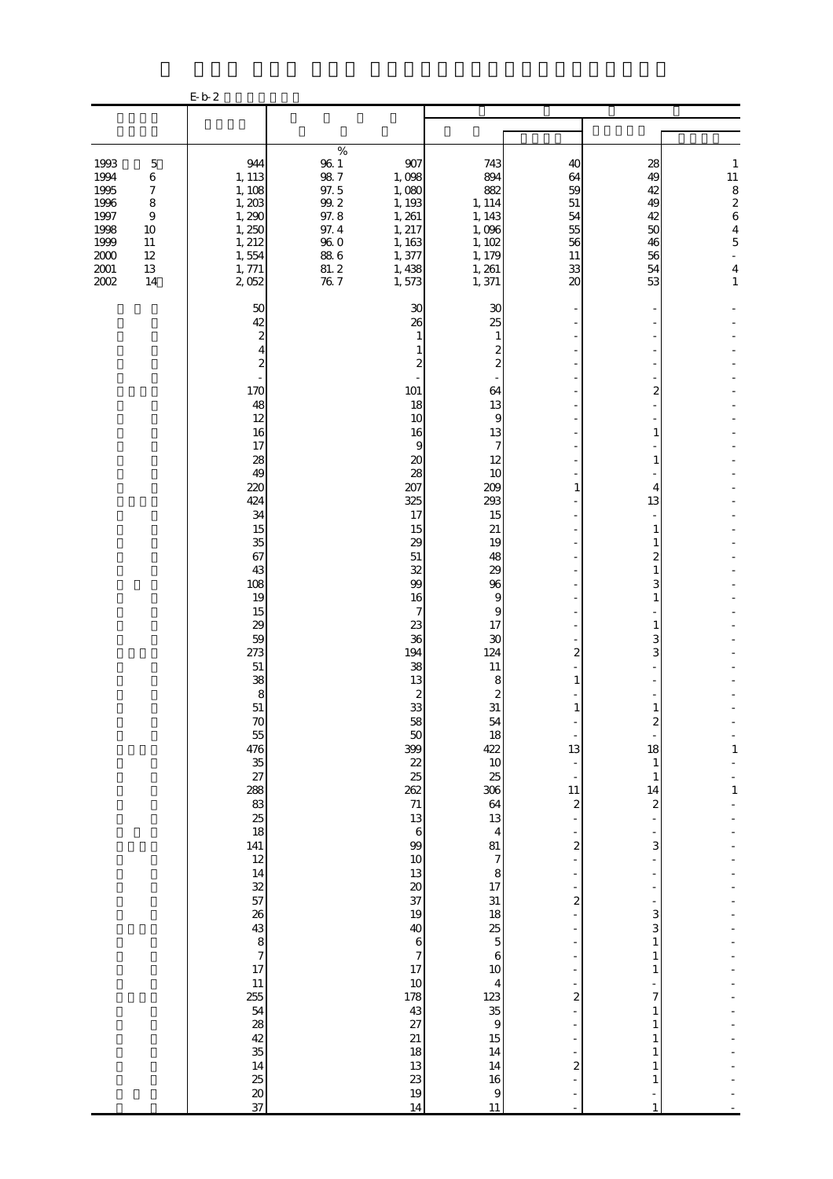E-b-2

| | | | | | | | |
|---|---|---|---|---|---|---|---|
| | | % | | | | | |
| 1993 5 | 944 | 96.1 | 907 | 743 | 40 | 28 | 1 |
| 1994 6 | 1,113 | 98.7 | 1,098 | 894 | 64 | 49 | 11 |
| 1995 7 | 1,108 | 97.5 | 1,080 | 882 | 59 | 42 | 8 |
| 1996 8 | 1,203 | 99.2 | 1,193 | 1,114 | 51 | 49 | 2 |
| 1997 9 | 1,290 | 97.8 | 1,261 | 1,143 | 54 | 42 | 6 |
| 1998 10 | 1,250 | 97.4 | 1,217 | 1,096 | 55 | 50 | 4 |
| 1999 11 | 1,212 | 96.0 | 1,163 | 1,102 | 56 | 46 | 5 |
| 2000 12 | 1,554 | 88.6 | 1,377 | 1,179 | 11 | 56 | - |
| 2001 13 | 1,771 | 81.2 | 1,438 | 1,261 | 33 | 54 | 4 |
| 2002 14 | 2,052 | 76.7 | 1,573 | 1,371 | 20 | 53 | 1 |
| | 50 | | 30 | 30 | - | - | - |
| | 42 | | 26 | 25 | - | - | - |
| | 2 | | 1 | 1 | - | - | - |
| | 4 | | 1 | 2 | - | - | - |
| | 2 | | 2 | 2 | - | - | - |
| | - | | - | - | - | - | - |
| | 170 | | 101 | 64 | - | 2 | - |
| | 48 | | 18 | 13 | - | - | - |
| | 12 | | 10 | 9 | - | - | - |
| | 16 | | 16 | 13 | - | 1 | - |
| | 17 | | 9 | 7 | - | - | - |
| | 28 | | 20 | 12 | - | 1 | - |
| | 49 | | 28 | 10 | - | - | - |
| | 220 | | 207 | 209 | 1 | 4 | - |
| | 424 | | 325 | 293 | - | 13 | - |
| | 34 | | 17 | 15 | - | - | - |
| | 15 | | 15 | 21 | - | 1 | - |
| | 35 | | 29 | 19 | - | 1 | - |
| | 67 | | 51 | 48 | - | 2 | - |
| | 43 | | 32 | 29 | - | 1 | - |
| | 108 | | 99 | 96 | - | 3 | - |
| | 19 | | 16 | 9 | - | 1 | - |
| | 15 | | 7 | 9 | - | - | - |
| | 29 | | 23 | 17 | - | 1 | - |
| | 59 | | 36 | 30 | - | 3 | - |
| | 273 | | 194 | 124 | 2 | 3 | - |
| | 51 | | 38 | 11 | - | - | - |
| | 38 | | 13 | 8 | 1 | - | - |
| | 8 | | 2 | 2 | - | - | - |
| | 51 | | 33 | 31 | 1 | 1 | - |
| | 70 | | 58 | 54 | - | 2 | - |
| | 55 | | 50 | 18 | - | - | - |
| | 476 | | 399 | 422 | 13 | 18 | 1 |
| | 35 | | 22 | 10 | - | 1 | - |
| | 27 | | 25 | 25 | - | 1 | - |
| | 288 | | 262 | 306 | 11 | 14 | 1 |
| | 83 | | 71 | 64 | 2 | 2 | - |
| | 25 | | 13 | 13 | - | - | - |
| | 18 | | 6 | 4 | - | - | - |
| | 141 | | 99 | 81 | 2 | 3 | - |
| | 12 | | 10 | 7 | - | - | - |
| | 14 | | 13 | 8 | - | - | - |
| | 32 | | 20 | 17 | - | - | - |
| | 57 | | 37 | 31 | 2 | - | - |
| | 26 | | 19 | 18 | - | 3 | - |
| | 43 | | 40 | 25 | - | 3 | - |
| | 8 | | 6 | 5 | - | 1 | - |
| | 7 | | 7 | 6 | - | 1 | - |
| | 17 | | 17 | 10 | - | 1 | - |
| | 11 | | 10 | 4 | - | - | - |
| | 255 | | 178 | 123 | 2 | 7 | - |
| | 54 | | 43 | 35 | - | 1 | - |
| | 28 | | 27 | 9 | - | 1 | - |
| | 42 | | 21 | 15 | - | 1 | - |
| | 35 | | 18 | 14 | - | 1 | - |
| | 14 | | 13 | 14 | 2 | 1 | - |
| | 25 | | 23 | 16 | - | 1 | - |
| | 20 | | 19 | 9 | - | - | - |
| | 37 | | 14 | 11 | - | 1 | - |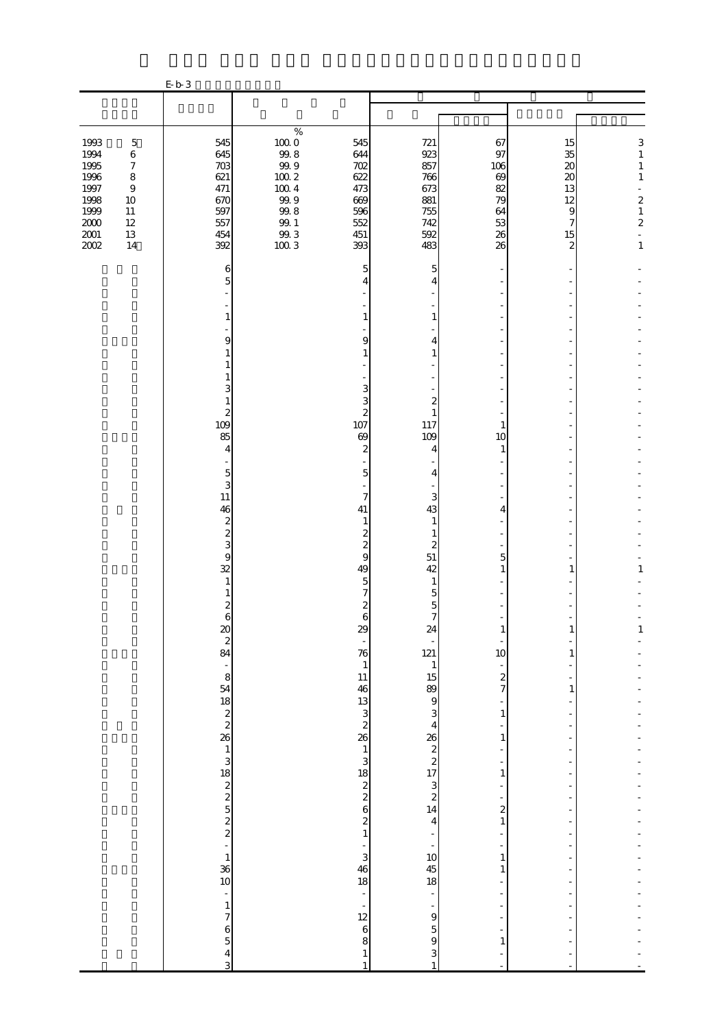E-b-3

| | | | | | | | |
|---|---|---|---|---|---|---|---|
| | | % | | | | | |
| 1993　5 | 545 | 100.0 | 545 | 721 | 67 | 15 | 3 |
| 1994　6 | 645 | 99.8 | 644 | 923 | 97 | 35 | 1 |
| 1995　7 | 703 | 99.9 | 702 | 857 | 106 | 20 | 1 |
| 1996　8 | 621 | 100.2 | 622 | 766 | 69 | 20 | 1 |
| 1997　9 | 471 | 100.4 | 473 | 673 | 82 | 13 | - |
| 1998　10 | 670 | 99.9 | 669 | 881 | 79 | 12 | 2 |
| 1999　11 | 597 | 99.8 | 596 | 755 | 64 | 9 | 1 |
| 2000　12 | 557 | 99.1 | 552 | 742 | 53 | 7 | 2 |
| 2001　13 | 454 | 99.3 | 451 | 592 | 26 | 15 | - |
| 2002　14 | 392 | 100.3 | 393 | 483 | 26 | 2 | 1 |
| | 6 | | 5 | 5 | - | - | - |
| | 5 | | 4 | 4 | - | - | - |
| | - | | - | - | - | - | - |
| | - | | - | - | - | - | - |
| | 1 | | 1 | 1 | - | - | - |
| | - | | - | - | - | - | - |
| | 9 | | 9 | 4 | - | - | - |
| | 1 | | 1 | 1 | - | - | - |
| | 1 | | - | - | - | - | - |
| | 1 | | - | - | - | - | - |
| | 3 | | 3 | - | - | - | - |
| | 1 | | 3 | 2 | - | - | - |
| | 2 | | 2 | 1 | - | - | - |
| | 109 | | 107 | 117 | 1 | - | - |
| | 85 | | 69 | 109 | 10 | - | - |
| | 4 | | 2 | 4 | 1 | - | - |
| | - | | - | - | - | - | - |
| | 5 | | 5 | 4 | - | - | - |
| | 3 | | - | - | - | - | - |
| | 11 | | 7 | 3 | - | - | - |
| | 46 | | 41 | 43 | 4 | - | - |
| | 2 | | 1 | 1 | - | - | - |
| | 2 | | 2 | 1 | - | - | - |
| | 3 | | 2 | 2 | - | - | - |
| | 9 | | 9 | 51 | 5 | - | - |
| | 32 | | 49 | 42 | 1 | 1 | 1 |
| | 1 | | 5 | 1 | - | - | - |
| | 1 | | 7 | 5 | - | - | - |
| | 2 | | 2 | 5 | - | - | - |
| | 6 | | 6 | 7 | - | - | - |
| | 20 | | 29 | 24 | 1 | 1 | 1 |
| | 2 | | - | - | - | - | - |
| | 84 | | 76 | 121 | 10 | 1 | - |
| | - | | 1 | 1 | - | - | - |
| | 8 | | 11 | 15 | 2 | - | - |
| | 54 | | 46 | 89 | 7 | 1 | - |
| | 18 | | 13 | 9 | - | - | - |
| | 2 | | 3 | 3 | 1 | - | - |
| | 2 | | 2 | 4 | - | - | - |
| | 26 | | 26 | 26 | 1 | - | - |
| | 1 | | 1 | 2 | - | - | - |
| | 3 | | 3 | 2 | - | - | - |
| | 18 | | 18 | 17 | 1 | - | - |
| | 2 | | 2 | 3 | - | - | - |
| | 2 | | 2 | 2 | - | - | - |
| | 5 | | 6 | 14 | 2 | - | - |
| | 2 | | 2 | 4 | 1 | - | - |
| | 2 | | 1 | - | - | - | - |
| | - | | - | - | - | - | - |
| | 1 | | 3 | 10 | 1 | - | - |
| | 36 | | 46 | 45 | 1 | - | - |
| | 10 | | 18 | 18 | - | - | - |
| | - | | - | - | - | - | - |
| | 1 | | - | - | - | - | - |
| | 7 | | 12 | 9 | - | - | - |
| | 6 | | 6 | 5 | - | - | - |
| | 5 | | 8 | 9 | 1 | - | - |
| | 4 | | 1 | 3 | - | - | - |
| | 3 | | 1 | 1 | - | - | - |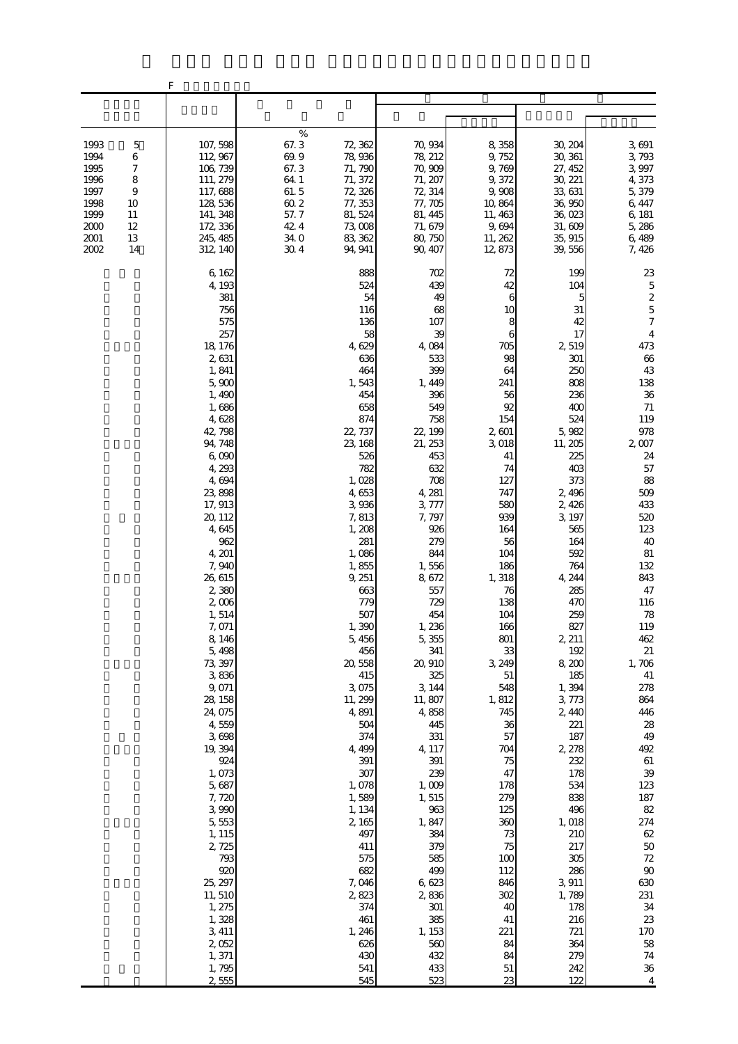F

| | | | | | | | |
|---|---|---|---|---|---|---|---|
| | | % | | | | | |
| 1993 5 | 107,598 | 67.3 | 72,362 | 70,934 | 8,358 | 30,204 | 3,691 |
| 1994 6 | 112,967 | 69.9 | 78,936 | 78,212 | 9,752 | 30,361 | 3,793 |
| 1995 7 | 106,739 | 67.3 | 71,790 | 70,909 | 9,769 | 27,452 | 3,997 |
| 1996 8 | 111,279 | 64.1 | 71,372 | 71,207 | 9,372 | 30,221 | 4,373 |
| 1997 9 | 117,688 | 61.5 | 72,326 | 72,314 | 9,908 | 33,631 | 5,379 |
| 1998 10 | 128,536 | 60.2 | 77,353 | 77,705 | 10,864 | 36,950 | 6,447 |
| 1999 11 | 141,348 | 57.7 | 81,524 | 81,445 | 11,463 | 36,023 | 6,181 |
| 2000 12 | 172,336 | 42.4 | 73,008 | 71,679 | 9,694 | 31,609 | 5,286 |
| 2001 13 | 245,485 | 34.0 | 83,362 | 80,750 | 11,262 | 35,915 | 6,489 |
| 2002 14 | 312,140 | 30.4 | 94,941 | 90,407 | 12,873 | 39,556 | 7,426 |
| | 6,162 | | 888 | 702 | 72 | 199 | 23 |
| | 4,193 | | 524 | 439 | 42 | 104 | 5 |
| | 381 | | 54 | 49 | 6 | 5 | 2 |
| | 756 | | 116 | 68 | 10 | 31 | 5 |
| | 575 | | 136 | 107 | 8 | 42 | 7 |
| | 257 | | 58 | 39 | 6 | 17 | 4 |
| | 18,176 | | 4,629 | 4,084 | 705 | 2,519 | 473 |
| | 2,631 | | 636 | 533 | 98 | 301 | 66 |
| | 1,841 | | 464 | 399 | 64 | 250 | 43 |
| | 5,900 | | 1,543 | 1,449 | 241 | 808 | 138 |
| | 1,490 | | 454 | 396 | 56 | 236 | 36 |
| | 1,686 | | 658 | 549 | 92 | 400 | 71 |
| | 4,628 | | 874 | 758 | 154 | 524 | 119 |
| | 42,798 | | 22,737 | 22,199 | 2,601 | 5,982 | 978 |
| | 94,748 | | 23,168 | 21,253 | 3,018 | 11,205 | 2,007 |
| | 6,090 | | 526 | 453 | 41 | 225 | 24 |
| | 4,293 | | 782 | 632 | 74 | 403 | 57 |
| | 4,694 | | 1,028 | 708 | 127 | 373 | 88 |
| | 23,898 | | 4,653 | 4,281 | 747 | 2,496 | 509 |
| | 17,913 | | 3,936 | 3,777 | 580 | 2,426 | 433 |
| | 20,112 | | 7,813 | 7,797 | 939 | 3,197 | 520 |
| | 4,645 | | 1,208 | 926 | 164 | 565 | 123 |
| | 962 | | 281 | 279 | 56 | 164 | 40 |
| | 4,201 | | 1,086 | 844 | 104 | 592 | 81 |
| | 7,940 | | 1,855 | 1,556 | 186 | 764 | 132 |
| | 26,615 | | 9,251 | 8,672 | 1,318 | 4,244 | 843 |
| | 2,380 | | 663 | 557 | 76 | 285 | 47 |
| | 2,006 | | 779 | 729 | 138 | 470 | 116 |
| | 1,514 | | 507 | 454 | 104 | 259 | 78 |
| | 7,071 | | 1,390 | 1,236 | 166 | 827 | 119 |
| | 8,146 | | 5,456 | 5,355 | 801 | 2,211 | 462 |
| | 5,498 | | 456 | 341 | 33 | 192 | 21 |
| | 73,397 | | 20,558 | 20,910 | 3,249 | 8,200 | 1,706 |
| | 3,836 | | 415 | 325 | 51 | 185 | 41 |
| | 9,071 | | 3,075 | 3,144 | 548 | 1,394 | 278 |
| | 28,158 | | 11,299 | 11,807 | 1,812 | 3,773 | 864 |
| | 24,075 | | 4,891 | 4,858 | 745 | 2,440 | 446 |
| | 4,559 | | 504 | 445 | 36 | 221 | 28 |
| | 3,698 | | 374 | 331 | 57 | 187 | 49 |
| | 19,394 | | 4,499 | 4,117 | 704 | 2,278 | 492 |
| | 924 | | 391 | 391 | 75 | 232 | 61 |
| | 1,073 | | 307 | 239 | 47 | 178 | 39 |
| | 5,687 | | 1,078 | 1,009 | 178 | 534 | 123 |
| | 7,720 | | 1,589 | 1,515 | 279 | 838 | 187 |
| | 3,990 | | 1,134 | 963 | 125 | 496 | 82 |
| | 5,553 | | 2,165 | 1,847 | 360 | 1,018 | 274 |
| | 1,115 | | 497 | 384 | 73 | 210 | 62 |
| | 2,725 | | 411 | 379 | 75 | 217 | 50 |
| | 793 | | 575 | 585 | 100 | 305 | 72 |
| | 920 | | 682 | 499 | 112 | 286 | 90 |
| | 25,297 | | 7,046 | 6,623 | 846 | 3,911 | 630 |
| | 11,510 | | 2,823 | 2,836 | 302 | 1,789 | 231 |
| | 1,275 | | 374 | 301 | 40 | 178 | 34 |
| | 1,328 | | 461 | 385 | 41 | 216 | 23 |
| | 3,411 | | 1,246 | 1,153 | 221 | 721 | 170 |
| | 2,052 | | 626 | 560 | 84 | 364 | 58 |
| | 1,371 | | 430 | 432 | 84 | 279 | 74 |
| | 1,795 | | 541 | 433 | 51 | 242 | 36 |
| | 2,555 | | 545 | 523 | 23 | 122 | 4 |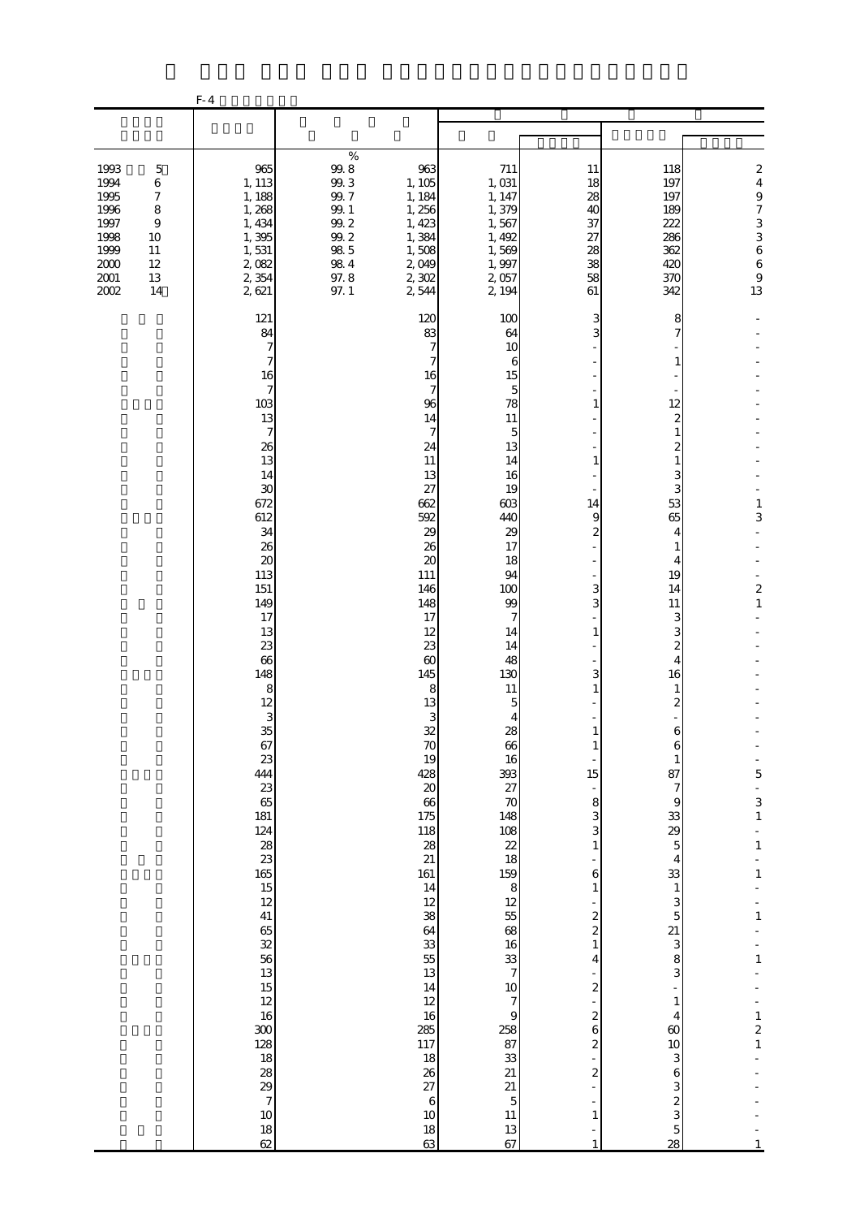F-4

| | | % | | | | | |
|---|---|---|---|---|---|---|---|
| 1993　5 | 965 | 99.8 | 963 | 711 | 11 | 118 | 2 |
| 1994　6 | 1,113 | 99.3 | 1,105 | 1,031 | 18 | 197 | 4 |
| 1995　7 | 1,188 | 99.7 | 1,184 | 1,147 | 28 | 197 | 9 |
| 1996　8 | 1,268 | 99.1 | 1,256 | 1,379 | 40 | 189 | 7 |
| 1997　9 | 1,434 | 99.2 | 1,423 | 1,567 | 37 | 222 | 3 |
| 1998　10 | 1,395 | 99.2 | 1,384 | 1,492 | 27 | 286 | 3 |
| 1999　11 | 1,531 | 98.5 | 1,508 | 1,569 | 28 | 362 | 6 |
| 2000　12 | 2,082 | 98.4 | 2,049 | 1,997 | 38 | 420 | 6 |
| 2001　13 | 2,354 | 97.8 | 2,302 | 2,057 | 58 | 370 | 9 |
| 2002　14 | 2,621 | 97.1 | 2,544 | 2,194 | 61 | 342 | 13 |
| | 121 | | 120 | 100 | 3 | 8 | - |
| | 84 | | 83 | 64 | 3 | 7 | - |
| | 7 | | 7 | 10 | - | - | - |
| | 7 | | 7 | 6 | - | 1 | - |
| | 16 | | 16 | 15 | - | - | - |
| | 7 | | 7 | 5 | - | - | - |
| | 103 | | 96 | 78 | 1 | 12 | - |
| | 13 | | 14 | 11 | - | 2 | - |
| | 7 | | 7 | 5 | - | 1 | - |
| | 26 | | 24 | 13 | - | 2 | - |
| | 13 | | 11 | 14 | 1 | 1 | - |
| | 14 | | 13 | 16 | - | 3 | - |
| | 30 | | 27 | 19 | - | 3 | - |
| | 672 | | 662 | 603 | 14 | 53 | 1 |
| | 612 | | 592 | 440 | 9 | 65 | 3 |
| | 34 | | 29 | 29 | 2 | 4 | - |
| | 26 | | 26 | 17 | - | 1 | - |
| | 20 | | 20 | 18 | - | 4 | - |
| | 113 | | 111 | 94 | - | 19 | - |
| | 151 | | 146 | 100 | 3 | 14 | 2 |
| | 149 | | 148 | 99 | 3 | 11 | 1 |
| | 17 | | 17 | 7 | - | 3 | - |
| | 13 | | 12 | 14 | 1 | 3 | - |
| | 23 | | 23 | 14 | - | 2 | - |
| | 66 | | 60 | 48 | - | 4 | - |
| | 148 | | 145 | 130 | 3 | 16 | - |
| | 8 | | 8 | 11 | 1 | 1 | - |
| | 12 | | 13 | 5 | - | 2 | - |
| | 3 | | 3 | 4 | - | - | - |
| | 35 | | 32 | 28 | 1 | 6 | - |
| | 67 | | 70 | 66 | 1 | 6 | - |
| | 23 | | 19 | 16 | - | 1 | - |
| | 444 | | 428 | 393 | 15 | 87 | 5 |
| | 23 | | 20 | 27 | - | 7 | - |
| | 65 | | 66 | 70 | 8 | 9 | 3 |
| | 181 | | 175 | 148 | 3 | 33 | 1 |
| | 124 | | 118 | 108 | 3 | 29 | - |
| | 28 | | 28 | 22 | 1 | 5 | 1 |
| | 23 | | 21 | 18 | - | 4 | - |
| | 165 | | 161 | 159 | 6 | 33 | 1 |
| | 15 | | 14 | 8 | 1 | 1 | - |
| | 12 | | 12 | 12 | - | 3 | - |
| | 41 | | 38 | 55 | 2 | 5 | 1 |
| | 65 | | 64 | 68 | 2 | 21 | - |
| | 32 | | 33 | 16 | 1 | 3 | - |
| | 56 | | 55 | 33 | 4 | 8 | 1 |
| | 13 | | 13 | 7 | - | 3 | - |
| | 15 | | 14 | 10 | 2 | - | - |
| | 12 | | 12 | 7 | - | 1 | - |
| | 16 | | 16 | 9 | 2 | 4 | 1 |
| | 300 | | 285 | 258 | 6 | 60 | 2 |
| | 128 | | 117 | 87 | 2 | 10 | 1 |
| | 18 | | 18 | 33 | - | 3 | - |
| | 28 | | 26 | 21 | 2 | 6 | - |
| | 29 | | 27 | 21 | - | 3 | - |
| | 7 | | 6 | 5 | - | 2 | - |
| | 10 | | 10 | 11 | 1 | 3 | - |
| | 18 | | 18 | 13 | - | 5 | - |
| | 62 | | 63 | 67 | 1 | 28 | 1 |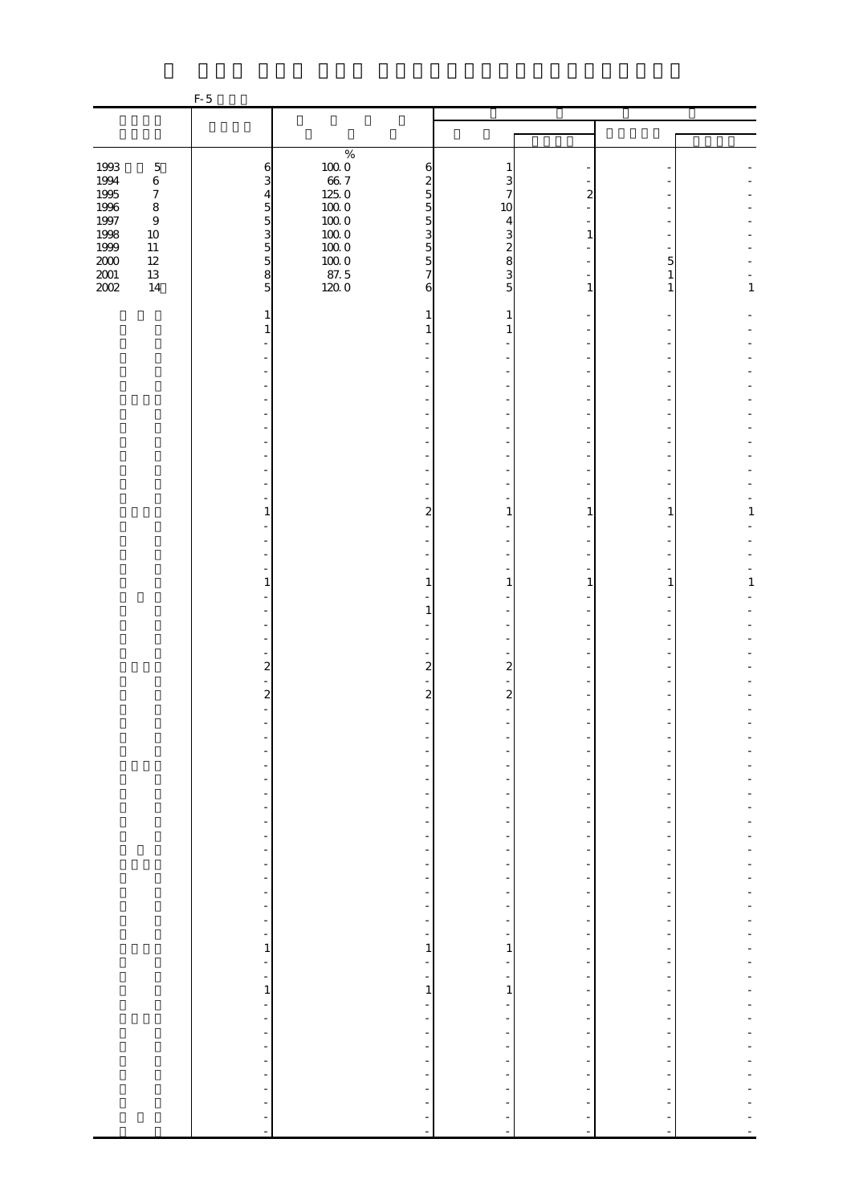F-5

| | | | | | | | |
|---|---|---|---|---|---|---|---|
| | | % | | | | | |
| 1993　5 | 6 | 100.0 | 6 | 1 | - | - | - |
| 1994　6 | 3 | 66.7 | 2 | 3 | - | - | - |
| 1995　7 | 4 | 125.0 | 5 | 7 | 2 | - | - |
| 1996　8 | 5 | 100.0 | 5 | 10 | - | - | - |
| 1997　9 | 5 | 100.0 | 5 | 4 | - | - | - |
| 1998　10 | 3 | 100.0 | 3 | 3 | 1 | - | - |
| 1999　11 | 5 | 100.0 | 5 | 2 | - | - | - |
| 2000　12 | 5 | 100.0 | 5 | 8 | - | 5 | - |
| 2001　13 | 8 | 87.5 | 7 | 3 | - | 1 | - |
| 2002　14 | 5 | 120.0 | 6 | 5 | 1 | 1 | 1 |
| | 1 | | 1 | 1 | - | - | - |
| | 1 | | 1 | 1 | - | - | - |
| | - | | - | - | - | - | - |
| | - | | - | - | - | - | - |
| | - | | - | - | - | - | - |
| | - | | - | - | - | - | - |
| | - | | - | - | - | - | - |
| | - | | - | - | - | - | - |
| | - | | - | - | - | - | - |
| | - | | - | - | - | - | - |
| | - | | - | - | - | - | - |
| | - | | - | - | - | - | - |
| | - | | - | - | - | - | - |
| | - | | - | - | - | - | - |
| | 1 | | 2 | 1 | 1 | 1 | 1 |
| | - | | - | - | - | - | - |
| | - | | - | - | - | - | - |
| | - | | - | - | - | - | - |
| | - | | - | - | - | - | - |
| | 1 | | 1 | 1 | 1 | 1 | 1 |
| | - | | - | - | - | - | - |
| | - | | 1 | - | - | - | - |
| | - | | - | - | - | - | - |
| | - | | - | - | - | - | - |
| | - | | - | - | - | - | - |
| | 2 | | 2 | 2 | - | - | - |
| | - | | - | - | - | - | - |
| | 2 | | 2 | 2 | - | - | - |
| | - | | - | - | - | - | - |
| | - | | - | - | - | - | - |
| | - | | - | - | - | - | - |
| | - | | - | - | - | - | - |
| | - | | - | - | - | - | - |
| | - | | - | - | - | - | - |
| | - | | - | - | - | - | - |
| | - | | - | - | - | - | - |
| | - | | - | - | - | - | - |
| | - | | - | - | - | - | - |
| | - | | - | - | - | - | - |
| | - | | - | - | - | - | - |
| | - | | - | - | - | - | - |
| | - | | - | - | - | - | - |
| | - | | - | - | - | - | - |
| | - | | - | - | - | - | - |
| | - | | - | - | - | - | - |
| | 1 | | 1 | 1 | - | - | - |
| | - | | - | - | - | - | - |
| | - | | - | - | - | - | - |
| | 1 | | 1 | 1 | - | - | - |
| | - | | - | - | - | - | - |
| | - | | - | - | - | - | - |
| | - | | - | - | - | - | - |
| | - | | - | - | - | - | - |
| | - | | - | - | - | - | - |
| | - | | - | - | - | - | - |
| | - | | - | - | - | - | - |
| | - | | - | - | - | - | - |
| | - | | - | - | - | - | - |
| | - | | - | - | - | - | - |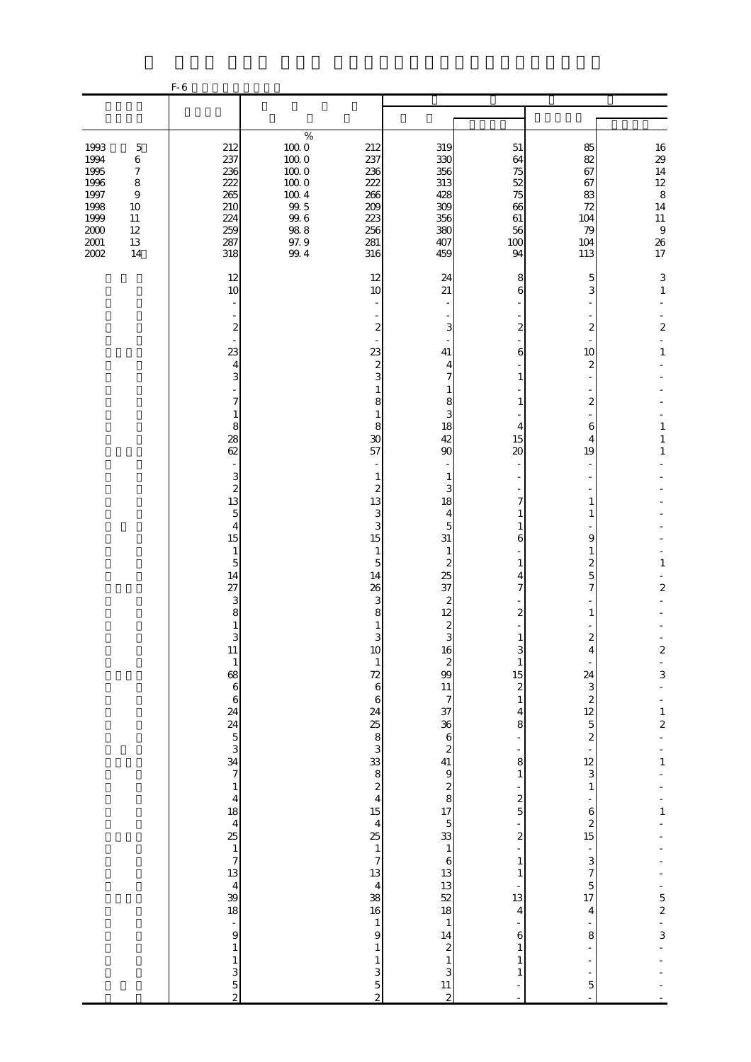F-6

| | | | | | | | |
|---|---|---|---|---|---|---|---|
| 1993 5 | 212 | 100.0 | 212 | 319 | 51 | 85 | 16 |
| 1994 6 | 237 | 100.0 | 237 | 330 | 64 | 82 | 29 |
| 1995 7 | 236 | 100.0 | 236 | 356 | 75 | 67 | 14 |
| 1996 8 | 222 | 100.0 | 222 | 313 | 52 | 67 | 12 |
| 1997 9 | 265 | 100.4 | 266 | 428 | 75 | 83 | 8 |
| 1998 10 | 210 | 99.5 | 209 | 309 | 66 | 72 | 14 |
| 1999 11 | 224 | 99.6 | 223 | 356 | 61 | 104 | 11 |
| 2000 12 | 259 | 98.8 | 256 | 380 | 56 | 79 | 9 |
| 2001 13 | 287 | 97.9 | 281 | 407 | 100 | 104 | 26 |
| 2002 14 | 318 | 99.4 | 316 | 459 | 94 | 113 | 17 |
| | 12 | | 12 | 24 | 8 | 5 | 3 |
| | 10 | | 10 | 21 | 6 | 3 | 1 |
| | - | | - | - | - | - | - |
| | - | | - | - | - | - | - |
| | 2 | | 2 | 3 | 2 | 2 | 2 |
| | - | | - | - | - | - | - |
| | 23 | | 23 | 41 | 6 | 10 | 1 |
| | 4 | | 2 | 4 | - | 2 | - |
| | 3 | | 3 | 7 | 1 | - | - |
| | - | | 1 | 1 | - | - | - |
| | 7 | | 8 | 8 | 1 | 2 | - |
| | 1 | | 1 | 3 | - | - | - |
| | 8 | | 8 | 18 | 4 | 6 | 1 |
| | 28 | | 30 | 42 | 15 | 4 | 1 |
| | 62 | | 57 | 90 | 20 | 19 | 1 |
| | - | | - | - | - | - | - |
| | 3 | | 1 | 1 | - | - | - |
| | 2 | | 2 | 3 | - | - | - |
| | 13 | | 13 | 18 | 7 | 1 | - |
| | 5 | | 3 | 4 | 1 | 1 | - |
| | 4 | | 3 | 5 | 1 | - | - |
| | 15 | | 15 | 31 | 6 | 9 | - |
| | 1 | | 1 | 1 | - | 1 | - |
| | 5 | | 5 | 2 | 1 | 2 | 1 |
| | 14 | | 14 | 25 | 4 | 5 | - |
| | 27 | | 26 | 37 | 7 | 7 | 2 |
| | 3 | | 3 | 2 | - | - | - |
| | 8 | | 8 | 12 | 2 | 1 | - |
| | 1 | | 1 | 2 | - | - | - |
| | 3 | | 3 | 3 | 1 | 2 | - |
| | 11 | | 10 | 16 | 3 | 4 | 2 |
| | 1 | | 1 | 2 | 1 | - | - |
| | 68 | | 72 | 99 | 15 | 24 | 3 |
| | 6 | | 6 | 11 | 2 | 3 | - |
| | 6 | | 6 | 7 | 1 | 2 | - |
| | 24 | | 24 | 37 | 4 | 12 | 1 |
| | 24 | | 25 | 36 | 8 | 5 | 2 |
| | 5 | | 8 | 6 | - | 2 | - |
| | 3 | | 3 | 2 | - | - | - |
| | 34 | | 33 | 41 | 8 | 12 | 1 |
| | 7 | | 8 | 9 | 1 | 3 | - |
| | 1 | | 2 | 2 | - | 1 | - |
| | 4 | | 4 | 8 | 2 | - | - |
| | 18 | | 15 | 17 | 5 | 6 | 1 |
| | 4 | | 4 | 5 | - | 2 | - |
| | 25 | | 25 | 33 | 2 | 15 | - |
| | 1 | | 1 | 1 | - | - | - |
| | 7 | | 7 | 6 | 1 | 3 | - |
| | 13 | | 13 | 13 | 1 | 7 | - |
| | 4 | | 4 | 13 | - | 5 | - |
| | 39 | | 38 | 52 | 13 | 17 | 5 |
| | 18 | | 16 | 18 | 4 | 4 | 2 |
| | - | | 1 | 1 | - | - | - |
| | 9 | | 9 | 14 | 6 | 8 | 3 |
| | 1 | | 1 | 2 | 1 | - | - |
| | 1 | | 1 | 1 | 1 | - | - |
| | 3 | | 3 | 3 | 1 | - | - |
| | 5 | | 5 | 11 | - | 5 | - |
| | 2 | | 2 | 2 | - | - | - |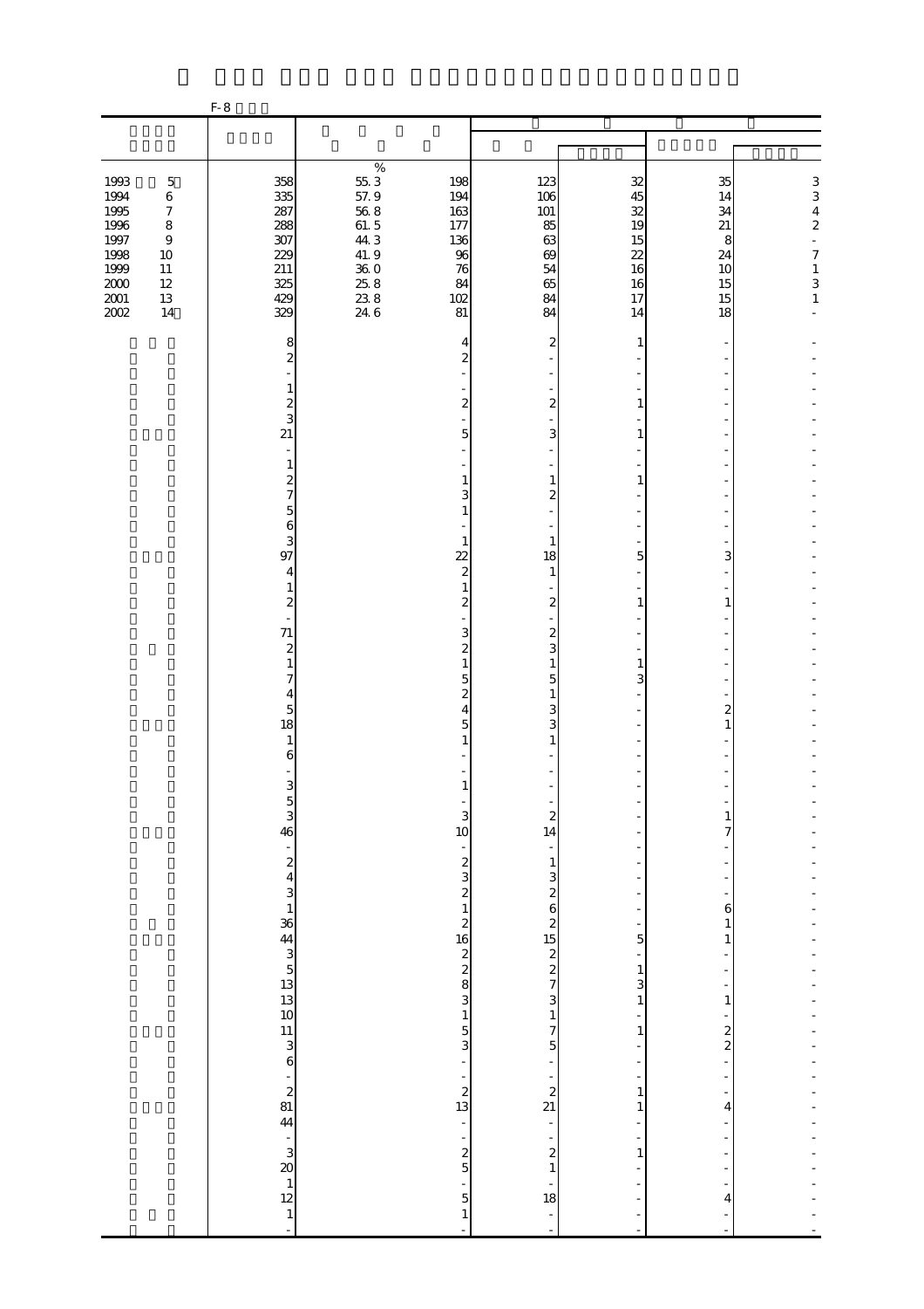F-8

| | | % | | | | | |
|---|---|---|---|---|---|---|---|
| 1993 5 | 358 | 55.3 | 198 | 123 | 32 | 35 | 3 |
| 1994 6 | 335 | 57.9 | 194 | 106 | 45 | 14 | 3 |
| 1995 7 | 287 | 56.8 | 163 | 101 | 32 | 34 | 4 |
| 1996 8 | 288 | 61.5 | 177 | 85 | 19 | 21 | 2 |
| 1997 9 | 307 | 44.3 | 136 | 63 | 15 | 8 | - |
| 1998 10 | 229 | 41.9 | 96 | 69 | 22 | 24 | 7 |
| 1999 11 | 211 | 36.0 | 76 | 54 | 16 | 10 | 1 |
| 2000 12 | 325 | 25.8 | 84 | 65 | 16 | 15 | 3 |
| 2001 13 | 429 | 23.8 | 102 | 84 | 17 | 15 | 1 |
| 2002 14 | 329 | 24.6 | 81 | 84 | 14 | 18 | - |
| | 8 | | 4 | 2 | 1 | - | - |
| | 2 | | 2 | - | - | - | - |
| | - | | - | - | - | - | - |
| | 1 | | - | - | - | - | - |
| | 2 | | 2 | 2 | 1 | - | - |
| | 3 | | - | - | - | - | - |
| | 21 | | 5 | 3 | 1 | - | - |
| | - | | - | - | - | - | - |
| | 1 | | - | - | - | - | - |
| | 2 | | 1 | 1 | 1 | - | - |
| | 7 | | 3 | 2 | - | - | - |
| | 5 | | 1 | - | - | - | - |
| | 6 | | - | - | - | - | - |
| | 3 | | 1 | 1 | - | - | - |
| | 97 | | 22 | 18 | 5 | 3 | - |
| | 4 | | 2 | 1 | - | - | - |
| | 1 | | 1 | - | - | - | - |
| | 2 | | 2 | 2 | 1 | 1 | - |
| | - | | - | - | - | - | - |
| | 71 | | 3 | 2 | - | - | - |
| | 2 | | 2 | 3 | - | - | - |
| | 1 | | 1 | 1 | 1 | - | - |
| | 7 | | 5 | 5 | 3 | - | - |
| | 4 | | 2 | 1 | - | - | - |
| | 5 | | 4 | 3 | - | 2 | - |
| | 18 | | 5 | 3 | - | 1 | - |
| | 1 | | 1 | 1 | - | - | - |
| | 6 | | - | - | - | - | - |
| | - | | - | - | - | - | - |
| | 3 | | 1 | - | - | - | - |
| | 5 | | - | - | - | - | - |
| | 3 | | 3 | 2 | - | 1 | - |
| | 46 | | 10 | 14 | - | 7 | - |
| | - | | - | - | - | - | - |
| | 2 | | 2 | 1 | - | - | - |
| | 4 | | 3 | 3 | - | - | - |
| | 3 | | 2 | 2 | - | - | - |
| | 1 | | 1 | 6 | - | 6 | - |
| | 36 | | 2 | 2 | - | 1 | - |
| | 44 | | 16 | 15 | 5 | 1 | - |
| | 3 | | 2 | 2 | - | - | - |
| | 5 | | 2 | 2 | 1 | - | - |
| | 13 | | 8 | 7 | 3 | - | - |
| | 13 | | 3 | 3 | 1 | 1 | - |
| | 10 | | 1 | 1 | - | - | - |
| | 11 | | 5 | 7 | 1 | 2 | - |
| | 3 | | 3 | 5 | - | 2 | - |
| | 6 | | - | - | - | - | - |
| | - | | - | - | - | - | - |
| | 2 | | 2 | 2 | 1 | - | - |
| | 81 | | 13 | 21 | 1 | 4 | - |
| | 44 | | - | - | - | - | - |
| | - | | - | - | - | - | - |
| | 3 | | 2 | 2 | 1 | - | - |
| | 20 | | 5 | 1 | - | - | - |
| | 1 | | - | - | - | - | - |
| | 12 | | 5 | 18 | - | 4 | - |
| | 1 | | 1 | - | - | - | - |
| | - | | - | - | - | - | - |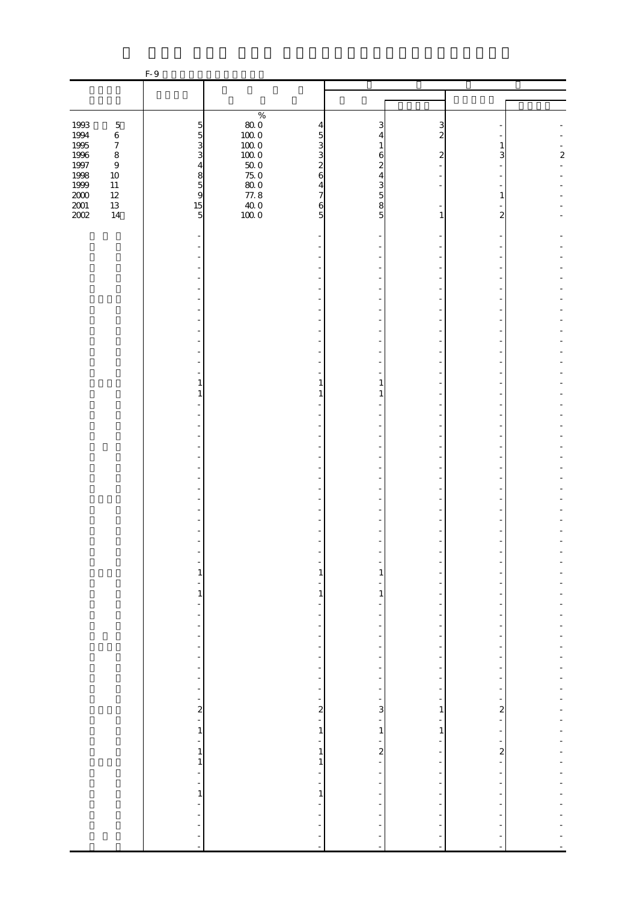F-9

| | | % | | | | | |
|---|---|---|---|---|---|---|---|
| 1993 5 | 5 | 80.0 | 4 | 3 | 3 | - | - |
| 1994 6 | 5 | 100.0 | 5 | 4 | 2 | - | - |
| 1995 7 | 3 | 100.0 | 3 | 1 | | 1 | - |
| 1996 8 | 3 | 100.0 | 3 | 6 | 2 | 3 | 2 |
| 1997 9 | 4 | 50.0 | 2 | 2 | - | - | - |
| 1998 10 | 8 | 75.0 | 6 | 4 | - | - | - |
| 1999 11 | 5 | 80.0 | 4 | 3 | - | - | - |
| 2000 12 | 9 | 77.8 | 7 | 5 | | 1 | - |
| 2001 13 | 15 | 40.0 | 6 | 8 | - | - | - |
| 2002 14 | 5 | 100.0 | 5 | 5 | 1 | 2 | - |
| | - | | - | - | - | - | - |
| | - | | - | - | - | - | - |
| | - | | - | - | - | - | - |
| | - | | - | - | - | - | - |
| | - | | - | - | - | - | - |
| | - | | - | - | - | - | - |
| | - | | - | - | - | - | - |
| | - | | - | - | - | - | - |
| | - | | - | - | - | - | - |
| | - | | - | - | - | - | - |
| | - | | - | - | - | - | - |
| | - | | - | - | - | - | - |
| | - | | - | - | - | - | - |
| | - | | - | - | - | - | - |
| | 1 | | 1 | 1 | - | - | - |
| | 1 | | 1 | 1 | - | - | - |
| | - | | - | - | - | - | - |
| | - | | - | - | - | - | - |
| | - | | - | - | - | - | - |
| | - | | - | - | - | - | - |
| | - | | - | - | - | - | - |
| | - | | - | - | - | - | - |
| | - | | - | - | - | - | - |
| | - | | - | - | - | - | - |
| | - | | - | - | - | - | - |
| | - | | - | - | - | - | - |
| | - | | - | - | - | - | - |
| | - | | - | - | - | - | - |
| | - | | - | - | - | - | - |
| | - | | - | - | - | - | - |
| | - | | - | - | - | - | - |
| | - | | - | - | - | - | - |
| | 1 | | 1 | 1 | - | - | - |
| | - | | - | - | - | - | - |
| | 1 | | 1 | 1 | - | - | - |
| | - | | - | - | - | - | - |
| | - | | - | - | - | - | - |
| | - | | - | - | - | - | - |
| | - | | - | - | - | - | - |
| | - | | - | - | - | - | - |
| | - | | - | - | - | - | - |
| | - | | - | - | - | - | - |
| | - | | - | - | - | - | - |
| | - | | - | - | - | - | - |
| | - | | - | - | - | - | - |
| | 2 | | 2 | 3 | 1 | 2 | - |
| | - | | - | - | - | - | - |
| | 1 | | 1 | 1 | 1 | - | - |
| | - | | - | - | - | - | - |
| | 1 | | 1 | 2 | - | 2 | - |
| | 1 | | 1 | - | - | - | - |
| | - | | - | - | - | - | - |
| | - | | - | - | - | - | - |
| | 1 | | 1 | - | - | - | - |
| | - | | - | - | - | - | - |
| | - | | - | - | - | - | - |
| | - | | - | - | - | - | - |
| | - | | - | - | - | - | - |
| | - | | - | - | - | - | - |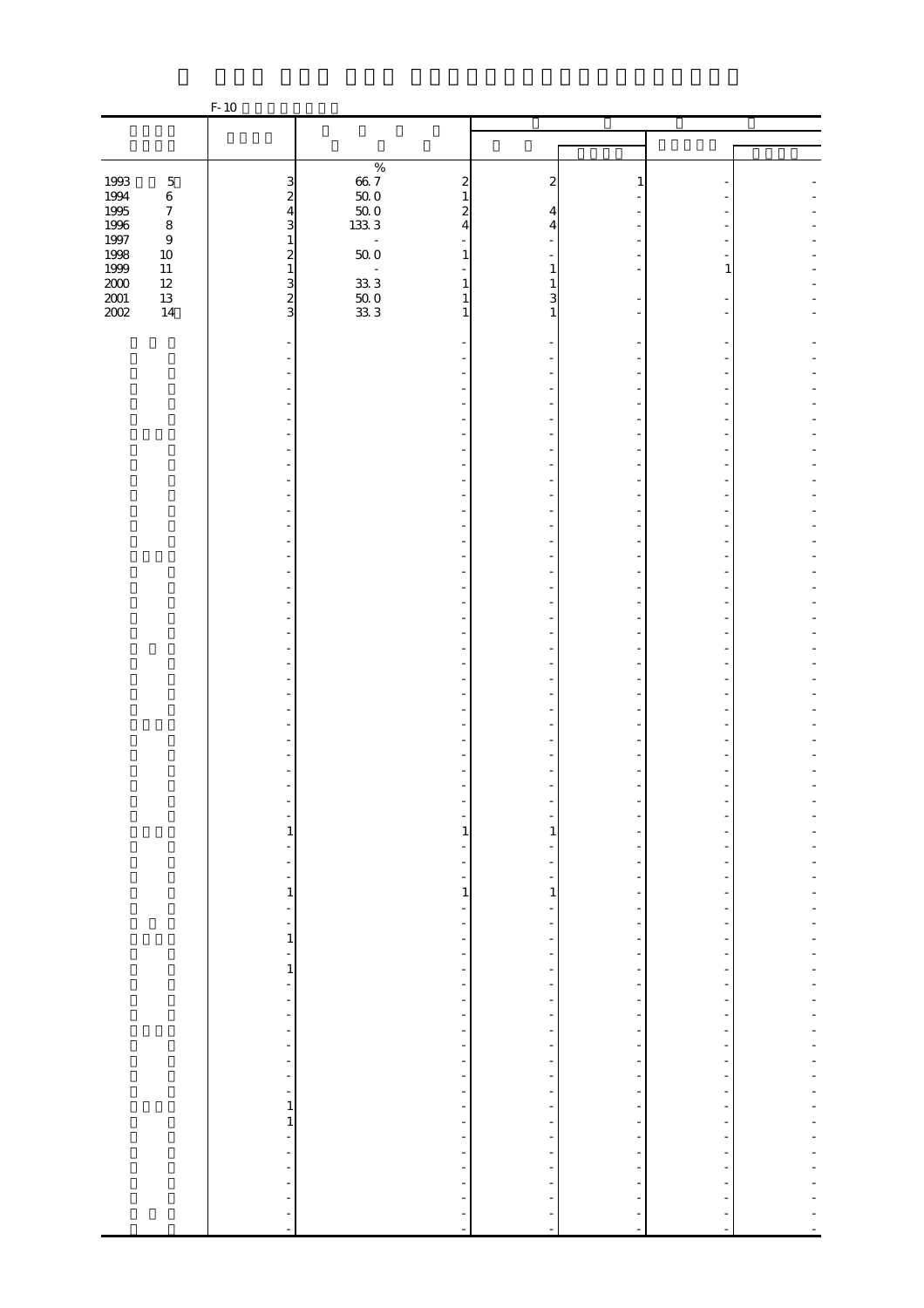F-10

| | | % | | | | | |
|---|---|---|---|---|---|---|---|
| 1993 5 | 3 | 66.7 | 2 | 2 | 1 | - | - |
| 1994 6 | 2 | 50.0 | 1 | | - | - | - |
| 1995 7 | 4 | 50.0 | 2 | 4 | - | - | - |
| 1996 8 | 3 | 133.3 | 4 | 4 | - | - | - |
| 1997 9 | 1 | - | - | - | - | - | - |
| 1998 10 | 2 | 50.0 | 1 | - | - | - | - |
| 1999 11 | 1 | - | - | 1 | - | 1 | - |
| 2000 12 | 3 | 33.3 | 1 | 1 | | | - |
| 2001 13 | 2 | 50.0 | 1 | 3 | - | - | - |
| 2002 14 | 3 | 33.3 | 1 | 1 | - | - | - |
| | - | | - | - | - | - | - |
| | - | | - | - | - | - | - |
| | - | | - | - | - | - | - |
| | - | | - | - | - | - | - |
| | - | | - | - | - | - | - |
| | - | | - | - | - | - | - |
| | - | | - | - | - | - | - |
| | - | | - | - | - | - | - |
| | - | | - | - | - | - | - |
| | - | | - | - | - | - | - |
| | - | | - | - | - | - | - |
| | - | | - | - | - | - | - |
| | - | | - | - | - | - | - |
| | - | | - | - | - | - | - |
| | - | | - | - | - | - | - |
| | - | | - | - | - | - | - |
| | - | | - | - | - | - | - |
| | - | | - | - | - | - | - |
| | - | | - | - | - | - | - |
| | - | | - | - | - | - | - |
| | - | | - | - | - | - | - |
| | - | | - | - | - | - | - |
| | - | | - | - | - | - | - |
| | - | | - | - | - | - | - |
| | - | | - | - | - | - | - |
| | - | | - | - | - | - | - |
| | - | | - | - | - | - | - |
| | - | | - | - | - | - | - |
| | - | | - | - | - | - | - |
| | - | | - | - | - | - | - |
| | - | | - | - | - | - | - |
| | - | | - | - | - | - | - |
| | - | | - | - | - | - | - |
| | 1 | | 1 | 1 | - | - | - |
| | - | | - | - | - | - | - |
| | - | | - | - | - | - | - |
| | - | | - | - | - | - | - |
| | 1 | | 1 | 1 | - | - | - |
| | - | | - | - | - | - | - |
| | - | | - | - | - | - | - |
| | 1 | | - | - | - | - | - |
| | - | | - | - | - | - | - |
| | 1 | | - | - | - | - | - |
| | - | | - | - | - | - | - |
| | - | | - | - | - | - | - |
| | - | | - | - | - | - | - |
| | - | | - | - | - | - | - |
| | - | | - | - | - | - | - |
| | - | | - | - | - | - | - |
| | - | | - | - | - | - | - |
| | - | | - | - | - | - | - |
| | 1 | | - | - | - | - | - |
| | 1 | | - | - | - | - | - |
| | - | | - | - | - | - | - |
| | - | | - | - | - | - | - |
| | - | | - | - | - | - | - |
| | - | | - | - | - | - | - |
| | - | | - | - | - | - | - |
| | - | | - | - | - | - | - |
| | - | | - | - | - | - | - |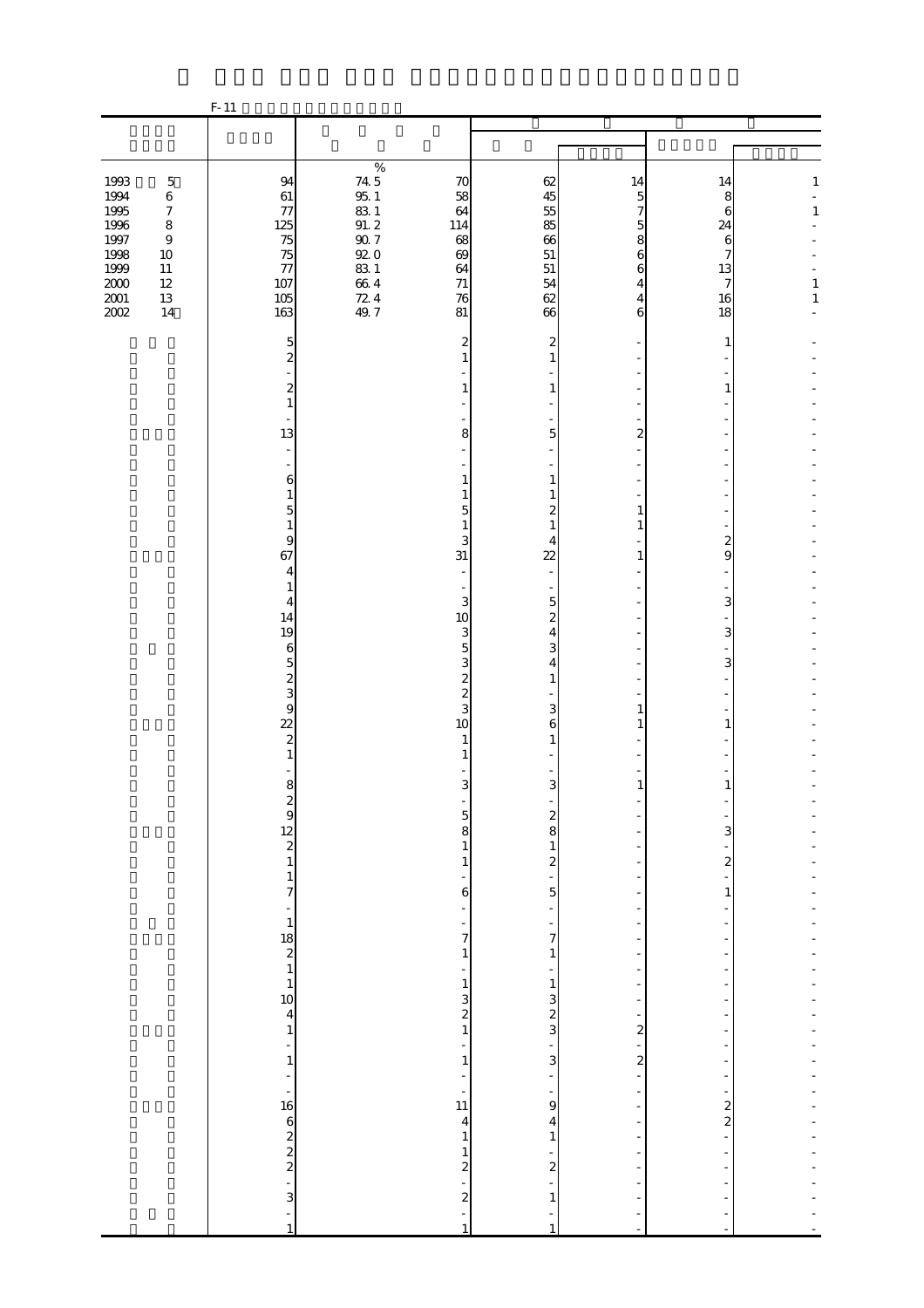F-11

| | | % | | | | | |
|---|---|---|---|---|---|---|---|
| 1993　5 | 94 | 74.5 | 70 | 62 | 14 | 14 | 1 |
| 1994　6 | 61 | 95.1 | 58 | 45 | 5 | 8 | - |
| 1995　7 | 77 | 83.1 | 64 | 55 | 7 | 6 | 1 |
| 1996　8 | 125 | 91.2 | 114 | 85 | 5 | 24 | - |
| 1997　9 | 75 | 90.7 | 68 | 66 | 8 | 6 | - |
| 1998　10 | 75 | 92.0 | 69 | 51 | 6 | 7 | - |
| 1999　11 | 77 | 83.1 | 64 | 51 | 6 | 13 | - |
| 2000　12 | 107 | 66.4 | 71 | 54 | 4 | 7 | 1 |
| 2001　13 | 105 | 72.4 | 76 | 62 | 4 | 16 | 1 |
| 2002　14 | 163 | 49.7 | 81 | 66 | 6 | 18 | - |
| | 5 | | 2 | 2 | - | 1 | - |
| | 2 | | 1 | 1 | - | - | - |
| | - | | - | - | - | - | - |
| | 2 | | 1 | 1 | - | 1 | - |
| | 1 | | - | - | - | - | - |
| | - | | - | - | - | - | - |
| | 13 | | 8 | 5 | 2 | - | - |
| | - | | - | - | - | - | - |
| | - | | - | - | - | - | - |
| | 6 | | 1 | 1 | - | - | - |
| | 1 | | 1 | 1 | - | - | - |
| | 5 | | 5 | 2 | 1 | - | - |
| | 1 | | 1 | 1 | 1 | - | - |
| | 9 | | 3 | 4 | - | 2 | - |
| | 67 | | 31 | 22 | 1 | 9 | - |
| | 4 | | - | - | - | - | - |
| | 1 | | - | - | - | - | - |
| | 4 | | 3 | 5 | - | 3 | - |
| | 14 | | 10 | 2 | - | - | - |
| | 19 | | 3 | 4 | - | 3 | - |
| | 6 | | 5 | 3 | - | - | - |
| | 5 | | 3 | 4 | - | 3 | - |
| | 2 | | 2 | 1 | - | - | - |
| | 3 | | 2 | - | - | - | - |
| | 9 | | 3 | 3 | 1 | - | - |
| | 22 | | 10 | 6 | 1 | 1 | - |
| | 2 | | 1 | 1 | - | - | - |
| | 1 | | 1 | - | - | - | - |
| | - | | - | - | - | - | - |
| | 8 | | 3 | 3 | 1 | 1 | - |
| | 2 | | - | - | - | - | - |
| | 9 | | 5 | 2 | - | - | - |
| | 12 | | 8 | 8 | - | 3 | - |
| | 2 | | 1 | 1 | - | - | - |
| | 1 | | 1 | 2 | - | 2 | - |
| | 1 | | - | - | - | - | - |
| | 7 | | 6 | 5 | - | 1 | - |
| | - | | - | - | - | - | - |
| | 1 | | - | - | - | - | - |
| | 18 | | 7 | 7 | - | - | - |
| | 2 | | 1 | 1 | - | - | - |
| | 1 | | - | - | - | - | - |
| | 1 | | 1 | 1 | - | - | - |
| | 10 | | 3 | 3 | - | - | - |
| | 4 | | 2 | 2 | - | - | - |
| | 1 | | 1 | 3 | 2 | - | - |
| | - | | - | - | - | - | - |
| | 1 | | 1 | 3 | 2 | - | - |
| | - | | - | - | - | - | - |
| | - | | - | - | - | - | - |
| | 16 | | 11 | 9 | - | 2 | - |
| | 6 | | 4 | 4 | - | 2 | - |
| | 2 | | 1 | 1 | - | - | - |
| | 2 | | 1 | - | - | - | - |
| | 2 | | 2 | 2 | - | - | - |
| | - | | - | - | - | - | - |
| | 3 | | 2 | 1 | - | - | - |
| | - | | - | - | - | - | - |
| | 1 | | 1 | 1 | - | - | - |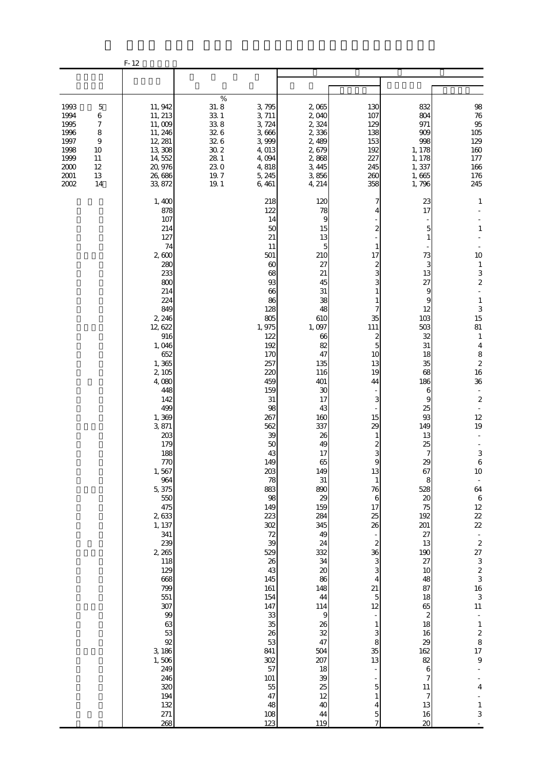F-12

| | | | | | | | |
|---|---|---|---|---|---|---|---|
| | | | | | | | |
| | | % | | | | | |
| 1993 5 | 11,942 | 31.8 | 3,795 | 2,065 | 130 | 832 | 98 |
| 1994 6 | 11,213 | 33.1 | 3,711 | 2,040 | 107 | 804 | 76 |
| 1995 7 | 11,009 | 33.8 | 3,724 | 2,324 | 129 | 971 | 95 |
| 1996 8 | 11,246 | 32.6 | 3,666 | 2,336 | 138 | 909 | 105 |
| 1997 9 | 12,281 | 32.6 | 3,999 | 2,489 | 153 | 998 | 129 |
| 1998 10 | 13,308 | 30.2 | 4,013 | 2,679 | 192 | 1,178 | 160 |
| 1999 11 | 14,552 | 28.1 | 4,094 | 2,868 | 227 | 1,178 | 177 |
| 2000 12 | 20,976 | 23.0 | 4,818 | 3,445 | 245 | 1,337 | 166 |
| 2001 13 | 26,686 | 19.7 | 5,245 | 3,856 | 260 | 1,665 | 176 |
| 2002 14 | 33,872 | 19.1 | 6,461 | 4,214 | 358 | 1,796 | 245 |
| | 1,400 | | 218 | 120 | 7 | 23 | 1 |
| | 878 | | 122 | 78 | 4 | 17 | - |
| | 107 | | 14 | 9 | - | - | - |
| | 214 | | 50 | 15 | 2 | 5 | 1 |
| | 127 | | 21 | 13 | - | 1 | - |
| | 74 | | 11 | 5 | 1 | - | - |
| | 2,600 | | 501 | 210 | 17 | 73 | 10 |
| | 280 | | 60 | 27 | 2 | 3 | 1 |
| | 233 | | 68 | 21 | 3 | 13 | 3 |
| | 800 | | 93 | 45 | 3 | 27 | 2 |
| | 214 | | 66 | 31 | 1 | 9 | - |
| | 224 | | 86 | 38 | 1 | 9 | 1 |
| | 849 | | 128 | 48 | 7 | 12 | 3 |
| | 2,246 | | 805 | 610 | 35 | 103 | 15 |
| | 12,622 | | 1,975 | 1,097 | 111 | 503 | 81 |
| | 916 | | 122 | 66 | 2 | 32 | 1 |
| | 1,046 | | 192 | 82 | 5 | 31 | 4 |
| | 652 | | 170 | 47 | 10 | 18 | 8 |
| | 1,365 | | 257 | 135 | 13 | 35 | 2 |
| | 2,105 | | 220 | 116 | 19 | 68 | 16 |
| | 4,080 | | 459 | 401 | 44 | 186 | 36 |
| | 448 | | 159 | 30 | - | 6 | - |
| | 142 | | 31 | 17 | 3 | 9 | 2 |
| | 499 | | 98 | 43 | - | 25 | - |
| | 1,369 | | 267 | 160 | 15 | 93 | 12 |
| | 3,871 | | 562 | 337 | 29 | 149 | 19 |
| | 203 | | 39 | 26 | 1 | 13 | - |
| | 179 | | 50 | 49 | 2 | 25 | - |
| | 188 | | 43 | 17 | 3 | 7 | 3 |
| | 770 | | 149 | 65 | 9 | 29 | 6 |
| | 1,567 | | 203 | 149 | 13 | 67 | 10 |
| | 964 | | 78 | 31 | 1 | 8 | - |
| | 5,375 | | 883 | 890 | 76 | 528 | 64 |
| | 550 | | 98 | 29 | 6 | 20 | 6 |
| | 475 | | 149 | 159 | 17 | 75 | 12 |
| | 2,633 | | 223 | 284 | 25 | 192 | 22 |
| | 1,137 | | 302 | 345 | 26 | 201 | 22 |
| | 341 | | 72 | 49 | - | 27 | - |
| | 239 | | 39 | 24 | 2 | 13 | 2 |
| | 2,265 | | 529 | 332 | 36 | 190 | 27 |
| | 118 | | 26 | 34 | 3 | 27 | 3 |
| | 129 | | 43 | 20 | 3 | 10 | 2 |
| | 668 | | 145 | 86 | 4 | 48 | 3 |
| | 799 | | 161 | 148 | 21 | 87 | 16 |
| | 551 | | 154 | 44 | 5 | 18 | 3 |
| | 307 | | 147 | 114 | 12 | 65 | 11 |
| | 99 | | 33 | 9 | - | 2 | - |
| | 63 | | 35 | 26 | 1 | 18 | 1 |
| | 53 | | 26 | 32 | 3 | 16 | 2 |
| | 92 | | 53 | 47 | 8 | 29 | 8 |
| | 3,186 | | 841 | 504 | 35 | 162 | 17 |
| | 1,506 | | 302 | 207 | 13 | 82 | 9 |
| | 249 | | 57 | 18 | - | 6 | - |
| | 246 | | 101 | 39 | - | 7 | - |
| | 320 | | 55 | 25 | 5 | 11 | 4 |
| | 194 | | 47 | 12 | 1 | 7 | - |
| | 132 | | 48 | 40 | 4 | 13 | 1 |
| | 271 | | 108 | 44 | 5 | 16 | 3 |
| | 268 | | 123 | 119 | 7 | 20 | - |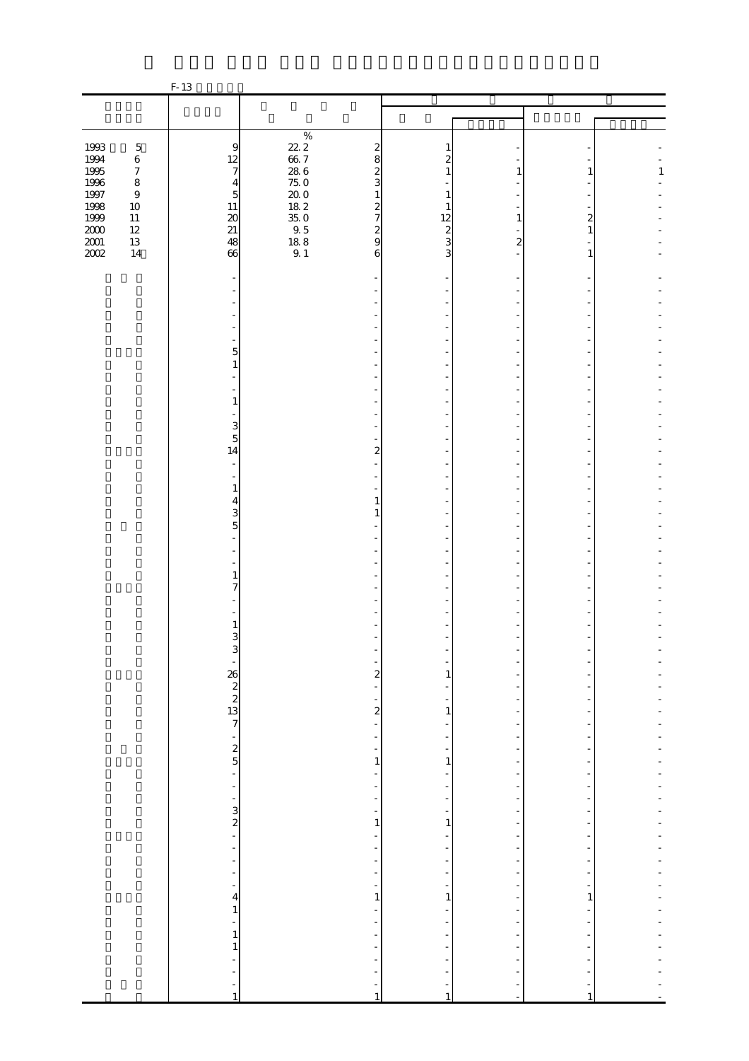F-13

| | | | | | | | |
|---|---|---|---|---|---|---|---|
| | | % | | | | | |
| 1993 5 | 9 | 22.2 | 2 | 1 | - | - | - |
| 1994 6 | 12 | 66.7 | 8 | 2 | - | - | - |
| 1995 7 | 7 | 28.6 | 2 | 1 | 1 | 1 | 1 |
| 1996 8 | 4 | 75.0 | 3 | - | - | - | - |
| 1997 9 | 5 | 20.0 | 1 | 1 | - | - | - |
| 1998 10 | 11 | 18.2 | 2 | 1 | - | - | - |
| 1999 11 | 20 | 35.0 | 7 | 12 | 1 | 2 | - |
| 2000 12 | 21 | 9.5 | 2 | 2 | - | 1 | - |
| 2001 13 | 48 | 18.8 | 9 | 3 | 2 | - | - |
| 2002 14 | 66 | 9.1 | 6 | 3 | - | 1 | - |
| | - | | - | - | - | - | - |
| | - | | - | - | - | - | - |
| | - | | - | - | - | - | - |
| | - | | - | - | - | - | - |
| | - | | - | - | - | - | - |
| | - | | - | - | - | - | - |
| | 5 | | - | - | - | - | - |
| | 1 | | - | - | - | - | - |
| | - | | - | - | - | - | - |
| | - | | - | - | - | - | - |
| | 1 | | - | - | - | - | - |
| | - | | - | - | - | - | - |
| | 3 | | - | - | - | - | - |
| | 5 | | - | - | - | - | - |
| | 14 | | 2 | - | - | - | - |
| | - | | - | - | - | - | - |
| | - | | - | - | - | - | - |
| | 1 | | - | - | - | - | - |
| | 4 | | 1 | - | - | - | - |
| | 3 | | 1 | - | - | - | - |
| | 5 | | - | - | - | - | - |
| | - | | - | - | - | - | - |
| | - | | - | - | - | - | - |
| | - | | - | - | - | - | - |
| | 1 | | - | - | - | - | - |
| | 7 | | - | - | - | - | - |
| | - | | - | - | - | - | - |
| | - | | - | - | - | - | - |
| | 1 | | - | - | - | - | - |
| | 3 | | - | - | - | - | - |
| | 3 | | - | - | - | - | - |
| | - | | - | - | - | - | - |
| | 26 | | 2 | 1 | - | - | - |
| | 2 | | - | - | - | - | - |
| | 2 | | - | - | - | - | - |
| | 13 | | 2 | 1 | - | - | - |
| | 7 | | - | - | - | - | - |
| | - | | - | - | - | - | - |
| | 2 | | - | - | - | - | - |
| | 5 | | 1 | 1 | - | - | - |
| | - | | - | - | - | - | - |
| | - | | - | - | - | - | - |
| | - | | - | - | - | - | - |
| | 3 | | - | - | - | - | - |
| | 2 | | 1 | 1 | - | - | - |
| | - | | - | - | - | - | - |
| | - | | - | - | - | - | - |
| | - | | - | - | - | - | - |
| | - | | - | - | - | - | - |
| | - | | - | - | - | - | - |
| | 4 | | 1 | 1 | - | 1 | - |
| | 1 | | - | - | - | - | - |
| | - | | - | - | - | - | - |
| | 1 | | - | - | - | - | - |
| | 1 | | - | - | - | - | - |
| | - | | - | - | - | - | - |
| | - | | - | - | - | - | - |
| | - | | - | - | - | - | - |
| | 1 | | 1 | 1 | - | 1 | - |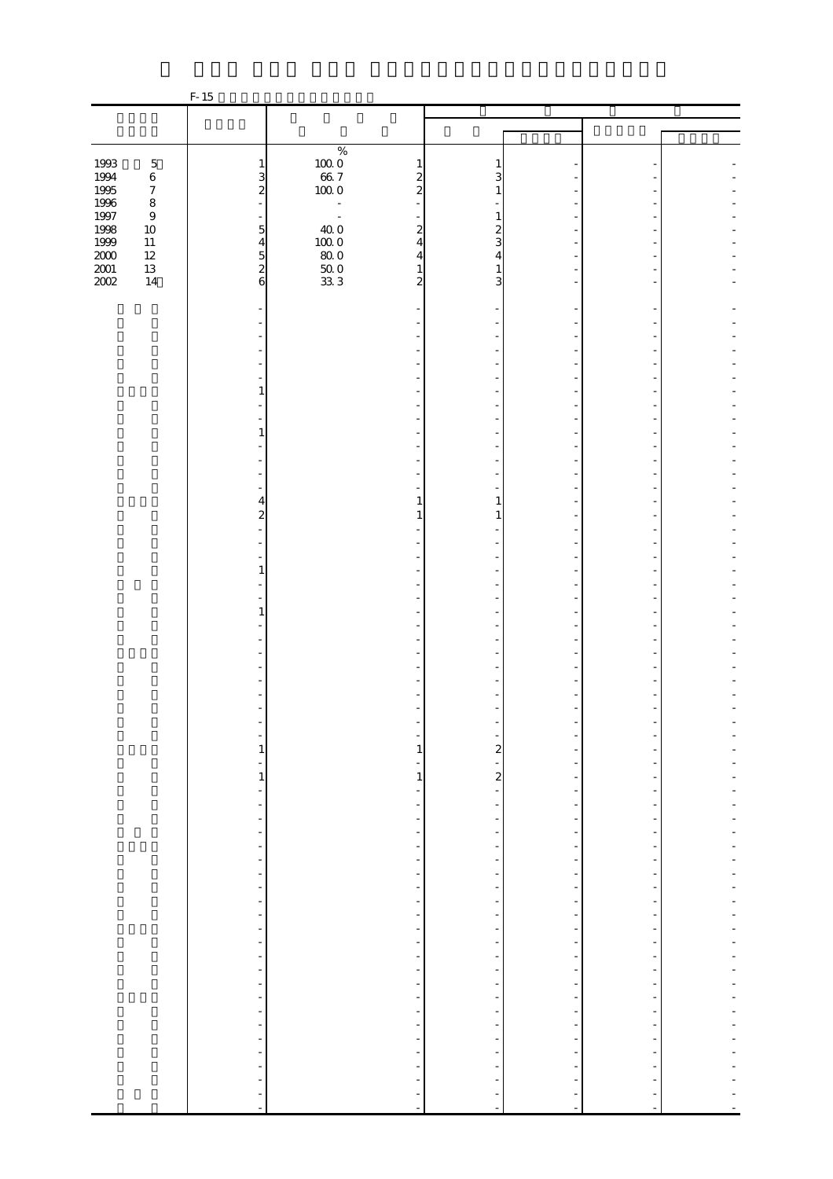F-15

| | | % | | | | | |
|---|---|---|---|---|---|---|---|
| 1993 5 | 1 | 100.0 | 1 | 1 | - | - | - |
| 1994 6 | 3 | 66.7 | 2 | 3 | - | - | - |
| 1995 7 | 2 | 100.0 | 2 | 1 | - | - | - |
| 1996 8 | - | - | - | - | - | - | - |
| 1997 9 | - | - | - | 1 | - | - | - |
| 1998 10 | 5 | 40.0 | 2 | 2 | - | - | - |
| 1999 11 | 4 | 100.0 | 4 | 3 | - | - | - |
| 2000 12 | 5 | 80.0 | 4 | 4 | - | - | - |
| 2001 13 | 2 | 50.0 | 1 | 1 | - | - | - |
| 2002 14 | 6 | 33.3 | 2 | 3 | - | - | - |
| | - | | - | - | - | - | - |
| | - | | - | - | - | - | - |
| | - | | - | - | - | - | - |
| | - | | - | - | - | - | - |
| | - | | - | - | - | - | - |
| | - | | - | - | - | - | - |
| | 1 | | - | - | - | - | - |
| | - | | - | - | - | - | - |
| | - | | - | - | - | - | - |
| | 1 | | - | - | - | - | - |
| | - | | - | - | - | - | - |
| | - | | - | - | - | - | - |
| | - | | - | - | - | - | - |
| | - | | - | - | - | - | - |
| | 4 | | 1 | 1 | - | - | - |
| | 2 | | 1 | 1 | - | - | - |
| | - | | - | - | - | - | - |
| | - | | - | - | - | - | - |
| | - | | - | - | - | - | - |
| | 1 | | - | - | - | - | - |
| | - | | - | - | - | - | - |
| | - | | - | - | - | - | - |
| | 1 | | - | - | - | - | - |
| | - | | - | - | - | - | - |
| | - | | - | - | - | - | - |
| | - | | - | - | - | - | - |
| | - | | - | - | - | - | - |
| | - | | - | - | - | - | - |
| | - | | - | - | - | - | - |
| | - | | - | - | - | - | - |
| | - | | - | - | - | - | - |
| | - | | - | - | - | - | - |
| | 1 | | 1 | 2 | - | - | - |
| | - | | - | - | - | - | - |
| | 1 | | 1 | 2 | - | - | - |
| | - | | - | - | - | - | - |
| | - | | - | - | - | - | - |
| | - | | - | - | - | - | - |
| | - | | - | - | - | - | - |
| | - | | - | - | - | - | - |
| | - | | - | - | - | - | - |
| | - | | - | - | - | - | - |
| | - | | - | - | - | - | - |
| | - | | - | - | - | - | - |
| | - | | - | - | - | - | - |
| | - | | - | - | - | - | - |
| | - | | - | - | - | - | - |
| | - | | - | - | - | - | - |
| | - | | - | - | - | - | - |
| | - | | - | - | - | - | - |
| | - | | - | - | - | - | - |
| | - | | - | - | - | - | - |
| | - | | - | - | - | - | - |
| | - | | - | - | - | - | - |
| | - | | - | - | - | - | - |
| | - | | - | - | - | - | - |
| | - | | - | - | - | - | - |
| | - | | - | - | - | - | - |
| | - | | - | - | - | - | - |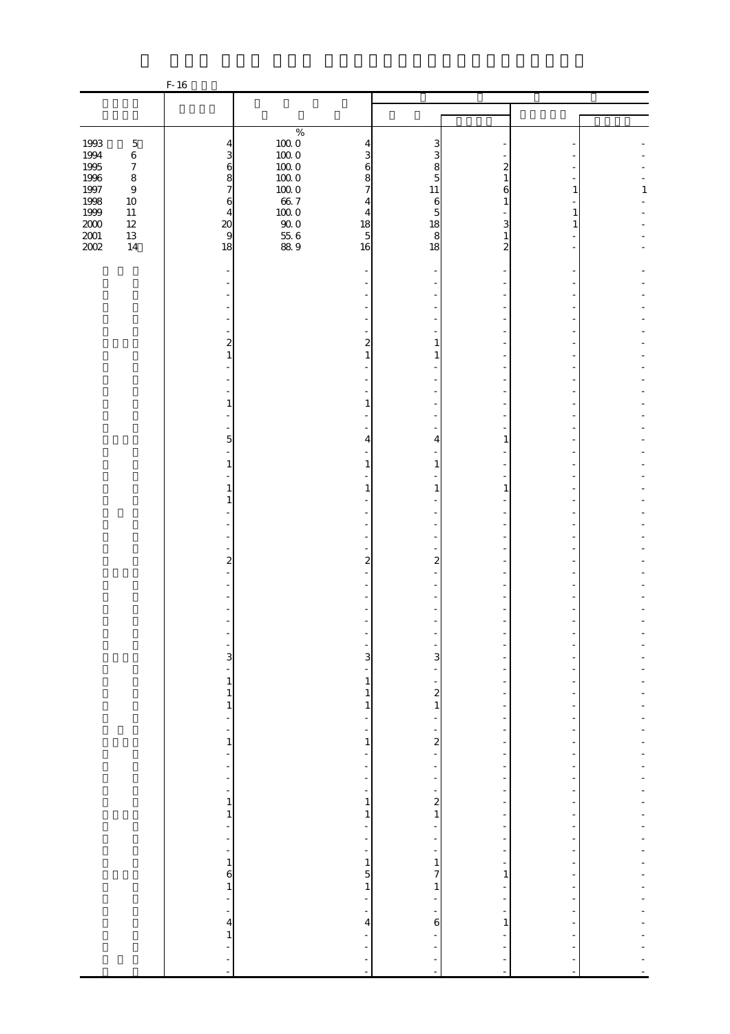F-16

| | | | | | | | |
|---|---|---|---|---|---|---|---|
| | | % | | | | | |
| 1993 5 | 4 | 100.0 | 4 | 3 | - | - | - |
| 1994 6 | 3 | 100.0 | 3 | 3 | - | - | - |
| 1995 7 | 6 | 100.0 | 6 | 8 | 2 | - | - |
| 1996 8 | 8 | 100.0 | 8 | 5 | 1 | - | - |
| 1997 9 | 7 | 100.0 | 7 | 11 | 6 | 1 | 1 |
| 1998 10 | 6 | 66.7 | 4 | 6 | 1 | - | - |
| 1999 11 | 4 | 100.0 | 4 | 5 | - | 1 | - |
| 2000 12 | 20 | 90.0 | 18 | 18 | 3 | 1 | - |
| 2001 13 | 9 | 55.6 | 5 | 8 | 1 | - | - |
| 2002 14 | 18 | 88.9 | 16 | 18 | 2 | - | - |
| | - | | - | - | - | - | - |
| | - | | - | - | - | - | - |
| | - | | - | - | - | - | - |
| | - | | - | - | - | - | - |
| | - | | - | - | - | - | - |
| | - | | - | - | - | - | - |
| | 2 | | 2 | 1 | - | - | - |
| | 1 | | 1 | 1 | - | - | - |
| | - | | - | - | - | - | - |
| | - | | - | - | - | - | - |
| | - | | - | - | - | - | - |
| | 1 | | 1 | - | - | - | - |
| | - | | - | - | - | - | - |
| | - | | - | - | - | - | - |
| | 5 | | 4 | 4 | 1 | - | - |
| | - | | - | - | - | - | - |
| | 1 | | 1 | 1 | - | - | - |
| | - | | - | - | - | - | - |
| | 1 | | 1 | 1 | 1 | - | - |
| | 1 | | - | - | - | - | - |
| | - | | - | - | - | - | - |
| | - | | - | - | - | - | - |
| | - | | - | - | - | - | - |
| | - | | - | - | - | - | - |
| | 2 | | 2 | 2 | - | - | - |
| | - | | - | - | - | - | - |
| | - | | - | - | - | - | - |
| | - | | - | - | - | - | - |
| | - | | - | - | - | - | - |
| | - | | - | - | - | - | - |
| | - | | - | - | - | - | - |
| | - | | - | - | - | - | - |
| | 3 | | 3 | 3 | - | - | - |
| | - | | - | - | - | - | - |
| | 1 | | 1 | - | - | - | - |
| | 1 | | 1 | 2 | - | - | - |
| | 1 | | 1 | 1 | - | - | - |
| | - | | - | - | - | - | - |
| | - | | - | - | - | - | - |
| | 1 | | 1 | 2 | - | - | - |
| | - | | - | - | - | - | - |
| | - | | - | - | - | - | - |
| | - | | - | - | - | - | - |
| | - | | - | - | - | - | - |
| | 1 | | 1 | 2 | - | - | - |
| | 1 | | 1 | 1 | - | - | - |
| | - | | - | - | - | - | - |
| | - | | - | - | - | - | - |
| | - | | - | - | - | - | - |
| | 1 | | 1 | 1 | - | - | - |
| | 6 | | 5 | 7 | 1 | - | - |
| | 1 | | 1 | 1 | - | - | - |
| | - | | - | - | - | - | - |
| | - | | - | - | - | - | - |
| | 4 | | 4 | 6 | 1 | - | - |
| | 1 | | - | - | - | - | - |
| | - | | - | - | - | - | - |
| | - | | - | - | - | - | - |
| | - | | - | - | - | - | - |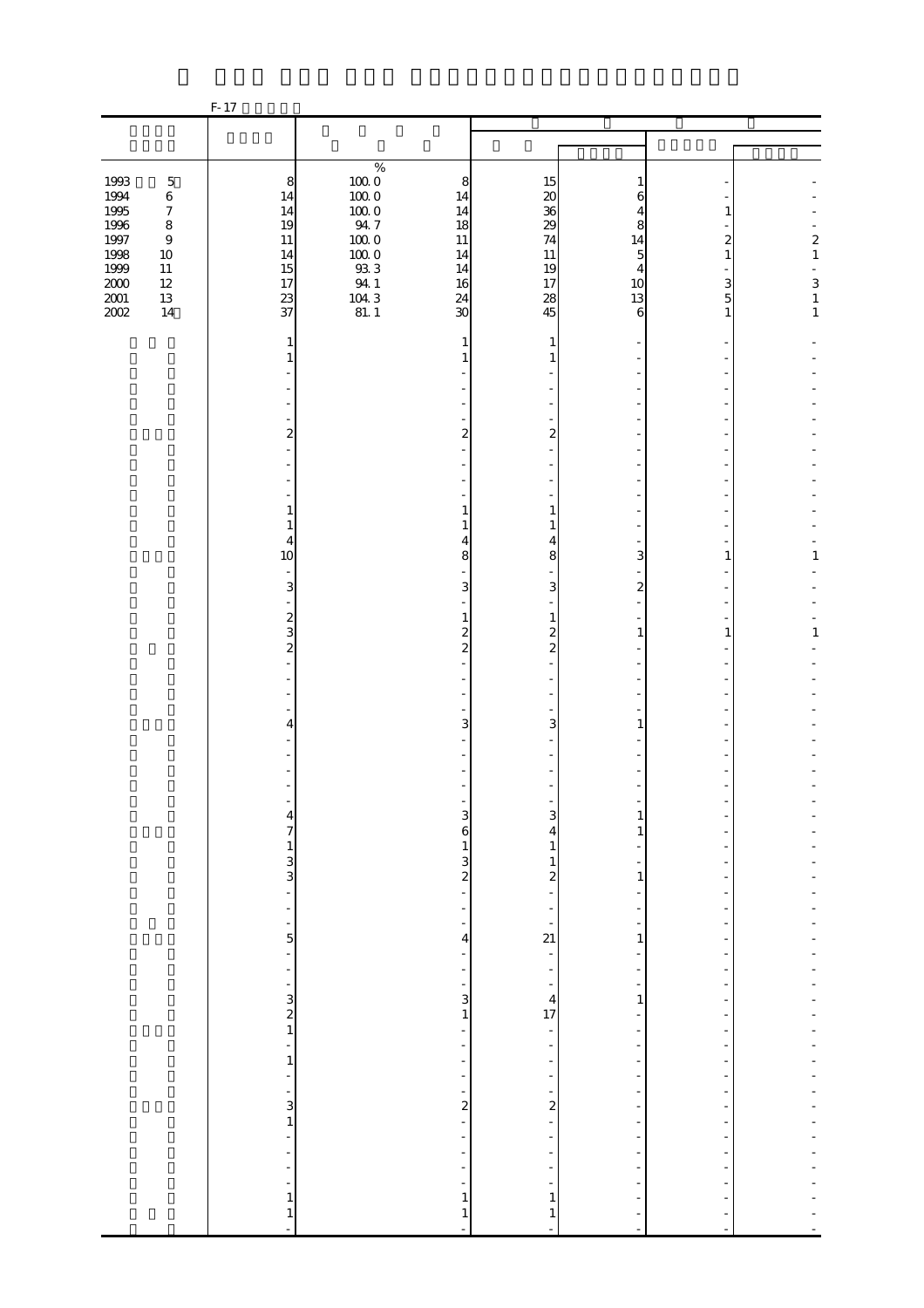F-17

| | | | | | | | |
|---|---|---|---|---|---|---|---|
| | | | | | | | |
| | | % | | | | | |
| 1993 5 | 8 | 100.0 | 8 | 15 | 1 | - | - |
| 1994 6 | 14 | 100.0 | 14 | 20 | 6 | - | - |
| 1995 7 | 14 | 100.0 | 14 | 36 | 4 | 1 | - |
| 1996 8 | 19 | 94.7 | 18 | 29 | 8 | - | - |
| 1997 9 | 11 | 100.0 | 11 | 74 | 14 | 2 | 2 |
| 1998 10 | 14 | 100.0 | 14 | 11 | 5 | 1 | 1 |
| 1999 11 | 15 | 93.3 | 14 | 19 | 4 | - | - |
| 2000 12 | 17 | 94.1 | 16 | 17 | 10 | 3 | 3 |
| 2001 13 | 23 | 104.3 | 24 | 28 | 13 | 5 | 1 |
| 2002 14 | 37 | 81.1 | 30 | 45 | 6 | 1 | 1 |
| | 1 | | 1 | 1 | - | - | - |
| | 1 | | 1 | 1 | - | - | - |
| | - | | - | - | - | - | - |
| | - | | - | - | - | - | - |
| | - | | - | - | - | - | - |
| | - | | - | - | - | - | - |
| | 2 | | 2 | 2 | - | - | - |
| | - | | - | - | - | - | - |
| | - | | - | - | - | - | - |
| | - | | - | - | - | - | - |
| | - | | - | - | - | - | - |
| | 1 | | 1 | 1 | - | - | - |
| | 1 | | 1 | 1 | - | - | - |
| | 4 | | 4 | 4 | - | - | - |
| | 10 | | 8 | 8 | 3 | 1 | 1 |
| | - | | - | - | - | - | - |
| | 3 | | 3 | 3 | 2 | - | - |
| | - | | - | - | - | - | - |
| | 2 | | 1 | 1 | - | - | - |
| | 3 | | 2 | 2 | 1 | 1 | 1 |
| | 2 | | 2 | 2 | - | - | - |
| | - | | - | - | - | - | - |
| | - | | - | - | - | - | - |
| | - | | - | - | - | - | - |
| | - | | - | - | - | - | - |
| | 4 | | 3 | 3 | 1 | - | - |
| | - | | - | - | - | - | - |
| | - | | - | - | - | - | - |
| | - | | - | - | - | - | - |
| | - | | - | - | - | - | - |
| | - | | - | - | - | - | - |
| | 4 | | 3 | 3 | 1 | - | - |
| | 7 | | 6 | 4 | 1 | - | - |
| | 1 | | 1 | 1 | - | - | - |
| | 3 | | 3 | 1 | - | - | - |
| | 3 | | 2 | 2 | 1 | - | - |
| | - | | - | - | - | - | - |
| | - | | - | - | - | - | - |
| | - | | - | - | - | - | - |
| | 5 | | 4 | 21 | 1 | - | - |
| | - | | - | - | - | - | - |
| | - | | - | - | - | - | - |
| | - | | - | - | - | - | - |
| | 3 | | 3 | 4 | 1 | - | - |
| | 2 | | 1 | 17 | - | - | - |
| | 1 | | - | - | - | - | - |
| | - | | - | - | - | - | - |
| | 1 | | - | - | - | - | - |
| | - | | - | - | - | - | - |
| | - | | - | - | - | - | - |
| | 3 | | 2 | 2 | - | - | - |
| | 1 | | - | - | - | - | - |
| | - | | - | - | - | - | - |
| | - | | - | - | - | - | - |
| | - | | - | - | - | - | - |
| | - | | - | - | - | - | - |
| | 1 | | 1 | 1 | - | - | - |
| | 1 | | 1 | 1 | - | - | - |
| | - | | - | - | - | - | - |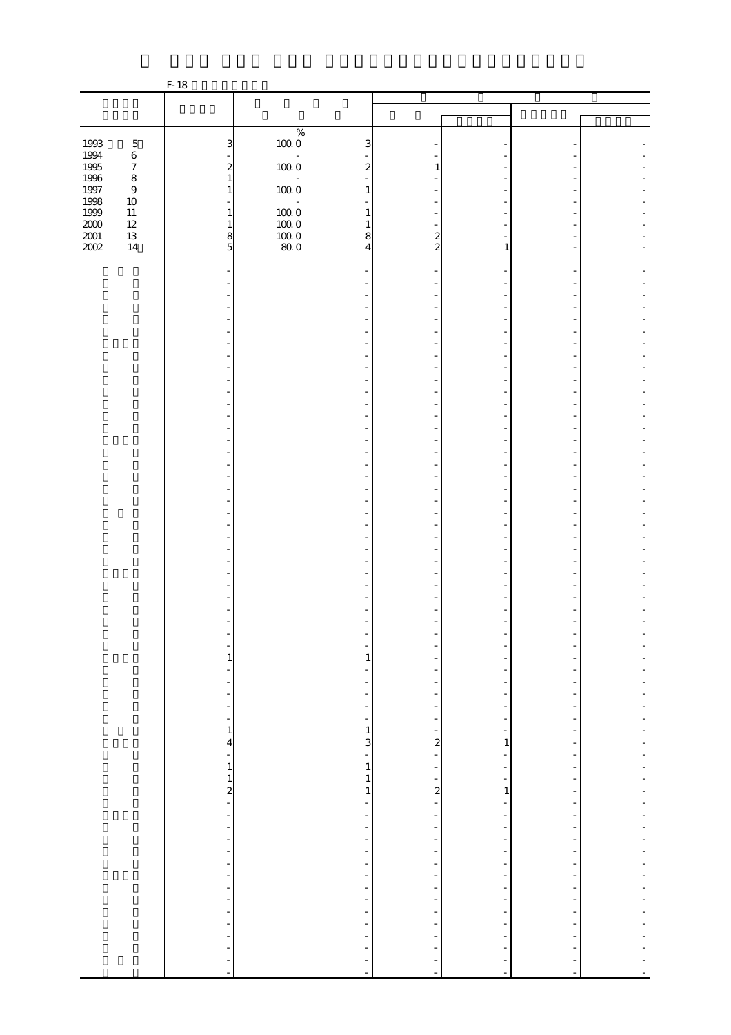F-18

| | | | | | | | |
|---|---|---|---|---|---|---|---|
| | | | | | | | |
| 1993 5 | 3 | % 100.0 | 3 | - | - | - | - |
| 1994 6 | - | - | - | - | - | - | - |
| 1995 7 | 2 | 100.0 | 2 | 1 | - | - | - |
| 1996 8 | 1 | - | - | - | - | - | - |
| 1997 9 | 1 | 100.0 | 1 | - | - | - | - |
| 1998 10 | - | - | - | - | - | - | - |
| 1999 11 | 1 | 100.0 | 1 | - | - | - | - |
| 2000 12 | 1 | 100.0 | 1 | - | - | - | - |
| 2001 13 | 8 | 100.0 | 8 | 2 | - | - | - |
| 2002 14 | 5 | 80.0 | 4 | 2 | 1 | - | - |
| | - | | - | - | - | - | - |
| | - | | - | - | - | - | - |
| | - | | - | - | - | - | - |
| | - | | - | - | - | - | - |
| | - | | - | - | - | - | - |
| | - | | - | - | - | - | - |
| | - | | - | - | - | - | - |
| | - | | - | - | - | - | - |
| | - | | - | - | - | - | - |
| | - | | - | - | - | - | - |
| | - | | - | - | - | - | - |
| | - | | - | - | - | - | - |
| | - | | - | - | - | - | - |
| | - | | - | - | - | - | - |
| | - | | - | - | - | - | - |
| | - | | - | - | - | - | - |
| | - | | - | - | - | - | - |
| | - | | - | - | - | - | - |
| | - | | - | - | - | - | - |
| | - | | - | - | - | - | - |
| | - | | - | - | - | - | - |
| | - | | - | - | - | - | - |
| | - | | - | - | - | - | - |
| | - | | - | - | - | - | - |
| | - | | - | - | - | - | - |
| | - | | - | - | - | - | - |
| | - | | - | - | - | - | - |
| | - | | - | - | - | - | - |
| | - | | - | - | - | - | - |
| | - | | - | - | - | - | - |
| | - | | - | - | - | - | - |
| | - | | - | - | - | - | - |
| | - | | - | - | - | - | - |
| | 1 | | 1 | - | - | - | - |
| | - | | - | - | - | - | - |
| | - | | - | - | - | - | - |
| | - | | - | - | - | - | - |
| | - | | - | - | - | - | - |
| | - | | - | - | - | - | - |
| | 1 | | 1 | - | - | - | - |
| | 4 | | 3 | 2 | 1 | - | - |
| | - | | - | - | - | - | - |
| | 1 | | 1 | - | - | - | - |
| | 1 | | 1 | - | - | - | - |
| | 2 | | 1 | 2 | 1 | - | - |
| | - | | - | - | - | - | - |
| | - | | - | - | - | - | - |
| | - | | - | - | - | - | - |
| | - | | - | - | - | - | - |
| | - | | - | - | - | - | - |
| | - | | - | - | - | - | - |
| | - | | - | - | - | - | - |
| | - | | - | - | - | - | - |
| | - | | - | - | - | - | - |
| | - | | - | - | - | - | - |
| | - | | - | - | - | - | - |
| | - | | - | - | - | - | - |
| | - | | - | - | - | - | - |
| | - | | - | - | - | - | - |
| | - | | - | - | - | - | - |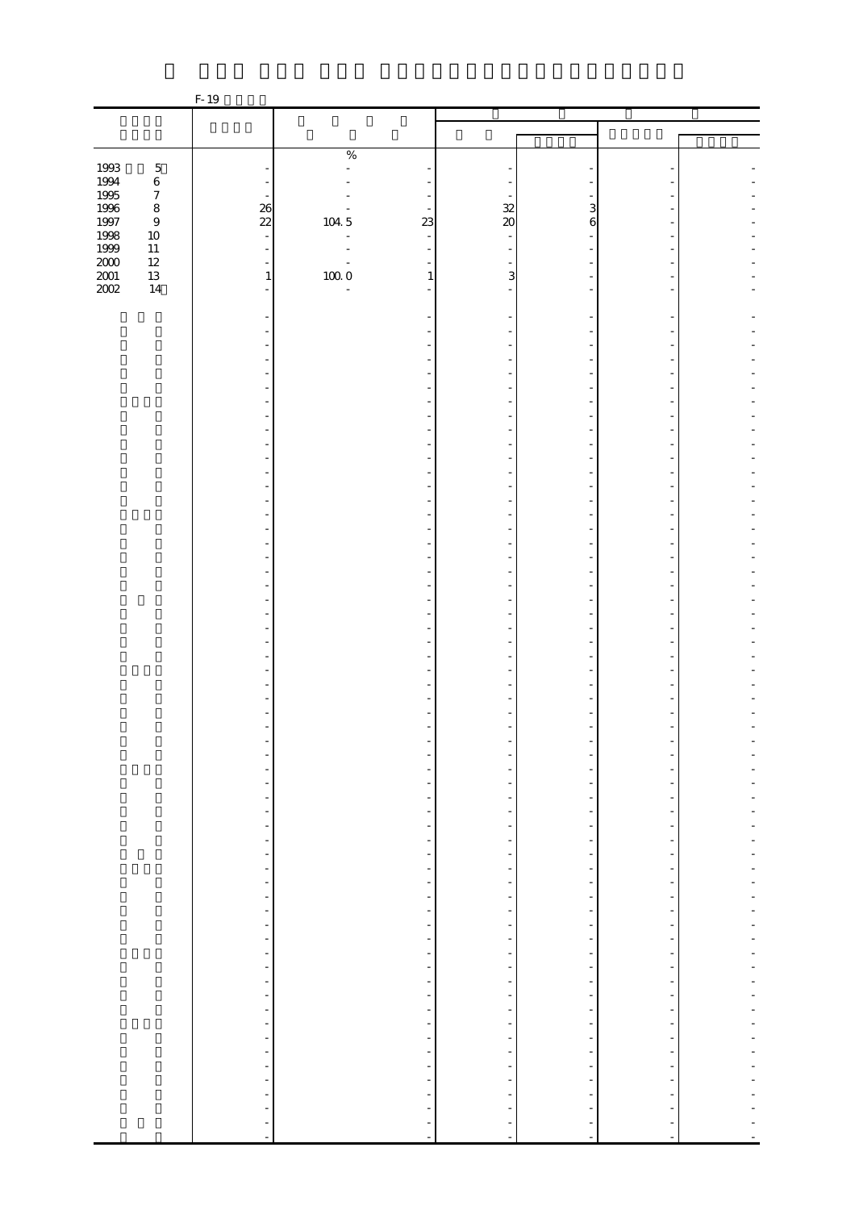F-19

| | | % | | | | | |
|---|---|---|---|---|---|---|---|
| 1993 5 | - | - | - | - | - | - | - |
| 1994 6 | - | - | - | - | - | - | - |
| 1995 7 | - | - | - | - | - | - | - |
| 1996 8 | 26 | - | - | 32 | 3 | - | - |
| 1997 9 | 22 | 104.5 | 23 | 20 | 6 | - | - |
| 1998 10 | - | - | - | - | - | - | - |
| 1999 11 | - | - | - | - | - | - | - |
| 2000 12 | - | - | - | - | - | - | - |
| 2001 13 | 1 | 100.0 | 1 | 3 | - | - | - |
| 2002 14 | - | - | - | - | - | - | - |
| | - | | - | - | - | - | - |
| | - | | - | - | - | - | - |
| | - | | - | - | - | - | - |
| | - | | - | - | - | - | - |
| | - | | - | - | - | - | - |
| | - | | - | - | - | - | - |
| | - | | - | - | - | - | - |
| | - | | - | - | - | - | - |
| | - | | - | - | - | - | - |
| | - | | - | - | - | - | - |
| | - | | - | - | - | - | - |
| | - | | - | - | - | - | - |
| | - | | - | - | - | - | - |
| | - | | - | - | - | - | - |
| | - | | - | - | - | - | - |
| | - | | - | - | - | - | - |
| | - | | - | - | - | - | - |
| | - | | - | - | - | - | - |
| | - | | - | - | - | - | - |
| | - | | - | - | - | - | - |
| | - | | - | - | - | - | - |
| | - | | - | - | - | - | - |
| | - | | - | - | - | - | - |
| | - | | - | - | - | - | - |
| | - | | - | - | - | - | - |
| | - | | - | - | - | - | - |
| | - | | - | - | - | - | - |
| | - | | - | - | - | - | - |
| | - | | - | - | - | - | - |
| | - | | - | - | - | - | - |
| | - | | - | - | - | - | - |
| | - | | - | - | - | - | - |
| | - | | - | - | - | - | - |
| | - | | - | - | - | - | - |
| | - | | - | - | - | - | - |
| | - | | - | - | - | - | - |
| | - | | - | - | - | - | - |
| | - | | - | - | - | - | - |
| | - | | - | - | - | - | - |
| | - | | - | - | - | - | - |
| | - | | - | - | - | - | - |
| | - | | - | - | - | - | - |
| | - | | - | - | - | - | - |
| | - | | - | - | - | - | - |
| | - | | - | - | - | - | - |
| | - | | - | - | - | - | - |
| | - | | - | - | - | - | - |
| | - | | - | - | - | - | - |
| | - | | - | - | - | - | - |
| | - | | - | - | - | - | - |
| | - | | - | - | - | - | - |
| | - | | - | - | - | - | - |
| | - | | - | - | - | - | - |
| | - | | - | - | - | - | - |
| | - | | - | - | - | - | - |
| | - | | - | - | - | - | - |
| | - | | - | - | - | - | - |
| | - | | - | - | - | - | - |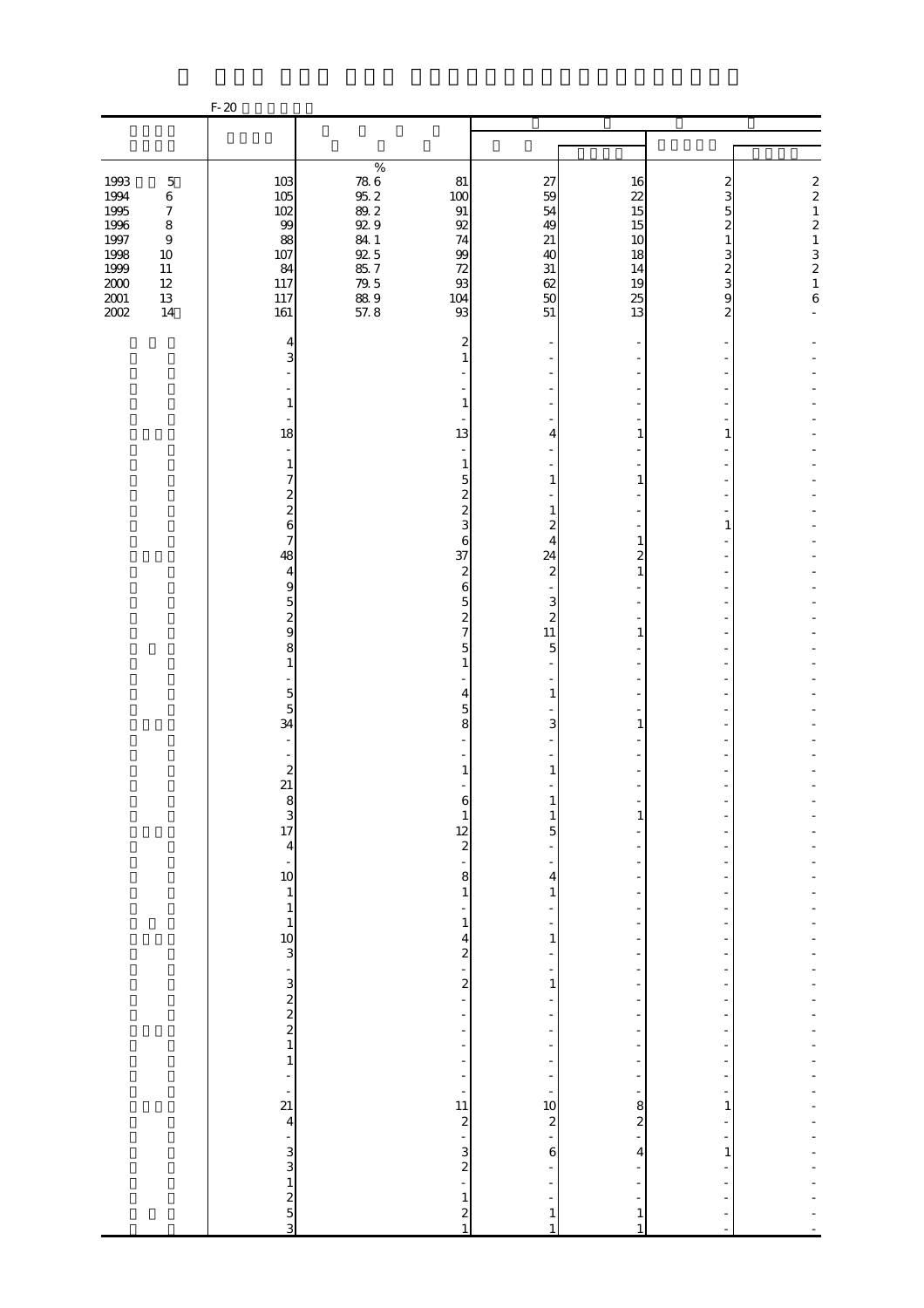F-20

| | | | | | | | |
|---|---|---|---|---|---|---|---|
| | | % | | | | | |
| 1993 5 | 103 | 78.6 | 81 | 27 | 16 | 2 | 2 |
| 1994 6 | 105 | 95.2 | 100 | 59 | 22 | 3 | 2 |
| 1995 7 | 102 | 89.2 | 91 | 54 | 15 | 5 | 1 |
| 1996 8 | 99 | 92.9 | 92 | 49 | 15 | 2 | 2 |
| 1997 9 | 88 | 84.1 | 74 | 21 | 10 | 1 | 1 |
| 1998 10 | 107 | 92.5 | 99 | 40 | 18 | 3 | 3 |
| 1999 11 | 84 | 85.7 | 72 | 31 | 14 | 2 | 2 |
| 2000 12 | 117 | 79.5 | 93 | 62 | 19 | 3 | 1 |
| 2001 13 | 117 | 88.9 | 104 | 50 | 25 | 9 | 6 |
| 2002 14 | 161 | 57.8 | 93 | 51 | 13 | 2 | - |
| | 4 | | 2 | - | - | - | - |
| | 3 | | 1 | - | - | - | - |
| | - | | - | - | - | - | - |
| | - | | - | - | - | - | - |
| | 1 | | 1 | - | - | - | - |
| | - | | - | - | - | - | - |
| | 18 | | 13 | 4 | 1 | 1 | - |
| | - | | - | - | - | - | - |
| | 1 | | 1 | - | - | - | - |
| | 7 | | 5 | 1 | 1 | - | - |
| | 2 | | 2 | - | - | - | - |
| | 2 | | 2 | 1 | - | - | - |
| | 6 | | 3 | 2 | - | 1 | - |
| | 7 | | 6 | 4 | 1 | - | - |
| | 48 | | 37 | 24 | 2 | - | - |
| | 4 | | 2 | 2 | 1 | - | - |
| | 9 | | 6 | - | - | - | - |
| | 5 | | 5 | 3 | - | - | - |
| | 2 | | 2 | 2 | - | - | - |
| | 9 | | 7 | 11 | 1 | - | - |
| | 8 | | 5 | 5 | - | - | - |
| | 1 | | 1 | - | - | - | - |
| | - | | - | - | - | - | - |
| | 5 | | 4 | 1 | - | - | - |
| | 5 | | 5 | - | - | - | - |
| | 34 | | 8 | 3 | 1 | - | - |
| | - | | - | - | - | - | - |
| | - | | - | - | - | - | - |
| | 2 | | 1 | 1 | - | - | - |
| | 21 | | - | - | - | - | - |
| | 8 | | 6 | 1 | - | - | - |
| | 3 | | 1 | 1 | 1 | - | - |
| | 17 | | 12 | 5 | - | - | - |
| | 4 | | 2 | - | - | - | - |
| | - | | - | - | - | - | - |
| | 10 | | 8 | 4 | - | - | - |
| | 1 | | 1 | 1 | - | - | - |
| | 1 | | - | - | - | - | - |
| | 1 | | 1 | - | - | - | - |
| | 10 | | 4 | 1 | - | - | - |
| | 3 | | 2 | - | - | - | - |
| | - | | - | - | - | - | - |
| | 3 | | 2 | 1 | - | - | - |
| | 2 | | - | - | - | - | - |
| | 2 | | - | - | - | - | - |
| | 2 | | - | - | - | - | - |
| | 1 | | - | - | - | - | - |
| | 1 | | - | - | - | - | - |
| | - | | - | - | - | - | - |
| | - | | - | - | - | - | - |
| | 21 | | 11 | 10 | 8 | 1 | - |
| | 4 | | 2 | 2 | 2 | - | - |
| | - | | - | - | - | - | - |
| | 3 | | 3 | 6 | 4 | 1 | - |
| | 3 | | 2 | - | - | - | - |
| | 1 | | - | - | - | - | - |
| | 2 | | 1 | - | - | - | - |
| | 5 | | 2 | 1 | 1 | - | - |
| | 3 | | 1 | 1 | 1 | - | - |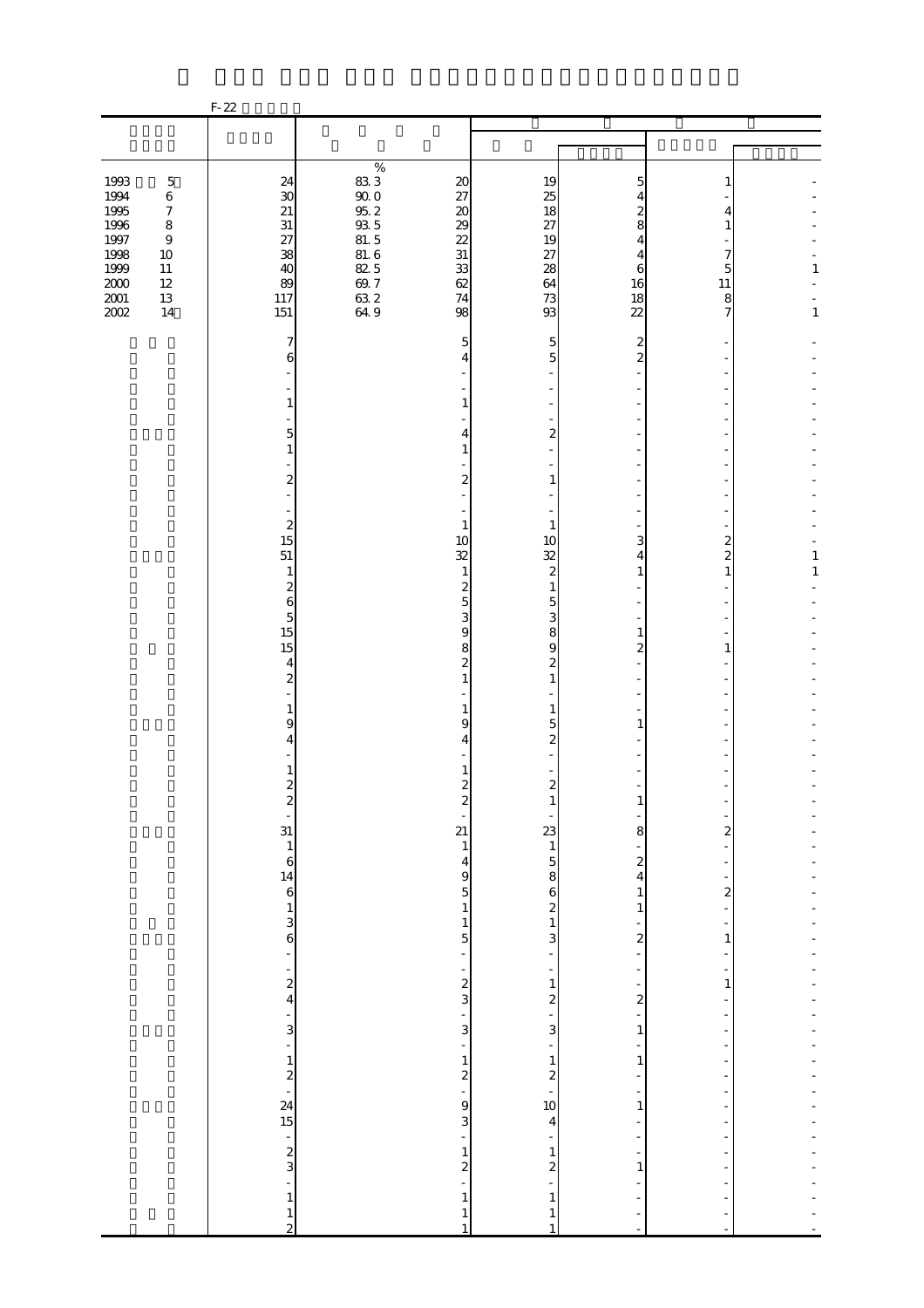F-22

| | | | | | | | |
|---|---|---|---|---|---|---|---|
| | | % | | | | | |
| 1993 5 | 24 | 83.3 | 20 | 19 | 5 | 1 | - |
| 1994 6 | 30 | 90.0 | 27 | 25 | 4 | - | - |
| 1995 7 | 21 | 95.2 | 20 | 18 | 2 | 4 | - |
| 1996 8 | 31 | 93.5 | 29 | 27 | 8 | 1 | - |
| 1997 9 | 27 | 81.5 | 22 | 19 | 4 | - | - |
| 1998 10 | 38 | 81.6 | 31 | 27 | 4 | 7 | - |
| 1999 11 | 40 | 82.5 | 33 | 28 | 6 | 5 | 1 |
| 2000 12 | 89 | 69.7 | 62 | 64 | 16 | 11 | - |
| 2001 13 | 117 | 63.2 | 74 | 73 | 18 | 8 | - |
| 2002 14 | 151 | 64.9 | 98 | 93 | 22 | 7 | 1 |
| | 7 | | 5 | 5 | 2 | - | - |
| | 6 | | 4 | 5 | 2 | - | - |
| | - | | - | - | - | - | - |
| | - | | - | - | - | - | - |
| | 1 | | 1 | - | - | - | - |
| | - | | - | - | - | - | - |
| | 5 | | 4 | 2 | - | - | - |
| | 1 | | 1 | - | - | - | - |
| | - | | - | - | - | - | - |
| | 2 | | 2 | 1 | - | - | - |
| | - | | - | - | - | - | - |
| | - | | - | - | - | - | - |
| | 2 | | 1 | 1 | - | - | - |
| | 15 | | 10 | 10 | 3 | 2 | - |
| | 51 | | 32 | 32 | 4 | 2 | 1 |
| | 1 | | 1 | 2 | 1 | 1 | 1 |
| | 2 | | 2 | 1 | - | - | - |
| | 6 | | 5 | 5 | - | - | - |
| | 5 | | 3 | 3 | - | - | - |
| | 15 | | 9 | 8 | 1 | - | - |
| | 15 | | 8 | 9 | 2 | 1 | - |
| | 4 | | 2 | 2 | - | - | - |
| | 2 | | 1 | 1 | - | - | - |
| | - | | - | - | - | - | - |
| | 1 | | 1 | 1 | - | - | - |
| | 9 | | 9 | 5 | 1 | - | - |
| | 4 | | 4 | 2 | - | - | - |
| | - | | - | - | - | - | - |
| | 1 | | 1 | - | - | - | - |
| | 2 | | 2 | 2 | - | - | - |
| | 2 | | 2 | 1 | 1 | - | - |
| | - | | - | - | - | - | - |
| | 31 | | 21 | 23 | 8 | 2 | - |
| | 1 | | 1 | 1 | - | - | - |
| | 6 | | 4 | 5 | 2 | - | - |
| | 14 | | 9 | 8 | 4 | - | - |
| | 6 | | 5 | 6 | 1 | 2 | - |
| | 1 | | 1 | 2 | 1 | - | - |
| | 3 | | 1 | 1 | - | - | - |
| | 6 | | 5 | 3 | 2 | 1 | - |
| | - | | - | - | - | - | - |
| | - | | - | - | - | - | - |
| | 2 | | 2 | 1 | - | 1 | - |
| | 4 | | 3 | 2 | 2 | - | - |
| | - | | - | - | - | - | - |
| | 3 | | 3 | 3 | 1 | - | - |
| | - | | - | - | - | - | - |
| | 1 | | 1 | 1 | 1 | - | - |
| | 2 | | 2 | 2 | - | - | - |
| | - | | - | - | - | - | - |
| | 24 | | 9 | 10 | 1 | - | - |
| | 15 | | 3 | 4 | - | - | - |
| | - | | - | - | - | - | - |
| | 2 | | 1 | 1 | - | - | - |
| | 3 | | 2 | 2 | 1 | - | - |
| | - | | - | - | - | - | - |
| | 1 | | 1 | 1 | - | - | - |
| | 1 | | 1 | 1 | - | - | - |
| | 2 | | 1 | 1 | - | - | - |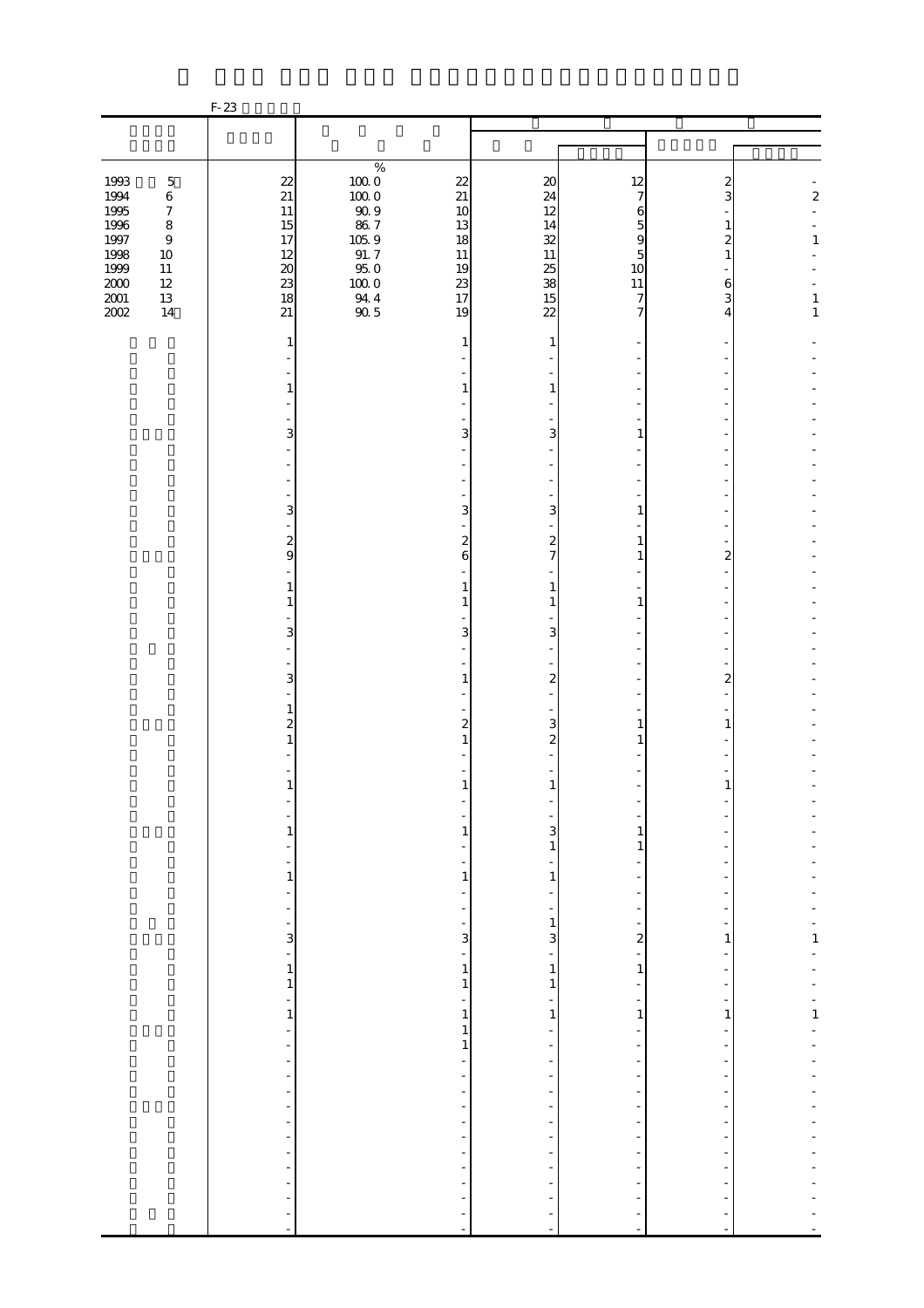F-23

| | | | | | | | |
|---|---|---|---|---|---|---|---|
| | | % | | | | | |
| 1993 5 | 22 | 100.0 | 22 | 20 | 12 | 2 | - |
| 1994 6 | 21 | 100.0 | 21 | 24 | 7 | 3 | 2 |
| 1995 7 | 11 | 90.9 | 10 | 12 | 6 | - | - |
| 1996 8 | 15 | 86.7 | 13 | 14 | 5 | 1 | - |
| 1997 9 | 17 | 105.9 | 18 | 32 | 9 | 2 | 1 |
| 1998 10 | 12 | 91.7 | 11 | 11 | 5 | 1 | - |
| 1999 11 | 20 | 95.0 | 19 | 25 | 10 | - | - |
| 2000 12 | 23 | 100.0 | 23 | 38 | 11 | 6 | - |
| 2001 13 | 18 | 94.4 | 17 | 15 | 7 | 3 | 1 |
| 2002 14 | 21 | 90.5 | 19 | 22 | 7 | 4 | 1 |
| | 1 | | 1 | 1 | - | - | - |
| | - | | - | - | - | - | - |
| | - | | - | - | - | - | - |
| | 1 | | 1 | 1 | - | - | - |
| | - | | - | - | - | - | - |
| | - | | - | - | - | - | - |
| | 3 | | 3 | 3 | 1 | - | - |
| | - | | - | - | - | - | - |
| | - | | - | - | - | - | - |
| | - | | - | - | - | - | - |
| | - | | - | - | - | - | - |
| | 3 | | 3 | 3 | 1 | - | - |
| | - | | - | - | - | - | - |
| | 2 | | 2 | 2 | 1 | - | - |
| | 9 | | 6 | 7 | 1 | 2 | - |
| | - | | - | - | - | - | - |
| | 1 | | 1 | 1 | - | - | - |
| | 1 | | 1 | 1 | 1 | - | - |
| | - | | - | - | - | - | - |
| | 3 | | 3 | 3 | - | - | - |
| | - | | - | - | - | - | - |
| | - | | - | - | - | - | - |
| | 3 | | 1 | 2 | - | 2 | - |
| | - | | - | - | - | - | - |
| | 1 | | - | - | - | - | - |
| | 2 | | 2 | 3 | 1 | 1 | - |
| | 1 | | 1 | 2 | 1 | - | - |
| | - | | - | - | - | - | - |
| | - | | - | - | - | - | - |
| | 1 | | 1 | 1 | - | 1 | - |
| | - | | - | - | - | - | - |
| | - | | - | - | - | - | - |
| | 1 | | 1 | 3 | 1 | - | - |
| | - | | - | 1 | 1 | - | - |
| | - | | - | - | - | - | - |
| | 1 | | 1 | 1 | - | - | - |
| | - | | - | - | - | - | - |
| | - | | - | - | - | - | - |
| | - | | - | 1 | - | - | - |
| | 3 | | 3 | 3 | 2 | 1 | 1 |
| | - | | - | - | - | - | - |
| | 1 | | 1 | 1 | 1 | - | - |
| | 1 | | 1 | 1 | - | - | - |
| | - | | - | - | - | - | - |
| | 1 | | 1 | 1 | 1 | 1 | 1 |
| | - | | 1 | - | - | - | - |
| | - | | 1 | - | - | - | - |
| | - | | - | - | - | - | - |
| | - | | - | - | - | - | - |
| | - | | - | - | - | - | - |
| | - | | - | - | - | - | - |
| | - | | - | - | - | - | - |
| | - | | - | - | - | - | - |
| | - | | - | - | - | - | - |
| | - | | - | - | - | - | - |
| | - | | - | - | - | - | - |
| | - | | - | - | - | - | - |
| | - | | - | - | - | - | - |
| | - | | - | - | - | - | - |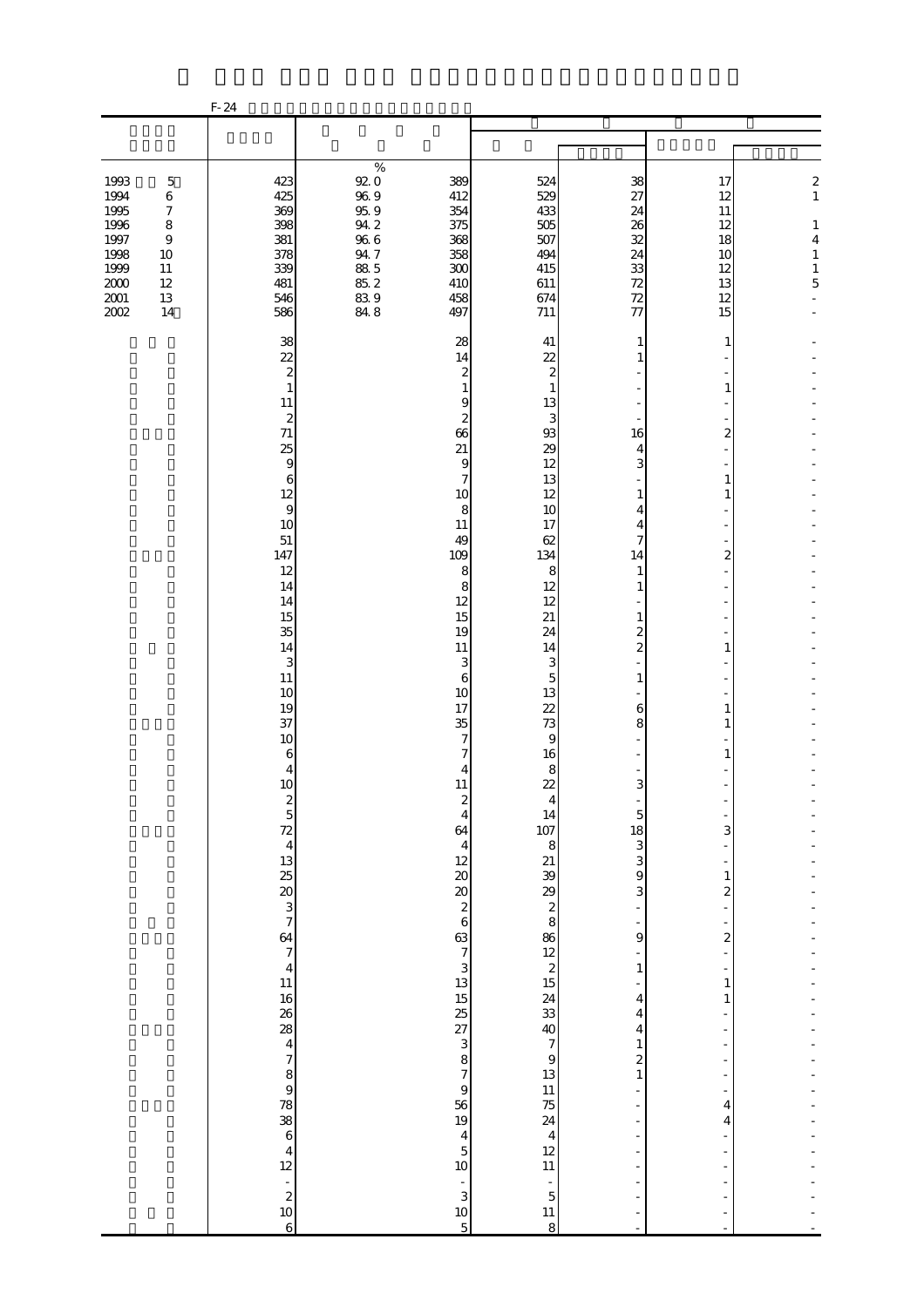F-24

| | | % | | | | | |
|---|---|---|---|---|---|---|---|
| 1993 5 | 423 | 92.0 | 389 | 524 | 38 | 17 | 2 |
| 1994 6 | 425 | 96.9 | 412 | 529 | 27 | 12 | 1 |
| 1995 7 | 369 | 95.9 | 354 | 433 | 24 | 11 | |
| 1996 8 | 398 | 94.2 | 375 | 505 | 26 | 12 | 1 |
| 1997 9 | 381 | 96.6 | 368 | 507 | 32 | 18 | 4 |
| 1998 10 | 378 | 94.7 | 358 | 494 | 24 | 10 | 1 |
| 1999 11 | 339 | 88.5 | 300 | 415 | 33 | 12 | 1 |
| 2000 12 | 481 | 85.2 | 410 | 611 | 72 | 13 | 5 |
| 2001 13 | 546 | 83.9 | 458 | 674 | 72 | 12 | - |
| 2002 14 | 586 | 84.8 | 497 | 711 | 77 | 15 | - |
| | 38 | | 28 | 41 | 1 | 1 | - |
| | 22 | | 14 | 22 | 1 | - | - |
| | 2 | | 2 | 2 | - | - | - |
| | 1 | | 1 | 1 | - | 1 | - |
| | 11 | | 9 | 13 | - | - | - |
| | 2 | | 2 | 3 | - | - | - |
| | 71 | | 66 | 93 | 16 | 2 | - |
| | 25 | | 21 | 29 | 4 | - | - |
| | 9 | | 9 | 12 | 3 | - | - |
| | 6 | | 7 | 13 | - | 1 | - |
| | 12 | | 10 | 12 | 1 | 1 | - |
| | 9 | | 8 | 10 | 4 | - | - |
| | 10 | | 11 | 17 | 4 | - | - |
| | 51 | | 49 | 62 | 7 | - | - |
| | 147 | | 109 | 134 | 14 | 2 | - |
| | 12 | | 8 | 8 | 1 | - | - |
| | 14 | | 8 | 12 | 1 | - | - |
| | 14 | | 12 | 12 | - | - | - |
| | 15 | | 15 | 21 | 1 | - | - |
| | 35 | | 19 | 24 | 2 | - | - |
| | 14 | | 11 | 14 | 2 | 1 | - |
| | 3 | | 3 | 3 | - | - | - |
| | 11 | | 6 | 5 | 1 | - | - |
| | 10 | | 10 | 13 | - | - | - |
| | 19 | | 17 | 22 | 6 | 1 | - |
| | 37 | | 35 | 73 | 8 | 1 | - |
| | 10 | | 7 | 9 | - | - | - |
| | 6 | | 7 | 16 | - | 1 | - |
| | 4 | | 4 | 8 | - | - | - |
| | 10 | | 11 | 22 | 3 | - | - |
| | 2 | | 2 | 4 | - | - | - |
| | 5 | | 4 | 14 | 5 | - | - |
| | 72 | | 64 | 107 | 18 | 3 | - |
| | 4 | | 4 | 8 | 3 | - | - |
| | 13 | | 12 | 21 | 3 | - | - |
| | 25 | | 20 | 39 | 9 | 1 | - |
| | 20 | | 20 | 29 | 3 | 2 | - |
| | 3 | | 2 | 2 | - | - | - |
| | 7 | | 6 | 8 | - | - | - |
| | 64 | | 63 | 86 | 9 | 2 | - |
| | 7 | | 7 | 12 | - | - | - |
| | 4 | | 3 | 2 | 1 | - | - |
| | 11 | | 13 | 15 | - | 1 | - |
| | 16 | | 15 | 24 | 4 | 1 | - |
| | 26 | | 25 | 33 | 4 | - | - |
| | 28 | | 27 | 40 | 4 | - | - |
| | 4 | | 3 | 7 | 1 | - | - |
| | 7 | | 8 | 9 | 2 | - | - |
| | 8 | | 7 | 13 | 1 | - | - |
| | 9 | | 9 | 11 | - | - | - |
| | 78 | | 56 | 75 | - | 4 | - |
| | 38 | | 19 | 24 | - | 4 | - |
| | 6 | | 4 | 4 | - | - | - |
| | 4 | | 5 | 12 | - | - | - |
| | 12 | | 10 | 11 | - | - | - |
| | - | | - | - | - | - | - |
| | 2 | | 3 | 5 | - | - | - |
| | 10 | | 10 | 11 | - | - | - |
| | 6 | | 5 | 8 | - | - | - |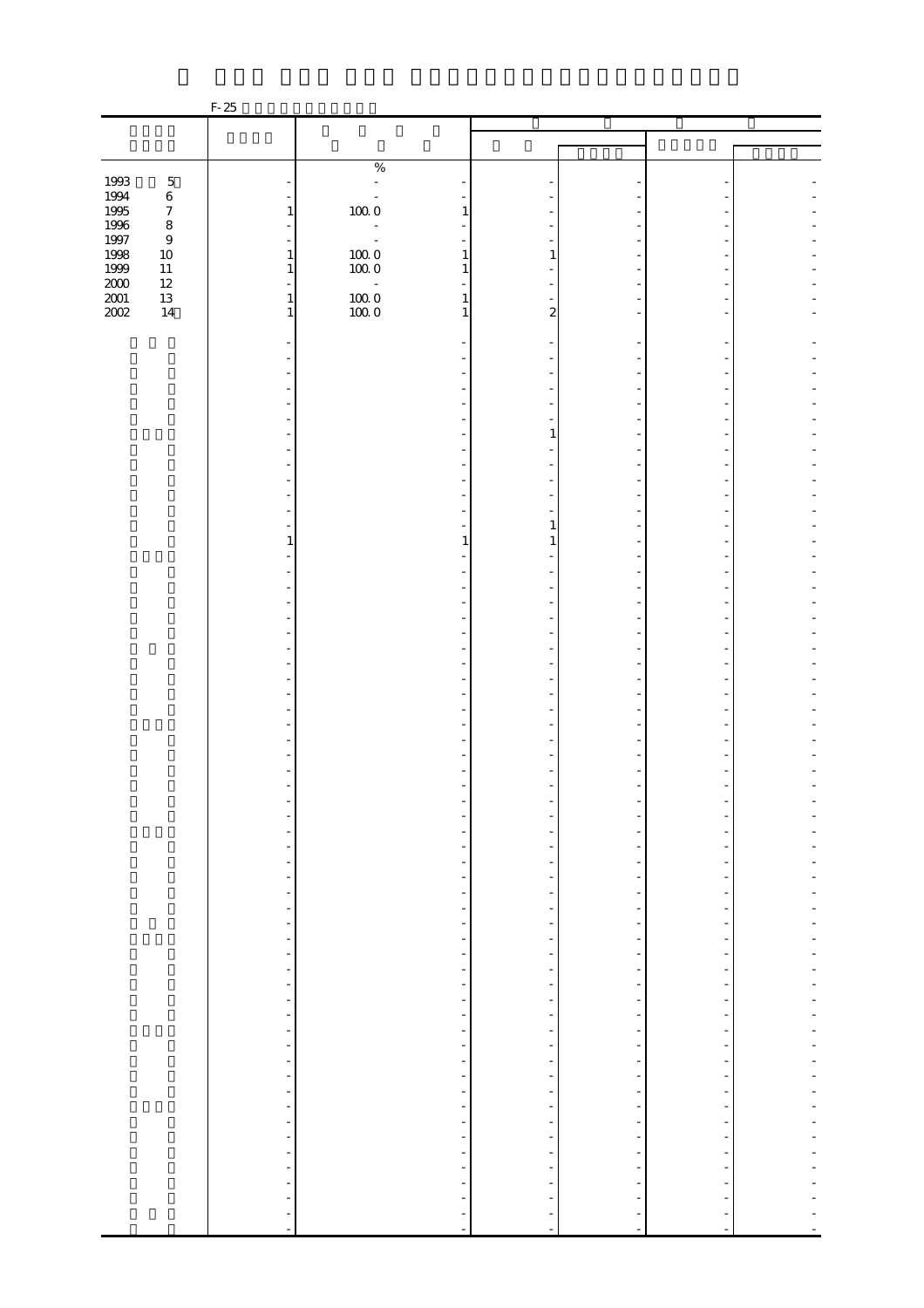F-25

| | | % | | | | | |
|---|---|---|---|---|---|---|---|
| 1993 5 | - | - | - | - | - | - | - |
| 1994 6 | - | - | - | - | - | - | - |
| 1995 7 | 1 | 100.0 | 1 | - | - | - | - |
| 1996 8 | - | - | - | - | - | - | - |
| 1997 9 | - | - | - | - | - | - | - |
| 1998 10 | 1 | 100.0 | 1 | 1 | - | - | - |
| 1999 11 | 1 | 100.0 | 1 | - | - | - | - |
| 2000 12 | - | - | - | - | - | - | - |
| 2001 13 | 1 | 100.0 | 1 | - | - | - | - |
| 2002 14 | 1 | 100.0 | 1 | 2 | - | - | - |
| | - | | - | - | - | - | - |
| | - | | - | - | - | - | - |
| | - | | - | - | - | - | - |
| | - | | - | - | - | - | - |
| | - | | - | - | - | - | - |
| | - | | - | - | - | - | - |
| | - | | - | 1 | - | - | - |
| | - | | - | - | - | - | - |
| | - | | - | - | - | - | - |
| | - | | - | - | - | - | - |
| | - | | - | - | - | - | - |
| | - | | - | - | - | - | - |
| | - | | - | 1 | - | - | - |
| | 1 | | 1 | 1 | - | - | - |
| | - | | - | - | - | - | - |
| | - | | - | - | - | - | - |
| | - | | - | - | - | - | - |
| | - | | - | - | - | - | - |
| | - | | - | - | - | - | - |
| | - | | - | - | - | - | - |
| | - | | - | - | - | - | - |
| | - | | - | - | - | - | - |
| | - | | - | - | - | - | - |
| | - | | - | - | - | - | - |
| | - | | - | - | - | - | - |
| | - | | - | - | - | - | - |
| | - | | - | - | - | - | - |
| | - | | - | - | - | - | - |
| | - | | - | - | - | - | - |
| | - | | - | - | - | - | - |
| | - | | - | - | - | - | - |
| | - | | - | - | - | - | - |
| | - | | - | - | - | - | - |
| | - | | - | - | - | - | - |
| | - | | - | - | - | - | - |
| | - | | - | - | - | - | - |
| | - | | - | - | - | - | - |
| | - | | - | - | - | - | - |
| | - | | - | - | - | - | - |
| | - | | - | - | - | - | - |
| | - | | - | - | - | - | - |
| | - | | - | - | - | - | - |
| | - | | - | - | - | - | - |
| | - | | - | - | - | - | - |
| | - | | - | - | - | - | - |
| | - | | - | - | - | - | - |
| | - | | - | - | - | - | - |
| | - | | - | - | - | - | - |
| | - | | - | - | - | - | - |
| | - | | - | - | - | - | - |
| | - | | - | - | - | - | - |
| | - | | - | - | - | - | - |
| | - | | - | - | - | - | - |
| | - | | - | - | - | - | - |
| | - | | - | - | - | - | - |
| | - | | - | - | - | - | - |
| | - | | - | - | - | - | - |
| | - | | - | - | - | - | - |
| | - | | - | - | - | - | - |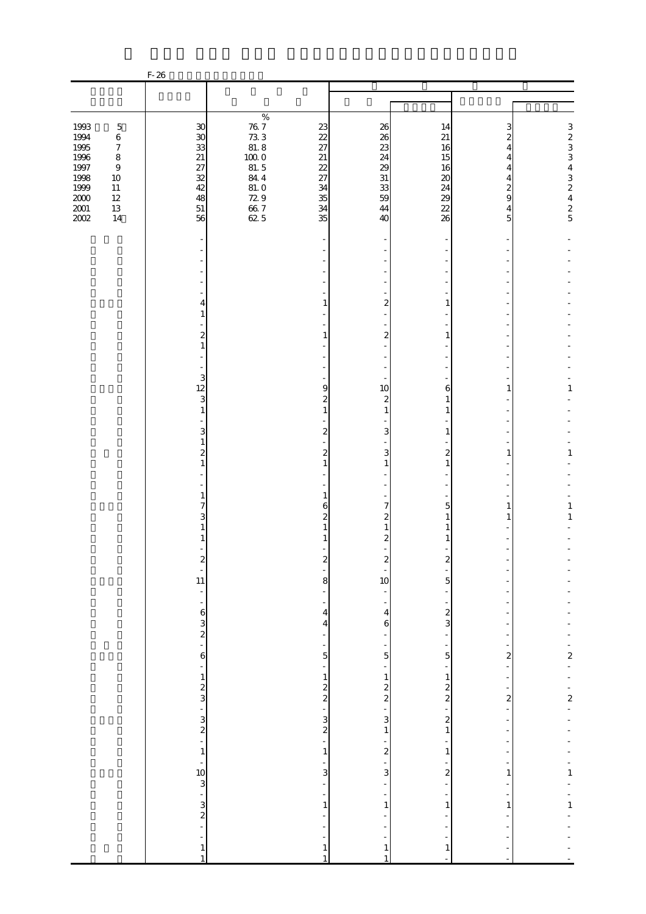F-26

| | | | | | | | |
|---|---|---|---|---|---|---|---|
| 1993 5 | 30 | 76.7 | 23 | 26 | 14 | 3 | 3 |
| 1994 6 | 30 | 73.3 | 22 | 26 | 21 | 2 | 2 |
| 1995 7 | 33 | 81.8 | 27 | 23 | 16 | 4 | 3 |
| 1996 8 | 21 | 100.0 | 21 | 24 | 15 | 4 | 3 |
| 1997 9 | 27 | 81.5 | 22 | 29 | 16 | 4 | 4 |
| 1998 10 | 32 | 84.4 | 27 | 31 | 20 | 4 | 3 |
| 1999 11 | 42 | 81.0 | 34 | 33 | 24 | 2 | 2 |
| 2000 12 | 48 | 72.9 | 35 | 59 | 29 | 9 | 4 |
| 2001 13 | 51 | 66.7 | 34 | 44 | 22 | 4 | 2 |
| 2002 14 | 56 | 62.5 | 35 | 40 | 26 | 5 | 5 |
| | - | | - | - | - | - | - |
| | - | | - | - | - | - | - |
| | - | | - | - | - | - | - |
| | - | | - | - | - | - | - |
| | - | | - | - | - | - | - |
| | - | | - | - | - | - | - |
| | 4 | | 1 | 2 | 1 | - | - |
| | 1 | | - | - | - | - | - |
| | - | | - | - | - | - | - |
| | 2 | | 1 | 2 | 1 | - | - |
| | 1 | | - | - | - | - | - |
| | - | | - | - | - | - | - |
| | - | | - | - | - | - | - |
| | 3 | | - | - | - | - | - |
| | 12 | | 9 | 10 | 6 | 1 | 1 |
| | 3 | | 2 | 2 | 1 | - | - |
| | 1 | | 1 | 1 | 1 | - | - |
| | - | | - | - | - | - | - |
| | 3 | | 2 | 3 | 1 | - | - |
| | 1 | | - | - | - | - | - |
| | 2 | | 2 | 3 | 2 | 1 | 1 |
| | 1 | | 1 | 1 | 1 | - | - |
| | - | | - | - | - | - | - |
| | - | | - | - | - | - | - |
| | 1 | | 1 | - | - | - | - |
| | 7 | | 6 | 7 | 5 | 1 | 1 |
| | 3 | | 2 | 2 | 1 | 1 | 1 |
| | 1 | | 1 | 1 | 1 | - | - |
| | 1 | | 1 | 2 | 1 | - | - |
| | - | | - | - | - | - | - |
| | 2 | | 2 | 2 | 2 | - | - |
| | - | | - | - | - | - | - |
| | 11 | | 8 | 10 | 5 | - | - |
| | - | | - | - | - | - | - |
| | - | | - | - | - | - | - |
| | 6 | | 4 | 4 | 2 | - | - |
| | 3 | | 4 | 6 | 3 | - | - |
| | 2 | | - | - | - | - | - |
| | - | | - | - | - | - | - |
| | 6 | | 5 | 5 | 5 | 2 | 2 |
| | - | | - | - | - | - | - |
| | 1 | | 1 | 1 | 1 | - | - |
| | 2 | | 2 | 2 | 2 | - | - |
| | 3 | | 2 | 2 | 2 | 2 | 2 |
| | - | | - | - | - | - | - |
| | 3 | | 3 | 3 | 2 | - | - |
| | 2 | | 2 | 1 | 1 | - | - |
| | - | | - | - | - | - | - |
| | 1 | | 1 | 2 | 1 | - | - |
| | - | | - | - | - | - | - |
| | 10 | | 3 | 3 | 2 | 1 | 1 |
| | 3 | | - | - | - | - | - |
| | - | | - | - | - | - | - |
| | 3 | | 1 | 1 | 1 | 1 | 1 |
| | 2 | | - | - | - | - | - |
| | - | | - | - | - | - | - |
| | - | | - | - | - | - | - |
| | 1 | | 1 | 1 | 1 | - | - |
| | 1 | | 1 | 1 | - | - | - |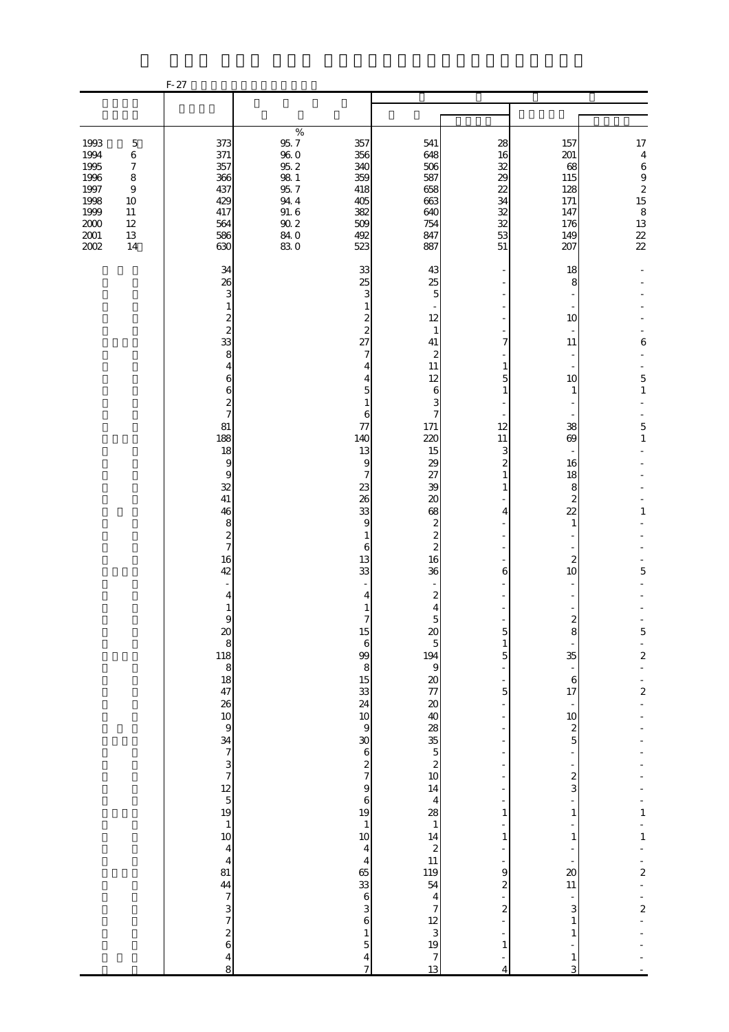F-27

| | | | | | | | |
|---|---|---|---|---|---|---|---|
| | | | | | | | |
| | | % | | | | | |
| 1993 5 | 373 | 95.7 | 357 | 541 | 28 | 157 | 17 |
| 1994 6 | 371 | 96.0 | 356 | 648 | 16 | 201 | 4 |
| 1995 7 | 357 | 95.2 | 340 | 506 | 32 | 68 | 6 |
| 1996 8 | 366 | 98.1 | 359 | 587 | 29 | 115 | 9 |
| 1997 9 | 437 | 95.7 | 418 | 658 | 22 | 128 | 2 |
| 1998 10 | 429 | 94.4 | 405 | 663 | 34 | 171 | 15 |
| 1999 11 | 417 | 91.6 | 382 | 640 | 32 | 147 | 8 |
| 2000 12 | 564 | 90.2 | 509 | 754 | 32 | 176 | 13 |
| 2001 13 | 586 | 84.0 | 492 | 847 | 53 | 149 | 22 |
| 2002 14 | 630 | 83.0 | 523 | 887 | 51 | 207 | 22 |
| | 34 | | 33 | 43 | - | 18 | - |
| | 26 | | 25 | 25 | - | 8 | - |
| | 3 | | 3 | 5 | - | - | - |
| | 1 | | 1 | - | - | - | - |
| | 2 | | 2 | 12 | - | 10 | - |
| | 2 | | 2 | 1 | - | - | - |
| | 33 | | 27 | 41 | 7 | 11 | 6 |
| | 8 | | 7 | 2 | - | - | - |
| | 4 | | 4 | 11 | 1 | - | - |
| | 6 | | 4 | 12 | 5 | 10 | 5 |
| | 6 | | 5 | 6 | 1 | 1 | 1 |
| | 2 | | 1 | 3 | - | - | - |
| | 7 | | 6 | 7 | - | - | - |
| | 81 | | 77 | 171 | 12 | 38 | 5 |
| | 188 | | 140 | 220 | 11 | 69 | 1 |
| | 18 | | 13 | 15 | 3 | - | - |
| | 9 | | 9 | 29 | 2 | 16 | - |
| | 9 | | 7 | 27 | 1 | 18 | - |
| | 32 | | 23 | 39 | 1 | 8 | - |
| | 41 | | 26 | 20 | - | 2 | - |
| | 46 | | 33 | 68 | 4 | 22 | 1 |
| | 8 | | 9 | 2 | - | 1 | - |
| | 2 | | 1 | 2 | - | - | - |
| | 7 | | 6 | 2 | - | - | - |
| | 16 | | 13 | 16 | - | 2 | - |
| | 42 | | 33 | 36 | 6 | 10 | 5 |
| | - | | - | - | - | - | - |
| | 4 | | 4 | 2 | - | - | - |
| | 1 | | 1 | 4 | - | - | - |
| | 9 | | 7 | 5 | - | 2 | - |
| | 20 | | 15 | 20 | 5 | 8 | 5 |
| | 8 | | 6 | 5 | 1 | - | - |
| | 118 | | 99 | 194 | 5 | 35 | 2 |
| | 8 | | 8 | 9 | - | - | - |
| | 18 | | 15 | 20 | - | 6 | - |
| | 47 | | 33 | 77 | 5 | 17 | 2 |
| | 26 | | 24 | 20 | - | - | - |
| | 10 | | 10 | 40 | - | 10 | - |
| | 9 | | 9 | 28 | - | 2 | - |
| | 34 | | 30 | 35 | - | 5 | - |
| | 7 | | 6 | 5 | - | - | - |
| | 3 | | 2 | 2 | - | - | - |
| | 7 | | 7 | 10 | - | 2 | - |
| | 12 | | 9 | 14 | - | 3 | - |
| | 5 | | 6 | 4 | - | - | - |
| | 19 | | 19 | 28 | 1 | 1 | 1 |
| | 1 | | 1 | 1 | - | - | - |
| | 10 | | 10 | 14 | 1 | 1 | 1 |
| | 4 | | 4 | 2 | - | - | - |
| | 4 | | 4 | 11 | - | - | - |
| | 81 | | 65 | 119 | 9 | 20 | 2 |
| | 44 | | 33 | 54 | 2 | 11 | - |
| | 7 | | 6 | 4 | - | - | - |
| | 3 | | 3 | 7 | 2 | 3 | 2 |
| | 7 | | 6 | 12 | - | 1 | - |
| | 2 | | 1 | 3 | - | 1 | - |
| | 6 | | 5 | 19 | 1 | - | - |
| | 4 | | 4 | 7 | - | 1 | - |
| | 8 | | 7 | 13 | 4 | 3 | - |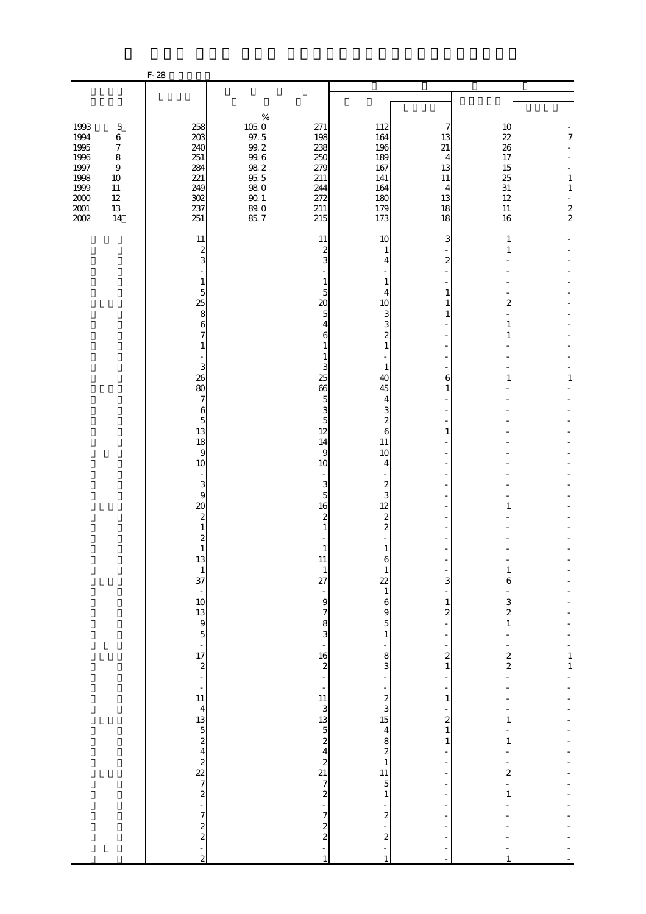F-28

| | | % | | | | | |
|---|---|---|---|---|---|---|---|
| 1993 5 | 258 | 105.0 | 271 | 112 | 7 | 10 | - |
| 1994 6 | 203 | 97.5 | 198 | 164 | 13 | 22 | 7 |
| 1995 7 | 240 | 99.2 | 238 | 196 | 21 | 26 | - |
| 1996 8 | 251 | 99.6 | 250 | 189 | 4 | 17 | - |
| 1997 9 | 284 | 98.2 | 279 | 167 | 13 | 15 | - |
| 1998 10 | 221 | 95.5 | 211 | 141 | 11 | 25 | 1 |
| 1999 11 | 249 | 98.0 | 244 | 164 | 4 | 31 | 1 |
| 2000 12 | 302 | 90.1 | 272 | 180 | 13 | 12 | - |
| 2001 13 | 237 | 89.0 | 211 | 179 | 18 | 11 | 2 |
| 2002 14 | 251 | 85.7 | 215 | 173 | 18 | 16 | 2 |
| | 11 | | 11 | 10 | 3 | 1 | - |
| | 2 | | 2 | 1 | - | 1 | - |
| | 3 | | 3 | 4 | 2 | - | - |
| | - | | - | - | - | - | - |
| | 1 | | 1 | 1 | - | - | - |
| | 5 | | 5 | 4 | 1 | - | - |
| | 25 | | 20 | 10 | 1 | 2 | - |
| | 8 | | 5 | 3 | 1 | - | - |
| | 6 | | 4 | 3 | - | 1 | - |
| | 7 | | 6 | 2 | - | 1 | - |
| | 1 | | 1 | 1 | - | - | - |
| | - | | 1 | - | - | - | - |
| | 3 | | 3 | 1 | - | - | - |
| | 26 | | 25 | 40 | 6 | 1 | 1 |
| | 80 | | 66 | 45 | 1 | - | - |
| | 7 | | 5 | 4 | - | - | - |
| | 6 | | 3 | 3 | - | - | - |
| | 5 | | 5 | 2 | - | - | - |
| | 13 | | 12 | 6 | 1 | - | - |
| | 18 | | 14 | 11 | - | - | - |
| | 9 | | 9 | 10 | - | - | - |
| | 10 | | 10 | 4 | - | - | - |
| | - | | - | - | - | - | - |
| | 3 | | 3 | 2 | - | - | - |
| | 9 | | 5 | 3 | - | - | - |
| | 20 | | 16 | 12 | - | 1 | - |
| | 2 | | 2 | 2 | - | - | - |
| | 1 | | 1 | 2 | - | - | - |
| | 2 | | - | - | - | - | - |
| | 1 | | 1 | 1 | - | - | - |
| | 13 | | 11 | 6 | - | - | - |
| | 1 | | 1 | 1 | - | 1 | - |
| | 37 | | 27 | 22 | 3 | 6 | - |
| | - | | - | 1 | - | - | - |
| | 10 | | 9 | 6 | 1 | 3 | - |
| | 13 | | 7 | 9 | 2 | 2 | - |
| | 9 | | 8 | 5 | - | 1 | - |
| | 5 | | 3 | 1 | - | - | - |
| | - | | - | - | - | - | - |
| | 17 | | 16 | 8 | 2 | 2 | 1 |
| | 2 | | 2 | 3 | 1 | 2 | 1 |
| | - | | - | - | - | - | - |
| | - | | - | - | - | - | - |
| | 11 | | 11 | 2 | 1 | - | - |
| | 4 | | 3 | 3 | - | - | - |
| | 13 | | 13 | 15 | 2 | 1 | - |
| | 5 | | 5 | 4 | 1 | - | - |
| | 2 | | 2 | 8 | 1 | 1 | - |
| | 4 | | 4 | 2 | - | - | - |
| | 2 | | 2 | 1 | - | - | - |
| | 22 | | 21 | 11 | - | 2 | - |
| | 7 | | 7 | 5 | - | - | - |
| | 2 | | 2 | 1 | - | 1 | - |
| | - | | - | - | - | - | - |
| | 7 | | 7 | 2 | - | - | - |
| | 2 | | 2 | - | - | - | - |
| | 2 | | 2 | 2 | - | - | - |
| | - | | - | - | - | - | - |
| | 2 | | 1 | 1 | - | 1 | - |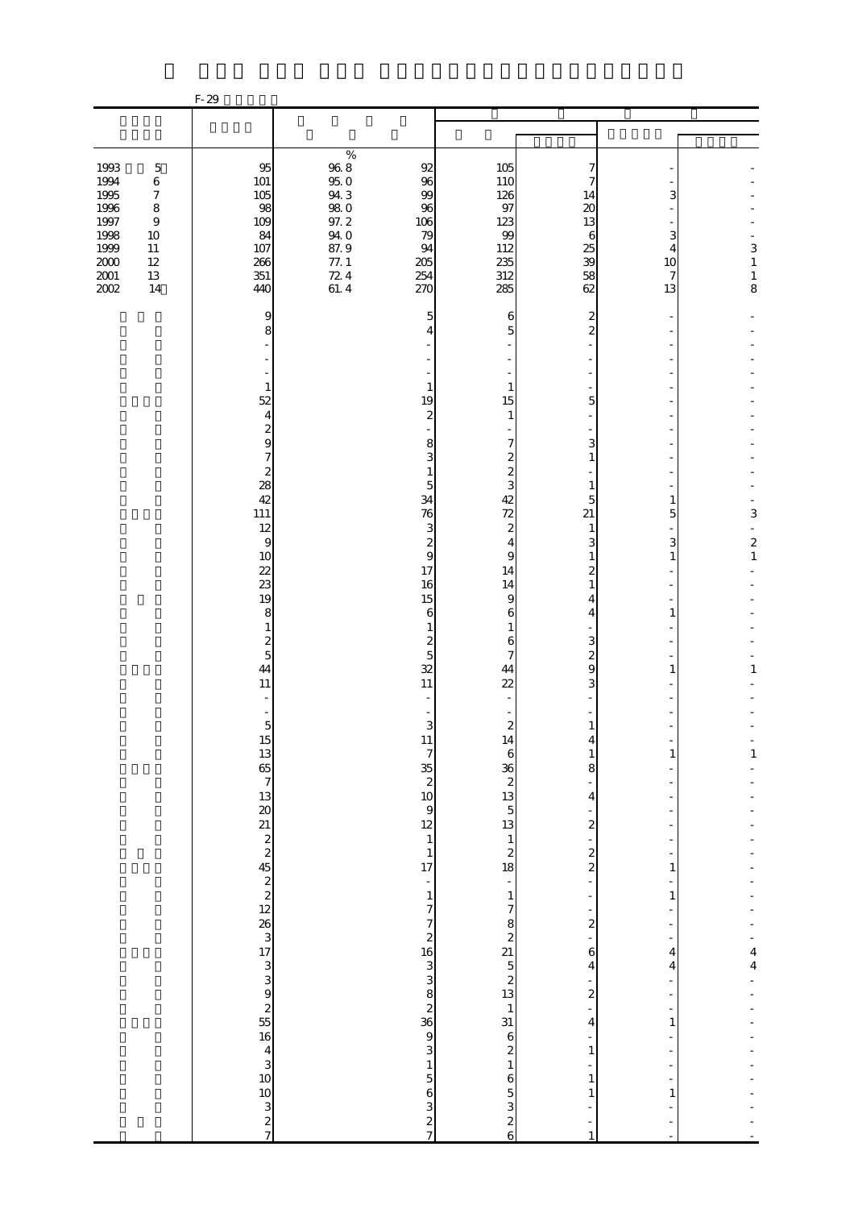F-29

| | | | | | | | |
|---|---|---|---|---|---|---|---|
| | | | | | | | |
| | | % | | | | | |
| 1993 5 | 95 | 96.8 | 92 | 105 | 7 | - | - |
| 1994 6 | 101 | 95.0 | 96 | 110 | 7 | - | - |
| 1995 7 | 105 | 94.3 | 99 | 126 | 14 | 3 | - |
| 1996 8 | 98 | 98.0 | 96 | 97 | 20 | - | - |
| 1997 9 | 109 | 97.2 | 106 | 123 | 13 | - | - |
| 1998 10 | 84 | 94.0 | 79 | 99 | 6 | 3 | - |
| 1999 11 | 107 | 87.9 | 94 | 112 | 25 | 4 | 3 |
| 2000 12 | 266 | 77.1 | 205 | 235 | 39 | 10 | 1 |
| 2001 13 | 351 | 72.4 | 254 | 312 | 58 | 7 | 1 |
| 2002 14 | 440 | 61.4 | 270 | 285 | 62 | 13 | 8 |
| | 9 | | 5 | 6 | 2 | - | - |
| | 8 | | 4 | 5 | 2 | - | - |
| | - | | - | - | - | - | - |
| | - | | - | - | - | - | - |
| | - | | - | - | - | - | - |
| | 1 | | 1 | 1 | - | - | - |
| | 52 | | 19 | 15 | 5 | - | - |
| | 4 | | 2 | 1 | - | - | - |
| | 2 | | - | - | - | - | - |
| | 9 | | 8 | 7 | 3 | - | - |
| | 7 | | 3 | 2 | 1 | - | - |
| | 2 | | 1 | 2 | - | - | - |
| | 28 | | 5 | 3 | 1 | - | - |
| | 42 | | 34 | 42 | 5 | 1 | - |
| | 111 | | 76 | 72 | 21 | 5 | 3 |
| | 12 | | 3 | 2 | 1 | - | - |
| | 9 | | 2 | 4 | 3 | 3 | 2 |
| | 10 | | 9 | 9 | 1 | 1 | 1 |
| | 22 | | 17 | 14 | 2 | - | - |
| | 23 | | 16 | 14 | 1 | - | - |
| | 19 | | 15 | 9 | 4 | - | - |
| | 8 | | 6 | 6 | 4 | 1 | - |
| | 1 | | 1 | 1 | - | - | - |
| | 2 | | 2 | 6 | 3 | - | - |
| | 5 | | 5 | 7 | 2 | - | - |
| | 44 | | 32 | 44 | 9 | 1 | 1 |
| | 11 | | 11 | 22 | 3 | - | - |
| | - | | - | - | - | - | - |
| | - | | - | - | - | - | - |
| | 5 | | 3 | 2 | 1 | - | - |
| | 15 | | 11 | 14 | 4 | - | - |
| | 13 | | 7 | 6 | 1 | 1 | 1 |
| | 65 | | 35 | 36 | 8 | - | - |
| | 7 | | 2 | 2 | - | - | - |
| | 13 | | 10 | 13 | 4 | - | - |
| | 20 | | 9 | 5 | - | - | - |
| | 21 | | 12 | 13 | 2 | - | - |
| | 2 | | 1 | 1 | - | - | - |
| | 2 | | 1 | 2 | 2 | - | - |
| | 45 | | 17 | 18 | 2 | 1 | - |
| | 2 | | - | - | - | - | - |
| | 2 | | 1 | 1 | - | 1 | - |
| | 12 | | 7 | 7 | - | - | - |
| | 26 | | 7 | 8 | 2 | - | - |
| | 3 | | 2 | 2 | - | - | - |
| | 17 | | 16 | 21 | 6 | 4 | 4 |
| | 3 | | 3 | 5 | 4 | 4 | 4 |
| | 3 | | 3 | 2 | - | - | - |
| | 9 | | 8 | 13 | 2 | - | - |
| | 2 | | 2 | 1 | - | - | - |
| | 55 | | 36 | 31 | 4 | 1 | - |
| | 16 | | 9 | 6 | - | - | - |
| | 4 | | 3 | 2 | 1 | - | - |
| | 3 | | 1 | 1 | - | - | - |
| | 10 | | 5 | 6 | 1 | - | - |
| | 10 | | 6 | 5 | 1 | 1 | - |
| | 3 | | 3 | 3 | - | - | - |
| | 2 | | 2 | 2 | - | - | - |
| | 7 | | 7 | 6 | 1 | - | - |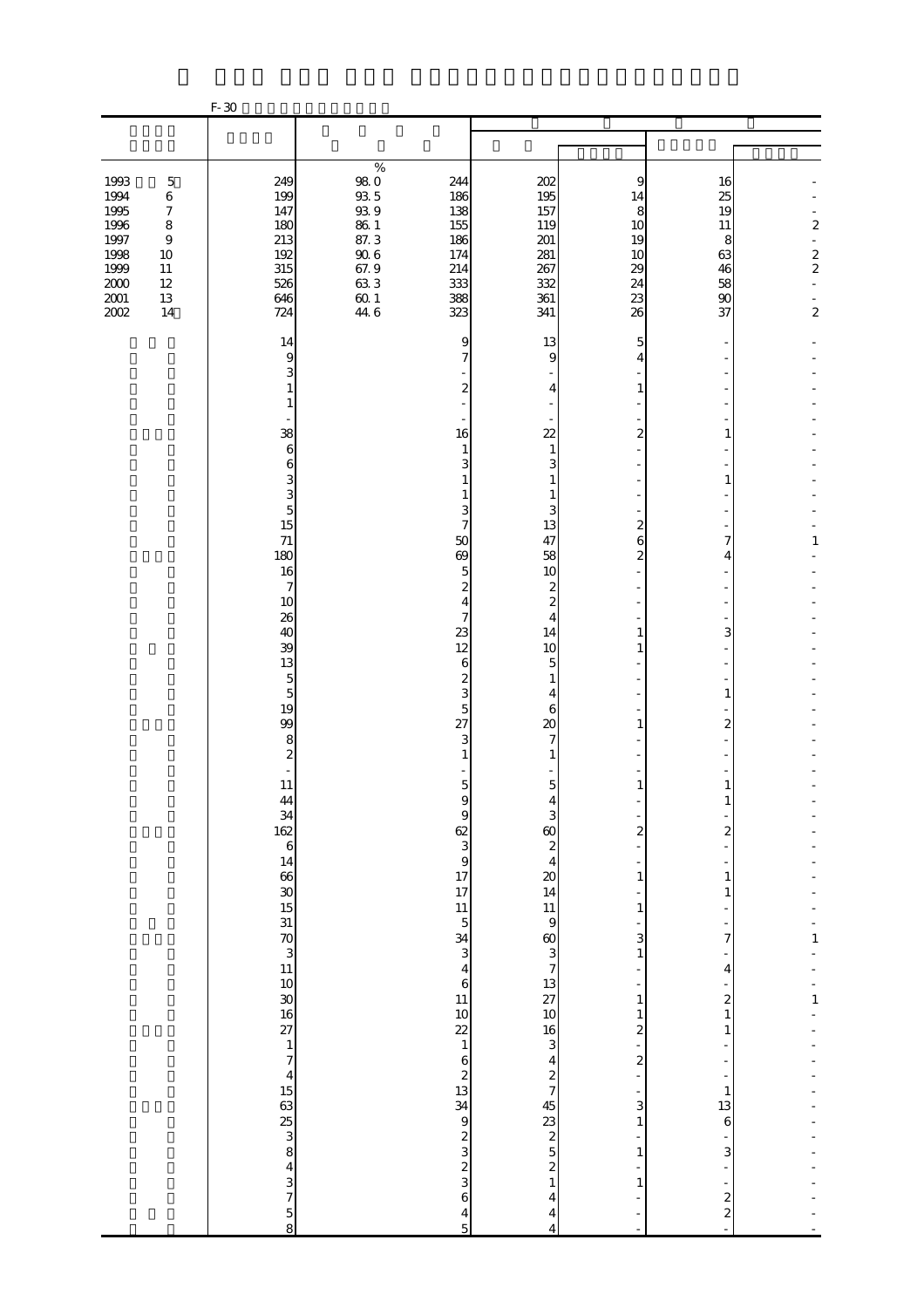F-30

| | | | | | | | |
|---|---|---|---|---|---|---|---|
| 1993 5 | 249 | 98.0 | 244 | 202 | 9 | 16 | - |
| 1994 6 | 199 | 93.5 | 186 | 195 | 14 | 25 | - |
| 1995 7 | 147 | 93.9 | 138 | 157 | 8 | 19 | - |
| 1996 8 | 180 | 86.1 | 155 | 119 | 10 | 11 | 2 |
| 1997 9 | 213 | 87.3 | 186 | 201 | 19 | 8 | - |
| 1998 10 | 192 | 90.6 | 174 | 281 | 10 | 63 | 2 |
| 1999 11 | 315 | 67.9 | 214 | 267 | 29 | 46 | 2 |
| 2000 12 | 526 | 63.3 | 333 | 332 | 24 | 58 | - |
| 2001 13 | 646 | 60.1 | 388 | 361 | 23 | 90 | - |
| 2002 14 | 724 | 44.6 | 323 | 341 | 26 | 37 | 2 |
| | 14 | | 9 | 13 | 5 | - | - |
| | 9 | | 7 | 9 | 4 | - | - |
| | 3 | | - | - | - | - | - |
| | 1 | | 2 | 4 | 1 | - | - |
| | 1 | | - | - | - | - | - |
| | - | | - | - | - | - | - |
| | 38 | | 16 | 22 | 2 | 1 | - |
| | 6 | | 1 | 1 | - | - | - |
| | 6 | | 3 | 3 | - | - | - |
| | 3 | | 1 | 1 | - | 1 | - |
| | 3 | | 1 | 1 | - | - | - |
| | 5 | | 3 | 3 | - | - | - |
| | 15 | | 7 | 13 | 2 | - | - |
| | 71 | | 50 | 47 | 6 | 7 | 1 |
| | 180 | | 69 | 58 | 2 | 4 | - |
| | 16 | | 5 | 10 | - | - | - |
| | 7 | | 2 | 2 | - | - | - |
| | 10 | | 4 | 2 | - | - | - |
| | 26 | | 7 | 4 | - | - | - |
| | 40 | | 23 | 14 | 1 | 3 | - |
| | 39 | | 12 | 10 | 1 | - | - |
| | 13 | | 6 | 5 | - | - | - |
| | 5 | | 2 | 1 | - | - | - |
| | 5 | | 3 | 4 | - | 1 | - |
| | 19 | | 5 | 6 | - | - | - |
| | 99 | | 27 | 20 | 1 | 2 | - |
| | 8 | | 3 | 7 | - | - | - |
| | 2 | | 1 | 1 | - | - | - |
| | - | | - | - | - | - | - |
| | 11 | | 5 | 5 | 1 | 1 | - |
| | 44 | | 9 | 4 | - | 1 | - |
| | 34 | | 9 | 3 | - | - | - |
| | 162 | | 62 | 60 | 2 | 2 | - |
| | 6 | | 3 | 2 | - | - | - |
| | 14 | | 9 | 4 | - | - | - |
| | 66 | | 17 | 20 | 1 | 1 | - |
| | 30 | | 17 | 14 | - | 1 | - |
| | 15 | | 11 | 11 | 1 | - | - |
| | 31 | | 5 | 9 | - | - | - |
| | 70 | | 34 | 60 | 3 | 7 | 1 |
| | 3 | | 3 | 3 | 1 | - | - |
| | 11 | | 4 | 7 | - | 4 | - |
| | 10 | | 6 | 13 | - | - | - |
| | 30 | | 11 | 27 | 1 | 2 | 1 |
| | 16 | | 10 | 10 | 1 | 1 | - |
| | 27 | | 22 | 16 | 2 | 1 | - |
| | 1 | | 1 | 3 | - | - | - |
| | 7 | | 6 | 4 | 2 | - | - |
| | 4 | | 2 | 2 | - | - | - |
| | 15 | | 13 | 7 | - | 1 | - |
| | 63 | | 34 | 45 | 3 | 13 | - |
| | 25 | | 9 | 23 | 1 | 6 | - |
| | 3 | | 2 | 2 | - | - | - |
| | 8 | | 3 | 5 | 1 | 3 | - |
| | 4 | | 2 | 2 | - | - | - |
| | 3 | | 3 | 1 | 1 | - | - |
| | 7 | | 6 | 4 | - | 2 | - |
| | 5 | | 4 | 4 | - | 2 | - |
| | 8 | | 5 | 4 | - | - | - |

(Column 3 values are %.)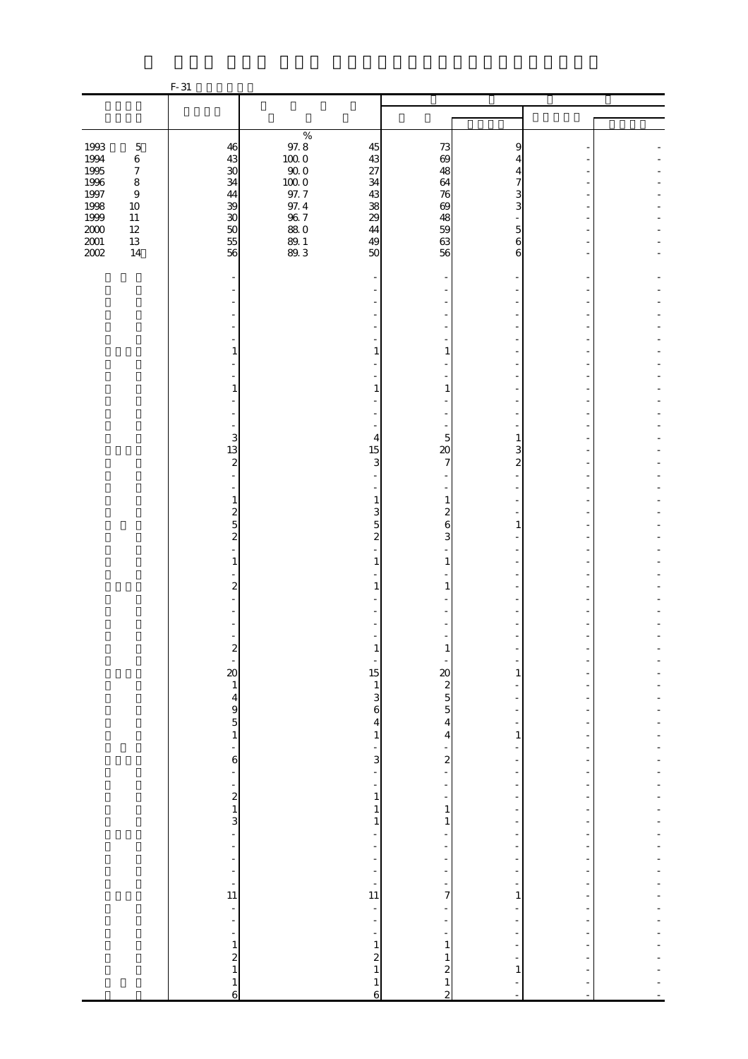F-31

| | | | | | | | |
|---|---|---|---|---|---|---|---|
| | | % | | | | | |
| 1993 5 | 46 | 97.8 | 45 | 73 | 9 | - | - |
| 1994 6 | 43 | 100.0 | 43 | 69 | 4 | - | - |
| 1995 7 | 30 | 90.0 | 27 | 48 | 4 | - | - |
| 1996 8 | 34 | 100.0 | 34 | 64 | 7 | - | - |
| 1997 9 | 44 | 97.7 | 43 | 76 | 3 | - | - |
| 1998 10 | 39 | 97.4 | 38 | 69 | 3 | - | - |
| 1999 11 | 30 | 96.7 | 29 | 48 | - | - | - |
| 2000 12 | 50 | 88.0 | 44 | 59 | 5 | - | - |
| 2001 13 | 55 | 89.1 | 49 | 63 | 6 | - | - |
| 2002 14 | 56 | 89.3 | 50 | 56 | 6 | - | - |
| | - | | - | - | - | - | - |
| | - | | - | - | - | - | - |
| | - | | - | - | - | - | - |
| | - | | - | - | - | - | - |
| | - | | - | - | - | - | - |
| | - | | - | - | - | - | - |
| | - | | - | - | - | - | - |
| | 1 | | 1 | 1 | - | - | - |
| | - | | - | - | - | - | - |
| | - | | - | - | - | - | - |
| | 1 | | 1 | 1 | - | - | - |
| | - | | - | - | - | - | - |
| | - | | - | - | - | - | - |
| | - | | - | - | - | - | - |
| | 3 | | 4 | 5 | 1 | - | - |
| | 13 | | 15 | 20 | 3 | - | - |
| | 2 | | 3 | 7 | 2 | - | - |
| | - | | - | - | - | - | - |
| | - | | - | - | - | - | - |
| | 1 | | 1 | 1 | - | - | - |
| | 2 | | 3 | 2 | - | - | - |
| | 5 | | 5 | 6 | 1 | - | - |
| | 2 | | 2 | 3 | - | - | - |
| | - | | - | - | - | - | - |
| | 1 | | 1 | 1 | - | - | - |
| | - | | - | - | - | - | - |
| | 2 | | 1 | 1 | - | - | - |
| | - | | - | - | - | - | - |
| | - | | - | - | - | - | - |
| | - | | - | - | - | - | - |
| | - | | - | - | - | - | - |
| | 2 | | 1 | 1 | - | - | - |
| | - | | - | - | - | - | - |
| | 20 | | 15 | 20 | 1 | - | - |
| | 1 | | 1 | 2 | - | - | - |
| | 4 | | 3 | 5 | - | - | - |
| | 9 | | 6 | 5 | - | - | - |
| | 5 | | 4 | 4 | - | - | - |
| | 1 | | 1 | 4 | 1 | - | - |
| | - | | - | - | - | - | - |
| | 6 | | 3 | 2 | - | - | - |
| | - | | - | - | - | - | - |
| | - | | - | - | - | - | - |
| | 2 | | 1 | - | - | - | - |
| | 1 | | 1 | 1 | - | - | - |
| | 3 | | 1 | 1 | - | - | - |
| | - | | - | - | - | - | - |
| | - | | - | - | - | - | - |
| | - | | - | - | - | - | - |
| | - | | - | - | - | - | - |
| | - | | - | - | - | - | - |
| | 11 | | 11 | 7 | 1 | - | - |
| | - | | - | - | - | - | - |
| | - | | - | - | - | - | - |
| | - | | - | - | - | - | - |
| | 1 | | 1 | 1 | - | - | - |
| | 2 | | 2 | 1 | - | - | - |
| | 1 | | 1 | 2 | 1 | - | - |
| | 1 | | 1 | 1 | - | - | - |
| | 6 | | 6 | 2 | - | - | - |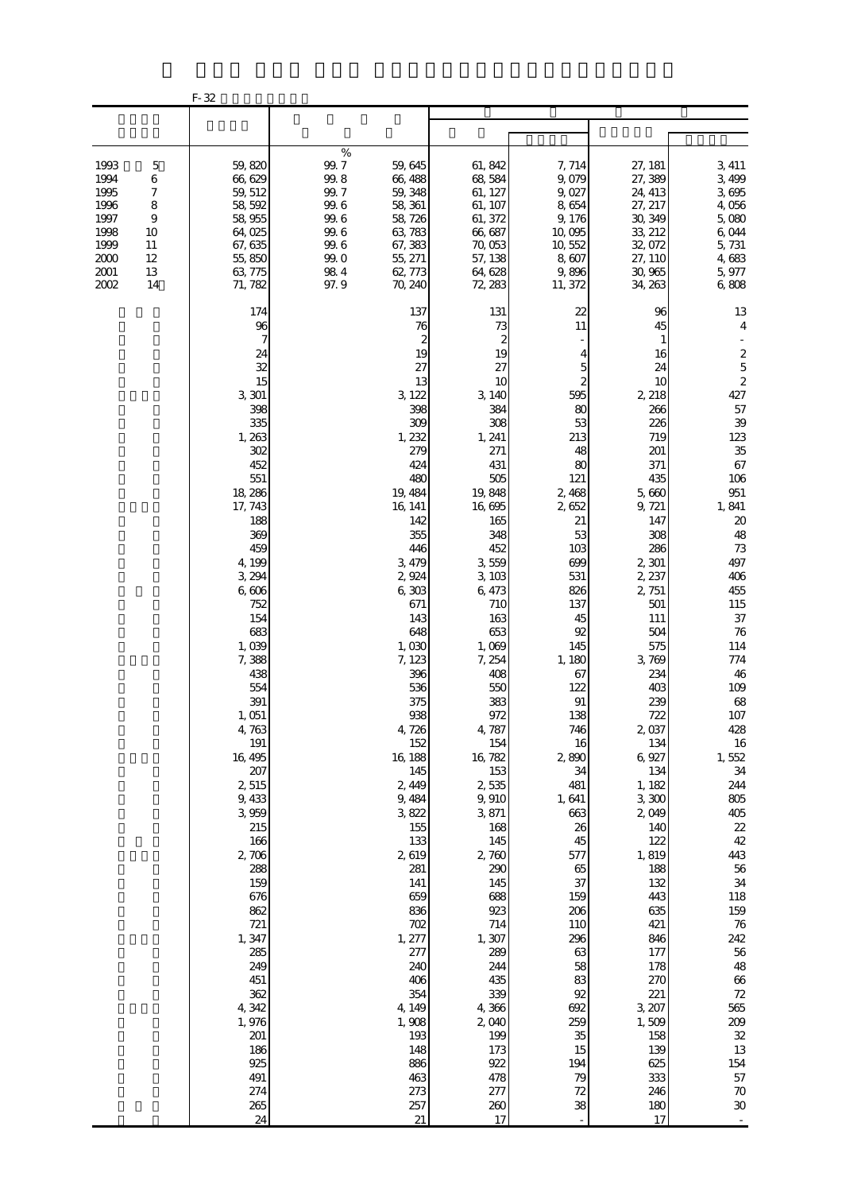F-32

| | | | | | | | |
|---|---|---|---|---|---|---|---|
| | | | | | | | |
| 1993 5 | 59,820 | % 99.7 | 59,645 | 61,842 | 7,714 | 27,181 | 3,411 |
| 1994 6 | 66,629 | 99.8 | 66,488 | 68,584 | 9,079 | 27,389 | 3,499 |
| 1995 7 | 59,512 | 99.7 | 59,348 | 61,127 | 9,027 | 24,413 | 3,695 |
| 1996 8 | 58,592 | 99.6 | 58,361 | 61,107 | 8,654 | 27,217 | 4,056 |
| 1997 9 | 58,955 | 99.6 | 58,726 | 61,372 | 9,176 | 30,349 | 5,080 |
| 1998 10 | 64,025 | 99.6 | 63,783 | 66,687 | 10,095 | 33,212 | 6,044 |
| 1999 11 | 67,635 | 99.6 | 67,383 | 70,053 | 10,552 | 32,072 | 5,731 |
| 2000 12 | 55,850 | 99.0 | 55,271 | 57,138 | 8,607 | 27,110 | 4,683 |
| 2001 13 | 63,775 | 98.4 | 62,773 | 64,628 | 9,896 | 30,965 | 5,977 |
| 2002 14 | 71,782 | 97.9 | 70,240 | 72,283 | 11,372 | 34,263 | 6,808 |
| | 174 | | 137 | 131 | 22 | 96 | 13 |
| | 96 | | 76 | 73 | 11 | 45 | 4 |
| | 7 | | 2 | 2 | - | 1 | - |
| | 24 | | 19 | 19 | 4 | 16 | 2 |
| | 32 | | 27 | 27 | 5 | 24 | 5 |
| | 15 | | 13 | 10 | 2 | 10 | 2 |
| | 3,301 | | 3,122 | 3,140 | 595 | 2,218 | 427 |
| | 398 | | 398 | 384 | 80 | 266 | 57 |
| | 335 | | 309 | 308 | 53 | 226 | 39 |
| | 1,263 | | 1,232 | 1,241 | 213 | 719 | 123 |
| | 302 | | 279 | 271 | 48 | 201 | 35 |
| | 452 | | 424 | 431 | 80 | 371 | 67 |
| | 551 | | 480 | 505 | 121 | 435 | 106 |
| | 18,286 | | 19,484 | 19,848 | 2,468 | 5,660 | 951 |
| | 17,743 | | 16,141 | 16,695 | 2,652 | 9,721 | 1,841 |
| | 188 | | 142 | 165 | 21 | 147 | 20 |
| | 369 | | 355 | 348 | 53 | 308 | 48 |
| | 459 | | 446 | 452 | 103 | 286 | 73 |
| | 4,199 | | 3,479 | 3,559 | 699 | 2,301 | 497 |
| | 3,294 | | 2,924 | 3,103 | 531 | 2,237 | 406 |
| | 6,606 | | 6,303 | 6,473 | 826 | 2,751 | 455 |
| | 752 | | 671 | 710 | 137 | 501 | 115 |
| | 154 | | 143 | 163 | 45 | 111 | 37 |
| | 683 | | 648 | 653 | 92 | 504 | 76 |
| | 1,039 | | 1,030 | 1,069 | 145 | 575 | 114 |
| | 7,388 | | 7,123 | 7,254 | 1,180 | 3,769 | 774 |
| | 438 | | 396 | 408 | 67 | 234 | 46 |
| | 554 | | 536 | 550 | 122 | 403 | 109 |
| | 391 | | 375 | 383 | 91 | 239 | 68 |
| | 1,051 | | 938 | 972 | 138 | 722 | 107 |
| | 4,763 | | 4,726 | 4,787 | 746 | 2,037 | 428 |
| | 191 | | 152 | 154 | 16 | 134 | 16 |
| | 16,495 | | 16,188 | 16,782 | 2,890 | 6,927 | 1,552 |
| | 207 | | 145 | 153 | 34 | 134 | 34 |
| | 2,515 | | 2,449 | 2,535 | 481 | 1,182 | 244 |
| | 9,433 | | 9,484 | 9,910 | 1,641 | 3,300 | 805 |
| | 3,959 | | 3,822 | 3,871 | 663 | 2,049 | 405 |
| | 215 | | 155 | 168 | 26 | 140 | 22 |
| | 166 | | 133 | 145 | 45 | 122 | 42 |
| | 2,706 | | 2,619 | 2,760 | 577 | 1,819 | 443 |
| | 288 | | 281 | 290 | 65 | 188 | 56 |
| | 159 | | 141 | 145 | 37 | 132 | 34 |
| | 676 | | 659 | 688 | 159 | 443 | 118 |
| | 862 | | 836 | 923 | 206 | 635 | 159 |
| | 721 | | 702 | 714 | 110 | 421 | 76 |
| | 1,347 | | 1,277 | 1,307 | 296 | 846 | 242 |
| | 285 | | 277 | 289 | 63 | 177 | 56 |
| | 249 | | 240 | 244 | 58 | 178 | 48 |
| | 451 | | 406 | 435 | 83 | 270 | 66 |
| | 362 | | 354 | 339 | 92 | 221 | 72 |
| | 4,342 | | 4,149 | 4,366 | 692 | 3,207 | 565 |
| | 1,976 | | 1,908 | 2,040 | 259 | 1,509 | 209 |
| | 201 | | 193 | 199 | 35 | 158 | 32 |
| | 186 | | 148 | 173 | 15 | 139 | 13 |
| | 925 | | 886 | 922 | 194 | 625 | 154 |
| | 491 | | 463 | 478 | 79 | 333 | 57 |
| | 274 | | 273 | 277 | 72 | 246 | 70 |
| | 265 | | 257 | 260 | 38 | 180 | 30 |
| | 24 | | 21 | 17 | - | 17 | - |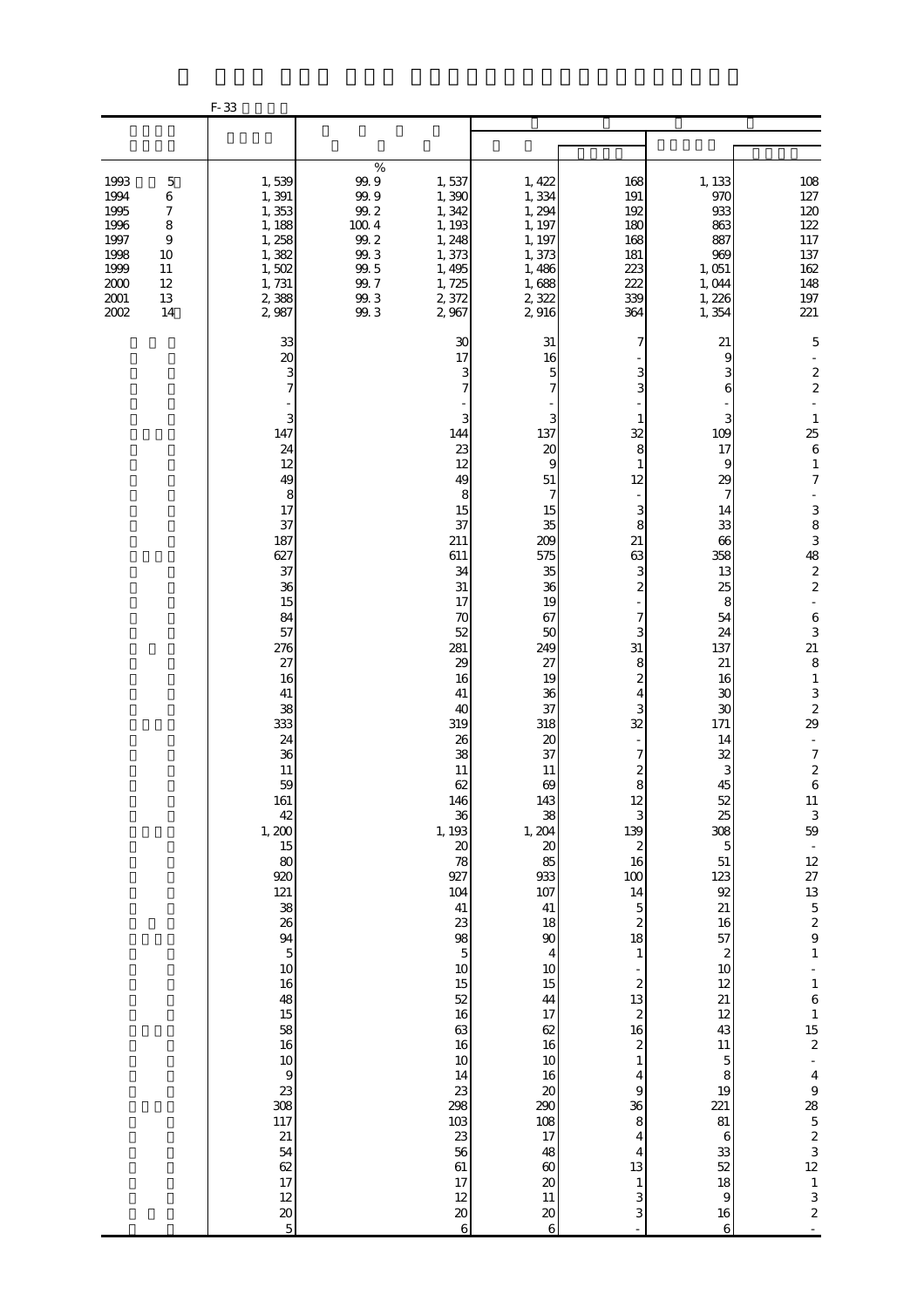F-33

| | | | | | | | |
|---|---|---|---|---|---|---|---|
| | | % | | | | | |
| 1993　5 | 1,539 | 99.9 | 1,537 | 1,422 | 168 | 1,133 | 108 |
| 1994　6 | 1,391 | 99.9 | 1,390 | 1,334 | 191 | 970 | 127 |
| 1995　7 | 1,353 | 99.2 | 1,342 | 1,294 | 192 | 933 | 120 |
| 1996　8 | 1,188 | 100.4 | 1,193 | 1,197 | 180 | 863 | 122 |
| 1997　9 | 1,258 | 99.2 | 1,248 | 1,197 | 168 | 887 | 117 |
| 1998　10 | 1,382 | 99.3 | 1,373 | 1,373 | 181 | 969 | 137 |
| 1999　11 | 1,502 | 99.5 | 1,495 | 1,486 | 223 | 1,051 | 162 |
| 2000　12 | 1,731 | 99.7 | 1,725 | 1,688 | 222 | 1,044 | 148 |
| 2001　13 | 2,388 | 99.3 | 2,372 | 2,322 | 339 | 1,226 | 197 |
| 2002　14 | 2,987 | 99.3 | 2,967 | 2,916 | 364 | 1,354 | 221 |
| | 33 | | 30 | 31 | 7 | 21 | 5 |
| | 20 | | 17 | 16 | - | 9 | - |
| | 3 | | 3 | 5 | 3 | 3 | 2 |
| | 7 | | 7 | 7 | 3 | 6 | 2 |
| | - | | - | - | - | - | - |
| | 3 | | 3 | 3 | 1 | 3 | 1 |
| | 147 | | 144 | 137 | 32 | 109 | 25 |
| | 24 | | 23 | 20 | 8 | 17 | 6 |
| | 12 | | 12 | 9 | 1 | 9 | 1 |
| | 49 | | 49 | 51 | 12 | 29 | 7 |
| | 8 | | 8 | 7 | - | 7 | - |
| | 17 | | 15 | 15 | 3 | 14 | 3 |
| | 37 | | 37 | 35 | 8 | 33 | 8 |
| | 187 | | 211 | 209 | 21 | 66 | 3 |
| | 627 | | 611 | 575 | 63 | 358 | 48 |
| | 37 | | 34 | 35 | 3 | 13 | 2 |
| | 36 | | 31 | 36 | 2 | 25 | 2 |
| | 15 | | 17 | 19 | - | 8 | - |
| | 84 | | 70 | 67 | 7 | 54 | 6 |
| | 57 | | 52 | 50 | 3 | 24 | 3 |
| | 276 | | 281 | 249 | 31 | 137 | 21 |
| | 27 | | 29 | 27 | 8 | 21 | 8 |
| | 16 | | 16 | 19 | 2 | 16 | 1 |
| | 41 | | 41 | 36 | 4 | 30 | 3 |
| | 38 | | 40 | 37 | 3 | 30 | 2 |
| | 333 | | 319 | 318 | 32 | 171 | 29 |
| | 24 | | 26 | 20 | - | 14 | - |
| | 36 | | 38 | 37 | 7 | 32 | 7 |
| | 11 | | 11 | 11 | 2 | 3 | 2 |
| | 59 | | 62 | 69 | 8 | 45 | 6 |
| | 161 | | 146 | 143 | 12 | 52 | 11 |
| | 42 | | 36 | 38 | 3 | 25 | 3 |
| | 1,200 | | 1,193 | 1,204 | 139 | 308 | 59 |
| | 15 | | 20 | 20 | 2 | 5 | - |
| | 80 | | 78 | 85 | 16 | 51 | 12 |
| | 920 | | 927 | 933 | 100 | 123 | 27 |
| | 121 | | 104 | 107 | 14 | 92 | 13 |
| | 38 | | 41 | 41 | 5 | 21 | 5 |
| | 26 | | 23 | 18 | 2 | 16 | 2 |
| | 94 | | 98 | 90 | 18 | 57 | 9 |
| | 5 | | 5 | 4 | 1 | 2 | 1 |
| | 10 | | 10 | 10 | - | 10 | - |
| | 16 | | 15 | 15 | 2 | 12 | 1 |
| | 48 | | 52 | 44 | 13 | 21 | 6 |
| | 15 | | 16 | 17 | 2 | 12 | 1 |
| | 58 | | 63 | 62 | 16 | 43 | 15 |
| | 16 | | 16 | 16 | 2 | 11 | 2 |
| | 10 | | 10 | 10 | 1 | 5 | - |
| | 9 | | 14 | 16 | 4 | 8 | 4 |
| | 23 | | 23 | 20 | 9 | 19 | 9 |
| | 308 | | 298 | 290 | 36 | 221 | 28 |
| | 117 | | 103 | 108 | 8 | 81 | 5 |
| | 21 | | 23 | 17 | 4 | 6 | 2 |
| | 54 | | 56 | 48 | 4 | 33 | 3 |
| | 62 | | 61 | 60 | 13 | 52 | 12 |
| | 17 | | 17 | 20 | 1 | 18 | 1 |
| | 12 | | 12 | 11 | 3 | 9 | 3 |
| | 20 | | 20 | 20 | 3 | 16 | 2 |
| | 5 | | 6 | 6 | - | 6 | - |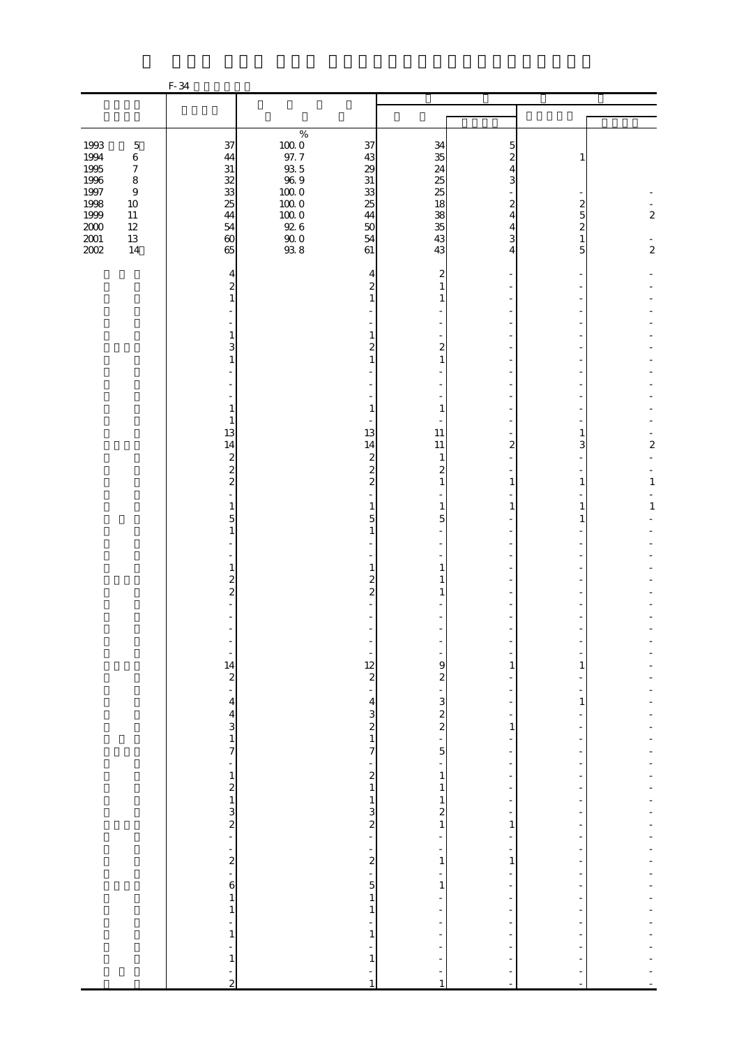F-34

| | | % | | | | | |
|---|---|---|---|---|---|---|---|
| 1993 5 | 37 | 100.0 | 37 | 34 | 5 | | |
| 1994 6 | 44 | 97.7 | 43 | 35 | 2 | 1 | |
| 1995 7 | 31 | 93.5 | 29 | 24 | 4 | | |
| 1996 8 | 32 | 96.9 | 31 | 25 | 3 | | |
| 1997 9 | 33 | 100.0 | 33 | 25 | - | - | - |
| 1998 10 | 25 | 100.0 | 25 | 18 | 2 | 2 | - |
| 1999 11 | 44 | 100.0 | 44 | 38 | 4 | 5 | 2 |
| 2000 12 | 54 | 92.6 | 50 | 35 | 4 | 2 | |
| 2001 13 | 60 | 90.0 | 54 | 43 | 3 | 1 | - |
| 2002 14 | 65 | 93.8 | 61 | 43 | 4 | 5 | 2 |
| | 4 | | 4 | 2 | - | - | - |
| | 2 | | 2 | 1 | - | - | - |
| | 1 | | 1 | 1 | - | - | - |
| | - | | - | - | - | - | - |
| | - | | - | - | - | - | - |
| | 1 | | 1 | - | - | - | - |
| | 3 | | 2 | 2 | - | - | - |
| | 1 | | 1 | 1 | - | - | - |
| | - | | - | - | - | - | - |
| | - | | - | - | - | - | - |
| | - | | - | - | - | - | - |
| | 1 | | 1 | 1 | - | - | - |
| | 1 | | - | - | - | - | - |
| | 13 | | 13 | 11 | - | 1 | - |
| | 14 | | 14 | 11 | 2 | 3 | 2 |
| | 2 | | 2 | 1 | - | - | - |
| | 2 | | 2 | 2 | - | - | - |
| | 2 | | 2 | 1 | 1 | 1 | 1 |
| | - | | - | - | - | - | - |
| | 1 | | 1 | 1 | 1 | 1 | 1 |
| | 5 | | 5 | 5 | - | 1 | - |
| | 1 | | 1 | - | - | - | - |
| | - | | - | - | - | - | - |
| | - | | - | - | - | - | - |
| | 1 | | 1 | 1 | - | - | - |
| | 2 | | 2 | 1 | - | - | - |
| | 2 | | 2 | 1 | - | - | - |
| | - | | - | - | - | - | - |
| | - | | - | - | - | - | - |
| | - | | - | - | - | - | - |
| | - | | - | - | - | - | - |
| | - | | - | - | - | - | - |
| | 14 | | 12 | 9 | 1 | 1 | - |
| | 2 | | 2 | 2 | - | - | - |
| | - | | - | - | - | - | - |
| | 4 | | 4 | 3 | - | 1 | - |
| | 4 | | 3 | 2 | - | - | - |
| | 3 | | 2 | 2 | 1 | - | - |
| | 1 | | 1 | - | - | - | - |
| | 7 | | 7 | 5 | - | - | - |
| | - | | - | - | - | - | - |
| | 1 | | 2 | 1 | - | - | - |
| | 2 | | 1 | 1 | - | - | - |
| | 1 | | 1 | 1 | - | - | - |
| | 3 | | 3 | 2 | - | - | - |
| | 2 | | 2 | 1 | 1 | - | - |
| | - | | - | - | - | - | - |
| | - | | - | - | - | - | - |
| | 2 | | 2 | 1 | 1 | - | - |
| | - | | - | - | - | - | - |
| | 6 | | 5 | 1 | - | - | - |
| | 1 | | 1 | - | - | - | - |
| | 1 | | 1 | - | - | - | - |
| | - | | - | - | - | - | - |
| | 1 | | 1 | - | - | - | - |
| | - | | - | - | - | - | - |
| | 1 | | 1 | - | - | - | - |
| | - | | - | - | - | - | - |
| | 2 | | 1 | 1 | - | - | - |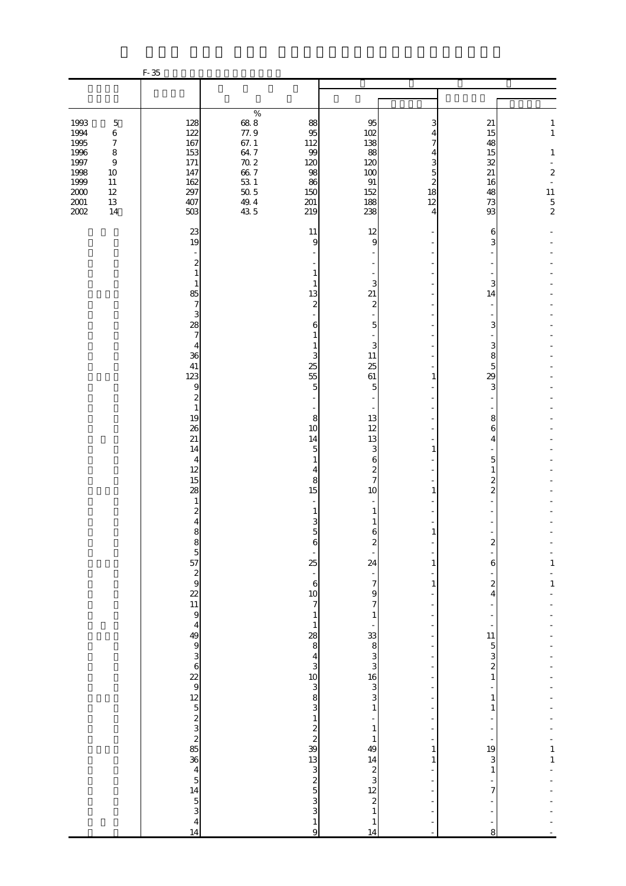F-35

| | | | | | | | |
|---|---|---|---|---|---|---|---|
| | | % | | | | | |
| 1993 5 | 128 | 68.8 | 88 | 95 | 3 | 21 | 1 |
| 1994 6 | 122 | 77.9 | 95 | 102 | 4 | 15 | 1 |
| 1995 7 | 167 | 67.1 | 112 | 138 | 7 | 48 | |
| 1996 8 | 153 | 64.7 | 99 | 88 | 4 | 15 | 1 |
| 1997 9 | 171 | 70.2 | 120 | 120 | 3 | 32 | - |
| 1998 10 | 147 | 66.7 | 98 | 100 | 5 | 21 | 2 |
| 1999 11 | 162 | 53.1 | 86 | 91 | 2 | 16 | - |
| 2000 12 | 297 | 50.5 | 150 | 152 | 18 | 48 | 11 |
| 2001 13 | 407 | 49.4 | 201 | 188 | 12 | 73 | 5 |
| 2002 14 | 503 | 43.5 | 219 | 238 | 4 | 93 | 2 |
| | 23 | | 11 | 12 | - | 6 | - |
| | 19 | | 9 | 9 | - | 3 | - |
| | - | | - | - | - | - | - |
| | 2 | | - | - | - | - | - |
| | 1 | | 1 | - | - | - | - |
| | 1 | | 1 | 3 | - | 3 | - |
| | 85 | | 13 | 21 | - | 14 | - |
| | 7 | | 2 | 2 | - | - | - |
| | 3 | | - | - | - | - | - |
| | 28 | | 6 | 5 | - | 3 | - |
| | 7 | | 1 | - | - | - | - |
| | 4 | | 1 | 3 | - | 3 | - |
| | 36 | | 3 | 11 | - | 8 | - |
| | 41 | | 25 | 25 | - | 5 | - |
| | 123 | | 55 | 61 | 1 | 29 | - |
| | 9 | | 5 | 5 | - | 3 | - |
| | 2 | | - | - | - | - | - |
| | 1 | | - | - | - | - | - |
| | 19 | | 8 | 13 | - | 8 | - |
| | 26 | | 10 | 12 | - | 6 | - |
| | 21 | | 14 | 13 | - | 4 | - |
| | 14 | | 5 | 3 | 1 | - | - |
| | 4 | | 1 | 6 | - | 5 | - |
| | 12 | | 4 | 2 | - | 1 | - |
| | 15 | | 8 | 7 | - | 2 | - |
| | 28 | | 15 | 10 | 1 | 2 | - |
| | 1 | | - | - | - | - | - |
| | 2 | | 1 | 1 | - | - | - |
| | 4 | | 3 | 1 | - | - | - |
| | 8 | | 5 | 6 | 1 | - | - |
| | 8 | | 6 | 2 | - | 2 | - |
| | 5 | | - | - | - | - | - |
| | 57 | | 25 | 24 | 1 | 6 | 1 |
| | 2 | | - | - | - | - | - |
| | 9 | | 6 | 7 | 1 | 2 | 1 |
| | 22 | | 10 | 9 | - | 4 | - |
| | 11 | | 7 | 7 | - | - | - |
| | 9 | | 1 | 1 | - | - | - |
| | 4 | | 1 | - | - | - | - |
| | 49 | | 28 | 33 | - | 11 | - |
| | 9 | | 8 | 8 | - | 5 | - |
| | 3 | | 4 | 3 | - | 3 | - |
| | 6 | | 3 | 3 | - | 2 | - |
| | 22 | | 10 | 16 | - | 1 | - |
| | 9 | | 3 | 3 | - | - | - |
| | 12 | | 8 | 3 | - | 1 | - |
| | 5 | | 3 | 1 | - | 1 | - |
| | 2 | | 1 | - | - | - | - |
| | 3 | | 2 | 1 | - | - | - |
| | 2 | | 2 | 1 | - | - | - |
| | 85 | | 39 | 49 | 1 | 19 | 1 |
| | 36 | | 13 | 14 | 1 | 3 | 1 |
| | 4 | | 3 | 2 | - | 1 | - |
| | 5 | | 2 | 3 | - | - | - |
| | 14 | | 5 | 12 | - | 7 | - |
| | 5 | | 3 | 2 | - | - | - |
| | 3 | | 3 | 1 | - | - | - |
| | 4 | | 1 | 1 | - | - | - |
| | 14 | | 9 | 14 | - | 8 | - |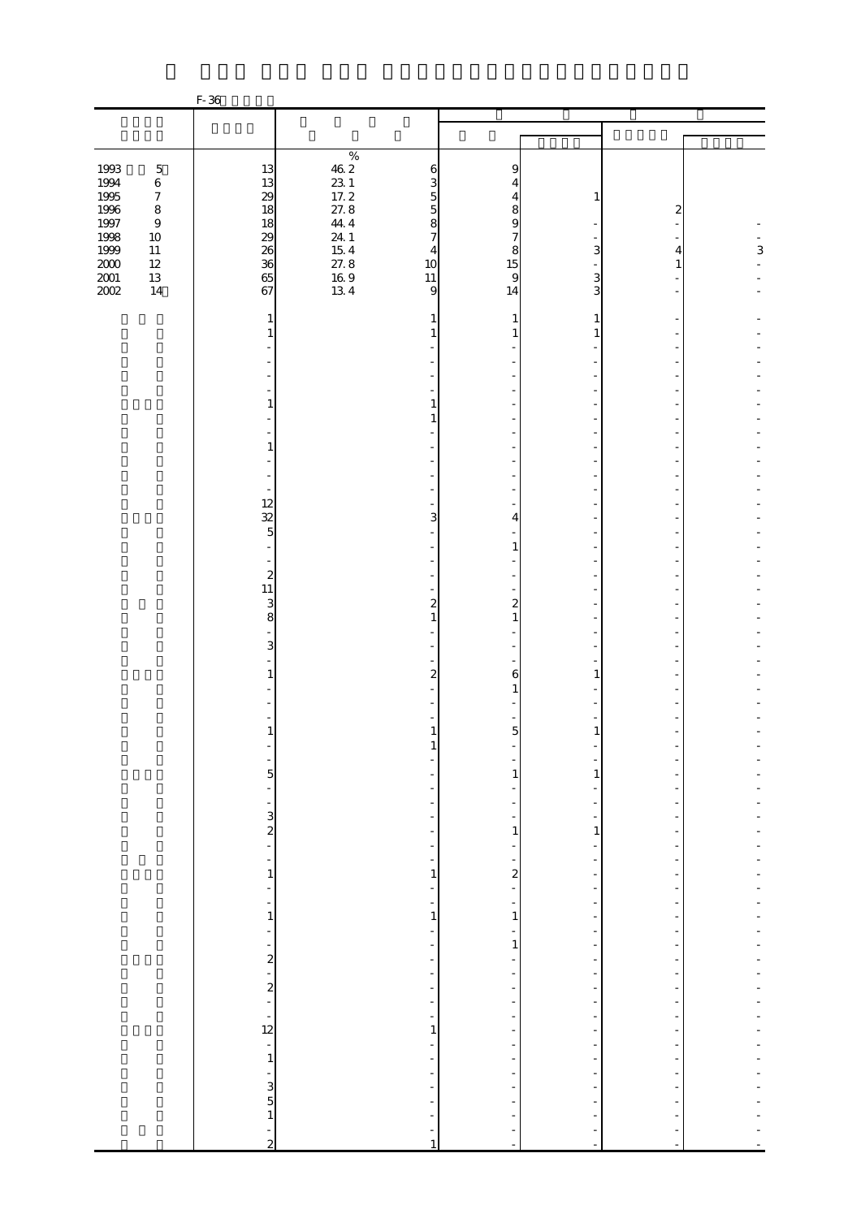F-36

| | | | | | | | |
|---|---|---|---|---|---|---|---|
| | | % | | | | | |
| 1993 5 | 13 | 46.2 | 6 | 9 | | | |
| 1994 6 | 13 | 23.1 | 3 | 4 | | | |
| 1995 7 | 29 | 17.2 | 5 | 4 | 1 | | |
| 1996 8 | 18 | 27.8 | 5 | 8 | | 2 | |
| 1997 9 | 18 | 44.4 | 8 | 9 | - | - | - |
| 1998 10 | 29 | 24.1 | 7 | 7 | - | - | - |
| 1999 11 | 26 | 15.4 | 4 | 8 | 3 | 4 | 3 |
| 2000 12 | 36 | 27.8 | 10 | 15 | - | 1 | - |
| 2001 13 | 65 | 16.9 | 11 | 9 | 3 | - | - |
| 2002 14 | 67 | 13.4 | 9 | 14 | 3 | - | - |
| | 1 | | 1 | 1 | 1 | - | - |
| | 1 | | 1 | 1 | 1 | - | - |
| | - | | - | - | - | - | - |
| | - | | - | - | - | - | - |
| | - | | - | - | - | - | - |
| | - | | - | - | - | - | - |
| | 1 | | 1 | - | - | - | - |
| | - | | 1 | - | - | - | - |
| | - | | - | - | - | - | - |
| | 1 | | - | - | - | - | - |
| | - | | - | - | - | - | - |
| | - | | - | - | - | - | - |
| | - | | - | - | - | - | - |
| | 12 | | - | - | - | - | - |
| | 32 | | 3 | 4 | - | - | - |
| | 5 | | - | - | - | - | - |
| | - | | - | 1 | - | - | - |
| | - | | - | - | - | - | - |
| | 2 | | - | - | - | - | - |
| | 11 | | - | - | - | - | - |
| | 3 | | 2 | 2 | - | - | - |
| | 8 | | 1 | 1 | - | - | - |
| | - | | - | - | - | - | - |
| | 3 | | - | - | - | - | - |
| | - | | - | - | - | - | - |
| | 1 | | 2 | 6 | 1 | - | - |
| | - | | - | 1 | - | - | - |
| | - | | - | - | - | - | - |
| | - | | - | - | - | - | - |
| | 1 | | 1 | 5 | 1 | - | - |
| | - | | 1 | - | - | - | - |
| | - | | - | - | - | - | - |
| | 5 | | - | 1 | 1 | - | - |
| | - | | - | - | - | - | - |
| | - | | - | - | - | - | - |
| | 3 | | - | - | - | - | - |
| | 2 | | - | 1 | 1 | - | - |
| | - | | - | - | - | - | - |
| | - | | - | - | - | - | - |
| | 1 | | 1 | 2 | - | - | - |
| | - | | - | - | - | - | - |
| | - | | - | - | - | - | - |
| | 1 | | 1 | 1 | - | - | - |
| | - | | - | - | - | - | - |
| | - | | - | 1 | - | - | - |
| | 2 | | - | - | - | - | - |
| | - | | - | - | - | - | - |
| | 2 | | - | - | - | - | - |
| | - | | - | - | - | - | - |
| | - | | - | - | - | - | - |
| | 12 | | 1 | - | - | - | - |
| | - | | - | - | - | - | - |
| | 1 | | - | - | - | - | - |
| | - | | - | - | - | - | - |
| | 3 | | - | - | - | - | - |
| | 5 | | - | - | - | - | - |
| | 1 | | - | - | - | - | - |
| | - | | - | - | - | - | - |
| | 2 | | 1 | - | - | - | - |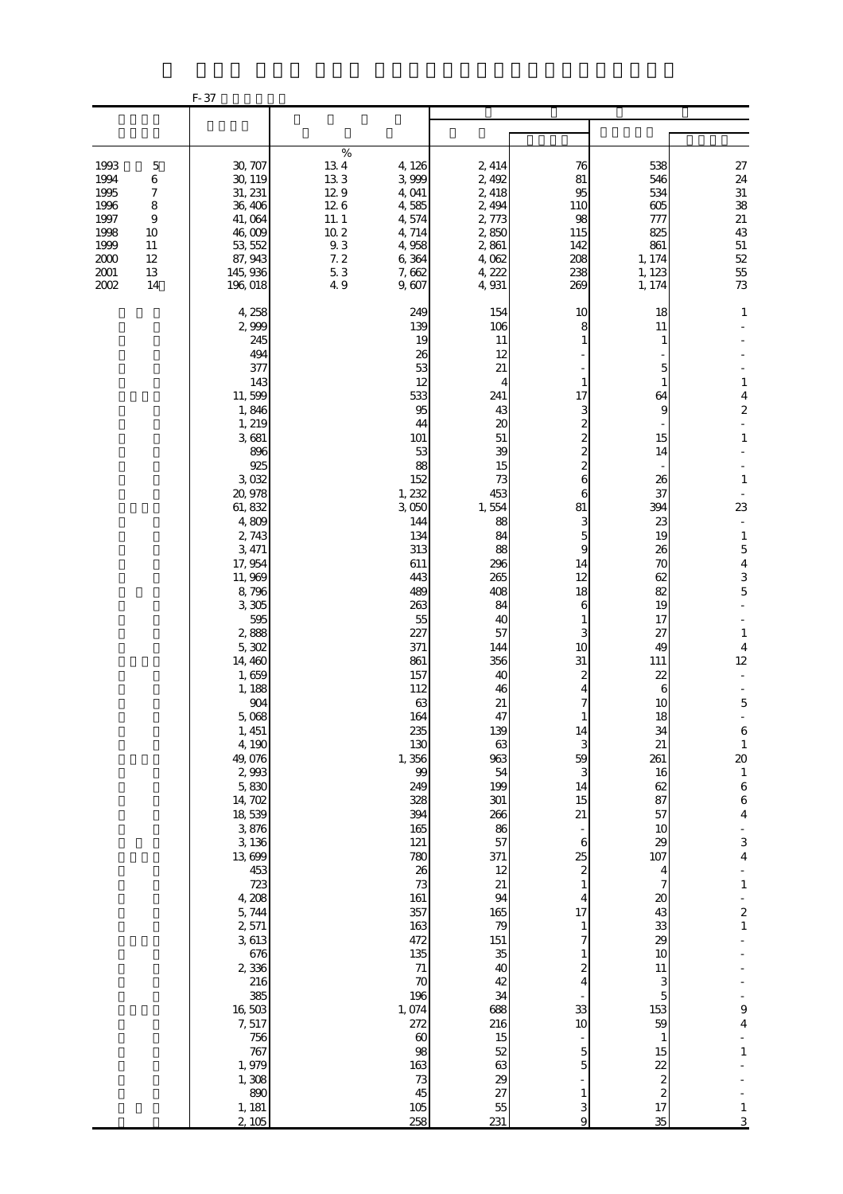F-37

| | | | | | | | |
|---|---|---|---|---|---|---|---|
| | | | | | | | |
| 1993 5 | 30,707 | % 13.4 | 4,126 | 2,414 | 76 | 538 | 27 |
| 1994 6 | 30,119 | 13.3 | 3,999 | 2,492 | 81 | 546 | 24 |
| 1995 7 | 31,231 | 12.9 | 4,041 | 2,418 | 95 | 534 | 31 |
| 1996 8 | 36,406 | 12.6 | 4,585 | 2,494 | 110 | 605 | 38 |
| 1997 9 | 41,064 | 11.1 | 4,574 | 2,773 | 98 | 777 | 21 |
| 1998 10 | 46,009 | 10.2 | 4,714 | 2,850 | 115 | 825 | 43 |
| 1999 11 | 53,552 | 9.3 | 4,958 | 2,861 | 142 | 861 | 51 |
| 2000 12 | 87,943 | 7.2 | 6,364 | 4,062 | 208 | 1,174 | 52 |
| 2001 13 | 145,936 | 5.3 | 7,662 | 4,222 | 238 | 1,123 | 55 |
| 2002 14 | 196,018 | 4.9 | 9,607 | 4,931 | 269 | 1,174 | 73 |
| | 4,258 | | 249 | 154 | 10 | 18 | 1 |
| | 2,999 | | 139 | 106 | 8 | 11 | - |
| | 245 | | 19 | 11 | 1 | 1 | - |
| | 494 | | 26 | 12 | - | - | - |
| | 377 | | 53 | 21 | - | 5 | - |
| | 143 | | 12 | 4 | 1 | 1 | 1 |
| | 11,599 | | 533 | 241 | 17 | 64 | 4 |
| | 1,846 | | 95 | 43 | 3 | 9 | 2 |
| | 1,219 | | 44 | 20 | 2 | - | - |
| | 3,681 | | 101 | 51 | 2 | 15 | 1 |
| | 896 | | 53 | 39 | 2 | 14 | - |
| | 925 | | 88 | 15 | 2 | - | - |
| | 3,032 | | 152 | 73 | 6 | 26 | 1 |
| | 20,978 | | 1,232 | 453 | 6 | 37 | - |
| | 61,832 | | 3,050 | 1,554 | 81 | 394 | 23 |
| | 4,809 | | 144 | 88 | 3 | 23 | - |
| | 2,743 | | 134 | 84 | 5 | 19 | 1 |
| | 3,471 | | 313 | 88 | 9 | 26 | 5 |
| | 17,954 | | 611 | 296 | 14 | 70 | 4 |
| | 11,969 | | 443 | 265 | 12 | 62 | 3 |
| | 8,796 | | 489 | 408 | 18 | 82 | 5 |
| | 3,305 | | 263 | 84 | 6 | 19 | - |
| | 595 | | 55 | 40 | 1 | 17 | - |
| | 2,888 | | 227 | 57 | 3 | 27 | 1 |
| | 5,302 | | 371 | 144 | 10 | 49 | 4 |
| | 14,460 | | 861 | 356 | 31 | 111 | 12 |
| | 1,659 | | 157 | 40 | 2 | 22 | - |
| | 1,188 | | 112 | 46 | 4 | 6 | - |
| | 904 | | 63 | 21 | 7 | 10 | 5 |
| | 5,068 | | 164 | 47 | 1 | 18 | - |
| | 1,451 | | 235 | 139 | 14 | 34 | 6 |
| | 4,190 | | 130 | 63 | 3 | 21 | 1 |
| | 49,076 | | 1,356 | 963 | 59 | 261 | 20 |
| | 2,993 | | 99 | 54 | 3 | 16 | 1 |
| | 5,830 | | 249 | 199 | 14 | 62 | 6 |
| | 14,702 | | 328 | 301 | 15 | 87 | 6 |
| | 18,539 | | 394 | 266 | 21 | 57 | 4 |
| | 3,876 | | 165 | 86 | - | 10 | - |
| | 3,136 | | 121 | 57 | 6 | 29 | 3 |
| | 13,699 | | 780 | 371 | 25 | 107 | 4 |
| | 453 | | 26 | 12 | 2 | 4 | - |
| | 723 | | 73 | 21 | 1 | 7 | 1 |
| | 4,208 | | 161 | 94 | 4 | 20 | - |
| | 5,744 | | 357 | 165 | 17 | 43 | 2 |
| | 2,571 | | 163 | 79 | 1 | 33 | 1 |
| | 3,613 | | 472 | 151 | 7 | 29 | - |
| | 676 | | 135 | 35 | 1 | 10 | - |
| | 2,336 | | 71 | 40 | 2 | 11 | - |
| | 216 | | 70 | 42 | 4 | 3 | - |
| | 385 | | 196 | 34 | - | 5 | - |
| | 16,503 | | 1,074 | 688 | 33 | 153 | 9 |
| | 7,517 | | 272 | 216 | 10 | 59 | 4 |
| | 756 | | 60 | 15 | - | 1 | - |
| | 767 | | 98 | 52 | 5 | 15 | 1 |
| | 1,979 | | 163 | 63 | 5 | 22 | - |
| | 1,308 | | 73 | 29 | - | 2 | - |
| | 890 | | 45 | 27 | 1 | 2 | - |
| | 1,181 | | 105 | 55 | 3 | 17 | 1 |
| | 2,105 | | 258 | 231 | 9 | 35 | 3 |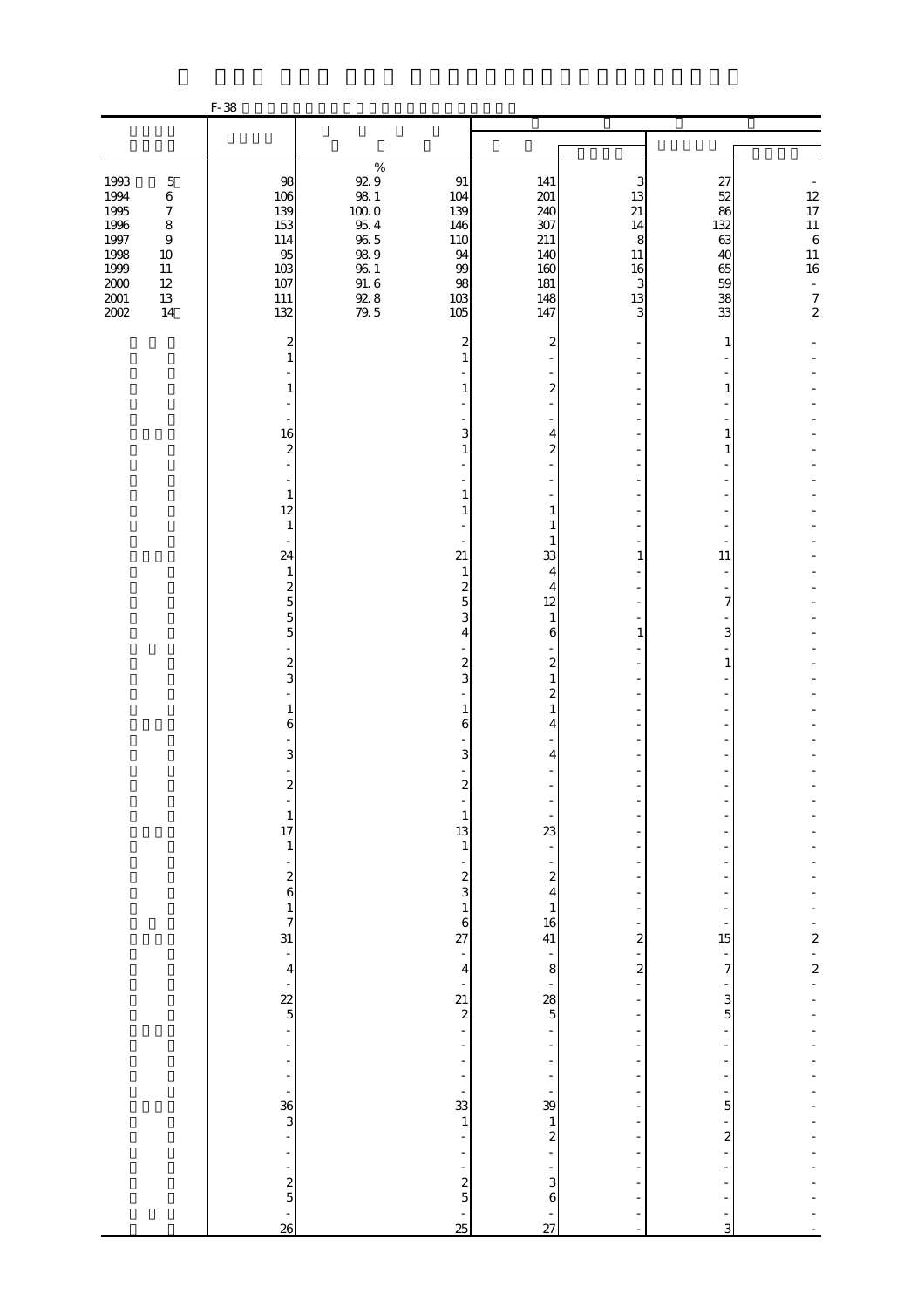F-38

| | | % | | | | | |
|---|---|---|---|---|---|---|---|
| 1993 5 | 98 | 92.9 | 91 | 141 | 3 | 27 | - |
| 1994 6 | 106 | 98.1 | 104 | 201 | 13 | 52 | 12 |
| 1995 7 | 139 | 100.0 | 139 | 240 | 21 | 86 | 17 |
| 1996 8 | 153 | 95.4 | 146 | 307 | 14 | 132 | 11 |
| 1997 9 | 114 | 96.5 | 110 | 211 | 8 | 63 | 6 |
| 1998 10 | 95 | 98.9 | 94 | 140 | 11 | 40 | 11 |
| 1999 11 | 103 | 96.1 | 99 | 160 | 16 | 65 | 16 |
| 2000 12 | 107 | 91.6 | 98 | 181 | 3 | 59 | - |
| 2001 13 | 111 | 92.8 | 103 | 148 | 13 | 38 | 7 |
| 2002 14 | 132 | 79.5 | 105 | 147 | 3 | 33 | 2 |
| | 2 | | 2 | 2 | - | 1 | - |
| | 1 | | 1 | - | - | - | - |
| | - | | - | - | - | - | - |
| | 1 | | 1 | 2 | - | 1 | - |
| | - | | - | - | - | - | - |
| | - | | - | - | - | - | - |
| | 16 | | 3 | 4 | - | 1 | - |
| | 2 | | 1 | 2 | - | 1 | - |
| | - | | - | - | - | - | - |
| | - | | - | - | - | - | - |
| | 1 | | 1 | - | - | - | - |
| | 12 | | 1 | 1 | - | - | - |
| | 1 | | - | 1 | - | - | - |
| | - | | - | 1 | - | - | - |
| | 24 | | 21 | 33 | 1 | 11 | - |
| | 1 | | 1 | 4 | - | - | - |
| | 2 | | 2 | 4 | - | - | - |
| | 5 | | 5 | 12 | - | 7 | - |
| | 5 | | 3 | 1 | - | - | - |
| | 5 | | 4 | 6 | 1 | 3 | - |
| | - | | - | - | - | - | - |
| | 2 | | 2 | 2 | - | 1 | - |
| | 3 | | 3 | 1 | - | - | - |
| | - | | - | 2 | - | - | - |
| | 1 | | 1 | 1 | - | - | - |
| | 6 | | 6 | 4 | - | - | - |
| | - | | - | - | - | - | - |
| | 3 | | 3 | 4 | - | - | - |
| | - | | - | - | - | - | - |
| | 2 | | 2 | - | - | - | - |
| | - | | - | - | - | - | - |
| | 1 | | 1 | - | - | - | - |
| | 17 | | 13 | 23 | - | - | - |
| | 1 | | 1 | - | - | - | - |
| | - | | - | - | - | - | - |
| | 2 | | 2 | 2 | - | - | - |
| | 6 | | 3 | 4 | - | - | - |
| | 1 | | 1 | 1 | - | - | - |
| | 7 | | 6 | 16 | - | - | - |
| | 31 | | 27 | 41 | 2 | 15 | 2 |
| | - | | - | - | - | - | - |
| | 4 | | 4 | 8 | 2 | 7 | 2 |
| | - | | - | - | - | - | - |
| | 22 | | 21 | 28 | - | 3 | - |
| | 5 | | 2 | 5 | - | 5 | - |
| | - | | - | - | - | - | - |
| | - | | - | - | - | - | - |
| | - | | - | - | - | - | - |
| | - | | - | - | - | - | - |
| | - | | - | - | - | - | - |
| | 36 | | 33 | 39 | - | 5 | - |
| | 3 | | 1 | 1 | - | - | - |
| | - | | - | 2 | - | 2 | - |
| | - | | - | - | - | - | - |
| | - | | - | - | - | - | - |
| | 2 | | 2 | 3 | - | - | - |
| | 5 | | 5 | 6 | - | - | - |
| | - | | - | - | - | - | - |
| | 26 | | 25 | 27 | - | 3 | - |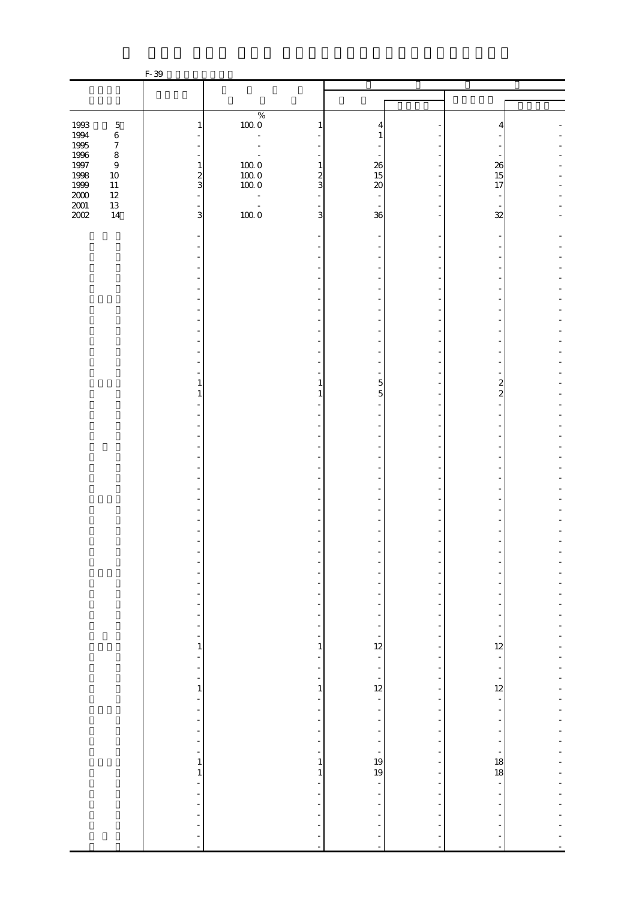F-39

| | | | | | | | |
|---|---|---|---|---|---|---|---|
| 1993 5 | 1 | 100.0 | 1 | 4 | - | 4 | - |
| 1994 6 | - | - | - | 1 | - | - | - |
| 1995 7 | - | - | - | - | - | - | - |
| 1996 8 | - | - | - | - | - | - | - |
| 1997 9 | 1 | 100.0 | 1 | 26 | - | 26 | - |
| 1998 10 | 2 | 100.0 | 2 | 15 | - | 15 | - |
| 1999 11 | 3 | 100.0 | 3 | 20 | - | 17 | - |
| 2000 12 | - | - | - | - | - | - | - |
| 2001 13 | - | - | - | - | - | - | - |
| 2002 14 | 3 | 100.0 | 3 | 36 | - | 32 | - |
| | - | | - | - | - | - | - |
| | - | | - | - | - | - | - |
| | - | | - | - | - | - | - |
| | - | | - | - | - | - | - |
| | - | | - | - | - | - | - |
| | - | | - | - | - | - | - |
| | - | | - | - | - | - | - |
| | - | | - | - | - | - | - |
| | - | | - | - | - | - | - |
| | - | | - | - | - | - | - |
| | - | | - | - | - | - | - |
| | - | | - | - | - | - | - |
| | - | | - | - | - | - | - |
| | - | | - | - | - | - | - |
| | 1 | | 1 | 5 | - | 2 | - |
| | 1 | | 1 | 5 | - | 2 | - |
| | - | | - | - | - | - | - |
| | - | | - | - | - | - | - |
| | - | | - | - | - | - | - |
| | - | | - | - | - | - | - |
| | - | | - | - | - | - | - |
| | - | | - | - | - | - | - |
| | - | | - | - | - | - | - |
| | - | | - | - | - | - | - |
| | - | | - | - | - | - | - |
| | - | | - | - | - | - | - |
| | - | | - | - | - | - | - |
| | - | | - | - | - | - | - |
| | - | | - | - | - | - | - |
| | - | | - | - | - | - | - |
| | - | | - | - | - | - | - |
| | - | | - | - | - | - | - |
| | - | | - | - | - | - | - |
| | - | | - | - | - | - | - |
| | - | | - | - | - | - | - |
| | - | | - | - | - | - | - |
| | - | | - | - | - | - | - |
| | - | | - | - | - | - | - |
| | 1 | | 1 | 12 | - | 12 | - |
| | - | | - | - | - | - | - |
| | - | | - | - | - | - | - |
| | - | | - | - | - | - | - |
| | 1 | | 1 | 12 | - | 12 | - |
| | - | | - | - | - | - | - |
| | - | | - | - | - | - | - |
| | - | | - | - | - | - | - |
| | - | | - | - | - | - | - |
| | - | | - | - | - | - | - |
| | - | | - | - | - | - | - |
| | 1 | | 1 | 19 | - | 18 | - |
| | 1 | | 1 | 19 | - | 18 | - |
| | - | | - | - | - | - | - |
| | - | | - | - | - | - | - |
| | - | | - | - | - | - | - |
| | - | | - | - | - | - | - |
| | - | | - | - | - | - | - |
| | - | | - | - | - | - | - |
| | - | | - | - | - | - | - |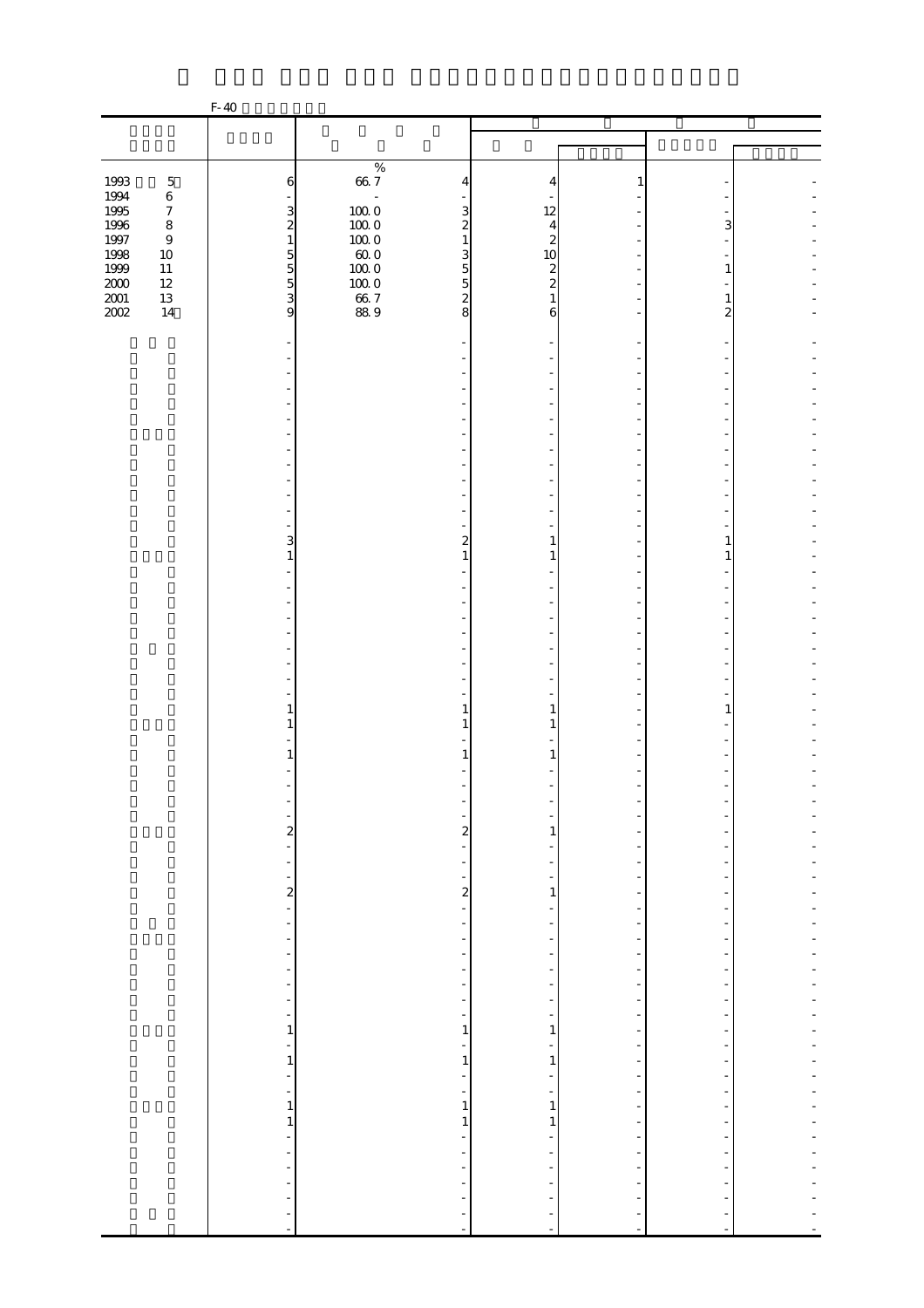F-40

| | | % | | | | | |
|---|---|---|---|---|---|---|---|
| 1993 5 | 6 | 66.7 | 4 | 4 | 1 | - | - |
| 1994 6 | - | - | - | - | - | - | - |
| 1995 7 | 3 | 100.0 | 3 | 12 | - | - | - |
| 1996 8 | 2 | 100.0 | 2 | 4 | - | 3 | - |
| 1997 9 | 1 | 100.0 | 1 | 2 | - | - | - |
| 1998 10 | 5 | 60.0 | 3 | 10 | - | - | - |
| 1999 11 | 5 | 100.0 | 5 | 2 | - | 1 | - |
| 2000 12 | 5 | 100.0 | 5 | 2 | - | - | - |
| 2001 13 | 3 | 66.7 | 2 | 1 | - | 1 | - |
| 2002 14 | 9 | 88.9 | 8 | 6 | - | 2 | - |
| | - | | - | - | - | - | - |
| | - | | - | - | - | - | - |
| | - | | - | - | - | - | - |
| | - | | - | - | - | - | - |
| | - | | - | - | - | - | - |
| | - | | - | - | - | - | - |
| | - | | - | - | - | - | - |
| | - | | - | - | - | - | - |
| | - | | - | - | - | - | - |
| | - | | - | - | - | - | - |
| | - | | - | - | - | - | - |
| | - | | - | - | - | - | - |
| | - | | - | - | - | - | - |
| | 3 | | 2 | 1 | - | 1 | - |
| | 1 | | 1 | 1 | - | 1 | - |
| | - | | - | - | - | - | - |
| | - | | - | - | - | - | - |
| | - | | - | - | - | - | - |
| | - | | - | - | - | - | - |
| | - | | - | - | - | - | - |
| | - | | - | - | - | - | - |
| | - | | - | - | - | - | - |
| | - | | - | - | - | - | - |
| | - | | - | - | - | - | - |
| | 1 | | 1 | 1 | - | 1 | - |
| | 1 | | 1 | 1 | - | - | - |
| | - | | - | - | - | - | - |
| | 1 | | 1 | 1 | - | - | - |
| | - | | - | - | - | - | - |
| | - | | - | - | - | - | - |
| | - | | - | - | - | - | - |
| | - | | - | - | - | - | - |
| | 2 | | 2 | 1 | - | - | - |
| | - | | - | - | - | - | - |
| | - | | - | - | - | - | - |
| | - | | - | - | - | - | - |
| | 2 | | 2 | 1 | - | - | - |
| | - | | - | - | - | - | - |
| | - | | - | - | - | - | - |
| | - | | - | - | - | - | - |
| | - | | - | - | - | - | - |
| | - | | - | - | - | - | - |
| | - | | - | - | - | - | - |
| | - | | - | - | - | - | - |
| | - | | - | - | - | - | - |
| | 1 | | 1 | 1 | - | - | - |
| | - | | - | - | - | - | - |
| | 1 | | 1 | 1 | - | - | - |
| | - | | - | - | - | - | - |
| | - | | - | - | - | - | - |
| | 1 | | 1 | 1 | - | - | - |
| | 1 | | 1 | 1 | - | - | - |
| | - | | - | - | - | - | - |
| | - | | - | - | - | - | - |
| | - | | - | - | - | - | - |
| | - | | - | - | - | - | - |
| | - | | - | - | - | - | - |
| | - | | - | - | - | - | - |
| | - | | - | - | - | - | - |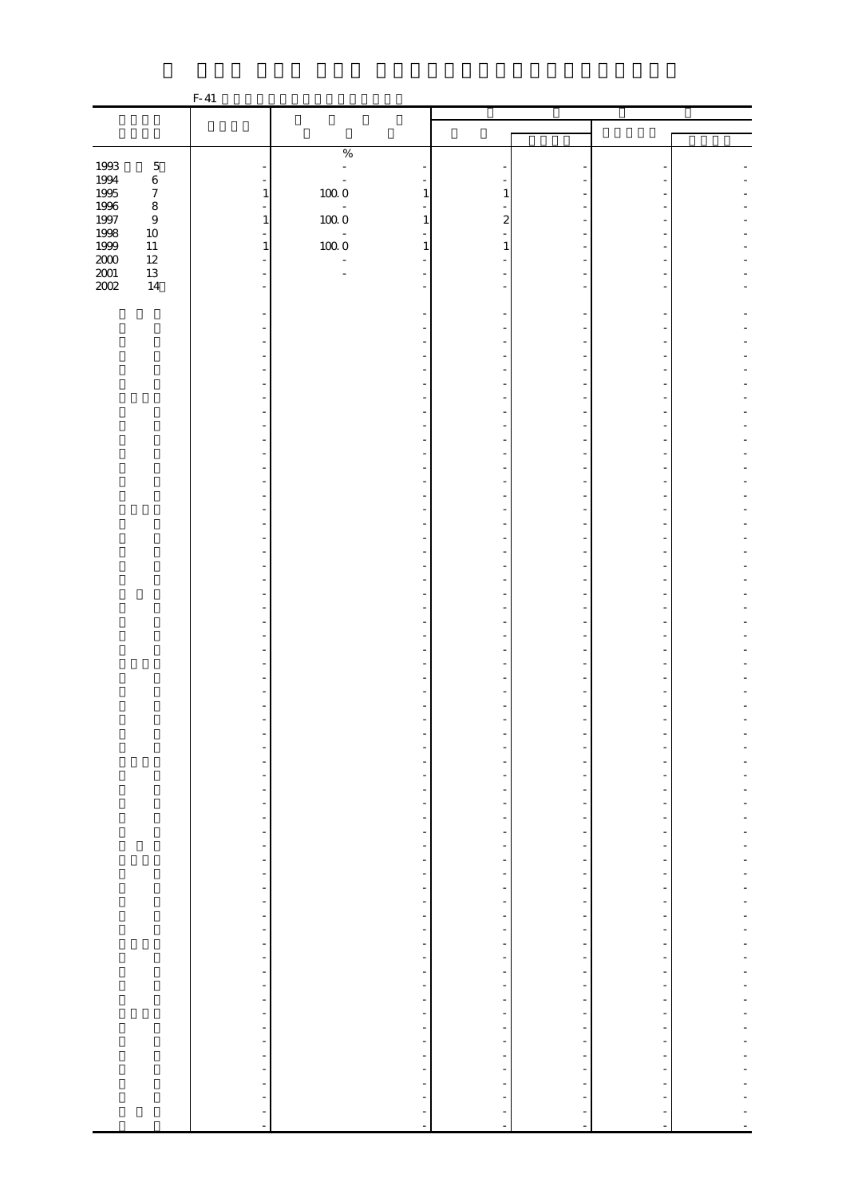F-41

| | | % | | | | | | |
|---|---|---|---|---|---|---|---|---|
| 1993 5 | - | - | - | - | - | - | - | |
| 1994 6 | - | - | - | - | - | - | - | |
| 1995 7 | 1 | 100.0 | 1 | 1 | - | - | - | |
| 1996 8 | - | - | - | - | - | - | - | |
| 1997 9 | 1 | 100.0 | 1 | 2 | - | - | - | |
| 1998 10 | - | - | - | - | - | - | - | |
| 1999 11 | 1 | 100.0 | 1 | 1 | - | - | - | |
| 2000 12 | - | - | - | - | - | - | - | |
| 2001 13 | - | - | - | - | - | - | - | |
| 2002 14 | - | | - | - | - | - | - | |
| | - | | - | - | - | - | - | |
| | - | | - | - | - | - | - | |
| | - | | - | - | - | - | - | |
| | - | | - | - | - | - | - | |
| | - | | - | - | - | - | - | |
| | - | | - | - | - | - | - | |
| | - | | - | - | - | - | - | |
| | - | | - | - | - | - | - | |
| | - | | - | - | - | - | - | |
| | - | | - | - | - | - | - | |
| | - | | - | - | - | - | - | |
| | - | | - | - | - | - | - | |
| | - | | - | - | - | - | - | |
| | - | | - | - | - | - | - | |
| | - | | - | - | - | - | - | |
| | - | | - | - | - | - | - | |
| | - | | - | - | - | - | - | |
| | - | | - | - | - | - | - | |
| | - | | - | - | - | - | - | |
| | - | | - | - | - | - | - | |
| | - | | - | - | - | - | - | |
| | - | | - | - | - | - | - | |
| | - | | - | - | - | - | - | |
| | - | | - | - | - | - | - | |
| | - | | - | - | - | - | - | |
| | - | | - | - | - | - | - | |
| | - | | - | - | - | - | - | |
| | - | | - | - | - | - | - | |
| | - | | - | - | - | - | - | |
| | - | | - | - | - | - | - | |
| | - | | - | - | - | - | - | |
| | - | | - | - | - | - | - | |
| | - | | - | - | - | - | - | |
| | - | | - | - | - | - | - | |
| | - | | - | - | - | - | - | |
| | - | | - | - | - | - | - | |
| | - | | - | - | - | - | - | |
| | - | | - | - | - | - | - | |
| | - | | - | - | - | - | - | |
| | - | | - | - | - | - | - | |
| | - | | - | - | - | - | - | |
| | - | | - | - | - | - | - | |
| | - | | - | - | - | - | - | |
| | - | | - | - | - | - | - | |
| | - | | - | - | - | - | - | |
| | - | | - | - | - | - | - | |
| | - | | - | - | - | - | - | |
| | - | | - | - | - | - | - | |
| | - | | - | - | - | - | - | |
| | - | | - | - | - | - | - | |
| | - | | - | - | - | - | - | |
| | - | | - | - | - | - | - | |
| | - | | - | - | - | - | - | |
| | - | | - | - | - | - | - | |
| | - | | - | - | - | - | - | |
| | - | | - | - | - | - | - | |
| | - | | - | - | - | - | - | |
| | - | | - | - | - | - | - | |
| | - | | - | - | - | - | - | |
| | - | | - | - | - | - | - | |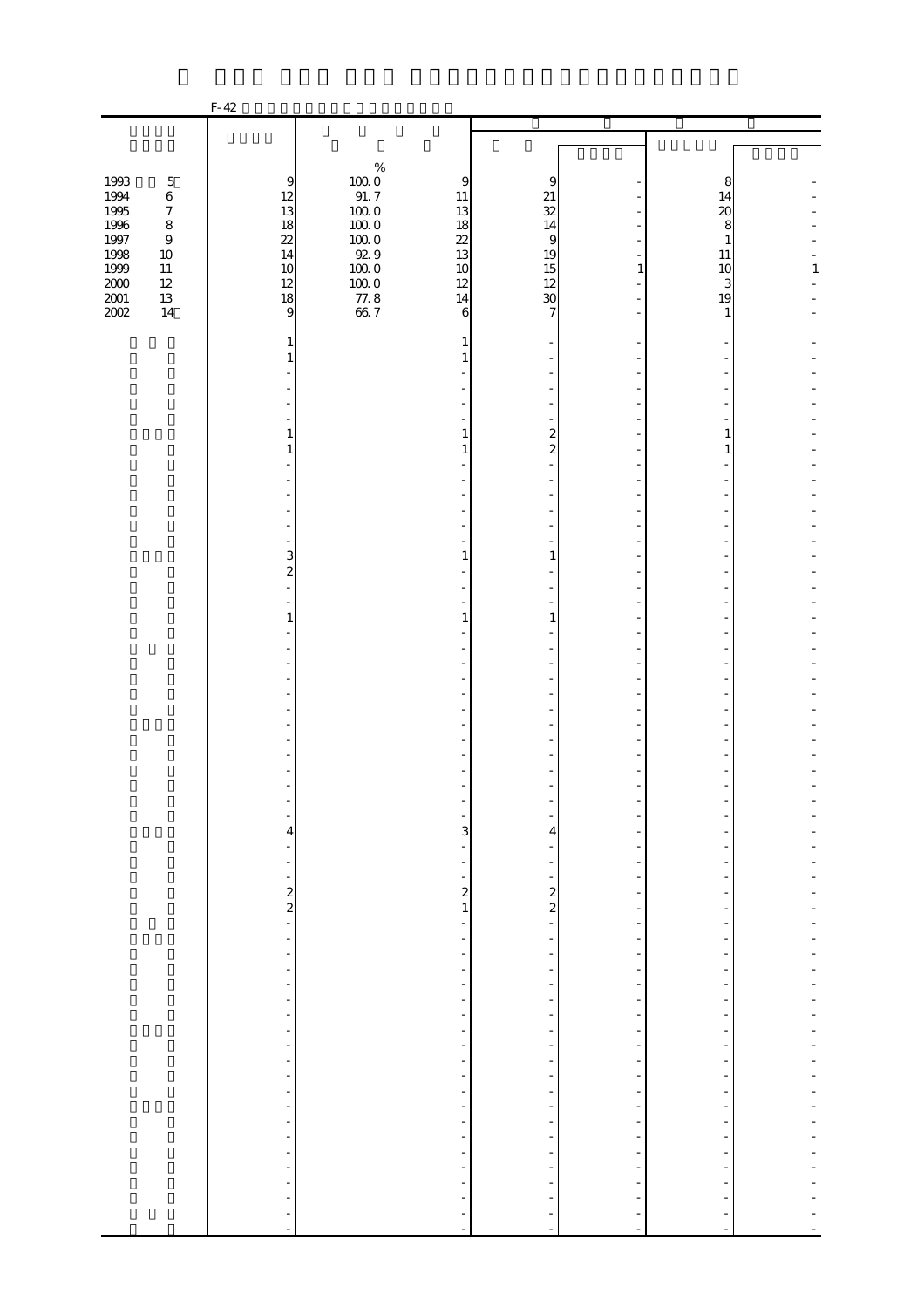F-42

| | | % | | | | | |
|---|---|---|---|---|---|---|---|
| 1993 5 | 9 | 100.0 | 9 | 9 | - | 8 | - |
| 1994 6 | 12 | 91.7 | 11 | 21 | - | 14 | - |
| 1995 7 | 13 | 100.0 | 13 | 32 | - | 20 | - |
| 1996 8 | 18 | 100.0 | 18 | 14 | - | 8 | - |
| 1997 9 | 22 | 100.0 | 22 | 9 | - | 1 | - |
| 1998 10 | 14 | 92.9 | 13 | 19 | - | 11 | - |
| 1999 11 | 10 | 100.0 | 10 | 15 | 1 | 10 | 1 |
| 2000 12 | 12 | 100.0 | 12 | 12 | - | 3 | - |
| 2001 13 | 18 | 77.8 | 14 | 30 | - | 19 | - |
| 2002 14 | 9 | 66.7 | 6 | 7 | - | 1 | - |
| | 1 | | 1 | - | - | - | - |
| | 1 | | 1 | - | - | - | - |
| | - | | - | - | - | - | - |
| | - | | - | - | - | - | - |
| | - | | - | - | - | - | - |
| | - | | - | - | - | - | - |
| | 1 | | 1 | 2 | - | 1 | - |
| | 1 | | 1 | 2 | - | 1 | - |
| | - | | - | - | - | - | - |
| | - | | - | - | - | - | - |
| | - | | - | - | - | - | - |
| | - | | - | - | - | - | - |
| | - | | - | - | - | - | - |
| | - | | - | - | - | - | - |
| | 3 | | 1 | 1 | - | - | - |
| | 2 | | - | - | - | - | - |
| | - | | - | - | - | - | - |
| | - | | - | - | - | - | - |
| | 1 | | 1 | 1 | - | - | - |
| | - | | - | - | - | - | - |
| | - | | - | - | - | - | - |
| | - | | - | - | - | - | - |
| | - | | - | - | - | - | - |
| | - | | - | - | - | - | - |
| | - | | - | - | - | - | - |
| | - | | - | - | - | - | - |
| | - | | - | - | - | - | - |
| | - | | - | - | - | - | - |
| | - | | - | - | - | - | - |
| | - | | - | - | - | - | - |
| | - | | - | - | - | - | - |
| | 4 | | 3 | 4 | - | - | - |
| | - | | - | - | - | - | - |
| | - | | - | - | - | - | - |
| | - | | - | - | - | - | - |
| | 2 | | 2 | 2 | - | - | - |
| | 2 | | 1 | 2 | - | - | - |
| | - | | - | - | - | - | - |
| | - | | - | - | - | - | - |
| | - | | - | - | - | - | - |
| | - | | - | - | - | - | - |
| | - | | - | - | - | - | - |
| | - | | - | - | - | - | - |
| | - | | - | - | - | - | - |
| | - | | - | - | - | - | - |
| | - | | - | - | - | - | - |
| | - | | - | - | - | - | - |
| | - | | - | - | - | - | - |
| | - | | - | - | - | - | - |
| | - | | - | - | - | - | - |
| | - | | - | - | - | - | - |
| | - | | - | - | - | - | - |
| | - | | - | - | - | - | - |
| | - | | - | - | - | - | - |
| | - | | - | - | - | - | - |
| | - | | - | - | - | - | - |
| | - | | - | - | - | - | - |
| | - | | - | - | - | - | - |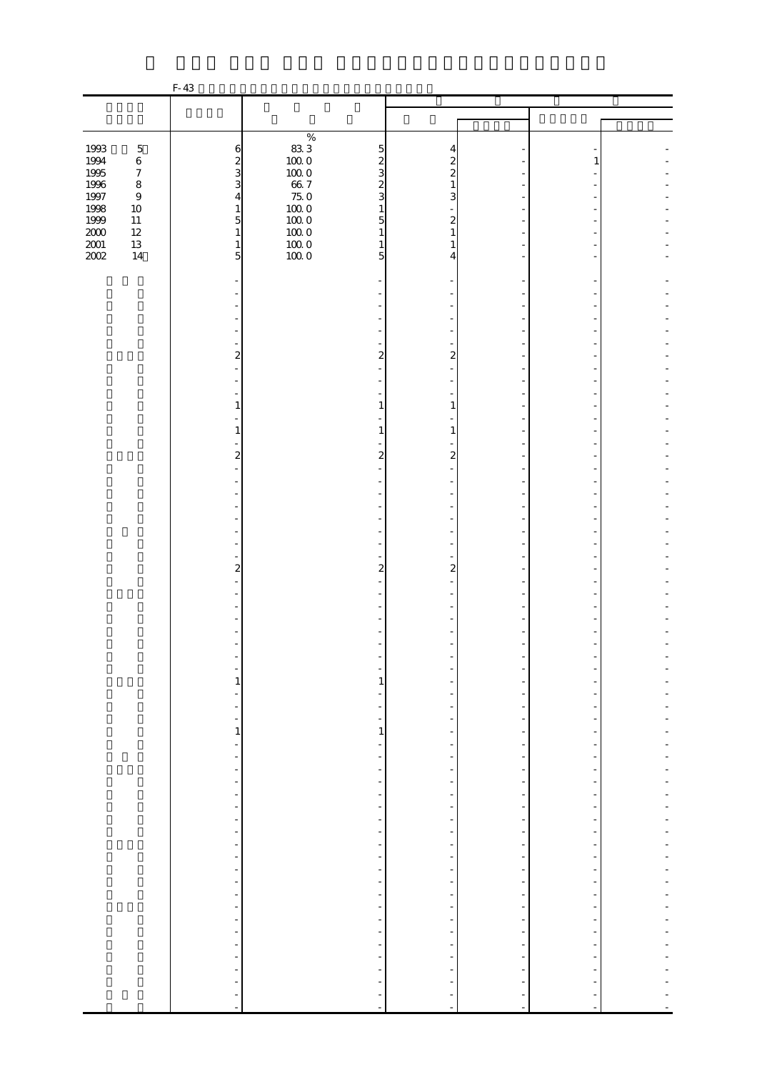F-43

| | | % | | | | | |
|---|---|---|---|---|---|---|---|
| 1993 5 | 6 | 83.3 | 5 | 4 | - | - | - |
| 1994 6 | 2 | 100.0 | 2 | 2 | - | 1 | - |
| 1995 7 | 3 | 100.0 | 3 | 2 | - | - | - |
| 1996 8 | 3 | 66.7 | 2 | 1 | - | - | - |
| 1997 9 | 4 | 75.0 | 3 | 3 | - | - | - |
| 1998 10 | 1 | 100.0 | 1 | - | - | - | - |
| 1999 11 | 5 | 100.0 | 5 | 2 | - | - | - |
| 2000 12 | 1 | 100.0 | 1 | 1 | - | - | - |
| 2001 13 | 1 | 100.0 | 1 | 1 | - | - | - |
| 2002 14 | 5 | 100.0 | 5 | 4 | - | - | - |
| | - | | - | - | - | - | - |
| | - | | - | - | - | - | - |
| | - | | - | - | - | - | - |
| | - | | - | - | - | - | - |
| | - | | - | - | - | - | - |
| | - | | - | - | - | - | - |
| | - | | - | - | - | - | - |
| | 2 | | 2 | 2 | - | - | - |
| | - | | - | - | - | - | - |
| | - | | - | - | - | - | - |
| | - | | - | - | - | - | - |
| | - | | - | - | - | - | - |
| | 1 | | 1 | 1 | - | - | - |
| | - | | - | - | - | - | - |
| | 1 | | 1 | 1 | - | - | - |
| | - | | - | - | - | - | - |
| | 2 | | 2 | 2 | - | - | - |
| | - | | - | - | - | - | - |
| | - | | - | - | - | - | - |
| | - | | - | - | - | - | - |
| | - | | - | - | - | - | - |
| | - | | - | - | - | - | - |
| | - | | - | - | - | - | - |
| | - | | - | - | - | - | - |
| | - | | - | - | - | - | - |
| | 2 | | 2 | 2 | - | - | - |
| | - | | - | - | - | - | - |
| | - | | - | - | - | - | - |
| | - | | - | - | - | - | - |
| | - | | - | - | - | - | - |
| | - | | - | - | - | - | - |
| | - | | - | - | - | - | - |
| | - | | - | - | - | - | - |
| | - | | - | - | - | - | - |
| | 1 | | 1 | - | - | - | - |
| | - | | - | - | - | - | - |
| | - | | - | - | - | - | - |
| | - | | - | - | - | - | - |
| | 1 | | 1 | - | - | - | - |
| | - | | - | - | - | - | - |
| | - | | - | - | - | - | - |
| | - | | - | - | - | - | - |
| | - | | - | - | - | - | - |
| | - | | - | - | - | - | - |
| | - | | - | - | - | - | - |
| | - | | - | - | - | - | - |
| | - | | - | - | - | - | - |
| | - | | - | - | - | - | - |
| | - | | - | - | - | - | - |
| | - | | - | - | - | - | - |
| | - | | - | - | - | - | - |
| | - | | - | - | - | - | - |
| | - | | - | - | - | - | - |
| | - | | - | - | - | - | - |
| | - | | - | - | - | - | - |
| | - | | - | - | - | - | - |
| | - | | - | - | - | - | - |
| | - | | - | - | - | - | - |
| | - | | - | - | - | - | - |
| | - | | - | - | - | - | - |
| | - | | - | - | - | - | - |
| | - | | - | - | - | - | - |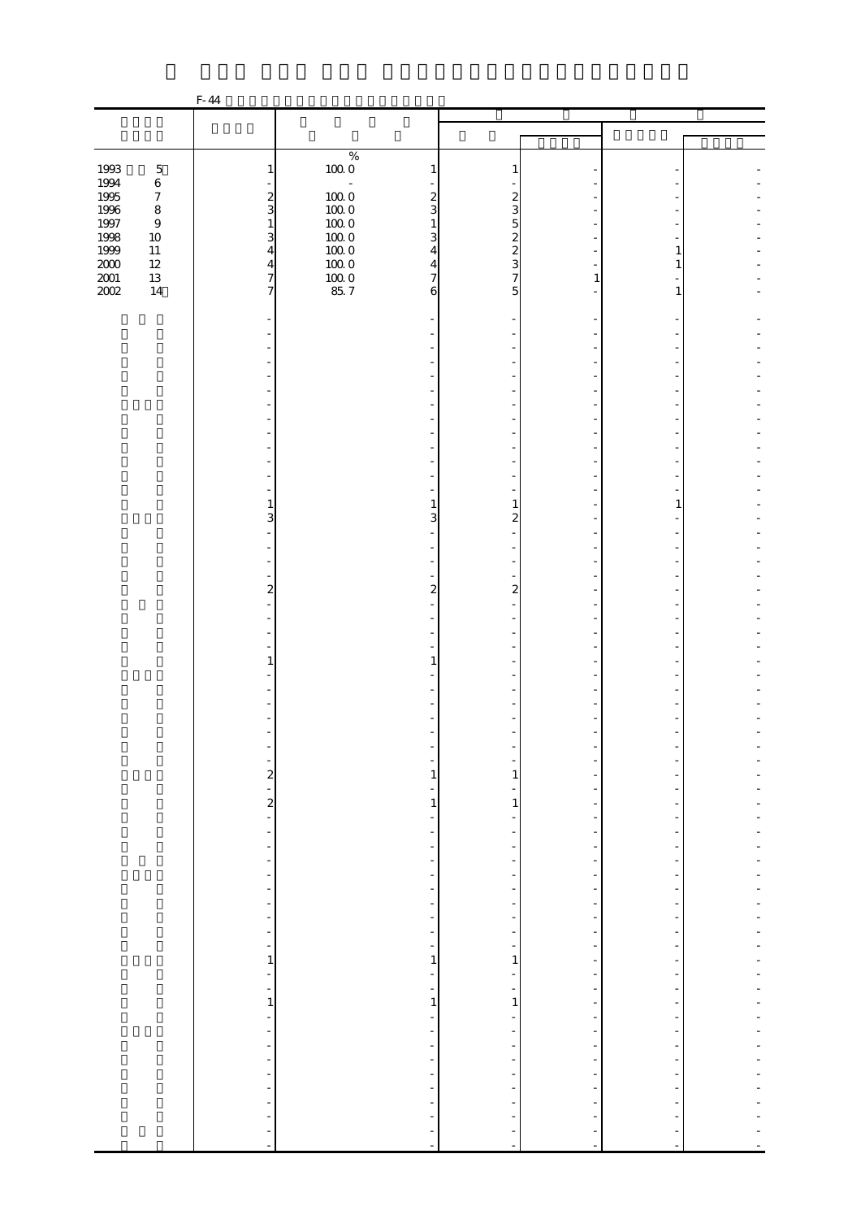F-44

| | | | | | | | |
|---|---|---|---|---|---|---|---|
| | | | | | | | |
| 1993 5 | 1 | % 100.0 | 1 | 1 | - | - | - |
| 1994 6 | - | - | - | - | - | - | - |
| 1995 7 | 2 | 100.0 | 2 | 2 | - | - | - |
| 1996 8 | 3 | 100.0 | 3 | 3 | - | - | - |
| 1997 9 | 1 | 100.0 | 1 | 5 | - | - | - |
| 1998 10 | 3 | 100.0 | 3 | 2 | - | - | - |
| 1999 11 | 4 | 100.0 | 4 | 2 | - | 1 | - |
| 2000 12 | 4 | 100.0 | 4 | 3 | - | 1 | - |
| 2001 13 | 7 | 100.0 | 7 | 7 | 1 | - | - |
| 2002 14 | 7 | 85.7 | 6 | 5 | - | 1 | - |
| | - | | - | - | - | - | - |
| | - | | - | - | - | - | - |
| | - | | - | - | - | - | - |
| | - | | - | - | - | - | - |
| | - | | - | - | - | - | - |
| | - | | - | - | - | - | - |
| | - | | - | - | - | - | - |
| | - | | - | - | - | - | - |
| | - | | - | - | - | - | - |
| | - | | - | - | - | - | - |
| | - | | - | - | - | - | - |
| | - | | - | - | - | - | - |
| | - | | - | - | - | - | - |
| | 1 | | 1 | 1 | - | 1 | - |
| | 3 | | 3 | 2 | - | - | - |
| | - | | - | - | - | - | - |
| | - | | - | - | - | - | - |
| | - | | - | - | - | - | - |
| | - | | - | - | - | - | - |
| | 2 | | 2 | 2 | - | - | - |
| | - | | - | - | - | - | - |
| | - | | - | - | - | - | - |
| | - | | - | - | - | - | - |
| | - | | - | - | - | - | - |
| | 1 | | 1 | - | - | - | - |
| | - | | - | - | - | - | - |
| | - | | - | - | - | - | - |
| | - | | - | - | - | - | - |
| | - | | - | - | - | - | - |
| | - | | - | - | - | - | - |
| | - | | - | - | - | - | - |
| | - | | - | - | - | - | - |
| | 2 | | 1 | 1 | - | - | - |
| | - | | - | - | - | - | - |
| | 2 | | 1 | 1 | - | - | - |
| | - | | - | - | - | - | - |
| | - | | - | - | - | - | - |
| | - | | - | - | - | - | - |
| | - | | - | - | - | - | - |
| | - | | - | - | - | - | - |
| | - | | - | - | - | - | - |
| | - | | - | - | - | - | - |
| | - | | - | - | - | - | - |
| | - | | - | - | - | - | - |
| | - | | - | - | - | - | - |
| | 1 | | 1 | 1 | - | - | - |
| | - | | - | - | - | - | - |
| | - | | - | - | - | - | - |
| | 1 | | 1 | 1 | - | - | - |
| | - | | - | - | - | - | - |
| | - | | - | - | - | - | - |
| | - | | - | - | - | - | - |
| | - | | - | - | - | - | - |
| | - | | - | - | - | - | - |
| | - | | - | - | - | - | - |
| | - | | - | - | - | - | - |
| | - | | - | - | - | - | - |
| | - | | - | - | - | - | - |
| | - | | - | - | - | - | - |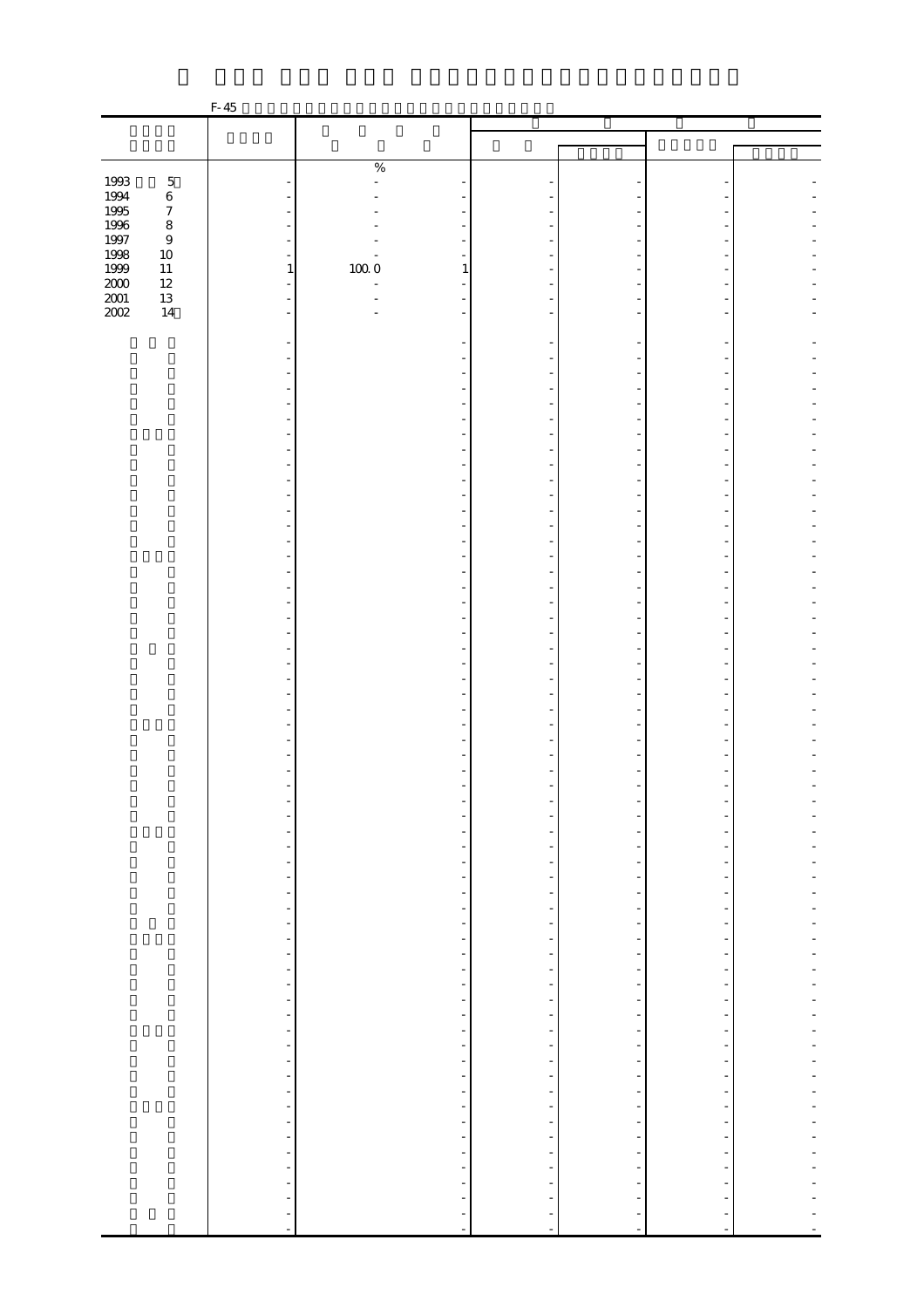F-45

| | | | | | | | |
|---|---|---|---|---|---|---|---|
| | | % | | | | | |
| 1993 5 | - | - | - | - | - | - | - |
| 1994 6 | - | - | - | - | - | - | - |
| 1995 7 | - | - | - | - | - | - | - |
| 1996 8 | - | - | - | - | - | - | - |
| 1997 9 | - | - | - | - | - | - | - |
| 1998 10 | - | - | - | - | - | - | - |
| 1999 11 | 1 | 100.0 | 1 | - | - | - | - |
| 2000 12 | - | - | - | - | - | - | - |
| 2001 13 | - | - | - | - | - | - | - |
| 2002 14 | - | - | - | - | - | - | - |
| | - | | - | - | - | - | - |
| | - | | - | - | - | - | - |
| | - | | - | - | - | - | - |
| | - | | - | - | - | - | - |
| | - | | - | - | - | - | - |
| | - | | - | - | - | - | - |
| | - | | - | - | - | - | - |
| | - | | - | - | - | - | - |
| | - | | - | - | - | - | - |
| | - | | - | - | - | - | - |
| | - | | - | - | - | - | - |
| | - | | - | - | - | - | - |
| | - | | - | - | - | - | - |
| | - | | - | - | - | - | - |
| | - | | - | - | - | - | - |
| | - | | - | - | - | - | - |
| | - | | - | - | - | - | - |
| | - | | - | - | - | - | - |
| | - | | - | - | - | - | - |
| | - | | - | - | - | - | - |
| | - | | - | - | - | - | - |
| | - | | - | - | - | - | - |
| | - | | - | - | - | - | - |
| | - | | - | - | - | - | - |
| | - | | - | - | - | - | - |
| | - | | - | - | - | - | - |
| | - | | - | - | - | - | - |
| | - | | - | - | - | - | - |
| | - | | - | - | - | - | - |
| | - | | - | - | - | - | - |
| | - | | - | - | - | - | - |
| | - | | - | - | - | - | - |
| | - | | - | - | - | - | - |
| | - | | - | - | - | - | - |
| | - | | - | - | - | - | - |
| | - | | - | - | - | - | - |
| | - | | - | - | - | - | - |
| | - | | - | - | - | - | - |
| | - | | - | - | - | - | - |
| | - | | - | - | - | - | - |
| | - | | - | - | - | - | - |
| | - | | - | - | - | - | - |
| | - | | - | - | - | - | - |
| | - | | - | - | - | - | - |
| | - | | - | - | - | - | - |
| | - | | - | - | - | - | - |
| | - | | - | - | - | - | - |
| | - | | - | - | - | - | - |
| | - | | - | - | - | - | - |
| | - | | - | - | - | - | - |
| | - | | - | - | - | - | - |
| | - | | - | - | - | - | - |
| | - | | - | - | - | - | - |
| | - | | - | - | - | - | - |
| | - | | - | - | - | - | - |
| | - | | - | - | - | - | - |
| | - | | - | - | - | - | - |
| | - | | - | - | - | - | - |
| | - | | - | - | - | - | - |
| | - | | - | - | - | - | - |
| | - | | - | - | - | - | - |
| | - | | - | - | - | - | - |
| | - | | - | - | - | - | - |
| | - | | - | - | - | - | - |
| | - | | - | - | - | - | - |
| | - | | - | - | - | - | - |
| | - | | - | - | - | - | - |
| | - | | - | - | - | - | - |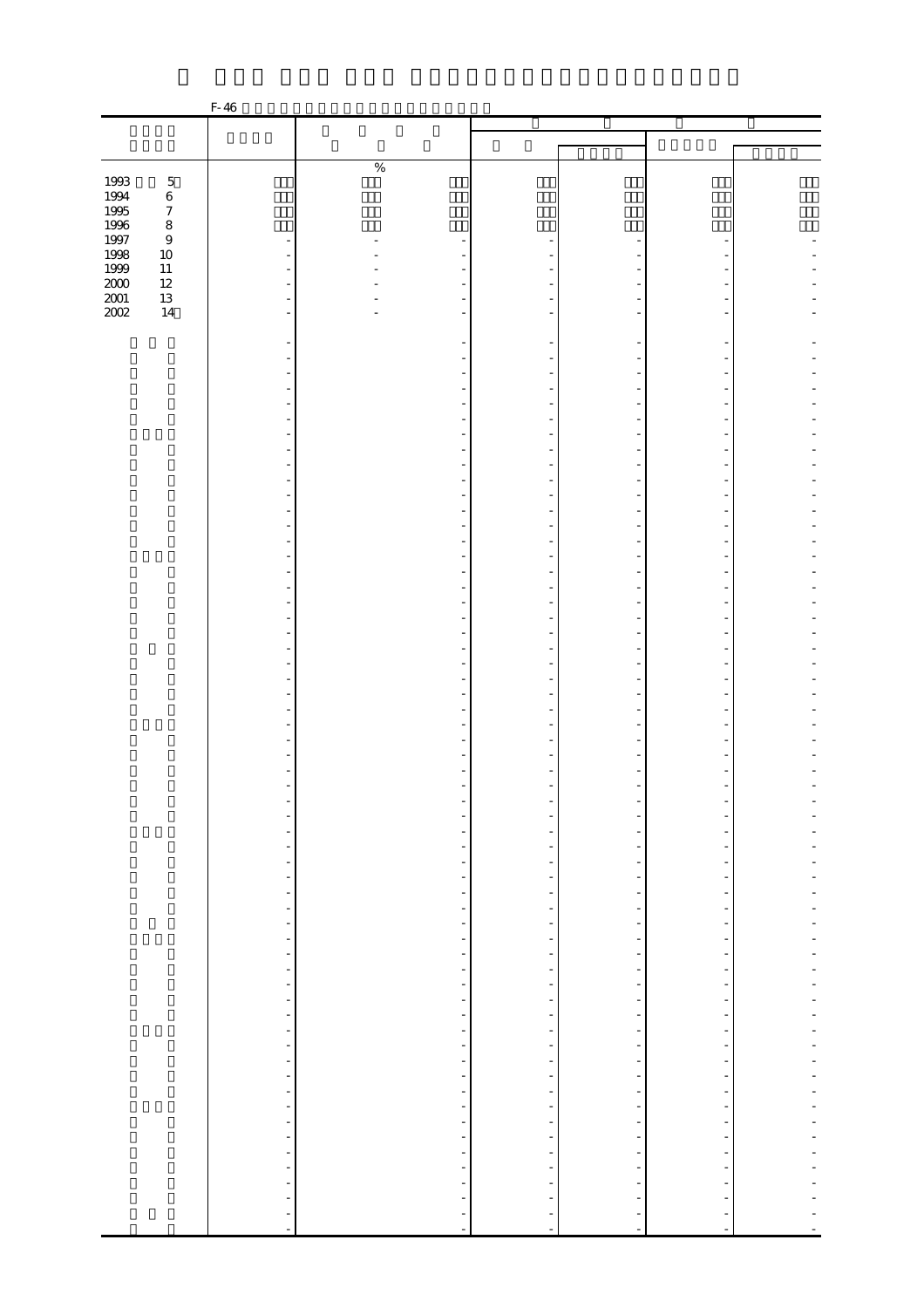F-46

| | | % | | | | | |
|---|---|---|---|---|---|---|---|
| 1993 5 | | | | | | | |
| 1994 6 | | | | | | | |
| 1995 7 | | | | | | | |
| 1996 8 | | | | | | | |
| 1997 9 | - | - | - | - | - | - | - |
| 1998 10 | - | - | - | - | - | - | - |
| 1999 11 | - | - | - | - | - | - | - |
| 2000 12 | - | - | - | - | - | - | - |
| 2001 13 | - | - | - | - | - | - | - |
| 2002 14 | - | - | - | - | - | - | - |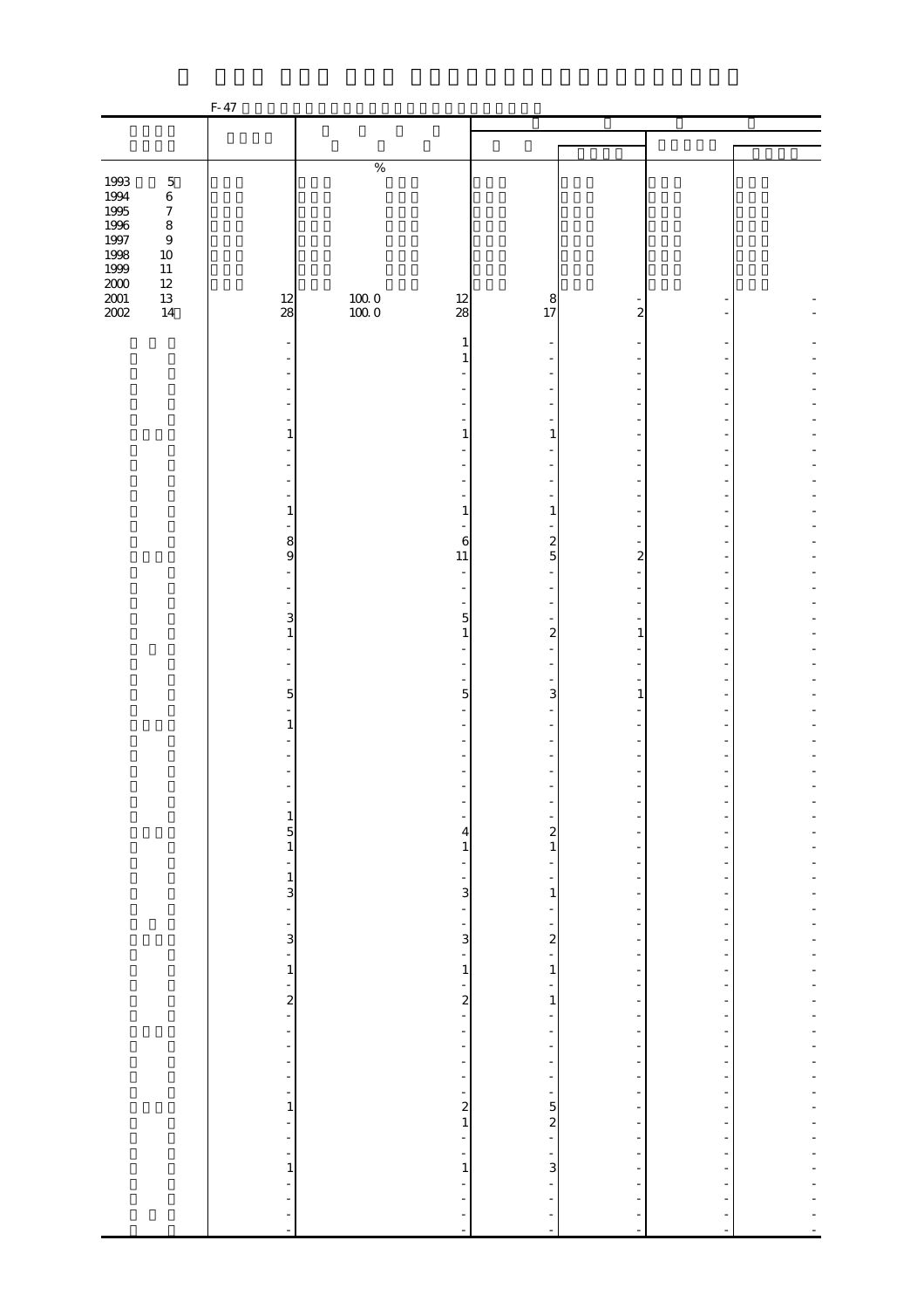F-47

| | | % | | | | | |
|---|---|---|---|---|---|---|---|
| 1993 5 | | | | | | | |
| 1994 6 | | | | | | | |
| 1995 7 | | | | | | | |
| 1996 8 | | | | | | | |
| 1997 9 | | | | | | | |
| 1998 10 | | | | | | | |
| 1999 11 | | | | | | | |
| 2000 12 | | | | | | | |
| 2001 13 | 12 | 100.0 | 12 | 8 | - | - | - |
| 2002 14 | 28 | 100.0 | 28 | 17 | 2 | - | - |
| | - | | 1 | - | - | - | - |
| | - | | 1 | - | - | - | - |
| | - | | - | - | - | - | - |
| | - | | - | - | - | - | - |
| | - | | - | - | - | - | - |
| | - | | - | - | - | - | - |
| | 1 | | 1 | 1 | - | - | - |
| | - | | - | - | - | - | - |
| | - | | - | - | - | - | - |
| | - | | - | - | - | - | - |
| | - | | - | - | - | - | - |
| | 1 | | 1 | 1 | - | - | - |
| | - | | - | - | - | - | - |
| | 8 | | 6 | 2 | - | - | - |
| | 9 | | 11 | 5 | 2 | - | - |
| | - | | - | - | - | - | - |
| | - | | - | - | - | - | - |
| | - | | - | - | - | - | - |
| | 3 | | 5 | - | - | - | - |
| | 1 | | 1 | 2 | 1 | - | - |
| | - | | - | - | - | - | - |
| | - | | - | - | - | - | - |
| | - | | - | - | - | - | - |
| | 5 | | 5 | 3 | 1 | - | - |
| | - | | - | - | - | - | - |
| | 1 | | - | - | - | - | - |
| | - | | - | - | - | - | - |
| | - | | - | - | - | - | - |
| | - | | - | - | - | - | - |
| | - | | - | - | - | - | - |
| | - | | - | - | - | - | - |
| | 1 | | - | - | - | - | - |
| | 5 | | 4 | 2 | - | - | - |
| | 1 | | 1 | 1 | - | - | - |
| | - | | - | - | - | - | - |
| | 1 | | - | - | - | - | - |
| | 3 | | 3 | 1 | - | - | - |
| | - | | - | - | - | - | - |
| | - | | - | - | - | - | - |
| | 3 | | 3 | 2 | - | - | - |
| | - | | - | - | - | - | - |
| | 1 | | 1 | 1 | - | - | - |
| | - | | - | - | - | - | - |
| | 2 | | 2 | 1 | - | - | - |
| | - | | - | - | - | - | - |
| | - | | - | - | - | - | - |
| | - | | - | - | - | - | - |
| | - | | - | - | - | - | - |
| | - | | - | - | - | - | - |
| | - | | - | - | - | - | - |
| | 1 | | 2 | 5 | - | - | - |
| | - | | 1 | 2 | - | - | - |
| | - | | - | - | - | - | - |
| | - | | - | - | - | - | - |
| | 1 | | 1 | 3 | - | - | - |
| | - | | - | - | - | - | - |
| | - | | - | - | - | - | - |
| | - | | - | - | - | - | - |
| | - | | - | - | - | - | - |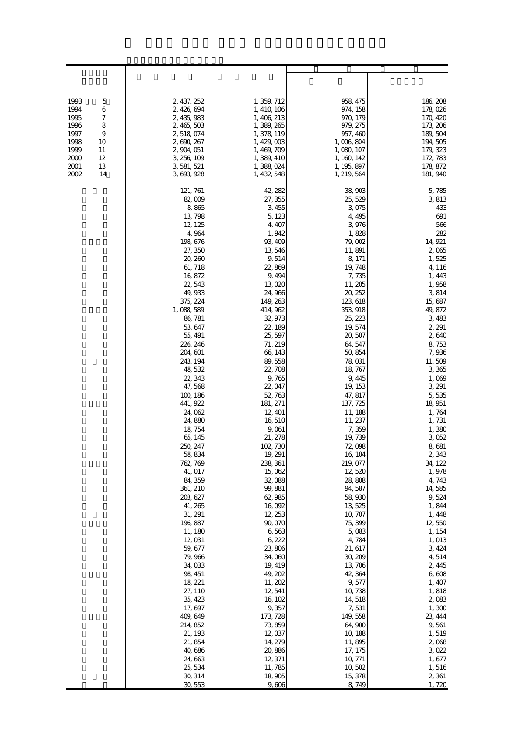| | | | | |
|---|---|---|---|---|
| 1993　5 | 2,437,252 | 1,359,712 | 958,475 | 186,208 |
| 1994　6 | 2,426,694 | 1,410,106 | 974,158 | 178,026 |
| 1995　7 | 2,435,983 | 1,406,213 | 970,179 | 170,420 |
| 1996　8 | 2,465,503 | 1,389,265 | 979,275 | 173,206 |
| 1997　9 | 2,518,074 | 1,378,119 | 957,460 | 189,504 |
| 1998　10 | 2,690,267 | 1,429,003 | 1,006,804 | 194,505 |
| 1999　11 | 2,904,051 | 1,469,709 | 1,080,107 | 179,323 |
| 2000　12 | 3,256,109 | 1,389,410 | 1,160,142 | 172,783 |
| 2001　13 | 3,581,521 | 1,388,024 | 1,195,897 | 178,872 |
| 2002　14 | 3,693,928 | 1,432,548 | 1,219,564 | 181,940 |
| | 121,761 | 42,282 | 38,903 | 5,785 |
| | 82,009 | 27,355 | 25,529 | 3,813 |
| | 8,865 | 3,455 | 3,075 | 433 |
| | 13,798 | 5,123 | 4,495 | 691 |
| | 12,125 | 4,407 | 3,976 | 566 |
| | 4,964 | 1,942 | 1,828 | 282 |
| | 198,676 | 93,409 | 79,002 | 14,921 |
| | 27,350 | 13,546 | 11,891 | 2,065 |
| | 20,260 | 9,514 | 8,171 | 1,525 |
| | 61,718 | 22,869 | 19,748 | 4,116 |
| | 16,872 | 9,494 | 7,735 | 1,443 |
| | 22,543 | 13,020 | 11,205 | 1,958 |
| | 49,933 | 24,966 | 20,252 | 3,814 |
| | 375,224 | 149,263 | 123,618 | 15,687 |
| | 1,088,589 | 414,962 | 353,918 | 49,872 |
| | 86,781 | 32,973 | 25,223 | 3,483 |
| | 53,647 | 22,189 | 19,574 | 2,291 |
| | 55,491 | 25,597 | 20,507 | 2,640 |
| | 226,246 | 71,219 | 64,547 | 8,753 |
| | 204,601 | 66,143 | 50,854 | 7,936 |
| | 243,194 | 89,558 | 78,031 | 11,509 |
| | 48,532 | 22,708 | 18,767 | 3,365 |
| | 22,343 | 9,765 | 9,445 | 1,069 |
| | 47,568 | 22,047 | 19,153 | 3,291 |
| | 100,186 | 52,763 | 47,817 | 5,535 |
| | 441,922 | 181,271 | 137,725 | 18,951 |
| | 24,062 | 12,401 | 11,188 | 1,764 |
| | 24,880 | 16,510 | 11,237 | 1,731 |
| | 18,754 | 9,061 | 7,359 | 1,380 |
| | 65,145 | 21,278 | 19,739 | 3,052 |
| | 250,247 | 102,730 | 72,098 | 8,681 |
| | 58,834 | 19,291 | 16,104 | 2,343 |
| | 762,769 | 238,361 | 219,077 | 34,122 |
| | 41,017 | 15,062 | 12,520 | 1,978 |
| | 84,359 | 32,088 | 28,808 | 4,743 |
| | 361,210 | 99,881 | 94,587 | 14,585 |
| | 203,627 | 62,985 | 58,930 | 9,524 |
| | 41,265 | 16,092 | 13,525 | 1,844 |
| | 31,291 | 12,253 | 10,707 | 1,448 |
| | 196,887 | 90,070 | 75,399 | 12,550 |
| | 11,180 | 6,563 | 5,083 | 1,154 |
| | 12,031 | 6,222 | 4,784 | 1,013 |
| | 59,677 | 23,806 | 21,617 | 3,424 |
| | 79,966 | 34,060 | 30,209 | 4,514 |
| | 34,033 | 19,419 | 13,706 | 2,445 |
| | 98,451 | 49,202 | 42,364 | 6,608 |
| | 18,221 | 11,202 | 9,577 | 1,407 |
| | 27,110 | 12,541 | 10,738 | 1,818 |
| | 35,423 | 16,102 | 14,518 | 2,083 |
| | 17,697 | 9,357 | 7,531 | 1,300 |
| | 409,649 | 173,728 | 149,558 | 23,444 |
| | 214,852 | 73,859 | 64,900 | 9,561 |
| | 21,193 | 12,037 | 10,188 | 1,519 |
| | 21,854 | 14,279 | 11,895 | 2,068 |
| | 40,686 | 20,886 | 17,175 | 3,022 |
| | 24,663 | 12,371 | 10,771 | 1,677 |
| | 25,534 | 11,785 | 10,502 | 1,516 |
| | 30,314 | 18,905 | 15,378 | 2,361 |
| | 30,553 | 9,606 | 8,749 | 1,720 |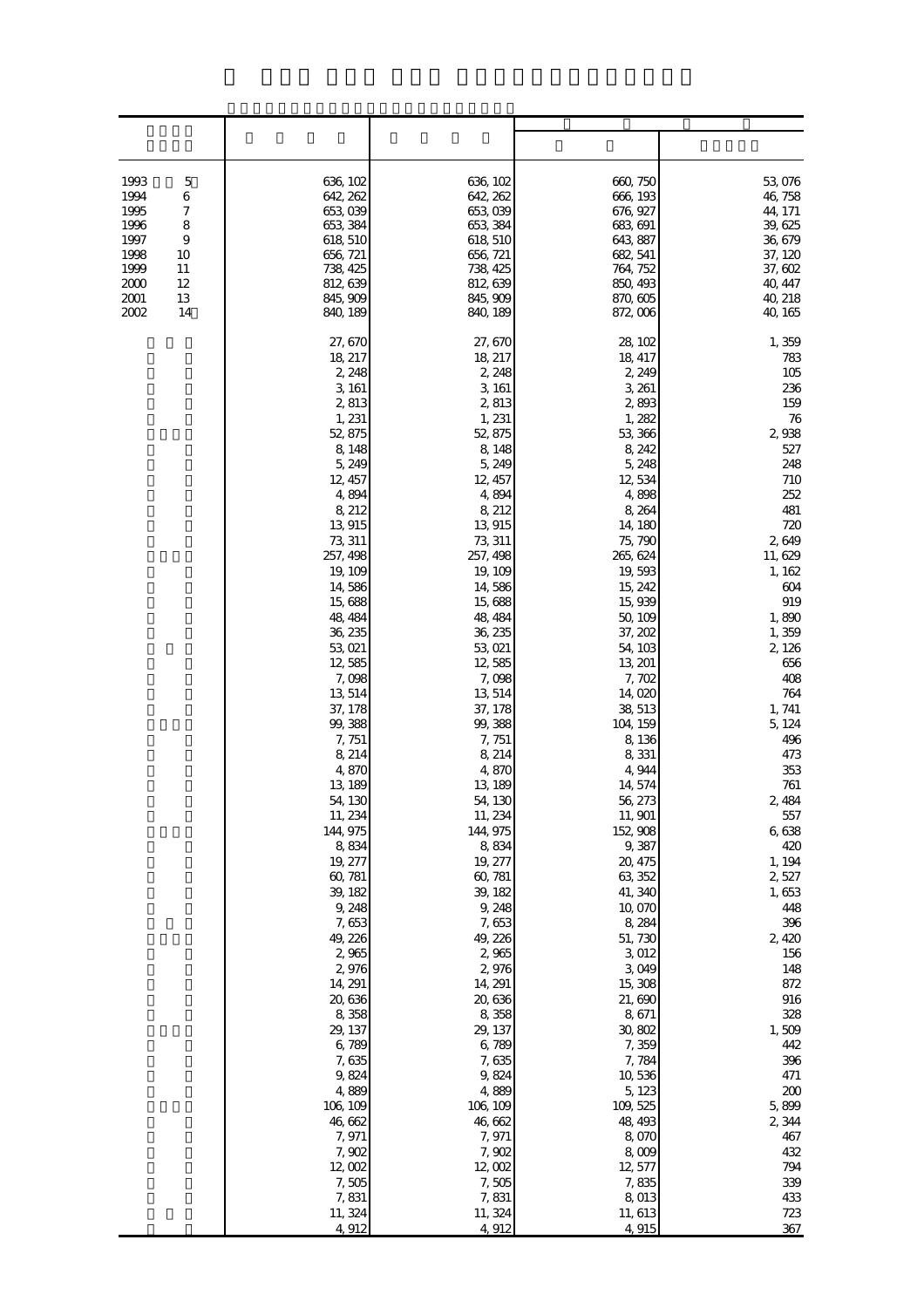| | | | | |
|---|---|---|---|---|
| 1993 5 | 636, 102 | 636, 102 | 660, 750 | 53, 076 |
| 1994 6 | 642, 262 | 642, 262 | 666, 193 | 46, 758 |
| 1995 7 | 653, 039 | 653, 039 | 676, 927 | 44, 171 |
| 1996 8 | 653, 384 | 653, 384 | 683, 691 | 39, 625 |
| 1997 9 | 618, 510 | 618, 510 | 643, 887 | 36, 679 |
| 1998 10 | 656, 721 | 656, 721 | 682, 541 | 37, 120 |
| 1999 11 | 738, 425 | 738, 425 | 764, 752 | 37, 602 |
| 2000 12 | 812, 639 | 812, 639 | 850, 493 | 40, 447 |
| 2001 13 | 845, 909 | 845, 909 | 870, 605 | 40, 218 |
| 2002 14 | 840, 189 | 840, 189 | 872, 006 | 40, 165 |
| | 27, 670 | 27, 670 | 28, 102 | 1, 359 |
| | 18, 217 | 18, 217 | 18, 417 | 783 |
| | 2, 248 | 2, 248 | 2, 249 | 105 |
| | 3, 161 | 3, 161 | 3, 261 | 236 |
| | 2, 813 | 2, 813 | 2, 893 | 159 |
| | 1, 231 | 1, 231 | 1, 282 | 76 |
| | 52, 875 | 52, 875 | 53, 366 | 2, 938 |
| | 8, 148 | 8, 148 | 8, 242 | 527 |
| | 5, 249 | 5, 249 | 5, 248 | 248 |
| | 12, 457 | 12, 457 | 12, 534 | 710 |
| | 4, 894 | 4, 894 | 4, 898 | 252 |
| | 8, 212 | 8, 212 | 8, 264 | 481 |
| | 13, 915 | 13, 915 | 14, 180 | 720 |
| | 73, 311 | 73, 311 | 75, 790 | 2, 649 |
| | 257, 498 | 257, 498 | 265, 624 | 11, 629 |
| | 19, 109 | 19, 109 | 19, 593 | 1, 162 |
| | 14, 586 | 14, 586 | 15, 242 | 604 |
| | 15, 688 | 15, 688 | 15, 939 | 919 |
| | 48, 484 | 48, 484 | 50, 109 | 1, 890 |
| | 36, 235 | 36, 235 | 37, 202 | 1, 359 |
| | 53, 021 | 53, 021 | 54, 103 | 2, 126 |
| | 12, 585 | 12, 585 | 13, 201 | 656 |
| | 7, 098 | 7, 098 | 7, 702 | 408 |
| | 13, 514 | 13, 514 | 14, 020 | 764 |
| | 37, 178 | 37, 178 | 38, 513 | 1, 741 |
| | 99, 388 | 99, 388 | 104, 159 | 5, 124 |
| | 7, 751 | 7, 751 | 8, 136 | 496 |
| | 8, 214 | 8, 214 | 8, 331 | 473 |
| | 4, 870 | 4, 870 | 4, 944 | 353 |
| | 13, 189 | 13, 189 | 14, 574 | 761 |
| | 54, 130 | 54, 130 | 56, 273 | 2, 484 |
| | 11, 234 | 11, 234 | 11, 901 | 557 |
| | 144, 975 | 144, 975 | 152, 908 | 6, 638 |
| | 8, 834 | 8, 834 | 9, 387 | 420 |
| | 19, 277 | 19, 277 | 20, 475 | 1, 194 |
| | 60, 781 | 60, 781 | 63, 352 | 2, 527 |
| | 39, 182 | 39, 182 | 41, 340 | 1, 653 |
| | 9, 248 | 9, 248 | 10, 070 | 448 |
| | 7, 653 | 7, 653 | 8, 284 | 396 |
| | 49, 226 | 49, 226 | 51, 730 | 2, 420 |
| | 2, 965 | 2, 965 | 3, 012 | 156 |
| | 2, 976 | 2, 976 | 3, 049 | 148 |
| | 14, 291 | 14, 291 | 15, 308 | 872 |
| | 20, 636 | 20, 636 | 21, 690 | 916 |
| | 8, 358 | 8, 358 | 8, 671 | 328 |
| | 29, 137 | 29, 137 | 30, 802 | 1, 509 |
| | 6, 789 | 6, 789 | 7, 359 | 442 |
| | 7, 635 | 7, 635 | 7, 784 | 396 |
| | 9, 824 | 9, 824 | 10, 536 | 471 |
| | 4, 889 | 4, 889 | 5, 123 | 200 |
| | 106, 109 | 106, 109 | 109, 525 | 5, 899 |
| | 46, 662 | 46, 662 | 48, 493 | 2, 344 |
| | 7, 971 | 7, 971 | 8, 070 | 467 |
| | 7, 902 | 7, 902 | 8, 009 | 432 |
| | 12, 002 | 12, 002 | 12, 577 | 794 |
| | 7, 505 | 7, 505 | 7, 835 | 339 |
| | 7, 831 | 7, 831 | 8, 013 | 433 |
| | 11, 324 | 11, 324 | 11, 613 | 723 |
| | 4, 912 | 4, 912 | 4, 915 | 367 |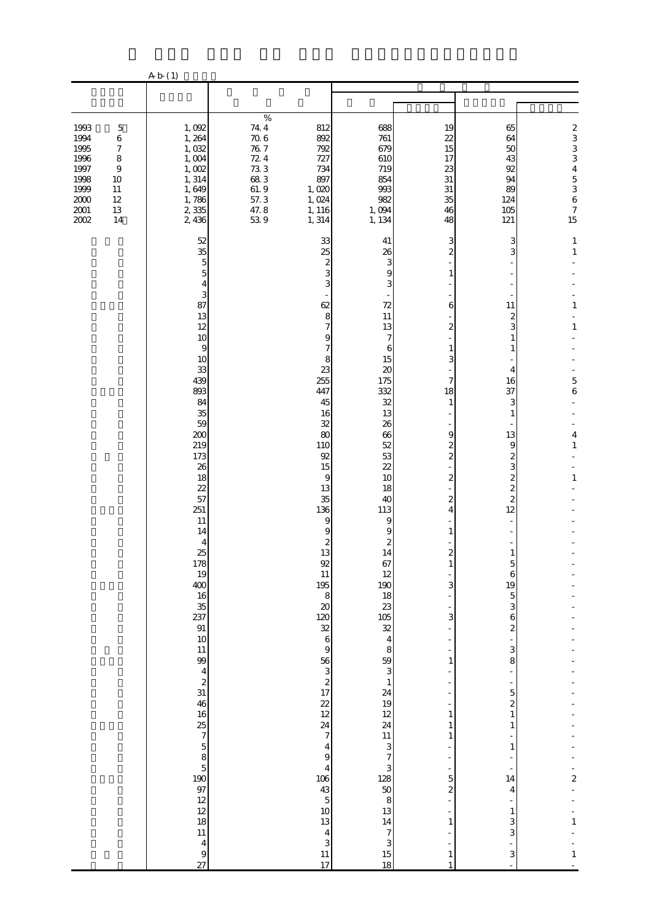A-b-(1)

| | | | | | | | |
|---|---|---|---|---|---|---|---|
| | | % | | | | | |
| 1993 5 | 1,092 | 74.4 | 812 | 688 | 19 | 65 | 2 |
| 1994 6 | 1,264 | 70.6 | 892 | 761 | 22 | 64 | 3 |
| 1995 7 | 1,032 | 76.7 | 792 | 679 | 15 | 50 | 3 |
| 1996 8 | 1,004 | 72.4 | 727 | 610 | 17 | 43 | 3 |
| 1997 9 | 1,002 | 73.3 | 734 | 719 | 23 | 92 | 4 |
| 1998 10 | 1,314 | 68.3 | 897 | 854 | 31 | 94 | 5 |
| 1999 11 | 1,649 | 61.9 | 1,020 | 993 | 31 | 89 | 3 |
| 2000 12 | 1,786 | 57.3 | 1,024 | 982 | 35 | 124 | 6 |
| 2001 13 | 2,335 | 47.8 | 1,116 | 1,094 | 46 | 105 | 7 |
| 2002 14 | 2,436 | 53.9 | 1,314 | 1,134 | 48 | 121 | 15 |
| | 52 | | 33 | 41 | 3 | 3 | 1 |
| | 35 | | 25 | 26 | 2 | 3 | 1 |
| | 5 | | 2 | 3 | - | - | - |
| | 5 | | 3 | 9 | 1 | - | - |
| | 4 | | 3 | 3 | - | - | - |
| | 3 | | - | - | - | - | - |
| | 87 | | 62 | 72 | 6 | 11 | 1 |
| | 13 | | 8 | 11 | - | 2 | - |
| | 12 | | 7 | 13 | 2 | 3 | 1 |
| | 10 | | 9 | 7 | - | 1 | - |
| | 9 | | 7 | 6 | 1 | 1 | - |
| | 10 | | 8 | 15 | 3 | - | - |
| | 33 | | 23 | 20 | - | 4 | - |
| | 439 | | 255 | 175 | 7 | 16 | 5 |
| | 893 | | 447 | 332 | 18 | 37 | 6 |
| | 84 | | 45 | 32 | 1 | 3 | - |
| | 35 | | 16 | 13 | - | 1 | - |
| | 59 | | 32 | 26 | - | - | - |
| | 200 | | 80 | 66 | 9 | 13 | 4 |
| | 219 | | 110 | 52 | 2 | 9 | 1 |
| | 173 | | 92 | 53 | 2 | 2 | - |
| | 26 | | 15 | 22 | - | 3 | - |
| | 18 | | 9 | 10 | 2 | 2 | 1 |
| | 22 | | 13 | 18 | - | 2 | - |
| | 57 | | 35 | 40 | 2 | 2 | - |
| | 251 | | 136 | 113 | 4 | 12 | - |
| | 11 | | 9 | 9 | - | - | - |
| | 14 | | 9 | 9 | 1 | - | - |
| | 4 | | 2 | 2 | - | - | - |
| | 25 | | 13 | 14 | 2 | 1 | - |
| | 178 | | 92 | 67 | 1 | 5 | - |
| | 19 | | 11 | 12 | - | 6 | - |
| | 400 | | 195 | 190 | 3 | 19 | - |
| | 16 | | 8 | 18 | - | 5 | - |
| | 35 | | 20 | 23 | - | 3 | - |
| | 237 | | 120 | 105 | 3 | 6 | - |
| | 91 | | 32 | 32 | - | 2 | - |
| | 10 | | 6 | 4 | - | - | - |
| | 11 | | 9 | 8 | - | 3 | - |
| | 99 | | 56 | 59 | 1 | 8 | - |
| | 4 | | 3 | 3 | - | - | - |
| | 2 | | 2 | 1 | - | - | - |
| | 31 | | 17 | 24 | - | 5 | - |
| | 46 | | 22 | 19 | - | 2 | - |
| | 16 | | 12 | 12 | 1 | 1 | - |
| | 25 | | 24 | 24 | 1 | 1 | - |
| | 7 | | 7 | 11 | 1 | - | - |
| | 5 | | 4 | 3 | - | 1 | - |
| | 8 | | 9 | 7 | - | - | - |
| | 5 | | 4 | 3 | - | - | - |
| | 190 | | 106 | 128 | 5 | 14 | 2 |
| | 97 | | 43 | 50 | 2 | 4 | - |
| | 12 | | 5 | 8 | - | - | - |
| | 12 | | 10 | 13 | - | 1 | - |
| | 18 | | 13 | 14 | 1 | 3 | 1 |
| | 11 | | 4 | 7 | - | 3 | - |
| | 4 | | 3 | 3 | - | - | - |
| | 9 | | 11 | 15 | 1 | 3 | 1 |
| | 27 | | 17 | 18 | 1 | - | - |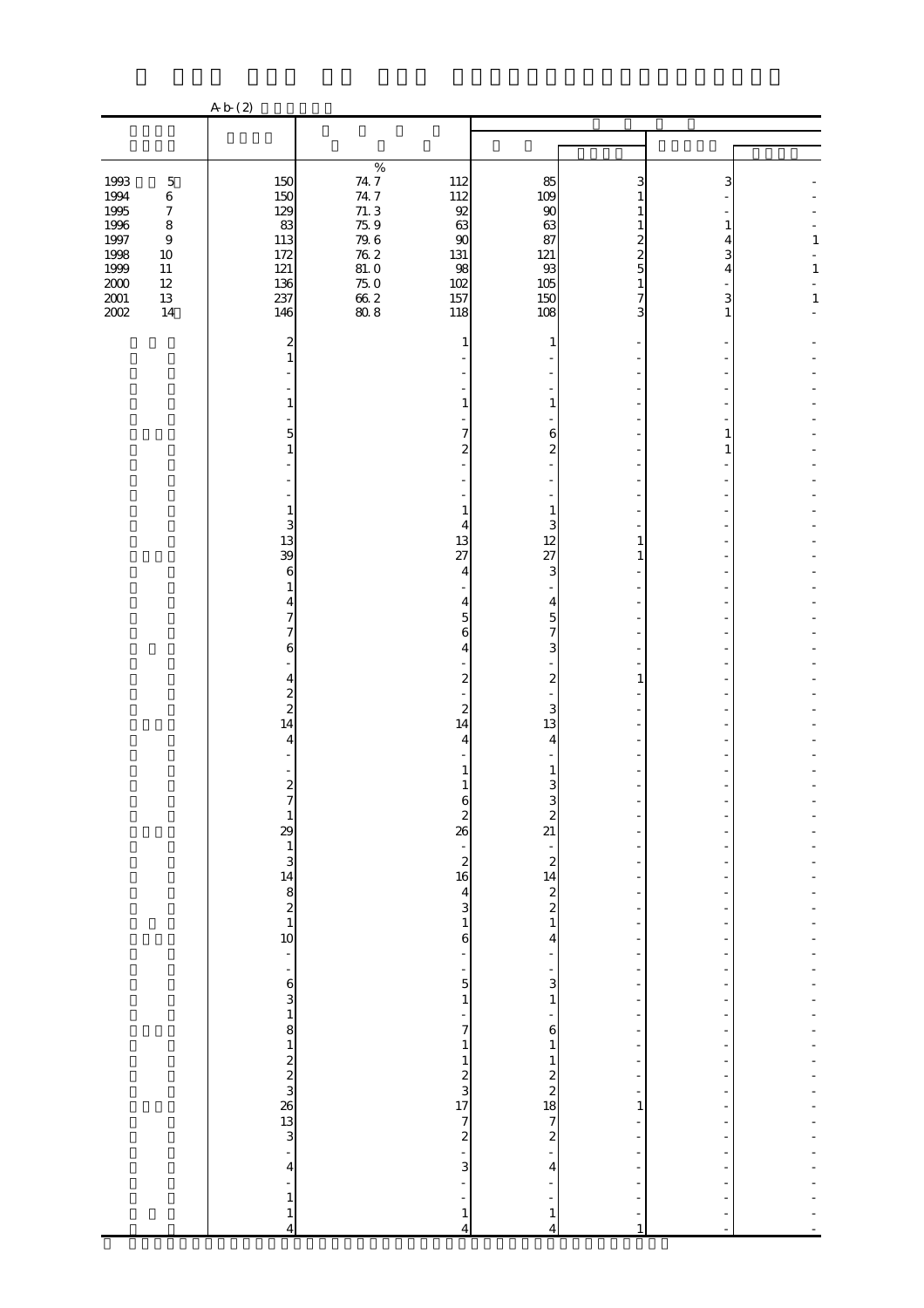A-b-(2)

| | | % | | | | | |
|---|---|---|---|---|---|---|---|
| 1993 5 | 150 | 74.7 | 112 | 85 | 3 | 3 | - |
| 1994 6 | 150 | 74.7 | 112 | 109 | 1 | - | - |
| 1995 7 | 129 | 71.3 | 92 | 90 | 1 | - | - |
| 1996 8 | 83 | 75.9 | 63 | 63 | 1 | 1 | - |
| 1997 9 | 113 | 79.6 | 90 | 87 | 2 | 4 | 1 |
| 1998 10 | 172 | 76.2 | 131 | 121 | 2 | 3 | - |
| 1999 11 | 121 | 81.0 | 98 | 93 | 5 | 4 | 1 |
| 2000 12 | 136 | 75.0 | 102 | 105 | 1 | - | - |
| 2001 13 | 237 | 66.2 | 157 | 150 | 7 | 3 | 1 |
| 2002 14 | 146 | 80.8 | 118 | 108 | 3 | 1 | - |
| | 2 | | 1 | 1 | - | - | - |
| | 1 | | - | - | - | - | - |
| | - | | - | - | - | - | - |
| | - | | - | - | - | - | - |
| | 1 | | 1 | 1 | - | - | - |
| | - | | - | - | - | - | - |
| | 5 | | 7 | 6 | - | 1 | - |
| | 1 | | 2 | 2 | - | 1 | - |
| | - | | - | - | - | - | - |
| | - | | - | - | - | - | - |
| | - | | - | - | - | - | - |
| | 1 | | 1 | 1 | - | - | - |
| | 3 | | 4 | 3 | - | - | - |
| | 13 | | 13 | 12 | 1 | - | - |
| | 39 | | 27 | 27 | 1 | - | - |
| | 6 | | 4 | 3 | - | - | - |
| | 1 | | - | - | - | - | - |
| | 4 | | 4 | 4 | - | - | - |
| | 7 | | 5 | 5 | - | - | - |
| | 7 | | 6 | 7 | - | - | - |
| | 6 | | 4 | 3 | - | - | - |
| | - | | - | - | - | - | - |
| | 4 | | 2 | 2 | 1 | - | - |
| | 2 | | - | - | - | - | - |
| | 2 | | 2 | 3 | - | - | - |
| | 14 | | 14 | 13 | - | - | - |
| | 4 | | 4 | 4 | - | - | - |
| | - | | - | - | - | - | - |
| | - | | 1 | 1 | - | - | - |
| | 2 | | 1 | 3 | - | - | - |
| | 7 | | 6 | 3 | - | - | - |
| | 1 | | 2 | 2 | - | - | - |
| | 29 | | 26 | 21 | - | - | - |
| | 1 | | - | - | - | - | - |
| | 3 | | 2 | 2 | - | - | - |
| | 14 | | 16 | 14 | - | - | - |
| | 8 | | 4 | 2 | - | - | - |
| | 2 | | 3 | 2 | - | - | - |
| | 1 | | 1 | 1 | - | - | - |
| | 10 | | 6 | 4 | - | - | - |
| | - | | - | - | - | - | - |
| | - | | - | - | - | - | - |
| | 6 | | 5 | 3 | - | - | - |
| | 3 | | 1 | 1 | - | - | - |
| | 1 | | - | - | - | - | - |
| | 8 | | 7 | 6 | - | - | - |
| | 1 | | 1 | 1 | - | - | - |
| | 2 | | 1 | 1 | - | - | - |
| | 2 | | 2 | 2 | - | - | - |
| | 3 | | 3 | 2 | - | - | - |
| | 26 | | 17 | 18 | 1 | - | - |
| | 13 | | 7 | 7 | - | - | - |
| | 3 | | 2 | 2 | - | - | - |
| | - | | - | - | - | - | - |
| | 4 | | 3 | 4 | - | - | - |
| | - | | - | - | - | - | - |
| | 1 | | - | - | - | - | - |
| | 1 | | 1 | 1 | - | - | - |
| | 4 | | 4 | 4 | 1 | - | - |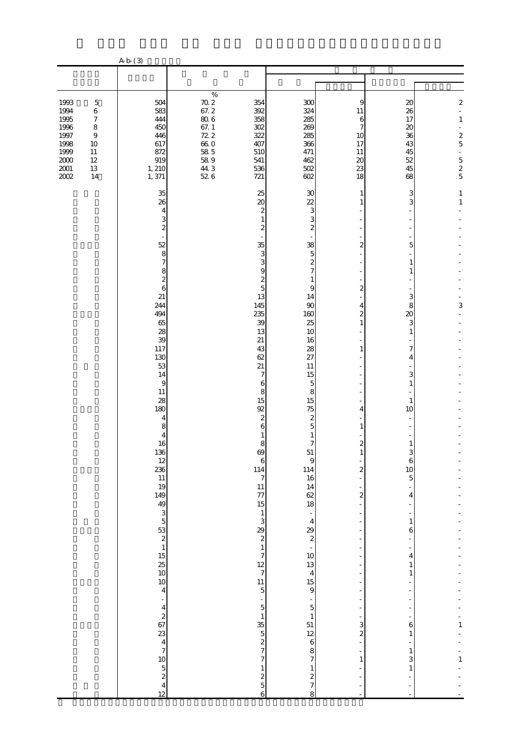A-b-(3)

| | | % | | | | | | |
|---|---|---|---|---|---|---|---|---|
| 1993 5 | 504 | 70.2 | 354 | 300 | 9 | 20 | 2 |
| 1994 6 | 583 | 67.2 | 392 | 324 | 11 | 26 | - |
| 1995 7 | 444 | 80.6 | 358 | 285 | 6 | 17 | 1 |
| 1996 8 | 450 | 67.1 | 302 | 269 | 7 | 20 | - |
| 1997 9 | 446 | 72.2 | 322 | 285 | 10 | 36 | 2 |
| 1998 10 | 617 | 66.0 | 407 | 366 | 17 | 43 | 5 |
| 1999 11 | 872 | 58.5 | 510 | 471 | 11 | 45 | - |
| 2000 12 | 919 | 58.9 | 541 | 462 | 20 | 52 | 5 |
| 2001 13 | 1,210 | 44.3 | 536 | 502 | 23 | 45 | 2 |
| 2002 14 | 1,371 | 52.6 | 721 | 602 | 18 | 68 | 5 |
| | 35 | | 25 | 30 | 1 | 3 | 1 |
| | 26 | | 20 | 22 | 1 | 3 | 1 |
| | 4 | | 2 | 3 | - | - | - |
| | 3 | | 1 | 3 | - | - | - |
| | 2 | | 2 | 2 | - | - | - |
| | - | | - | - | - | - | - |
| | 52 | | 35 | 38 | 2 | 5 | - |
| | 8 | | 3 | 5 | - | - | - |
| | 7 | | 3 | 2 | - | 1 | - |
| | 8 | | 9 | 7 | - | 1 | - |
| | 2 | | 2 | 1 | - | - | - |
| | 6 | | 5 | 9 | 2 | - | - |
| | 21 | | 13 | 14 | - | 3 | - |
| | 244 | | 145 | 90 | 4 | 8 | 3 |
| | 494 | | 235 | 160 | 2 | 20 | - |
| | 65 | | 39 | 25 | 1 | 3 | - |
| | 28 | | 13 | 10 | - | 1 | - |
| | 39 | | 21 | 16 | - | - | - |
| | 117 | | 43 | 28 | 1 | 7 | - |
| | 130 | | 62 | 27 | - | 4 | - |
| | 53 | | 21 | 11 | - | - | - |
| | 14 | | 7 | 15 | - | 3 | - |
| | 9 | | 6 | 5 | - | 1 | - |
| | 11 | | 8 | 8 | - | - | - |
| | 28 | | 15 | 15 | - | 1 | - |
| | 180 | | 92 | 75 | 4 | 10 | - |
| | 4 | | 2 | 2 | - | - | - |
| | 8 | | 6 | 5 | 1 | - | - |
| | 4 | | 1 | 1 | - | - | - |
| | 16 | | 8 | 7 | 2 | 1 | - |
| | 136 | | 69 | 51 | 1 | 3 | - |
| | 12 | | 6 | 9 | - | 6 | - |
| | 236 | | 114 | 114 | 2 | 10 | - |
| | 11 | | 7 | 16 | - | 5 | - |
| | 19 | | 11 | 14 | - | - | - |
| | 149 | | 77 | 62 | 2 | 4 | - |
| | 49 | | 15 | 18 | - | - | - |
| | 3 | | 1 | - | - | - | - |
| | 5 | | 3 | 4 | - | 1 | - |
| | 53 | | 29 | 29 | - | 6 | - |
| | 2 | | 2 | 2 | - | - | - |
| | 1 | | 1 | - | - | - | - |
| | 15 | | 7 | 10 | - | 4 | - |
| | 25 | | 12 | 13 | - | 1 | - |
| | 10 | | 7 | 4 | - | 1 | - |
| | 10 | | 11 | 15 | - | - | - |
| | 4 | | 5 | 9 | - | - | - |
| | - | | - | - | - | - | - |
| | 4 | | 5 | 5 | - | - | - |
| | 2 | | 1 | 1 | - | - | - |
| | 67 | | 35 | 51 | 3 | 6 | 1 |
| | 23 | | 5 | 12 | 2 | 1 | - |
| | 4 | | 2 | 6 | - | - | - |
| | 7 | | 7 | 8 | - | 1 | - |
| | 10 | | 7 | 7 | 1 | 3 | 1 |
| | 5 | | 1 | 1 | - | 1 | - |
| | 2 | | 2 | 2 | - | - | - |
| | 4 | | 5 | 7 | - | - | - |
| | 12 | | 6 | 8 | - | - | - |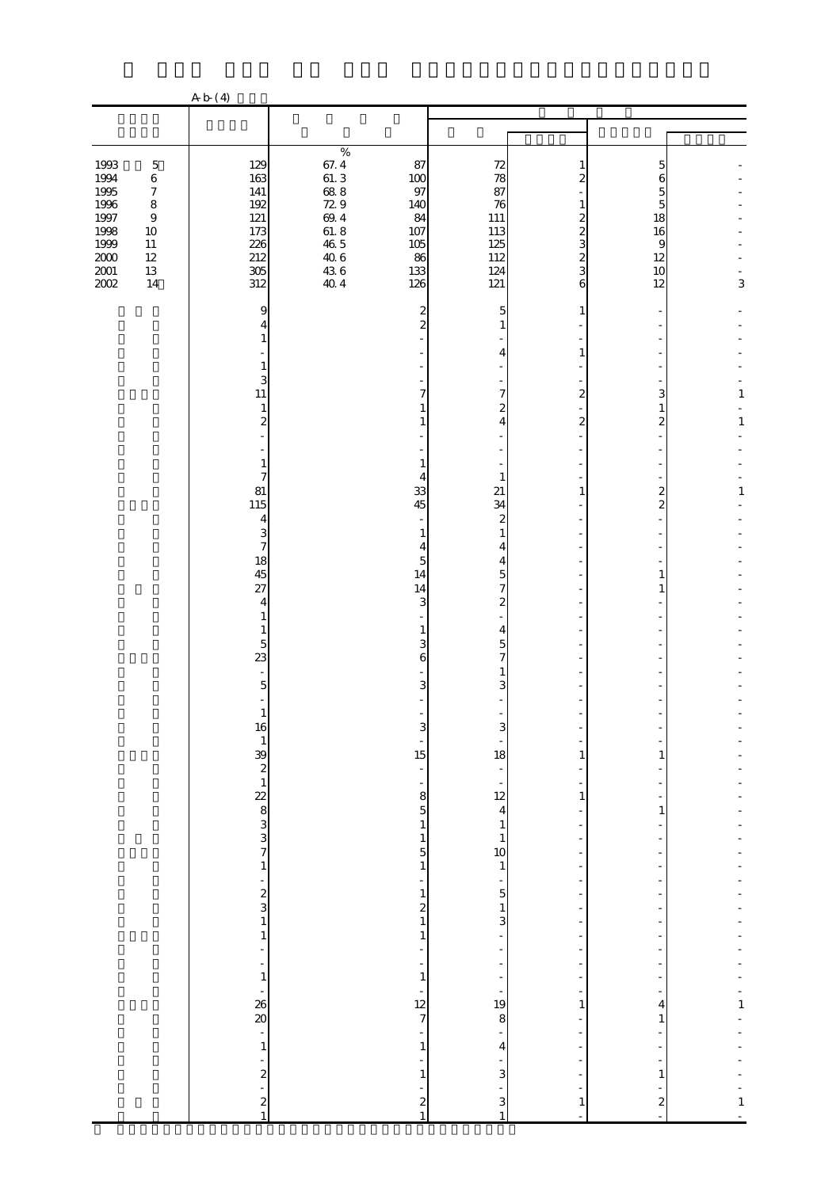A-b-(4)

| | | | | | | | |
|---|---|---|---|---|---|---|---|
| | | % | | | | | |
| 1993 5 | 129 | 67.4 | 87 | 72 | 1 | 5 | - |
| 1994 6 | 163 | 61.3 | 100 | 78 | 2 | 6 | - |
| 1995 7 | 141 | 68.8 | 97 | 87 | - | 5 | - |
| 1996 8 | 192 | 72.9 | 140 | 76 | 1 | 5 | - |
| 1997 9 | 121 | 69.4 | 84 | 111 | 2 | 18 | - |
| 1998 10 | 173 | 61.8 | 107 | 113 | 2 | 16 | - |
| 1999 11 | 226 | 46.5 | 105 | 125 | 3 | 9 | - |
| 2000 12 | 212 | 40.6 | 86 | 112 | 2 | 12 | - |
| 2001 13 | 305 | 43.6 | 133 | 124 | 3 | 10 | - |
| 2002 14 | 312 | 40.4 | 126 | 121 | 6 | 12 | 3 |
| | 9 | | 2 | 5 | 1 | - | - |
| | 4 | | 2 | 1 | - | - | - |
| | 1 | | - | - | - | - | - |
| | - | | - | 4 | 1 | - | - |
| | 1 | | - | - | - | - | - |
| | 3 | | - | - | - | - | - |
| | 11 | | 7 | 7 | 2 | 3 | 1 |
| | 1 | | 1 | 2 | - | 1 | - |
| | 2 | | 1 | 4 | 2 | 2 | 1 |
| | - | | - | - | - | - | - |
| | - | | - | - | - | - | - |
| | 1 | | 1 | - | - | - | - |
| | 7 | | 4 | 1 | - | - | - |
| | 81 | | 33 | 21 | 1 | 2 | 1 |
| | 115 | | 45 | 34 | - | 2 | - |
| | 4 | | - | 2 | - | - | - |
| | 3 | | 1 | 1 | - | - | - |
| | 7 | | 4 | 4 | - | - | - |
| | 18 | | 5 | 4 | - | - | - |
| | 45 | | 14 | 5 | - | 1 | - |
| | 27 | | 14 | 7 | - | 1 | - |
| | 4 | | 3 | 2 | - | - | - |
| | 1 | | - | - | - | - | - |
| | 1 | | 1 | 4 | - | - | - |
| | 5 | | 3 | 5 | - | - | - |
| | 23 | | 6 | 7 | - | - | - |
| | - | | - | 1 | - | - | - |
| | 5 | | 3 | 3 | - | - | - |
| | - | | - | - | - | - | - |
| | 1 | | - | - | - | - | - |
| | 16 | | 3 | 3 | - | - | - |
| | 1 | | - | - | - | - | - |
| | 39 | | 15 | 18 | 1 | 1 | - |
| | 2 | | - | - | - | - | - |
| | 1 | | - | - | - | - | - |
| | 22 | | 8 | 12 | 1 | - | - |
| | 8 | | 5 | 4 | - | 1 | - |
| | 3 | | 1 | 1 | - | - | - |
| | 3 | | 1 | 1 | - | - | - |
| | 7 | | 5 | 10 | - | - | - |
| | 1 | | 1 | 1 | - | - | - |
| | - | | - | - | - | - | - |
| | 2 | | 1 | 5 | - | - | - |
| | 3 | | 2 | 1 | - | - | - |
| | 1 | | 1 | 3 | - | - | - |
| | 1 | | 1 | - | - | - | - |
| | - | | - | - | - | - | - |
| | - | | - | - | - | - | - |
| | 1 | | 1 | - | - | - | - |
| | - | | - | - | - | - | - |
| | 26 | | 12 | 19 | 1 | 4 | 1 |
| | 20 | | 7 | 8 | - | 1 | - |
| | - | | - | - | - | - | - |
| | 1 | | 1 | 4 | - | - | - |
| | - | | - | - | - | - | - |
| | 2 | | 1 | 3 | - | 1 | - |
| | - | | - | - | - | - | - |
| | 2 | | 2 | 3 | 1 | 2 | 1 |
| | 1 | | 1 | 1 | - | - | - |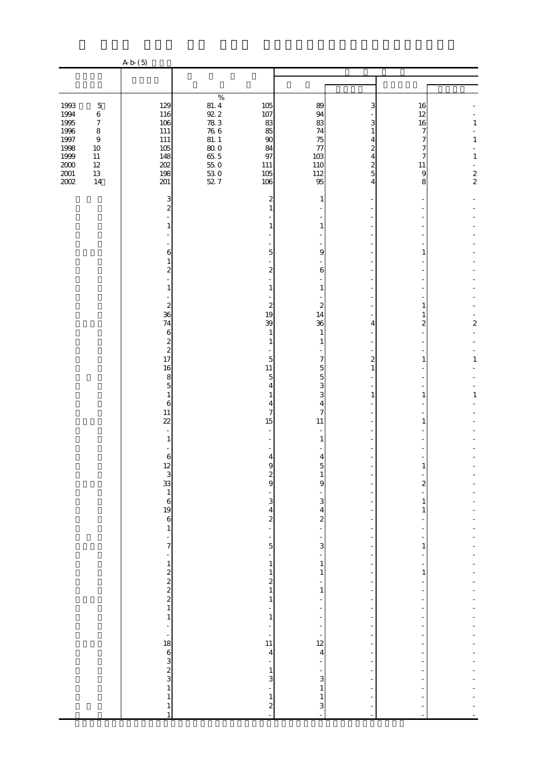A-b-(5)

| | | % | | | | | |
|---|---|---|---|---|---|---|---|
| 1993 5 | 129 | 81.4 | 105 | 89 | 3 | 16 | - |
| 1994 6 | 116 | 92.2 | 107 | 94 | - | 12 | - |
| 1995 7 | 106 | 78.3 | 83 | 83 | 3 | 16 | 1 |
| 1996 8 | 111 | 76.6 | 85 | 74 | 1 | 7 | - |
| 1997 9 | 111 | 81.1 | 90 | 75 | 4 | 7 | 1 |
| 1998 10 | 105 | 80.0 | 84 | 77 | 2 | 7 | - |
| 1999 11 | 148 | 65.5 | 97 | 103 | 4 | 7 | 1 |
| 2000 12 | 202 | 55.0 | 111 | 110 | 2 | 11 | - |
| 2001 13 | 198 | 53.0 | 105 | 112 | 5 | 9 | 2 |
| 2002 14 | 201 | 52.7 | 106 | 95 | 4 | 8 | 2 |
| | 3 | | 2 | 1 | - | - | - |
| | 2 | | 1 | - | - | - | - |
| | - | | - | - | - | - | - |
| | 1 | | 1 | 1 | - | - | - |
| | - | | - | - | - | - | - |
| | - | | - | - | - | - | - |
| | 6 | | 5 | 9 | - | 1 | - |
| | 1 | | - | - | - | - | - |
| | 2 | | 2 | 6 | - | - | - |
| | - | | - | - | - | - | - |
| | 1 | | 1 | 1 | - | - | - |
| | - | | - | - | - | - | - |
| | 2 | | 2 | 2 | - | 1 | - |
| | 36 | | 19 | 14 | - | 1 | - |
| | 74 | | 39 | 36 | 4 | 2 | 2 |
| | 6 | | 1 | 1 | - | - | - |
| | 2 | | 1 | 1 | - | - | - |
| | 2 | | - | - | - | - | - |
| | 17 | | 5 | 7 | 2 | 1 | 1 |
| | 16 | | 11 | 5 | 1 | - | - |
| | 8 | | 5 | 5 | - | - | - |
| | 5 | | 4 | 3 | - | - | - |
| | 1 | | 1 | 3 | 1 | 1 | 1 |
| | 6 | | 4 | 4 | - | - | - |
| | 11 | | 7 | 7 | - | - | - |
| | 22 | | 15 | 11 | - | 1 | - |
| | - | | - | - | - | - | - |
| | 1 | | - | 1 | - | - | - |
| | - | | - | - | - | - | - |
| | 6 | | 4 | 4 | - | - | - |
| | 12 | | 9 | 5 | - | 1 | - |
| | 3 | | 2 | 1 | - | - | - |
| | 33 | | 9 | 9 | - | 2 | - |
| | 1 | | - | - | - | - | - |
| | 6 | | 3 | 3 | - | 1 | - |
| | 19 | | 4 | 4 | - | 1 | - |
| | 6 | | 2 | 2 | - | - | - |
| | 1 | | - | - | - | - | - |
| | - | | - | - | - | - | - |
| | 7 | | 5 | 3 | - | 1 | - |
| | - | | - | - | - | - | - |
| | 1 | | 1 | 1 | - | - | - |
| | 2 | | 1 | 1 | - | 1 | - |
| | 2 | | 2 | - | - | - | - |
| | 2 | | 1 | 1 | - | - | - |
| | 2 | | 1 | - | - | - | - |
| | 1 | | - | - | - | - | - |
| | 1 | | 1 | - | - | - | - |
| | - | | - | - | - | - | - |
| | - | | - | - | - | - | - |
| | 18 | | 11 | 12 | - | - | - |
| | 6 | | 4 | 4 | - | - | - |
| | 3 | | - | - | - | - | - |
| | 2 | | 1 | - | - | - | - |
| | 3 | | 3 | 3 | - | - | - |
| | 1 | | - | 1 | - | - | - |
| | 1 | | 1 | 1 | - | - | - |
| | 1 | | 2 | 3 | - | - | - |
| | 1 | | - | - | - | - | - |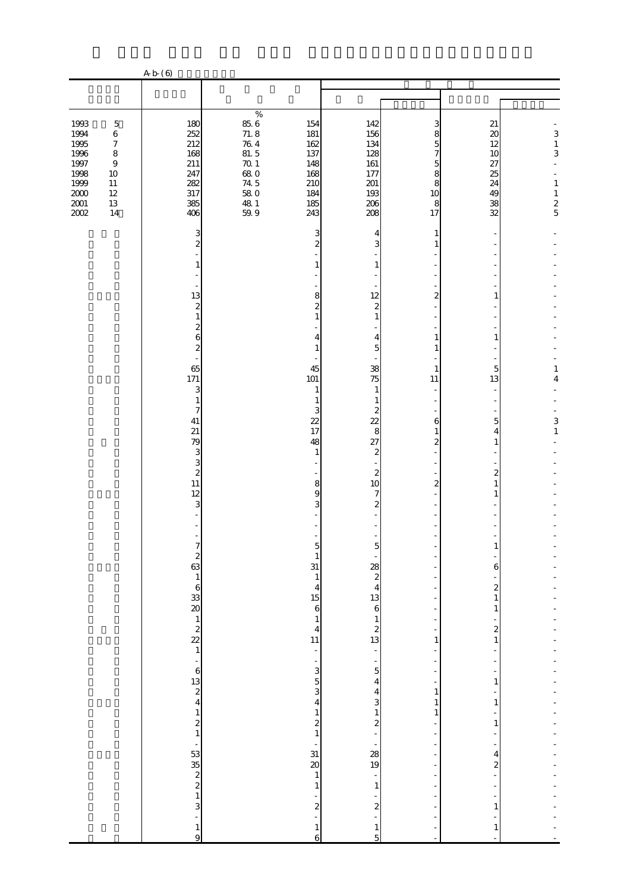A-b-(6)

| | | | | | | | |
|---|---|---|---|---|---|---|---|
| | | | | | | | |
| 1993 5 | 180 | % 85.6 | 154 | 142 | 3 | 21 | - |
| 1994 6 | 252 | 71.8 | 181 | 156 | 8 | 20 | 3 |
| 1995 7 | 212 | 76.4 | 162 | 134 | 5 | 12 | 1 |
| 1996 8 | 168 | 81.5 | 137 | 128 | 7 | 10 | 3 |
| 1997 9 | 211 | 70.1 | 148 | 161 | 5 | 27 | - |
| 1998 10 | 247 | 68.0 | 168 | 177 | 8 | 25 | - |
| 1999 11 | 282 | 74.5 | 210 | 201 | 8 | 24 | 1 |
| 2000 12 | 317 | 58.0 | 184 | 193 | 10 | 49 | 1 |
| 2001 13 | 385 | 48.1 | 185 | 206 | 8 | 38 | 2 |
| 2002 14 | 406 | 59.9 | 243 | 208 | 17 | 32 | 5 |
| | 3 | | 3 | 4 | 1 | - | - |
| | 2 | | 2 | 3 | 1 | - | - |
| | - | | - | - | - | - | - |
| | 1 | | 1 | 1 | - | - | - |
| | - | | - | - | - | - | - |
| | - | | - | - | - | - | - |
| | 13 | | 8 | 12 | 2 | 1 | - |
| | 2 | | 2 | 2 | - | - | - |
| | 1 | | 1 | 1 | - | - | - |
| | 2 | | - | - | - | - | - |
| | 6 | | 4 | 4 | 1 | 1 | - |
| | 2 | | 1 | 5 | 1 | - | - |
| | - | | - | - | - | - | - |
| | 65 | | 45 | 38 | 1 | 5 | 1 |
| | 171 | | 101 | 75 | 11 | 13 | 4 |
| | 3 | | 1 | 1 | - | - | - |
| | 1 | | 1 | 1 | - | - | - |
| | 7 | | 3 | 2 | - | - | - |
| | 41 | | 22 | 22 | 6 | 5 | 3 |
| | 21 | | 17 | 8 | 1 | 4 | 1 |
| | 79 | | 48 | 27 | 2 | 1 | - |
| | 3 | | 1 | 2 | - | - | - |
| | 3 | | - | - | - | - | - |
| | 2 | | - | 2 | - | 2 | - |
| | 11 | | 8 | 10 | 2 | 1 | - |
| | 12 | | 9 | 7 | - | 1 | - |
| | 3 | | 3 | 2 | - | - | - |
| | - | | - | - | - | - | - |
| | - | | - | - | - | - | - |
| | - | | - | - | - | - | - |
| | 7 | | 5 | 5 | - | 1 | - |
| | 2 | | 1 | - | - | - | - |
| | 63 | | 31 | 28 | - | 6 | - |
| | 1 | | 1 | 2 | - | - | - |
| | 6 | | 4 | 4 | - | 2 | - |
| | 33 | | 15 | 13 | - | 1 | - |
| | 20 | | 6 | 6 | - | 1 | - |
| | 1 | | 1 | 1 | - | - | - |
| | 2 | | 4 | 2 | - | 2 | - |
| | 22 | | 11 | 13 | 1 | 1 | - |
| | 1 | | - | - | - | - | - |
| | - | | - | - | - | - | - |
| | 6 | | 3 | 5 | - | - | - |
| | 13 | | 5 | 4 | - | 1 | - |
| | 2 | | 3 | 4 | 1 | - | - |
| | 4 | | 4 | 3 | 1 | 1 | - |
| | 1 | | 1 | 1 | 1 | - | - |
| | 2 | | 2 | 2 | - | 1 | - |
| | 1 | | 1 | - | - | - | - |
| | - | | - | - | - | - | - |
| | 53 | | 31 | 28 | - | 4 | - |
| | 35 | | 20 | 19 | - | 2 | - |
| | 2 | | 1 | - | - | - | - |
| | 2 | | 1 | 1 | - | - | - |
| | 1 | | - | - | - | - | - |
| | 3 | | 2 | 2 | - | 1 | - |
| | - | | - | - | - | - | - |
| | 1 | | 1 | 1 | - | 1 | - |
| | 9 | | 6 | 5 | - | - | - |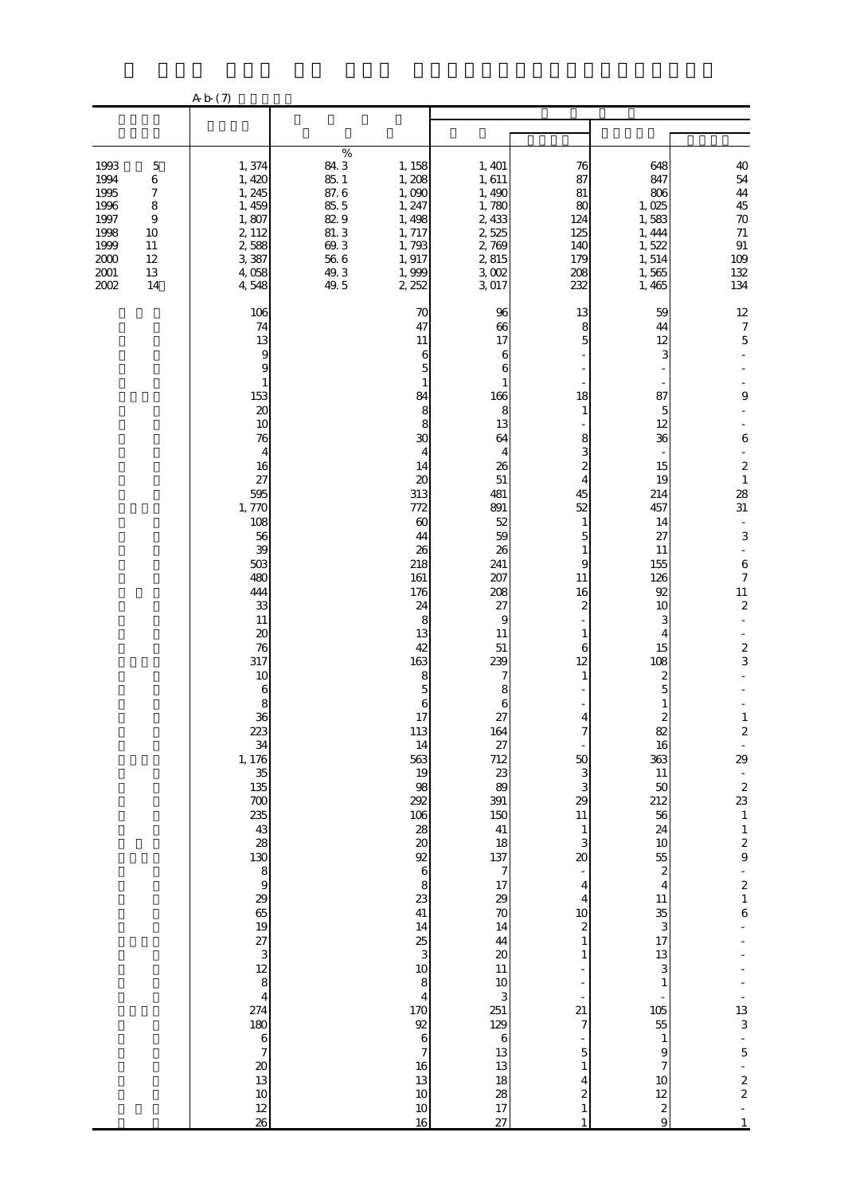A-b-(7)

| | | | | | | | |
|---|---|---|---|---|---|---|---|
| | | % | | | | | |
| 1993 5 | 1,374 | 84.3 | 1,158 | 1,401 | 76 | 648 | 40 |
| 1994 6 | 1,420 | 85.1 | 1,208 | 1,611 | 87 | 847 | 54 |
| 1995 7 | 1,245 | 87.6 | 1,090 | 1,490 | 81 | 806 | 44 |
| 1996 8 | 1,459 | 85.5 | 1,247 | 1,780 | 80 | 1,025 | 45 |
| 1997 9 | 1,807 | 82.9 | 1,498 | 2,433 | 124 | 1,583 | 70 |
| 1998 10 | 2,112 | 81.3 | 1,717 | 2,525 | 125 | 1,444 | 71 |
| 1999 11 | 2,588 | 69.3 | 1,793 | 2,769 | 140 | 1,522 | 91 |
| 2000 12 | 3,387 | 56.6 | 1,917 | 2,815 | 179 | 1,514 | 109 |
| 2001 13 | 4,058 | 49.3 | 1,999 | 3,002 | 208 | 1,565 | 132 |
| 2002 14 | 4,548 | 49.5 | 2,252 | 3,017 | 232 | 1,465 | 134 |
| | 106 | | 70 | 96 | 13 | 59 | 12 |
| | 74 | | 47 | 66 | 8 | 44 | 7 |
| | 13 | | 11 | 17 | 5 | 12 | 5 |
| | 9 | | 6 | 6 | - | 3 | - |
| | 9 | | 5 | 6 | - | - | - |
| | 1 | | 1 | 1 | - | - | - |
| | 153 | | 84 | 166 | 18 | 87 | 9 |
| | 20 | | 8 | 8 | 1 | 5 | - |
| | 10 | | 8 | 13 | - | 12 | - |
| | 76 | | 30 | 64 | 8 | 36 | 6 |
| | 4 | | 4 | 4 | 3 | - | - |
| | 16 | | 14 | 26 | 2 | 15 | 2 |
| | 27 | | 20 | 51 | 4 | 19 | 1 |
| | 595 | | 313 | 481 | 45 | 214 | 28 |
| | 1,770 | | 772 | 891 | 52 | 457 | 31 |
| | 108 | | 60 | 52 | 1 | 14 | - |
| | 56 | | 44 | 59 | 5 | 27 | 3 |
| | 39 | | 26 | 26 | 1 | 11 | - |
| | 503 | | 218 | 241 | 9 | 155 | 6 |
| | 480 | | 161 | 207 | 11 | 126 | 7 |
| | 444 | | 176 | 208 | 16 | 92 | 11 |
| | 33 | | 24 | 27 | 2 | 10 | 2 |
| | 11 | | 8 | 9 | - | 3 | - |
| | 20 | | 13 | 11 | 1 | 4 | - |
| | 76 | | 42 | 51 | 6 | 15 | 2 |
| | 317 | | 163 | 239 | 12 | 108 | 3 |
| | 10 | | 8 | 7 | 1 | 2 | - |
| | 6 | | 5 | 8 | - | 5 | - |
| | 8 | | 6 | 6 | - | 1 | - |
| | 36 | | 17 | 27 | 4 | 2 | 1 |
| | 223 | | 113 | 164 | 7 | 82 | 2 |
| | 34 | | 14 | 27 | - | 16 | - |
| | 1,176 | | 563 | 712 | 50 | 363 | 29 |
| | 35 | | 19 | 23 | 3 | 11 | - |
| | 135 | | 98 | 89 | 3 | 50 | 2 |
| | 700 | | 292 | 391 | 29 | 212 | 23 |
| | 235 | | 106 | 150 | 11 | 56 | 1 |
| | 43 | | 28 | 41 | 1 | 24 | 1 |
| | 28 | | 20 | 18 | 3 | 10 | 2 |
| | 130 | | 92 | 137 | 20 | 55 | 9 |
| | 8 | | 6 | 7 | - | 2 | - |
| | 9 | | 8 | 17 | 4 | 4 | 2 |
| | 29 | | 23 | 29 | 4 | 11 | 1 |
| | 65 | | 41 | 70 | 10 | 35 | 6 |
| | 19 | | 14 | 14 | 2 | 3 | - |
| | 27 | | 25 | 44 | 1 | 17 | - |
| | 3 | | 3 | 20 | 1 | 13 | - |
| | 12 | | 10 | 11 | - | 3 | - |
| | 8 | | 8 | 10 | - | 1 | - |
| | 4 | | 4 | 3 | - | - | - |
| | 274 | | 170 | 251 | 21 | 105 | 13 |
| | 180 | | 92 | 129 | 7 | 55 | 3 |
| | 6 | | 6 | 6 | - | 1 | - |
| | 7 | | 7 | 13 | 5 | 9 | 5 |
| | 20 | | 16 | 13 | 1 | 7 | - |
| | 13 | | 13 | 18 | 4 | 10 | 2 |
| | 10 | | 10 | 28 | 2 | 12 | 2 |
| | 12 | | 10 | 17 | 1 | 2 | - |
| | 26 | | 16 | 27 | 1 | 9 | 1 |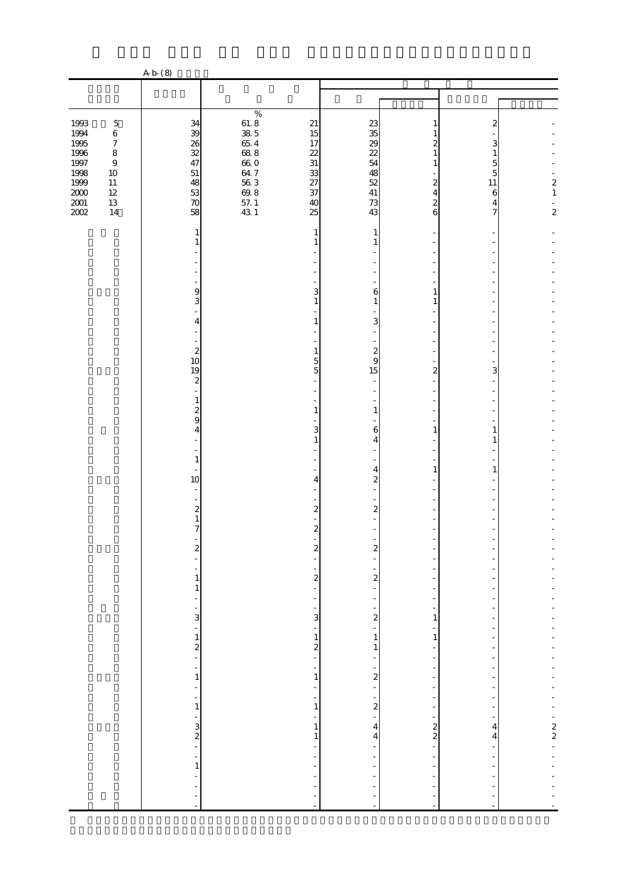A-b-(8)

| | | | | | | | |
|---|---|---|---|---|---|---|---|
| 1993 5 | 34 | 61.8 | 21 | 23 | 1 | 2 | - |
| 1994 6 | 39 | 38.5 | 15 | 35 | 1 | - | - |
| 1995 7 | 26 | 65.4 | 17 | 29 | 2 | 3 | - |
| 1996 8 | 32 | 68.8 | 22 | 22 | 1 | 1 | - |
| 1997 9 | 47 | 66.0 | 31 | 54 | 1 | 5 | - |
| 1998 10 | 51 | 64.7 | 33 | 48 | - | 5 | - |
| 1999 11 | 48 | 56.3 | 27 | 52 | 2 | 11 | 2 |
| 2000 12 | 53 | 69.8 | 37 | 41 | 4 | 6 | 1 |
| 2001 13 | 70 | 57.1 | 40 | 73 | 2 | 4 | - |
| 2002 14 | 58 | 43.1 | 25 | 43 | 6 | 7 | 2 |
| | 1 | | 1 | 1 | - | - | - |
| | 1 | | 1 | 1 | - | - | - |
| | - | | - | - | - | - | - |
| | - | | - | - | - | - | - |
| | - | | - | - | - | - | - |
| | - | | - | - | - | - | - |
| | - | | - | - | - | - | - |
| | 9 | | 3 | 6 | 1 | - | - |
| | 3 | | 1 | 1 | 1 | - | - |
| | - | | - | - | - | - | - |
| | 4 | | 1 | 3 | - | - | - |
| | - | | - | - | - | - | - |
| | - | | - | - | - | - | - |
| | 2 | | 1 | 2 | - | - | - |
| | 10 | | 5 | 9 | - | - | - |
| | 19 | | 5 | 15 | 2 | 3 | - |
| | 2 | | - | - | - | - | - |
| | - | | - | - | - | - | - |
| | 1 | | - | - | - | - | - |
| | 2 | | 1 | 1 | - | - | - |
| | 9 | | - | - | - | - | - |
| | 4 | | 3 | 6 | 1 | 1 | - |
| | - | | 1 | 4 | - | 1 | - |
| | - | | - | - | - | - | - |
| | 1 | | - | - | - | - | - |
| | - | | - | 4 | 1 | 1 | - |
| | 10 | | 4 | 2 | - | - | - |
| | - | | - | - | - | - | - |
| | - | | - | - | - | - | - |
| | 2 | | 2 | 2 | - | - | - |
| | 1 | | - | - | - | - | - |
| | 7 | | 2 | - | - | - | - |
| | - | | - | - | - | - | - |
| | 2 | | 2 | 2 | - | - | - |
| | - | | - | - | - | - | - |
| | - | | - | - | - | - | - |
| | 1 | | 2 | 2 | - | - | - |
| | 1 | | - | - | - | - | - |
| | - | | - | - | - | - | - |
| | - | | - | - | - | - | - |
| | 3 | | 3 | 2 | 1 | - | - |
| | - | | - | - | - | - | - |
| | 1 | | 1 | 1 | 1 | - | - |
| | 2 | | 2 | 1 | - | - | - |
| | - | | - | - | - | - | - |
| | - | | - | - | - | - | - |
| | 1 | | 1 | 2 | - | - | - |
| | - | | - | - | - | - | - |
| | - | | - | - | - | - | - |
| | 1 | | 1 | 2 | - | - | - |
| | - | | - | - | - | - | - |
| | 3 | | 1 | 4 | 2 | 4 | 2 |
| | 2 | | 1 | 4 | 2 | 4 | 2 |
| | - | | - | - | - | - | - |
| | - | | - | - | - | - | - |
| | 1 | | - | - | - | - | - |
| | - | | - | - | - | - | - |
| | - | | - | - | - | - | - |
| | - | | - | - | - | - | - |
| | - | | - | - | - | - | - |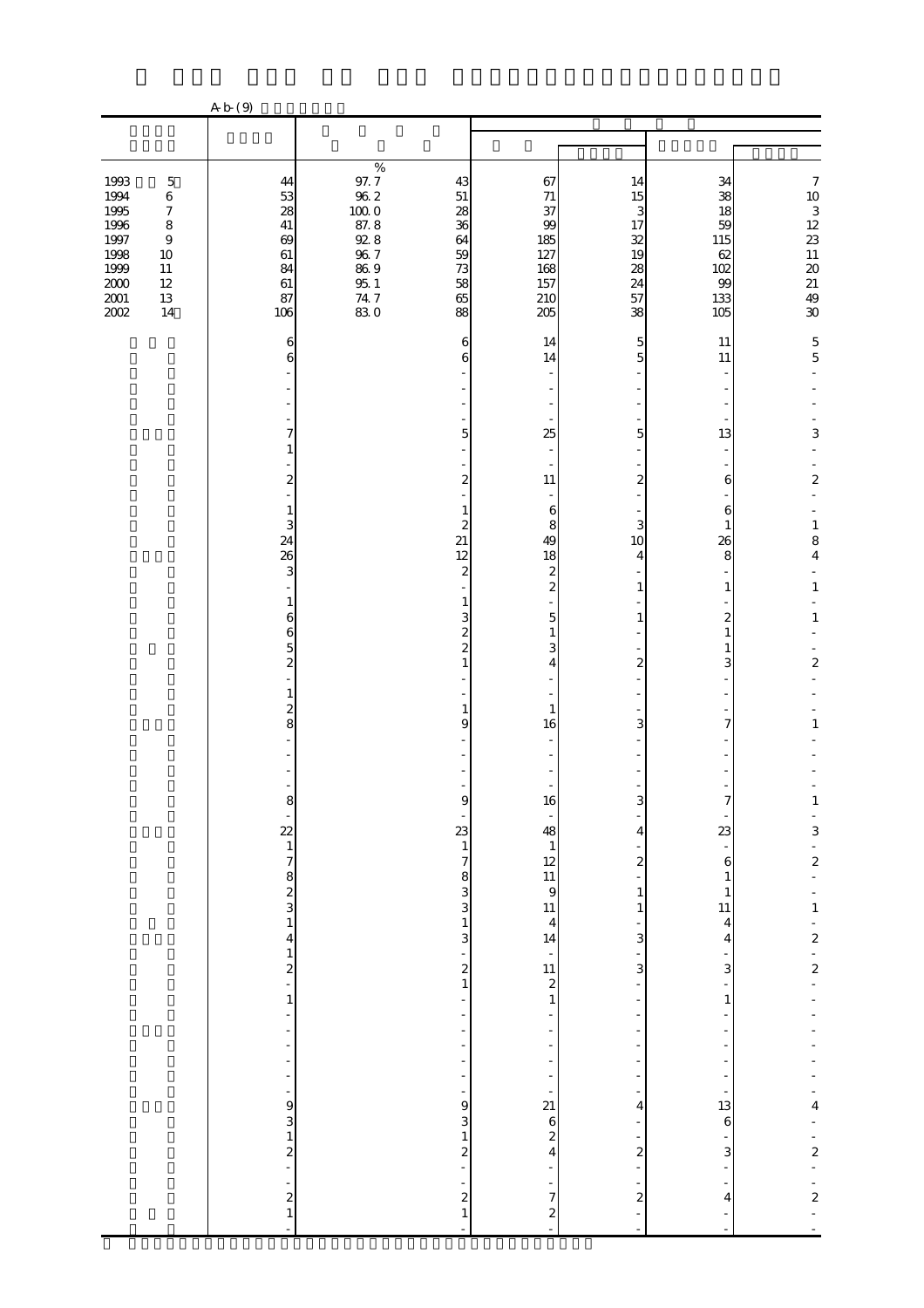A-b-(9)

| | | | | | | | |
|---|---|---|---|---|---|---|---|
| | | % | | | | | |
| 1993 5 | 44 | 97.7 | 43 | 67 | 14 | 34 | 7 |
| 1994 6 | 53 | 96.2 | 51 | 71 | 15 | 38 | 10 |
| 1995 7 | 28 | 100.0 | 28 | 37 | 3 | 18 | 3 |
| 1996 8 | 41 | 87.8 | 36 | 99 | 17 | 59 | 12 |
| 1997 9 | 69 | 92.8 | 64 | 185 | 32 | 115 | 23 |
| 1998 10 | 61 | 96.7 | 59 | 127 | 19 | 62 | 11 |
| 1999 11 | 84 | 86.9 | 73 | 168 | 28 | 102 | 20 |
| 2000 12 | 61 | 95.1 | 58 | 157 | 24 | 99 | 21 |
| 2001 13 | 87 | 74.7 | 65 | 210 | 57 | 133 | 49 |
| 2002 14 | 106 | 83.0 | 88 | 205 | 38 | 105 | 30 |
| | 6 | | 6 | 14 | 5 | 11 | 5 |
| | 6 | | 6 | 14 | 5 | 11 | 5 |
| | - | | - | - | - | - | - |
| | - | | - | - | - | - | - |
| | - | | - | - | - | - | - |
| | - | | - | - | - | - | - |
| | 7 | | 5 | 25 | 5 | 13 | 3 |
| | 1 | | - | - | - | - | - |
| | - | | - | - | - | - | - |
| | 2 | | 2 | 11 | 2 | 6 | 2 |
| | - | | - | - | - | - | - |
| | 1 | | 1 | 6 | - | 6 | - |
| | 3 | | 2 | 8 | 3 | 1 | 1 |
| | 24 | | 21 | 49 | 10 | 26 | 8 |
| | 26 | | 12 | 18 | 4 | 8 | 4 |
| | 3 | | 2 | 2 | - | - | - |
| | - | | - | 2 | 1 | 1 | 1 |
| | 1 | | 1 | - | - | - | - |
| | 6 | | 3 | 5 | 1 | 2 | 1 |
| | 6 | | 2 | 1 | - | 1 | - |
| | 5 | | 2 | 3 | - | 1 | - |
| | 2 | | 1 | 4 | 2 | 3 | 2 |
| | - | | - | - | - | - | - |
| | 1 | | - | - | - | - | - |
| | 2 | | 1 | 1 | - | - | - |
| | 8 | | 9 | 16 | 3 | 7 | 1 |
| | - | | - | - | - | - | - |
| | - | | - | - | - | - | - |
| | - | | - | - | - | - | - |
| | - | | - | - | - | - | - |
| | 8 | | 9 | 16 | 3 | 7 | 1 |
| | - | | - | - | - | - | - |
| | 22 | | 23 | 48 | 4 | 23 | 3 |
| | 1 | | 1 | 1 | - | - | - |
| | 7 | | 7 | 12 | 2 | 6 | 2 |
| | 8 | | 8 | 11 | - | 1 | - |
| | 2 | | 3 | 9 | 1 | 1 | - |
| | 3 | | 3 | 11 | 1 | 11 | 1 |
| | 1 | | 1 | 4 | - | 4 | - |
| | 4 | | 3 | 14 | 3 | 4 | 2 |
| | 1 | | - | - | - | - | - |
| | 2 | | 2 | 11 | 3 | 3 | 2 |
| | - | | 1 | 2 | - | - | - |
| | 1 | | - | 1 | - | 1 | - |
| | - | | - | - | - | - | - |
| | - | | - | - | - | - | - |
| | - | | - | - | - | - | - |
| | - | | - | - | - | - | - |
| | - | | - | - | - | - | - |
| | - | | - | - | - | - | - |
| | 9 | | 9 | 21 | 4 | 13 | 4 |
| | 3 | | 3 | 6 | - | 6 | - |
| | 1 | | 1 | 2 | - | - | - |
| | 2 | | 2 | 4 | 2 | 3 | 2 |
| | - | | - | - | - | - | - |
| | - | | - | - | - | - | - |
| | 2 | | 2 | 7 | 2 | 4 | 2 |
| | 1 | | 1 | 2 | - | - | - |
| | - | | - | - | - | - | - |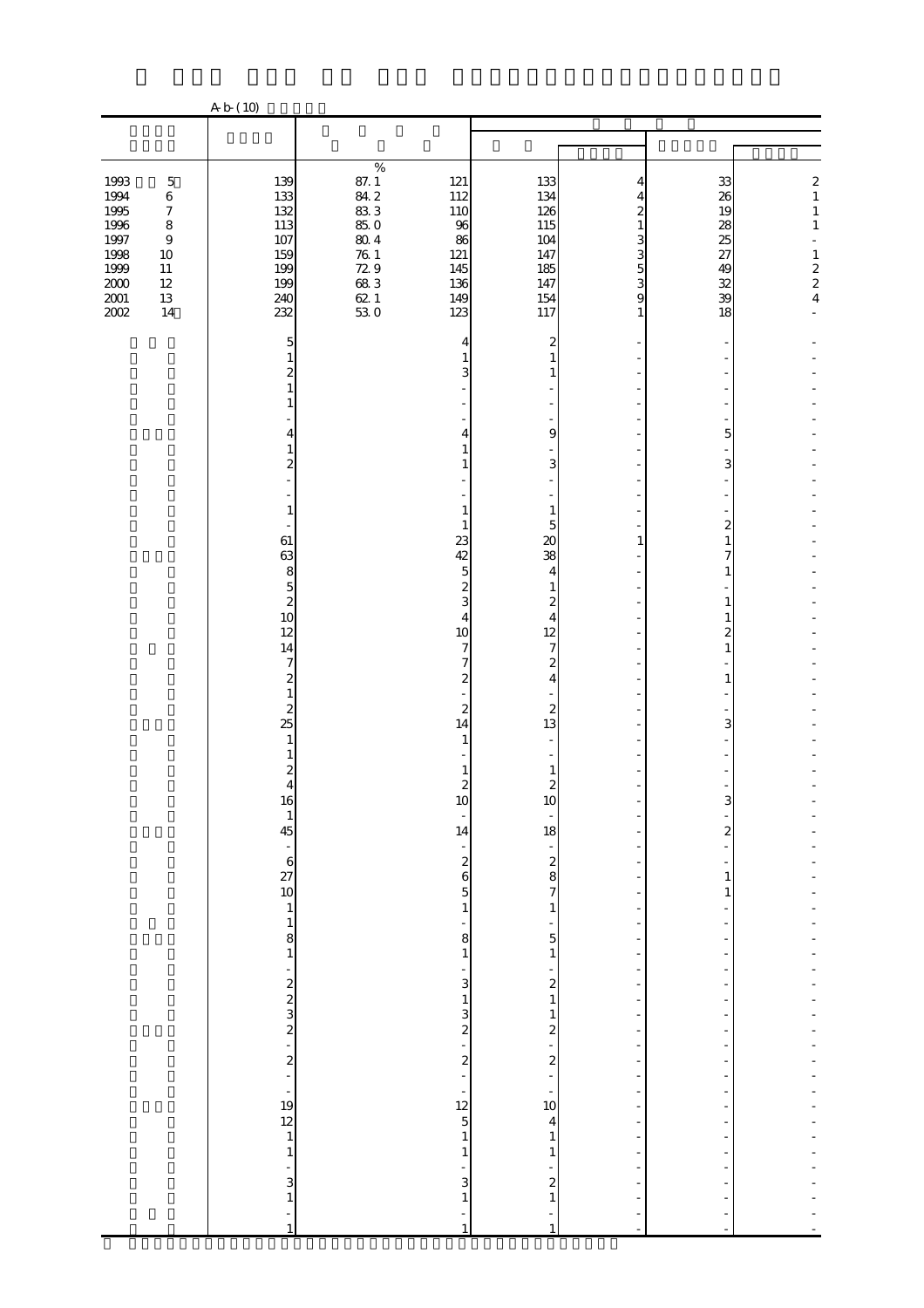A-b-(10)

| | | | | | | | |
|---|---|---|---|---|---|---|---|
| | | | | | | | |
| | | % | | | | | |
| 1993 5 | 139 | 87.1 | 121 | 133 | 4 | 33 | 2 |
| 1994 6 | 133 | 84.2 | 112 | 134 | 4 | 26 | 1 |
| 1995 7 | 132 | 83.3 | 110 | 126 | 2 | 19 | 1 |
| 1996 8 | 113 | 85.0 | 96 | 115 | 1 | 28 | 1 |
| 1997 9 | 107 | 80.4 | 86 | 104 | 3 | 25 | - |
| 1998 10 | 159 | 76.1 | 121 | 147 | 3 | 27 | 1 |
| 1999 11 | 199 | 72.9 | 145 | 185 | 5 | 49 | 2 |
| 2000 12 | 199 | 68.3 | 136 | 147 | 3 | 32 | 2 |
| 2001 13 | 240 | 62.1 | 149 | 154 | 9 | 39 | 4 |
| 2002 14 | 232 | 53.0 | 123 | 117 | 1 | 18 | - |
| | 5 | | 4 | 2 | - | - | - |
| | 1 | | 1 | 1 | - | - | - |
| | 2 | | 3 | 1 | - | - | - |
| | 1 | | - | - | - | - | - |
| | 1 | | - | - | - | - | - |
| | - | | - | - | - | - | - |
| | 4 | | 4 | 9 | - | 5 | - |
| | 1 | | 1 | - | - | - | - |
| | 2 | | 1 | 3 | - | 3 | - |
| | - | | - | - | - | - | - |
| | - | | - | - | - | - | - |
| | 1 | | 1 | 1 | - | - | - |
| | - | | 1 | 5 | - | 2 | - |
| | 61 | | 23 | 20 | 1 | 1 | - |
| | 63 | | 42 | 38 | - | 7 | - |
| | 8 | | 5 | 4 | - | 1 | - |
| | 5 | | 2 | 1 | - | - | - |
| | 2 | | 3 | 2 | - | 1 | - |
| | 10 | | 4 | 4 | - | 1 | - |
| | 12 | | 10 | 12 | - | 2 | - |
| | 14 | | 7 | 7 | - | 1 | - |
| | 7 | | 7 | 2 | - | - | - |
| | 2 | | 2 | 4 | - | 1 | - |
| | 1 | | - | - | - | - | - |
| | 2 | | 2 | 2 | - | - | - |
| | 25 | | 14 | 13 | - | 3 | - |
| | 1 | | 1 | - | - | - | - |
| | 1 | | - | - | - | - | - |
| | 2 | | 1 | 1 | - | - | - |
| | 4 | | 2 | 2 | - | - | - |
| | 16 | | 10 | 10 | - | 3 | - |
| | 1 | | - | - | - | - | - |
| | 45 | | 14 | 18 | - | 2 | - |
| | - | | - | - | - | - | - |
| | 6 | | 2 | 2 | - | - | - |
| | 27 | | 6 | 8 | - | 1 | - |
| | 10 | | 5 | 7 | - | 1 | - |
| | 1 | | 1 | 1 | - | - | - |
| | 1 | | - | - | - | - | - |
| | 8 | | 8 | 5 | - | - | - |
| | 1 | | 1 | 1 | - | - | - |
| | - | | - | - | - | - | - |
| | 2 | | 3 | 2 | - | - | - |
| | 2 | | 1 | 1 | - | - | - |
| | 3 | | 3 | 1 | - | - | - |
| | 2 | | 2 | 2 | - | - | - |
| | - | | - | - | - | - | - |
| | 2 | | 2 | 2 | - | - | - |
| | - | | - | - | - | - | - |
| | - | | - | - | - | - | - |
| | 19 | | 12 | 10 | - | - | - |
| | 12 | | 5 | 4 | - | - | - |
| | 1 | | 1 | 1 | - | - | - |
| | 1 | | 1 | 1 | - | - | - |
| | - | | - | - | - | - | - |
| | 3 | | 3 | 2 | - | - | - |
| | 1 | | 1 | 1 | - | - | - |
| | - | | - | - | - | - | - |
| | 1 | | 1 | 1 | - | - | - |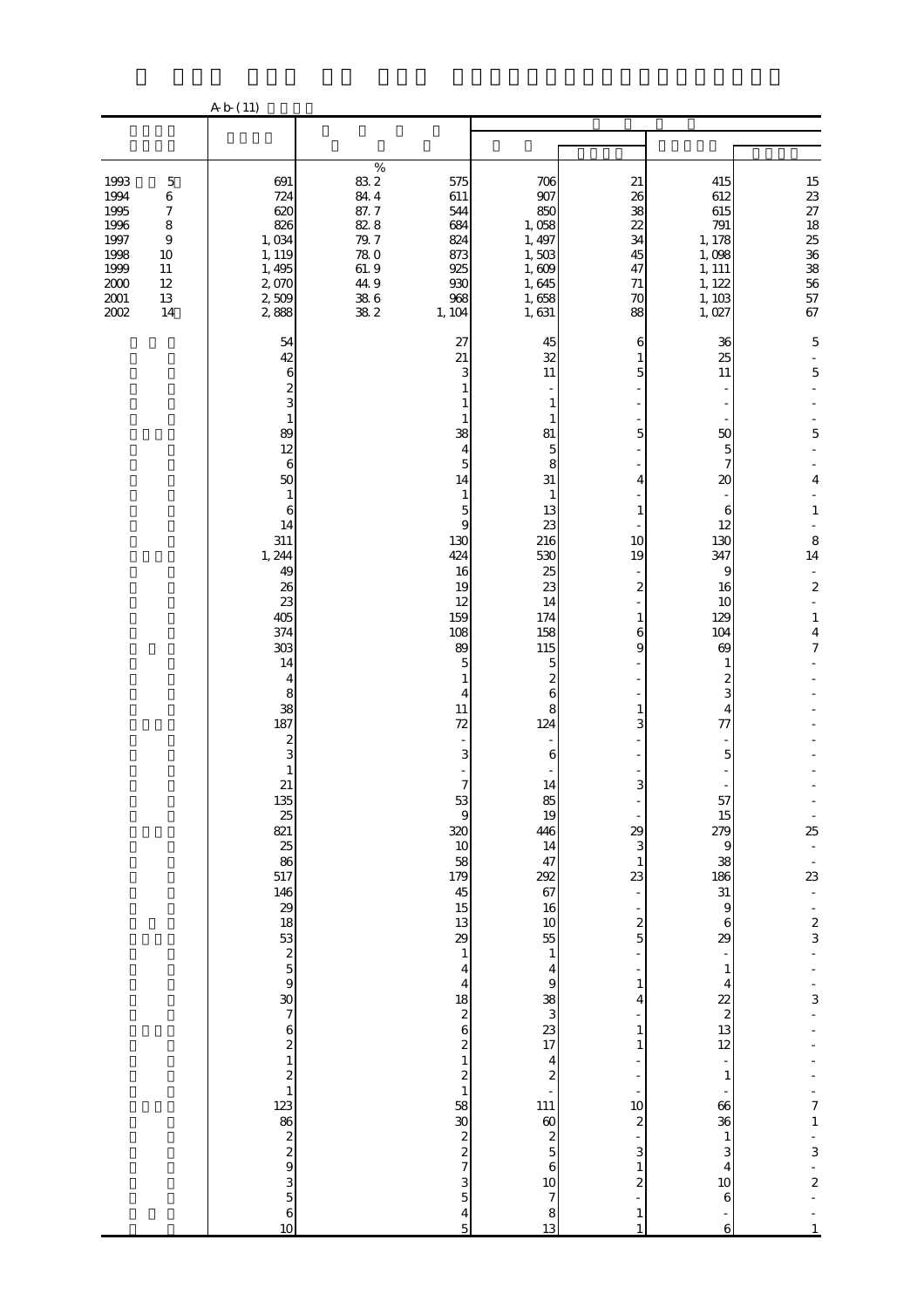A-b-(11)

| | | | | | | | |
|---|---|---|---|---|---|---|---|
| 1993 5 | 691 | 83.2 | 575 | 706 | 21 | 415 | 15 |
| 1994 6 | 724 | 84.4 | 611 | 907 | 26 | 612 | 23 |
| 1995 7 | 620 | 87.7 | 544 | 850 | 38 | 615 | 27 |
| 1996 8 | 826 | 82.8 | 684 | 1,058 | 22 | 791 | 18 |
| 1997 9 | 1,034 | 79.7 | 824 | 1,497 | 34 | 1,178 | 25 |
| 1998 10 | 1,119 | 78.0 | 873 | 1,503 | 45 | 1,098 | 36 |
| 1999 11 | 1,495 | 61.9 | 925 | 1,609 | 47 | 1,111 | 38 |
| 2000 12 | 2,070 | 44.9 | 930 | 1,645 | 71 | 1,122 | 56 |
| 2001 13 | 2,509 | 38.6 | 968 | 1,658 | 70 | 1,103 | 57 |
| 2002 14 | 2,888 | 38.2 | 1,104 | 1,631 | 88 | 1,027 | 67 |
| | 54 | | 27 | 45 | 6 | 36 | 5 |
| | 42 | | 21 | 32 | 1 | 25 | - |
| | 6 | | 3 | 11 | 5 | 11 | 5 |
| | 2 | | 1 | - | - | - | - |
| | 3 | | 1 | 1 | - | - | - |
| | 1 | | 1 | 1 | - | - | - |
| | 89 | | 38 | 81 | 5 | 50 | 5 |
| | 12 | | 4 | 5 | - | 5 | - |
| | 6 | | 5 | 8 | - | 7 | - |
| | 50 | | 14 | 31 | 4 | 20 | 4 |
| | 1 | | 1 | 1 | - | - | - |
| | 6 | | 5 | 13 | 1 | 6 | 1 |
| | 14 | | 9 | 23 | - | 12 | - |
| | 311 | | 130 | 216 | 10 | 130 | 8 |
| | 1,244 | | 424 | 530 | 19 | 347 | 14 |
| | 49 | | 16 | 25 | - | 9 | - |
| | 26 | | 19 | 23 | 2 | 16 | 2 |
| | 23 | | 12 | 14 | - | 10 | - |
| | 405 | | 159 | 174 | 1 | 129 | 1 |
| | 374 | | 108 | 158 | 6 | 104 | 4 |
| | 303 | | 89 | 115 | 9 | 69 | 7 |
| | 14 | | 5 | 5 | - | 1 | - |
| | 4 | | 1 | 2 | - | 2 | - |
| | 8 | | 4 | 6 | - | 3 | - |
| | 38 | | 11 | 8 | 1 | 4 | - |
| | 187 | | 72 | 124 | 3 | 77 | - |
| | 2 | | - | - | - | - | - |
| | 3 | | 3 | 6 | - | 5 | - |
| | 1 | | - | - | - | - | - |
| | 21 | | 7 | 14 | 3 | - | - |
| | 135 | | 53 | 85 | - | 57 | - |
| | 25 | | 9 | 19 | - | 15 | - |
| | 821 | | 320 | 446 | 29 | 279 | 25 |
| | 25 | | 10 | 14 | 3 | 9 | - |
| | 86 | | 58 | 47 | 1 | 38 | - |
| | 517 | | 179 | 292 | 23 | 186 | 23 |
| | 146 | | 45 | 67 | - | 31 | - |
| | 29 | | 15 | 16 | - | 9 | - |
| | 18 | | 13 | 10 | 2 | 6 | 2 |
| | 53 | | 29 | 55 | 5 | 29 | 3 |
| | 2 | | 1 | 1 | - | - | - |
| | 5 | | 4 | 4 | - | 1 | - |
| | 9 | | 4 | 9 | 1 | 4 | - |
| | 30 | | 18 | 38 | 4 | 22 | 3 |
| | 7 | | 2 | 3 | - | 2 | - |
| | 6 | | 6 | 23 | 1 | 13 | - |
| | 2 | | 2 | 17 | 1 | 12 | - |
| | 1 | | 1 | 4 | - | - | - |
| | 2 | | 2 | 2 | - | 1 | - |
| | 1 | | 1 | - | - | - | - |
| | 123 | | 58 | 111 | 10 | 66 | 7 |
| | 86 | | 30 | 60 | 2 | 36 | 1 |
| | 2 | | 2 | 2 | - | 1 | - |
| | 2 | | 2 | 5 | 3 | 3 | 3 |
| | 9 | | 7 | 6 | 1 | 4 | - |
| | 3 | | 3 | 10 | 2 | 10 | 2 |
| | 5 | | 5 | 7 | - | 6 | - |
| | 6 | | 4 | 8 | 1 | - | - |
| | 10 | | 5 | 13 | 1 | 6 | 1 |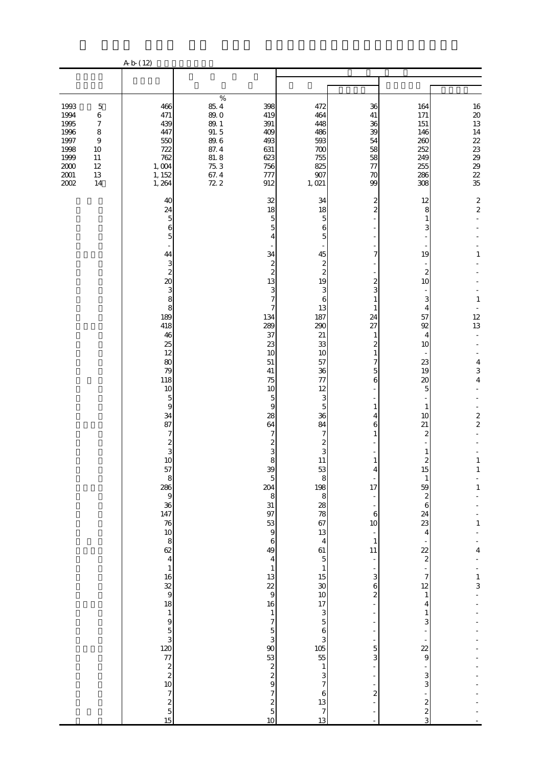A-b-(12)

| | | % | | | | | |
|---|---|---|---|---|---|---|---|
| 1993 5 | 466 | 85.4 | 398 | 472 | 36 | 164 | 16 |
| 1994 6 | 471 | 89.0 | 419 | 464 | 41 | 171 | 20 |
| 1995 7 | 439 | 89.1 | 391 | 448 | 36 | 151 | 13 |
| 1996 8 | 447 | 91.5 | 409 | 486 | 39 | 146 | 14 |
| 1997 9 | 550 | 89.6 | 493 | 593 | 54 | 260 | 22 |
| 1998 10 | 722 | 87.4 | 631 | 700 | 58 | 252 | 23 |
| 1999 11 | 762 | 81.8 | 623 | 755 | 58 | 249 | 29 |
| 2000 12 | 1,004 | 75.3 | 756 | 825 | 77 | 255 | 29 |
| 2001 13 | 1,152 | 67.4 | 777 | 907 | 70 | 286 | 22 |
| 2002 14 | 1,264 | 72.2 | 912 | 1,021 | 99 | 308 | 35 |
| | 40 | | 32 | 34 | 2 | 12 | 2 |
| | 24 | | 18 | 18 | 2 | 8 | 2 |
| | 5 | | 5 | 5 | - | 1 | - |
| | 6 | | 5 | 6 | - | 3 | - |
| | 5 | | 4 | 5 | - | - | - |
| | - | | - | - | - | - | - |
| | 44 | | 34 | 45 | 7 | 19 | 1 |
| | 3 | | 2 | 2 | - | - | - |
| | 2 | | 2 | 2 | - | 2 | - |
| | 20 | | 13 | 19 | 2 | 10 | - |
| | 3 | | 3 | 3 | 3 | - | - |
| | 8 | | 7 | 6 | 1 | 3 | 1 |
| | 8 | | 7 | 13 | 1 | 4 | - |
| | 189 | | 134 | 187 | 24 | 57 | 12 |
| | 418 | | 289 | 290 | 27 | 92 | 13 |
| | 46 | | 37 | 21 | 1 | 4 | - |
| | 25 | | 23 | 33 | 2 | 10 | - |
| | 12 | | 10 | 10 | 1 | - | - |
| | 80 | | 51 | 57 | 7 | 23 | 4 |
| | 79 | | 41 | 36 | 5 | 19 | 3 |
| | 118 | | 75 | 77 | 6 | 20 | 4 |
| | 10 | | 10 | 12 | - | 5 | - |
| | 5 | | 5 | 3 | - | - | - |
| | 9 | | 9 | 5 | 1 | 1 | - |
| | 34 | | 28 | 36 | 4 | 10 | 2 |
| | 87 | | 64 | 84 | 6 | 21 | 2 |
| | 7 | | 7 | 7 | 1 | 2 | - |
| | 2 | | 2 | 2 | - | - | - |
| | 3 | | 3 | 3 | - | 1 | - |
| | 10 | | 8 | 11 | 1 | 2 | 1 |
| | 57 | | 39 | 53 | 4 | 15 | 1 |
| | 8 | | 5 | 8 | - | 1 | - |
| | 286 | | 204 | 198 | 17 | 59 | 1 |
| | 9 | | 8 | 8 | - | 2 | - |
| | 36 | | 31 | 28 | - | 6 | - |
| | 147 | | 97 | 78 | 6 | 24 | - |
| | 76 | | 53 | 67 | 10 | 23 | 1 |
| | 10 | | 9 | 13 | - | 4 | - |
| | 8 | | 6 | 4 | 1 | - | - |
| | 62 | | 49 | 61 | 11 | 22 | 4 |
| | 4 | | 4 | 5 | - | 2 | - |
| | 1 | | 1 | 1 | - | - | - |
| | 16 | | 13 | 15 | 3 | 7 | 1 |
| | 32 | | 22 | 30 | 6 | 12 | 3 |
| | 9 | | 9 | 10 | 2 | 1 | - |
| | 18 | | 16 | 17 | - | 4 | - |
| | 1 | | 1 | 3 | - | 1 | - |
| | 9 | | 7 | 5 | - | 3 | - |
| | 5 | | 5 | 6 | - | - | - |
| | 3 | | 3 | 3 | - | - | - |
| | 120 | | 90 | 105 | 5 | 22 | - |
| | 77 | | 53 | 55 | 3 | 9 | - |
| | 2 | | 2 | 1 | - | - | - |
| | 2 | | 2 | 3 | - | 3 | - |
| | 10 | | 9 | 7 | - | 3 | - |
| | 7 | | 7 | 6 | 2 | - | - |
| | 2 | | 2 | 13 | - | 2 | - |
| | 5 | | 5 | 7 | - | 2 | - |
| | 15 | | 10 | 13 | - | 3 | - |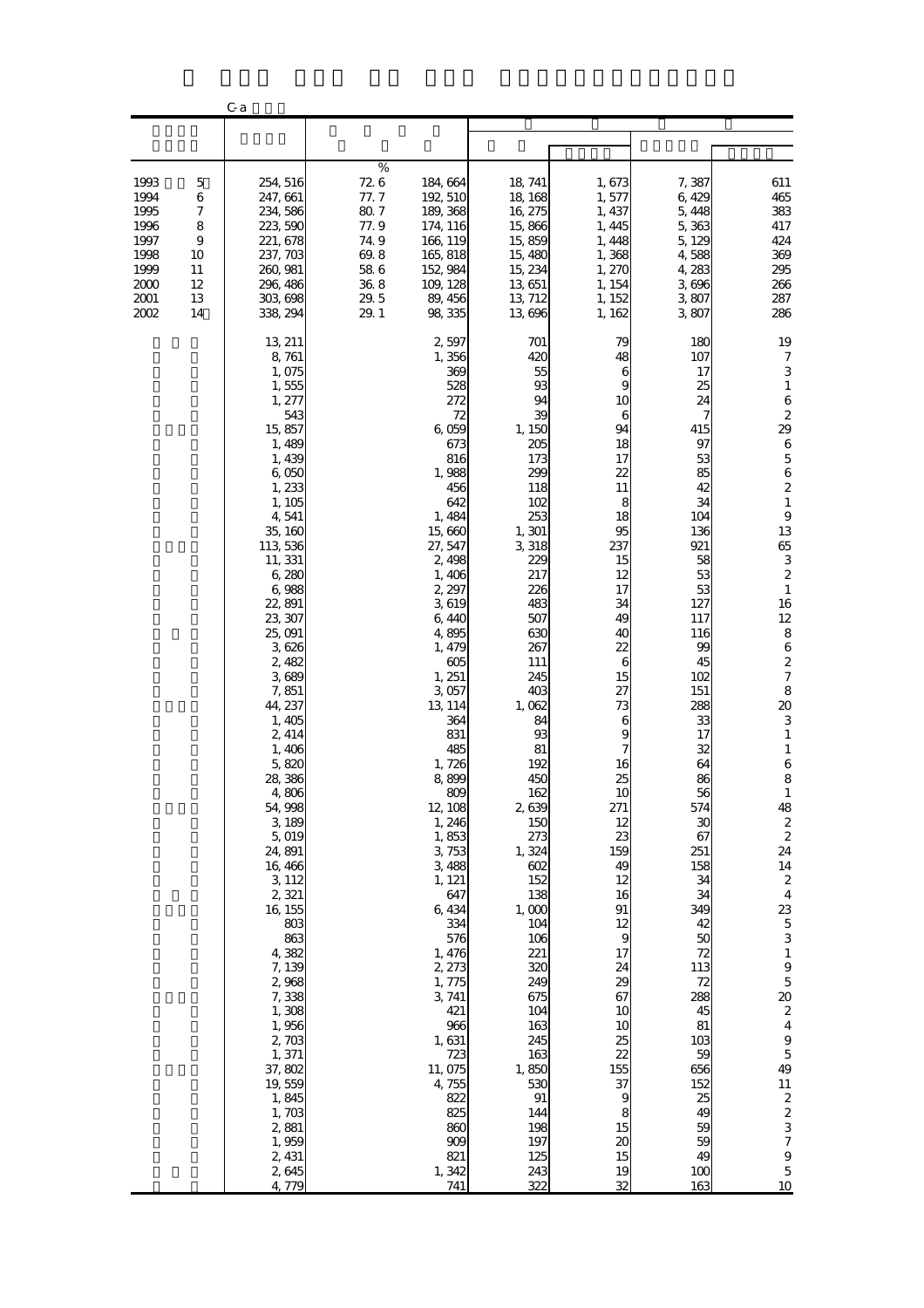C-a

| | | | | | | | |
|---|---|---|---|---|---|---|---|
| | | % | | | | | |
| 1993 5 | 254, 516 | 72. 6 | 184, 664 | 18, 741 | 1, 673 | 7, 387 | 611 |
| 1994 6 | 247, 661 | 77. 7 | 192, 510 | 18, 168 | 1, 577 | 6, 429 | 465 |
| 1995 7 | 234, 586 | 80. 7 | 189, 368 | 16, 275 | 1, 437 | 5, 448 | 383 |
| 1996 8 | 223, 590 | 77. 9 | 174, 116 | 15, 866 | 1, 445 | 5, 363 | 417 |
| 1997 9 | 221, 678 | 74. 9 | 166, 119 | 15, 859 | 1, 448 | 5, 129 | 424 |
| 1998 10 | 237, 703 | 69. 8 | 165, 818 | 15, 480 | 1, 368 | 4, 588 | 369 |
| 1999 11 | 260, 981 | 58. 6 | 152, 984 | 15, 234 | 1, 270 | 4, 283 | 295 |
| 2000 12 | 296, 486 | 36. 8 | 109, 128 | 13, 651 | 1, 154 | 3, 696 | 266 |
| 2001 13 | 303, 698 | 29. 5 | 89, 456 | 13, 712 | 1, 152 | 3, 807 | 287 |
| 2002 14 | 338, 294 | 29. 1 | 98, 335 | 13, 696 | 1, 162 | 3, 807 | 286 |
| | 13, 211 | | 2, 597 | 701 | 79 | 180 | 19 |
| | 8, 761 | | 1, 356 | 420 | 48 | 107 | 7 |
| | 1, 075 | | 369 | 55 | 6 | 17 | 3 |
| | 1, 555 | | 528 | 93 | 9 | 25 | 1 |
| | 1, 277 | | 272 | 94 | 10 | 24 | 6 |
| | 543 | | 72 | 39 | 6 | 7 | 2 |
| | 15, 857 | | 6, 059 | 1, 150 | 94 | 415 | 29 |
| | 1, 489 | | 673 | 205 | 18 | 97 | 6 |
| | 1, 439 | | 816 | 173 | 17 | 53 | 5 |
| | 6, 050 | | 1, 988 | 299 | 22 | 85 | 6 |
| | 1, 233 | | 456 | 118 | 11 | 42 | 2 |
| | 1, 105 | | 642 | 102 | 8 | 34 | 1 |
| | 4, 541 | | 1, 484 | 253 | 18 | 104 | 9 |
| | 35, 160 | | 15, 660 | 1, 301 | 95 | 136 | 13 |
| | 113, 536 | | 27, 547 | 3, 318 | 237 | 921 | 65 |
| | 11, 331 | | 2, 498 | 229 | 15 | 58 | 3 |
| | 6, 280 | | 1, 406 | 217 | 12 | 53 | 2 |
| | 6, 988 | | 2, 297 | 226 | 17 | 53 | 1 |
| | 22, 891 | | 3, 619 | 483 | 34 | 127 | 16 |
| | 23, 307 | | 6, 440 | 507 | 49 | 117 | 12 |
| | 25, 091 | | 4, 895 | 630 | 40 | 116 | 8 |
| | 3, 626 | | 1, 479 | 267 | 22 | 99 | 6 |
| | 2, 482 | | 605 | 111 | 6 | 45 | 2 |
| | 3, 689 | | 1, 251 | 245 | 15 | 102 | 7 |
| | 7, 851 | | 3, 057 | 403 | 27 | 151 | 8 |
| | 44, 237 | | 13, 114 | 1, 062 | 73 | 288 | 20 |
| | 1, 405 | | 364 | 84 | 6 | 33 | 3 |
| | 2, 414 | | 831 | 93 | 9 | 17 | 1 |
| | 1, 406 | | 485 | 81 | 7 | 32 | 1 |
| | 5, 820 | | 1, 726 | 192 | 16 | 64 | 6 |
| | 28, 386 | | 8, 899 | 450 | 25 | 86 | 8 |
| | 4, 806 | | 809 | 162 | 10 | 56 | 1 |
| | 54, 998 | | 12, 108 | 2, 639 | 271 | 574 | 48 |
| | 3, 189 | | 1, 246 | 150 | 12 | 30 | 2 |
| | 5, 019 | | 1, 853 | 273 | 23 | 67 | 2 |
| | 24, 891 | | 3, 753 | 1, 324 | 159 | 251 | 24 |
| | 16, 466 | | 3, 488 | 602 | 49 | 158 | 14 |
| | 3, 112 | | 1, 121 | 152 | 12 | 34 | 2 |
| | 2, 321 | | 647 | 138 | 16 | 34 | 4 |
| | 16, 155 | | 6, 434 | 1, 000 | 91 | 349 | 23 |
| | 803 | | 334 | 104 | 12 | 42 | 5 |
| | 863 | | 576 | 106 | 9 | 50 | 3 |
| | 4, 382 | | 1, 476 | 221 | 17 | 72 | 1 |
| | 7, 139 | | 2, 273 | 320 | 24 | 113 | 9 |
| | 2, 968 | | 1, 775 | 249 | 29 | 72 | 5 |
| | 7, 338 | | 3, 741 | 675 | 67 | 288 | 20 |
| | 1, 308 | | 421 | 104 | 10 | 45 | 2 |
| | 1, 956 | | 966 | 163 | 10 | 81 | 4 |
| | 2, 703 | | 1, 631 | 245 | 25 | 103 | 9 |
| | 1, 371 | | 723 | 163 | 22 | 59 | 5 |
| | 37, 802 | | 11, 075 | 1, 850 | 155 | 656 | 49 |
| | 19, 559 | | 4, 755 | 530 | 37 | 152 | 11 |
| | 1, 845 | | 822 | 91 | 9 | 25 | 2 |
| | 1, 703 | | 825 | 144 | 8 | 49 | 2 |
| | 2, 881 | | 860 | 198 | 15 | 59 | 3 |
| | 1, 959 | | 909 | 197 | 20 | 59 | 7 |
| | 2, 431 | | 821 | 125 | 15 | 49 | 9 |
| | 2, 645 | | 1, 342 | 243 | 19 | 100 | 5 |
| | 4, 779 | | 741 | 322 | 32 | 163 | 10 |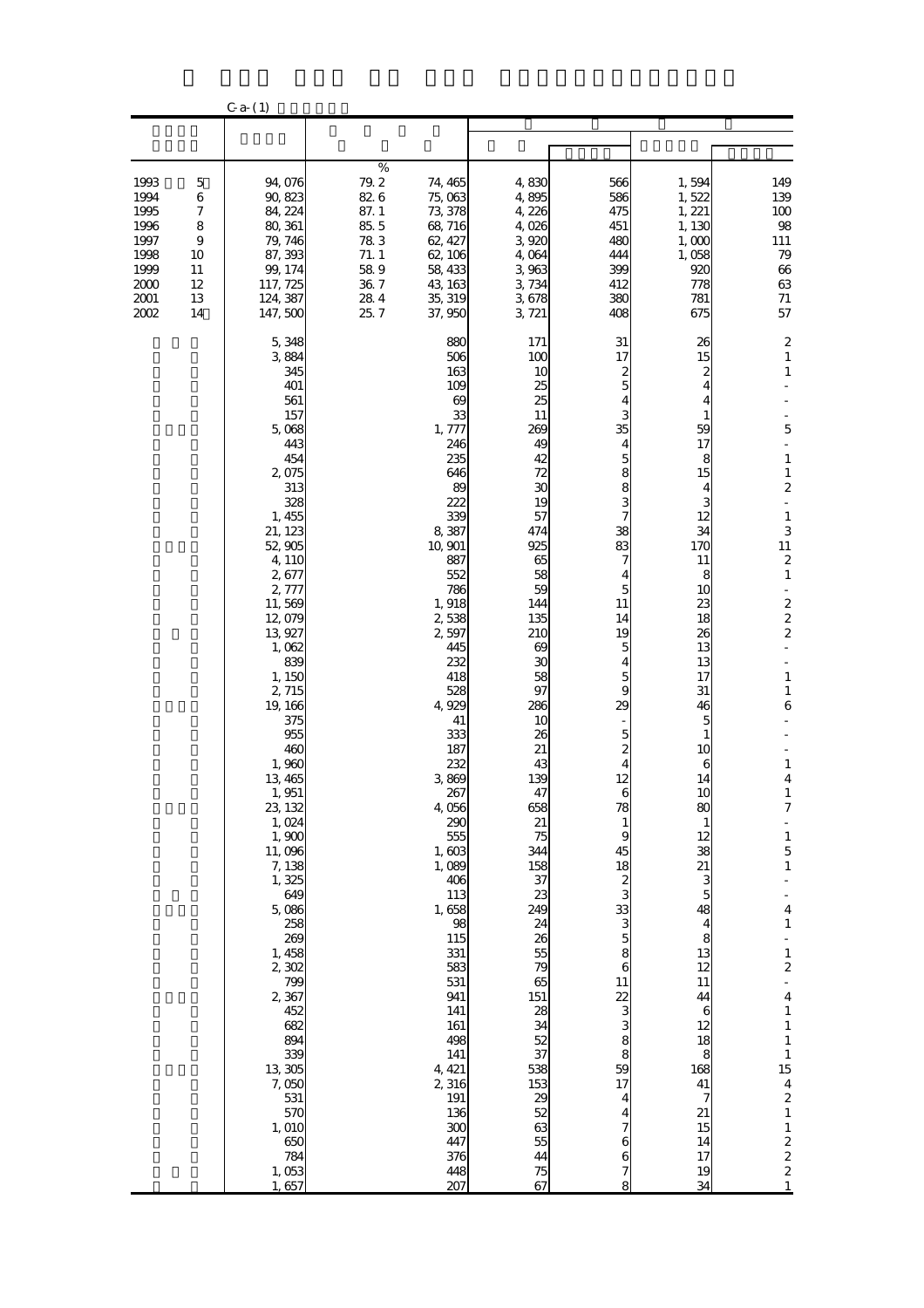C-a-(1)

| | | % | | | | | |
|---|---|---|---|---|---|---|---|
| 1993 5 | 94,076 | 79.2 | 74,465 | 4,830 | 566 | 1,594 | 149 |
| 1994 6 | 90,823 | 82.6 | 75,063 | 4,895 | 586 | 1,522 | 139 |
| 1995 7 | 84,224 | 87.1 | 73,378 | 4,226 | 475 | 1,221 | 100 |
| 1996 8 | 80,361 | 85.5 | 68,716 | 4,026 | 451 | 1,130 | 98 |
| 1997 9 | 79,746 | 78.3 | 62,427 | 3,920 | 480 | 1,000 | 111 |
| 1998 10 | 87,393 | 71.1 | 62,106 | 4,064 | 444 | 1,058 | 79 |
| 1999 11 | 99,174 | 58.9 | 58,433 | 3,963 | 399 | 920 | 66 |
| 2000 12 | 117,725 | 36.7 | 43,163 | 3,734 | 412 | 778 | 63 |
| 2001 13 | 124,387 | 28.4 | 35,319 | 3,678 | 380 | 781 | 71 |
| 2002 14 | 147,500 | 25.7 | 37,950 | 3,721 | 408 | 675 | 57 |
| | 5,348 | | 880 | 171 | 31 | 26 | 2 |
| | 3,884 | | 506 | 100 | 17 | 15 | 1 |
| | 345 | | 163 | 10 | 2 | 2 | 1 |
| | 401 | | 109 | 25 | 5 | 4 | - |
| | 561 | | 69 | 25 | 4 | 4 | - |
| | 157 | | 33 | 11 | 3 | 1 | - |
| | 5,068 | | 1,777 | 269 | 35 | 59 | 5 |
| | 443 | | 246 | 49 | 4 | 17 | - |
| | 454 | | 235 | 42 | 5 | 8 | 1 |
| | 2,075 | | 646 | 72 | 8 | 15 | 1 |
| | 313 | | 89 | 30 | 8 | 4 | 2 |
| | 328 | | 222 | 19 | 3 | 3 | - |
| | 1,455 | | 339 | 57 | 7 | 12 | 1 |
| | 21,123 | | 8,387 | 474 | 38 | 34 | 3 |
| | 52,905 | | 10,901 | 925 | 83 | 170 | 11 |
| | 4,110 | | 887 | 65 | 7 | 11 | 2 |
| | 2,677 | | 552 | 58 | 4 | 8 | 1 |
| | 2,777 | | 786 | 59 | 5 | 10 | - |
| | 11,569 | | 1,918 | 144 | 11 | 23 | 2 |
| | 12,079 | | 2,538 | 135 | 14 | 18 | 2 |
| | 13,927 | | 2,597 | 210 | 19 | 26 | 2 |
| | 1,062 | | 445 | 69 | 5 | 13 | - |
| | 839 | | 232 | 30 | 4 | 13 | - |
| | 1,150 | | 418 | 58 | 5 | 17 | 1 |
| | 2,715 | | 528 | 97 | 9 | 31 | 1 |
| | 19,166 | | 4,929 | 286 | 29 | 46 | 6 |
| | 375 | | 41 | 10 | - | 5 | - |
| | 955 | | 333 | 26 | 5 | 1 | - |
| | 460 | | 187 | 21 | 2 | 10 | - |
| | 1,960 | | 232 | 43 | 4 | 6 | 1 |
| | 13,465 | | 3,869 | 139 | 12 | 14 | 4 |
| | 1,951 | | 267 | 47 | 6 | 10 | 1 |
| | 23,132 | | 4,056 | 658 | 78 | 80 | 7 |
| | 1,024 | | 290 | 21 | 1 | 1 | - |
| | 1,900 | | 555 | 75 | 9 | 12 | 1 |
| | 11,096 | | 1,603 | 344 | 45 | 38 | 5 |
| | 7,138 | | 1,089 | 158 | 18 | 21 | 1 |
| | 1,325 | | 406 | 37 | 2 | 3 | - |
| | 649 | | 113 | 23 | 3 | 5 | - |
| | 5,086 | | 1,658 | 249 | 33 | 48 | 4 |
| | 258 | | 98 | 24 | 3 | 4 | 1 |
| | 269 | | 115 | 26 | 5 | 8 | - |
| | 1,458 | | 331 | 55 | 8 | 13 | 1 |
| | 2,302 | | 583 | 79 | 6 | 12 | 2 |
| | 799 | | 531 | 65 | 11 | 11 | - |
| | 2,367 | | 941 | 151 | 22 | 44 | 4 |
| | 452 | | 141 | 28 | 3 | 6 | 1 |
| | 682 | | 161 | 34 | 3 | 12 | 1 |
| | 894 | | 498 | 52 | 8 | 18 | 1 |
| | 339 | | 141 | 37 | 8 | 8 | 1 |
| | 13,305 | | 4,421 | 538 | 59 | 168 | 15 |
| | 7,050 | | 2,316 | 153 | 17 | 41 | 4 |
| | 531 | | 191 | 29 | 4 | 7 | 2 |
| | 570 | | 136 | 52 | 4 | 21 | 1 |
| | 1,010 | | 300 | 63 | 7 | 15 | 1 |
| | 650 | | 447 | 55 | 6 | 14 | 2 |
| | 784 | | 376 | 44 | 6 | 17 | 2 |
| | 1,053 | | 448 | 75 | 7 | 19 | 2 |
| | 1,657 | | 207 | 67 | 8 | 34 | 1 |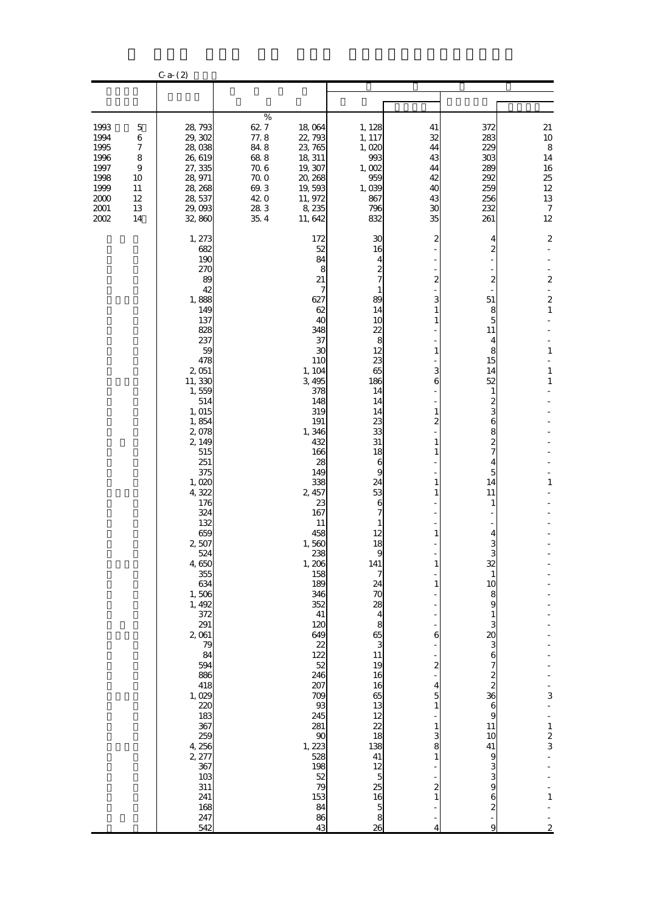C-a-(2)

| | | | | | | | |
|---|---|---|---|---|---|---|---|
| | | % | | | | | |
| 1993 5 | 28,793 | 62.7 | 18,064 | 1,128 | 41 | 372 | 21 |
| 1994 6 | 29,302 | 77.8 | 22,793 | 1,117 | 32 | 283 | 10 |
| 1995 7 | 28,038 | 84.8 | 23,765 | 1,020 | 44 | 229 | 8 |
| 1996 8 | 26,619 | 68.8 | 18,311 | 993 | 43 | 303 | 14 |
| 1997 9 | 27,335 | 70.6 | 19,307 | 1,002 | 44 | 289 | 16 |
| 1998 10 | 28,971 | 70.0 | 20,268 | 959 | 42 | 292 | 25 |
| 1999 11 | 28,268 | 69.3 | 19,593 | 1,039 | 40 | 259 | 12 |
| 2000 12 | 28,537 | 42.0 | 11,972 | 867 | 43 | 256 | 13 |
| 2001 13 | 29,093 | 28.3 | 8,235 | 796 | 30 | 232 | 7 |
| 2002 14 | 32,860 | 35.4 | 11,642 | 832 | 35 | 261 | 12 |
| | 1,273 | | 172 | 30 | 2 | 4 | 2 |
| | 682 | | 52 | 16 | - | 2 | - |
| | 190 | | 84 | 4 | - | - | - |
| | 270 | | 8 | 2 | - | - | - |
| | 89 | | 21 | 7 | 2 | 2 | 2 |
| | 42 | | 7 | 1 | - | - | - |
| | 1,888 | | 627 | 89 | 3 | 51 | 2 |
| | 149 | | 62 | 14 | 1 | 8 | 1 |
| | 137 | | 40 | 10 | 1 | 5 | - |
| | 828 | | 348 | 22 | - | 11 | - |
| | 237 | | 37 | 8 | - | 4 | - |
| | 59 | | 30 | 12 | 1 | 8 | 1 |
| | 478 | | 110 | 23 | - | 15 | - |
| | 2,051 | | 1,104 | 65 | 3 | 14 | 1 |
| | 11,330 | | 3,495 | 186 | 6 | 52 | 1 |
| | 1,559 | | 378 | 14 | - | 1 | - |
| | 514 | | 148 | 14 | - | 2 | - |
| | 1,015 | | 319 | 14 | 1 | 3 | - |
| | 1,854 | | 191 | 23 | 2 | 6 | - |
| | 2,078 | | 1,346 | 33 | - | 8 | - |
| | 2,149 | | 432 | 31 | 1 | 2 | - |
| | 515 | | 166 | 18 | 1 | 7 | - |
| | 251 | | 28 | 6 | - | 4 | - |
| | 375 | | 149 | 9 | - | 5 | - |
| | 1,020 | | 338 | 24 | 1 | 14 | 1 |
| | 4,322 | | 2,457 | 53 | 1 | 11 | - |
| | 176 | | 23 | 6 | - | 1 | - |
| | 324 | | 167 | 7 | - | - | - |
| | 132 | | 11 | 1 | - | - | - |
| | 659 | | 458 | 12 | 1 | 4 | - |
| | 2,507 | | 1,560 | 18 | - | 3 | - |
| | 524 | | 238 | 9 | - | 3 | - |
| | 4,650 | | 1,206 | 141 | 1 | 32 | - |
| | 355 | | 158 | 7 | - | 1 | - |
| | 634 | | 189 | 24 | 1 | 10 | - |
| | 1,506 | | 346 | 70 | - | 8 | - |
| | 1,492 | | 352 | 28 | - | 9 | - |
| | 372 | | 41 | 4 | - | 1 | - |
| | 291 | | 120 | 8 | - | 3 | - |
| | 2,061 | | 649 | 65 | 6 | 20 | - |
| | 79 | | 22 | 3 | - | 3 | - |
| | 84 | | 122 | 11 | - | 6 | - |
| | 594 | | 52 | 19 | 2 | 7 | - |
| | 886 | | 246 | 16 | - | 2 | - |
| | 418 | | 207 | 16 | 4 | 2 | - |
| | 1,029 | | 709 | 65 | 5 | 36 | 3 |
| | 220 | | 93 | 13 | 1 | 6 | - |
| | 183 | | 245 | 12 | - | 9 | - |
| | 367 | | 281 | 22 | 1 | 11 | 1 |
| | 259 | | 90 | 18 | 3 | 10 | 2 |
| | 4,256 | | 1,223 | 138 | 8 | 41 | 3 |
| | 2,277 | | 528 | 41 | 1 | 9 | - |
| | 367 | | 198 | 12 | - | 3 | - |
| | 103 | | 52 | 5 | - | 3 | - |
| | 311 | | 79 | 25 | 2 | 9 | - |
| | 241 | | 153 | 16 | 1 | 6 | 1 |
| | 168 | | 84 | 5 | - | 2 | - |
| | 247 | | 86 | 8 | - | - | - |
| | 542 | | 43 | 26 | 4 | 9 | 2 |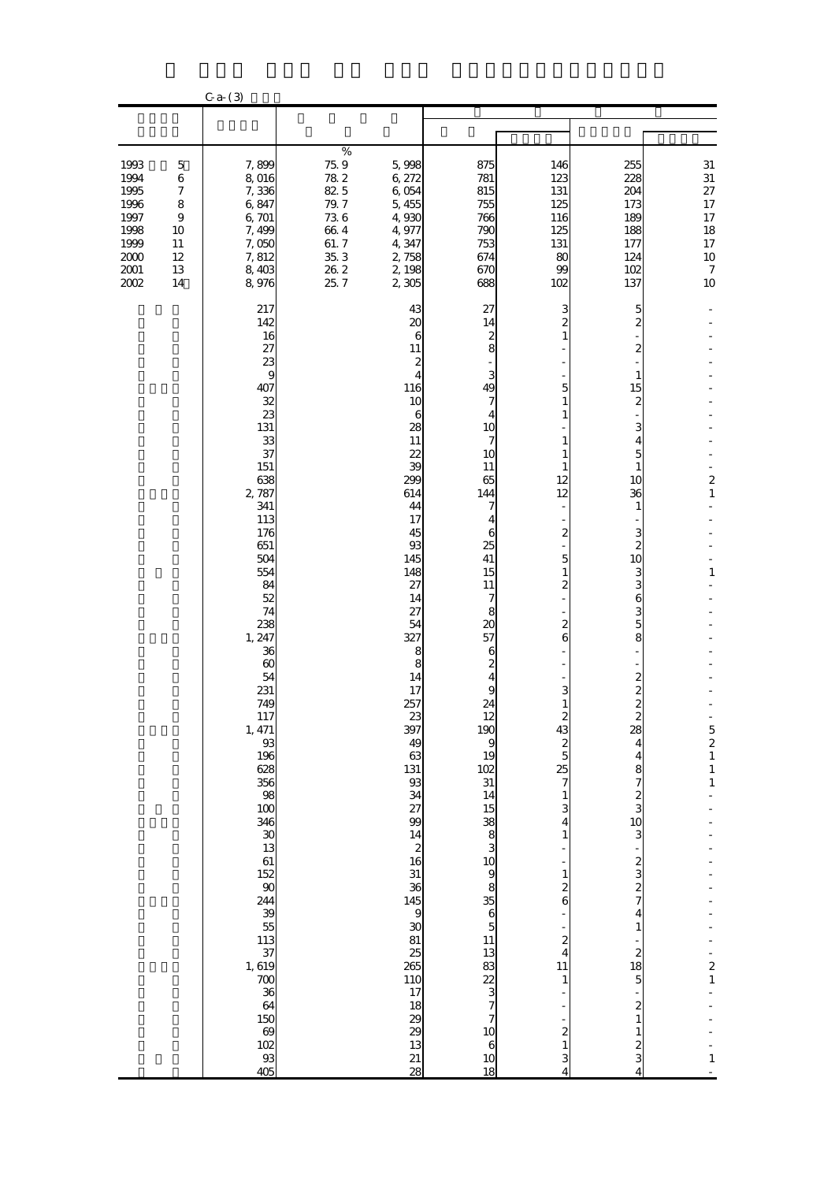C-a-(3)

| | | | | | | | |
|---|---|---|---|---|---|---|---|
| 1993　5 | 7,899 | 75.9 | 5,998 | 875 | 146 | 255 | 31 |
| 1994　6 | 8,016 | 78.2 | 6,272 | 781 | 123 | 228 | 31 |
| 1995　7 | 7,336 | 82.5 | 6,054 | 815 | 131 | 204 | 27 |
| 1996　8 | 6,847 | 79.7 | 5,455 | 755 | 125 | 173 | 17 |
| 1997　9 | 6,701 | 73.6 | 4,930 | 766 | 116 | 189 | 17 |
| 1998　10 | 7,499 | 66.4 | 4,977 | 790 | 125 | 188 | 18 |
| 1999　11 | 7,050 | 61.7 | 4,347 | 753 | 131 | 177 | 17 |
| 2000　12 | 7,812 | 35.3 | 2,758 | 674 | 80 | 124 | 10 |
| 2001　13 | 8,403 | 26.2 | 2,198 | 670 | 99 | 102 | 7 |
| 2002　14 | 8,976 | 25.7 | 2,305 | 688 | 102 | 137 | 10 |
| | 217 | | 43 | 27 | 3 | 5 | - |
| | 142 | | 20 | 14 | 2 | 2 | - |
| | 16 | | 6 | 2 | 1 | - | - |
| | 27 | | 11 | 8 | - | 2 | - |
| | 23 | | 2 | - | - | - | - |
| | 9 | | 4 | 3 | - | 1 | - |
| | 407 | | 116 | 49 | 5 | 15 | - |
| | 32 | | 10 | 7 | 1 | 2 | - |
| | 23 | | 6 | 4 | 1 | - | - |
| | 131 | | 28 | 10 | - | 3 | - |
| | 33 | | 11 | 7 | 1 | 4 | - |
| | 37 | | 22 | 10 | 1 | 5 | - |
| | 151 | | 39 | 11 | 1 | 1 | - |
| | 638 | | 299 | 65 | 12 | 10 | 2 |
| | 2,787 | | 614 | 144 | 12 | 36 | 1 |
| | 341 | | 44 | 7 | - | 1 | - |
| | 113 | | 17 | 4 | - | - | - |
| | 176 | | 45 | 6 | 2 | 3 | - |
| | 651 | | 93 | 25 | - | 2 | - |
| | 504 | | 145 | 41 | 5 | 10 | - |
| | 554 | | 148 | 15 | 1 | 3 | 1 |
| | 84 | | 27 | 11 | 2 | 3 | - |
| | 52 | | 14 | 7 | - | 6 | - |
| | 74 | | 27 | 8 | - | 3 | - |
| | 238 | | 54 | 20 | 2 | 5 | - |
| | 1,247 | | 327 | 57 | 6 | 8 | - |
| | 36 | | 8 | 6 | - | - | - |
| | 60 | | 8 | 2 | - | - | - |
| | 54 | | 14 | 4 | - | 2 | - |
| | 231 | | 17 | 9 | 3 | 2 | - |
| | 749 | | 257 | 24 | 1 | 2 | - |
| | 117 | | 23 | 12 | 2 | 2 | - |
| | 1,471 | | 397 | 190 | 43 | 28 | 5 |
| | 93 | | 49 | 9 | 2 | 4 | 2 |
| | 196 | | 63 | 19 | 5 | 4 | 1 |
| | 628 | | 131 | 102 | 25 | 8 | 1 |
| | 356 | | 93 | 31 | 7 | 7 | 1 |
| | 98 | | 34 | 14 | 1 | 2 | - |
| | 100 | | 27 | 15 | 3 | 3 | - |
| | 346 | | 99 | 38 | 4 | 10 | - |
| | 30 | | 14 | 8 | 1 | 3 | - |
| | 13 | | 2 | 3 | - | - | - |
| | 61 | | 16 | 10 | - | 2 | - |
| | 152 | | 31 | 9 | 1 | 3 | - |
| | 90 | | 36 | 8 | 2 | 2 | - |
| | 244 | | 145 | 35 | 6 | 7 | - |
| | 39 | | 9 | 6 | - | 4 | - |
| | 55 | | 30 | 5 | - | 1 | - |
| | 113 | | 81 | 11 | 2 | - | - |
| | 37 | | 25 | 13 | 4 | 2 | - |
| | 1,619 | | 265 | 83 | 11 | 18 | 2 |
| | 700 | | 110 | 22 | 1 | 5 | 1 |
| | 36 | | 17 | 3 | - | - | - |
| | 64 | | 18 | 7 | - | 2 | - |
| | 150 | | 29 | 7 | - | 1 | - |
| | 69 | | 29 | 10 | 2 | 1 | - |
| | 102 | | 13 | 6 | 1 | 2 | - |
| | 93 | | 21 | 10 | 3 | 3 | 1 |
| | 405 | | 28 | 18 | 4 | 4 | - |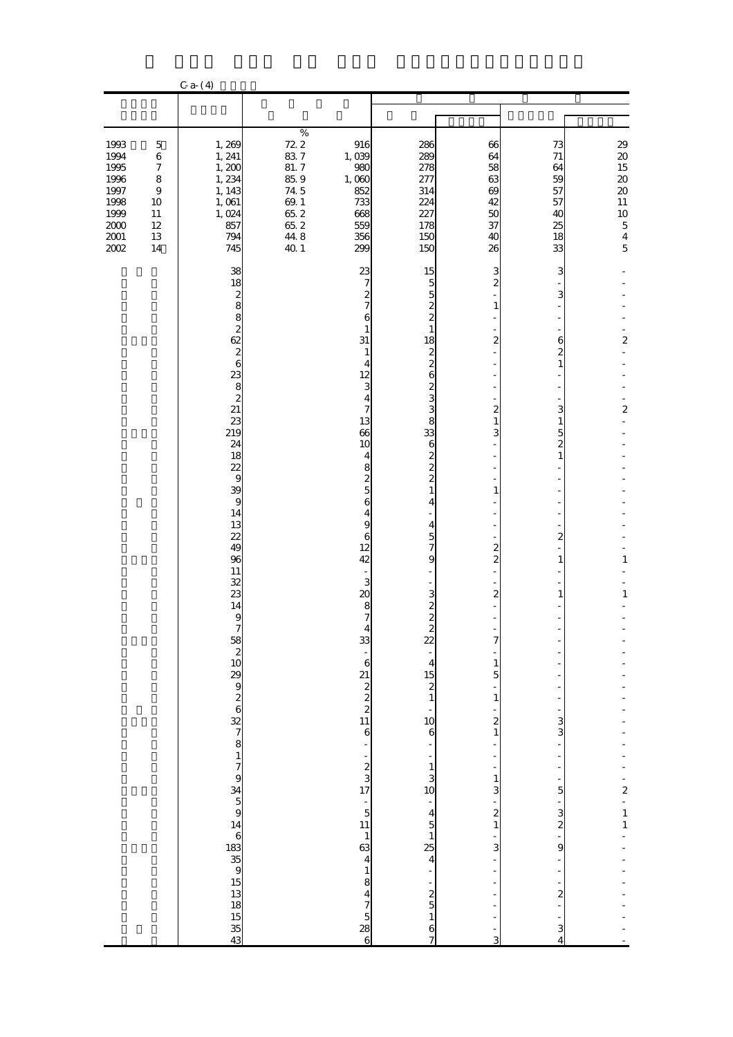C-a-(4)

| | | % | | | | | |
|---|---|---|---|---|---|---|---|
| 1993 5 | 1,269 | 72.2 | 916 | 286 | 66 | 73 | 29 |
| 1994 6 | 1,241 | 83.7 | 1,039 | 289 | 64 | 71 | 20 |
| 1995 7 | 1,200 | 81.7 | 980 | 278 | 58 | 64 | 15 |
| 1996 8 | 1,234 | 85.9 | 1,060 | 277 | 63 | 59 | 20 |
| 1997 9 | 1,143 | 74.5 | 852 | 314 | 69 | 57 | 20 |
| 1998 10 | 1,061 | 69.1 | 733 | 224 | 42 | 57 | 11 |
| 1999 11 | 1,024 | 65.2 | 668 | 227 | 50 | 40 | 10 |
| 2000 12 | 857 | 65.2 | 559 | 178 | 37 | 25 | 5 |
| 2001 13 | 794 | 44.8 | 356 | 150 | 40 | 18 | 4 |
| 2002 14 | 745 | 40.1 | 299 | 150 | 26 | 33 | 5 |
| | 38 | | 23 | 15 | 3 | 3 | - |
| | 18 | | 7 | 5 | 2 | - | - |
| | 2 | | 2 | 5 | - | 3 | - |
| | 8 | | 7 | 2 | 1 | - | - |
| | 8 | | 6 | 2 | - | - | - |
| | 2 | | 1 | 1 | - | - | - |
| | 62 | | 31 | 18 | 2 | 6 | 2 |
| | 2 | | 1 | 2 | - | 2 | - |
| | 6 | | 4 | 2 | - | 1 | - |
| | 23 | | 12 | 6 | - | - | - |
| | 8 | | 3 | 2 | - | - | - |
| | 2 | | 4 | 3 | - | - | - |
| | 21 | | 7 | 3 | 2 | 3 | 2 |
| | 23 | | 13 | 8 | 1 | 1 | - |
| | 219 | | 66 | 33 | 3 | 5 | - |
| | 24 | | 10 | 6 | - | 2 | - |
| | 18 | | 4 | 2 | - | 1 | - |
| | 22 | | 8 | 2 | - | - | - |
| | 9 | | 2 | 2 | - | - | - |
| | 39 | | 5 | 1 | 1 | - | - |
| | 9 | | 6 | 4 | - | - | - |
| | 14 | | 4 | - | - | - | - |
| | 13 | | 9 | 4 | - | - | - |
| | 22 | | 6 | 5 | - | 2 | - |
| | 49 | | 12 | 7 | 2 | - | - |
| | 96 | | 42 | 9 | 2 | 1 | 1 |
| | 11 | | - | - | - | - | - |
| | 32 | | 3 | - | - | - | - |
| | 23 | | 20 | 3 | 2 | 1 | 1 |
| | 14 | | 8 | 2 | - | - | - |
| | 9 | | 7 | 2 | - | - | - |
| | 7 | | 4 | 2 | - | - | - |
| | 58 | | 33 | 22 | 7 | - | - |
| | 2 | | - | - | - | - | - |
| | 10 | | 6 | 4 | 1 | - | - |
| | 29 | | 21 | 15 | 5 | - | - |
| | 9 | | 2 | 2 | - | - | - |
| | 2 | | 2 | 1 | 1 | - | - |
| | 6 | | 2 | - | - | - | - |
| | 32 | | 11 | 10 | 2 | 3 | - |
| | 7 | | 6 | 6 | 1 | 3 | - |
| | 8 | | - | - | - | - | - |
| | 1 | | - | - | - | - | - |
| | 7 | | 2 | 1 | - | - | - |
| | 9 | | 3 | 3 | 1 | - | - |
| | 34 | | 17 | 10 | 3 | 5 | 2 |
| | 5 | | - | - | - | - | - |
| | 9 | | 5 | 4 | 2 | 3 | 1 |
| | 14 | | 11 | 5 | 1 | 2 | 1 |
| | 6 | | 1 | 1 | - | - | - |
| | 183 | | 63 | 25 | 3 | 9 | - |
| | 35 | | 4 | 4 | - | - | - |
| | 9 | | 1 | - | - | - | - |
| | 15 | | 8 | - | - | - | - |
| | 13 | | 4 | 2 | - | 2 | - |
| | 18 | | 7 | 5 | - | - | - |
| | 15 | | 5 | 1 | - | - | - |
| | 35 | | 28 | 6 | - | 3 | - |
| | 43 | | 6 | 7 | 3 | 4 | - |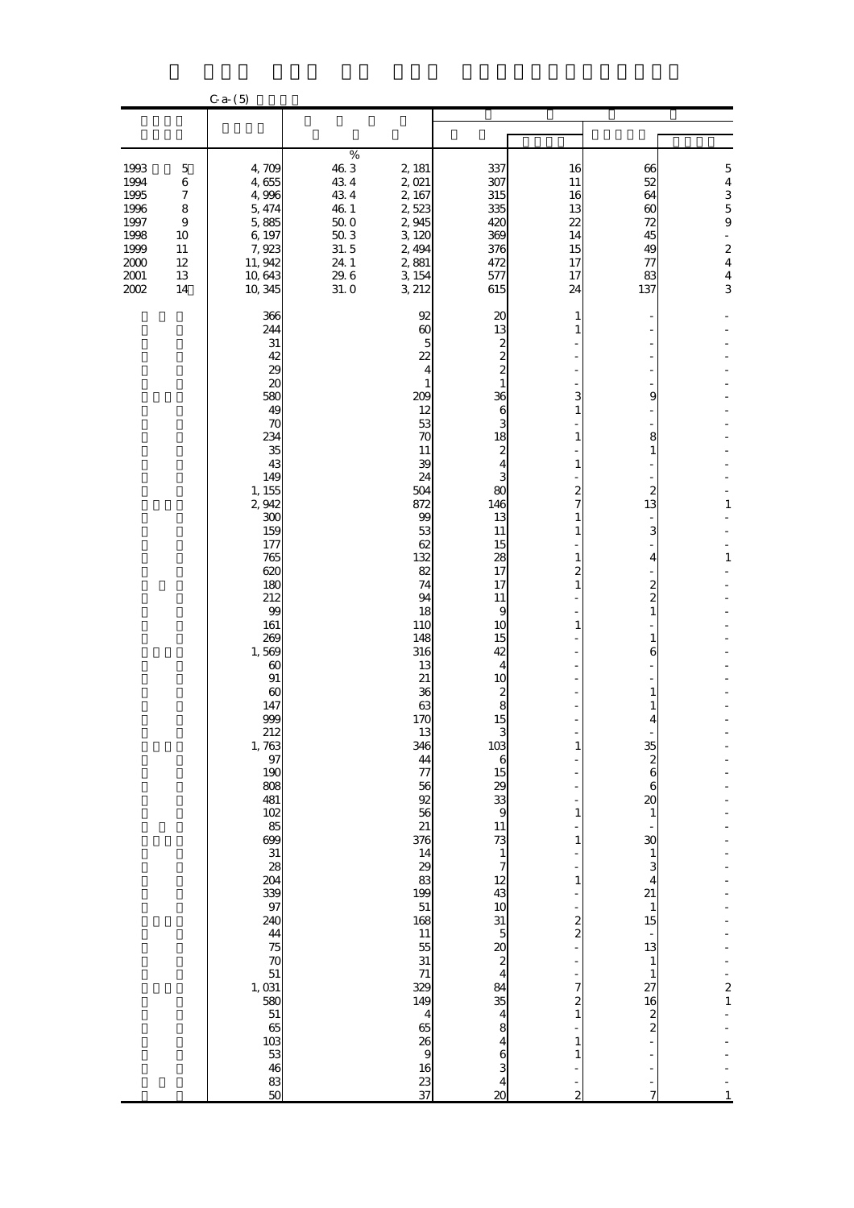C-a-(5)

| | | | | | | | |
|---|---|---|---|---|---|---|---|
| | | % | | | | | |
| 1993 5 | 4,709 | 46.3 | 2,181 | 337 | 16 | 66 | 5 |
| 1994 6 | 4,655 | 43.4 | 2,021 | 307 | 11 | 52 | 4 |
| 1995 7 | 4,996 | 43.4 | 2,167 | 315 | 16 | 64 | 3 |
| 1996 8 | 5,474 | 46.1 | 2,523 | 335 | 13 | 60 | 5 |
| 1997 9 | 5,885 | 50.0 | 2,945 | 420 | 22 | 72 | 9 |
| 1998 10 | 6,197 | 50.3 | 3,120 | 369 | 14 | 45 | - |
| 1999 11 | 7,923 | 31.5 | 2,494 | 376 | 15 | 49 | 2 |
| 2000 12 | 11,942 | 24.1 | 2,881 | 472 | 17 | 77 | 4 |
| 2001 13 | 10,643 | 29.6 | 3,154 | 577 | 17 | 83 | 4 |
| 2002 14 | 10,345 | 31.0 | 3,212 | 615 | 24 | 137 | 3 |
| | 366 | | 92 | 20 | 1 | - | - |
| | 244 | | 60 | 13 | 1 | - | - |
| | 31 | | 5 | 2 | - | - | - |
| | 42 | | 22 | 2 | - | - | - |
| | 29 | | 4 | 2 | - | - | - |
| | 20 | | 1 | 1 | - | - | - |
| | 580 | | 209 | 36 | 3 | 9 | - |
| | 49 | | 12 | 6 | 1 | - | - |
| | 70 | | 53 | 3 | - | - | - |
| | 234 | | 70 | 18 | 1 | 8 | - |
| | 35 | | 11 | 2 | - | 1 | - |
| | 43 | | 39 | 4 | 1 | - | - |
| | 149 | | 24 | 3 | - | - | - |
| | 1,155 | | 504 | 80 | 2 | 2 | - |
| | 2,942 | | 872 | 146 | 7 | 13 | 1 |
| | 300 | | 99 | 13 | 1 | - | - |
| | 159 | | 53 | 11 | 1 | 3 | - |
| | 177 | | 62 | 15 | - | - | - |
| | 765 | | 132 | 28 | 1 | 4 | 1 |
| | 620 | | 82 | 17 | 2 | - | - |
| | 180 | | 74 | 17 | 1 | 2 | - |
| | 212 | | 94 | 11 | - | 2 | - |
| | 99 | | 18 | 9 | - | 1 | - |
| | 161 | | 110 | 10 | 1 | - | - |
| | 269 | | 148 | 15 | - | 1 | - |
| | 1,569 | | 316 | 42 | - | 6 | - |
| | 60 | | 13 | 4 | - | - | - |
| | 91 | | 21 | 10 | - | - | - |
| | 60 | | 36 | 2 | - | 1 | - |
| | 147 | | 63 | 8 | - | 1 | - |
| | 999 | | 170 | 15 | - | 4 | - |
| | 212 | | 13 | 3 | - | - | - |
| | 1,763 | | 346 | 103 | 1 | 35 | - |
| | 97 | | 44 | 6 | - | 2 | - |
| | 190 | | 77 | 15 | - | 6 | - |
| | 808 | | 56 | 29 | - | 6 | - |
| | 481 | | 92 | 33 | - | 20 | - |
| | 102 | | 56 | 9 | 1 | 1 | - |
| | 85 | | 21 | 11 | - | - | - |
| | 699 | | 376 | 73 | 1 | 30 | - |
| | 31 | | 14 | 1 | - | 1 | - |
| | 28 | | 29 | 7 | - | 3 | - |
| | 204 | | 83 | 12 | 1 | 4 | - |
| | 339 | | 199 | 43 | - | 21 | - |
| | 97 | | 51 | 10 | - | 1 | - |
| | 240 | | 168 | 31 | 2 | 15 | - |
| | 44 | | 11 | 5 | 2 | - | - |
| | 75 | | 55 | 20 | - | 13 | - |
| | 70 | | 31 | 2 | - | 1 | - |
| | 51 | | 71 | 4 | - | 1 | - |
| | 1,031 | | 329 | 84 | 7 | 27 | 2 |
| | 580 | | 149 | 35 | 2 | 16 | 1 |
| | 51 | | 4 | 4 | 1 | 2 | - |
| | 65 | | 65 | 8 | - | 2 | - |
| | 103 | | 26 | 4 | 1 | - | - |
| | 53 | | 9 | 6 | 1 | - | - |
| | 46 | | 16 | 3 | - | - | - |
| | 83 | | 23 | 4 | - | - | - |
| | 50 | | 37 | 20 | 2 | 7 | 1 |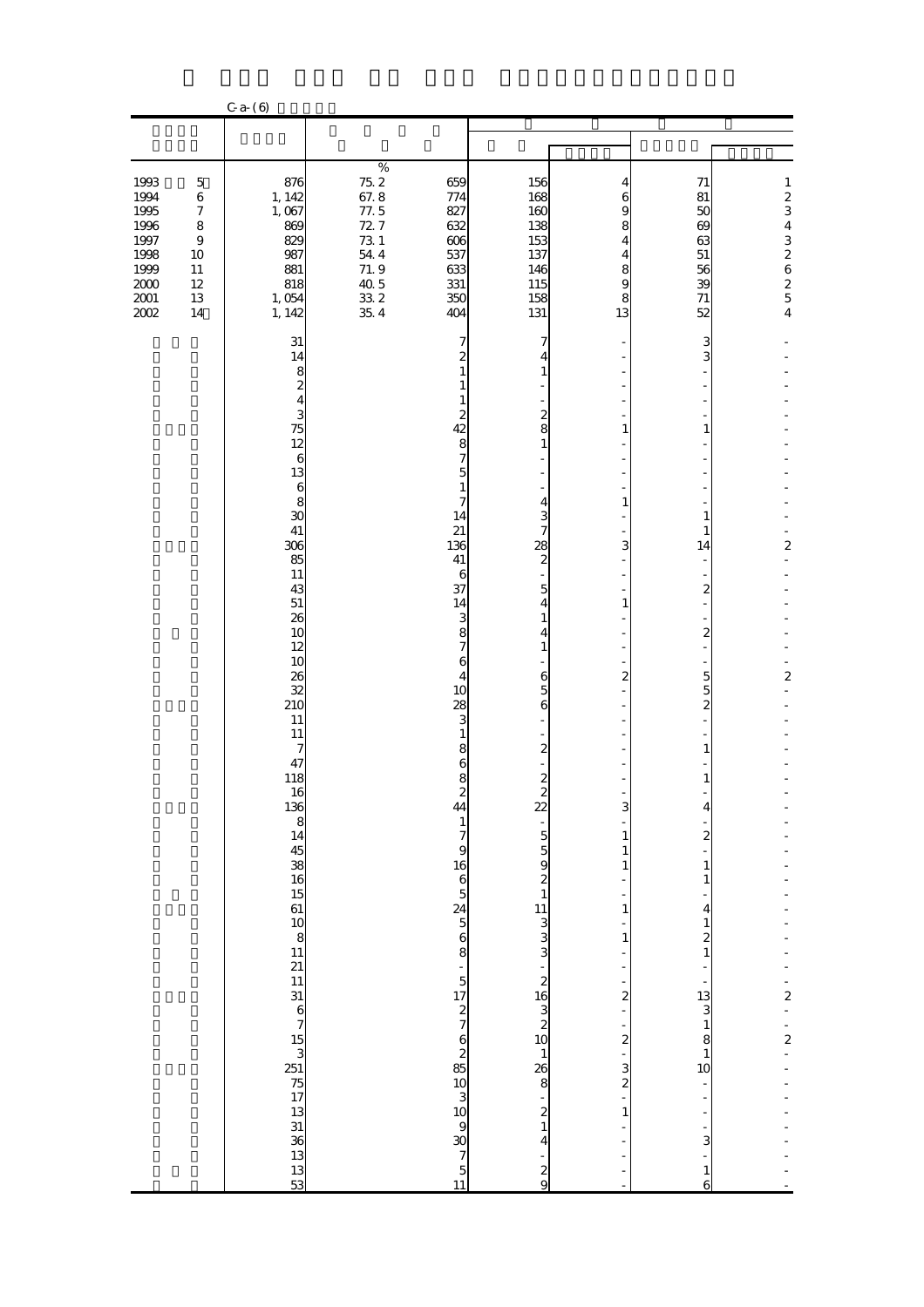C-a-(6)

| | | % | | | | | |
|---|---|---|---|---|---|---|---|
| 1993 5 | 876 | 75.2 | 659 | 156 | 4 | 71 | 1 |
| 1994 6 | 1,142 | 67.8 | 774 | 168 | 6 | 81 | 2 |
| 1995 7 | 1,067 | 77.5 | 827 | 160 | 9 | 50 | 3 |
| 1996 8 | 869 | 72.7 | 632 | 138 | 8 | 69 | 4 |
| 1997 9 | 829 | 73.1 | 606 | 153 | 4 | 63 | 3 |
| 1998 10 | 987 | 54.4 | 537 | 137 | 4 | 51 | 2 |
| 1999 11 | 881 | 71.9 | 633 | 146 | 8 | 56 | 6 |
| 2000 12 | 818 | 40.5 | 331 | 115 | 9 | 39 | 2 |
| 2001 13 | 1,054 | 33.2 | 350 | 158 | 8 | 71 | 5 |
| 2002 14 | 1,142 | 35.4 | 404 | 131 | 13 | 52 | 4 |
| | 31 | | 7 | 7 | - | 3 | - |
| | 14 | | 2 | 4 | - | 3 | - |
| | 8 | | 1 | 1 | - | - | - |
| | 2 | | 1 | - | - | - | - |
| | 4 | | 1 | - | - | - | - |
| | 3 | | 2 | 2 | - | - | - |
| | 75 | | 42 | 8 | 1 | 1 | - |
| | 12 | | 8 | 1 | - | - | - |
| | 6 | | 7 | - | - | - | - |
| | 13 | | 5 | - | - | - | - |
| | 6 | | 1 | - | - | - | - |
| | 8 | | 7 | 4 | 1 | - | - |
| | 30 | | 14 | 3 | - | 1 | - |
| | 41 | | 21 | 7 | - | 1 | - |
| | 306 | | 136 | 28 | 3 | 14 | 2 |
| | 85 | | 41 | 2 | - | - | - |
| | 11 | | 6 | - | - | - | - |
| | 43 | | 37 | 5 | - | 2 | - |
| | 51 | | 14 | 4 | 1 | - | - |
| | 26 | | 3 | 1 | - | - | - |
| | 10 | | 8 | 4 | - | 2 | - |
| | 12 | | 7 | 1 | - | - | - |
| | 10 | | 6 | - | - | - | - |
| | 26 | | 4 | 6 | 2 | 5 | 2 |
| | 32 | | 10 | 5 | - | 5 | - |
| | 210 | | 28 | 6 | - | 2 | - |
| | 11 | | 3 | - | - | - | - |
| | 11 | | 1 | - | - | - | - |
| | 7 | | 8 | 2 | - | 1 | - |
| | 47 | | 6 | - | - | - | - |
| | 118 | | 8 | 2 | - | 1 | - |
| | 16 | | 2 | 2 | - | - | - |
| | 136 | | 44 | 22 | 3 | 4 | - |
| | 8 | | 1 | - | - | - | - |
| | 14 | | 7 | 5 | 1 | 2 | - |
| | 45 | | 9 | 5 | 1 | - | - |
| | 38 | | 16 | 9 | 1 | 1 | - |
| | 16 | | 6 | 2 | - | 1 | - |
| | 15 | | 5 | 1 | - | - | - |
| | 61 | | 24 | 11 | 1 | 4 | - |
| | 10 | | 5 | 3 | - | 1 | - |
| | 8 | | 6 | 3 | 1 | 2 | - |
| | 11 | | 8 | 3 | - | 1 | - |
| | 21 | | - | - | - | - | - |
| | 11 | | 5 | 2 | - | - | - |
| | 31 | | 17 | 16 | 2 | 13 | 2 |
| | 6 | | 2 | 3 | - | 3 | - |
| | 7 | | 7 | 2 | - | 1 | - |
| | 15 | | 6 | 10 | 2 | 8 | 2 |
| | 3 | | 2 | 1 | - | 1 | - |
| | 251 | | 85 | 26 | 3 | 10 | - |
| | 75 | | 10 | 8 | 2 | - | - |
| | 17 | | 3 | - | - | - | - |
| | 13 | | 10 | 2 | 1 | - | - |
| | 31 | | 9 | 1 | - | - | - |
| | 36 | | 30 | 4 | - | 3 | - |
| | 13 | | 7 | - | - | - | - |
| | 13 | | 5 | 2 | - | 1 | - |
| | 53 | | 11 | 9 | - | 6 | - |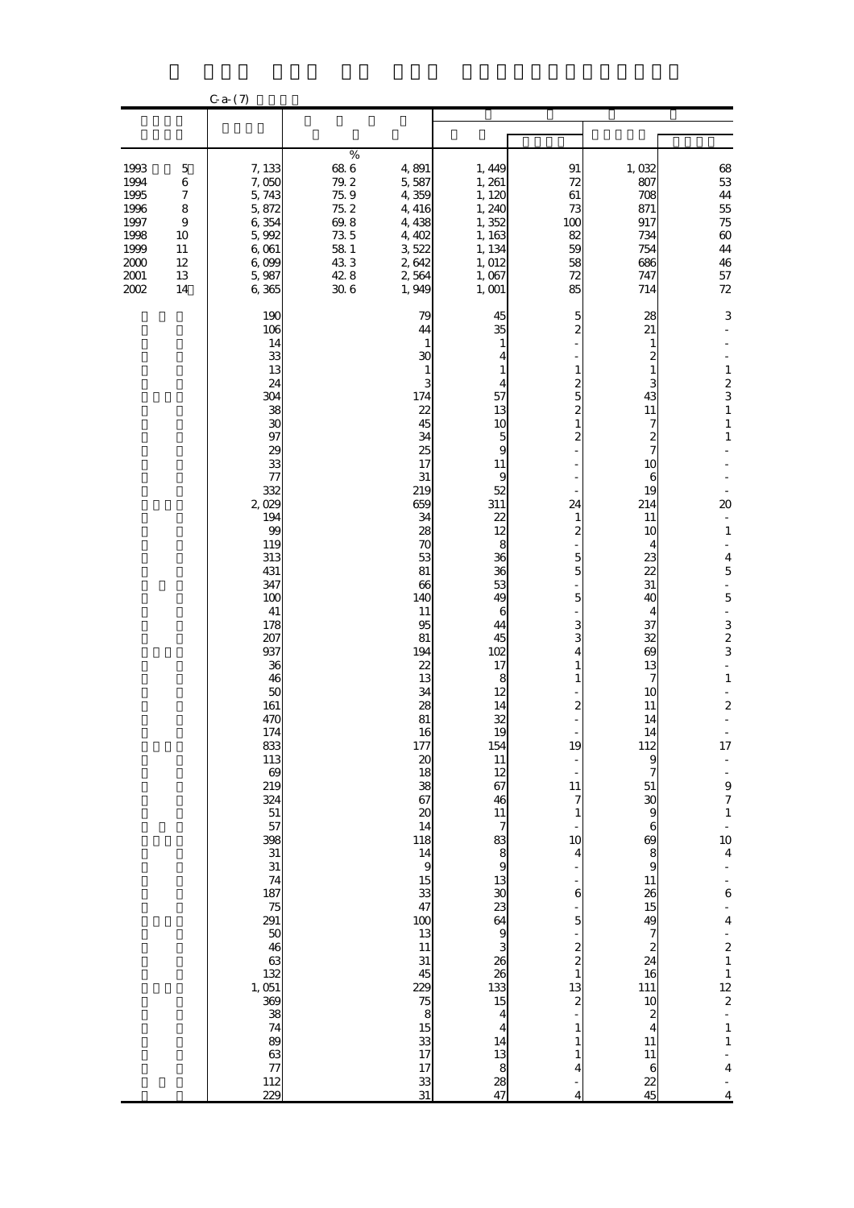C-a-(7)

| | | | | | | | |
|---|---|---|---|---|---|---|---|
| | | % | | | | | |
| 1993 5 | 7,133 | 68.6 | 4,891 | 1,449 | 91 | 1,032 | 68 |
| 1994 6 | 7,050 | 79.2 | 5,587 | 1,261 | 72 | 807 | 53 |
| 1995 7 | 5,743 | 75.9 | 4,359 | 1,120 | 61 | 708 | 44 |
| 1996 8 | 5,872 | 75.2 | 4,416 | 1,240 | 73 | 871 | 55 |
| 1997 9 | 6,354 | 69.8 | 4,438 | 1,352 | 100 | 917 | 75 |
| 1998 10 | 5,992 | 73.5 | 4,402 | 1,163 | 82 | 734 | 60 |
| 1999 11 | 6,061 | 58.1 | 3,522 | 1,134 | 59 | 754 | 44 |
| 2000 12 | 6,099 | 43.3 | 2,642 | 1,012 | 58 | 686 | 46 |
| 2001 13 | 5,987 | 42.8 | 2,564 | 1,067 | 72 | 747 | 57 |
| 2002 14 | 6,365 | 30.6 | 1,949 | 1,001 | 85 | 714 | 72 |
| | 190 | | 79 | 45 | 5 | 28 | 3 |
| | 106 | | 44 | 35 | 2 | 21 | - |
| | 14 | | 1 | 1 | - | 1 | - |
| | 33 | | 30 | 4 | - | 2 | - |
| | 13 | | 1 | 1 | 1 | 1 | 1 |
| | 24 | | 3 | 4 | 2 | 3 | 2 |
| | 304 | | 174 | 57 | 5 | 43 | 3 |
| | 38 | | 22 | 13 | 2 | 11 | 1 |
| | 30 | | 45 | 10 | 1 | 7 | 1 |
| | 97 | | 34 | 5 | 2 | 2 | 1 |
| | 29 | | 25 | 9 | - | 7 | - |
| | 33 | | 17 | 11 | - | 10 | - |
| | 77 | | 31 | 9 | - | 6 | - |
| | 332 | | 219 | 52 | - | 19 | - |
| | 2,029 | | 659 | 311 | 24 | 214 | 20 |
| | 194 | | 34 | 22 | 1 | 11 | - |
| | 99 | | 28 | 12 | 2 | 10 | 1 |
| | 119 | | 70 | 8 | - | 4 | - |
| | 313 | | 53 | 36 | 5 | 23 | 4 |
| | 431 | | 81 | 36 | 5 | 22 | 5 |
| | 347 | | 66 | 53 | - | 31 | - |
| | 100 | | 140 | 49 | 5 | 40 | 5 |
| | 41 | | 11 | 6 | - | 4 | - |
| | 178 | | 95 | 44 | 3 | 37 | 3 |
| | 207 | | 81 | 45 | 3 | 32 | 2 |
| | 937 | | 194 | 102 | 4 | 69 | 3 |
| | 36 | | 22 | 17 | 1 | 13 | - |
| | 46 | | 13 | 8 | 1 | 7 | 1 |
| | 50 | | 34 | 12 | - | 10 | - |
| | 161 | | 28 | 14 | 2 | 11 | 2 |
| | 470 | | 81 | 32 | - | 14 | - |
| | 174 | | 16 | 19 | - | 14 | - |
| | 833 | | 177 | 154 | 19 | 112 | 17 |
| | 113 | | 20 | 11 | - | 9 | - |
| | 69 | | 18 | 12 | - | 7 | - |
| | 219 | | 38 | 67 | 11 | 51 | 9 |
| | 324 | | 67 | 46 | 7 | 30 | 7 |
| | 51 | | 20 | 11 | 1 | 9 | 1 |
| | 57 | | 14 | 7 | - | 6 | - |
| | 398 | | 118 | 83 | 10 | 69 | 10 |
| | 31 | | 14 | 8 | 4 | 8 | 4 |
| | 31 | | 9 | 9 | - | 9 | - |
| | 74 | | 15 | 13 | - | 11 | - |
| | 187 | | 33 | 30 | 6 | 26 | 6 |
| | 75 | | 47 | 23 | - | 15 | - |
| | 291 | | 100 | 64 | 5 | 49 | 4 |
| | 50 | | 13 | 9 | - | 7 | - |
| | 46 | | 11 | 3 | 2 | 2 | 2 |
| | 63 | | 31 | 26 | 2 | 24 | 1 |
| | 132 | | 45 | 26 | 1 | 16 | 1 |
| | 1,051 | | 229 | 133 | 13 | 111 | 12 |
| | 369 | | 75 | 15 | 2 | 10 | 2 |
| | 38 | | 8 | 4 | - | 2 | - |
| | 74 | | 15 | 4 | 1 | 4 | 1 |
| | 89 | | 33 | 14 | 1 | 11 | 1 |
| | 63 | | 17 | 13 | 1 | 11 | - |
| | 77 | | 17 | 8 | 4 | 6 | 4 |
| | 112 | | 33 | 28 | - | 22 | - |
| | 229 | | 31 | 47 | 4 | 45 | 4 |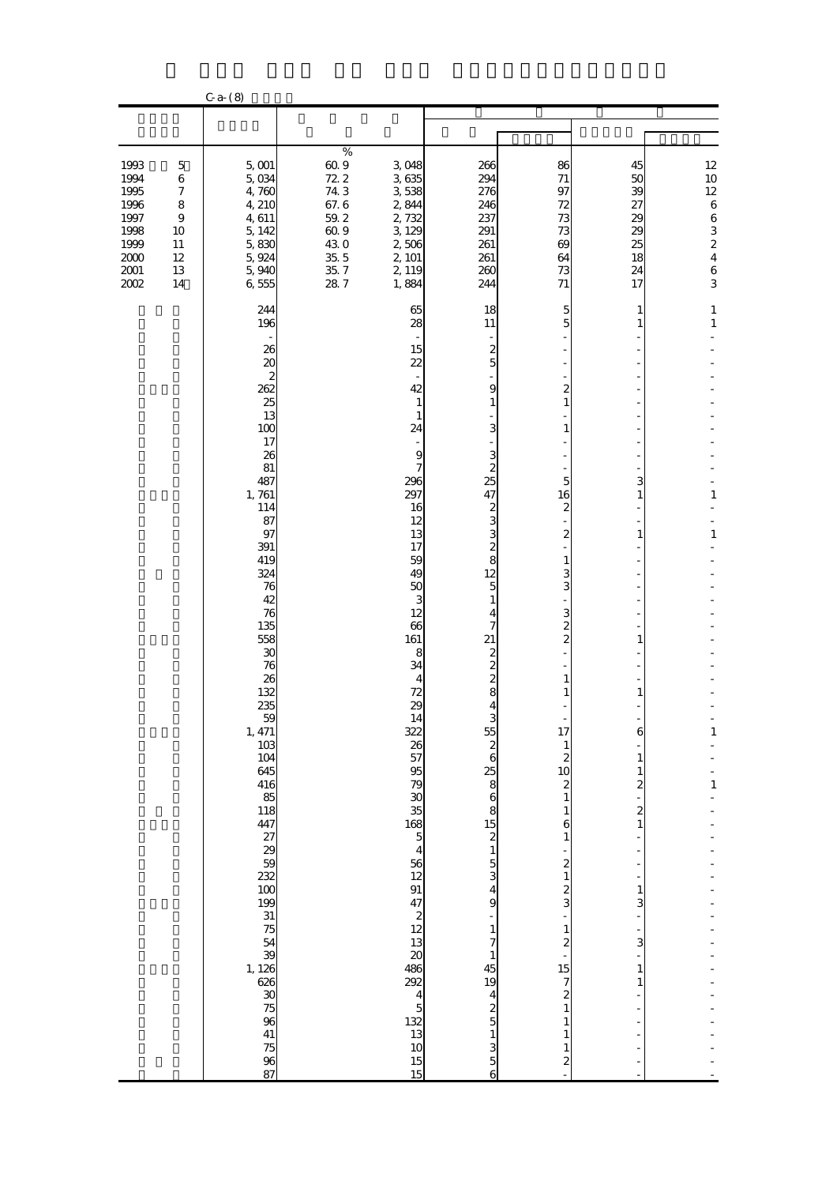C-a-(8)

| | | | | | | | |
|---|---|---|---|---|---|---|---|
| | | % | | | | | |
| 1993 5 | 5,001 | 60.9 | 3,048 | 266 | 86 | 45 | 12 |
| 1994 6 | 5,034 | 72.2 | 3,635 | 294 | 71 | 50 | 10 |
| 1995 7 | 4,760 | 74.3 | 3,538 | 276 | 97 | 39 | 12 |
| 1996 8 | 4,210 | 67.6 | 2,844 | 246 | 72 | 27 | 6 |
| 1997 9 | 4,611 | 59.2 | 2,732 | 237 | 73 | 29 | 6 |
| 1998 10 | 5,142 | 60.9 | 3,129 | 291 | 73 | 29 | 3 |
| 1999 11 | 5,830 | 43.0 | 2,506 | 261 | 69 | 25 | 2 |
| 2000 12 | 5,924 | 35.5 | 2,101 | 261 | 64 | 18 | 4 |
| 2001 13 | 5,940 | 35.7 | 2,119 | 260 | 73 | 24 | 6 |
| 2002 14 | 6,555 | 28.7 | 1,884 | 244 | 71 | 17 | 3 |
| | 244 | | 65 | 18 | 5 | 1 | 1 |
| | 196 | | 28 | 11 | 5 | 1 | 1 |
| | - | | - | - | - | - | - |
| | 26 | | 15 | 2 | - | - | - |
| | 20 | | 22 | 5 | - | - | - |
| | 2 | | - | - | - | - | - |
| | 262 | | 42 | 9 | 2 | - | - |
| | 25 | | 1 | 1 | 1 | - | - |
| | 13 | | 1 | - | - | - | - |
| | 100 | | 24 | 3 | 1 | - | - |
| | 17 | | - | - | - | - | - |
| | 26 | | 9 | 3 | - | - | - |
| | 81 | | 7 | 2 | - | - | - |
| | 487 | | 296 | 25 | 5 | 3 | - |
| | 1,761 | | 297 | 47 | 16 | 1 | 1 |
| | 114 | | 16 | 2 | 2 | - | - |
| | 87 | | 12 | 3 | - | - | - |
| | 97 | | 13 | 3 | 2 | 1 | 1 |
| | 391 | | 17 | 2 | - | - | - |
| | 419 | | 59 | 8 | 1 | - | - |
| | 324 | | 49 | 12 | 3 | - | - |
| | 76 | | 50 | 5 | 3 | - | - |
| | 42 | | 3 | 1 | - | - | - |
| | 76 | | 12 | 4 | 3 | - | - |
| | 135 | | 66 | 7 | 2 | - | - |
| | 558 | | 161 | 21 | 2 | 1 | - |
| | 30 | | 8 | 2 | - | - | - |
| | 76 | | 34 | 2 | - | - | - |
| | 26 | | 4 | 2 | 1 | - | - |
| | 132 | | 72 | 8 | 1 | 1 | - |
| | 235 | | 29 | 4 | - | - | - |
| | 59 | | 14 | 3 | - | - | - |
| | 1,471 | | 322 | 55 | 17 | 6 | 1 |
| | 103 | | 26 | 2 | 1 | - | - |
| | 104 | | 57 | 6 | 2 | 1 | - |
| | 645 | | 95 | 25 | 10 | 1 | - |
| | 416 | | 79 | 8 | 2 | 2 | 1 |
| | 85 | | 30 | 6 | 1 | - | - |
| | 118 | | 35 | 8 | 1 | 2 | - |
| | 447 | | 168 | 15 | 6 | 1 | - |
| | 27 | | 5 | 2 | 1 | - | - |
| | 29 | | 4 | 1 | - | - | - |
| | 59 | | 56 | 5 | 2 | - | - |
| | 232 | | 12 | 3 | 1 | - | - |
| | 100 | | 91 | 4 | 2 | 1 | - |
| | 199 | | 47 | 9 | 3 | 3 | - |
| | 31 | | 2 | - | - | - | - |
| | 75 | | 12 | 1 | 1 | - | - |
| | 54 | | 13 | 7 | 2 | 3 | - |
| | 39 | | 20 | 1 | - | - | - |
| | 1,126 | | 486 | 45 | 15 | 1 | - |
| | 626 | | 292 | 19 | 7 | 1 | - |
| | 30 | | 4 | 4 | 2 | - | - |
| | 75 | | 5 | 2 | 1 | - | - |
| | 96 | | 132 | 5 | 1 | - | - |
| | 41 | | 13 | 1 | 1 | - | - |
| | 75 | | 10 | 3 | 1 | - | - |
| | 96 | | 15 | 5 | 2 | - | - |
| | 87 | | 15 | 6 | - | - | - |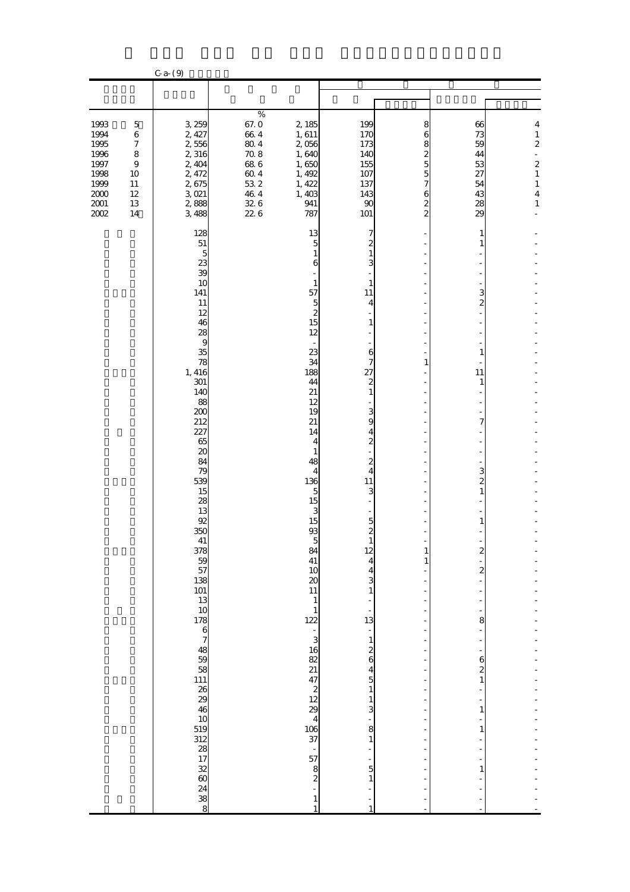C-a-(9)

| | | % | | | | | |
|---|---|---|---|---|---|---|---|
| 1993　5 | 3,259 | 67.0 | 2,185 | 199 | 8 | 66 | 4 |
| 1994　6 | 2,427 | 66.4 | 1,611 | 170 | 6 | 73 | 1 |
| 1995　7 | 2,556 | 80.4 | 2,056 | 173 | 8 | 59 | 2 |
| 1996　8 | 2,316 | 70.8 | 1,640 | 140 | 2 | 44 | - |
| 1997　9 | 2,404 | 68.6 | 1,650 | 155 | 5 | 53 | 2 |
| 1998　10 | 2,472 | 60.4 | 1,492 | 107 | 5 | 27 | 1 |
| 1999　11 | 2,675 | 53.2 | 1,422 | 137 | 7 | 54 | 1 |
| 2000　12 | 3,021 | 46.4 | 1,403 | 143 | 6 | 43 | 4 |
| 2001　13 | 2,888 | 32.6 | 941 | 90 | 2 | 28 | 1 |
| 2002　14 | 3,488 | 22.6 | 787 | 101 | 2 | 29 | - |
| | 128 | | 13 | 7 | - | 1 | - |
| | 51 | | 5 | 2 | - | 1 | - |
| | 5 | | 1 | 1 | - | - | - |
| | 23 | | 6 | 3 | - | - | - |
| | 39 | | - | - | - | - | - |
| | 10 | | 1 | 1 | - | - | - |
| | 141 | | 57 | 11 | - | 3 | - |
| | 11 | | 5 | 4 | - | 2 | - |
| | 12 | | 2 | - | - | - | - |
| | 46 | | 15 | 1 | - | - | - |
| | 28 | | 12 | - | - | - | - |
| | 9 | | - | - | - | - | - |
| | 35 | | 23 | 6 | - | 1 | - |
| | 78 | | 34 | 7 | 1 | - | - |
| | 1,416 | | 188 | 27 | - | 11 | - |
| | 301 | | 44 | 2 | - | 1 | - |
| | 140 | | 21 | 1 | - | - | - |
| | 88 | | 12 | - | - | - | - |
| | 200 | | 19 | 3 | - | - | - |
| | 212 | | 21 | 9 | - | 7 | - |
| | 227 | | 14 | 4 | - | - | - |
| | 65 | | 4 | 2 | - | - | - |
| | 20 | | 1 | - | - | - | - |
| | 84 | | 48 | 2 | - | - | - |
| | 79 | | 4 | 4 | - | 3 | - |
| | 539 | | 136 | 11 | - | 2 | - |
| | 15 | | 5 | 3 | - | 1 | - |
| | 28 | | 15 | - | - | - | - |
| | 13 | | 3 | - | - | - | - |
| | 92 | | 15 | 5 | - | 1 | - |
| | 350 | | 93 | 2 | - | - | - |
| | 41 | | 5 | 1 | - | - | - |
| | 378 | | 84 | 12 | 1 | 2 | - |
| | 59 | | 41 | 4 | 1 | - | - |
| | 57 | | 10 | 4 | - | 2 | - |
| | 138 | | 20 | 3 | - | - | - |
| | 101 | | 11 | 1 | - | - | - |
| | 13 | | 1 | - | - | - | - |
| | 10 | | 1 | - | - | - | - |
| | 178 | | 122 | 13 | - | 8 | - |
| | 6 | | - | - | - | - | - |
| | 7 | | 3 | 1 | - | - | - |
| | 48 | | 16 | 2 | - | - | - |
| | 59 | | 82 | 6 | - | 6 | - |
| | 58 | | 21 | 4 | - | 2 | - |
| | 111 | | 47 | 5 | - | 1 | - |
| | 26 | | 2 | 1 | - | - | - |
| | 29 | | 12 | 1 | - | - | - |
| | 46 | | 29 | 3 | - | 1 | - |
| | 10 | | 4 | - | - | - | - |
| | 519 | | 106 | 8 | - | 1 | - |
| | 312 | | 37 | 1 | - | - | - |
| | 28 | | - | - | - | - | - |
| | 17 | | 57 | - | - | - | - |
| | 32 | | 8 | 5 | - | 1 | - |
| | 60 | | 2 | 1 | - | - | - |
| | 24 | | - | - | - | - | - |
| | 38 | | 1 | - | - | - | - |
| | 8 | | 1 | 1 | - | - | - |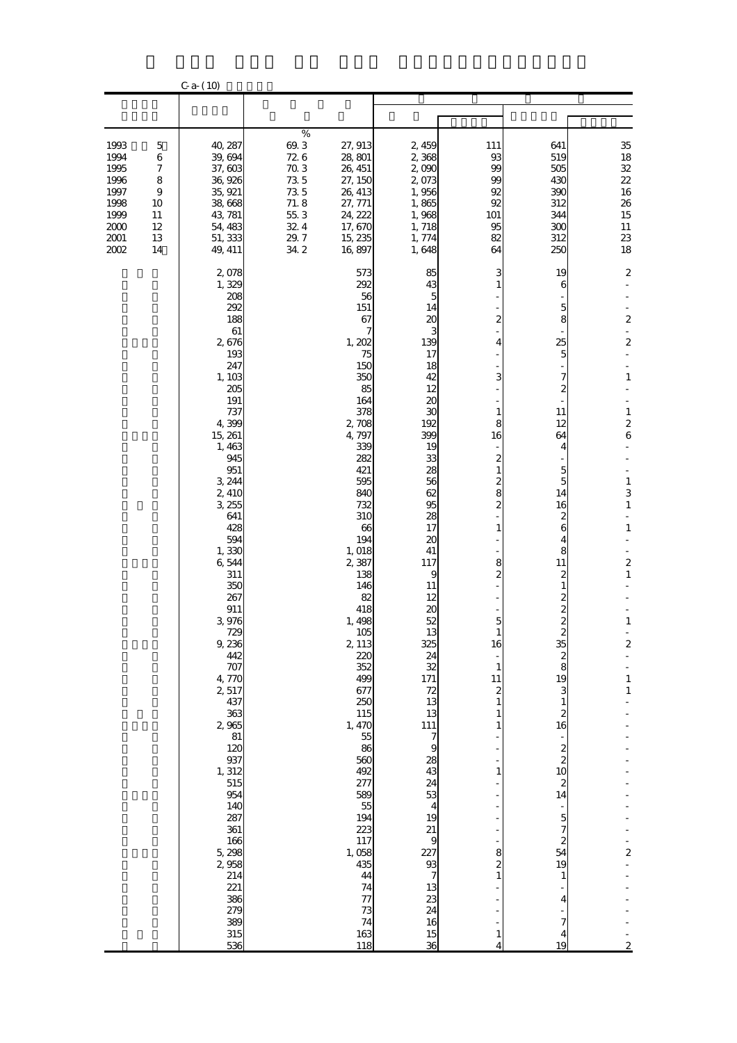C-a-(10)

| | | | | | | | | |
|---|---|---|---|---|---|---|---|---|
| | | % | | | | | | |
| 1993 | 5 | 40,287 | 69.3 | 27,913 | 2,459 | 111 | 641 | 35 |
| 1994 | 6 | 39,694 | 72.6 | 28,801 | 2,368 | 93 | 519 | 18 |
| 1995 | 7 | 37,603 | 70.3 | 26,451 | 2,090 | 99 | 505 | 32 |
| 1996 | 8 | 36,926 | 73.5 | 27,150 | 2,073 | 99 | 430 | 22 |
| 1997 | 9 | 35,921 | 73.5 | 26,413 | 1,956 | 92 | 390 | 16 |
| 1998 | 10 | 38,668 | 71.8 | 27,771 | 1,865 | 92 | 312 | 26 |
| 1999 | 11 | 43,781 | 55.3 | 24,222 | 1,968 | 101 | 344 | 15 |
| 2000 | 12 | 54,483 | 32.4 | 17,670 | 1,718 | 95 | 300 | 11 |
| 2001 | 13 | 51,333 | 29.7 | 15,235 | 1,774 | 82 | 312 | 23 |
| 2002 | 14 | 49,411 | 34.2 | 16,897 | 1,648 | 64 | 250 | 18 |
| | | 2,078 | | 573 | 85 | 3 | 19 | 2 |
| | | 1,329 | | 292 | 43 | 1 | 6 | - |
| | | 208 | | 56 | 5 | - | - | - |
| | | 292 | | 151 | 14 | - | 5 | - |
| | | 188 | | 67 | 20 | 2 | 8 | 2 |
| | | 61 | | 7 | 3 | - | - | - |
| | | 2,676 | | 1,202 | 139 | 4 | 25 | 2 |
| | | 193 | | 75 | 17 | - | 5 | - |
| | | 247 | | 150 | 18 | - | - | - |
| | | 1,103 | | 350 | 42 | 3 | 7 | 1 |
| | | 205 | | 85 | 12 | - | 2 | - |
| | | 191 | | 164 | 20 | - | - | - |
| | | 737 | | 378 | 30 | 1 | 11 | 1 |
| | | 4,399 | | 2,708 | 192 | 8 | 12 | 2 |
| | | 15,261 | | 4,797 | 399 | 16 | 64 | 6 |
| | | 1,463 | | 339 | 19 | - | 4 | - |
| | | 945 | | 282 | 33 | 2 | - | - |
| | | 951 | | 421 | 28 | 1 | 5 | - |
| | | 3,244 | | 595 | 56 | 2 | 5 | 1 |
| | | 2,410 | | 840 | 62 | 8 | 14 | 3 |
| | | 3,255 | | 732 | 95 | 2 | 16 | 1 |
| | | 641 | | 310 | 28 | - | 2 | - |
| | | 428 | | 66 | 17 | 1 | 6 | 1 |
| | | 594 | | 194 | 20 | - | 4 | - |
| | | 1,330 | | 1,018 | 41 | - | 8 | - |
| | | 6,544 | | 2,387 | 117 | 8 | 11 | 2 |
| | | 311 | | 138 | 9 | 2 | 2 | 1 |
| | | 350 | | 146 | 11 | - | 1 | - |
| | | 267 | | 82 | 12 | - | 2 | - |
| | | 911 | | 418 | 20 | - | 2 | - |
| | | 3,976 | | 1,498 | 52 | 5 | 2 | 1 |
| | | 729 | | 105 | 13 | 1 | 2 | - |
| | | 9,236 | | 2,113 | 325 | 16 | 35 | 2 |
| | | 442 | | 220 | 24 | - | 2 | - |
| | | 707 | | 352 | 32 | 1 | 8 | - |
| | | 4,770 | | 499 | 171 | 11 | 19 | 1 |
| | | 2,517 | | 677 | 72 | 2 | 3 | 1 |
| | | 437 | | 250 | 13 | 1 | 1 | - |
| | | 363 | | 115 | 13 | 1 | 2 | - |
| | | 2,965 | | 1,470 | 111 | 1 | 16 | - |
| | | 81 | | 55 | 7 | - | - | - |
| | | 120 | | 86 | 9 | - | 2 | - |
| | | 937 | | 560 | 28 | - | 2 | - |
| | | 1,312 | | 492 | 43 | 1 | 10 | - |
| | | 515 | | 277 | 24 | - | 2 | - |
| | | 954 | | 589 | 53 | - | 14 | - |
| | | 140 | | 55 | 4 | - | - | - |
| | | 287 | | 194 | 19 | - | 5 | - |
| | | 361 | | 223 | 21 | - | 7 | - |
| | | 166 | | 117 | 9 | - | 2 | - |
| | | 5,298 | | 1,058 | 227 | 8 | 54 | 2 |
| | | 2,958 | | 435 | 93 | 2 | 19 | - |
| | | 214 | | 44 | 7 | 1 | 1 | - |
| | | 221 | | 74 | 13 | - | - | - |
| | | 386 | | 77 | 23 | - | 4 | - |
| | | 279 | | 73 | 24 | - | - | - |
| | | 389 | | 74 | 16 | - | 7 | - |
| | | 315 | | 163 | 15 | 1 | 4 | - |
| | | 536 | | 118 | 36 | 4 | 19 | 2 |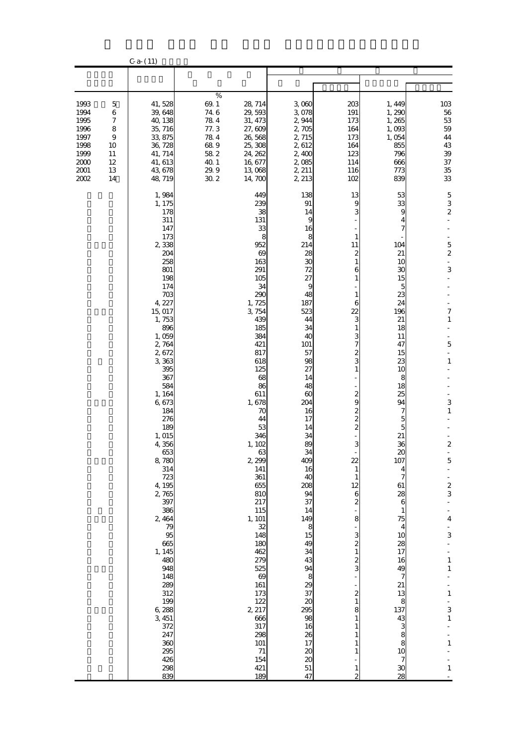C-a-(11)

| | | | % | | | | | | |
|---|---|---|---|---|---|---|---|---|---|
| 1993 | 5 | 41,528 | 69.1 | 28,714 | 3,060 | 203 | 1,449 | 103 |
| 1994 | 6 | 39,648 | 74.6 | 29,593 | 3,078 | 191 | 1,290 | 56 |
| 1995 | 7 | 40,138 | 78.4 | 31,473 | 2,944 | 173 | 1,265 | 53 |
| 1996 | 8 | 35,716 | 77.3 | 27,609 | 2,705 | 164 | 1,093 | 59 |
| 1997 | 9 | 33,875 | 78.4 | 26,568 | 2,715 | 173 | 1,054 | 44 |
| 1998 | 10 | 36,728 | 68.9 | 25,308 | 2,612 | 164 | 855 | 43 |
| 1999 | 11 | 41,714 | 58.2 | 24,262 | 2,400 | 123 | 796 | 39 |
| 2000 | 12 | 41,613 | 40.1 | 16,677 | 2,085 | 114 | 666 | 37 |
| 2001 | 13 | 43,678 | 29.9 | 13,068 | 2,211 | 116 | 773 | 35 |
| 2002 | 14 | 48,719 | 30.2 | 14,700 | 2,213 | 102 | 839 | 33 |
| | | 1,984 | | 449 | 138 | 13 | 53 | 5 |
| | | 1,175 | | 239 | 91 | 9 | 33 | 3 |
| | | 178 | | 38 | 14 | 3 | 9 | 2 |
| | | 311 | | 131 | 9 | - | 4 | - |
| | | 147 | | 33 | 16 | - | 7 | - |
| | | 173 | | 8 | 8 | 1 | - | - |
| | | 2,338 | | 952 | 214 | 11 | 104 | 5 |
| | | 204 | | 69 | 28 | 2 | 21 | 2 |
| | | 258 | | 163 | 30 | 1 | 10 | - |
| | | 801 | | 291 | 72 | 6 | 30 | 3 |
| | | 198 | | 105 | 27 | 1 | 15 | - |
| | | 174 | | 34 | 9 | - | 5 | - |
| | | 703 | | 290 | 48 | 1 | 23 | - |
| | | 4,227 | | 1,725 | 187 | 6 | 24 | - |
| | | 15,017 | | 3,754 | 523 | 22 | 196 | 7 |
| | | 1,753 | | 439 | 44 | 3 | 21 | 1 |
| | | 896 | | 185 | 34 | 1 | 18 | - |
| | | 1,059 | | 384 | 40 | 3 | 11 | - |
| | | 2,764 | | 421 | 101 | 7 | 47 | 5 |
| | | 2,672 | | 817 | 57 | 2 | 15 | - |
| | | 3,363 | | 618 | 98 | 3 | 23 | 1 |
| | | 395 | | 125 | 27 | 1 | 10 | - |
| | | 367 | | 68 | 14 | - | 8 | - |
| | | 584 | | 86 | 48 | - | 18 | - |
| | | 1,164 | | 611 | 60 | 2 | 25 | - |
| | | 6,673 | | 1,678 | 204 | 9 | 94 | 3 |
| | | 184 | | 70 | 16 | 2 | 7 | 1 |
| | | 276 | | 44 | 17 | 2 | 5 | - |
| | | 189 | | 53 | 14 | 2 | 5 | - |
| | | 1,015 | | 346 | 34 | - | 21 | - |
| | | 4,356 | | 1,102 | 89 | 3 | 36 | 2 |
| | | 653 | | 63 | 34 | - | 20 | - |
| | | 8,780 | | 2,299 | 409 | 22 | 107 | 5 |
| | | 314 | | 141 | 16 | 1 | 4 | - |
| | | 723 | | 361 | 40 | 1 | 7 | - |
| | | 4,195 | | 655 | 208 | 12 | 61 | 2 |
| | | 2,765 | | 810 | 94 | 6 | 28 | 3 |
| | | 397 | | 217 | 37 | 2 | 6 | - |
| | | 386 | | 115 | 14 | - | 1 | - |
| | | 2,464 | | 1,101 | 149 | 8 | 75 | 4 |
| | | 79 | | 32 | 8 | - | 4 | - |
| | | 95 | | 148 | 15 | 3 | 10 | 3 |
| | | 665 | | 180 | 49 | 2 | 28 | - |
| | | 1,145 | | 462 | 34 | 1 | 17 | - |
| | | 480 | | 279 | 43 | 2 | 16 | 1 |
| | | 948 | | 525 | 94 | 3 | 49 | 1 |
| | | 148 | | 69 | 8 | - | 7 | - |
| | | 289 | | 161 | 29 | - | 21 | - |
| | | 312 | | 173 | 37 | 2 | 13 | 1 |
| | | 199 | | 122 | 20 | 1 | 8 | - |
| | | 6,288 | | 2,217 | 295 | 8 | 137 | 3 |
| | | 3,451 | | 666 | 98 | 1 | 43 | 1 |
| | | 372 | | 317 | 16 | 1 | 3 | - |
| | | 247 | | 298 | 26 | 1 | 8 | - |
| | | 360 | | 101 | 17 | 1 | 8 | 1 |
| | | 295 | | 71 | 20 | 1 | 10 | - |
| | | 426 | | 154 | 20 | - | 7 | - |
| | | 298 | | 421 | 51 | 1 | 30 | 1 |
| | | 839 | | 189 | 47 | 2 | 28 | - |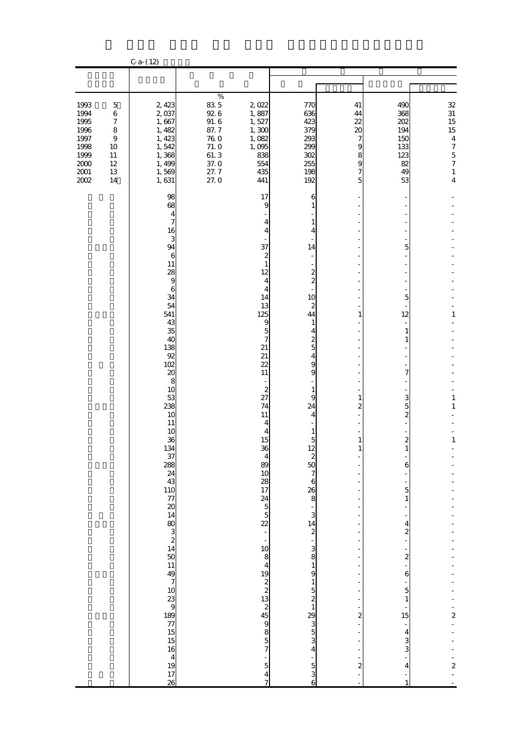C-a-(12)

| | | % | | | | | |
|---|---|---|---|---|---|---|---|
| 1993 5 | 2,423 | 83.5 | 2,022 | 770 | 41 | 490 | 32 |
| 1994 6 | 2,037 | 92.6 | 1,887 | 636 | 44 | 368 | 31 |
| 1995 7 | 1,667 | 91.6 | 1,527 | 423 | 22 | 202 | 15 |
| 1996 8 | 1,482 | 87.7 | 1,300 | 379 | 20 | 194 | 15 |
| 1997 9 | 1,423 | 76.0 | 1,082 | 293 | 7 | 150 | 4 |
| 1998 10 | 1,542 | 71.0 | 1,095 | 299 | 9 | 133 | 7 |
| 1999 11 | 1,368 | 61.3 | 838 | 302 | 8 | 123 | 5 |
| 2000 12 | 1,499 | 37.0 | 554 | 255 | 9 | 82 | 7 |
| 2001 13 | 1,569 | 27.7 | 435 | 198 | 7 | 49 | 1 |
| 2002 14 | 1,631 | 27.0 | 441 | 192 | 5 | 53 | 4 |
| | 98 | | 17 | 6 | - | - | - |
| | 68 | | 9 | 1 | - | - | - |
| | 4 | | - | - | - | - | - |
| | 7 | | 4 | 1 | - | - | - |
| | 16 | | 4 | 4 | - | - | - |
| | 3 | | - | - | - | - | - |
| | 94 | | 37 | 14 | - | 5 | - |
| | 6 | | 2 | - | - | - | - |
| | 11 | | 1 | - | - | - | - |
| | 28 | | 12 | 2 | - | - | - |
| | 9 | | 4 | 2 | - | - | - |
| | 6 | | 4 | - | - | - | - |
| | 34 | | 14 | 10 | - | 5 | - |
| | 54 | | 13 | 2 | - | - | - |
| | 541 | | 125 | 44 | 1 | 12 | 1 |
| | 43 | | 9 | 1 | - | - | - |
| | 35 | | 5 | 4 | - | 1 | - |
| | 40 | | 7 | 2 | - | 1 | - |
| | 138 | | 21 | 5 | - | - | - |
| | 92 | | 21 | 4 | - | - | - |
| | 102 | | 22 | 9 | - | - | - |
| | 20 | | 11 | 9 | - | 7 | - |
| | 8 | | - | - | - | - | - |
| | 10 | | 2 | 1 | - | - | - |
| | 53 | | 27 | 9 | 1 | 3 | 1 |
| | 238 | | 74 | 24 | 2 | 5 | 1 |
| | 10 | | 11 | 4 | - | 2 | - |
| | 11 | | 4 | - | - | - | - |
| | 10 | | 4 | 1 | - | - | - |
| | 36 | | 15 | 5 | 1 | 2 | 1 |
| | 134 | | 36 | 12 | 1 | 1 | - |
| | 37 | | 4 | 2 | - | - | - |
| | 288 | | 89 | 50 | - | 6 | - |
| | 24 | | 10 | 7 | - | - | - |
| | 43 | | 28 | 6 | - | - | - |
| | 110 | | 17 | 26 | - | 5 | - |
| | 77 | | 24 | 8 | - | 1 | - |
| | 20 | | 5 | - | - | - | - |
| | 14 | | 5 | 3 | - | - | - |
| | 80 | | 22 | 14 | - | 4 | - |
| | 3 | | - | 2 | - | 2 | - |
| | 2 | | - | - | - | - | - |
| | 14 | | 10 | 3 | - | - | - |
| | 50 | | 8 | 8 | - | 2 | - |
| | 11 | | 4 | 1 | - | - | - |
| | 49 | | 19 | 9 | - | 6 | - |
| | 7 | | 2 | 1 | - | - | - |
| | 10 | | 2 | 5 | - | 5 | - |
| | 23 | | 13 | 2 | - | 1 | - |
| | 9 | | 2 | 1 | - | - | - |
| | 189 | | 45 | 29 | 2 | 15 | 2 |
| | 77 | | 9 | 3 | - | - | - |
| | 15 | | 8 | 5 | - | 4 | - |
| | 15 | | 5 | 3 | - | 3 | - |
| | 16 | | 7 | 4 | - | 3 | - |
| | 4 | | - | - | - | - | - |
| | 19 | | 5 | 5 | 2 | 4 | 2 |
| | 17 | | 4 | 3 | - | - | - |
| | 26 | | 7 | 6 | - | 1 | - |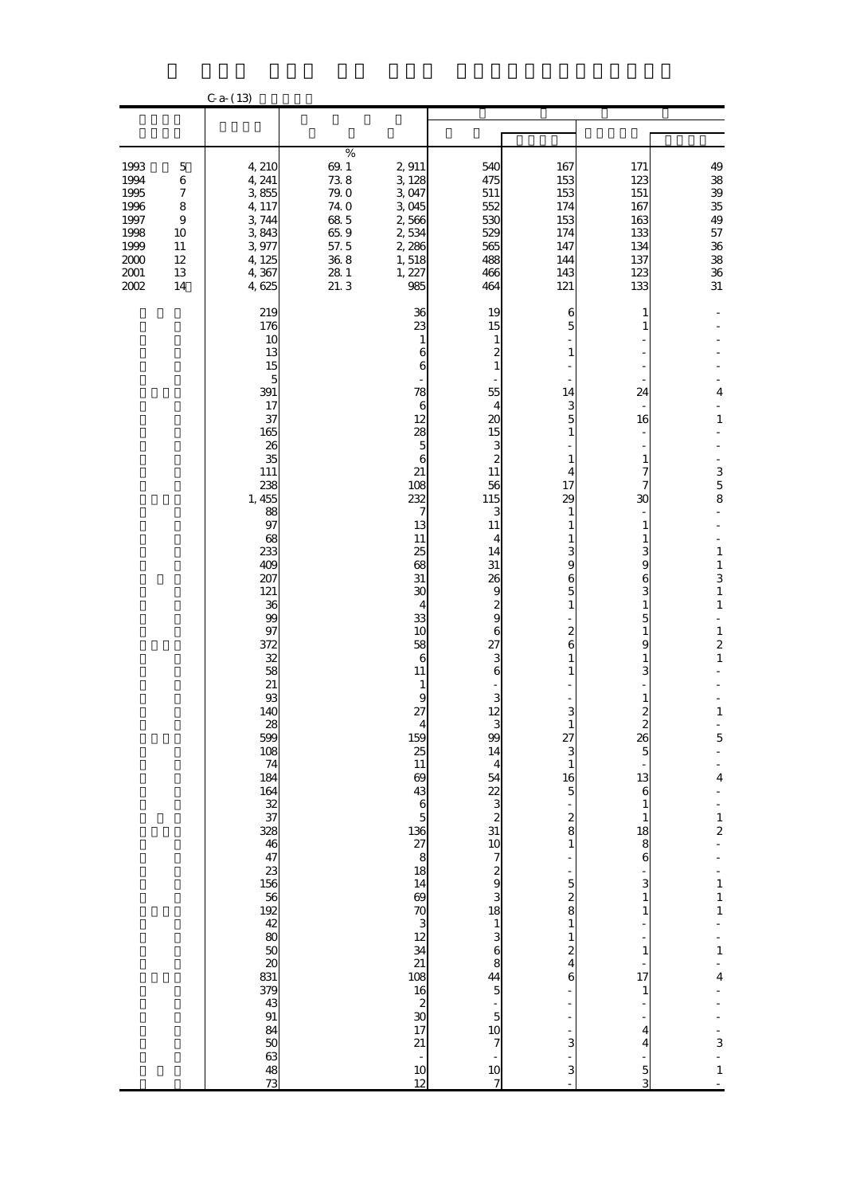C-a-(13)

| | | % | | | | | |
|---|---|---|---|---|---|---|---|
| 1993 5 | 4,210 | 69.1 | 2,911 | 540 | 167 | 171 | 49 |
| 1994 6 | 4,241 | 73.8 | 3,128 | 475 | 153 | 123 | 38 |
| 1995 7 | 3,855 | 79.0 | 3,047 | 511 | 153 | 151 | 39 |
| 1996 8 | 4,117 | 74.0 | 3,045 | 552 | 174 | 167 | 35 |
| 1997 9 | 3,744 | 68.5 | 2,566 | 530 | 153 | 163 | 49 |
| 1998 10 | 3,843 | 65.9 | 2,534 | 529 | 174 | 133 | 57 |
| 1999 11 | 3,977 | 57.5 | 2,286 | 565 | 147 | 134 | 36 |
| 2000 12 | 4,125 | 36.8 | 1,518 | 488 | 144 | 137 | 38 |
| 2001 13 | 4,367 | 28.1 | 1,227 | 466 | 143 | 123 | 36 |
| 2002 14 | 4,625 | 21.3 | 985 | 464 | 121 | 133 | 31 |
| | 219 | | 36 | 19 | 6 | 1 | - |
| | 176 | | 23 | 15 | 5 | 1 | - |
| | 10 | | 1 | 1 | - | - | - |
| | 13 | | 6 | 2 | 1 | - | - |
| | 15 | | 6 | 1 | - | - | - |
| | 5 | | - | - | - | - | - |
| | 391 | | 78 | 55 | 14 | 24 | 4 |
| | 17 | | 6 | 4 | 3 | - | - |
| | 37 | | 12 | 20 | 5 | 16 | 1 |
| | 165 | | 28 | 15 | 1 | - | - |
| | 26 | | 5 | 3 | - | - | - |
| | 35 | | 6 | 2 | 1 | 1 | - |
| | 111 | | 21 | 11 | 4 | 7 | 3 |
| | 238 | | 108 | 56 | 17 | 7 | 5 |
| | 1,455 | | 232 | 115 | 29 | 30 | 8 |
| | 88 | | 7 | 3 | 1 | - | - |
| | 97 | | 13 | 11 | 1 | 1 | - |
| | 68 | | 11 | 4 | 1 | 1 | - |
| | 233 | | 25 | 14 | 3 | 3 | 1 |
| | 409 | | 68 | 31 | 9 | 9 | 1 |
| | 207 | | 31 | 26 | 6 | 6 | 3 |
| | 121 | | 30 | 9 | 5 | 3 | 1 |
| | 36 | | 4 | 2 | 1 | 1 | 1 |
| | 99 | | 33 | 9 | - | 5 | - |
| | 97 | | 10 | 6 | 2 | 1 | 1 |
| | 372 | | 58 | 27 | 6 | 9 | 2 |
| | 32 | | 6 | 3 | 1 | 1 | 1 |
| | 58 | | 11 | 6 | 1 | 3 | - |
| | 21 | | 1 | - | - | - | - |
| | 93 | | 9 | 3 | - | 1 | - |
| | 140 | | 27 | 12 | 3 | 2 | 1 |
| | 28 | | 4 | 3 | 1 | 2 | - |
| | 599 | | 159 | 99 | 27 | 26 | 5 |
| | 108 | | 25 | 14 | 3 | 5 | - |
| | 74 | | 11 | 4 | 1 | - | - |
| | 184 | | 69 | 54 | 16 | 13 | 4 |
| | 164 | | 43 | 22 | 5 | 6 | - |
| | 32 | | 6 | 3 | - | 1 | - |
| | 37 | | 5 | 2 | 2 | 1 | 1 |
| | 328 | | 136 | 31 | 8 | 18 | 2 |
| | 46 | | 27 | 10 | 1 | 8 | - |
| | 47 | | 8 | 7 | - | 6 | - |
| | 23 | | 18 | 2 | - | - | - |
| | 156 | | 14 | 9 | 5 | 3 | 1 |
| | 56 | | 69 | 3 | 2 | 1 | 1 |
| | 192 | | 70 | 18 | 8 | 1 | 1 |
| | 42 | | 3 | 1 | 1 | - | - |
| | 80 | | 12 | 3 | 1 | - | - |
| | 50 | | 34 | 6 | 2 | 1 | 1 |
| | 20 | | 21 | 8 | 4 | - | - |
| | 831 | | 108 | 44 | 6 | 17 | 4 |
| | 379 | | 16 | 5 | - | 1 | - |
| | 43 | | 2 | - | - | - | - |
| | 91 | | 30 | 5 | - | - | - |
| | 84 | | 17 | 10 | - | 4 | - |
| | 50 | | 21 | 7 | 3 | 4 | 3 |
| | 63 | | - | - | - | - | - |
| | 48 | | 10 | 10 | 3 | 5 | 1 |
| | 73 | | 12 | 7 | - | 3 | - |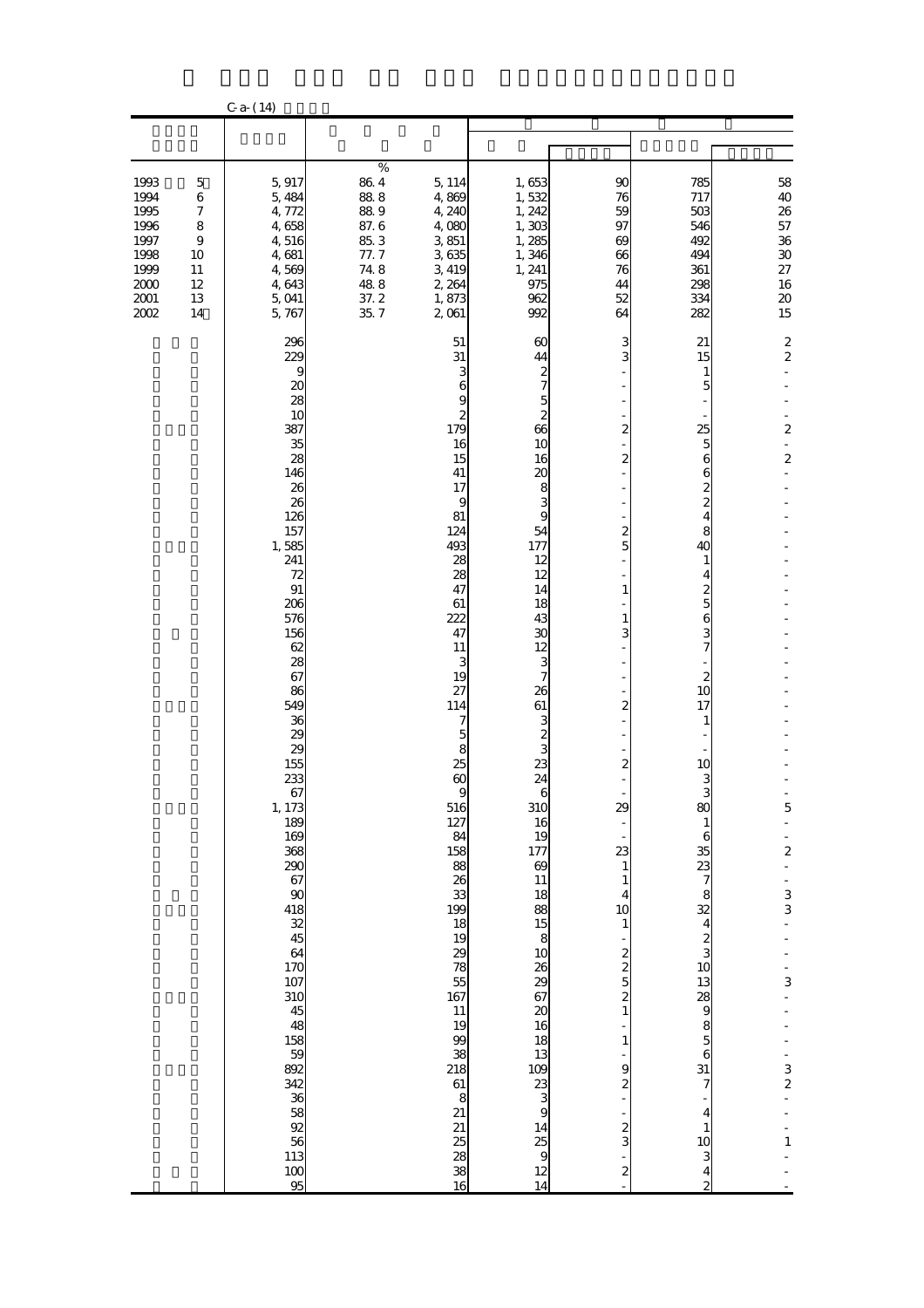C-a-(14)

| | | | | | | | |
|---|---|---|---|---|---|---|---|
| | | % | | | | | |
| 1993 5 | 5,917 | 86.4 | 5,114 | 1,653 | 90 | 785 | 58 |
| 1994 6 | 5,484 | 88.8 | 4,869 | 1,532 | 76 | 717 | 40 |
| 1995 7 | 4,772 | 88.9 | 4,240 | 1,242 | 59 | 503 | 26 |
| 1996 8 | 4,658 | 87.6 | 4,080 | 1,303 | 97 | 546 | 57 |
| 1997 9 | 4,516 | 85.3 | 3,851 | 1,285 | 69 | 492 | 36 |
| 1998 10 | 4,681 | 77.7 | 3,635 | 1,346 | 66 | 494 | 30 |
| 1999 11 | 4,569 | 74.8 | 3,419 | 1,241 | 76 | 361 | 27 |
| 2000 12 | 4,643 | 48.8 | 2,264 | 975 | 44 | 298 | 16 |
| 2001 13 | 5,041 | 37.2 | 1,873 | 962 | 52 | 334 | 20 |
| 2002 14 | 5,767 | 35.7 | 2,061 | 992 | 64 | 282 | 15 |
| | 296 | | 51 | 60 | 3 | 21 | 2 |
| | 229 | | 31 | 44 | 3 | 15 | 2 |
| | 9 | | 3 | 2 | - | 1 | - |
| | 20 | | 6 | 7 | - | 5 | - |
| | 28 | | 9 | 5 | - | - | - |
| | 10 | | 2 | 2 | - | - | - |
| | 387 | | 179 | 66 | 2 | 25 | 2 |
| | 35 | | 16 | 10 | - | 5 | - |
| | 28 | | 15 | 16 | 2 | 6 | 2 |
| | 146 | | 41 | 20 | - | 6 | - |
| | 26 | | 17 | 8 | - | 2 | - |
| | 26 | | 9 | 3 | - | 2 | - |
| | 126 | | 81 | 9 | - | 4 | - |
| | 157 | | 124 | 54 | 2 | 8 | - |
| | 1,585 | | 493 | 177 | 5 | 40 | - |
| | 241 | | 28 | 12 | - | 1 | - |
| | 72 | | 28 | 12 | - | 4 | - |
| | 91 | | 47 | 14 | 1 | 2 | - |
| | 206 | | 61 | 18 | - | 5 | - |
| | 576 | | 222 | 43 | 1 | 6 | - |
| | 156 | | 47 | 30 | 3 | 3 | - |
| | 62 | | 11 | 12 | - | 7 | - |
| | 28 | | 3 | 3 | - | - | - |
| | 67 | | 19 | 7 | - | 2 | - |
| | 86 | | 27 | 26 | - | 10 | - |
| | 549 | | 114 | 61 | 2 | 17 | - |
| | 36 | | 7 | 3 | - | 1 | - |
| | 29 | | 5 | 2 | - | - | - |
| | 29 | | 8 | 3 | - | - | - |
| | 155 | | 25 | 23 | 2 | 10 | - |
| | 233 | | 60 | 24 | - | 3 | - |
| | 67 | | 9 | 6 | - | 3 | - |
| | 1,173 | | 516 | 310 | 29 | 80 | 5 |
| | 189 | | 127 | 16 | - | 1 | - |
| | 169 | | 84 | 19 | - | 6 | - |
| | 368 | | 158 | 177 | 23 | 35 | 2 |
| | 290 | | 88 | 69 | 1 | 23 | - |
| | 67 | | 26 | 11 | 1 | 7 | - |
| | 90 | | 33 | 18 | 4 | 8 | 3 |
| | 418 | | 199 | 88 | 10 | 32 | 3 |
| | 32 | | 18 | 15 | 1 | 4 | - |
| | 45 | | 19 | 8 | - | 2 | - |
| | 64 | | 29 | 10 | 2 | 3 | - |
| | 170 | | 78 | 26 | 2 | 10 | - |
| | 107 | | 55 | 29 | 5 | 13 | 3 |
| | 310 | | 167 | 67 | 2 | 28 | - |
| | 45 | | 11 | 20 | 1 | 9 | - |
| | 48 | | 19 | 16 | - | 8 | - |
| | 158 | | 99 | 18 | 1 | 5 | - |
| | 59 | | 38 | 13 | - | 6 | - |
| | 892 | | 218 | 109 | 9 | 31 | 3 |
| | 342 | | 61 | 23 | 2 | 7 | 2 |
| | 36 | | 8 | 3 | - | - | - |
| | 58 | | 21 | 9 | - | 4 | - |
| | 92 | | 21 | 14 | 2 | 1 | - |
| | 56 | | 25 | 25 | 3 | 10 | 1 |
| | 113 | | 28 | 9 | - | 3 | - |
| | 100 | | 38 | 12 | 2 | 4 | - |
| | 95 | | 16 | 14 | - | 2 | - |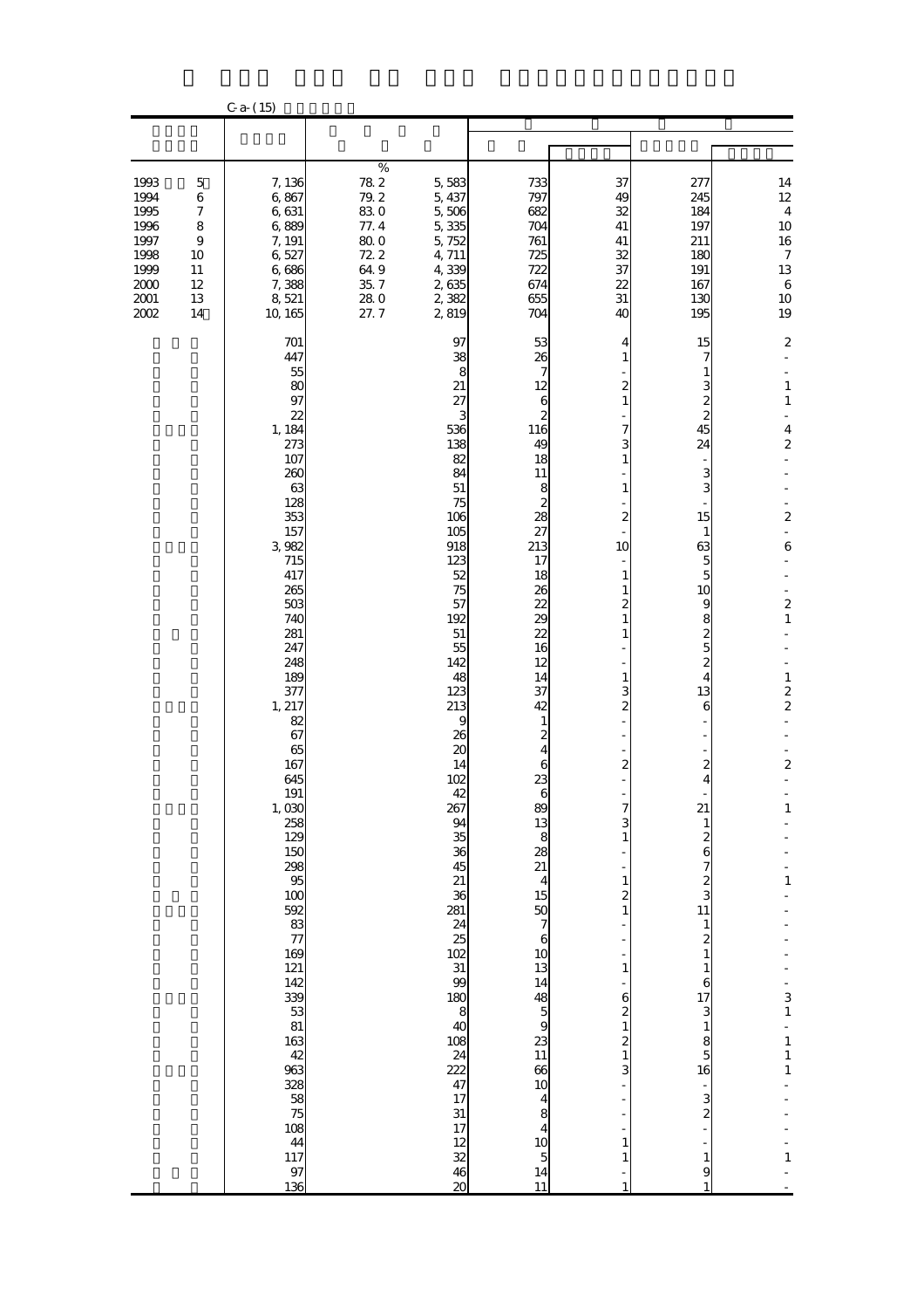C-a-(15)

| | | | | | | | |
|---|---|---|---|---|---|---|---|
| | | % | | | | | |
| 1993 5 | 7,136 | 78.2 | 5,583 | 733 | 37 | 277 | 14 |
| 1994 6 | 6,867 | 79.2 | 5,437 | 797 | 49 | 245 | 12 |
| 1995 7 | 6,631 | 83.0 | 5,506 | 682 | 32 | 184 | 4 |
| 1996 8 | 6,889 | 77.4 | 5,335 | 704 | 41 | 197 | 10 |
| 1997 9 | 7,191 | 80.0 | 5,752 | 761 | 41 | 211 | 16 |
| 1998 10 | 6,527 | 72.2 | 4,711 | 725 | 32 | 180 | 7 |
| 1999 11 | 6,686 | 64.9 | 4,339 | 722 | 37 | 191 | 13 |
| 2000 12 | 7,388 | 35.7 | 2,635 | 674 | 22 | 167 | 6 |
| 2001 13 | 8,521 | 28.0 | 2,382 | 655 | 31 | 130 | 10 |
| 2002 14 | 10,165 | 27.7 | 2,819 | 704 | 40 | 195 | 19 |
| | 701 | | 97 | 53 | 4 | 15 | 2 |
| | 447 | | 38 | 26 | 1 | 7 | - |
| | 55 | | 8 | 7 | - | 1 | - |
| | 80 | | 21 | 12 | 2 | 3 | 1 |
| | 97 | | 27 | 6 | 1 | 2 | 1 |
| | 22 | | 3 | 2 | - | 2 | - |
| | 1,184 | | 536 | 116 | 7 | 45 | 4 |
| | 273 | | 138 | 49 | 3 | 24 | 2 |
| | 107 | | 82 | 18 | 1 | - | - |
| | 260 | | 84 | 11 | - | 3 | - |
| | 63 | | 51 | 8 | 1 | 3 | - |
| | 128 | | 75 | 2 | - | - | - |
| | 353 | | 106 | 28 | 2 | 15 | 2 |
| | 157 | | 105 | 27 | - | 1 | - |
| | 3,982 | | 918 | 213 | 10 | 63 | 6 |
| | 715 | | 123 | 17 | - | 5 | - |
| | 417 | | 52 | 18 | 1 | 5 | - |
| | 265 | | 75 | 26 | 1 | 10 | - |
| | 503 | | 57 | 22 | 2 | 9 | 2 |
| | 740 | | 192 | 29 | 1 | 8 | 1 |
| | 281 | | 51 | 22 | 1 | 2 | - |
| | 247 | | 55 | 16 | - | 5 | - |
| | 248 | | 142 | 12 | - | 2 | - |
| | 189 | | 48 | 14 | 1 | 4 | 1 |
| | 377 | | 123 | 37 | 3 | 13 | 2 |
| | 1,217 | | 213 | 42 | 2 | 6 | 2 |
| | 82 | | 9 | 1 | - | - | - |
| | 67 | | 26 | 2 | - | - | - |
| | 65 | | 20 | 4 | - | - | - |
| | 167 | | 14 | 6 | 2 | 2 | 2 |
| | 645 | | 102 | 23 | - | 4 | - |
| | 191 | | 42 | 6 | - | - | - |
| | 1,030 | | 267 | 89 | 7 | 21 | 1 |
| | 258 | | 94 | 13 | 3 | 1 | - |
| | 129 | | 35 | 8 | 1 | 2 | - |
| | 150 | | 36 | 28 | - | 6 | - |
| | 298 | | 45 | 21 | - | 7 | - |
| | 95 | | 21 | 4 | 1 | 2 | 1 |
| | 100 | | 36 | 15 | 2 | 3 | - |
| | 592 | | 281 | 50 | 1 | 11 | - |
| | 83 | | 24 | 7 | - | 1 | - |
| | 77 | | 25 | 6 | - | 2 | - |
| | 169 | | 102 | 10 | - | 1 | - |
| | 121 | | 31 | 13 | 1 | 1 | - |
| | 142 | | 99 | 14 | - | 6 | - |
| | 339 | | 180 | 48 | 6 | 17 | 3 |
| | 53 | | 8 | 5 | 2 | 3 | 1 |
| | 81 | | 40 | 9 | 1 | 1 | - |
| | 163 | | 108 | 23 | 2 | 8 | 1 |
| | 42 | | 24 | 11 | 1 | 5 | 1 |
| | 963 | | 222 | 66 | 3 | 16 | 1 |
| | 328 | | 47 | 10 | - | - | - |
| | 58 | | 17 | 4 | - | 3 | - |
| | 75 | | 31 | 8 | - | 2 | - |
| | 108 | | 17 | 4 | - | - | - |
| | 44 | | 12 | 10 | 1 | - | - |
| | 117 | | 32 | 5 | 1 | 1 | 1 |
| | 97 | | 46 | 14 | - | 9 | - |
| | 136 | | 20 | 11 | 1 | 1 | - |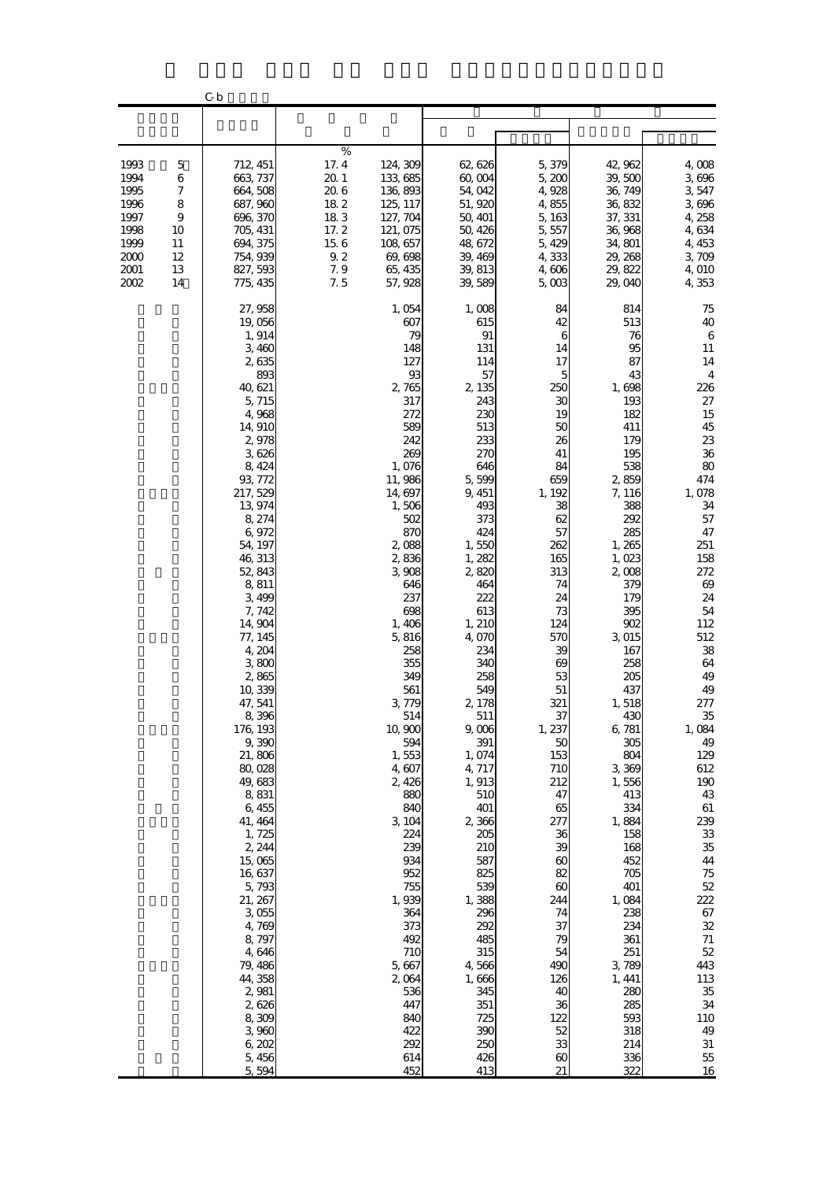C-b

| | | | | | | | |
|---|---|---|---|---|---|---|---|
| | | % | | | | | |
| 1993 5 | 712, 451 | 17. 4 | 124, 309 | 62, 626 | 5, 379 | 42, 962 | 4, 008 |
| 1994 6 | 663, 737 | 20. 1 | 133, 685 | 60, 004 | 5, 200 | 39, 500 | 3, 696 |
| 1995 7 | 664, 508 | 20. 6 | 136, 893 | 54, 042 | 4, 928 | 36, 749 | 3, 547 |
| 1996 8 | 687, 960 | 18. 2 | 125, 117 | 51, 920 | 4, 855 | 36, 832 | 3, 696 |
| 1997 9 | 696, 370 | 18. 3 | 127, 704 | 50, 401 | 5, 163 | 37, 331 | 4, 258 |
| 1998 10 | 705, 431 | 17. 2 | 121, 075 | 50, 426 | 5, 557 | 36, 968 | 4, 634 |
| 1999 11 | 694, 375 | 15. 6 | 108, 657 | 48, 672 | 5, 429 | 34, 801 | 4, 453 |
| 2000 12 | 754, 939 | 9. 2 | 69, 698 | 39, 469 | 4, 333 | 29, 268 | 3, 709 |
| 2001 13 | 827, 593 | 7. 9 | 65, 435 | 39, 813 | 4, 606 | 29, 822 | 4, 010 |
| 2002 14 | 775, 435 | 7. 5 | 57, 928 | 39, 589 | 5, 003 | 29, 040 | 4, 353 |
| | 27, 958 | | 1, 054 | 1, 008 | 84 | 814 | 75 |
| | 19, 056 | | 607 | 615 | 42 | 513 | 40 |
| | 1, 914 | | 79 | 91 | 6 | 76 | 6 |
| | 3, 460 | | 148 | 131 | 14 | 95 | 11 |
| | 2, 635 | | 127 | 114 | 17 | 87 | 14 |
| | 893 | | 93 | 57 | 5 | 43 | 4 |
| | 40, 621 | | 2, 765 | 2, 135 | 250 | 1, 698 | 226 |
| | 5, 715 | | 317 | 243 | 30 | 193 | 27 |
| | 4, 968 | | 272 | 230 | 19 | 182 | 15 |
| | 14, 910 | | 589 | 513 | 50 | 411 | 45 |
| | 2, 978 | | 242 | 233 | 26 | 179 | 23 |
| | 3, 626 | | 269 | 270 | 41 | 195 | 36 |
| | 8, 424 | | 1, 076 | 646 | 84 | 538 | 80 |
| | 93, 772 | | 11, 986 | 5, 599 | 659 | 2, 859 | 474 |
| | 217, 529 | | 14, 697 | 9, 451 | 1, 192 | 7, 116 | 1, 078 |
| | 13, 974 | | 1, 506 | 493 | 38 | 388 | 34 |
| | 8, 274 | | 502 | 373 | 62 | 292 | 57 |
| | 6, 972 | | 870 | 424 | 57 | 285 | 47 |
| | 54, 197 | | 2, 088 | 1, 550 | 262 | 1, 265 | 251 |
| | 46, 313 | | 2, 836 | 1, 282 | 165 | 1, 023 | 158 |
| | 52, 843 | | 3, 908 | 2, 820 | 313 | 2, 008 | 272 |
| | 8, 811 | | 646 | 464 | 74 | 379 | 69 |
| | 3, 499 | | 237 | 222 | 24 | 179 | 24 |
| | 7, 742 | | 698 | 613 | 73 | 395 | 54 |
| | 14, 904 | | 1, 406 | 1, 210 | 124 | 902 | 112 |
| | 77, 145 | | 5, 816 | 4, 070 | 570 | 3, 015 | 512 |
| | 4, 204 | | 258 | 234 | 39 | 167 | 38 |
| | 3, 800 | | 355 | 340 | 69 | 258 | 64 |
| | 2, 865 | | 349 | 258 | 53 | 205 | 49 |
| | 10, 339 | | 561 | 549 | 51 | 437 | 49 |
| | 47, 541 | | 3, 779 | 2, 178 | 321 | 1, 518 | 277 |
| | 8, 396 | | 514 | 511 | 37 | 430 | 35 |
| | 176, 193 | | 10, 900 | 9, 006 | 1, 237 | 6, 781 | 1, 084 |
| | 9, 390 | | 594 | 391 | 50 | 305 | 49 |
| | 21, 806 | | 1, 553 | 1, 074 | 153 | 804 | 129 |
| | 80, 028 | | 4, 607 | 4, 717 | 710 | 3, 369 | 612 |
| | 49, 683 | | 2, 426 | 1, 913 | 212 | 1, 556 | 190 |
| | 8, 831 | | 880 | 510 | 47 | 413 | 43 |
| | 6, 455 | | 840 | 401 | 65 | 334 | 61 |
| | 41, 464 | | 3, 104 | 2, 366 | 277 | 1, 884 | 239 |
| | 1, 725 | | 224 | 205 | 36 | 158 | 33 |
| | 2, 244 | | 239 | 210 | 39 | 168 | 35 |
| | 15, 065 | | 934 | 587 | 60 | 452 | 44 |
| | 16, 637 | | 952 | 825 | 82 | 705 | 75 |
| | 5, 793 | | 755 | 539 | 60 | 401 | 52 |
| | 21, 267 | | 1, 939 | 1, 388 | 244 | 1, 084 | 222 |
| | 3, 055 | | 364 | 296 | 74 | 238 | 67 |
| | 4, 769 | | 373 | 292 | 37 | 234 | 32 |
| | 8, 797 | | 492 | 485 | 79 | 361 | 71 |
| | 4, 646 | | 710 | 315 | 54 | 251 | 52 |
| | 79, 486 | | 5, 667 | 4, 566 | 490 | 3, 789 | 443 |
| | 44, 358 | | 2, 064 | 1, 666 | 126 | 1, 441 | 113 |
| | 2, 981 | | 536 | 345 | 40 | 280 | 35 |
| | 2, 626 | | 447 | 351 | 36 | 285 | 34 |
| | 8, 309 | | 840 | 725 | 122 | 593 | 110 |
| | 3, 960 | | 422 | 390 | 52 | 318 | 49 |
| | 6, 202 | | 292 | 250 | 33 | 214 | 31 |
| | 5, 456 | | 614 | 426 | 60 | 336 | 55 |
| | 5, 594 | | 452 | 413 | 21 | 322 | 16 |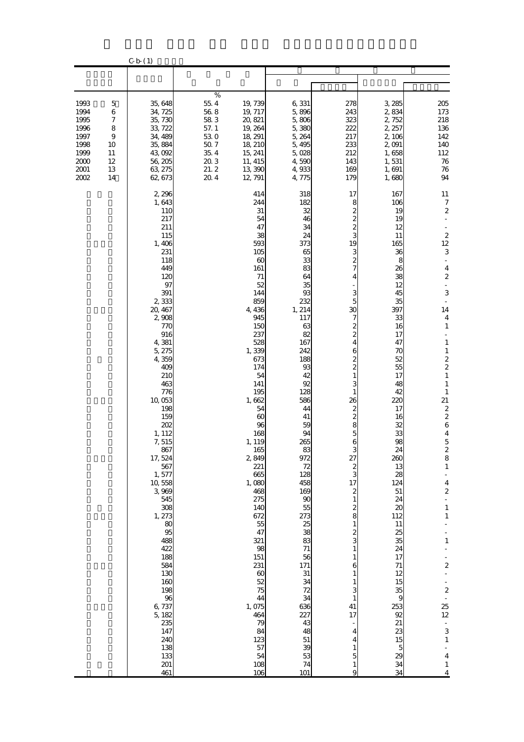C-b-(1)

| | | | | | | | |
|---|---|---|---|---|---|---|---|
| | | % | | | | | |
| 1993 5 | 35,648 | 55.4 | 19,739 | 6,331 | 278 | 3,285 | 205 |
| 1994 6 | 34,725 | 56.8 | 19,717 | 5,896 | 243 | 2,834 | 173 |
| 1995 7 | 35,730 | 58.3 | 20,821 | 5,806 | 323 | 2,752 | 218 |
| 1996 8 | 33,722 | 57.1 | 19,264 | 5,380 | 222 | 2,257 | 136 |
| 1997 9 | 34,489 | 53.0 | 18,291 | 5,264 | 217 | 2,106 | 142 |
| 1998 10 | 35,884 | 50.7 | 18,210 | 5,495 | 233 | 2,091 | 140 |
| 1999 11 | 43,092 | 35.4 | 15,241 | 5,028 | 212 | 1,658 | 112 |
| 2000 12 | 56,205 | 20.3 | 11,415 | 4,590 | 143 | 1,531 | 76 |
| 2001 13 | 63,275 | 21.2 | 13,390 | 4,933 | 169 | 1,691 | 76 |
| 2002 14 | 62,673 | 20.4 | 12,791 | 4,775 | 179 | 1,680 | 94 |
| | 2,296 | | 414 | 318 | 17 | 167 | 11 |
| | 1,643 | | 244 | 182 | 8 | 106 | 7 |
| | 110 | | 31 | 32 | 2 | 19 | 2 |
| | 217 | | 54 | 46 | 2 | 19 | - |
| | 211 | | 47 | 34 | 2 | 12 | - |
| | 115 | | 38 | 24 | 3 | 11 | 2 |
| | 1,406 | | 593 | 373 | 19 | 165 | 12 |
| | 231 | | 105 | 65 | 3 | 36 | 3 |
| | 118 | | 60 | 33 | 2 | 8 | - |
| | 449 | | 161 | 83 | 7 | 26 | 4 |
| | 120 | | 71 | 64 | 4 | 38 | 2 |
| | 97 | | 52 | 35 | - | 12 | - |
| | 391 | | 144 | 93 | 3 | 45 | 3 |
| | 2,333 | | 859 | 232 | 5 | 35 | - |
| | 20,467 | | 4,436 | 1,214 | 30 | 397 | 14 |
| | 2,908 | | 945 | 117 | 7 | 33 | 4 |
| | 770 | | 150 | 63 | 2 | 16 | 1 |
| | 916 | | 237 | 82 | 2 | 17 | - |
| | 4,381 | | 528 | 167 | 4 | 47 | 1 |
| | 5,275 | | 1,339 | 242 | 6 | 70 | 1 |
| | 4,359 | | 673 | 188 | 2 | 52 | 2 |
| | 409 | | 174 | 93 | 2 | 55 | 2 |
| | 210 | | 54 | 42 | 1 | 17 | 1 |
| | 463 | | 141 | 92 | 3 | 48 | 1 |
| | 776 | | 195 | 128 | 1 | 42 | 1 |
| | 10,053 | | 1,662 | 586 | 26 | 220 | 21 |
| | 198 | | 54 | 44 | 2 | 17 | 2 |
| | 159 | | 60 | 41 | 2 | 16 | 2 |
| | 202 | | 96 | 59 | 8 | 32 | 6 |
| | 1,112 | | 168 | 94 | 5 | 33 | 4 |
| | 7,515 | | 1,119 | 265 | 6 | 98 | 5 |
| | 867 | | 165 | 83 | 3 | 24 | 2 |
| | 17,524 | | 2,849 | 972 | 27 | 260 | 8 |
| | 567 | | 221 | 72 | 2 | 13 | 1 |
| | 1,577 | | 665 | 128 | 3 | 28 | - |
| | 10,558 | | 1,080 | 458 | 17 | 124 | 4 |
| | 3,969 | | 468 | 169 | 2 | 51 | 2 |
| | 545 | | 275 | 90 | 1 | 24 | - |
| | 308 | | 140 | 55 | 2 | 20 | 1 |
| | 1,273 | | 672 | 273 | 8 | 112 | 1 |
| | 80 | | 55 | 25 | 1 | 11 | - |
| | 95 | | 47 | 38 | 2 | 25 | - |
| | 488 | | 321 | 83 | 3 | 35 | 1 |
| | 422 | | 98 | 71 | 1 | 24 | - |
| | 188 | | 151 | 56 | 1 | 17 | - |
| | 584 | | 231 | 171 | 6 | 71 | 2 |
| | 130 | | 60 | 31 | 1 | 12 | - |
| | 160 | | 52 | 34 | 1 | 15 | - |
| | 198 | | 75 | 72 | 3 | 35 | 2 |
| | 96 | | 44 | 34 | 1 | 9 | - |
| | 6,737 | | 1,075 | 636 | 41 | 253 | 25 |
| | 5,182 | | 464 | 227 | 17 | 92 | 12 |
| | 235 | | 79 | 43 | - | 21 | - |
| | 147 | | 84 | 48 | 4 | 23 | 3 |
| | 240 | | 123 | 51 | 4 | 15 | 1 |
| | 138 | | 57 | 39 | 1 | 5 | - |
| | 133 | | 54 | 53 | 5 | 29 | 4 |
| | 201 | | 108 | 74 | 1 | 34 | 1 |
| | 461 | | 106 | 101 | 9 | 34 | 4 |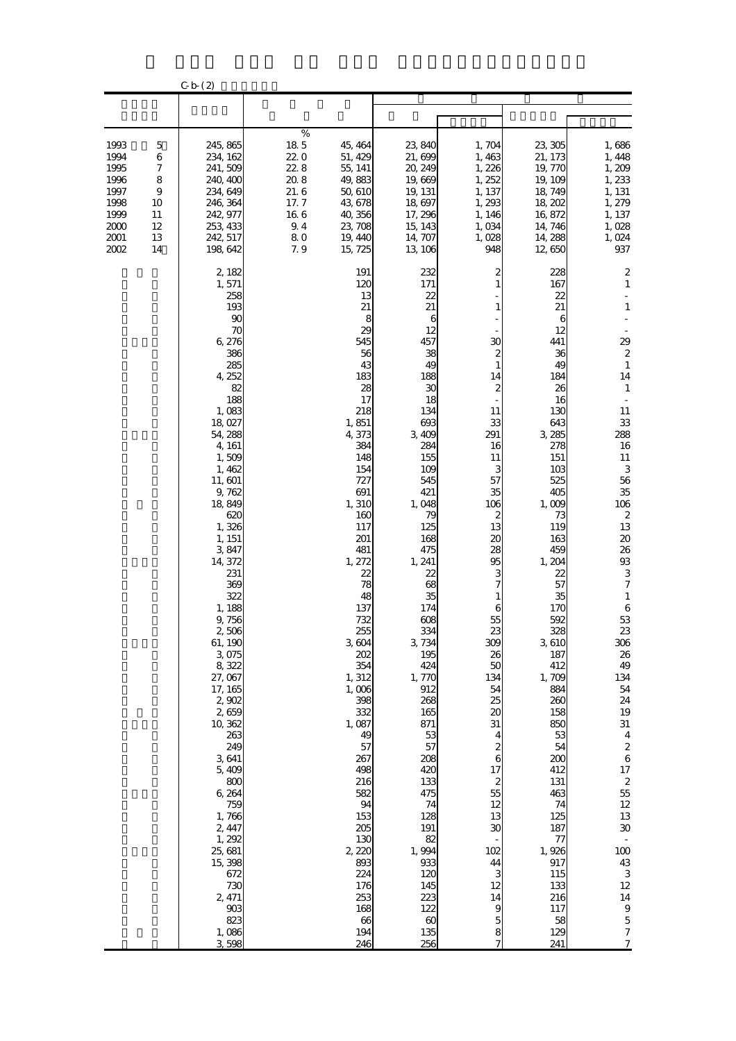C-b-(2)

| | | | | | | | |
|---|---|---|---|---|---|---|---|
| | | % | | | | | |
| 1993 5 | 245,865 | 18.5 | 45,464 | 23,840 | 1,704 | 23,305 | 1,686 |
| 1994 6 | 234,162 | 22.0 | 51,429 | 21,699 | 1,463 | 21,173 | 1,448 |
| 1995 7 | 241,509 | 22.8 | 55,141 | 20,249 | 1,226 | 19,770 | 1,209 |
| 1996 8 | 240,400 | 20.8 | 49,883 | 19,669 | 1,252 | 19,109 | 1,233 |
| 1997 9 | 234,649 | 21.6 | 50,610 | 19,131 | 1,137 | 18,749 | 1,131 |
| 1998 10 | 246,364 | 17.7 | 43,678 | 18,697 | 1,293 | 18,202 | 1,279 |
| 1999 11 | 242,977 | 16.6 | 40,356 | 17,296 | 1,146 | 16,872 | 1,137 |
| 2000 12 | 253,433 | 9.4 | 23,708 | 15,143 | 1,034 | 14,746 | 1,028 |
| 2001 13 | 242,517 | 8.0 | 19,440 | 14,707 | 1,028 | 14,288 | 1,024 |
| 2002 14 | 198,642 | 7.9 | 15,725 | 13,106 | 948 | 12,650 | 937 |
| | 2,182 | | 191 | 232 | 2 | 228 | 2 |
| | 1,571 | | 120 | 171 | 1 | 167 | 1 |
| | 258 | | 13 | 22 | - | 22 | - |
| | 193 | | 21 | 21 | 1 | 21 | 1 |
| | 90 | | 8 | 6 | - | 6 | - |
| | 70 | | 29 | 12 | - | 12 | - |
| | 6,276 | | 545 | 457 | 30 | 441 | 29 |
| | 386 | | 56 | 38 | 2 | 36 | 2 |
| | 285 | | 43 | 49 | 1 | 49 | 1 |
| | 4,252 | | 183 | 188 | 14 | 184 | 14 |
| | 82 | | 28 | 30 | 2 | 26 | 1 |
| | 188 | | 17 | 18 | - | 16 | - |
| | 1,083 | | 218 | 134 | 11 | 130 | 11 |
| | 18,027 | | 1,851 | 693 | 33 | 643 | 33 |
| | 54,288 | | 4,373 | 3,409 | 291 | 3,285 | 288 |
| | 4,161 | | 384 | 284 | 16 | 278 | 16 |
| | 1,509 | | 148 | 155 | 11 | 151 | 11 |
| | 1,462 | | 154 | 109 | 3 | 103 | 3 |
| | 11,601 | | 727 | 545 | 57 | 525 | 56 |
| | 9,762 | | 691 | 421 | 35 | 405 | 35 |
| | 18,849 | | 1,310 | 1,048 | 106 | 1,009 | 106 |
| | 620 | | 160 | 79 | 2 | 73 | 2 |
| | 1,326 | | 117 | 125 | 13 | 119 | 13 |
| | 1,151 | | 201 | 168 | 20 | 163 | 20 |
| | 3,847 | | 481 | 475 | 28 | 459 | 26 |
| | 14,372 | | 1,272 | 1,241 | 95 | 1,204 | 93 |
| | 231 | | 22 | 22 | 3 | 22 | 3 |
| | 369 | | 78 | 68 | 7 | 57 | 7 |
| | 322 | | 48 | 35 | 1 | 35 | 1 |
| | 1,188 | | 137 | 174 | 6 | 170 | 6 |
| | 9,756 | | 732 | 608 | 55 | 592 | 53 |
| | 2,506 | | 255 | 334 | 23 | 328 | 23 |
| | 61,190 | | 3,604 | 3,734 | 309 | 3,610 | 306 |
| | 3,075 | | 202 | 195 | 26 | 187 | 26 |
| | 8,322 | | 354 | 424 | 50 | 412 | 49 |
| | 27,067 | | 1,312 | 1,770 | 134 | 1,709 | 134 |
| | 17,165 | | 1,006 | 912 | 54 | 884 | 54 |
| | 2,902 | | 398 | 268 | 25 | 260 | 24 |
| | 2,659 | | 332 | 165 | 20 | 158 | 19 |
| | 10,362 | | 1,087 | 871 | 31 | 850 | 31 |
| | 263 | | 49 | 53 | 4 | 53 | 4 |
| | 249 | | 57 | 57 | 2 | 54 | 2 |
| | 3,641 | | 267 | 208 | 6 | 200 | 6 |
| | 5,409 | | 498 | 420 | 17 | 412 | 17 |
| | 800 | | 216 | 133 | 2 | 131 | 2 |
| | 6,264 | | 582 | 475 | 55 | 463 | 55 |
| | 759 | | 94 | 74 | 12 | 74 | 12 |
| | 1,766 | | 153 | 128 | 13 | 125 | 13 |
| | 2,447 | | 205 | 191 | 30 | 187 | 30 |
| | 1,292 | | 130 | 82 | - | 77 | - |
| | 25,681 | | 2,220 | 1,994 | 102 | 1,926 | 100 |
| | 15,398 | | 893 | 933 | 44 | 917 | 43 |
| | 672 | | 224 | 120 | 3 | 115 | 3 |
| | 730 | | 176 | 145 | 12 | 133 | 12 |
| | 2,471 | | 253 | 223 | 14 | 216 | 14 |
| | 903 | | 168 | 122 | 9 | 117 | 9 |
| | 823 | | 66 | 60 | 5 | 58 | 5 |
| | 1,086 | | 194 | 135 | 8 | 129 | 7 |
| | 3,598 | | 246 | 256 | 7 | 241 | 7 |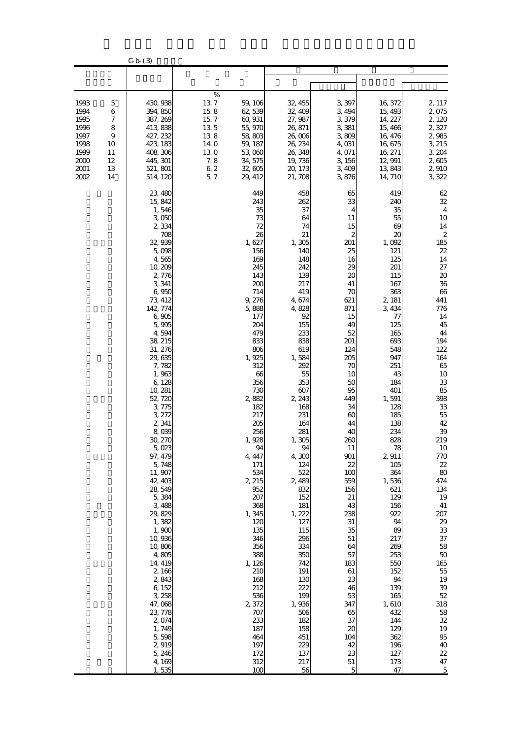C-b-(3)

| | | | | | | | | |
|---|---|---|---|---|---|---|---|---|
| | | | % | | | | | |
| 1993 | 5 | 430,938 | 13.7 | 59,106 | 32,455 | 3,397 | 16,372 | 2,117 |
| 1994 | 6 | 394,850 | 15.8 | 62,539 | 32,409 | 3,494 | 15,493 | 2,075 |
| 1995 | 7 | 387,269 | 15.7 | 60,931 | 27,987 | 3,379 | 14,227 | 2,120 |
| 1996 | 8 | 413,838 | 13.5 | 55,970 | 26,871 | 3,381 | 15,466 | 2,327 |
| 1997 | 9 | 427,232 | 13.8 | 58,803 | 26,006 | 3,809 | 16,476 | 2,985 |
| 1998 | 10 | 423,183 | 14.0 | 59,187 | 26,234 | 4,031 | 16,675 | 3,215 |
| 1999 | 11 | 408,306 | 13.0 | 53,060 | 26,348 | 4,071 | 16,271 | 3,204 |
| 2000 | 12 | 445,301 | 7.8 | 34,575 | 19,736 | 3,156 | 12,991 | 2,605 |
| 2001 | 13 | 521,801 | 6.2 | 32,605 | 20,173 | 3,409 | 13,843 | 2,910 |
| 2002 | 14 | 514,120 | 5.7 | 29,412 | 21,708 | 3,876 | 14,710 | 3,322 |
| | | 23,480 | | 449 | 458 | 65 | 419 | 62 |
| | | 15,842 | | 243 | 262 | 33 | 240 | 32 |
| | | 1,546 | | 35 | 37 | 4 | 35 | 4 |
| | | 3,050 | | 73 | 64 | 11 | 55 | 10 |
| | | 2,334 | | 72 | 74 | 15 | 69 | 14 |
| | | 708 | | 26 | 21 | 2 | 20 | 2 |
| | | 32,939 | | 1,627 | 1,305 | 201 | 1,092 | 185 |
| | | 5,098 | | 156 | 140 | 25 | 121 | 22 |
| | | 4,565 | | 169 | 148 | 16 | 125 | 14 |
| | | 10,209 | | 245 | 242 | 29 | 201 | 27 |
| | | 2,776 | | 143 | 139 | 20 | 115 | 20 |
| | | 3,341 | | 200 | 217 | 41 | 167 | 36 |
| | | 6,950 | | 714 | 419 | 70 | 363 | 66 |
| | | 73,412 | | 9,276 | 4,674 | 621 | 2,181 | 441 |
| | | 142,774 | | 5,888 | 4,828 | 871 | 3,434 | 776 |
| | | 6,905 | | 177 | 92 | 15 | 77 | 14 |
| | | 5,995 | | 204 | 155 | 49 | 125 | 45 |
| | | 4,594 | | 479 | 233 | 52 | 165 | 44 |
| | | 38,215 | | 833 | 838 | 201 | 693 | 194 |
| | | 31,276 | | 806 | 619 | 124 | 548 | 122 |
| | | 29,635 | | 1,925 | 1,584 | 205 | 947 | 164 |
| | | 7,782 | | 312 | 292 | 70 | 251 | 65 |
| | | 1,963 | | 66 | 55 | 10 | 43 | 10 |
| | | 6,128 | | 356 | 353 | 50 | 184 | 33 |
| | | 10,281 | | 730 | 607 | 95 | 401 | 85 |
| | | 52,720 | | 2,882 | 2,243 | 449 | 1,591 | 398 |
| | | 3,775 | | 182 | 168 | 34 | 128 | 33 |
| | | 3,272 | | 217 | 231 | 60 | 185 | 55 |
| | | 2,341 | | 205 | 164 | 44 | 138 | 42 |
| | | 8,039 | | 256 | 281 | 40 | 234 | 39 |
| | | 30,270 | | 1,928 | 1,305 | 260 | 828 | 219 |
| | | 5,023 | | 94 | 94 | 11 | 78 | 10 |
| | | 97,479 | | 4,447 | 4,300 | 901 | 2,911 | 770 |
| | | 5,748 | | 171 | 124 | 22 | 105 | 22 |
| | | 11,907 | | 534 | 522 | 100 | 364 | 80 |
| | | 42,403 | | 2,215 | 2,489 | 559 | 1,536 | 474 |
| | | 28,549 | | 952 | 832 | 156 | 621 | 134 |
| | | 5,384 | | 207 | 152 | 21 | 129 | 19 |
| | | 3,488 | | 368 | 181 | 43 | 156 | 41 |
| | | 29,829 | | 1,345 | 1,222 | 238 | 922 | 207 |
| | | 1,382 | | 120 | 127 | 31 | 94 | 29 |
| | | 1,900 | | 135 | 115 | 35 | 89 | 33 |
| | | 10,936 | | 346 | 296 | 51 | 217 | 37 |
| | | 10,806 | | 356 | 334 | 64 | 269 | 58 |
| | | 4,805 | | 388 | 350 | 57 | 253 | 50 |
| | | 14,419 | | 1,126 | 742 | 183 | 550 | 165 |
| | | 2,166 | | 210 | 191 | 61 | 152 | 55 |
| | | 2,843 | | 168 | 130 | 23 | 94 | 19 |
| | | 6,152 | | 212 | 222 | 46 | 139 | 39 |
| | | 3,258 | | 536 | 199 | 53 | 165 | 52 |
| | | 47,068 | | 2,372 | 1,936 | 347 | 1,610 | 318 |
| | | 23,778 | | 707 | 506 | 65 | 432 | 58 |
| | | 2,074 | | 233 | 182 | 37 | 144 | 32 |
| | | 1,749 | | 187 | 158 | 20 | 129 | 19 |
| | | 5,598 | | 464 | 451 | 104 | 362 | 95 |
| | | 2,919 | | 197 | 229 | 42 | 196 | 40 |
| | | 5,246 | | 172 | 137 | 23 | 127 | 22 |
| | | 4,169 | | 312 | 217 | 51 | 173 | 47 |
| | | 1,535 | | 100 | 56 | 5 | 47 | 5 |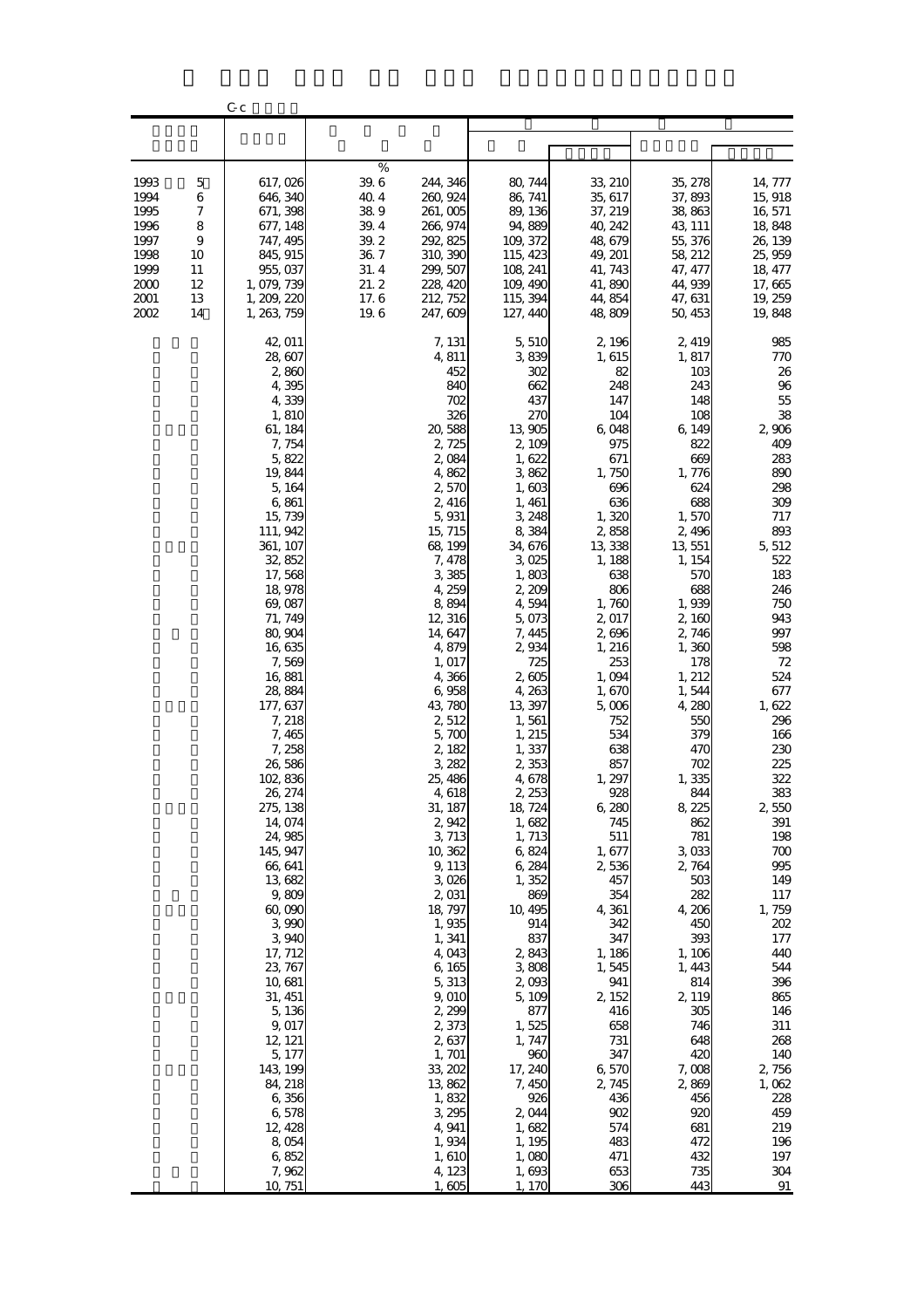C-c

| | | | | | | | |
|---|---|---|---|---|---|---|---|
| | | % | | | | | |
| 1993 5 | 617,026 | 39.6 | 244,346 | 80,744 | 33,210 | 35,278 | 14,777 |
| 1994 6 | 646,340 | 40.4 | 260,924 | 86,741 | 35,617 | 37,893 | 15,918 |
| 1995 7 | 671,398 | 38.9 | 261,005 | 89,136 | 37,219 | 38,863 | 16,571 |
| 1996 8 | 677,148 | 39.4 | 266,974 | 94,889 | 40,242 | 43,111 | 18,848 |
| 1997 9 | 747,495 | 39.2 | 292,825 | 109,372 | 48,679 | 55,376 | 26,139 |
| 1998 10 | 845,915 | 36.7 | 310,390 | 115,423 | 49,201 | 58,212 | 25,959 |
| 1999 11 | 955,037 | 31.4 | 299,507 | 108,241 | 41,743 | 47,477 | 18,477 |
| 2000 12 | 1,079,739 | 21.2 | 228,420 | 109,490 | 41,890 | 44,939 | 17,665 |
| 2001 13 | 1,209,220 | 17.6 | 212,752 | 115,394 | 44,854 | 47,631 | 19,259 |
| 2002 14 | 1,263,759 | 19.6 | 247,609 | 127,440 | 48,809 | 50,453 | 19,848 |
| | 42,011 | | 7,131 | 5,510 | 2,196 | 2,419 | 985 |
| | 28,607 | | 4,811 | 3,839 | 1,615 | 1,817 | 770 |
| | 2,860 | | 452 | 302 | 82 | 103 | 26 |
| | 4,395 | | 840 | 662 | 248 | 243 | 96 |
| | 4,339 | | 702 | 437 | 147 | 148 | 55 |
| | 1,810 | | 326 | 270 | 104 | 108 | 38 |
| | 61,184 | | 20,588 | 13,905 | 6,048 | 6,149 | 2,906 |
| | 7,754 | | 2,725 | 2,109 | 975 | 822 | 409 |
| | 5,822 | | 2,084 | 1,622 | 671 | 669 | 283 |
| | 19,844 | | 4,862 | 3,862 | 1,750 | 1,776 | 890 |
| | 5,164 | | 2,570 | 1,603 | 696 | 624 | 298 |
| | 6,861 | | 2,416 | 1,461 | 636 | 688 | 309 |
| | 15,739 | | 5,931 | 3,248 | 1,320 | 1,570 | 717 |
| | 111,942 | | 15,715 | 8,384 | 2,858 | 2,496 | 893 |
| | 361,107 | | 68,199 | 34,676 | 13,338 | 13,551 | 5,512 |
| | 32,852 | | 7,478 | 3,025 | 1,188 | 1,154 | 522 |
| | 17,568 | | 3,385 | 1,803 | 638 | 570 | 183 |
| | 18,978 | | 4,259 | 2,209 | 806 | 688 | 246 |
| | 69,087 | | 8,894 | 4,594 | 1,760 | 1,939 | 750 |
| | 71,749 | | 12,316 | 5,073 | 2,017 | 2,160 | 943 |
| | 80,904 | | 14,647 | 7,445 | 2,696 | 2,746 | 997 |
| | 16,635 | | 4,879 | 2,934 | 1,216 | 1,360 | 598 |
| | 7,569 | | 1,017 | 725 | 253 | 178 | 72 |
| | 16,881 | | 4,366 | 2,605 | 1,094 | 1,212 | 524 |
| | 28,884 | | 6,958 | 4,263 | 1,670 | 1,544 | 677 |
| | 177,637 | | 43,780 | 13,397 | 5,006 | 4,280 | 1,622 |
| | 7,218 | | 2,512 | 1,561 | 752 | 550 | 296 |
| | 7,465 | | 5,700 | 1,215 | 534 | 379 | 166 |
| | 7,258 | | 2,182 | 1,337 | 638 | 470 | 230 |
| | 26,586 | | 3,282 | 2,353 | 857 | 702 | 225 |
| | 102,836 | | 25,486 | 4,678 | 1,297 | 1,335 | 322 |
| | 26,274 | | 4,618 | 2,253 | 928 | 844 | 383 |
| | 275,138 | | 31,187 | 18,724 | 6,280 | 8,225 | 2,550 |
| | 14,074 | | 2,942 | 1,682 | 745 | 862 | 391 |
| | 24,985 | | 3,713 | 1,713 | 511 | 781 | 198 |
| | 145,947 | | 10,362 | 6,824 | 1,677 | 3,033 | 700 |
| | 66,641 | | 9,113 | 6,284 | 2,536 | 2,764 | 995 |
| | 13,682 | | 3,026 | 1,352 | 457 | 503 | 149 |
| | 9,809 | | 2,031 | 869 | 354 | 282 | 117 |
| | 60,090 | | 18,797 | 10,495 | 4,361 | 4,206 | 1,759 |
| | 3,990 | | 1,935 | 914 | 342 | 450 | 202 |
| | 3,940 | | 1,341 | 837 | 347 | 393 | 177 |
| | 17,712 | | 4,043 | 2,843 | 1,186 | 1,106 | 440 |
| | 23,767 | | 6,165 | 3,808 | 1,545 | 1,443 | 544 |
| | 10,681 | | 5,313 | 2,093 | 941 | 814 | 396 |
| | 31,451 | | 9,010 | 5,109 | 2,152 | 2,119 | 865 |
| | 5,136 | | 2,299 | 877 | 416 | 305 | 146 |
| | 9,017 | | 2,373 | 1,525 | 658 | 746 | 311 |
| | 12,121 | | 2,637 | 1,747 | 731 | 648 | 268 |
| | 5,177 | | 1,701 | 960 | 347 | 420 | 140 |
| | 143,199 | | 33,202 | 17,240 | 6,570 | 7,008 | 2,756 |
| | 84,218 | | 13,862 | 7,450 | 2,745 | 2,869 | 1,062 |
| | 6,356 | | 1,832 | 926 | 436 | 456 | 228 |
| | 6,578 | | 3,295 | 2,044 | 902 | 920 | 459 |
| | 12,428 | | 4,941 | 1,682 | 574 | 681 | 219 |
| | 8,054 | | 1,934 | 1,195 | 483 | 472 | 196 |
| | 6,852 | | 1,610 | 1,080 | 471 | 432 | 197 |
| | 7,962 | | 4,123 | 1,693 | 653 | 735 | 304 |
| | 10,751 | | 1,605 | 1,170 | 306 | 443 | 91 |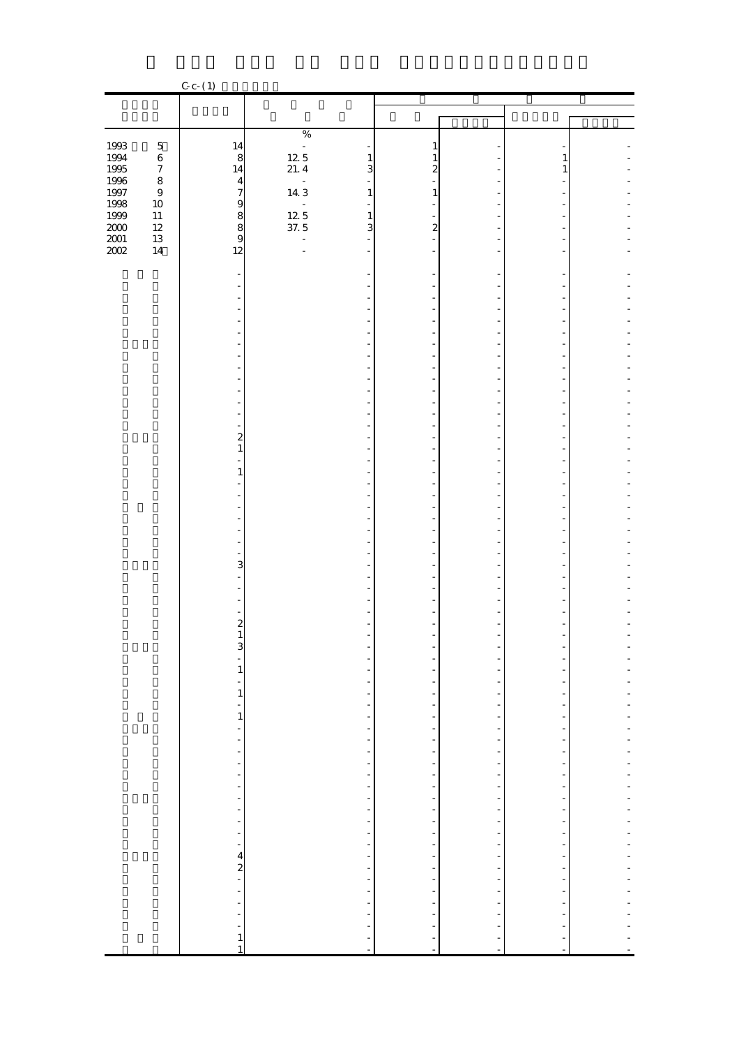C-c-(1)

| | | % | | | | | |
|---|---|---|---|---|---|---|---|
| 1993 5 | 14 | - | - | 1 | - | - | - |
| 1994 6 | 8 | 12.5 | 1 | 1 | - | 1 | - |
| 1995 7 | 14 | 21.4 | 3 | 2 | - | 1 | - |
| 1996 8 | 4 | - | - | - | - | - | - |
| 1997 9 | 7 | 14.3 | 1 | 1 | - | - | - |
| 1998 10 | 9 | - | - | - | - | - | - |
| 1999 11 | 8 | 12.5 | 1 | - | - | - | - |
| 2000 12 | 8 | 37.5 | 3 | 2 | - | - | - |
| 2001 13 | 9 | - | - | - | - | - | - |
| 2002 14 | 12 | - | - | - | - | - | - |
| | - | | - | - | - | - | - |
| | - | | - | - | - | - | - |
| | - | | - | - | - | - | - |
| | - | | - | - | - | - | - |
| | - | | - | - | - | - | - |
| | - | | - | - | - | - | - |
| | - | | - | - | - | - | - |
| | - | | - | - | - | - | - |
| | - | | - | - | - | - | - |
| | - | | - | - | - | - | - |
| | - | | - | - | - | - | - |
| | - | | - | - | - | - | - |
| | - | | - | - | - | - | - |
| | - | | - | - | - | - | - |
| | 2 | | - | - | - | - | - |
| | 1 | | - | - | - | - | - |
| | - | | - | - | - | - | - |
| | 1 | | - | - | - | - | - |
| | - | | - | - | - | - | - |
| | - | | - | - | - | - | - |
| | - | | - | - | - | - | - |
| | - | | - | - | - | - | - |
| | - | | - | - | - | - | - |
| | - | | - | - | - | - | - |
| | - | | - | - | - | - | - |
| | 3 | | - | - | - | - | - |
| | - | | - | - | - | - | - |
| | - | | - | - | - | - | - |
| | - | | - | - | - | - | - |
| | - | | - | - | - | - | - |
| | 2 | | - | - | - | - | - |
| | 1 | | - | - | - | - | - |
| | 3 | | - | - | - | - | - |
| | - | | - | - | - | - | - |
| | 1 | | - | - | - | - | - |
| | - | | - | - | - | - | - |
| | 1 | | - | - | - | - | - |
| | - | | - | - | - | - | - |
| | 1 | | - | - | - | - | - |
| | - | | - | - | - | - | - |
| | - | | - | - | - | - | - |
| | - | | - | - | - | - | - |
| | - | | - | - | - | - | - |
| | - | | - | - | - | - | - |
| | - | | - | - | - | - | - |
| | - | | - | - | - | - | - |
| | - | | - | - | - | - | - |
| | - | | - | - | - | - | - |
| | - | | - | - | - | - | - |
| | - | | - | - | - | - | - |
| | 4 | | - | - | - | - | - |
| | 2 | | - | - | - | - | - |
| | - | | - | - | - | - | - |
| | - | | - | - | - | - | - |
| | - | | - | - | - | - | - |
| | - | | - | - | - | - | - |
| | - | | - | - | - | - | - |
| | 1 | | - | - | - | - | - |
| | 1 | | - | - | - | - | - |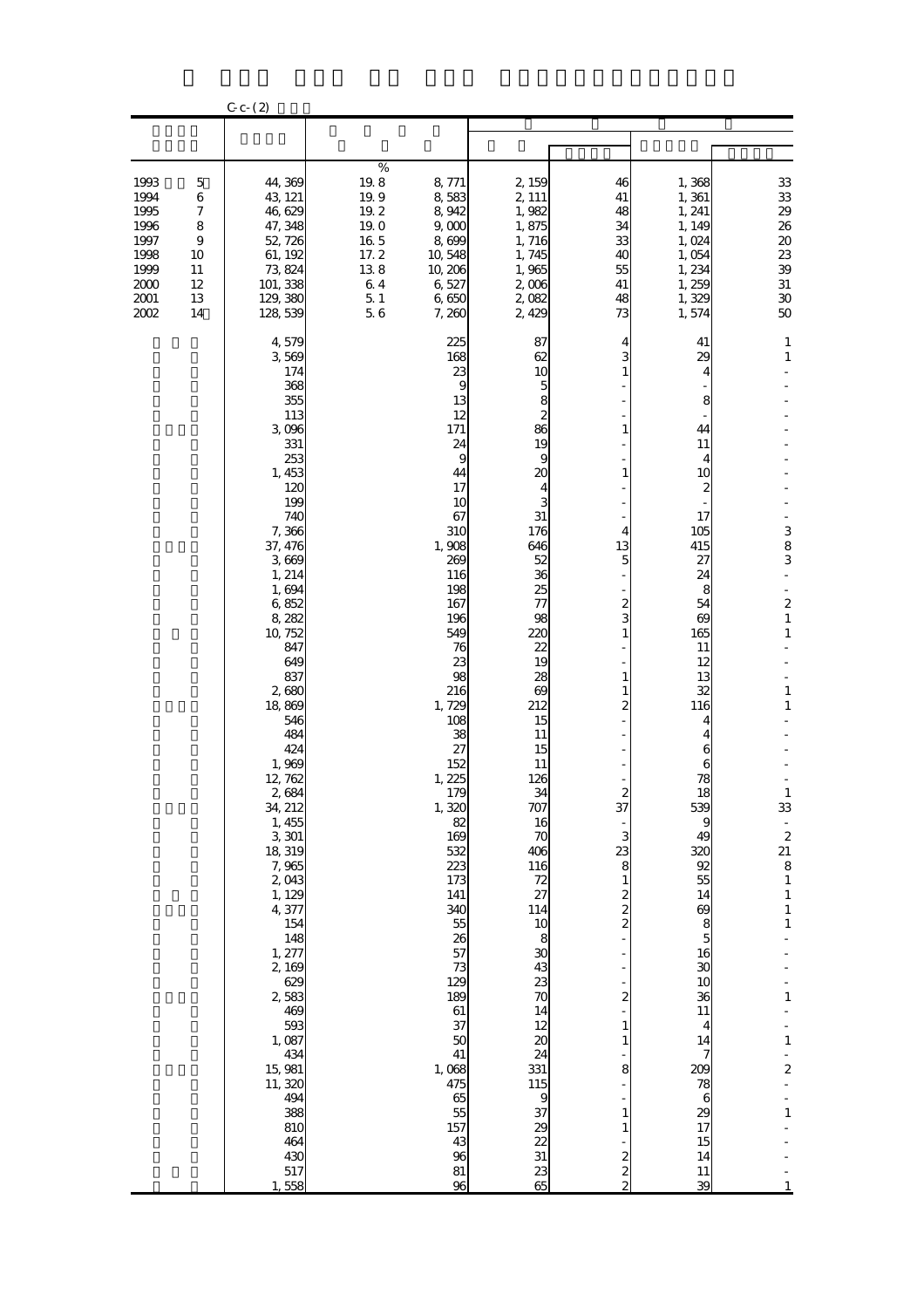C-c-(2)

| | | | | | | | |
|---|---|---|---|---|---|---|---|
| | | % | | | | | |
| 1993 5 | 44,369 | 19.8 | 8,771 | 2,159 | 46 | 1,368 | 33 |
| 1994 6 | 43,121 | 19.9 | 8,583 | 2,111 | 41 | 1,361 | 33 |
| 1995 7 | 46,629 | 19.2 | 8,942 | 1,982 | 48 | 1,241 | 29 |
| 1996 8 | 47,348 | 19.0 | 9,000 | 1,875 | 34 | 1,149 | 26 |
| 1997 9 | 52,726 | 16.5 | 8,699 | 1,716 | 33 | 1,024 | 20 |
| 1998 10 | 61,192 | 17.2 | 10,548 | 1,745 | 40 | 1,054 | 23 |
| 1999 11 | 73,824 | 13.8 | 10,206 | 1,965 | 55 | 1,234 | 39 |
| 2000 12 | 101,338 | 6.4 | 6,527 | 2,006 | 41 | 1,259 | 31 |
| 2001 13 | 129,380 | 5.1 | 6,650 | 2,082 | 48 | 1,329 | 30 |
| 2002 14 | 128,539 | 5.6 | 7,260 | 2,429 | 73 | 1,574 | 50 |
| | 4,579 | | 225 | 87 | 4 | 41 | 1 |
| | 3,569 | | 168 | 62 | 3 | 29 | 1 |
| | 174 | | 23 | 10 | 1 | 4 | - |
| | 368 | | 9 | 5 | - | - | - |
| | 355 | | 13 | 8 | - | 8 | - |
| | 113 | | 12 | 2 | - | - | - |
| | 3,096 | | 171 | 86 | 1 | 44 | - |
| | 331 | | 24 | 19 | - | 11 | - |
| | 253 | | 9 | 9 | - | 4 | - |
| | 1,453 | | 44 | 20 | 1 | 10 | - |
| | 120 | | 17 | 4 | - | 2 | - |
| | 199 | | 10 | 3 | - | - | - |
| | 740 | | 67 | 31 | - | 17 | - |
| | 7,366 | | 310 | 176 | 4 | 105 | 3 |
| | 37,476 | | 1,908 | 646 | 13 | 415 | 8 |
| | 3,669 | | 269 | 52 | 5 | 27 | 3 |
| | 1,214 | | 116 | 36 | - | 24 | - |
| | 1,694 | | 198 | 25 | - | 8 | - |
| | 6,852 | | 167 | 77 | 2 | 54 | 2 |
| | 8,282 | | 196 | 98 | 3 | 69 | 1 |
| | 10,752 | | 549 | 220 | 1 | 165 | 1 |
| | 847 | | 76 | 22 | - | 11 | - |
| | 649 | | 23 | 19 | - | 12 | - |
| | 837 | | 98 | 28 | 1 | 13 | - |
| | 2,680 | | 216 | 69 | 1 | 32 | 1 |
| | 18,869 | | 1,729 | 212 | 2 | 116 | 1 |
| | 546 | | 108 | 15 | - | 4 | - |
| | 484 | | 38 | 11 | - | 4 | - |
| | 424 | | 27 | 15 | - | 6 | - |
| | 1,969 | | 152 | 11 | - | 6 | - |
| | 12,762 | | 1,225 | 126 | - | 78 | - |
| | 2,684 | | 179 | 34 | 2 | 18 | 1 |
| | 34,212 | | 1,320 | 707 | 37 | 539 | 33 |
| | 1,455 | | 82 | 16 | - | 9 | - |
| | 3,301 | | 169 | 70 | 3 | 49 | 2 |
| | 18,319 | | 532 | 406 | 23 | 320 | 21 |
| | 7,965 | | 223 | 116 | 8 | 92 | 8 |
| | 2,043 | | 173 | 72 | 1 | 55 | 1 |
| | 1,129 | | 141 | 27 | 2 | 14 | 1 |
| | 4,377 | | 340 | 114 | 2 | 69 | 1 |
| | 154 | | 55 | 10 | 2 | 8 | 1 |
| | 148 | | 26 | 8 | - | 5 | - |
| | 1,277 | | 57 | 30 | - | 16 | - |
| | 2,169 | | 73 | 43 | - | 30 | - |
| | 629 | | 129 | 23 | - | 10 | - |
| | 2,583 | | 189 | 70 | 2 | 36 | 1 |
| | 469 | | 61 | 14 | - | 11 | - |
| | 593 | | 37 | 12 | 1 | 4 | - |
| | 1,087 | | 50 | 20 | 1 | 14 | 1 |
| | 434 | | 41 | 24 | - | 7 | - |
| | 15,981 | | 1,068 | 331 | 8 | 209 | 2 |
| | 11,320 | | 475 | 115 | - | 78 | - |
| | 494 | | 65 | 9 | - | 6 | - |
| | 388 | | 55 | 37 | 1 | 29 | 1 |
| | 810 | | 157 | 29 | 1 | 17 | - |
| | 464 | | 43 | 22 | - | 15 | - |
| | 430 | | 96 | 31 | 2 | 14 | - |
| | 517 | | 81 | 23 | 2 | 11 | - |
| | 1,558 | | 96 | 65 | 2 | 39 | 1 |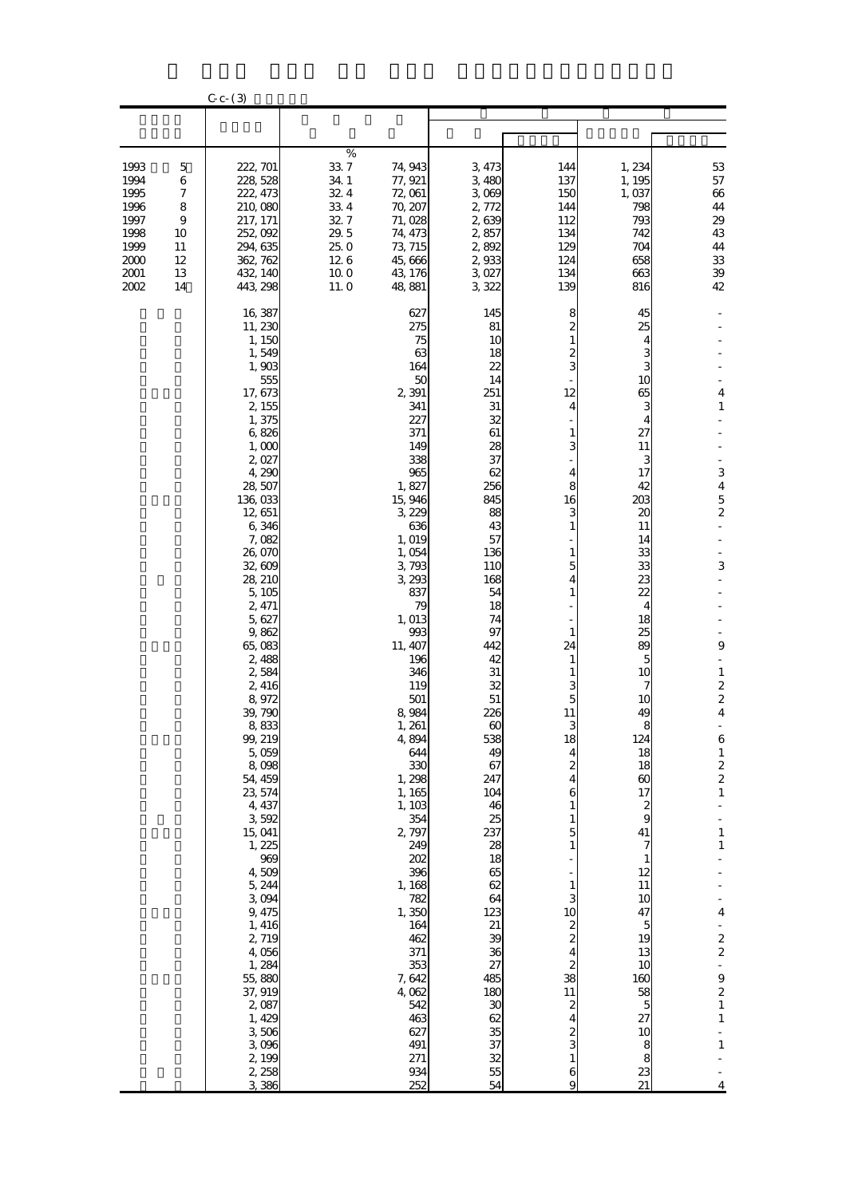C-c-(3)

| | | % | | | | | |
|---|---|---|---|---|---|---|---|
| 1993 5 | 222,701 | 33.7 | 74,943 | 3,473 | 144 | 1,234 | 53 |
| 1994 6 | 228,528 | 34.1 | 77,921 | 3,480 | 137 | 1,195 | 57 |
| 1995 7 | 222,473 | 32.4 | 72,061 | 3,069 | 150 | 1,037 | 66 |
| 1996 8 | 210,080 | 33.4 | 70,207 | 2,772 | 144 | 798 | 44 |
| 1997 9 | 217,171 | 32.7 | 71,028 | 2,639 | 112 | 793 | 29 |
| 1998 10 | 252,092 | 29.5 | 74,473 | 2,857 | 134 | 742 | 43 |
| 1999 11 | 294,635 | 25.0 | 73,715 | 2,892 | 129 | 704 | 44 |
| 2000 12 | 362,762 | 12.6 | 45,666 | 2,933 | 124 | 658 | 33 |
| 2001 13 | 432,140 | 10.0 | 43,176 | 3,027 | 134 | 663 | 39 |
| 2002 14 | 443,298 | 11.0 | 48,881 | 3,322 | 139 | 816 | 42 |
| | 16,387 | | 627 | 145 | 8 | 45 | - |
| | 11,230 | | 275 | 81 | 2 | 25 | - |
| | 1,150 | | 75 | 10 | 1 | 4 | - |
| | 1,549 | | 63 | 18 | 2 | 3 | - |
| | 1,903 | | 164 | 22 | 3 | 3 | - |
| | 555 | | 50 | 14 | - | 10 | - |
| | 17,673 | | 2,391 | 251 | 12 | 65 | 4 |
| | 2,155 | | 341 | 31 | 4 | 3 | 1 |
| | 1,375 | | 227 | 32 | - | 4 | - |
| | 6,826 | | 371 | 61 | 1 | 27 | - |
| | 1,000 | | 149 | 28 | 3 | 11 | - |
| | 2,027 | | 338 | 37 | - | 3 | - |
| | 4,290 | | 965 | 62 | 4 | 17 | 3 |
| | 28,507 | | 1,827 | 256 | 8 | 42 | 4 |
| | 136,033 | | 15,946 | 845 | 16 | 203 | 5 |
| | 12,651 | | 3,229 | 88 | 3 | 20 | 2 |
| | 6,346 | | 636 | 43 | 1 | 11 | - |
| | 7,082 | | 1,019 | 57 | - | 14 | - |
| | 26,070 | | 1,054 | 136 | 1 | 33 | - |
| | 32,609 | | 3,793 | 110 | 5 | 33 | 3 |
| | 28,210 | | 3,293 | 168 | 4 | 23 | - |
| | 5,105 | | 837 | 54 | 1 | 22 | - |
| | 2,471 | | 79 | 18 | - | 4 | - |
| | 5,627 | | 1,013 | 74 | - | 18 | - |
| | 9,862 | | 993 | 97 | 1 | 25 | - |
| | 65,083 | | 11,407 | 442 | 24 | 89 | 9 |
| | 2,488 | | 196 | 42 | 1 | 5 | - |
| | 2,584 | | 346 | 31 | 1 | 10 | 1 |
| | 2,416 | | 119 | 32 | 3 | 7 | 2 |
| | 8,972 | | 501 | 51 | 5 | 10 | 2 |
| | 39,790 | | 8,984 | 226 | 11 | 49 | 4 |
| | 8,833 | | 1,261 | 60 | 3 | 8 | - |
| | 99,219 | | 4,894 | 538 | 18 | 124 | 6 |
| | 5,059 | | 644 | 49 | 4 | 18 | 1 |
| | 8,098 | | 330 | 67 | 2 | 18 | 2 |
| | 54,459 | | 1,298 | 247 | 4 | 60 | 2 |
| | 23,574 | | 1,165 | 104 | 6 | 17 | 1 |
| | 4,437 | | 1,103 | 46 | 1 | 2 | - |
| | 3,592 | | 354 | 25 | 1 | 9 | - |
| | 15,041 | | 2,797 | 237 | 5 | 41 | 1 |
| | 1,225 | | 249 | 28 | 1 | 7 | 1 |
| | 969 | | 202 | 18 | - | 1 | - |
| | 4,509 | | 396 | 65 | - | 12 | - |
| | 5,244 | | 1,168 | 62 | 1 | 11 | - |
| | 3,094 | | 782 | 64 | 3 | 10 | - |
| | 9,475 | | 1,350 | 123 | 10 | 47 | 4 |
| | 1,416 | | 164 | 21 | 2 | 5 | - |
| | 2,719 | | 462 | 39 | 2 | 19 | 2 |
| | 4,056 | | 371 | 36 | 4 | 13 | 2 |
| | 1,284 | | 353 | 27 | 2 | 10 | - |
| | 55,880 | | 7,642 | 485 | 38 | 160 | 9 |
| | 37,919 | | 4,062 | 180 | 11 | 58 | 2 |
| | 2,087 | | 542 | 30 | 2 | 5 | 1 |
| | 1,429 | | 463 | 62 | 4 | 27 | 1 |
| | 3,506 | | 627 | 35 | 2 | 10 | - |
| | 3,096 | | 491 | 37 | 3 | 8 | 1 |
| | 2,199 | | 271 | 32 | 1 | 8 | - |
| | 2,258 | | 934 | 55 | 6 | 23 | - |
| | 3,386 | | 252 | 54 | 9 | 21 | 4 |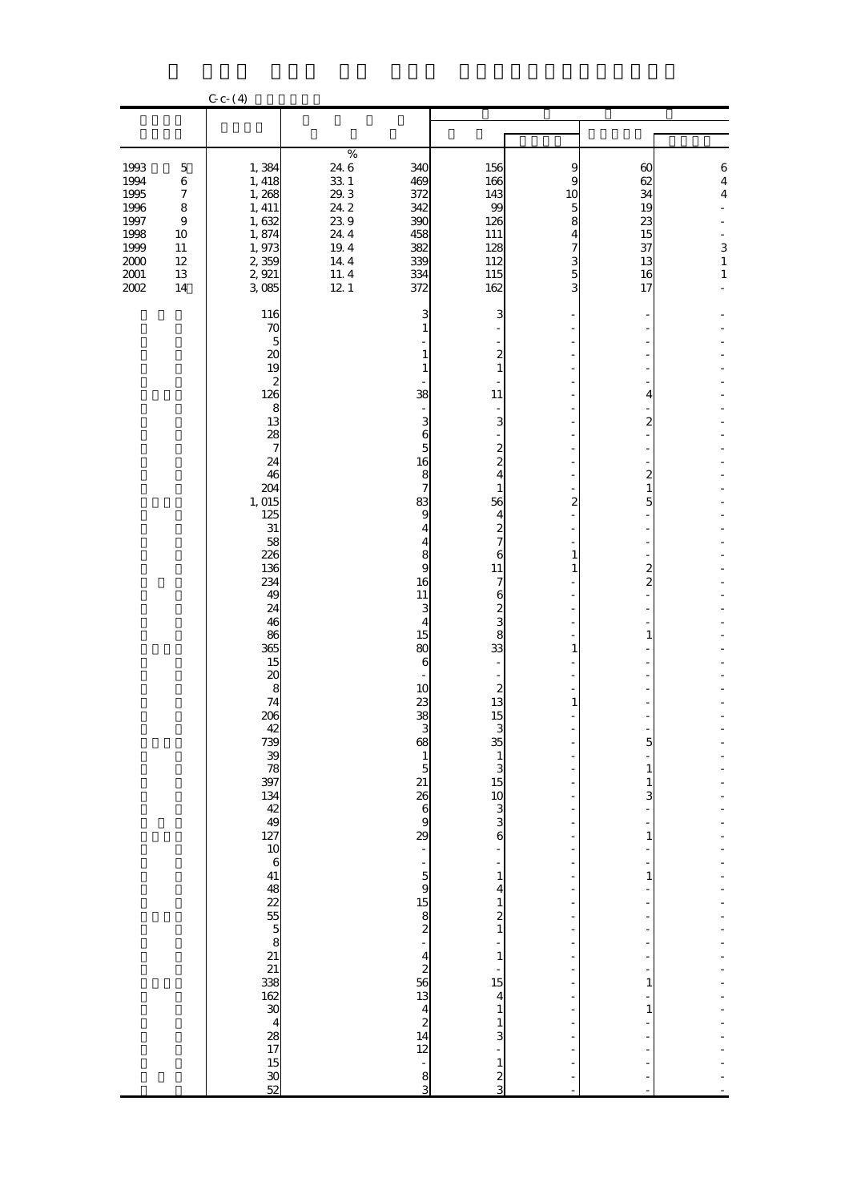C-c-(4)

| | | | | | | | | |
|---|---|---|---|---|---|---|---|---|
| | | % | | | | | | |
| 1993 | 5 | 1,384 | 24.6 | 340 | 156 | 9 | 60 | 6 |
| 1994 | 6 | 1,418 | 33.1 | 469 | 166 | 9 | 62 | 4 |
| 1995 | 7 | 1,268 | 29.3 | 372 | 143 | 10 | 34 | 4 |
| 1996 | 8 | 1,411 | 24.2 | 342 | 99 | 5 | 19 | - |
| 1997 | 9 | 1,632 | 23.9 | 390 | 126 | 8 | 23 | - |
| 1998 | 10 | 1,874 | 24.4 | 458 | 111 | 4 | 15 | - |
| 1999 | 11 | 1,973 | 19.4 | 382 | 128 | 7 | 37 | 3 |
| 2000 | 12 | 2,359 | 14.4 | 339 | 112 | 3 | 13 | 1 |
| 2001 | 13 | 2,921 | 11.4 | 334 | 115 | 5 | 16 | 1 |
| 2002 | 14 | 3,085 | 12.1 | 372 | 162 | 3 | 17 | - |
| | | 116 | | 3 | 3 | - | - | - |
| | | 70 | | 1 | - | - | - | - |
| | | 5 | | - | - | - | - | - |
| | | 20 | | 1 | 2 | - | - | - |
| | | 19 | | 1 | 1 | - | - | - |
| | | 2 | | - | - | - | - | - |
| | | 126 | | 38 | 11 | - | 4 | - |
| | | 8 | | - | - | - | - | - |
| | | 13 | | 3 | 3 | - | 2 | - |
| | | 28 | | 6 | - | - | - | - |
| | | 7 | | 5 | 2 | - | - | - |
| | | 24 | | 16 | 2 | - | - | - |
| | | 46 | | 8 | 4 | - | 2 | - |
| | | 204 | | 7 | 1 | - | 1 | - |
| | | 1,015 | | 83 | 56 | 2 | 5 | - |
| | | 125 | | 9 | 4 | - | - | - |
| | | 31 | | 4 | 2 | - | - | - |
| | | 58 | | 4 | 7 | - | - | - |
| | | 226 | | 8 | 6 | 1 | - | - |
| | | 136 | | 9 | 11 | 1 | 2 | - |
| | | 234 | | 16 | 7 | - | 2 | - |
| | | 49 | | 11 | 6 | - | - | - |
| | | 24 | | 3 | 2 | - | - | - |
| | | 46 | | 4 | 3 | - | - | - |
| | | 86 | | 15 | 8 | - | 1 | - |
| | | 365 | | 80 | 33 | 1 | - | - |
| | | 15 | | 6 | - | - | - | - |
| | | 20 | | - | - | - | - | - |
| | | 8 | | 10 | 2 | - | - | - |
| | | 74 | | 23 | 13 | 1 | - | - |
| | | 206 | | 38 | 15 | - | - | - |
| | | 42 | | 3 | 3 | - | - | - |
| | | 739 | | 68 | 35 | - | 5 | - |
| | | 39 | | 1 | 1 | - | - | - |
| | | 78 | | 5 | 3 | - | 1 | - |
| | | 397 | | 21 | 15 | - | 1 | - |
| | | 134 | | 26 | 10 | - | 3 | - |
| | | 42 | | 6 | 3 | - | - | - |
| | | 49 | | 9 | 3 | - | - | - |
| | | 127 | | 29 | 6 | - | 1 | - |
| | | 10 | | - | - | - | - | - |
| | | 6 | | - | - | - | - | - |
| | | 41 | | 5 | 1 | - | 1 | - |
| | | 48 | | 9 | 4 | - | - | - |
| | | 22 | | 15 | 1 | - | - | - |
| | | 55 | | 8 | 2 | - | - | - |
| | | 5 | | 2 | 1 | - | - | - |
| | | 8 | | - | - | - | - | - |
| | | 21 | | 4 | 1 | - | - | - |
| | | 21 | | 2 | - | - | - | - |
| | | 338 | | 56 | 15 | - | 1 | - |
| | | 162 | | 13 | 4 | - | - | - |
| | | 30 | | 4 | 1 | - | 1 | - |
| | | 4 | | 2 | 1 | - | - | - |
| | | 28 | | 14 | 3 | - | - | - |
| | | 17 | | 12 | - | - | - | - |
| | | 15 | | - | 1 | - | - | - |
| | | 30 | | 8 | 2 | - | - | - |
| | | 52 | | 3 | 3 | - | - | - |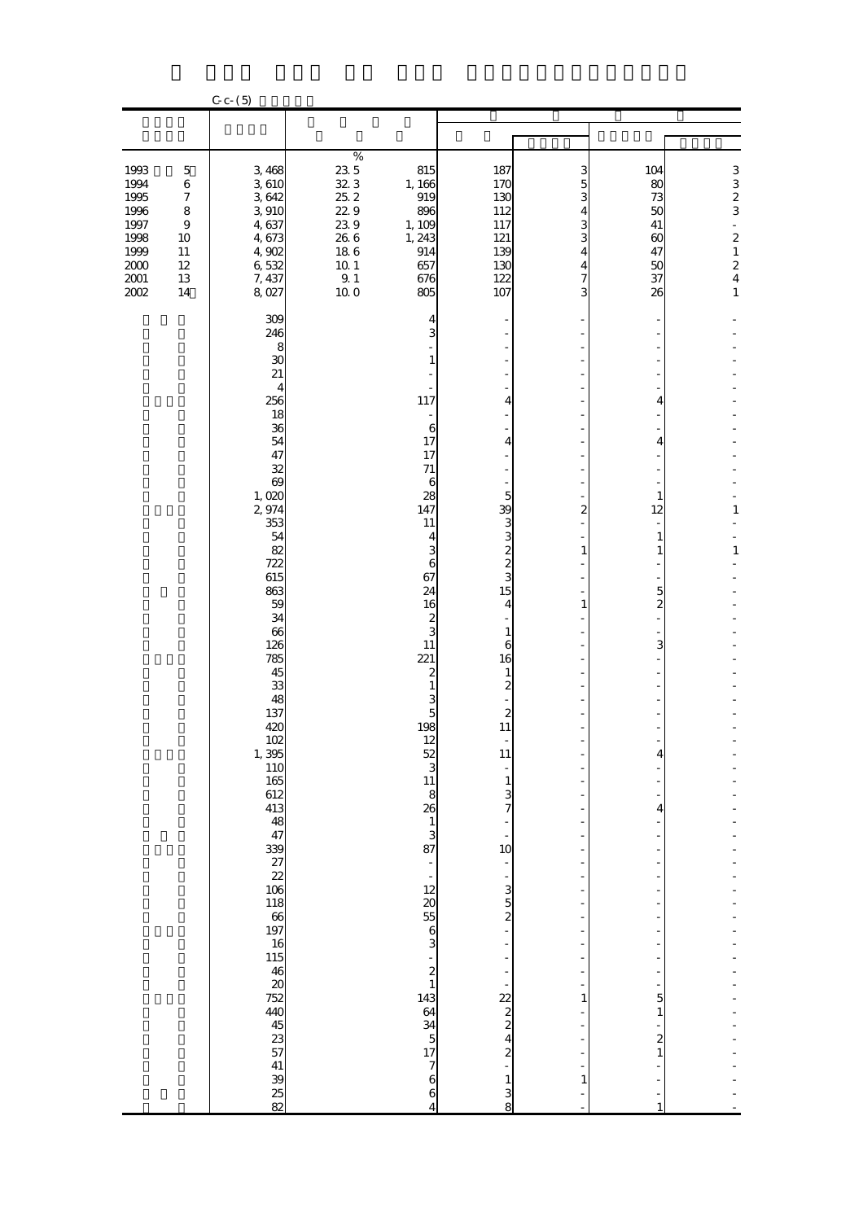C-c-(5)

| | | | | | | | |
|---|---|---|---|---|---|---|---|
| | | % | | | | | |
| 1993 5 | 3,468 | 23.5 | 815 | 187 | 3 | 104 | 3 |
| 1994 6 | 3,610 | 32.3 | 1,166 | 170 | 5 | 80 | 3 |
| 1995 7 | 3,642 | 25.2 | 919 | 130 | 3 | 73 | 2 |
| 1996 8 | 3,910 | 22.9 | 896 | 112 | 4 | 50 | 3 |
| 1997 9 | 4,637 | 23.9 | 1,109 | 117 | 3 | 41 | - |
| 1998 10 | 4,673 | 26.6 | 1,243 | 121 | 3 | 60 | 2 |
| 1999 11 | 4,902 | 18.6 | 914 | 139 | 4 | 47 | 1 |
| 2000 12 | 6,532 | 10.1 | 657 | 130 | 4 | 50 | 2 |
| 2001 13 | 7,437 | 9.1 | 676 | 122 | 7 | 37 | 4 |
| 2002 14 | 8,027 | 10.0 | 805 | 107 | 3 | 26 | 1 |
| | 309 | | 4 | - | - | - | - |
| | 246 | | 3 | - | - | - | - |
| | 8 | | - | - | - | - | - |
| | 30 | | 1 | - | - | - | - |
| | 21 | | - | - | - | - | - |
| | 4 | | - | - | - | - | - |
| | 256 | | 117 | 4 | - | 4 | - |
| | 18 | | - | - | - | - | - |
| | 36 | | 6 | - | - | - | - |
| | 54 | | 17 | 4 | - | 4 | - |
| | 47 | | 17 | - | - | - | - |
| | 32 | | 71 | - | - | - | - |
| | 69 | | 6 | - | - | - | - |
| | 1,020 | | 28 | 5 | - | 1 | - |
| | 2,974 | | 147 | 39 | 2 | 12 | 1 |
| | 353 | | 11 | 3 | - | - | - |
| | 54 | | 4 | 3 | - | 1 | - |
| | 82 | | 3 | 2 | 1 | 1 | 1 |
| | 722 | | 6 | 2 | - | - | - |
| | 615 | | 67 | 3 | - | - | - |
| | 863 | | 24 | 15 | - | 5 | - |
| | 59 | | 16 | 4 | 1 | 2 | - |
| | 34 | | 2 | - | - | - | - |
| | 66 | | 3 | 1 | - | - | - |
| | 126 | | 11 | 6 | - | 3 | - |
| | 785 | | 221 | 16 | - | - | - |
| | 45 | | 2 | 1 | - | - | - |
| | 33 | | 1 | 2 | - | - | - |
| | 48 | | 3 | - | - | - | - |
| | 137 | | 5 | 2 | - | - | - |
| | 420 | | 198 | 11 | - | - | - |
| | 102 | | 12 | - | - | - | - |
| | 1,395 | | 52 | 11 | - | 4 | - |
| | 110 | | 3 | - | - | - | - |
| | 165 | | 11 | 1 | - | - | - |
| | 612 | | 8 | 3 | - | - | - |
| | 413 | | 26 | 7 | - | 4 | - |
| | 48 | | 1 | - | - | - | - |
| | 47 | | 3 | - | - | - | - |
| | 339 | | 87 | 10 | - | - | - |
| | 27 | | - | - | - | - | - |
| | 22 | | - | - | - | - | - |
| | 106 | | 12 | 3 | - | - | - |
| | 118 | | 20 | 5 | - | - | - |
| | 66 | | 55 | 2 | - | - | - |
| | 197 | | 6 | - | - | - | - |
| | 16 | | 3 | - | - | - | - |
| | 115 | | - | - | - | - | - |
| | 46 | | 2 | - | - | - | - |
| | 20 | | 1 | - | - | - | - |
| | 752 | | 143 | 22 | 1 | 5 | - |
| | 440 | | 64 | 2 | - | 1 | - |
| | 45 | | 34 | 2 | - | - | - |
| | 23 | | 5 | 4 | - | 2 | - |
| | 57 | | 17 | 2 | - | 1 | - |
| | 41 | | 7 | - | - | - | - |
| | 39 | | 6 | 1 | 1 | - | - |
| | 25 | | 6 | 3 | - | - | - |
| | 82 | | 4 | 8 | - | 1 | - |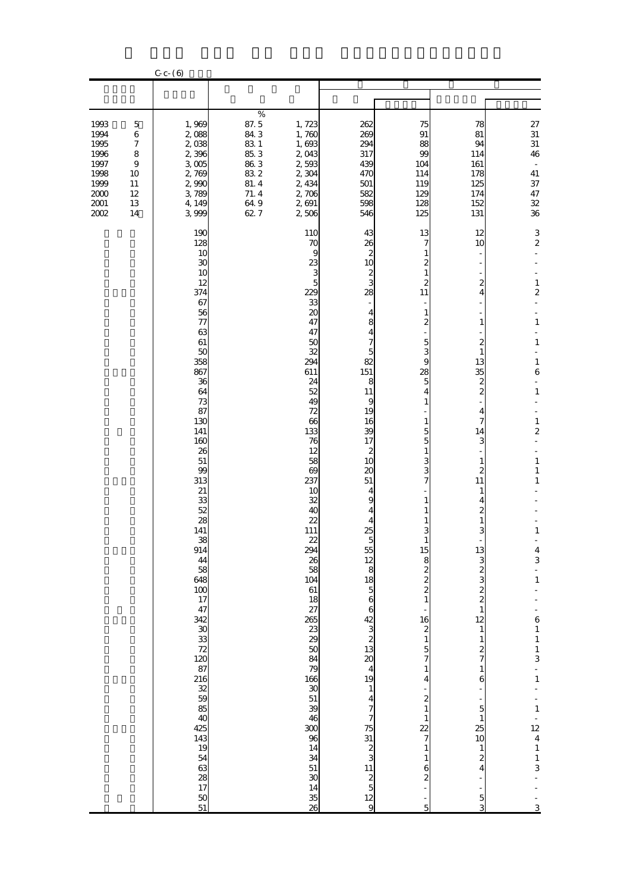C-c-(6)

| | | | | | | | | |
|---|---|---|---|---|---|---|---|---|
| | | | | | | | | |
| | | % | | | | | | |
| 1993 | 5 | 1,969 | 87.5 | 1,723 | 262 | 75 | 78 | 27 |
| 1994 | 6 | 2,088 | 84.3 | 1,760 | 269 | 91 | 81 | 31 |
| 1995 | 7 | 2,038 | 83.1 | 1,693 | 294 | 88 | 94 | 31 |
| 1996 | 8 | 2,396 | 85.3 | 2,043 | 317 | 99 | 114 | 46 |
| 1997 | 9 | 3,005 | 86.3 | 2,593 | 439 | 104 | 161 | - |
| 1998 | 10 | 2,769 | 83.2 | 2,304 | 470 | 114 | 178 | 41 |
| 1999 | 11 | 2,990 | 81.4 | 2,434 | 501 | 119 | 125 | 37 |
| 2000 | 12 | 3,789 | 71.4 | 2,706 | 582 | 129 | 174 | 47 |
| 2001 | 13 | 4,149 | 64.9 | 2,691 | 598 | 128 | 152 | 32 |
| 2002 | 14 | 3,999 | 62.7 | 2,506 | 546 | 125 | 131 | 36 |
| | | 190 | | 110 | 43 | 13 | 12 | 3 |
| | | 128 | | 70 | 26 | 7 | 10 | 2 |
| | | 10 | | 9 | 2 | 1 | - | - |
| | | 30 | | 23 | 10 | 2 | - | - |
| | | 10 | | 3 | 2 | 1 | - | - |
| | | 12 | | 5 | 3 | 2 | 2 | 1 |
| | | 374 | | 229 | 28 | 11 | 4 | 2 |
| | | 67 | | 33 | - | - | - | - |
| | | 56 | | 20 | 4 | 1 | - | - |
| | | 77 | | 47 | 8 | 2 | 1 | 1 |
| | | 63 | | 47 | 4 | - | - | - |
| | | 61 | | 50 | 7 | 5 | 2 | 1 |
| | | 50 | | 32 | 5 | 3 | 1 | - |
| | | 358 | | 294 | 82 | 9 | 13 | 1 |
| | | 867 | | 611 | 151 | 28 | 35 | 6 |
| | | 36 | | 24 | 8 | 5 | 2 | - |
| | | 64 | | 52 | 11 | 4 | 2 | 1 |
| | | 73 | | 49 | 9 | 1 | - | - |
| | | 87 | | 72 | 19 | - | 4 | - |
| | | 130 | | 66 | 16 | 1 | 7 | 1 |
| | | 141 | | 133 | 39 | 5 | 14 | 2 |
| | | 160 | | 76 | 17 | 5 | 3 | - |
| | | 26 | | 12 | 2 | 1 | - | - |
| | | 51 | | 58 | 10 | 3 | 1 | 1 |
| | | 99 | | 69 | 20 | 3 | 2 | 1 |
| | | 313 | | 237 | 51 | 7 | 11 | 1 |
| | | 21 | | 10 | 4 | - | 1 | - |
| | | 33 | | 32 | 9 | 1 | 4 | - |
| | | 52 | | 40 | 4 | 1 | 2 | - |
| | | 28 | | 22 | 4 | 1 | 1 | - |
| | | 141 | | 111 | 25 | 3 | 3 | 1 |
| | | 38 | | 22 | 5 | 1 | - | - |
| | | 914 | | 294 | 55 | 15 | 13 | 4 |
| | | 44 | | 26 | 12 | 8 | 3 | 3 |
| | | 58 | | 58 | 8 | 2 | 2 | - |
| | | 648 | | 104 | 18 | 2 | 3 | 1 |
| | | 100 | | 61 | 5 | 2 | 2 | - |
| | | 17 | | 18 | 6 | 1 | 2 | - |
| | | 47 | | 27 | 6 | - | 1 | - |
| | | 342 | | 265 | 42 | 16 | 12 | 6 |
| | | 30 | | 23 | 3 | 2 | 1 | 1 |
| | | 33 | | 29 | 2 | 1 | 1 | 1 |
| | | 72 | | 50 | 13 | 5 | 2 | 1 |
| | | 120 | | 84 | 20 | 7 | 7 | 3 |
| | | 87 | | 79 | 4 | 1 | 1 | - |
| | | 216 | | 166 | 19 | 4 | 6 | 1 |
| | | 32 | | 30 | 1 | - | - | - |
| | | 59 | | 51 | 4 | 2 | - | - |
| | | 85 | | 39 | 7 | 1 | 5 | 1 |
| | | 40 | | 46 | 7 | 1 | 1 | - |
| | | 425 | | 300 | 75 | 22 | 25 | 12 |
| | | 143 | | 96 | 31 | 7 | 10 | 4 |
| | | 19 | | 14 | 2 | 1 | 1 | 1 |
| | | 54 | | 34 | 3 | 1 | 2 | 1 |
| | | 63 | | 51 | 11 | 6 | 4 | 3 |
| | | 28 | | 30 | 2 | 2 | - | - |
| | | 17 | | 14 | 5 | - | - | - |
| | | 50 | | 35 | 12 | - | 5 | - |
| | | 51 | | 26 | 9 | 5 | 3 | 3 |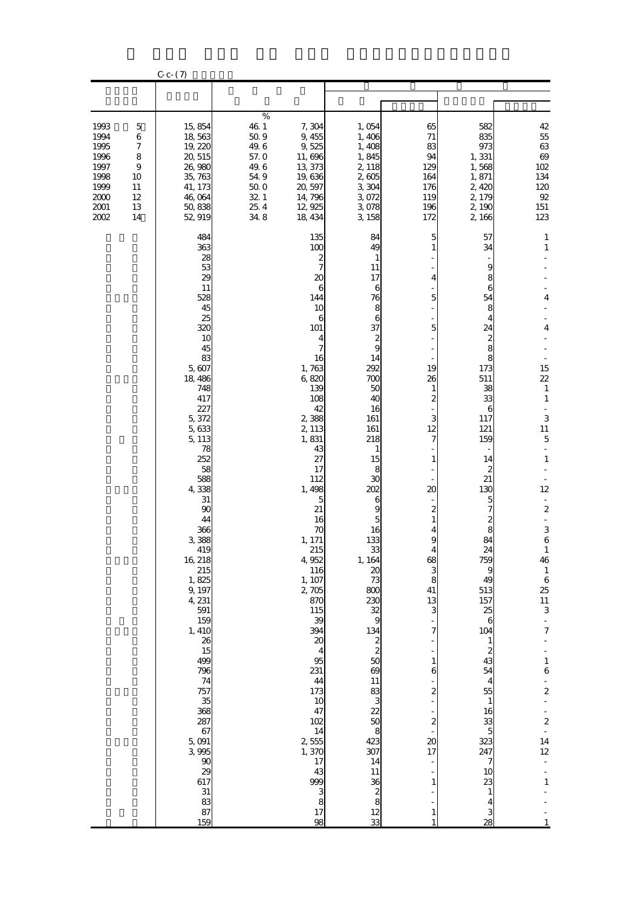C-c-(7)

| | | % | | | | | |
|---|---|---|---|---|---|---|---|
| 1993 5 | 15,854 | 46.1 | 7,304 | 1,054 | 65 | 582 | 42 |
| 1994 6 | 18,563 | 50.9 | 9,455 | 1,406 | 71 | 835 | 55 |
| 1995 7 | 19,220 | 49.6 | 9,525 | 1,408 | 83 | 973 | 63 |
| 1996 8 | 20,515 | 57.0 | 11,696 | 1,845 | 94 | 1,331 | 69 |
| 1997 9 | 26,980 | 49.6 | 13,373 | 2,118 | 129 | 1,568 | 102 |
| 1998 10 | 35,763 | 54.9 | 19,636 | 2,605 | 164 | 1,871 | 134 |
| 1999 11 | 41,173 | 50.0 | 20,597 | 3,304 | 176 | 2,420 | 120 |
| 2000 12 | 46,064 | 32.1 | 14,796 | 3,072 | 119 | 2,179 | 92 |
| 2001 13 | 50,838 | 25.4 | 12,925 | 3,078 | 196 | 2,190 | 151 |
| 2002 14 | 52,919 | 34.8 | 18,434 | 3,158 | 172 | 2,166 | 123 |
| | 484 | | 135 | 84 | 5 | 57 | 1 |
| | 363 | | 100 | 49 | 1 | 34 | 1 |
| | 28 | | 2 | 1 | - | - | - |
| | 53 | | 7 | 11 | - | 9 | - |
| | 29 | | 20 | 17 | 4 | 8 | - |
| | 11 | | 6 | 6 | - | 6 | - |
| | 528 | | 144 | 76 | 5 | 54 | 4 |
| | 45 | | 10 | 8 | - | 8 | - |
| | 25 | | 6 | 6 | - | 4 | - |
| | 320 | | 101 | 37 | 5 | 24 | 4 |
| | 10 | | 4 | 2 | - | 2 | - |
| | 45 | | 7 | 9 | - | 8 | - |
| | 83 | | 16 | 14 | - | 8 | - |
| | 5,607 | | 1,763 | 292 | 19 | 173 | 15 |
| | 18,486 | | 6,820 | 700 | 26 | 511 | 22 |
| | 748 | | 139 | 50 | 1 | 38 | 1 |
| | 417 | | 108 | 40 | 2 | 33 | 1 |
| | 227 | | 42 | 16 | - | 6 | - |
| | 5,372 | | 2,388 | 161 | 3 | 117 | 3 |
| | 5,633 | | 2,113 | 161 | 12 | 121 | 11 |
| | 5,113 | | 1,831 | 218 | 7 | 159 | 5 |
| | 78 | | 43 | 1 | - | - | - |
| | 252 | | 27 | 15 | 1 | 14 | 1 |
| | 58 | | 17 | 8 | - | 2 | - |
| | 588 | | 112 | 30 | - | 21 | - |
| | 4,338 | | 1,498 | 202 | 20 | 130 | 12 |
| | 31 | | 5 | 6 | - | 5 | - |
| | 90 | | 21 | 9 | 2 | 7 | 2 |
| | 44 | | 16 | 5 | 1 | 2 | - |
| | 366 | | 70 | 16 | 4 | 8 | 3 |
| | 3,388 | | 1,171 | 133 | 9 | 84 | 6 |
| | 419 | | 215 | 33 | 4 | 24 | 1 |
| | 16,218 | | 4,952 | 1,164 | 68 | 759 | 46 |
| | 215 | | 116 | 20 | 3 | 9 | 1 |
| | 1,825 | | 1,107 | 73 | 8 | 49 | 6 |
| | 9,197 | | 2,705 | 800 | 41 | 513 | 25 |
| | 4,231 | | 870 | 230 | 13 | 157 | 11 |
| | 591 | | 115 | 32 | 3 | 25 | 3 |
| | 159 | | 39 | 9 | - | 6 | - |
| | 1,410 | | 394 | 134 | 7 | 104 | 7 |
| | 26 | | 20 | 2 | - | 1 | - |
| | 15 | | 4 | 2 | - | 2 | - |
| | 499 | | 95 | 50 | 1 | 43 | 1 |
| | 796 | | 231 | 69 | 6 | 54 | 6 |
| | 74 | | 44 | 11 | - | 4 | - |
| | 757 | | 173 | 83 | 2 | 55 | 2 |
| | 35 | | 10 | 3 | - | 1 | - |
| | 368 | | 47 | 22 | - | 16 | - |
| | 287 | | 102 | 50 | 2 | 33 | 2 |
| | 67 | | 14 | 8 | - | 5 | - |
| | 5,091 | | 2,555 | 423 | 20 | 323 | 14 |
| | 3,995 | | 1,370 | 307 | 17 | 247 | 12 |
| | 90 | | 17 | 14 | - | 7 | - |
| | 29 | | 43 | 11 | - | 10 | - |
| | 617 | | 999 | 36 | 1 | 23 | 1 |
| | 31 | | 3 | 2 | - | 1 | - |
| | 83 | | 8 | 8 | - | 4 | - |
| | 87 | | 17 | 12 | 1 | 3 | - |
| | 159 | | 98 | 33 | 1 | 28 | 1 |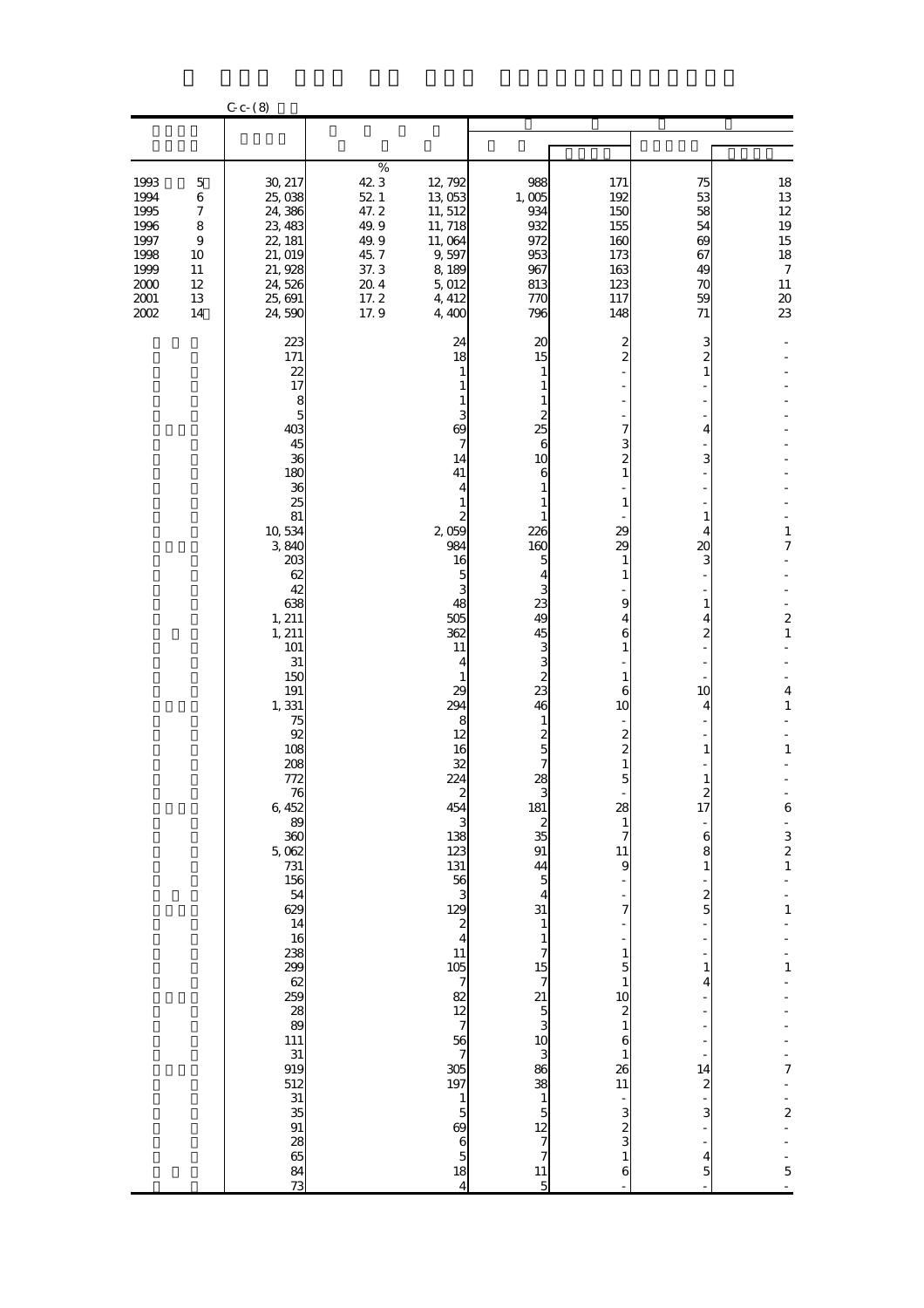C-c-(8)

| | | % | | | | | |
|---|---|---|---|---|---|---|---|
| 1993 5 | 30,217 | 42.3 | 12,792 | 988 | 171 | 75 | 18 |
| 1994 6 | 25,038 | 52.1 | 13,053 | 1,005 | 192 | 53 | 13 |
| 1995 7 | 24,386 | 47.2 | 11,512 | 934 | 150 | 58 | 12 |
| 1996 8 | 23,483 | 49.9 | 11,718 | 932 | 155 | 54 | 19 |
| 1997 9 | 22,181 | 49.9 | 11,064 | 972 | 160 | 69 | 15 |
| 1998 10 | 21,019 | 45.7 | 9,597 | 953 | 173 | 67 | 18 |
| 1999 11 | 21,928 | 37.3 | 8,189 | 967 | 163 | 49 | 7 |
| 2000 12 | 24,526 | 20.4 | 5,012 | 813 | 123 | 70 | 11 |
| 2001 13 | 25,691 | 17.2 | 4,412 | 770 | 117 | 59 | 20 |
| 2002 14 | 24,590 | 17.9 | 4,400 | 796 | 148 | 71 | 23 |
| | 223 | | 24 | 20 | 2 | 3 | - |
| | 171 | | 18 | 15 | 2 | 2 | - |
| | 22 | | 1 | 1 | - | 1 | - |
| | 17 | | 1 | 1 | - | - | - |
| | 8 | | 1 | 1 | - | - | - |
| | 5 | | 3 | 2 | - | - | - |
| | 403 | | 69 | 25 | 7 | 4 | - |
| | 45 | | 7 | 6 | 3 | - | - |
| | 36 | | 14 | 10 | 2 | 3 | - |
| | 180 | | 41 | 6 | 1 | - | - |
| | 36 | | 4 | 1 | - | - | - |
| | 25 | | 1 | 1 | 1 | - | - |
| | 81 | | 2 | 1 | - | 1 | - |
| | 10,534 | | 2,059 | 226 | 29 | 4 | 1 |
| | 3,840 | | 984 | 160 | 29 | 20 | 7 |
| | 203 | | 16 | 5 | 1 | 3 | - |
| | 62 | | 5 | 4 | 1 | - | - |
| | 42 | | 3 | 3 | - | - | - |
| | 638 | | 48 | 23 | 9 | 1 | - |
| | 1,211 | | 505 | 49 | 4 | 4 | 2 |
| | 1,211 | | 362 | 45 | 6 | 2 | 1 |
| | 101 | | 11 | 3 | 1 | - | - |
| | 31 | | 4 | 3 | - | - | - |
| | 150 | | 1 | 2 | 1 | - | - |
| | 191 | | 29 | 23 | 6 | 10 | 4 |
| | 1,331 | | 294 | 46 | 10 | 4 | 1 |
| | 75 | | 8 | 1 | - | - | - |
| | 92 | | 12 | 2 | 2 | - | - |
| | 108 | | 16 | 5 | 2 | 1 | 1 |
| | 208 | | 32 | 7 | 1 | - | - |
| | 772 | | 224 | 28 | 5 | 1 | - |
| | 76 | | 2 | 3 | - | 2 | - |
| | 6,452 | | 454 | 181 | 28 | 17 | 6 |
| | 89 | | 3 | 2 | 1 | - | - |
| | 360 | | 138 | 35 | 7 | 6 | 3 |
| | 5,062 | | 123 | 91 | 11 | 8 | 2 |
| | 731 | | 131 | 44 | 9 | 1 | 1 |
| | 156 | | 56 | 5 | - | - | - |
| | 54 | | 3 | 4 | - | 2 | - |
| | 629 | | 129 | 31 | 7 | 5 | 1 |
| | 14 | | 2 | 1 | - | - | - |
| | 16 | | 4 | 1 | - | - | - |
| | 238 | | 11 | 7 | 1 | - | - |
| | 299 | | 105 | 15 | 5 | 1 | 1 |
| | 62 | | 7 | 7 | 1 | 4 | - |
| | 259 | | 82 | 21 | 10 | - | - |
| | 28 | | 12 | 5 | 2 | - | - |
| | 89 | | 7 | 3 | 1 | - | - |
| | 111 | | 56 | 10 | 6 | - | - |
| | 31 | | 7 | 3 | 1 | - | - |
| | 919 | | 305 | 86 | 26 | 14 | 7 |
| | 512 | | 197 | 38 | 11 | 2 | - |
| | 31 | | 1 | 1 | - | - | - |
| | 35 | | 5 | 5 | 3 | 3 | 2 |
| | 91 | | 69 | 12 | 2 | - | - |
| | 28 | | 6 | 7 | 3 | - | - |
| | 65 | | 5 | 7 | 1 | 4 | - |
| | 84 | | 18 | 11 | 6 | 5 | 5 |
| | 73 | | 4 | 5 | - | - | - |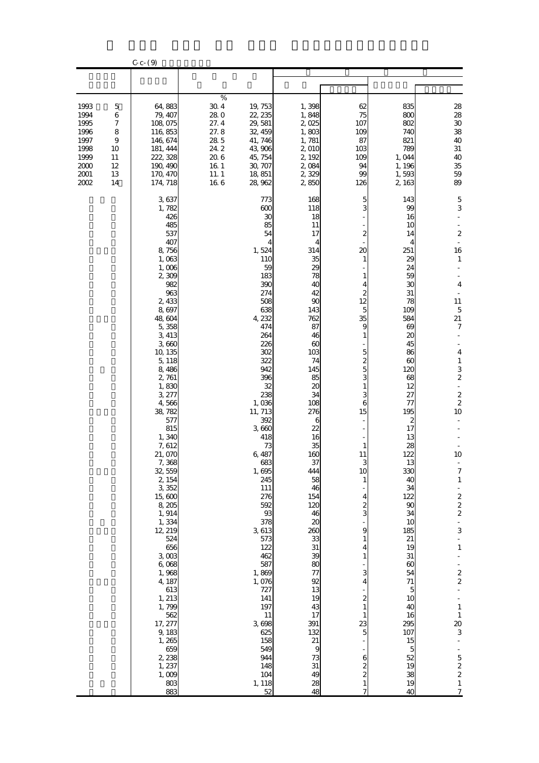C-c-(9)

| | | | | | | | |
|---|---|---|---|---|---|---|---|
| | | % | | | | | |
| 1993 5 | 64,883 | 30.4 | 19,753 | 1,398 | 62 | 835 | 28 |
| 1994 6 | 79,407 | 28.0 | 22,235 | 1,848 | 75 | 800 | 28 |
| 1995 7 | 108,075 | 27.4 | 29,581 | 2,025 | 107 | 802 | 30 |
| 1996 8 | 116,853 | 27.8 | 32,459 | 1,803 | 109 | 740 | 38 |
| 1997 9 | 146,674 | 28.5 | 41,746 | 1,781 | 87 | 821 | 40 |
| 1998 10 | 181,444 | 24.2 | 43,906 | 2,010 | 103 | 789 | 31 |
| 1999 11 | 222,328 | 20.6 | 45,754 | 2,192 | 109 | 1,044 | 40 |
| 2000 12 | 190,490 | 16.1 | 30,707 | 2,084 | 94 | 1,196 | 35 |
| 2001 13 | 170,470 | 11.1 | 18,851 | 2,329 | 99 | 1,593 | 59 |
| 2002 14 | 174,718 | 16.6 | 28,962 | 2,850 | 126 | 2,163 | 89 |
| | 3,637 | | 773 | 168 | 5 | 143 | 5 |
| | 1,782 | | 600 | 118 | 3 | 99 | 3 |
| | 426 | | 30 | 18 | - | 16 | - |
| | 485 | | 85 | 11 | - | 10 | - |
| | 537 | | 54 | 17 | 2 | 14 | 2 |
| | 407 | | 4 | 4 | - | 4 | - |
| | 8,756 | | 1,524 | 314 | 20 | 251 | 16 |
| | 1,063 | | 110 | 35 | 1 | 29 | 1 |
| | 1,006 | | 59 | 29 | - | 24 | - |
| | 2,309 | | 183 | 78 | 1 | 59 | - |
| | 982 | | 390 | 40 | 4 | 30 | 4 |
| | 963 | | 274 | 42 | 2 | 31 | - |
| | 2,433 | | 508 | 90 | 12 | 78 | 11 |
| | 8,697 | | 638 | 143 | 5 | 109 | 5 |
| | 48,604 | | 4,232 | 762 | 35 | 584 | 21 |
| | 5,358 | | 474 | 87 | 9 | 69 | 7 |
| | 3,413 | | 264 | 46 | 1 | 20 | - |
| | 3,660 | | 226 | 60 | - | 45 | - |
| | 10,135 | | 302 | 103 | 5 | 86 | 4 |
| | 5,118 | | 322 | 74 | 2 | 60 | 1 |
| | 8,486 | | 942 | 145 | 5 | 120 | 3 |
| | 2,761 | | 396 | 85 | 3 | 68 | 2 |
| | 1,830 | | 32 | 20 | 1 | 12 | - |
| | 3,277 | | 238 | 34 | 3 | 27 | 2 |
| | 4,566 | | 1,036 | 108 | 6 | 77 | 2 |
| | 38,782 | | 11,713 | 276 | 15 | 195 | 10 |
| | 577 | | 392 | 6 | - | 2 | - |
| | 815 | | 3,660 | 22 | - | 17 | - |
| | 1,340 | | 418 | 16 | - | 13 | - |
| | 7,612 | | 73 | 35 | 1 | 28 | - |
| | 21,070 | | 6,487 | 160 | 11 | 122 | 10 |
| | 7,368 | | 683 | 37 | 3 | 13 | - |
| | 32,559 | | 1,695 | 444 | 10 | 330 | 7 |
| | 2,154 | | 245 | 58 | 1 | 40 | 1 |
| | 3,352 | | 111 | 46 | - | 34 | - |
| | 15,600 | | 276 | 154 | 4 | 122 | 2 |
| | 8,205 | | 592 | 120 | 2 | 90 | 2 |
| | 1,914 | | 93 | 46 | 3 | 34 | 2 |
| | 1,334 | | 378 | 20 | - | 10 | - |
| | 12,219 | | 3,613 | 260 | 9 | 185 | 3 |
| | 524 | | 573 | 33 | 1 | 21 | - |
| | 656 | | 122 | 31 | 4 | 19 | 1 |
| | 3,003 | | 462 | 39 | 1 | 31 | - |
| | 6,068 | | 587 | 80 | - | 60 | - |
| | 1,968 | | 1,869 | 77 | 3 | 54 | 2 |
| | 4,187 | | 1,076 | 92 | 4 | 71 | 2 |
| | 613 | | 727 | 13 | - | 5 | - |
| | 1,213 | | 141 | 19 | 2 | 10 | - |
| | 1,799 | | 197 | 43 | 1 | 40 | 1 |
| | 562 | | 11 | 17 | 1 | 16 | 1 |
| | 17,277 | | 3,698 | 391 | 23 | 295 | 20 |
| | 9,183 | | 625 | 132 | 5 | 107 | 3 |
| | 1,265 | | 158 | 21 | - | 15 | - |
| | 659 | | 549 | 9 | - | 5 | - |
| | 2,238 | | 944 | 73 | 6 | 52 | 5 |
| | 1,237 | | 148 | 31 | 2 | 19 | 2 |
| | 1,009 | | 104 | 49 | 2 | 38 | 2 |
| | 803 | | 1,118 | 28 | 1 | 19 | 1 |
| | 883 | | 52 | 48 | 7 | 40 | 7 |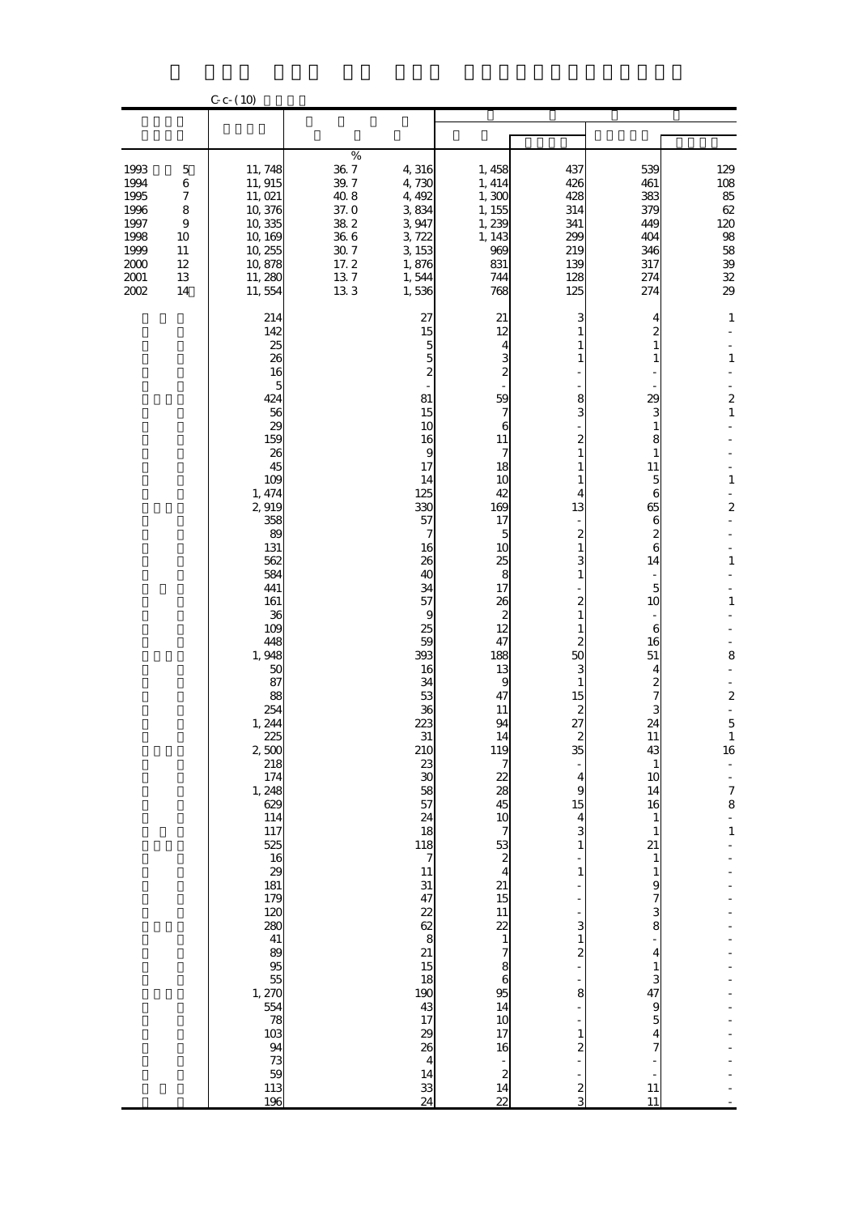C-c-(10)

| | | % | | | | | |
|---|---|---|---|---|---|---|---|
| 1993 5 | 11,748 | 36.7 | 4,316 | 1,458 | 437 | 539 | 129 |
| 1994 6 | 11,915 | 39.7 | 4,730 | 1,414 | 426 | 461 | 108 |
| 1995 7 | 11,021 | 40.8 | 4,492 | 1,300 | 428 | 383 | 85 |
| 1996 8 | 10,376 | 37.0 | 3,834 | 1,155 | 314 | 379 | 62 |
| 1997 9 | 10,335 | 38.2 | 3,947 | 1,239 | 341 | 449 | 120 |
| 1998 10 | 10,169 | 36.6 | 3,722 | 1,143 | 299 | 404 | 98 |
| 1999 11 | 10,255 | 30.7 | 3,153 | 969 | 219 | 346 | 58 |
| 2000 12 | 10,878 | 17.2 | 1,876 | 831 | 139 | 317 | 39 |
| 2001 13 | 11,280 | 13.7 | 1,544 | 744 | 128 | 274 | 32 |
| 2002 14 | 11,554 | 13.3 | 1,536 | 768 | 125 | 274 | 29 |
| | 214 | | 27 | 21 | 3 | 4 | 1 |
| | 142 | | 15 | 12 | 1 | 2 | - |
| | 25 | | 5 | 4 | 1 | 1 | - |
| | 26 | | 5 | 3 | 1 | 1 | 1 |
| | 16 | | 2 | 2 | - | - | - |
| | 5 | | - | - | - | - | - |
| | 424 | | 81 | 59 | 8 | 29 | 2 |
| | 56 | | 15 | 7 | 3 | 3 | 1 |
| | 29 | | 10 | 6 | - | 1 | - |
| | 159 | | 16 | 11 | 2 | 8 | - |
| | 26 | | 9 | 7 | 1 | 1 | - |
| | 45 | | 17 | 18 | 1 | 11 | - |
| | 109 | | 14 | 10 | 1 | 5 | 1 |
| | 1,474 | | 125 | 42 | 4 | 6 | - |
| | 2,919 | | 330 | 169 | 13 | 65 | 2 |
| | 358 | | 57 | 17 | - | 6 | - |
| | 89 | | 7 | 5 | 2 | 2 | - |
| | 131 | | 16 | 10 | 1 | 6 | - |
| | 562 | | 26 | 25 | 3 | 14 | 1 |
| | 584 | | 40 | 8 | 1 | - | - |
| | 441 | | 34 | 17 | - | 5 | - |
| | 161 | | 57 | 26 | 2 | 10 | 1 |
| | 36 | | 9 | 2 | 1 | - | - |
| | 109 | | 25 | 12 | 1 | 6 | - |
| | 448 | | 59 | 47 | 2 | 16 | - |
| | 1,948 | | 393 | 188 | 50 | 51 | 8 |
| | 50 | | 16 | 13 | 3 | 4 | - |
| | 87 | | 34 | 9 | 1 | 2 | - |
| | 88 | | 53 | 47 | 15 | 7 | 2 |
| | 254 | | 36 | 11 | 2 | 3 | - |
| | 1,244 | | 223 | 94 | 27 | 24 | 5 |
| | 225 | | 31 | 14 | 2 | 11 | 1 |
| | 2,500 | | 210 | 119 | 35 | 43 | 16 |
| | 218 | | 23 | 7 | - | 1 | - |
| | 174 | | 30 | 22 | 4 | 10 | - |
| | 1,248 | | 58 | 28 | 9 | 14 | 7 |
| | 629 | | 57 | 45 | 15 | 16 | 8 |
| | 114 | | 24 | 10 | 4 | 1 | - |
| | 117 | | 18 | 7 | 3 | 1 | 1 |
| | 525 | | 118 | 53 | 1 | 21 | - |
| | 16 | | 7 | 2 | - | 1 | - |
| | 29 | | 11 | 4 | 1 | 1 | - |
| | 181 | | 31 | 21 | - | 9 | - |
| | 179 | | 47 | 15 | - | 7 | - |
| | 120 | | 22 | 11 | - | 3 | - |
| | 280 | | 62 | 22 | 3 | 8 | - |
| | 41 | | 8 | 1 | 1 | - | - |
| | 89 | | 21 | 7 | 2 | 4 | - |
| | 95 | | 15 | 8 | - | 1 | - |
| | 55 | | 18 | 6 | - | 3 | - |
| | 1,270 | | 190 | 95 | 8 | 47 | - |
| | 554 | | 43 | 14 | - | 9 | - |
| | 78 | | 17 | 10 | - | 5 | - |
| | 103 | | 29 | 17 | 1 | 4 | - |
| | 94 | | 26 | 16 | 2 | 7 | - |
| | 73 | | 4 | - | - | - | - |
| | 59 | | 14 | 2 | - | - | - |
| | 113 | | 33 | 14 | 2 | 11 | - |
| | 196 | | 24 | 22 | 3 | 11 | - |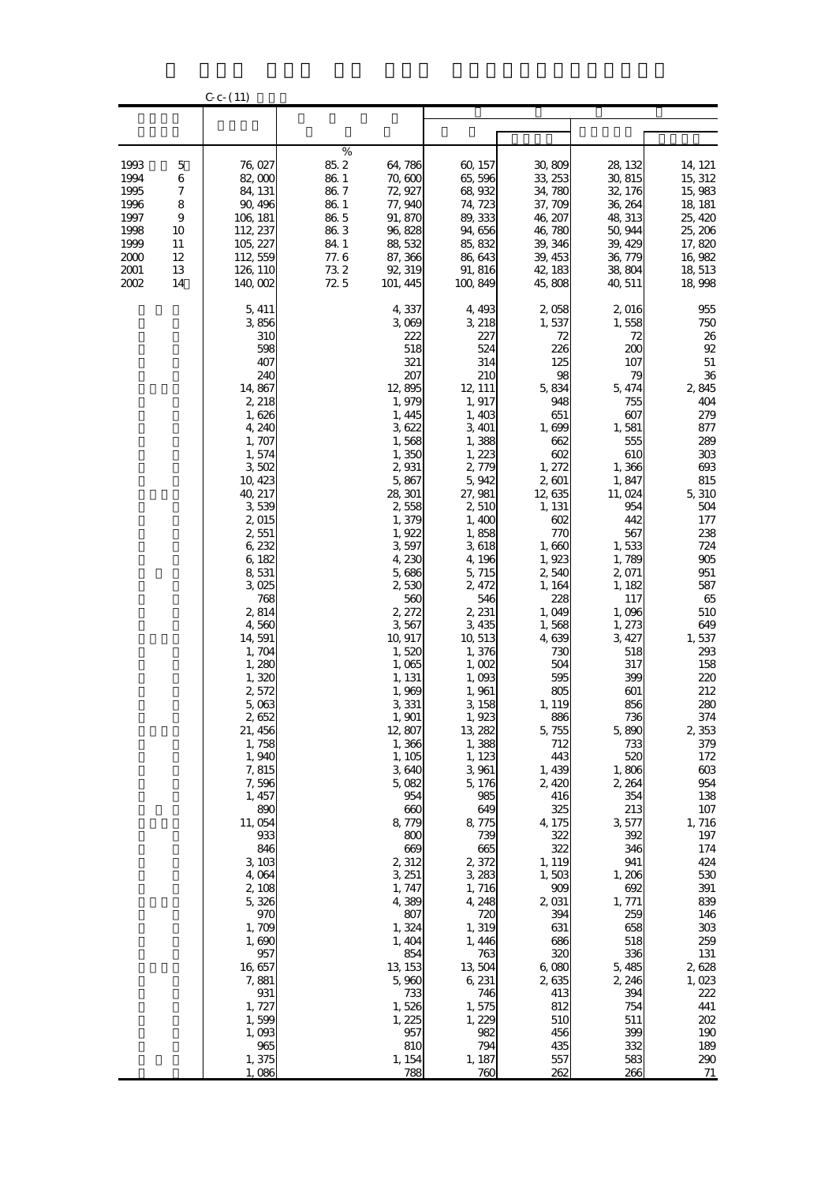C-c-(11)

| | | | | | | | |
|---|---|---|---|---|---|---|---|
| | | % | | | | | |
| 1993 5 | 76,027 | 85.2 | 64,786 | 60,157 | 30,809 | 28,132 | 14,121 |
| 1994 6 | 82,000 | 86.1 | 70,600 | 65,596 | 33,253 | 30,815 | 15,312 |
| 1995 7 | 84,131 | 86.7 | 72,927 | 68,932 | 34,780 | 32,176 | 15,983 |
| 1996 8 | 90,496 | 86.1 | 77,940 | 74,723 | 37,709 | 36,264 | 18,181 |
| 1997 9 | 106,181 | 86.5 | 91,870 | 89,333 | 46,207 | 48,313 | 25,420 |
| 1998 10 | 112,237 | 86.3 | 96,828 | 94,656 | 46,780 | 50,944 | 25,206 |
| 1999 11 | 105,227 | 84.1 | 88,532 | 85,832 | 39,346 | 39,429 | 17,820 |
| 2000 12 | 112,559 | 77.6 | 87,366 | 86,643 | 39,453 | 36,779 | 16,982 |
| 2001 13 | 126,110 | 73.2 | 92,319 | 91,816 | 42,183 | 38,804 | 18,513 |
| 2002 14 | 140,002 | 72.5 | 101,445 | 100,849 | 45,808 | 40,511 | 18,998 |
| | 5,411 | | 4,337 | 4,493 | 2,058 | 2,016 | 955 |
| | 3,856 | | 3,069 | 3,218 | 1,537 | 1,558 | 750 |
| | 310 | | 222 | 227 | 72 | 72 | 26 |
| | 598 | | 518 | 524 | 226 | 200 | 92 |
| | 407 | | 321 | 314 | 125 | 107 | 51 |
| | 240 | | 207 | 210 | 98 | 79 | 36 |
| | 14,867 | | 12,895 | 12,111 | 5,834 | 5,474 | 2,845 |
| | 2,218 | | 1,979 | 1,917 | 948 | 755 | 404 |
| | 1,626 | | 1,445 | 1,403 | 651 | 607 | 279 |
| | 4,240 | | 3,622 | 3,401 | 1,699 | 1,581 | 877 |
| | 1,707 | | 1,568 | 1,388 | 662 | 555 | 289 |
| | 1,574 | | 1,350 | 1,223 | 602 | 610 | 303 |
| | 3,502 | | 2,931 | 2,779 | 1,272 | 1,366 | 693 |
| | 10,423 | | 5,867 | 5,942 | 2,601 | 1,847 | 815 |
| | 40,217 | | 28,301 | 27,981 | 12,635 | 11,024 | 5,310 |
| | 3,539 | | 2,558 | 2,510 | 1,131 | 954 | 504 |
| | 2,015 | | 1,379 | 1,400 | 602 | 442 | 177 |
| | 2,551 | | 1,922 | 1,858 | 770 | 567 | 238 |
| | 6,232 | | 3,597 | 3,618 | 1,660 | 1,533 | 724 |
| | 6,182 | | 4,230 | 4,196 | 1,923 | 1,789 | 905 |
| | 8,531 | | 5,686 | 5,715 | 2,540 | 2,071 | 951 |
| | 3,025 | | 2,530 | 2,472 | 1,164 | 1,182 | 587 |
| | 768 | | 560 | 546 | 228 | 117 | 65 |
| | 2,814 | | 2,272 | 2,231 | 1,049 | 1,096 | 510 |
| | 4,560 | | 3,567 | 3,435 | 1,568 | 1,273 | 649 |
| | 14,591 | | 10,917 | 10,513 | 4,639 | 3,427 | 1,537 |
| | 1,704 | | 1,520 | 1,376 | 730 | 518 | 293 |
| | 1,280 | | 1,065 | 1,002 | 504 | 317 | 158 |
| | 1,320 | | 1,131 | 1,093 | 595 | 399 | 220 |
| | 2,572 | | 1,969 | 1,961 | 805 | 601 | 212 |
| | 5,063 | | 3,331 | 3,158 | 1,119 | 856 | 280 |
| | 2,652 | | 1,901 | 1,923 | 886 | 736 | 374 |
| | 21,456 | | 12,807 | 13,282 | 5,755 | 5,890 | 2,353 |
| | 1,758 | | 1,366 | 1,388 | 712 | 733 | 379 |
| | 1,940 | | 1,105 | 1,123 | 443 | 520 | 172 |
| | 7,815 | | 3,640 | 3,961 | 1,439 | 1,806 | 603 |
| | 7,596 | | 5,082 | 5,176 | 2,420 | 2,264 | 954 |
| | 1,457 | | 954 | 985 | 416 | 354 | 138 |
| | 890 | | 660 | 649 | 325 | 213 | 107 |
| | 11,054 | | 8,779 | 8,775 | 4,175 | 3,577 | 1,716 |
| | 933 | | 800 | 739 | 322 | 392 | 197 |
| | 846 | | 669 | 665 | 322 | 346 | 174 |
| | 3,103 | | 2,312 | 2,372 | 1,119 | 941 | 424 |
| | 4,064 | | 3,251 | 3,283 | 1,503 | 1,206 | 530 |
| | 2,108 | | 1,747 | 1,716 | 909 | 692 | 391 |
| | 5,326 | | 4,389 | 4,248 | 2,031 | 1,771 | 839 |
| | 970 | | 807 | 720 | 394 | 259 | 146 |
| | 1,709 | | 1,324 | 1,319 | 631 | 658 | 303 |
| | 1,690 | | 1,404 | 1,446 | 686 | 518 | 259 |
| | 957 | | 854 | 763 | 320 | 336 | 131 |
| | 16,657 | | 13,153 | 13,504 | 6,080 | 5,485 | 2,628 |
| | 7,881 | | 5,960 | 6,231 | 2,635 | 2,246 | 1,023 |
| | 931 | | 733 | 746 | 413 | 394 | 222 |
| | 1,727 | | 1,526 | 1,575 | 812 | 754 | 441 |
| | 1,599 | | 1,225 | 1,229 | 510 | 511 | 202 |
| | 1,093 | | 957 | 982 | 456 | 399 | 190 |
| | 965 | | 810 | 794 | 435 | 332 | 189 |
| | 1,375 | | 1,154 | 1,187 | 557 | 583 | 290 |
| | 1,086 | | 788 | 760 | 262 | 266 | 71 |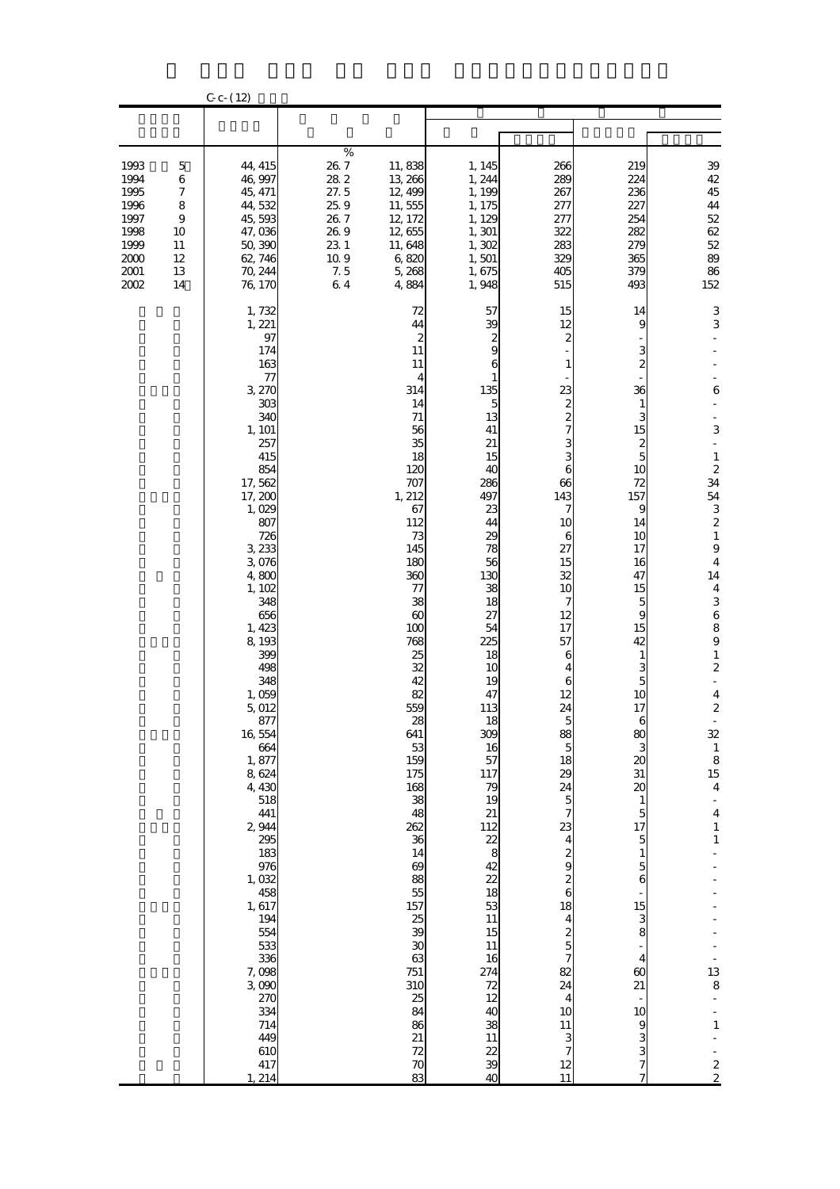C-c-(12)

| | | | | | | | |
|---|---|---|---|---|---|---|---|
| | | % | | | | | |
| 1993 5 | 44,415 | 26.7 | 11,838 | 1,145 | 266 | 219 | 39 |
| 1994 6 | 46,997 | 28.2 | 13,266 | 1,244 | 289 | 224 | 42 |
| 1995 7 | 45,471 | 27.5 | 12,499 | 1,199 | 267 | 236 | 45 |
| 1996 8 | 44,532 | 25.9 | 11,555 | 1,175 | 277 | 227 | 44 |
| 1997 9 | 45,593 | 26.7 | 12,172 | 1,129 | 277 | 254 | 52 |
| 1998 10 | 47,036 | 26.9 | 12,655 | 1,301 | 322 | 282 | 62 |
| 1999 11 | 50,390 | 23.1 | 11,648 | 1,302 | 283 | 279 | 52 |
| 2000 12 | 62,746 | 10.9 | 6,820 | 1,501 | 329 | 365 | 89 |
| 2001 13 | 70,244 | 7.5 | 5,268 | 1,675 | 405 | 379 | 86 |
| 2002 14 | 76,170 | 6.4 | 4,884 | 1,948 | 515 | 493 | 152 |
| | 1,732 | | 72 | 57 | 15 | 14 | 3 |
| | 1,221 | | 44 | 39 | 12 | 9 | 3 |
| | 97 | | 2 | 2 | 2 | - | - |
| | 174 | | 11 | 9 | - | 3 | - |
| | 163 | | 11 | 6 | 1 | 2 | - |
| | 77 | | 4 | 1 | - | - | - |
| | 3,270 | | 314 | 135 | 23 | 36 | 6 |
| | 303 | | 14 | 5 | 2 | 1 | - |
| | 340 | | 71 | 13 | 2 | 3 | - |
| | 1,101 | | 56 | 41 | 7 | 15 | 3 |
| | 257 | | 35 | 21 | 3 | 2 | - |
| | 415 | | 18 | 15 | 3 | 5 | 1 |
| | 854 | | 120 | 40 | 6 | 10 | 2 |
| | 17,562 | | 707 | 286 | 66 | 72 | 34 |
| | 17,200 | | 1,212 | 497 | 143 | 157 | 54 |
| | 1,029 | | 67 | 23 | 7 | 9 | 3 |
| | 807 | | 112 | 44 | 10 | 14 | 2 |
| | 726 | | 73 | 29 | 6 | 10 | 1 |
| | 3,233 | | 145 | 78 | 27 | 17 | 9 |
| | 3,076 | | 180 | 56 | 15 | 16 | 4 |
| | 4,800 | | 360 | 130 | 32 | 47 | 14 |
| | 1,102 | | 77 | 38 | 10 | 15 | 4 |
| | 348 | | 38 | 18 | 7 | 5 | 3 |
| | 656 | | 60 | 27 | 12 | 9 | 6 |
| | 1,423 | | 100 | 54 | 17 | 15 | 8 |
| | 8,193 | | 768 | 225 | 57 | 42 | 9 |
| | 399 | | 25 | 18 | 6 | 1 | 1 |
| | 498 | | 32 | 10 | 4 | 3 | 2 |
| | 348 | | 42 | 19 | 6 | 5 | - |
| | 1,059 | | 82 | 47 | 12 | 10 | 4 |
| | 5,012 | | 559 | 113 | 24 | 17 | 2 |
| | 877 | | 28 | 18 | 5 | 6 | - |
| | 16,554 | | 641 | 309 | 88 | 80 | 32 |
| | 664 | | 53 | 16 | 5 | 3 | 1 |
| | 1,877 | | 159 | 57 | 18 | 20 | 8 |
| | 8,624 | | 175 | 117 | 29 | 31 | 15 |
| | 4,430 | | 168 | 79 | 24 | 20 | 4 |
| | 518 | | 38 | 19 | 5 | 1 | - |
| | 441 | | 48 | 21 | 7 | 5 | 4 |
| | 2,944 | | 262 | 112 | 23 | 17 | 1 |
| | 295 | | 36 | 22 | 4 | 5 | 1 |
| | 183 | | 14 | 8 | 2 | 1 | - |
| | 976 | | 69 | 42 | 9 | 5 | - |
| | 1,032 | | 88 | 22 | 2 | 6 | - |
| | 458 | | 55 | 18 | 6 | - | - |
| | 1,617 | | 157 | 53 | 18 | 15 | - |
| | 194 | | 25 | 11 | 4 | 3 | - |
| | 554 | | 39 | 15 | 2 | 8 | - |
| | 533 | | 30 | 11 | 5 | - | - |
| | 336 | | 63 | 16 | 7 | 4 | - |
| | 7,098 | | 751 | 274 | 82 | 60 | 13 |
| | 3,090 | | 310 | 72 | 24 | 21 | 8 |
| | 270 | | 25 | 12 | 4 | - | - |
| | 334 | | 84 | 40 | 10 | 10 | - |
| | 714 | | 86 | 38 | 11 | 9 | 1 |
| | 449 | | 21 | 11 | 3 | 3 | - |
| | 610 | | 72 | 22 | 7 | 3 | - |
| | 417 | | 70 | 39 | 12 | 7 | 2 |
| | 1,214 | | 83 | 40 | 11 | 7 | 2 |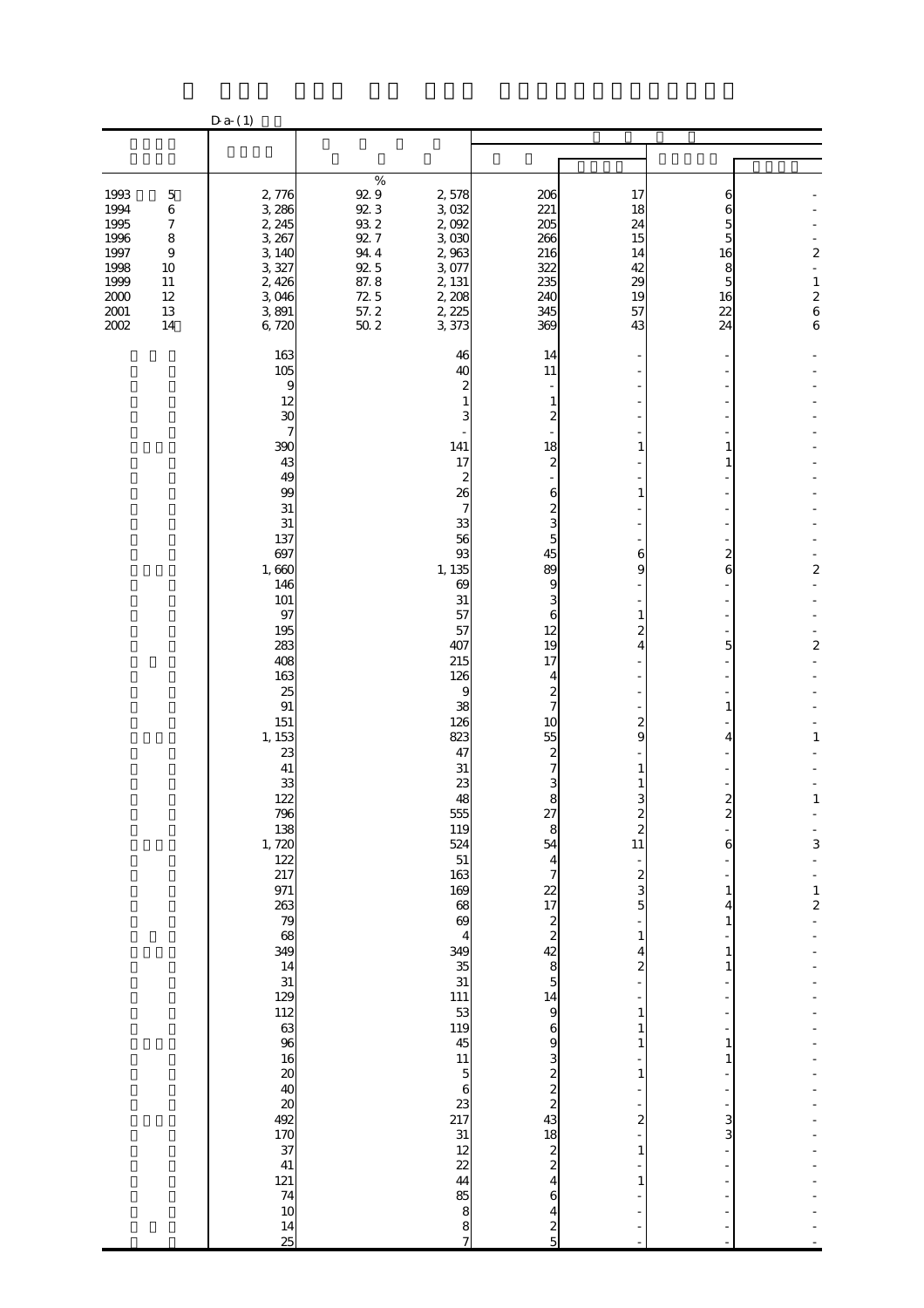D-a-(1)

| | | | | | | | |
|---|---|---|---|---|---|---|---|
| 1993 5 | 2,776 | % 92.9 | 2,578 | 206 | 17 | 6 | - |
| 1994 6 | 3,286 | 92.3 | 3,032 | 221 | 18 | 6 | - |
| 1995 7 | 2,245 | 93.2 | 2,092 | 205 | 24 | 5 | - |
| 1996 8 | 3,267 | 92.7 | 3,030 | 266 | 15 | 5 | - |
| 1997 9 | 3,140 | 94.4 | 2,963 | 216 | 14 | 16 | 2 |
| 1998 10 | 3,327 | 92.5 | 3,077 | 322 | 42 | 8 | - |
| 1999 11 | 2,426 | 87.8 | 2,131 | 235 | 29 | 5 | 1 |
| 2000 12 | 3,046 | 72.5 | 2,208 | 240 | 19 | 16 | 2 |
| 2001 13 | 3,891 | 57.2 | 2,225 | 345 | 57 | 22 | 6 |
| 2002 14 | 6,720 | 50.2 | 3,373 | 369 | 43 | 24 | 6 |
| | 163 | | 46 | 14 | - | - | - |
| | 105 | | 40 | 11 | - | - | - |
| | 9 | | 2 | - | - | - | - |
| | 12 | | 1 | 1 | - | - | - |
| | 30 | | 3 | 2 | - | - | - |
| | 7 | | - | - | - | - | - |
| | 390 | | 141 | 18 | 1 | 1 | - |
| | 43 | | 17 | 2 | - | 1 | - |
| | 49 | | 2 | - | - | - | - |
| | 99 | | 26 | 6 | 1 | - | - |
| | 31 | | 7 | 2 | - | - | - |
| | 31 | | 33 | 3 | - | - | - |
| | 137 | | 56 | 5 | - | - | - |
| | 697 | | 93 | 45 | 6 | 2 | - |
| | 1,660 | | 1,135 | 89 | 9 | 6 | 2 |
| | 146 | | 69 | 9 | - | - | - |
| | 101 | | 31 | 3 | - | - | - |
| | 97 | | 57 | 6 | 1 | - | - |
| | 195 | | 57 | 12 | 2 | - | - |
| | 283 | | 407 | 19 | 4 | 5 | 2 |
| | 408 | | 215 | 17 | - | - | - |
| | 163 | | 126 | 4 | - | - | - |
| | 25 | | 9 | 2 | - | - | - |
| | 91 | | 38 | 7 | - | 1 | - |
| | 151 | | 126 | 10 | 2 | - | - |
| | 1,153 | | 823 | 55 | 9 | 4 | 1 |
| | 23 | | 47 | 2 | - | - | - |
| | 41 | | 31 | 7 | 1 | - | - |
| | 33 | | 23 | 3 | 1 | - | - |
| | 122 | | 48 | 8 | 3 | 2 | 1 |
| | 796 | | 555 | 27 | 2 | 2 | - |
| | 138 | | 119 | 8 | 2 | - | - |
| | 1,720 | | 524 | 54 | 11 | 6 | 3 |
| | 122 | | 51 | 4 | - | - | - |
| | 217 | | 163 | 7 | 2 | - | - |
| | 971 | | 169 | 22 | 3 | 1 | 1 |
| | 263 | | 68 | 17 | 5 | 4 | 2 |
| | 79 | | 69 | 2 | - | 1 | - |
| | 68 | | 4 | 2 | 1 | - | - |
| | 349 | | 349 | 42 | 4 | 1 | - |
| | 14 | | 35 | 8 | 2 | 1 | - |
| | 31 | | 31 | 5 | - | - | - |
| | 129 | | 111 | 14 | - | - | - |
| | 112 | | 53 | 9 | 1 | - | - |
| | 63 | | 119 | 6 | 1 | - | - |
| | 96 | | 45 | 9 | 1 | 1 | - |
| | 16 | | 11 | 3 | - | 1 | - |
| | 20 | | 5 | 2 | 1 | - | - |
| | 40 | | 6 | 2 | - | - | - |
| | 20 | | 23 | 2 | - | - | - |
| | 492 | | 217 | 43 | 2 | 3 | - |
| | 170 | | 31 | 18 | - | 3 | - |
| | 37 | | 12 | 2 | 1 | - | - |
| | 41 | | 22 | 2 | - | - | - |
| | 121 | | 44 | 4 | 1 | - | - |
| | 74 | | 85 | 6 | - | - | - |
| | 10 | | 8 | 4 | - | - | - |
| | 14 | | 8 | 2 | - | - | - |
| | 25 | | 7 | 5 | - | - | - |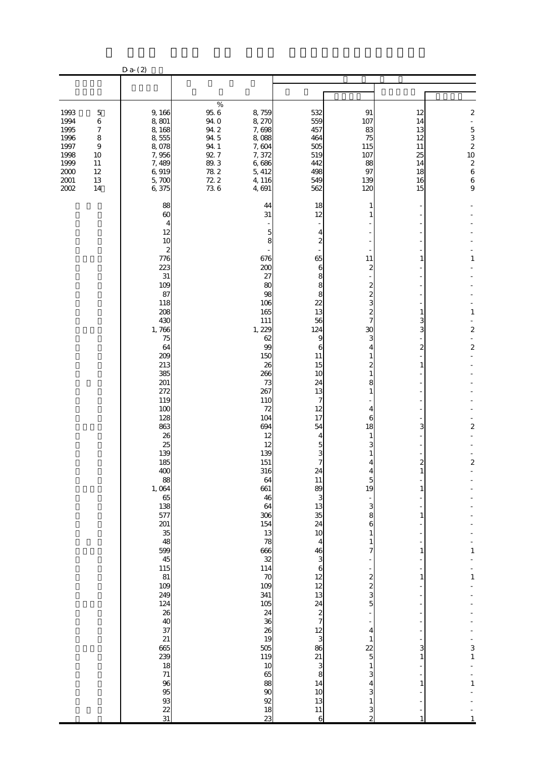D-a-(2)

| | | | | | | | |
|---|---|---|---|---|---|---|---|
| 1993　5 | 9,166 | % 95.6 | 8,759 | 532 | 91 | 12 | 2 |
| 1994　6 | 8,801 | 94.0 | 8,270 | 559 | 107 | 14 | - |
| 1995　7 | 8,168 | 94.2 | 7,698 | 457 | 83 | 13 | 5 |
| 1996　8 | 8,555 | 94.5 | 8,088 | 464 | 75 | 12 | 3 |
| 1997　9 | 8,078 | 94.1 | 7,604 | 505 | 115 | 11 | 2 |
| 1998　10 | 7,956 | 92.7 | 7,372 | 519 | 107 | 25 | 10 |
| 1999　11 | 7,489 | 89.3 | 6,686 | 442 | 88 | 14 | 2 |
| 2000　12 | 6,919 | 78.2 | 5,412 | 498 | 97 | 18 | 6 |
| 2001　13 | 5,700 | 72.2 | 4,116 | 549 | 139 | 16 | 6 |
| 2002　14 | 6,375 | 73.6 | 4,691 | 562 | 120 | 15 | 9 |
| | 88 | | 44 | 18 | 1 | - | - |
| | 60 | | 31 | 12 | 1 | - | - |
| | 4 | | - | - | - | - | - |
| | 12 | | 5 | 4 | - | - | - |
| | 10 | | 8 | 2 | - | - | - |
| | 2 | | - | - | - | - | - |
| | 776 | | 676 | 65 | 11 | 1 | 1 |
| | 223 | | 200 | 6 | 2 | - | - |
| | 31 | | 27 | 8 | - | - | - |
| | 109 | | 80 | 8 | 2 | - | - |
| | 87 | | 98 | 8 | 2 | - | - |
| | 118 | | 106 | 22 | 3 | - | - |
| | 208 | | 165 | 13 | 2 | 1 | 1 |
| | 430 | | 111 | 56 | 7 | 3 | - |
| | 1,766 | | 1,229 | 124 | 30 | 3 | 2 |
| | 75 | | 62 | 9 | 3 | - | - |
| | 64 | | 99 | 6 | 4 | 2 | 2 |
| | 209 | | 150 | 11 | 1 | - | - |
| | 213 | | 26 | 15 | 2 | 1 | - |
| | 385 | | 266 | 10 | 1 | - | - |
| | 201 | | 73 | 24 | 8 | - | - |
| | 272 | | 267 | 13 | 1 | - | - |
| | 119 | | 110 | 7 | - | - | - |
| | 100 | | 72 | 12 | 4 | - | - |
| | 128 | | 104 | 17 | 6 | - | - |
| | 863 | | 694 | 54 | 18 | 3 | 2 |
| | 26 | | 12 | 4 | 1 | - | - |
| | 25 | | 12 | 5 | 3 | - | - |
| | 139 | | 139 | 3 | 1 | - | - |
| | 185 | | 151 | 7 | 4 | 2 | 2 |
| | 400 | | 316 | 24 | 4 | 1 | - |
| | 88 | | 64 | 11 | 5 | - | - |
| | 1,064 | | 661 | 89 | 19 | 1 | - |
| | 65 | | 46 | 3 | - | - | - |
| | 138 | | 64 | 13 | 3 | - | - |
| | 577 | | 306 | 35 | 8 | 1 | - |
| | 201 | | 154 | 24 | 6 | - | - |
| | 35 | | 13 | 10 | 1 | - | - |
| | 48 | | 78 | 4 | 1 | - | - |
| | 599 | | 666 | 46 | 7 | 1 | 1 |
| | 45 | | 32 | 3 | - | - | - |
| | 115 | | 114 | 6 | - | - | - |
| | 81 | | 70 | 12 | 2 | 1 | 1 |
| | 109 | | 109 | 12 | 2 | - | - |
| | 249 | | 341 | 13 | 3 | - | - |
| | 124 | | 105 | 24 | 5 | - | - |
| | 26 | | 24 | 2 | - | - | - |
| | 40 | | 36 | 7 | - | - | - |
| | 37 | | 26 | 12 | 4 | - | - |
| | 21 | | 19 | 3 | 1 | - | - |
| | 665 | | 505 | 86 | 22 | 3 | 3 |
| | 239 | | 119 | 21 | 5 | 1 | 1 |
| | 18 | | 10 | 3 | 1 | - | - |
| | 71 | | 65 | 8 | 3 | - | - |
| | 96 | | 88 | 14 | 4 | 1 | 1 |
| | 95 | | 90 | 10 | 3 | - | - |
| | 93 | | 92 | 13 | 1 | - | - |
| | 22 | | 18 | 11 | 3 | - | - |
| | 31 | | 23 | 6 | 2 | 1 | 1 |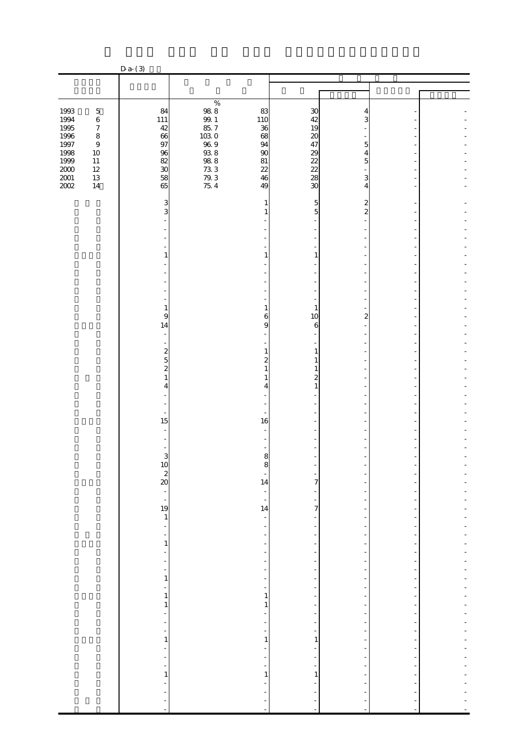D-a-(3)

| | | | | | | | |
|---|---|---|---|---|---|---|---|
| | | % | | | | | |
| 1993 5 | 84 | 98.8 | 83 | 30 | 4 | - | - |
| 1994 6 | 111 | 99.1 | 110 | 42 | 3 | - | - |
| 1995 7 | 42 | 85.7 | 36 | 19 | - | - | - |
| 1996 8 | 66 | 103.0 | 68 | 20 | - | - | - |
| 1997 9 | 97 | 96.9 | 94 | 47 | 5 | - | - |
| 1998 10 | 96 | 93.8 | 90 | 29 | 4 | - | - |
| 1999 11 | 82 | 98.8 | 81 | 22 | 5 | - | - |
| 2000 12 | 30 | 73.3 | 22 | 22 | - | - | - |
| 2001 13 | 58 | 79.3 | 46 | 28 | 3 | - | - |
| 2002 14 | 65 | 75.4 | 49 | 30 | 4 | - | - |
| | 3 | | 1 | 5 | 2 | - | - |
| | 3 | | 1 | 5 | 2 | - | - |
| | - | | - | - | - | - | - |
| | - | | - | - | - | - | - |
| | - | | - | - | - | - | - |
| | - | | - | - | - | - | - |
| | 1 | | 1 | 1 | - | - | - |
| | - | | - | - | - | - | - |
| | - | | - | - | - | - | - |
| | - | | - | - | - | - | - |
| | - | | - | - | - | - | - |
| | - | | - | - | - | - | - |
| | 1 | | 1 | 1 | - | - | - |
| | 9 | | 6 | 10 | 2 | - | - |
| | 14 | | 9 | 6 | - | - | - |
| | - | | - | - | - | - | - |
| | - | | - | - | - | - | - |
| | 2 | | 1 | 1 | - | - | - |
| | 5 | | 2 | 1 | - | - | - |
| | 2 | | 1 | 1 | - | - | - |
| | 1 | | 1 | 2 | - | - | - |
| | 4 | | 4 | 1 | - | - | - |
| | - | | - | - | - | - | - |
| | - | | - | - | - | - | - |
| | - | | - | - | - | - | - |
| | 15 | | 16 | - | - | - | - |
| | - | | - | - | - | - | - |
| | - | | - | - | - | - | - |
| | - | | - | - | - | - | - |
| | 3 | | 8 | - | - | - | - |
| | 10 | | 8 | - | - | - | - |
| | 2 | | - | - | - | - | - |
| | 20 | | 14 | 7 | - | - | - |
| | - | | - | - | - | - | - |
| | - | | - | - | - | - | - |
| | 19 | | 14 | 7 | - | - | - |
| | 1 | | - | - | - | - | - |
| | - | | - | - | - | - | - |
| | - | | - | - | - | - | - |
| | 1 | | - | - | - | - | - |
| | - | | - | - | - | - | - |
| | - | | - | - | - | - | - |
| | - | | - | - | - | - | - |
| | 1 | | - | - | - | - | - |
| | - | | - | - | - | - | - |
| | 1 | | 1 | - | - | - | - |
| | 1 | | 1 | - | - | - | - |
| | - | | - | - | - | - | - |
| | - | | - | - | - | - | - |
| | - | | - | - | - | - | - |
| | 1 | | 1 | 1 | - | - | - |
| | - | | - | - | - | - | - |
| | - | | - | - | - | - | - |
| | - | | - | - | - | - | - |
| | 1 | | 1 | 1 | - | - | - |
| | - | | - | - | - | - | - |
| | - | | - | - | - | - | - |
| | - | | - | - | - | - | - |
| | - | | - | - | - | - | - |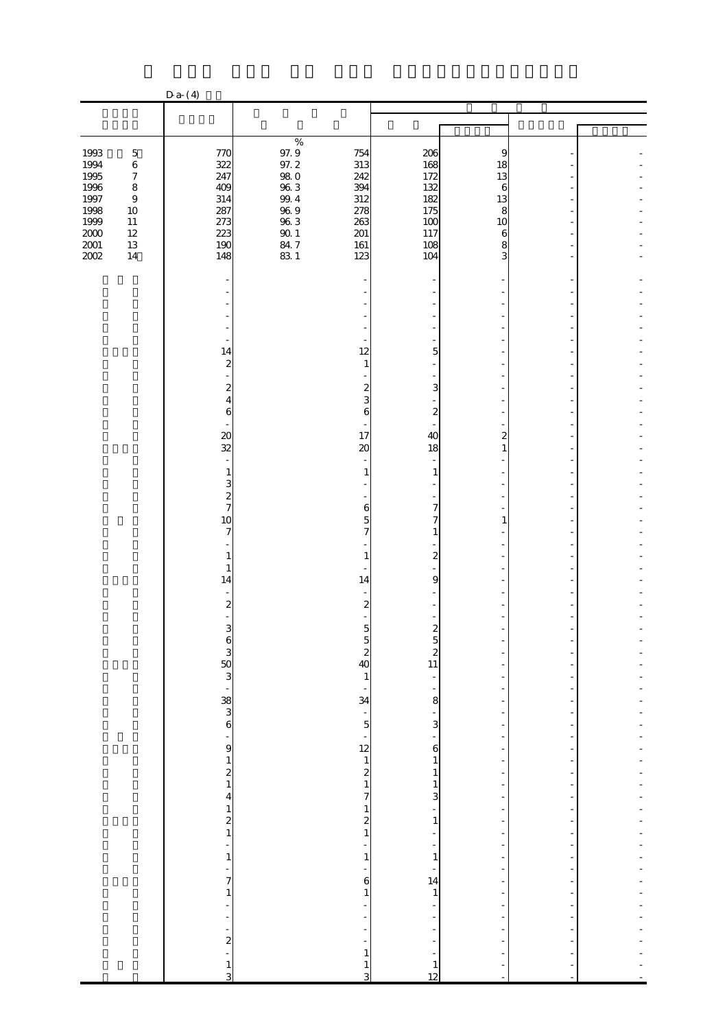D-a-(4)

| | | | | | | | |
|---|---|---|---|---|---|---|---|
| | | % | | | | | |
| 1993 5 | 770 | 97.9 | 754 | 206 | 9 | - | - |
| 1994 6 | 322 | 97.2 | 313 | 168 | 18 | - | - |
| 1995 7 | 247 | 98.0 | 242 | 172 | 13 | - | - |
| 1996 8 | 409 | 96.3 | 394 | 132 | 6 | - | - |
| 1997 9 | 314 | 99.4 | 312 | 182 | 13 | - | - |
| 1998 10 | 287 | 96.9 | 278 | 175 | 8 | - | - |
| 1999 11 | 273 | 96.3 | 263 | 100 | 10 | - | - |
| 2000 12 | 223 | 90.1 | 201 | 117 | 6 | - | - |
| 2001 13 | 190 | 84.7 | 161 | 108 | 8 | - | - |
| 2002 14 | 148 | 83.1 | 123 | 104 | 3 | - | - |
| | - | | - | - | - | - | - |
| | - | | - | - | - | - | - |
| | - | | - | - | - | - | - |
| | - | | - | - | - | - | - |
| | - | | - | - | - | - | - |
| | - | | - | - | - | - | - |
| | 14 | | 12 | 5 | - | - | - |
| | 2 | | 1 | - | - | - | - |
| | - | | - | - | - | - | - |
| | 2 | | 2 | 3 | - | - | - |
| | 4 | | 3 | - | - | - | - |
| | 6 | | 6 | 2 | - | - | - |
| | - | | - | - | - | - | - |
| | 20 | | 17 | 40 | 2 | - | - |
| | 32 | | 20 | 18 | 1 | - | - |
| | - | | - | - | - | - | - |
| | 1 | | 1 | 1 | - | - | - |
| | 3 | | - | - | - | - | - |
| | 2 | | - | - | - | - | - |
| | 7 | | 6 | 7 | - | - | - |
| | 10 | | 5 | 7 | 1 | - | - |
| | 7 | | 7 | 1 | - | - | - |
| | - | | - | - | - | - | - |
| | 1 | | 1 | 2 | - | - | - |
| | 1 | | - | - | - | - | - |
| | 14 | | 14 | 9 | - | - | - |
| | - | | - | - | - | - | - |
| | 2 | | 2 | - | - | - | - |
| | - | | - | - | - | - | - |
| | 3 | | 5 | 2 | - | - | - |
| | 6 | | 5 | 5 | - | - | - |
| | 3 | | 2 | 2 | - | - | - |
| | 50 | | 40 | 11 | - | - | - |
| | 3 | | 1 | - | - | - | - |
| | - | | - | - | - | - | - |
| | 38 | | 34 | 8 | - | - | - |
| | 3 | | - | - | - | - | - |
| | 6 | | 5 | 3 | - | - | - |
| | - | | - | - | - | - | - |
| | 9 | | 12 | 6 | - | - | - |
| | 1 | | 1 | 1 | - | - | - |
| | 2 | | 2 | 1 | - | - | - |
| | 1 | | 1 | 1 | - | - | - |
| | 4 | | 7 | 3 | - | - | - |
| | 1 | | 1 | - | - | - | - |
| | 2 | | 2 | 1 | - | - | - |
| | 1 | | 1 | - | - | - | - |
| | - | | - | - | - | - | - |
| | 1 | | 1 | 1 | - | - | - |
| | - | | - | - | - | - | - |
| | 7 | | 6 | 14 | - | - | - |
| | 1 | | 1 | 1 | - | - | - |
| | - | | - | - | - | - | - |
| | - | | - | - | - | - | - |
| | - | | - | - | - | - | - |
| | 2 | | - | - | - | - | - |
| | - | | 1 | - | - | - | - |
| | 1 | | 1 | 1 | - | - | - |
| | 3 | | 3 | 12 | - | - | - |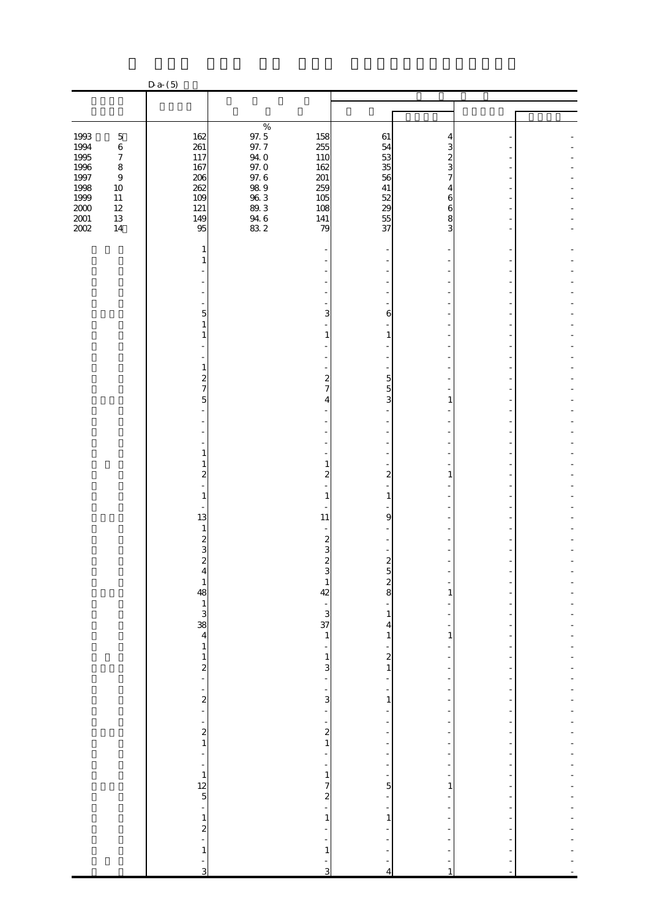D-a-(5)

| | | | | | | | |
|---|---|---|---|---|---|---|---|
| | | % | | | | | |
| 1993 5 | 162 | 97.5 | 158 | 61 | 4 | - | - |
| 1994 6 | 261 | 97.7 | 255 | 54 | 3 | - | - |
| 1995 7 | 117 | 94.0 | 110 | 53 | 2 | - | - |
| 1996 8 | 167 | 97.0 | 162 | 35 | 3 | - | - |
| 1997 9 | 206 | 97.6 | 201 | 56 | 7 | - | - |
| 1998 10 | 262 | 98.9 | 259 | 41 | 4 | - | - |
| 1999 11 | 109 | 96.3 | 105 | 52 | 6 | - | - |
| 2000 12 | 121 | 89.3 | 108 | 29 | 6 | - | - |
| 2001 13 | 149 | 94.6 | 141 | 55 | 8 | - | - |
| 2002 14 | 95 | 83.2 | 79 | 37 | 3 | - | - |
| | 1 | | - | - | - | - | - |
| | 1 | | - | - | - | - | - |
| | - | | - | - | - | - | - |
| | - | | - | - | - | - | - |
| | - | | - | - | - | - | - |
| | - | | - | - | - | - | - |
| | 5 | | 3 | 6 | - | - | - |
| | 1 | | - | - | - | - | - |
| | 1 | | 1 | 1 | - | - | - |
| | - | | - | - | - | - | - |
| | - | | - | - | - | - | - |
| | 1 | | - | - | - | - | - |
| | 2 | | 2 | 5 | - | - | - |
| | 7 | | 7 | 5 | - | - | - |
| | 5 | | 4 | 3 | 1 | - | - |
| | - | | - | - | - | - | - |
| | - | | - | - | - | - | - |
| | - | | - | - | - | - | - |
| | - | | - | - | - | - | - |
| | 1 | | - | - | - | - | - |
| | 1 | | 1 | - | - | - | - |
| | 2 | | 2 | 2 | 1 | - | - |
| | - | | - | - | - | - | - |
| | 1 | | 1 | 1 | - | - | - |
| | - | | - | - | - | - | - |
| | 13 | | 11 | 9 | - | - | - |
| | 1 | | - | - | - | - | - |
| | 2 | | 2 | - | - | - | - |
| | 3 | | 3 | - | - | - | - |
| | 2 | | 2 | 2 | - | - | - |
| | 4 | | 3 | 5 | - | - | - |
| | 1 | | 1 | 2 | - | - | - |
| | 48 | | 42 | 8 | 1 | - | - |
| | 1 | | - | - | - | - | - |
| | 3 | | 3 | 1 | - | - | - |
| | 38 | | 37 | 4 | - | - | - |
| | 4 | | 1 | 1 | 1 | - | - |
| | 1 | | - | - | - | - | - |
| | 1 | | 1 | 2 | - | - | - |
| | 2 | | 3 | 1 | - | - | - |
| | - | | - | - | - | - | - |
| | - | | - | - | - | - | - |
| | 2 | | 3 | 1 | - | - | - |
| | - | | - | - | - | - | - |
| | - | | - | - | - | - | - |
| | 2 | | 2 | - | - | - | - |
| | 1 | | 1 | - | - | - | - |
| | - | | - | - | - | - | - |
| | - | | - | - | - | - | - |
| | 1 | | 1 | - | - | - | - |
| | 12 | | 7 | 5 | 1 | - | - |
| | 5 | | 2 | - | - | - | - |
| | - | | - | - | - | - | - |
| | 1 | | 1 | 1 | - | - | - |
| | 2 | | - | - | - | - | - |
| | - | | - | - | - | - | - |
| | 1 | | 1 | - | - | - | - |
| | - | | - | - | - | - | - |
| | 3 | | 3 | 4 | 1 | - | - |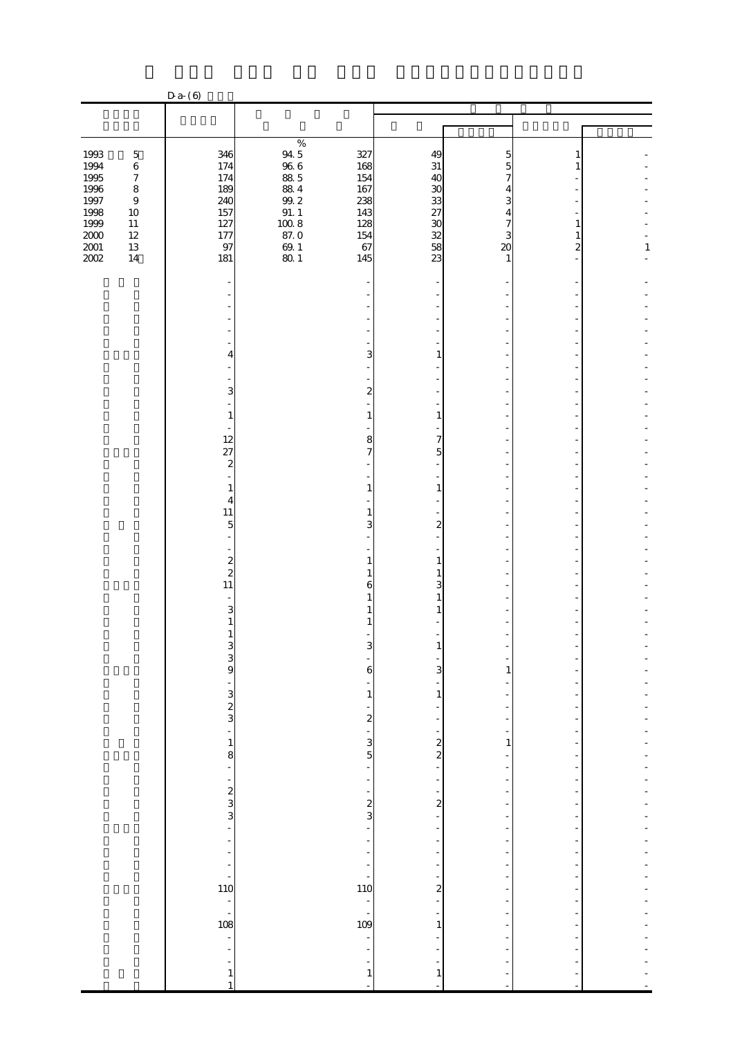D-a-(6)

| | | % | | | | | |
|---|---|---|---|---|---|---|---|
| 1993 5 | 346 | 94.5 | 327 | 49 | 5 | 1 | - |
| 1994 6 | 174 | 96.6 | 168 | 31 | 5 | 1 | - |
| 1995 7 | 174 | 88.5 | 154 | 40 | 7 | - | - |
| 1996 8 | 189 | 88.4 | 167 | 30 | 4 | - | - |
| 1997 9 | 240 | 99.2 | 238 | 33 | 3 | - | - |
| 1998 10 | 157 | 91.1 | 143 | 27 | 4 | - | - |
| 1999 11 | 127 | 100.8 | 128 | 30 | 7 | 1 | - |
| 2000 12 | 177 | 87.0 | 154 | 32 | 3 | 1 | - |
| 2001 13 | 97 | 69.1 | 67 | 58 | 20 | 2 | 1 |
| 2002 14 | 181 | 80.1 | 145 | 23 | 1 | - | - |
| | - | | - | - | - | - | - |
| | - | | - | - | - | - | - |
| | - | | - | - | - | - | - |
| | - | | - | - | - | - | - |
| | - | | - | - | - | - | - |
| | - | | - | - | - | - | - |
| | 4 | | 3 | 1 | - | - | - |
| | - | | - | - | - | - | - |
| | - | | - | - | - | - | - |
| | 3 | | 2 | - | - | - | - |
| | - | | - | - | - | - | - |
| | 1 | | 1 | 1 | - | - | - |
| | - | | - | - | - | - | - |
| | 12 | | 8 | 7 | - | - | - |
| | 27 | | 7 | 5 | - | - | - |
| | 2 | | - | - | - | - | - |
| | - | | - | - | - | - | - |
| | 1 | | 1 | 1 | - | - | - |
| | 4 | | - | - | - | - | - |
| | 11 | | 1 | - | - | - | - |
| | 5 | | 3 | 2 | - | - | - |
| | - | | - | - | - | - | - |
| | - | | - | - | - | - | - |
| | 2 | | 1 | 1 | - | - | - |
| | 2 | | 1 | 1 | - | - | - |
| | 11 | | 6 | 3 | - | - | - |
| | - | | 1 | 1 | - | - | - |
| | 3 | | 1 | 1 | - | - | - |
| | 1 | | 1 | - | - | - | - |
| | 1 | | - | - | - | - | - |
| | 3 | | 3 | 1 | - | - | - |
| | 3 | | - | - | - | - | - |
| | 9 | | 6 | 3 | 1 | - | - |
| | - | | - | - | - | - | - |
| | 3 | | 1 | 1 | - | - | - |
| | 2 | | - | - | - | - | - |
| | 3 | | 2 | - | - | - | - |
| | - | | - | - | - | - | - |
| | 1 | | 3 | 2 | 1 | - | - |
| | 8 | | 5 | 2 | - | - | - |
| | - | | - | - | - | - | - |
| | - | | - | - | - | - | - |
| | 2 | | - | - | - | - | - |
| | 3 | | 2 | 2 | - | - | - |
| | 3 | | 3 | - | - | - | - |
| | - | | - | - | - | - | - |
| | - | | - | - | - | - | - |
| | - | | - | - | - | - | - |
| | - | | - | - | - | - | - |
| | - | | - | - | - | - | - |
| | 110 | | 110 | 2 | - | - | - |
| | - | | - | - | - | - | - |
| | - | | - | - | - | - | - |
| | 108 | | 109 | 1 | - | - | - |
| | - | | - | - | - | - | - |
| | - | | - | - | - | - | - |
| | - | | - | - | - | - | - |
| | 1 | | 1 | 1 | - | - | - |
| | 1 | | - | - | - | - | - |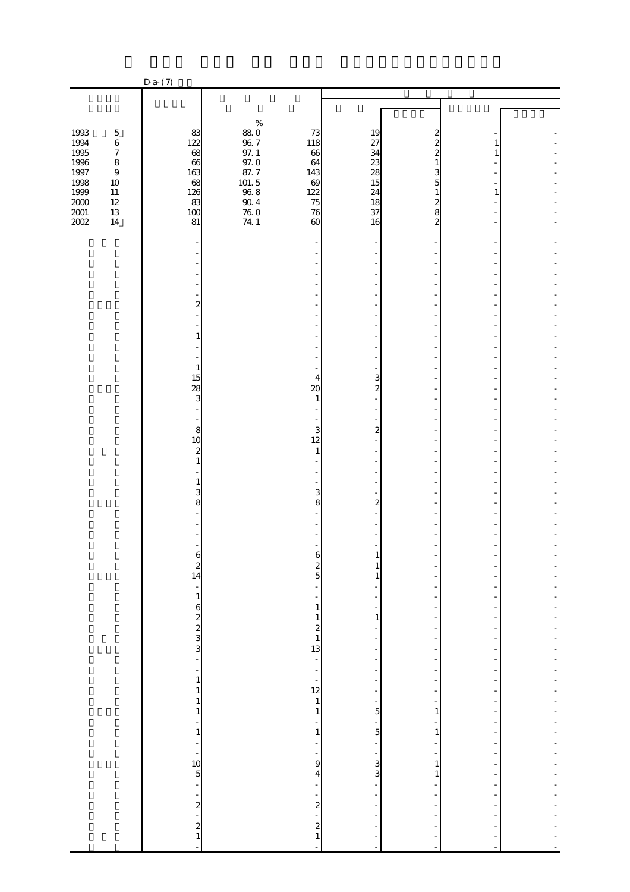D-a-(7)

| | | | | | | | |
|---|---|---|---|---|---|---|---|
| | | % | | | | | |
| 1993 5 | 83 | 88.0 | 73 | 19 | 2 | - | - |
| 1994 6 | 122 | 96.7 | 118 | 27 | 2 | 1 | - |
| 1995 7 | 68 | 97.1 | 66 | 34 | 2 | 1 | - |
| 1996 8 | 66 | 97.0 | 64 | 23 | 1 | - | - |
| 1997 9 | 163 | 87.7 | 143 | 28 | 3 | - | - |
| 1998 10 | 68 | 101.5 | 69 | 15 | 5 | - | - |
| 1999 11 | 126 | 96.8 | 122 | 24 | 1 | 1 | - |
| 2000 12 | 83 | 90.4 | 75 | 18 | 2 | - | - |
| 2001 13 | 100 | 76.0 | 76 | 37 | 8 | - | - |
| 2002 14 | 81 | 74.1 | 60 | 16 | 2 | - | - |
| | - | | - | - | - | - | - |
| | - | | - | - | - | - | - |
| | - | | - | - | - | - | - |
| | - | | - | - | - | - | - |
| | - | | - | - | - | - | - |
| | - | | - | - | - | - | - |
| | 2 | | - | - | - | - | - |
| | - | | - | - | - | - | - |
| | - | | - | - | - | - | - |
| | 1 | | - | - | - | - | - |
| | - | | - | - | - | - | - |
| | - | | - | - | - | - | - |
| | 1 | | - | - | - | - | - |
| | 15 | | 4 | 3 | - | - | - |
| | 28 | | 20 | 2 | - | - | - |
| | 3 | | 1 | - | - | - | - |
| | - | | - | - | - | - | - |
| | - | | - | - | - | - | - |
| | 8 | | 3 | 2 | - | - | - |
| | 10 | | 12 | - | - | - | - |
| | 2 | | 1 | - | - | - | - |
| | 1 | | - | - | - | - | - |
| | - | | - | - | - | - | - |
| | 1 | | - | - | - | - | - |
| | 3 | | 3 | - | - | - | - |
| | 8 | | 8 | 2 | - | - | - |
| | - | | - | - | - | - | - |
| | - | | - | - | - | - | - |
| | - | | - | - | - | - | - |
| | - | | - | - | - | - | - |
| | 6 | | 6 | 1 | - | - | - |
| | 2 | | 2 | 1 | - | - | - |
| | 14 | | 5 | 1 | - | - | - |
| | - | | - | - | - | - | - |
| | 1 | | - | - | - | - | - |
| | 6 | | 1 | - | - | - | - |
| | 2 | | 1 | 1 | - | - | - |
| | 2 | | 2 | - | - | - | - |
| | 3 | | 1 | - | - | - | - |
| | 3 | | 13 | - | - | - | - |
| | - | | - | - | - | - | - |
| | - | | - | - | - | - | - |
| | 1 | | - | - | - | - | - |
| | 1 | | 12 | - | - | - | - |
| | 1 | | 1 | - | - | - | - |
| | 1 | | 1 | 5 | 1 | - | - |
| | - | | - | - | - | - | - |
| | 1 | | 1 | 5 | 1 | - | - |
| | - | | - | - | - | - | - |
| | - | | - | - | - | - | - |
| | 10 | | 9 | 3 | 1 | - | - |
| | 5 | | 4 | 3 | 1 | - | - |
| | - | | - | - | - | - | - |
| | - | | - | - | - | - | - |
| | 2 | | 2 | - | - | - | - |
| | - | | - | - | - | - | - |
| | 2 | | 2 | - | - | - | - |
| | 1 | | 1 | - | - | - | - |
| | - | | - | - | - | - | - |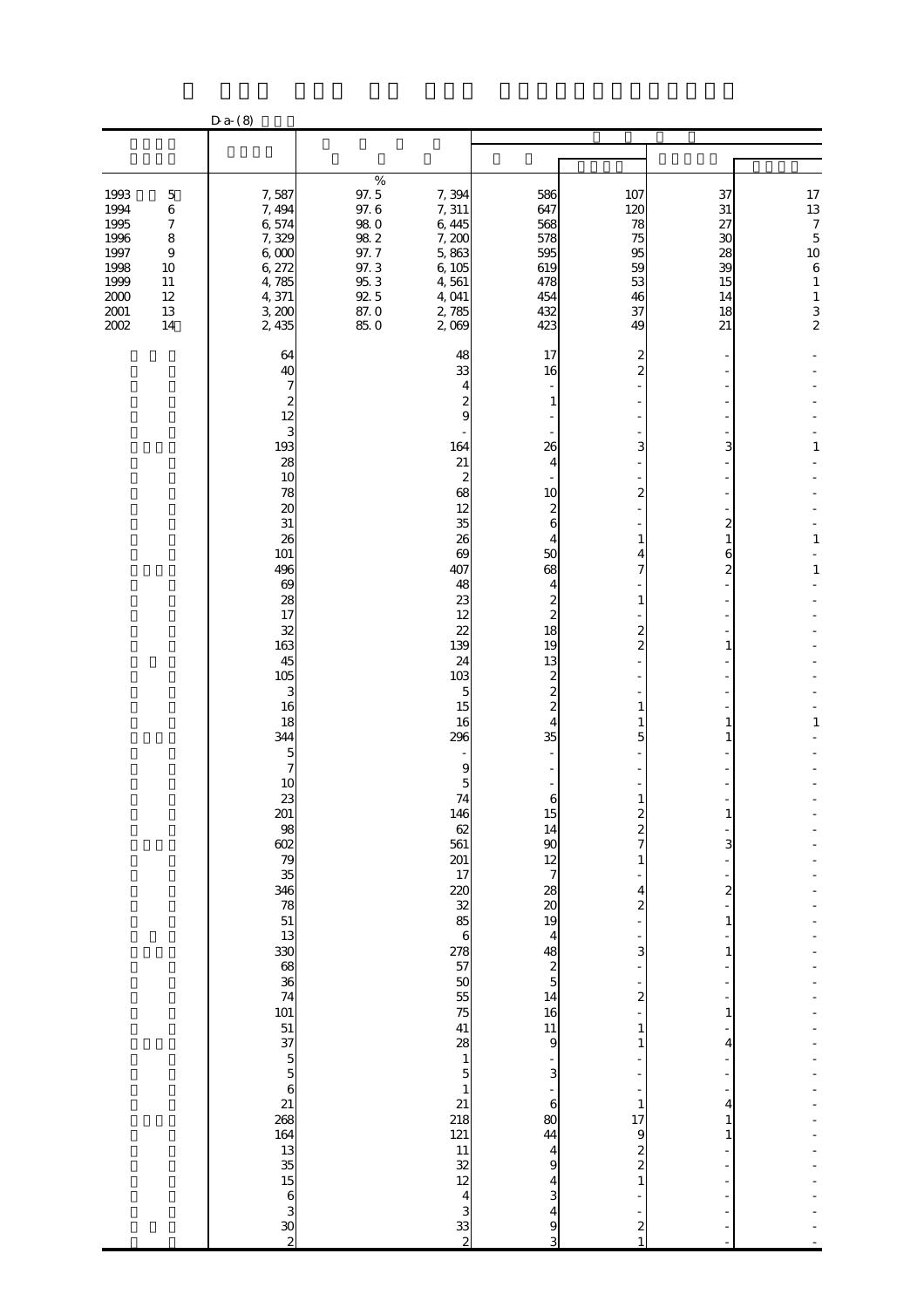D-a-(8)

| | | | | | | | | |
|---|---|---|---|---|---|---|---|---|
| 1993 | 5 | 7,587 | 97.5 | 7,394 | 586 | 107 | 37 | 17 |
| 1994 | 6 | 7,494 | 97.6 | 7,311 | 647 | 120 | 31 | 13 |
| 1995 | 7 | 6,574 | 98.0 | 6,445 | 568 | 78 | 27 | 7 |
| 1996 | 8 | 7,329 | 98.2 | 7,200 | 578 | 75 | 30 | 5 |
| 1997 | 9 | 6,000 | 97.7 | 5,863 | 595 | 95 | 28 | 10 |
| 1998 | 10 | 6,272 | 97.3 | 6,105 | 619 | 59 | 39 | 6 |
| 1999 | 11 | 4,785 | 95.3 | 4,561 | 478 | 53 | 15 | 1 |
| 2000 | 12 | 4,371 | 92.5 | 4,041 | 454 | 46 | 14 | 1 |
| 2001 | 13 | 3,200 | 87.0 | 2,785 | 432 | 37 | 18 | 3 |
| 2002 | 14 | 2,435 | 85.0 | 2,069 | 423 | 49 | 21 | 2 |
| | | 64 | | 48 | 17 | 2 | - | - |
| | | 40 | | 33 | 16 | 2 | - | - |
| | | 7 | | 4 | - | - | - | - |
| | | 2 | | 2 | 1 | - | - | - |
| | | 12 | | 9 | - | - | - | - |
| | | 3 | | - | - | - | - | - |
| | | 193 | | 164 | 26 | 3 | 3 | 1 |
| | | 28 | | 21 | 4 | - | - | - |
| | | 10 | | 2 | - | - | - | - |
| | | 78 | | 68 | 10 | 2 | - | - |
| | | 20 | | 12 | 2 | - | - | - |
| | | 31 | | 35 | 6 | - | 2 | - |
| | | 26 | | 26 | 4 | 1 | 1 | 1 |
| | | 101 | | 69 | 50 | 4 | 6 | - |
| | | 496 | | 407 | 68 | 7 | 2 | 1 |
| | | 69 | | 48 | 4 | - | - | - |
| | | 28 | | 23 | 2 | 1 | - | - |
| | | 17 | | 12 | 2 | - | - | - |
| | | 32 | | 22 | 18 | 2 | - | - |
| | | 163 | | 139 | 19 | 2 | 1 | - |
| | | 45 | | 24 | 13 | - | - | - |
| | | 105 | | 103 | 2 | - | - | - |
| | | 3 | | 5 | 2 | - | - | - |
| | | 16 | | 15 | 2 | 1 | - | - |
| | | 18 | | 16 | 4 | 1 | 1 | 1 |
| | | 344 | | 296 | 35 | 5 | 1 | - |
| | | 5 | | - | - | - | - | - |
| | | 7 | | 9 | - | - | - | - |
| | | 10 | | 5 | - | - | - | - |
| | | 23 | | 74 | 6 | 1 | - | - |
| | | 201 | | 146 | 15 | 2 | 1 | - |
| | | 98 | | 62 | 14 | 2 | - | - |
| | | 602 | | 561 | 90 | 7 | 3 | - |
| | | 79 | | 201 | 12 | 1 | - | - |
| | | 35 | | 17 | 7 | - | - | - |
| | | 346 | | 220 | 28 | 4 | 2 | - |
| | | 78 | | 32 | 20 | 2 | - | - |
| | | 51 | | 85 | 19 | - | 1 | - |
| | | 13 | | 6 | 4 | - | - | - |
| | | 330 | | 278 | 48 | 3 | 1 | - |
| | | 68 | | 57 | 2 | - | - | - |
| | | 36 | | 50 | 5 | - | - | - |
| | | 74 | | 55 | 14 | 2 | - | - |
| | | 101 | | 75 | 16 | - | 1 | - |
| | | 51 | | 41 | 11 | 1 | - | - |
| | | 37 | | 28 | 9 | 1 | 4 | - |
| | | 5 | | 1 | - | - | - | - |
| | | 5 | | 5 | 3 | - | - | - |
| | | 6 | | 1 | - | - | - | - |
| | | 21 | | 21 | 6 | 1 | 4 | - |
| | | 268 | | 218 | 80 | 17 | 1 | - |
| | | 164 | | 121 | 44 | 9 | 1 | - |
| | | 13 | | 11 | 4 | 2 | - | - |
| | | 35 | | 32 | 9 | 2 | - | - |
| | | 15 | | 12 | 4 | 1 | - | - |
| | | 6 | | 4 | 3 | - | - | - |
| | | 3 | | 3 | 4 | - | - | - |
| | | 30 | | 33 | 9 | 2 | - | - |
| | | 2 | | 2 | 3 | 1 | - | - |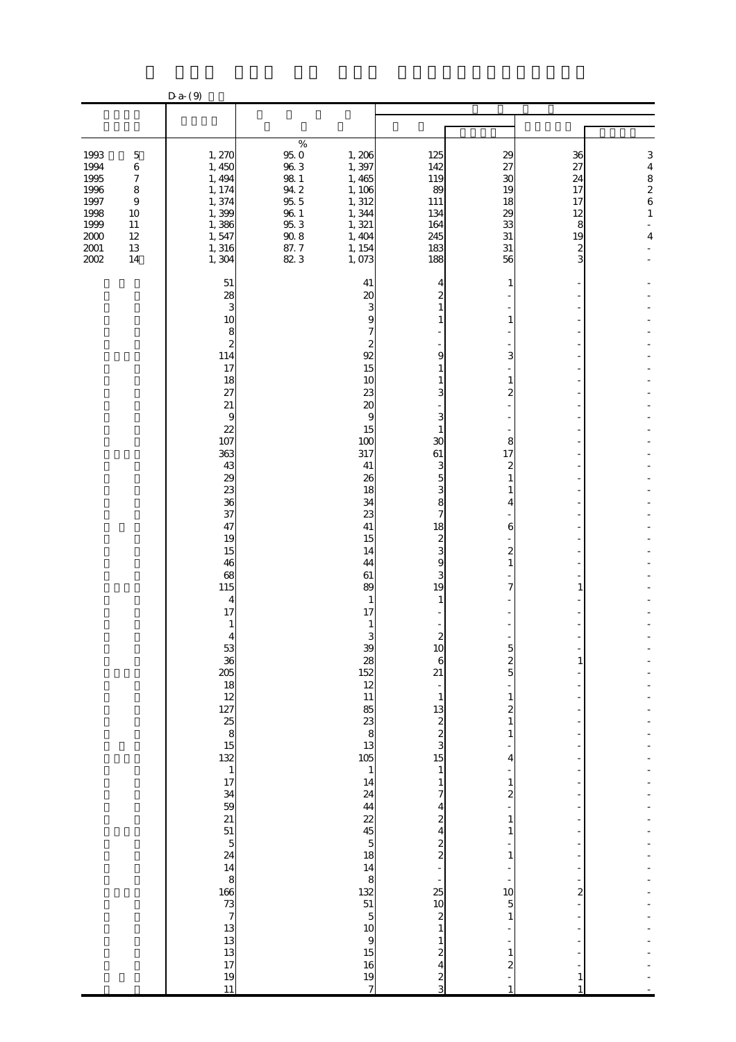D-a-(9)

| | | | | | | | | |
|---|---|---|---|---|---|---|---|---|
| | | | | | | | | |
| 1993 5 | 1, 270 | 95.0 | 1, 206 | 125 | 29 | 36 | 3 |
| 1994 6 | 1, 450 | 96.3 | 1, 397 | 142 | 27 | 27 | 4 |
| 1995 7 | 1, 494 | 98.1 | 1, 465 | 119 | 30 | 24 | 8 |
| 1996 8 | 1, 174 | 94.2 | 1, 106 | 89 | 19 | 17 | 2 |
| 1997 9 | 1, 374 | 95.5 | 1, 312 | 111 | 18 | 17 | 6 |
| 1998 10 | 1, 399 | 96.1 | 1, 344 | 134 | 29 | 12 | 1 |
| 1999 11 | 1, 386 | 95.3 | 1, 321 | 164 | 33 | 8 | - |
| 2000 12 | 1, 547 | 90.8 | 1, 404 | 245 | 31 | 19 | 4 |
| 2001 13 | 1, 316 | 87.7 | 1, 154 | 183 | 31 | 2 | - |
| 2002 14 | 1, 304 | 82.3 | 1, 073 | 188 | 56 | 3 | - |
| | 51 | | 41 | 4 | 1 | - | - |
| | 28 | | 20 | 2 | - | - | - |
| | 3 | | 3 | 1 | - | - | - |
| | 10 | | 9 | 1 | 1 | - | - |
| | 8 | | 7 | - | - | - | - |
| | 2 | | 2 | - | - | - | - |
| | 114 | | 92 | 9 | 3 | - | - |
| | 17 | | 15 | 1 | - | - | - |
| | 18 | | 10 | 1 | 1 | - | - |
| | 27 | | 23 | 3 | 2 | - | - |
| | 21 | | 20 | - | - | - | - |
| | 9 | | 9 | 3 | - | - | - |
| | 22 | | 15 | 1 | - | - | - |
| | 107 | | 100 | 30 | 8 | - | - |
| | 363 | | 317 | 61 | 17 | - | - |
| | 43 | | 41 | 3 | 2 | - | - |
| | 29 | | 26 | 5 | 1 | - | - |
| | 23 | | 18 | 3 | 1 | - | - |
| | 36 | | 34 | 8 | 4 | - | - |
| | 37 | | 23 | 7 | - | - | - |
| | 47 | | 41 | 18 | 6 | - | - |
| | 19 | | 15 | 2 | - | - | - |
| | 15 | | 14 | 3 | 2 | - | - |
| | 46 | | 44 | 9 | 1 | - | - |
| | 68 | | 61 | 3 | - | - | - |
| | 115 | | 89 | 19 | 7 | 1 | - |
| | 4 | | 1 | 1 | - | - | - |
| | 17 | | 17 | - | - | - | - |
| | 1 | | 1 | - | - | - | - |
| | 4 | | 3 | 2 | - | - | - |
| | 53 | | 39 | 10 | 5 | - | - |
| | 36 | | 28 | 6 | 2 | 1 | - |
| | 205 | | 152 | 21 | 5 | - | - |
| | 18 | | 12 | - | - | - | - |
| | 12 | | 11 | 1 | 1 | - | - |
| | 127 | | 85 | 13 | 2 | - | - |
| | 25 | | 23 | 2 | 1 | - | - |
| | 8 | | 8 | 2 | 1 | - | - |
| | 15 | | 13 | 3 | - | - | - |
| | 132 | | 105 | 15 | 4 | - | - |
| | 1 | | 1 | 1 | - | - | - |
| | 17 | | 14 | 1 | 1 | - | - |
| | 34 | | 24 | 7 | 2 | - | - |
| | 59 | | 44 | 4 | - | - | - |
| | 21 | | 22 | 2 | 1 | - | - |
| | 51 | | 45 | 4 | 1 | - | - |
| | 5 | | 5 | 2 | - | - | - |
| | 24 | | 18 | 2 | 1 | - | - |
| | 14 | | 14 | - | - | - | - |
| | 8 | | 8 | - | - | - | - |
| | 166 | | 132 | 25 | 10 | 2 | - |
| | 73 | | 51 | 10 | 5 | - | - |
| | 7 | | 5 | 2 | 1 | - | - |
| | 13 | | 10 | 1 | - | - | - |
| | 13 | | 9 | 1 | - | - | - |
| | 13 | | 15 | 2 | 1 | - | - |
| | 17 | | 16 | 4 | 2 | - | - |
| | 19 | | 19 | 2 | - | 1 | - |
| | 11 | | 7 | 3 | 1 | 1 | - |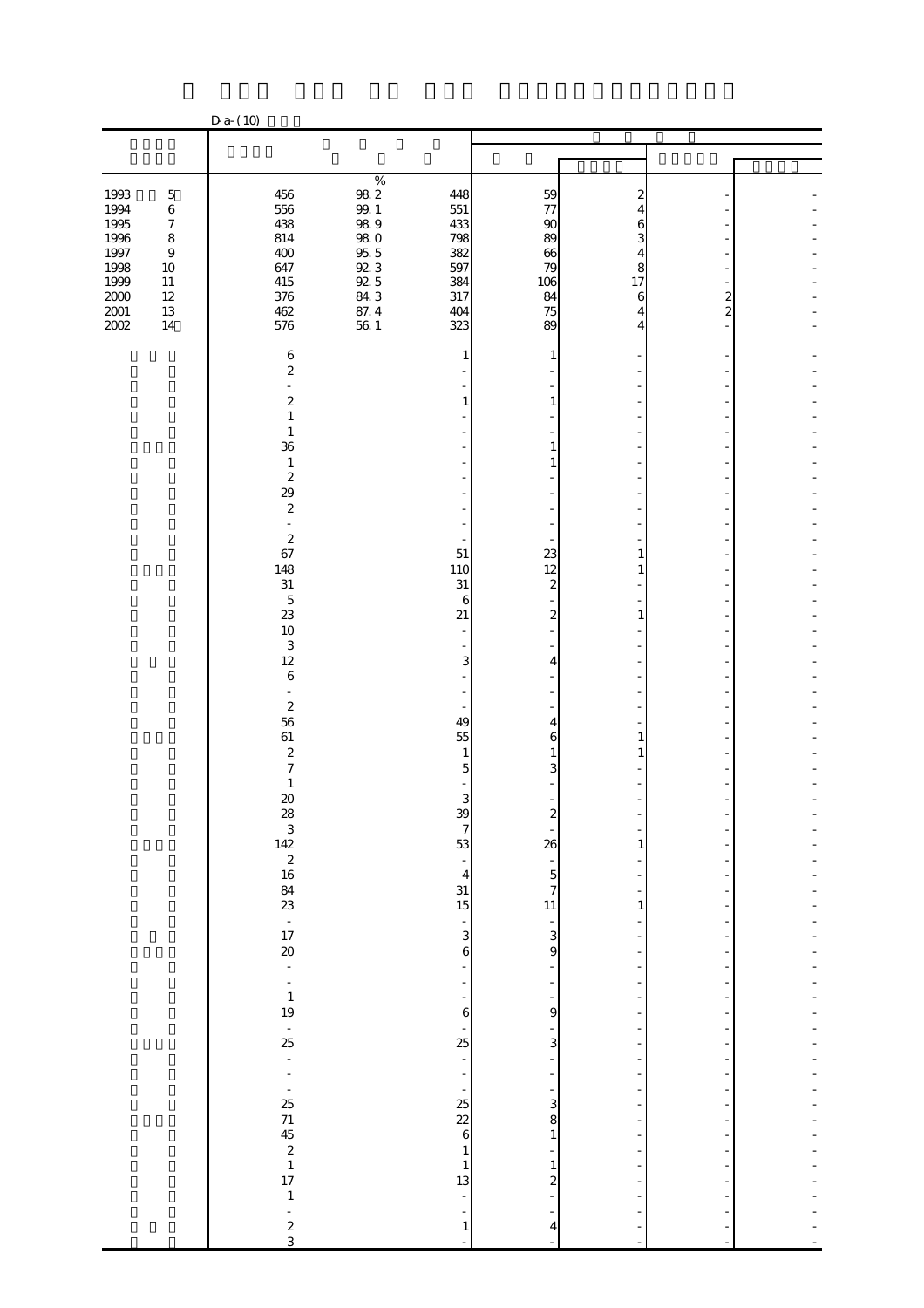D-a-(10)

| | | | | | | | | |
|---|---|---|---|---|---|---|---|---|
| | | % | | | | | | |
| 1993 5 | 456 | 98.2 | 448 | 59 | 2 | - | - |
| 1994 6 | 556 | 99.1 | 551 | 77 | 4 | - | - |
| 1995 7 | 438 | 98.9 | 433 | 90 | 6 | - | - |
| 1996 8 | 814 | 98.0 | 798 | 89 | 3 | - | - |
| 1997 9 | 400 | 95.5 | 382 | 66 | 4 | - | - |
| 1998 10 | 647 | 92.3 | 597 | 79 | 8 | - | - |
| 1999 11 | 415 | 92.5 | 384 | 106 | 17 | - | - |
| 2000 12 | 376 | 84.3 | 317 | 84 | 6 | 2 | - |
| 2001 13 | 462 | 87.4 | 404 | 75 | 4 | 2 | - |
| 2002 14 | 576 | 56.1 | 323 | 89 | 4 | - | - |
| | 6 | | 1 | 1 | - | - | - |
| | 2 | | - | - | - | - | - |
| | - | | - | - | - | - | - |
| | 2 | | 1 | 1 | - | - | - |
| | 1 | | - | - | - | - | - |
| | 1 | | - | - | - | - | - |
| | 36 | | - | 1 | - | - | - |
| | 1 | | - | 1 | - | - | - |
| | 2 | | - | - | - | - | - |
| | 29 | | - | - | - | - | - |
| | 2 | | - | - | - | - | - |
| | - | | - | - | - | - | - |
| | 2 | | - | - | - | - | - |
| | 67 | | 51 | 23 | 1 | - | - |
| | 148 | | 110 | 12 | 1 | - | - |
| | 31 | | 31 | 2 | - | - | - |
| | 5 | | 6 | - | - | - | - |
| | 23 | | 21 | 2 | 1 | - | - |
| | 10 | | - | - | - | - | - |
| | 3 | | - | - | - | - | - |
| | 12 | | 3 | 4 | - | - | - |
| | 6 | | - | - | - | - | - |
| | - | | - | - | - | - | - |
| | 2 | | - | - | - | - | - |
| | 56 | | 49 | 4 | - | - | - |
| | 61 | | 55 | 6 | 1 | - | - |
| | 2 | | 1 | 1 | 1 | - | - |
| | 7 | | 5 | 3 | - | - | - |
| | 1 | | - | - | - | - | - |
| | 20 | | 3 | - | - | - | - |
| | 28 | | 39 | 2 | - | - | - |
| | 3 | | 7 | - | - | - | - |
| | 142 | | 53 | 26 | 1 | - | - |
| | 2 | | - | - | - | - | - |
| | 16 | | 4 | 5 | - | - | - |
| | 84 | | 31 | 7 | - | - | - |
| | 23 | | 15 | 11 | 1 | - | - |
| | - | | - | - | - | - | - |
| | 17 | | 3 | 3 | - | - | - |
| | 20 | | 6 | 9 | - | - | - |
| | - | | - | - | - | - | - |
| | - | | - | - | - | - | - |
| | 1 | | - | - | - | - | - |
| | 19 | | 6 | 9 | - | - | - |
| | - | | - | - | - | - | - |
| | 25 | | 25 | 3 | - | - | - |
| | - | | - | - | - | - | - |
| | - | | - | - | - | - | - |
| | - | | - | - | - | - | - |
| | 25 | | 25 | 3 | - | - | - |
| | 71 | | 22 | 8 | - | - | - |
| | 45 | | 6 | 1 | - | - | - |
| | 2 | | 1 | - | - | - | - |
| | 1 | | 1 | 1 | - | - | - |
| | 17 | | 13 | 2 | - | - | - |
| | 1 | | - | - | - | - | - |
| | - | | - | - | - | - | - |
| | 2 | | 1 | 4 | - | - | - |
| | 3 | | - | - | - | - | - |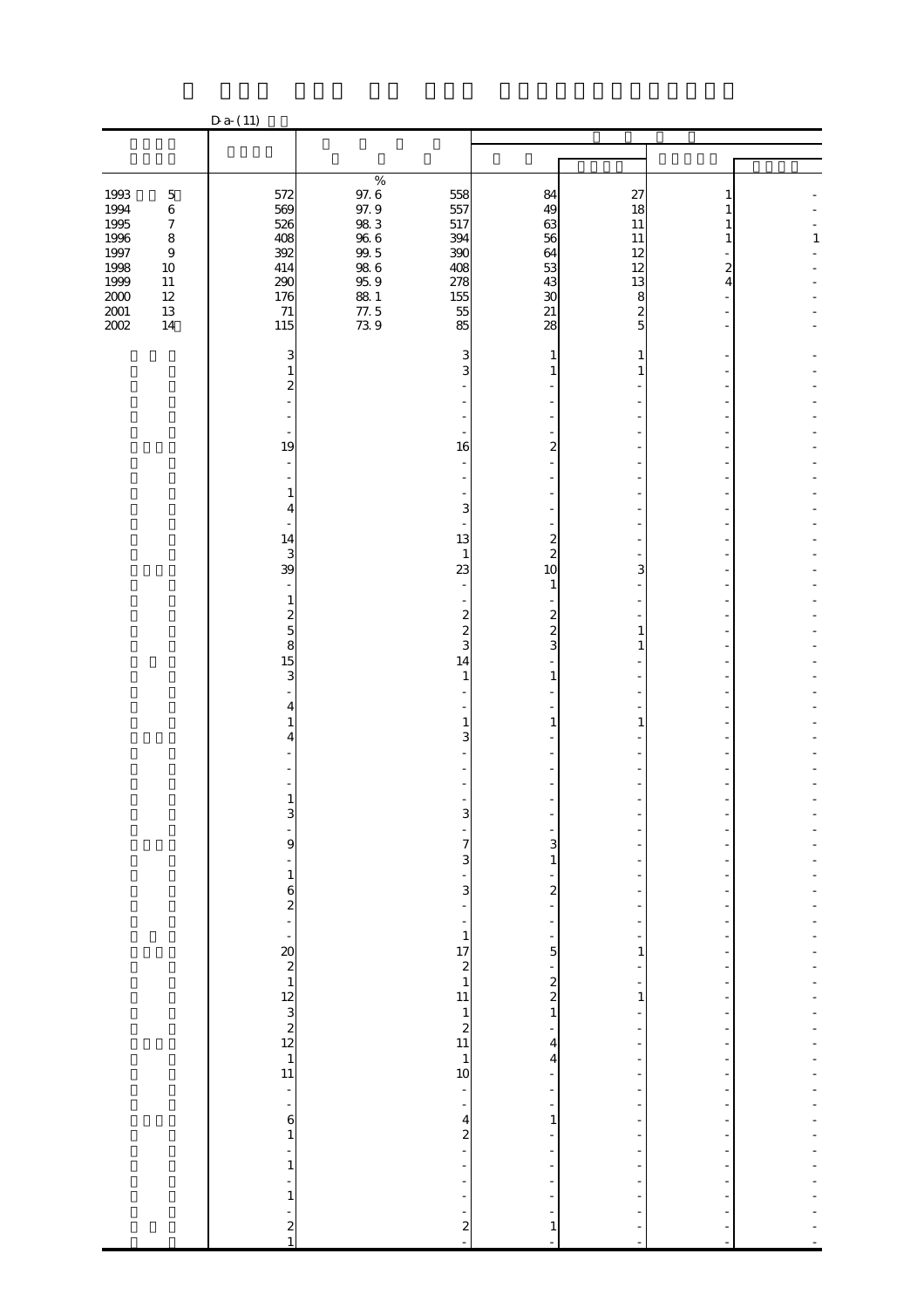D-a-(11)

| | | | | | | | |
|---|---|---|---|---|---|---|---|
| | | % | | | | | |
| 1993　5 | 572 | 97.6 | 558 | 84 | 27 | 1 | - |
| 1994　6 | 569 | 97.9 | 557 | 49 | 18 | 1 | - |
| 1995　7 | 526 | 98.3 | 517 | 63 | 11 | 1 | - |
| 1996　8 | 408 | 96.6 | 394 | 56 | 11 | 1 | 1 |
| 1997　9 | 392 | 99.5 | 390 | 64 | 12 | - | - |
| 1998　10 | 414 | 98.6 | 408 | 53 | 12 | 2 | - |
| 1999　11 | 290 | 95.9 | 278 | 43 | 13 | 4 | - |
| 2000　12 | 176 | 88.1 | 155 | 30 | 8 | - | - |
| 2001　13 | 71 | 77.5 | 55 | 21 | 2 | - | - |
| 2002　14 | 115 | 73.9 | 85 | 28 | 5 | - | - |
| | 3 | | 3 | 1 | 1 | - | - |
| | 1 | | 3 | 1 | 1 | - | - |
| | 2 | | - | - | - | - | - |
| | - | | - | - | - | - | - |
| | - | | - | - | - | - | - |
| | - | | - | - | - | - | - |
| | 19 | | 16 | 2 | - | - | - |
| | - | | - | - | - | - | - |
| | - | | - | - | - | - | - |
| | 1 | | - | - | - | - | - |
| | 4 | | 3 | - | - | - | - |
| | - | | - | - | - | - | - |
| | 14 | | 13 | 2 | - | - | - |
| | 3 | | 1 | 2 | - | - | - |
| | 39 | | 23 | 10 | 3 | - | - |
| | - | | - | 1 | - | - | - |
| | 1 | | - | - | - | - | - |
| | 2 | | 2 | 2 | - | - | - |
| | 5 | | 2 | 2 | 1 | - | - |
| | 8 | | 3 | 3 | 1 | - | - |
| | 15 | | 14 | - | - | - | - |
| | 3 | | 1 | 1 | - | - | - |
| | - | | - | - | - | - | - |
| | 4 | | - | - | - | - | - |
| | 1 | | 1 | 1 | 1 | - | - |
| | 4 | | 3 | - | - | - | - |
| | - | | - | - | - | - | - |
| | - | | - | - | - | - | - |
| | - | | - | - | - | - | - |
| | 1 | | - | - | - | - | - |
| | 3 | | 3 | - | - | - | - |
| | - | | - | - | - | - | - |
| | 9 | | 7 | 3 | - | - | - |
| | - | | 3 | 1 | - | - | - |
| | 1 | | - | - | - | - | - |
| | 6 | | 3 | 2 | - | - | - |
| | 2 | | - | - | - | - | - |
| | - | | - | - | - | - | - |
| | - | | 1 | - | - | - | - |
| | 20 | | 17 | 5 | 1 | - | - |
| | 2 | | 2 | - | - | - | - |
| | 1 | | 1 | 2 | - | - | - |
| | 12 | | 11 | 2 | 1 | - | - |
| | 3 | | 1 | 1 | - | - | - |
| | 2 | | 2 | - | - | - | - |
| | 12 | | 11 | 4 | - | - | - |
| | 1 | | 1 | 4 | - | - | - |
| | 11 | | 10 | - | - | - | - |
| | - | | - | - | - | - | - |
| | - | | - | - | - | - | - |
| | 6 | | 4 | 1 | - | - | - |
| | 1 | | 2 | - | - | - | - |
| | - | | - | - | - | - | - |
| | 1 | | - | - | - | - | - |
| | - | | - | - | - | - | - |
| | 1 | | - | - | - | - | - |
| | - | | - | - | - | - | - |
| | 2 | | 2 | 1 | - | - | - |
| | 1 | | - | - | - | - | - |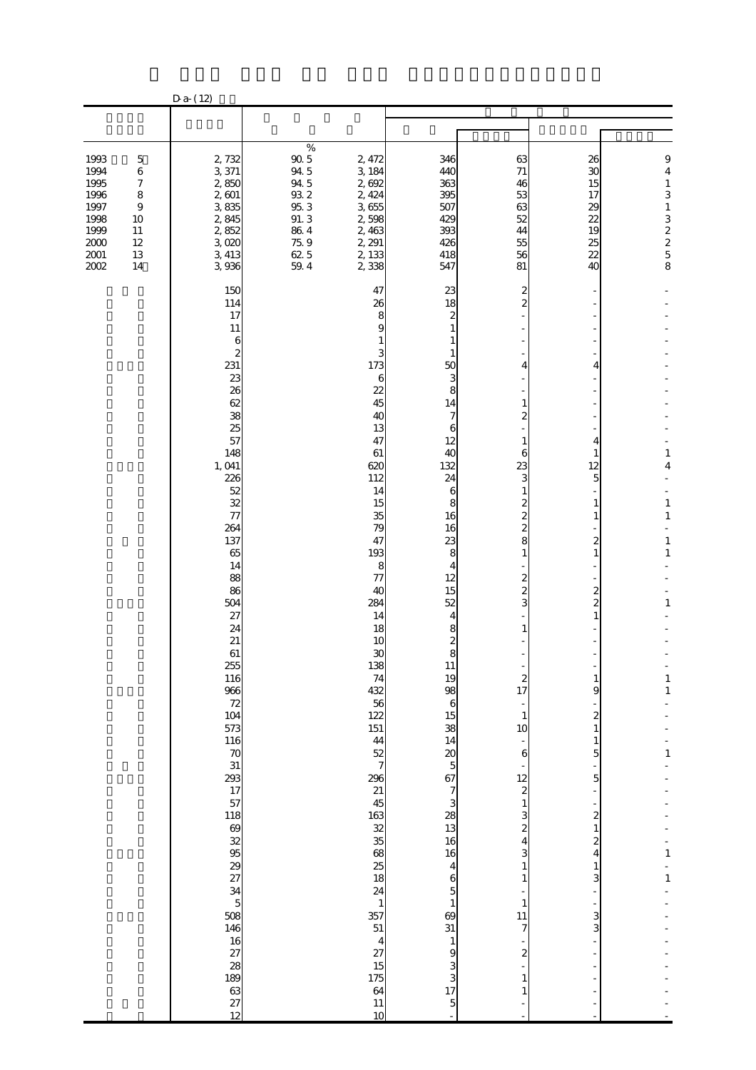D-a-(12)

| | | % | | | | | |
|---|---|---|---|---|---|---|---|
| 1993 5 | 2, 732 | 90. 5 | 2, 472 | 346 | 63 | 26 | 9 |
| 1994 6 | 3, 371 | 94. 5 | 3, 184 | 440 | 71 | 30 | 4 |
| 1995 7 | 2, 850 | 94. 5 | 2, 692 | 363 | 46 | 15 | 1 |
| 1996 8 | 2, 601 | 93. 2 | 2, 424 | 395 | 53 | 17 | 3 |
| 1997 9 | 3, 835 | 95. 3 | 3, 655 | 507 | 63 | 29 | 1 |
| 1998 10 | 2, 845 | 91. 3 | 2, 598 | 429 | 52 | 22 | 3 |
| 1999 11 | 2, 852 | 86. 4 | 2, 463 | 393 | 44 | 19 | 2 |
| 2000 12 | 3, 020 | 75. 9 | 2, 291 | 426 | 55 | 25 | 2 |
| 2001 13 | 3, 413 | 62. 5 | 2, 133 | 418 | 56 | 22 | 5 |
| 2002 14 | 3, 936 | 59. 4 | 2, 338 | 547 | 81 | 40 | 8 |
| | 150 | | 47 | 23 | 2 | - | - |
| | 114 | | 26 | 18 | 2 | - | - |
| | 17 | | 8 | 2 | - | - | - |
| | 11 | | 9 | 1 | - | - | - |
| | 6 | | 1 | 1 | - | - | - |
| | 2 | | 3 | 1 | - | - | - |
| | 231 | | 173 | 50 | 4 | 4 | - |
| | 23 | | 6 | 3 | - | - | - |
| | 26 | | 22 | 8 | - | - | - |
| | 62 | | 45 | 14 | 1 | - | - |
| | 38 | | 40 | 7 | 2 | - | - |
| | 25 | | 13 | 6 | - | - | - |
| | 57 | | 47 | 12 | 1 | 4 | - |
| | 148 | | 61 | 40 | 6 | 1 | 1 |
| | 1, 041 | | 620 | 132 | 23 | 12 | 4 |
| | 226 | | 112 | 24 | 3 | 5 | - |
| | 52 | | 14 | 6 | 1 | - | - |
| | 32 | | 15 | 8 | 2 | 1 | 1 |
| | 77 | | 35 | 16 | 2 | 1 | 1 |
| | 264 | | 79 | 16 | 2 | - | - |
| | 137 | | 47 | 23 | 8 | 2 | 1 |
| | 65 | | 193 | 8 | 1 | 1 | 1 |
| | 14 | | 8 | 4 | - | - | - |
| | 88 | | 77 | 12 | 2 | - | - |
| | 86 | | 40 | 15 | 2 | 2 | - |
| | 504 | | 284 | 52 | 3 | 2 | 1 |
| | 27 | | 14 | 4 | - | 1 | - |
| | 24 | | 18 | 8 | 1 | - | - |
| | 21 | | 10 | 2 | - | - | - |
| | 61 | | 30 | 8 | - | - | - |
| | 255 | | 138 | 11 | - | - | - |
| | 116 | | 74 | 19 | 2 | 1 | 1 |
| | 966 | | 432 | 98 | 17 | 9 | 1 |
| | 72 | | 56 | 6 | - | - | - |
| | 104 | | 122 | 15 | 1 | 2 | - |
| | 573 | | 151 | 38 | 10 | 1 | - |
| | 116 | | 44 | 14 | - | 1 | - |
| | 70 | | 52 | 20 | 6 | 5 | 1 |
| | 31 | | 7 | 5 | - | - | - |
| | 293 | | 296 | 67 | 12 | 5 | - |
| | 17 | | 21 | 7 | 2 | - | - |
| | 57 | | 45 | 3 | 1 | - | - |
| | 118 | | 163 | 28 | 3 | 2 | - |
| | 69 | | 32 | 13 | 2 | 1 | - |
| | 32 | | 35 | 16 | 4 | 2 | - |
| | 95 | | 68 | 16 | 3 | 4 | 1 |
| | 29 | | 25 | 4 | 1 | 1 | - |
| | 27 | | 18 | 6 | 1 | 3 | 1 |
| | 34 | | 24 | 5 | - | - | - |
| | 5 | | 1 | 1 | 1 | - | - |
| | 508 | | 357 | 69 | 11 | 3 | - |
| | 146 | | 51 | 31 | 7 | 3 | - |
| | 16 | | 4 | 1 | - | - | - |
| | 27 | | 27 | 9 | 2 | - | - |
| | 28 | | 15 | 3 | - | - | - |
| | 189 | | 175 | 3 | 1 | - | - |
| | 63 | | 64 | 17 | 1 | - | - |
| | 27 | | 11 | 5 | - | - | - |
| | 12 | | 10 | - | - | - | - |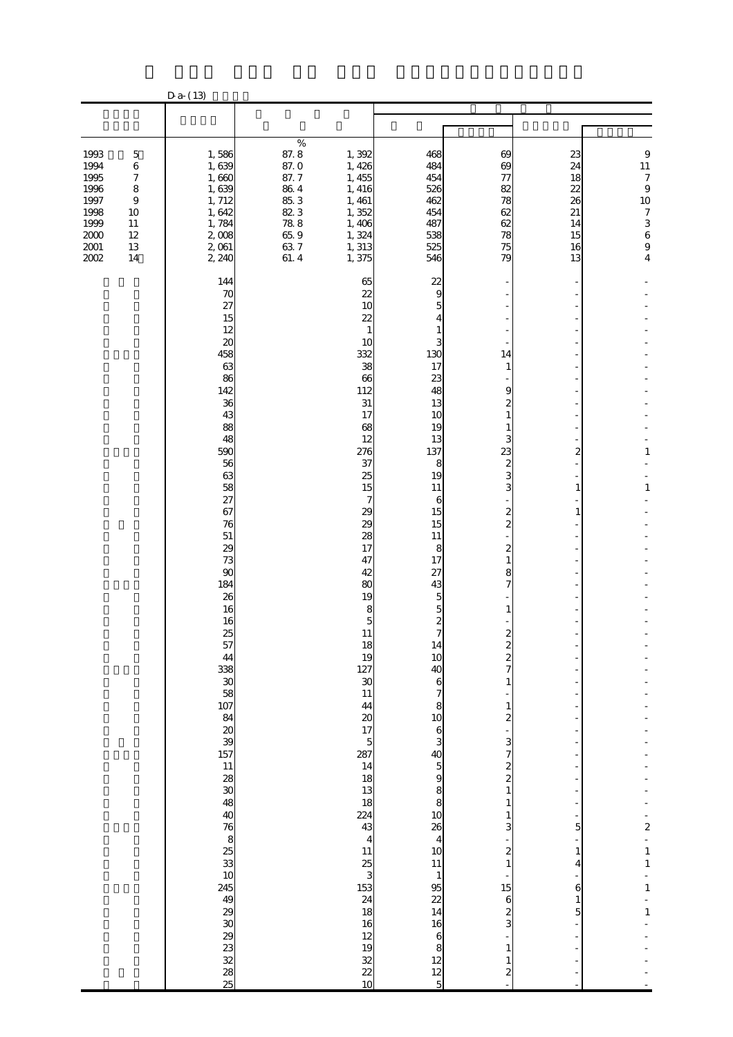D-a-(13)

| | | % | | | | | |
|---|---|---|---|---|---|---|---|
| 1993 5 | 1,586 | 87.8 | 1,392 | 468 | 69 | 23 | 9 |
| 1994 6 | 1,639 | 87.0 | 1,426 | 484 | 69 | 24 | 11 |
| 1995 7 | 1,660 | 87.7 | 1,455 | 454 | 77 | 18 | 7 |
| 1996 8 | 1,639 | 86.4 | 1,416 | 526 | 82 | 22 | 9 |
| 1997 9 | 1,712 | 85.3 | 1,461 | 462 | 78 | 26 | 10 |
| 1998 10 | 1,642 | 82.3 | 1,352 | 454 | 62 | 21 | 7 |
| 1999 11 | 1,784 | 78.8 | 1,406 | 487 | 62 | 14 | 3 |
| 2000 12 | 2,008 | 65.9 | 1,324 | 538 | 78 | 15 | 6 |
| 2001 13 | 2,061 | 63.7 | 1,313 | 525 | 75 | 16 | 9 |
| 2002 14 | 2,240 | 61.4 | 1,375 | 546 | 79 | 13 | 4 |
| | 144 | | 65 | 22 | - | - | - |
| | 70 | | 22 | 9 | - | - | - |
| | 27 | | 10 | 5 | - | - | - |
| | 15 | | 22 | 4 | - | - | - |
| | 12 | | 1 | 1 | - | - | - |
| | 20 | | 10 | 3 | - | - | - |
| | 458 | | 332 | 130 | 14 | - | - |
| | 63 | | 38 | 17 | 1 | - | - |
| | 86 | | 66 | 23 | - | - | - |
| | 142 | | 112 | 48 | 9 | - | - |
| | 36 | | 31 | 13 | 2 | - | - |
| | 43 | | 17 | 10 | 1 | - | - |
| | 88 | | 68 | 19 | 1 | - | - |
| | 48 | | 12 | 13 | 3 | - | - |
| | 590 | | 276 | 137 | 23 | 2 | 1 |
| | 56 | | 37 | 8 | 2 | - | - |
| | 63 | | 25 | 19 | 3 | - | - |
| | 58 | | 15 | 11 | 3 | 1 | 1 |
| | 27 | | 7 | 6 | - | - | - |
| | 67 | | 29 | 15 | 2 | 1 | - |
| | 76 | | 29 | 15 | 2 | - | - |
| | 51 | | 28 | 11 | - | - | - |
| | 29 | | 17 | 8 | 2 | - | - |
| | 73 | | 47 | 17 | 1 | - | - |
| | 90 | | 42 | 27 | 8 | - | - |
| | 184 | | 80 | 43 | 7 | - | - |
| | 26 | | 19 | 5 | - | - | - |
| | 16 | | 8 | 5 | 1 | - | - |
| | 16 | | 5 | 2 | - | - | - |
| | 25 | | 11 | 7 | 2 | - | - |
| | 57 | | 18 | 14 | 2 | - | - |
| | 44 | | 19 | 10 | 2 | - | - |
| | 338 | | 127 | 40 | 7 | - | - |
| | 30 | | 30 | 6 | 1 | - | - |
| | 58 | | 11 | 7 | - | - | - |
| | 107 | | 44 | 8 | 1 | - | - |
| | 84 | | 20 | 10 | 2 | - | - |
| | 20 | | 17 | 6 | - | - | - |
| | 39 | | 5 | 3 | 3 | - | - |
| | 157 | | 287 | 40 | 7 | - | - |
| | 11 | | 14 | 5 | 2 | - | - |
| | 28 | | 18 | 9 | 2 | - | - |
| | 30 | | 13 | 8 | 1 | - | - |
| | 48 | | 18 | 8 | 1 | - | - |
| | 40 | | 224 | 10 | 1 | - | - |
| | 76 | | 43 | 26 | 3 | 5 | 2 |
| | 8 | | 4 | 4 | - | - | - |
| | 25 | | 11 | 10 | 2 | 1 | 1 |
| | 33 | | 25 | 11 | 1 | 4 | 1 |
| | 10 | | 3 | 1 | - | - | - |
| | 245 | | 153 | 95 | 15 | 6 | 1 |
| | 49 | | 24 | 22 | 6 | 1 | - |
| | 29 | | 18 | 14 | 2 | 5 | 1 |
| | 30 | | 16 | 16 | 3 | - | - |
| | 29 | | 12 | 6 | - | - | - |
| | 23 | | 19 | 8 | 1 | - | - |
| | 32 | | 32 | 12 | 1 | - | - |
| | 28 | | 22 | 12 | 2 | - | - |
| | 25 | | 10 | 5 | - | - | - |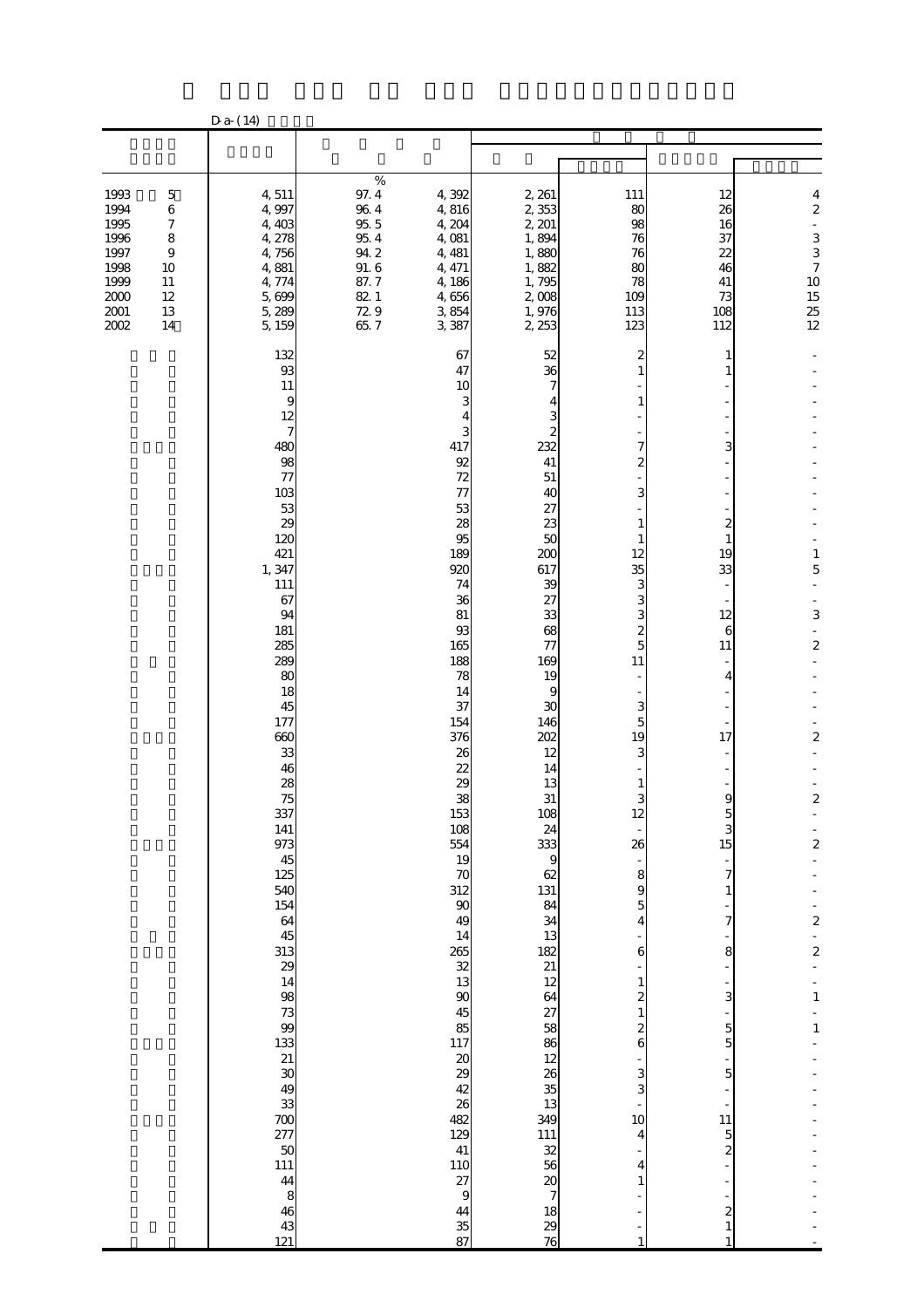D-a-(14)

| | | | | | | | |
|---|---|---|---|---|---|---|---|
| 1993 5 | 4,511 | % 97.4 | 4,392 | 2,261 | 111 | 12 | 4 |
| 1994 6 | 4,997 | 96.4 | 4,816 | 2,353 | 80 | 26 | 2 |
| 1995 7 | 4,403 | 95.5 | 4,204 | 2,201 | 98 | 16 | - |
| 1996 8 | 4,278 | 95.4 | 4,081 | 1,894 | 76 | 37 | 3 |
| 1997 9 | 4,756 | 94.2 | 4,481 | 1,880 | 76 | 22 | 3 |
| 1998 10 | 4,881 | 91.6 | 4,471 | 1,882 | 80 | 46 | 7 |
| 1999 11 | 4,774 | 87.7 | 4,186 | 1,795 | 78 | 41 | 10 |
| 2000 12 | 5,699 | 82.1 | 4,656 | 2,008 | 109 | 73 | 15 |
| 2001 13 | 5,289 | 72.9 | 3,854 | 1,976 | 113 | 108 | 25 |
| 2002 14 | 5,159 | 65.7 | 3,387 | 2,253 | 123 | 112 | 12 |
| | 132 | | 67 | 52 | 2 | 1 | - |
| | 93 | | 47 | 36 | 1 | 1 | - |
| | 11 | | 10 | 7 | - | - | - |
| | 9 | | 3 | 4 | 1 | - | - |
| | 12 | | 4 | 3 | - | - | - |
| | 7 | | 3 | 2 | - | - | - |
| | 480 | | 417 | 232 | 7 | 3 | - |
| | 98 | | 92 | 41 | 2 | - | - |
| | 77 | | 72 | 51 | - | - | - |
| | 103 | | 77 | 40 | 3 | - | - |
| | 53 | | 53 | 27 | - | - | - |
| | 29 | | 28 | 23 | 1 | 2 | - |
| | 120 | | 95 | 50 | 1 | 1 | - |
| | 421 | | 189 | 200 | 12 | 19 | 1 |
| | 1,347 | | 920 | 617 | 35 | 33 | 5 |
| | 111 | | 74 | 39 | 3 | - | - |
| | 67 | | 36 | 27 | 3 | - | - |
| | 94 | | 81 | 33 | 3 | 12 | 3 |
| | 181 | | 93 | 68 | 2 | 6 | - |
| | 285 | | 165 | 77 | 5 | 11 | 2 |
| | 289 | | 188 | 169 | 11 | - | - |
| | 80 | | 78 | 19 | - | 4 | - |
| | 18 | | 14 | 9 | - | - | - |
| | 45 | | 37 | 30 | 3 | - | - |
| | 177 | | 154 | 146 | 5 | - | - |
| | 660 | | 376 | 202 | 19 | 17 | 2 |
| | 33 | | 26 | 12 | 3 | - | - |
| | 46 | | 22 | 14 | - | - | - |
| | 28 | | 29 | 13 | 1 | - | - |
| | 75 | | 38 | 31 | 3 | 9 | 2 |
| | 337 | | 153 | 108 | 12 | 5 | - |
| | 141 | | 108 | 24 | - | 3 | - |
| | 973 | | 554 | 333 | 26 | 15 | 2 |
| | 45 | | 19 | 9 | - | - | - |
| | 125 | | 70 | 62 | 8 | 7 | - |
| | 540 | | 312 | 131 | 9 | 1 | - |
| | 154 | | 90 | 84 | 5 | - | - |
| | 64 | | 49 | 34 | 4 | 7 | 2 |
| | 45 | | 14 | 13 | - | - | - |
| | 313 | | 265 | 182 | 6 | 8 | 2 |
| | 29 | | 32 | 21 | - | - | - |
| | 14 | | 13 | 12 | 1 | - | - |
| | 98 | | 90 | 64 | 2 | 3 | 1 |
| | 73 | | 45 | 27 | 1 | - | - |
| | 99 | | 85 | 58 | 2 | 5 | 1 |
| | 133 | | 117 | 86 | 6 | 5 | - |
| | 21 | | 20 | 12 | - | - | - |
| | 30 | | 29 | 26 | 3 | 5 | - |
| | 49 | | 42 | 35 | 3 | - | - |
| | 33 | | 26 | 13 | - | - | - |
| | 700 | | 482 | 349 | 10 | 11 | - |
| | 277 | | 129 | 111 | 4 | 5 | - |
| | 50 | | 41 | 32 | - | 2 | - |
| | 111 | | 110 | 56 | 4 | - | - |
| | 44 | | 27 | 20 | 1 | - | - |
| | 8 | | 9 | 7 | - | - | - |
| | 46 | | 44 | 18 | - | 2 | - |
| | 43 | | 35 | 29 | - | 1 | - |
| | 121 | | 87 | 76 | 1 | 1 | - |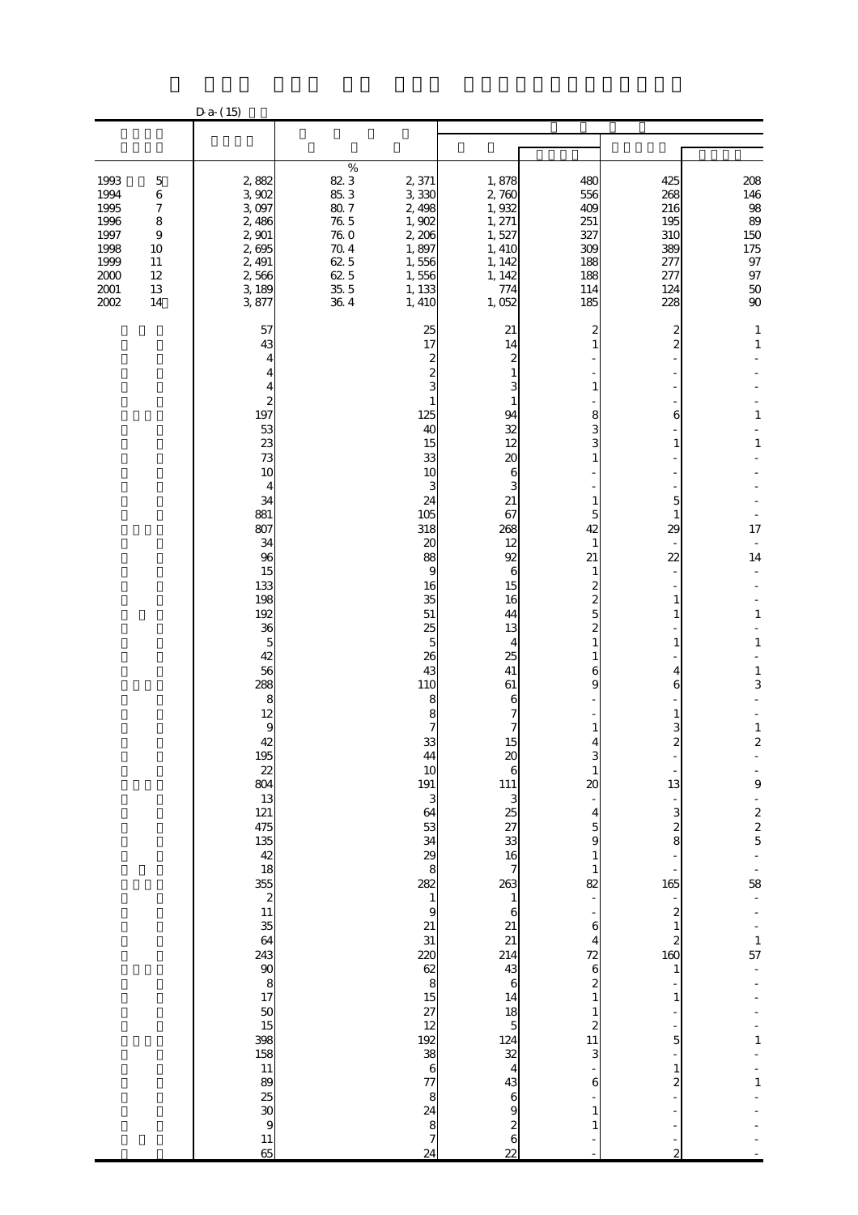D-a-(15)

| | | % | | | | | |
|---|---|---|---|---|---|---|---|
| 1993 5 | 2,882 | 82.3 | 2,371 | 1,878 | 480 | 425 | 208 |
| 1994 6 | 3,902 | 85.3 | 3,330 | 2,760 | 556 | 268 | 146 |
| 1995 7 | 3,097 | 80.7 | 2,498 | 1,932 | 409 | 216 | 98 |
| 1996 8 | 2,486 | 76.5 | 1,902 | 1,271 | 251 | 195 | 89 |
| 1997 9 | 2,901 | 76.0 | 2,206 | 1,527 | 327 | 310 | 150 |
| 1998 10 | 2,695 | 70.4 | 1,897 | 1,410 | 309 | 389 | 175 |
| 1999 11 | 2,491 | 62.5 | 1,556 | 1,142 | 188 | 277 | 97 |
| 2000 12 | 2,566 | 62.5 | 1,556 | 1,142 | 188 | 277 | 97 |
| 2001 13 | 3,189 | 35.5 | 1,133 | 774 | 114 | 124 | 50 |
| 2002 14 | 3,877 | 36.4 | 1,410 | 1,052 | 185 | 228 | 90 |
| | 57 | | 25 | 21 | 2 | 2 | 1 |
| | 43 | | 17 | 14 | 1 | 2 | 1 |
| | 4 | | 2 | 2 | - | - | - |
| | 4 | | 2 | 1 | - | - | - |
| | 4 | | 3 | 3 | 1 | - | - |
| | 2 | | 1 | 1 | - | - | - |
| | 197 | | 125 | 94 | 8 | 6 | 1 |
| | 53 | | 40 | 32 | 3 | - | - |
| | 23 | | 15 | 12 | 3 | 1 | 1 |
| | 73 | | 33 | 20 | 1 | - | - |
| | 10 | | 10 | 6 | - | - | - |
| | 4 | | 3 | 3 | - | - | - |
| | 34 | | 24 | 21 | 1 | 5 | - |
| | 881 | | 105 | 67 | 5 | 1 | - |
| | 807 | | 318 | 268 | 42 | 29 | 17 |
| | 34 | | 20 | 12 | 1 | - | - |
| | 96 | | 88 | 92 | 21 | 22 | 14 |
| | 15 | | 9 | 6 | 1 | - | - |
| | 133 | | 16 | 15 | 2 | - | - |
| | 198 | | 35 | 16 | 2 | 1 | - |
| | 192 | | 51 | 44 | 5 | 1 | 1 |
| | 36 | | 25 | 13 | 2 | - | - |
| | 5 | | 5 | 4 | 1 | 1 | 1 |
| | 42 | | 26 | 25 | 1 | - | - |
| | 56 | | 43 | 41 | 6 | 4 | 1 |
| | 288 | | 110 | 61 | 9 | 6 | 3 |
| | 8 | | 8 | 6 | - | - | - |
| | 12 | | 8 | 7 | - | 1 | - |
| | 9 | | 7 | 7 | 1 | 3 | 1 |
| | 42 | | 33 | 15 | 4 | 2 | 2 |
| | 195 | | 44 | 20 | 3 | - | - |
| | 22 | | 10 | 6 | 1 | - | - |
| | 804 | | 191 | 111 | 20 | 13 | 9 |
| | 13 | | 3 | 3 | - | - | - |
| | 121 | | 64 | 25 | 4 | 3 | 2 |
| | 475 | | 53 | 27 | 5 | 2 | 2 |
| | 135 | | 34 | 33 | 9 | 8 | 5 |
| | 42 | | 29 | 16 | 1 | - | - |
| | 18 | | 8 | 7 | 1 | - | - |
| | 355 | | 282 | 263 | 82 | 165 | 58 |
| | 2 | | 1 | 1 | - | - | - |
| | 11 | | 9 | 6 | - | 2 | - |
| | 35 | | 21 | 21 | 6 | 1 | - |
| | 64 | | 31 | 21 | 4 | 2 | 1 |
| | 243 | | 220 | 214 | 72 | 160 | 57 |
| | 90 | | 62 | 43 | 6 | 1 | - |
| | 8 | | 8 | 6 | 2 | - | - |
| | 17 | | 15 | 14 | 1 | 1 | - |
| | 50 | | 27 | 18 | 1 | - | - |
| | 15 | | 12 | 5 | 2 | - | - |
| | 398 | | 192 | 124 | 11 | 5 | 1 |
| | 158 | | 38 | 32 | 3 | - | - |
| | 11 | | 6 | 4 | - | 1 | - |
| | 89 | | 77 | 43 | 6 | 2 | 1 |
| | 25 | | 8 | 6 | - | - | - |
| | 30 | | 24 | 9 | 1 | - | - |
| | 9 | | 8 | 2 | 1 | - | - |
| | 11 | | 7 | 6 | - | - | - |
| | 65 | | 24 | 22 | - | 2 | - |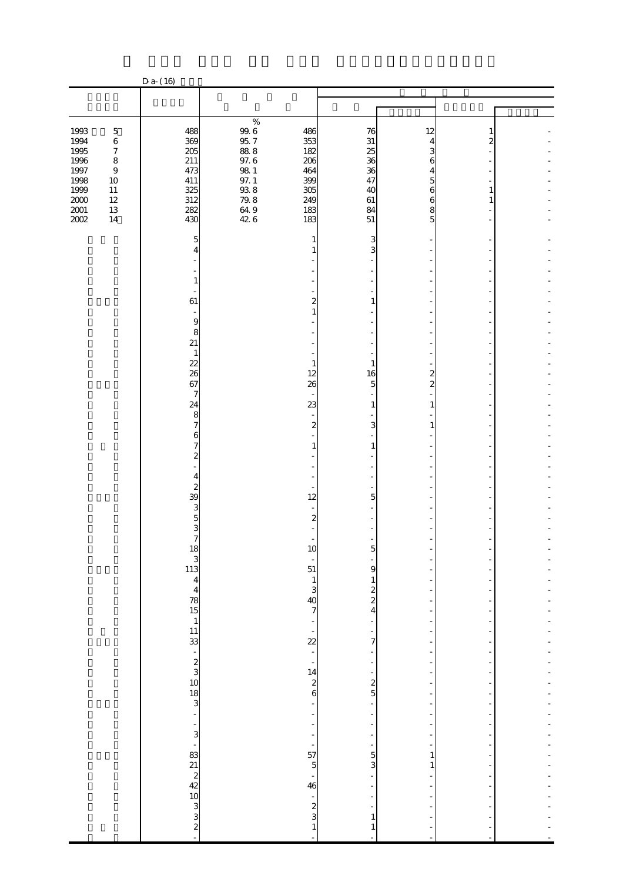D-a-(16)

| | | % | | | | | |
|---|---|---|---|---|---|---|---|
| 1993 5 | 488 | 99.6 | 486 | 76 | 12 | 1 | - |
| 1994 6 | 369 | 95.7 | 353 | 31 | 4 | 2 | - |
| 1995 7 | 205 | 88.8 | 182 | 25 | 3 | - | - |
| 1996 8 | 211 | 97.6 | 206 | 36 | 6 | - | - |
| 1997 9 | 473 | 98.1 | 464 | 36 | 4 | - | - |
| 1998 10 | 411 | 97.1 | 399 | 47 | 5 | - | - |
| 1999 11 | 325 | 93.8 | 305 | 40 | 6 | 1 | - |
| 2000 12 | 312 | 79.8 | 249 | 61 | 6 | 1 | - |
| 2001 13 | 282 | 64.9 | 183 | 84 | 8 | - | - |
| 2002 14 | 430 | 42.6 | 183 | 51 | 5 | - | - |
| | 5 | | 1 | 3 | - | - | - |
| | 4 | | 1 | 3 | - | - | - |
| | - | | - | - | - | - | - |
| | - | | - | - | - | - | - |
| | 1 | | - | - | - | - | - |
| | - | | - | - | - | - | - |
| | 61 | | 2 | 1 | - | - | - |
| | - | | 1 | - | - | - | - |
| | 9 | | - | - | - | - | - |
| | 8 | | - | - | - | - | - |
| | 21 | | - | - | - | - | - |
| | 1 | | - | - | - | - | - |
| | 22 | | 1 | 1 | - | - | - |
| | 26 | | 12 | 16 | 2 | - | - |
| | 67 | | 26 | 5 | 2 | - | - |
| | 7 | | - | - | - | - | - |
| | 24 | | 23 | 1 | 1 | - | - |
| | 8 | | - | - | - | - | - |
| | 7 | | 2 | 3 | 1 | - | - |
| | 6 | | - | - | - | - | - |
| | 7 | | 1 | 1 | - | - | - |
| | 2 | | - | - | - | - | - |
| | - | | - | - | - | - | - |
| | 4 | | - | - | - | - | - |
| | 2 | | - | - | - | - | - |
| | 39 | | 12 | 5 | - | - | - |
| | 3 | | - | - | - | - | - |
| | 5 | | 2 | - | - | - | - |
| | 3 | | - | - | - | - | - |
| | 7 | | - | - | - | - | - |
| | 18 | | 10 | 5 | - | - | - |
| | 3 | | - | - | - | - | - |
| | 113 | | 51 | 9 | - | - | - |
| | 4 | | 1 | 1 | - | - | - |
| | 4 | | 3 | 2 | - | - | - |
| | 78 | | 40 | 2 | - | - | - |
| | 15 | | 7 | 4 | - | - | - |
| | 1 | | - | - | - | - | - |
| | 11 | | - | - | - | - | - |
| | 33 | | 22 | 7 | - | - | - |
| | - | | - | - | - | - | - |
| | 2 | | - | - | - | - | - |
| | 3 | | 14 | - | - | - | - |
| | 10 | | 2 | 2 | - | - | - |
| | 18 | | 6 | 5 | - | - | - |
| | 3 | | - | - | - | - | - |
| | - | | - | - | - | - | - |
| | - | | - | - | - | - | - |
| | 3 | | - | - | - | - | - |
| | - | | - | - | - | - | - |
| | 83 | | 57 | 5 | 1 | - | - |
| | 21 | | 5 | 3 | 1 | - | - |
| | 2 | | - | - | - | - | - |
| | 42 | | 46 | - | - | - | - |
| | 10 | | - | - | - | - | - |
| | 3 | | 2 | - | - | - | - |
| | 3 | | 3 | 1 | - | - | - |
| | 2 | | 1 | 1 | - | - | - |
| | - | | - | - | - | - | - |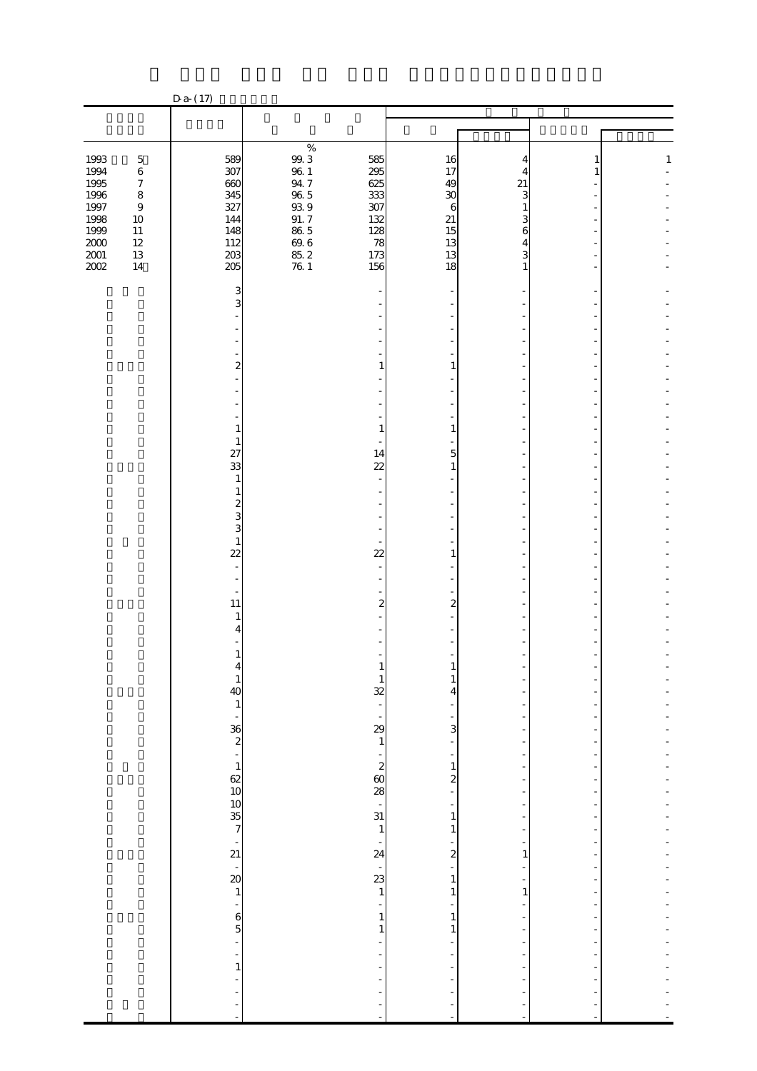D-a-(17)

| | | % | | | | | | |
|---|---|---|---|---|---|---|---|---|
| 1993 5 | 589 | 99.3 | 585 | 16 | 4 | 1 | 1 |
| 1994 6 | 307 | 96.1 | 295 | 17 | 4 | 1 | - |
| 1995 7 | 660 | 94.7 | 625 | 49 | 21 | - | - |
| 1996 8 | 345 | 96.5 | 333 | 30 | 3 | - | - |
| 1997 9 | 327 | 93.9 | 307 | 6 | 1 | - | - |
| 1998 10 | 144 | 91.7 | 132 | 21 | 3 | - | - |
| 1999 11 | 148 | 86.5 | 128 | 15 | 6 | - | - |
| 2000 12 | 112 | 69.6 | 78 | 13 | 4 | - | - |
| 2001 13 | 203 | 85.2 | 173 | 13 | 3 | - | - |
| 2002 14 | 205 | 76.1 | 156 | 18 | 1 | - | - |
| | 3 | | - | - | - | - | - |
| | 3 | | - | - | - | - | - |
| | - | | - | - | - | - | - |
| | - | | - | - | - | - | - |
| | - | | - | - | - | - | - |
| | - | | - | - | - | - | - |
| | 2 | | 1 | 1 | - | - | - |
| | - | | - | - | - | - | - |
| | - | | - | - | - | - | - |
| | - | | - | - | - | - | - |
| | - | | - | - | - | - | - |
| | 1 | | 1 | 1 | - | - | - |
| | 1 | | - | - | - | - | - |
| | 27 | | 14 | 5 | - | - | - |
| | 33 | | 22 | 1 | - | - | - |
| | 1 | | - | - | - | - | - |
| | 1 | | - | - | - | - | - |
| | 2 | | - | - | - | - | - |
| | 3 | | - | - | - | - | - |
| | 3 | | - | - | - | - | - |
| | 1 | | - | - | - | - | - |
| | 22 | | 22 | 1 | - | - | - |
| | - | | - | - | - | - | - |
| | - | | - | - | - | - | - |
| | - | | - | - | - | - | - |
| | 11 | | 2 | 2 | - | - | - |
| | 1 | | - | - | - | - | - |
| | 4 | | - | - | - | - | - |
| | - | | - | - | - | - | - |
| | 1 | | - | - | - | - | - |
| | 4 | | 1 | 1 | - | - | - |
| | 1 | | 1 | 1 | - | - | - |
| | 40 | | 32 | 4 | - | - | - |
| | 1 | | - | - | - | - | - |
| | - | | - | - | - | - | - |
| | 36 | | 29 | 3 | - | - | - |
| | 2 | | 1 | - | - | - | - |
| | - | | - | - | - | - | - |
| | 1 | | 2 | 1 | - | - | - |
| | 62 | | 60 | 2 | - | - | - |
| | 10 | | 28 | - | - | - | - |
| | 10 | | - | - | - | - | - |
| | 35 | | 31 | 1 | - | - | - |
| | 7 | | 1 | 1 | - | - | - |
| | - | | - | - | - | - | - |
| | 21 | | 24 | 2 | 1 | - | - |
| | - | | - | - | - | - | - |
| | 20 | | 23 | 1 | - | - | - |
| | 1 | | 1 | 1 | 1 | - | - |
| | - | | - | - | - | - | - |
| | 6 | | 1 | 1 | - | - | - |
| | 5 | | 1 | 1 | - | - | - |
| | - | | - | - | - | - | - |
| | - | | - | - | - | - | - |
| | 1 | | - | - | - | - | - |
| | - | | - | - | - | - | - |
| | - | | - | - | - | - | - |
| | - | | - | - | - | - | - |
| | - | | - | - | - | - | - |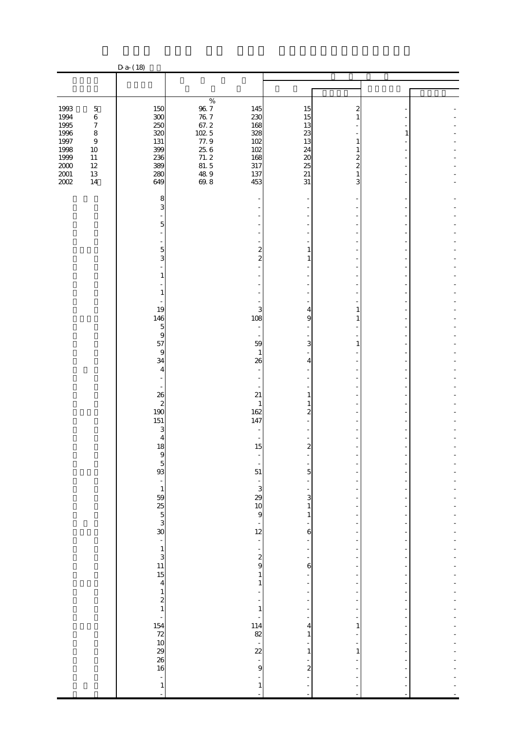D-a-(18)

| | | | | | | | |
|---|---|---|---|---|---|---|---|
| | | % | | | | | |
| 1993 5 | 150 | 96.7 | 145 | 15 | 2 | - | - |
| 1994 6 | 300 | 76.7 | 230 | 15 | 1 | - | - |
| 1995 7 | 250 | 67.2 | 168 | 13 | - | - | - |
| 1996 8 | 320 | 102.5 | 328 | 23 | - | 1 | - |
| 1997 9 | 131 | 77.9 | 102 | 13 | 1 | - | - |
| 1998 10 | 399 | 25.6 | 102 | 24 | 1 | - | - |
| 1999 11 | 236 | 71.2 | 168 | 20 | 2 | - | - |
| 2000 12 | 389 | 81.5 | 317 | 25 | 2 | - | - |
| 2001 13 | 280 | 48.9 | 137 | 21 | 1 | - | - |
| 2002 14 | 649 | 69.8 | 453 | 31 | 3 | - | - |
| | 8 | | - | - | - | - | - |
| | 3 | | - | - | - | - | - |
| | - | | - | - | - | - | - |
| | 5 | | - | - | - | - | - |
| | - | | - | - | - | - | - |
| | - | | - | - | - | - | - |
| | 5 | | 2 | 1 | - | - | - |
| | 3 | | 2 | 1 | - | - | - |
| | - | | - | - | - | - | - |
| | 1 | | - | - | - | - | - |
| | - | | - | - | - | - | - |
| | 1 | | - | - | - | - | - |
| | - | | - | - | - | - | - |
| | 19 | | 3 | 4 | 1 | - | - |
| | 146 | | 108 | 9 | 1 | - | - |
| | 5 | | - | - | - | - | - |
| | 9 | | - | - | - | - | - |
| | 57 | | 59 | 3 | 1 | - | - |
| | 9 | | 1 | - | - | - | - |
| | 34 | | 26 | 4 | - | - | - |
| | 4 | | - | - | - | - | - |
| | - | | - | - | - | - | - |
| | - | | - | - | - | - | - |
| | 26 | | 21 | 1 | - | - | - |
| | 2 | | 1 | 1 | - | - | - |
| | 190 | | 162 | 2 | - | - | - |
| | 151 | | 147 | - | - | - | - |
| | 3 | | - | - | - | - | - |
| | 4 | | - | - | - | - | - |
| | 18 | | 15 | 2 | - | - | - |
| | 9 | | - | - | - | - | - |
| | 5 | | - | - | - | - | - |
| | 93 | | 51 | 5 | - | - | - |
| | - | | - | - | - | - | - |
| | 1 | | 3 | - | - | - | - |
| | 59 | | 29 | 3 | - | - | - |
| | 25 | | 10 | 1 | - | - | - |
| | 5 | | 9 | 1 | - | - | - |
| | 3 | | - | - | - | - | - |
| | 30 | | 12 | 6 | - | - | - |
| | - | | - | - | - | - | - |
| | 1 | | - | - | - | - | - |
| | 3 | | 2 | - | - | - | - |
| | 11 | | 9 | 6 | - | - | - |
| | 15 | | 1 | - | - | - | - |
| | 4 | | 1 | - | - | - | - |
| | 1 | | - | - | - | - | - |
| | 2 | | - | - | - | - | - |
| | 1 | | 1 | - | - | - | - |
| | - | | - | - | - | - | - |
| | 154 | | 114 | 4 | 1 | - | - |
| | 72 | | 82 | 1 | - | - | - |
| | 10 | | - | - | - | - | - |
| | 29 | | 22 | 1 | 1 | - | - |
| | 26 | | - | - | - | - | - |
| | 16 | | 9 | 2 | - | - | - |
| | - | | - | - | - | - | - |
| | 1 | | 1 | - | - | - | - |
| | - | | - | - | - | - | - |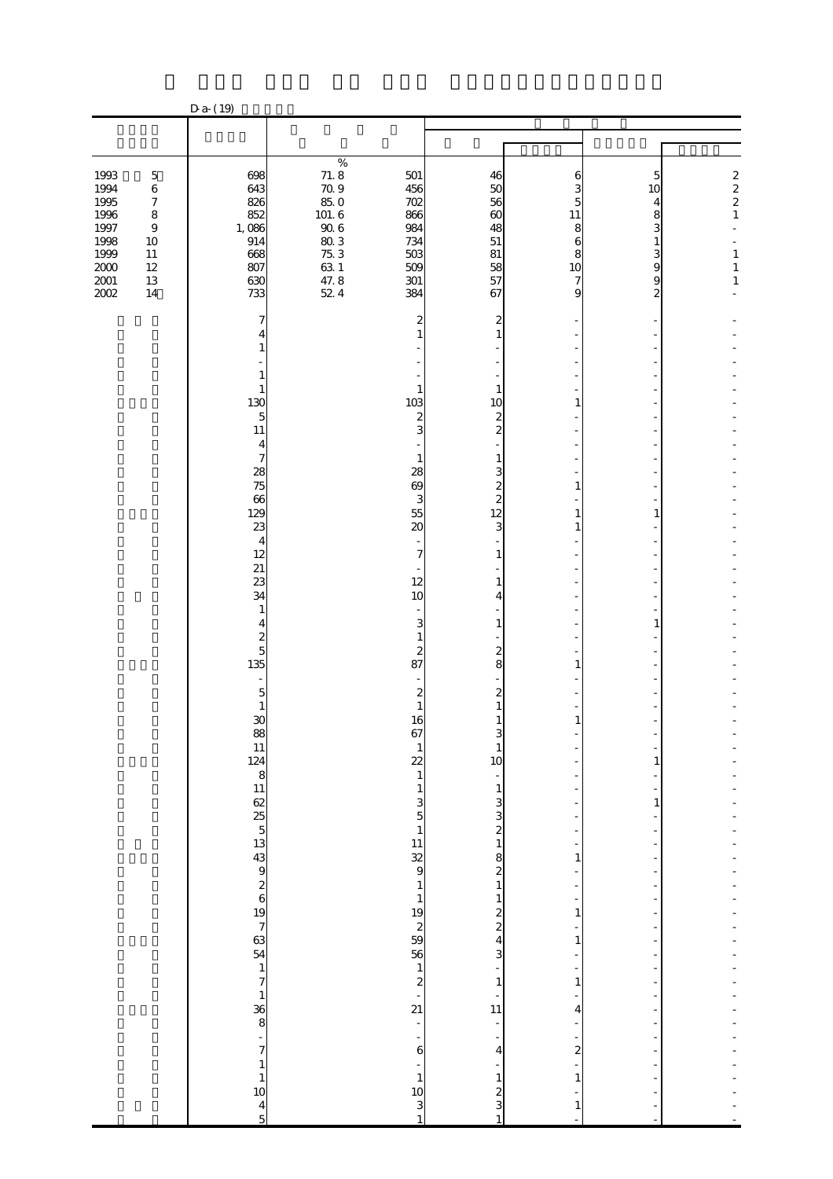D-a-(19)

| | | % | | | | | |
|---|---|---|---|---|---|---|---|
| 1993 5 | 698 | 71.8 | 501 | 46 | 6 | 5 | 2 |
| 1994 6 | 643 | 70.9 | 456 | 50 | 3 | 10 | 2 |
| 1995 7 | 826 | 85.0 | 702 | 56 | 5 | 4 | 2 |
| 1996 8 | 852 | 101.6 | 866 | 60 | 11 | 8 | 1 |
| 1997 9 | 1,086 | 90.6 | 984 | 48 | 8 | 3 | - |
| 1998 10 | 914 | 80.3 | 734 | 51 | 6 | 1 | - |
| 1999 11 | 668 | 75.3 | 503 | 81 | 8 | 3 | 1 |
| 2000 12 | 807 | 63.1 | 509 | 58 | 10 | 9 | 1 |
| 2001 13 | 630 | 47.8 | 301 | 57 | 7 | 9 | 1 |
| 2002 14 | 733 | 52.4 | 384 | 67 | 9 | 2 | - |
| | 7 | | 2 | 2 | - | - | - |
| | 4 | | 1 | 1 | - | - | - |
| | 1 | | - | - | - | - | - |
| | - | | - | - | - | - | - |
| | 1 | | - | - | - | - | - |
| | 1 | | 1 | 1 | - | - | - |
| | 130 | | 103 | 10 | 1 | - | - |
| | 5 | | 2 | 2 | - | - | - |
| | 11 | | 3 | 2 | - | - | - |
| | 4 | | - | - | - | - | - |
| | 7 | | 1 | 1 | - | - | - |
| | 28 | | 28 | 3 | - | - | - |
| | 75 | | 69 | 2 | 1 | - | - |
| | 66 | | 3 | 2 | - | - | - |
| | 129 | | 55 | 12 | 1 | 1 | - |
| | 23 | | 20 | 3 | 1 | - | - |
| | 4 | | - | - | - | - | - |
| | 12 | | 7 | 1 | - | - | - |
| | 21 | | - | - | - | - | - |
| | 23 | | 12 | 1 | - | - | - |
| | 34 | | 10 | 4 | - | - | - |
| | 1 | | - | - | - | - | - |
| | 4 | | 3 | 1 | - | 1 | - |
| | 2 | | 1 | - | - | - | - |
| | 5 | | 2 | 2 | - | - | - |
| | 135 | | 87 | 8 | 1 | - | - |
| | - | | - | - | - | - | - |
| | 5 | | 2 | 2 | - | - | - |
| | 1 | | 1 | 1 | - | - | - |
| | 30 | | 16 | 1 | 1 | - | - |
| | 88 | | 67 | 3 | - | - | - |
| | 11 | | 1 | 1 | - | - | - |
| | 124 | | 22 | 10 | - | 1 | - |
| | 8 | | 1 | - | - | - | - |
| | 11 | | 1 | 1 | - | - | - |
| | 62 | | 3 | 3 | - | 1 | - |
| | 25 | | 5 | 3 | - | - | - |
| | 5 | | 1 | 2 | - | - | - |
| | 13 | | 11 | 1 | - | - | - |
| | 43 | | 32 | 8 | 1 | - | - |
| | 9 | | 9 | 2 | - | - | - |
| | 2 | | 1 | 1 | - | - | - |
| | 6 | | 1 | 1 | - | - | - |
| | 19 | | 19 | 2 | 1 | - | - |
| | 7 | | 2 | 2 | - | - | - |
| | 63 | | 59 | 4 | 1 | - | - |
| | 54 | | 56 | 3 | - | - | - |
| | 1 | | 1 | - | - | - | - |
| | 7 | | 2 | 1 | 1 | - | - |
| | 1 | | - | - | - | - | - |
| | 36 | | 21 | 11 | 4 | - | - |
| | 8 | | - | - | - | - | - |
| | - | | - | - | - | - | - |
| | 7 | | 6 | 4 | 2 | - | - |
| | 1 | | - | - | - | - | - |
| | 1 | | 1 | 1 | 1 | - | - |
| | 10 | | 10 | 2 | - | - | - |
| | 4 | | 3 | 3 | 1 | - | - |
| | 5 | | 1 | 1 | - | - | - |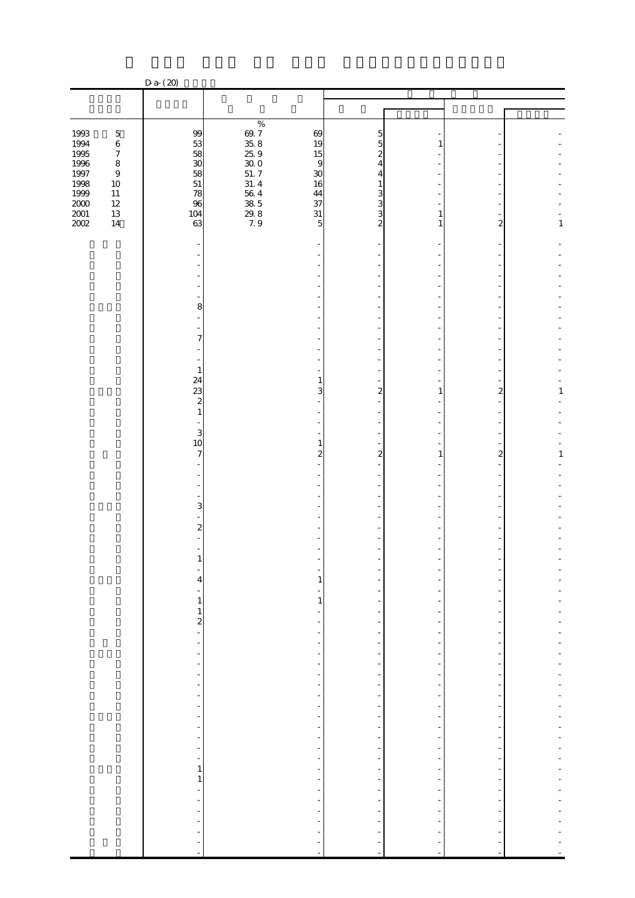D-a-(20)

| | | | | | | | |
|---|---|---|---|---|---|---|---|
| | | | | | | | |
| | | % | | | | | |
| 1993 5 | 99 | 69.7 | 69 | 5 | - | - | - |
| 1994 6 | 53 | 35.8 | 19 | 5 | 1 | - | - |
| 1995 7 | 58 | 25.9 | 15 | 2 | - | - | - |
| 1996 8 | 30 | 30.0 | 9 | 4 | - | - | - |
| 1997 9 | 58 | 51.7 | 30 | 4 | - | - | - |
| 1998 10 | 51 | 31.4 | 16 | 1 | - | - | - |
| 1999 11 | 78 | 56.4 | 44 | 3 | - | - | - |
| 2000 12 | 96 | 38.5 | 37 | 3 | - | - | - |
| 2001 13 | 104 | 29.8 | 31 | 3 | 1 | - | - |
| 2002 14 | 63 | 7.9 | 5 | 2 | 1 | 2 | 1 |
| | - | | - | - | - | - | - |
| | - | | - | - | - | - | - |
| | - | | - | - | - | - | - |
| | - | | - | - | - | - | - |
| | - | | - | - | - | - | - |
| | - | | - | - | - | - | - |
| | 8 | | - | - | - | - | - |
| | - | | - | - | - | - | - |
| | - | | - | - | - | - | - |
| | 7 | | - | - | - | - | - |
| | - | | - | - | - | - | - |
| | - | | - | - | - | - | - |
| | 1 | | - | - | - | - | - |
| | 24 | | 1 | - | - | - | - |
| | 23 | | 3 | 2 | 1 | 2 | 1 |
| | 2 | | - | - | - | - | - |
| | 1 | | - | - | - | - | - |
| | - | | - | - | - | - | - |
| | 3 | | - | - | - | - | - |
| | 10 | | 1 | - | - | - | - |
| | 7 | | 2 | 2 | 1 | 2 | 1 |
| | - | | - | - | - | - | - |
| | - | | - | - | - | - | - |
| | - | | - | - | - | - | - |
| | - | | - | - | - | - | - |
| | 3 | | - | - | - | - | - |
| | - | | - | - | - | - | - |
| | 2 | | - | - | - | - | - |
| | - | | - | - | - | - | - |
| | - | | - | - | - | - | - |
| | 1 | | - | - | - | - | - |
| | - | | - | - | - | - | - |
| | 4 | | 1 | - | - | - | - |
| | - | | - | - | - | - | - |
| | 1 | | 1 | - | - | - | - |
| | 1 | | - | - | - | - | - |
| | 2 | | - | - | - | - | - |
| | - | | - | - | - | - | - |
| | - | | - | - | - | - | - |
| | - | | - | - | - | - | - |
| | - | | - | - | - | - | - |
| | - | | - | - | - | - | - |
| | - | | - | - | - | - | - |
| | - | | - | - | - | - | - |
| | - | | - | - | - | - | - |
| | - | | - | - | - | - | - |
| | - | | - | - | - | - | - |
| | - | | - | - | - | - | - |
| | - | | - | - | - | - | - |
| | - | | - | - | - | - | - |
| | - | | - | - | - | - | - |
| | - | | - | - | - | - | - |
| | 1 | | - | - | - | - | - |
| | 1 | | - | - | - | - | - |
| | - | | - | - | - | - | - |
| | - | | - | - | - | - | - |
| | - | | - | - | - | - | - |
| | - | | - | - | - | - | - |
| | - | | - | - | - | - | - |
| | - | | - | - | - | - | - |
| | - | | - | - | - | - | - |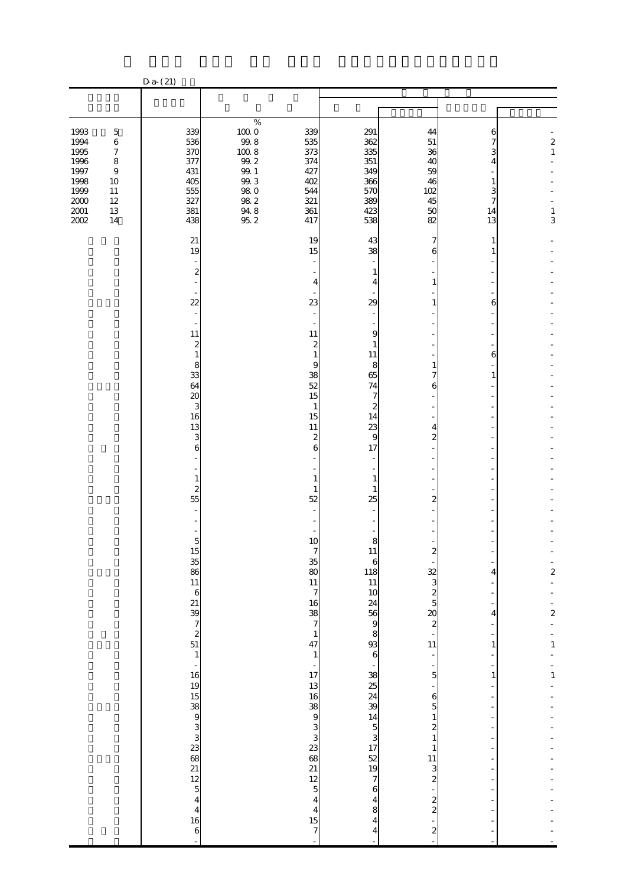D-a-(21)

| | | | | | | | |
|---|---|---|---|---|---|---|---|
| | | % | | | | | |
| 1993 5 | 339 | 100.0 | 339 | 291 | 44 | 6 | - |
| 1994 6 | 536 | 99.8 | 535 | 362 | 51 | 7 | 2 |
| 1995 7 | 370 | 100.8 | 373 | 335 | 36 | 3 | 1 |
| 1996 8 | 377 | 99.2 | 374 | 351 | 40 | 4 | - |
| 1997 9 | 431 | 99.1 | 427 | 349 | 59 | - | - |
| 1998 10 | 405 | 99.3 | 402 | 366 | 46 | 1 | - |
| 1999 11 | 555 | 98.0 | 544 | 570 | 102 | 3 | - |
| 2000 12 | 327 | 98.2 | 321 | 389 | 45 | 7 | - |
| 2001 13 | 381 | 94.8 | 361 | 423 | 50 | 14 | 1 |
| 2002 14 | 438 | 95.2 | 417 | 538 | 82 | 13 | 3 |
| | 21 | | 19 | 43 | 7 | 1 | - |
| | 19 | | 15 | 38 | 6 | 1 | - |
| | - | | - | - | - | - | - |
| | 2 | | - | 1 | - | - | - |
| | - | | 4 | 4 | 1 | - | - |
| | - | | - | - | - | - | - |
| | 22 | | 23 | 29 | 1 | 6 | - |
| | - | | - | - | - | - | - |
| | - | | - | - | - | - | - |
| | 11 | | 11 | 9 | - | - | - |
| | 2 | | 2 | 1 | - | - | - |
| | 1 | | 1 | 11 | - | 6 | - |
| | 8 | | 9 | 8 | 1 | - | - |
| | 33 | | 38 | 65 | 7 | 1 | - |
| | 64 | | 52 | 74 | 6 | - | - |
| | 20 | | 15 | 7 | - | - | - |
| | 3 | | 1 | 2 | - | - | - |
| | 16 | | 15 | 14 | - | - | - |
| | 13 | | 11 | 23 | 4 | - | - |
| | 3 | | 2 | 9 | 2 | - | - |
| | 6 | | 6 | 17 | - | - | - |
| | - | | - | - | - | - | - |
| | - | | - | - | - | - | - |
| | 1 | | 1 | 1 | - | - | - |
| | 2 | | 1 | 1 | - | - | - |
| | 55 | | 52 | 25 | 2 | - | - |
| | - | | - | - | - | - | - |
| | - | | - | - | - | - | - |
| | - | | - | - | - | - | - |
| | 5 | | 10 | 8 | - | - | - |
| | 15 | | 7 | 11 | 2 | - | - |
| | 35 | | 35 | 6 | - | - | - |
| | 86 | | 80 | 118 | 32 | 4 | 2 |
| | 11 | | 11 | 11 | 3 | - | - |
| | 6 | | 7 | 10 | 2 | - | - |
| | 21 | | 16 | 24 | 5 | - | - |
| | 39 | | 38 | 56 | 20 | 4 | 2 |
| | 7 | | 7 | 9 | 2 | - | - |
| | 2 | | 1 | 8 | - | - | - |
| | 51 | | 47 | 93 | 11 | 1 | 1 |
| | 1 | | 1 | 6 | - | - | - |
| | - | | - | - | - | - | - |
| | 16 | | 17 | 38 | 5 | 1 | 1 |
| | 19 | | 13 | 25 | - | - | - |
| | 15 | | 16 | 24 | 6 | - | - |
| | 38 | | 38 | 39 | 5 | - | - |
| | 9 | | 9 | 14 | 1 | - | - |
| | 3 | | 3 | 5 | 2 | - | - |
| | 3 | | 3 | 3 | 1 | - | - |
| | 23 | | 23 | 17 | 1 | - | - |
| | 68 | | 68 | 52 | 11 | - | - |
| | 21 | | 21 | 19 | 3 | - | - |
| | 12 | | 12 | 7 | 2 | - | - |
| | 5 | | 5 | 6 | - | - | - |
| | 4 | | 4 | 4 | 2 | - | - |
| | 4 | | 4 | 8 | 2 | - | - |
| | 16 | | 15 | 4 | - | - | - |
| | 6 | | 7 | 4 | 2 | - | - |
| | - | | - | - | - | - | - |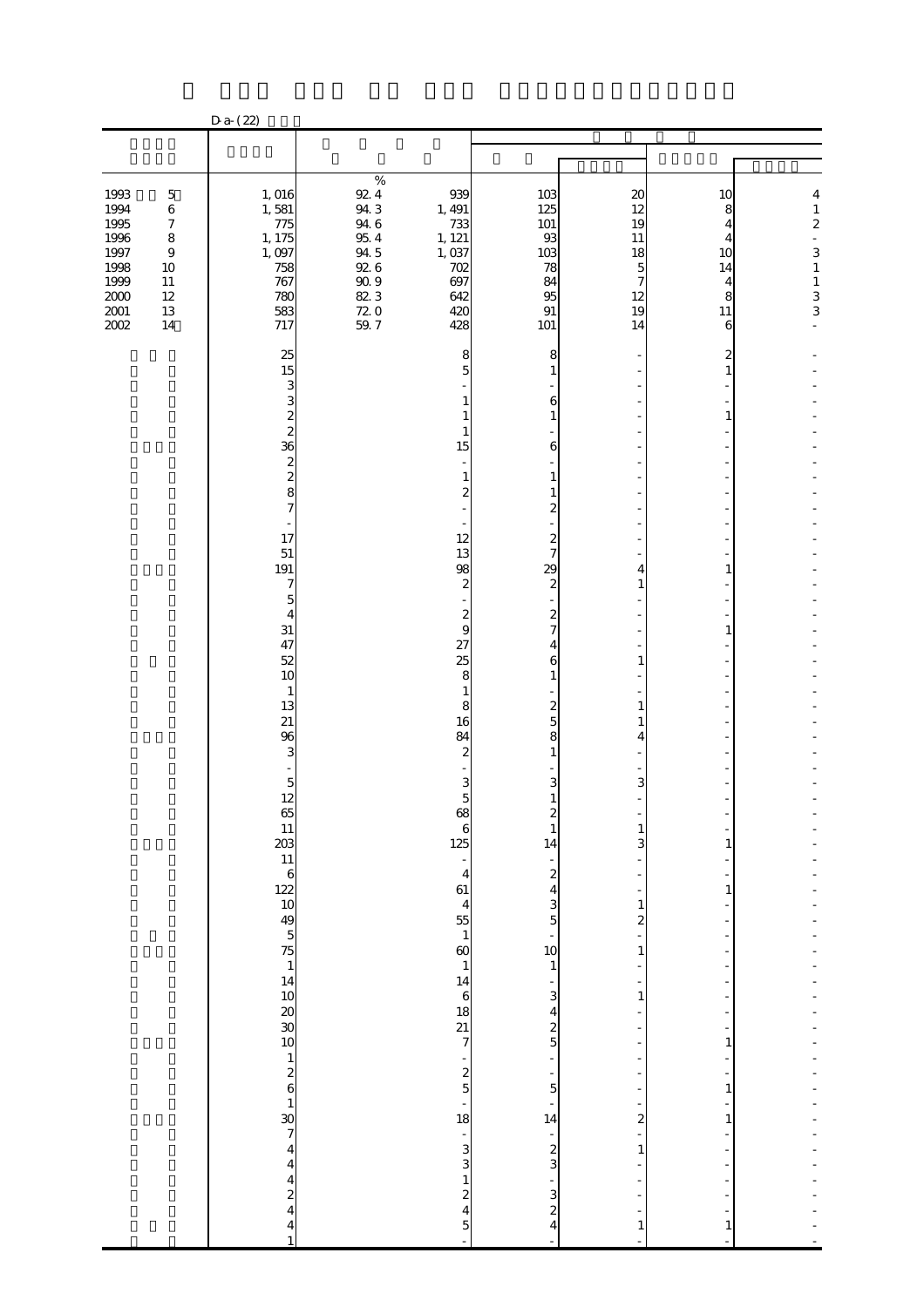D-a-(22)

| | | | | | | | | |
|---|---|---|---|---|---|---|---|---|
| 1993 5 | 1,016 | 92.4 | 939 | 103 | 20 | 10 | 4 |
| 1994 6 | 1,581 | 94.3 | 1,491 | 125 | 12 | 8 | 1 |
| 1995 7 | 775 | 94.6 | 733 | 101 | 19 | 4 | 2 |
| 1996 8 | 1,175 | 95.4 | 1,121 | 93 | 11 | 4 | - |
| 1997 9 | 1,097 | 94.5 | 1,037 | 103 | 18 | 10 | 3 |
| 1998 10 | 758 | 92.6 | 702 | 78 | 5 | 14 | 1 |
| 1999 11 | 767 | 90.9 | 697 | 84 | 7 | 4 | 1 |
| 2000 12 | 780 | 82.3 | 642 | 95 | 12 | 8 | 3 |
| 2001 13 | 583 | 72.0 | 420 | 91 | 19 | 11 | 3 |
| 2002 14 | 717 | 59.7 | 428 | 101 | 14 | 6 | - |
| | 25 | | 8 | 8 | - | 2 | - |
| | 15 | | 5 | 1 | - | 1 | - |
| | 3 | | - | - | - | - | - |
| | 3 | | 1 | 6 | - | - | - |
| | 2 | | 1 | 1 | - | 1 | - |
| | 2 | | 1 | - | - | - | - |
| | 36 | | 15 | 6 | - | - | - |
| | 2 | | - | - | - | - | - |
| | 2 | | 1 | 1 | - | - | - |
| | 8 | | 2 | 1 | - | - | - |
| | 7 | | - | 2 | - | - | - |
| | - | | - | - | - | - | - |
| | 17 | | 12 | 2 | - | - | - |
| | 51 | | 13 | 7 | - | - | - |
| | 191 | | 98 | 29 | 4 | 1 | - |
| | 7 | | 2 | 2 | 1 | - | - |
| | 5 | | - | - | - | - | - |
| | 4 | | 2 | 2 | - | - | - |
| | 31 | | 9 | 7 | - | 1 | - |
| | 47 | | 27 | 4 | - | - | - |
| | 52 | | 25 | 6 | 1 | - | - |
| | 10 | | 8 | 1 | - | - | - |
| | 1 | | 1 | - | - | - | - |
| | 13 | | 8 | 2 | 1 | - | - |
| | 21 | | 16 | 5 | 1 | - | - |
| | 96 | | 84 | 8 | 4 | - | - |
| | 3 | | 2 | 1 | - | - | - |
| | - | | - | - | - | - | - |
| | 5 | | 3 | 3 | 3 | - | - |
| | 12 | | 5 | 1 | - | - | - |
| | 65 | | 68 | 2 | - | - | - |
| | 11 | | 6 | 1 | 1 | - | - |
| | 203 | | 125 | 14 | 3 | 1 | - |
| | 11 | | - | - | - | - | - |
| | 6 | | 4 | 2 | - | - | - |
| | 122 | | 61 | 4 | - | 1 | - |
| | 10 | | 4 | 3 | 1 | - | - |
| | 49 | | 55 | 5 | 2 | - | - |
| | 5 | | 1 | - | - | - | - |
| | 75 | | 60 | 10 | 1 | - | - |
| | 1 | | 1 | 1 | - | - | - |
| | 14 | | 14 | - | - | - | - |
| | 10 | | 6 | 3 | 1 | - | - |
| | 20 | | 18 | 4 | - | - | - |
| | 30 | | 21 | 2 | - | - | - |
| | 10 | | 7 | 5 | - | 1 | - |
| | 1 | | - | - | - | - | - |
| | 2 | | 2 | - | - | - | - |
| | 6 | | 5 | 5 | - | 1 | - |
| | 1 | | - | - | - | - | - |
| | 30 | | 18 | 14 | 2 | 1 | - |
| | 7 | | - | - | - | - | - |
| | 4 | | 3 | 2 | 1 | - | - |
| | 4 | | 3 | 3 | - | - | - |
| | 4 | | 1 | - | - | - | - |
| | 2 | | 2 | 3 | - | - | - |
| | 4 | | 4 | 2 | - | - | - |
| | 4 | | 5 | 4 | 1 | 1 | - |
| | 1 | | - | - | - | - | - |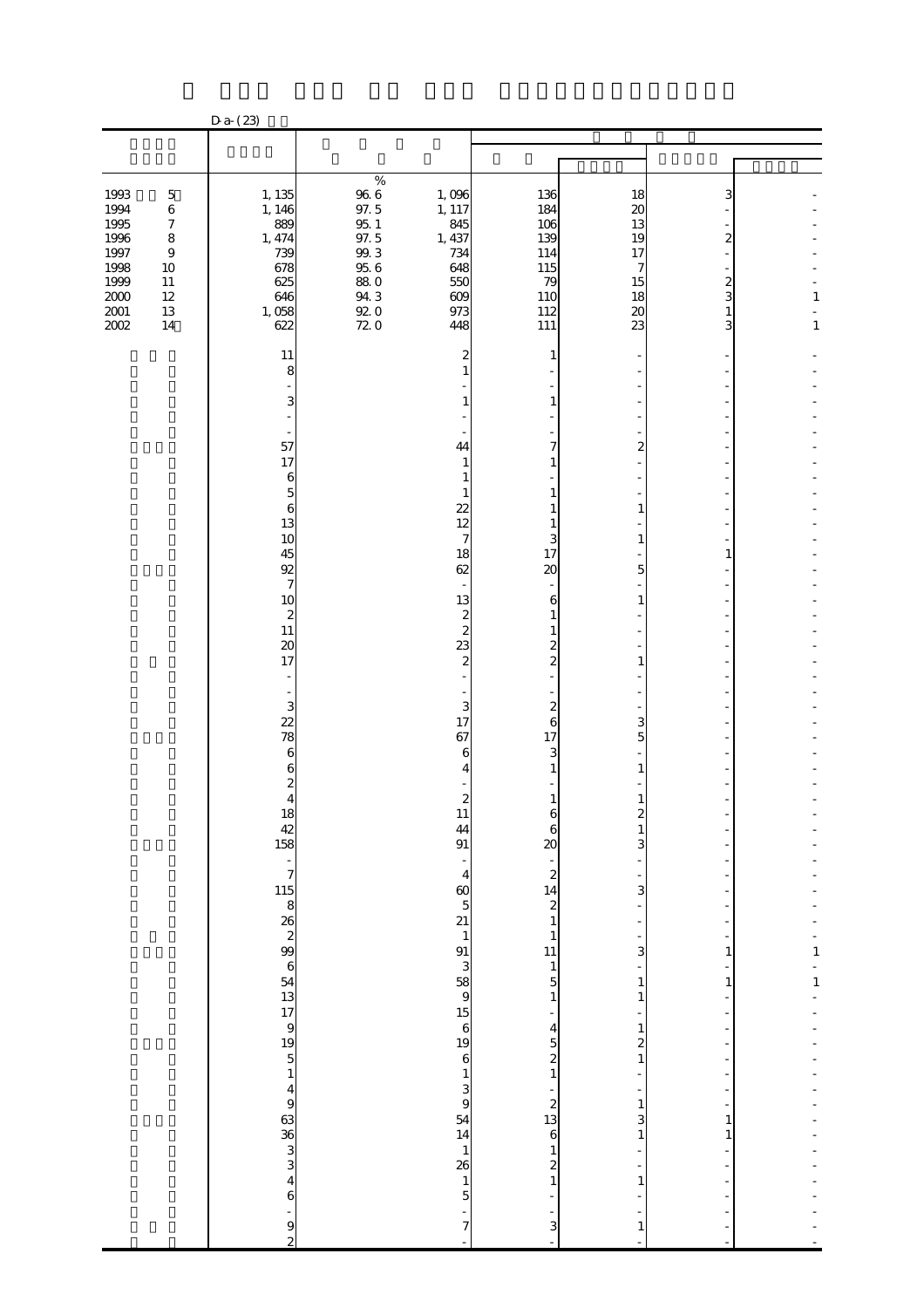D-a-(23)

| | | | | | | | |
|---|---|---|---|---|---|---|---|
| 1993 5 | 1,135 | 96.6 | 1,096 | 136 | 18 | 3 | - |
| 1994 6 | 1,146 | 97.5 | 1,117 | 184 | 20 | - | - |
| 1995 7 | 889 | 95.1 | 845 | 106 | 13 | - | - |
| 1996 8 | 1,474 | 97.5 | 1,437 | 139 | 19 | 2 | - |
| 1997 9 | 739 | 99.3 | 734 | 114 | 17 | - | - |
| 1998 10 | 678 | 95.6 | 648 | 115 | 7 | - | - |
| 1999 11 | 625 | 88.0 | 550 | 79 | 15 | 2 | - |
| 2000 12 | 646 | 94.3 | 609 | 110 | 18 | 3 | 1 |
| 2001 13 | 1,058 | 92.0 | 973 | 112 | 20 | 1 | - |
| 2002 14 | 622 | 72.0 | 448 | 111 | 23 | 3 | 1 |
| | 11 | | 2 | 1 | - | - | - |
| | 8 | | 1 | - | - | - | - |
| | - | | - | - | - | - | - |
| | 3 | | 1 | 1 | - | - | - |
| | - | | - | - | - | - | - |
| | - | | - | - | - | - | - |
| | 57 | | 44 | 7 | 2 | - | - |
| | 17 | | 1 | 1 | - | - | - |
| | 6 | | 1 | - | - | - | - |
| | 5 | | 1 | 1 | - | - | - |
| | 6 | | 22 | 1 | 1 | - | - |
| | 13 | | 12 | 1 | - | - | - |
| | 10 | | 7 | 3 | 1 | - | - |
| | 45 | | 18 | 17 | - | 1 | - |
| | 92 | | 62 | 20 | 5 | - | - |
| | 7 | | - | - | - | - | - |
| | 10 | | 13 | 6 | 1 | - | - |
| | 2 | | 2 | 1 | - | - | - |
| | 11 | | 2 | 1 | - | - | - |
| | 20 | | 23 | 2 | - | - | - |
| | 17 | | 2 | 2 | 1 | - | - |
| | - | | - | - | - | - | - |
| | - | | - | - | - | - | - |
| | 3 | | 3 | 2 | - | - | - |
| | 22 | | 17 | 6 | 3 | - | - |
| | 78 | | 67 | 17 | 5 | - | - |
| | 6 | | 6 | 3 | - | - | - |
| | 6 | | 4 | 1 | 1 | - | - |
| | 2 | | - | - | - | - | - |
| | 4 | | 2 | 1 | 1 | - | - |
| | 18 | | 11 | 6 | 2 | - | - |
| | 42 | | 44 | 6 | 1 | - | - |
| | 158 | | 91 | 20 | 3 | - | - |
| | - | | - | - | - | - | - |
| | 7 | | 4 | 2 | - | - | - |
| | 115 | | 60 | 14 | 3 | - | - |
| | 8 | | 5 | 2 | - | - | - |
| | 26 | | 21 | 1 | - | - | - |
| | 2 | | 1 | 1 | - | - | - |
| | 99 | | 91 | 11 | 3 | 1 | 1 |
| | 6 | | 3 | 1 | - | - | - |
| | 54 | | 58 | 5 | 1 | 1 | 1 |
| | 13 | | 9 | 1 | 1 | - | - |
| | 17 | | 15 | - | - | - | - |
| | 9 | | 6 | 4 | 1 | - | - |
| | 19 | | 19 | 5 | 2 | - | - |
| | 5 | | 6 | 2 | 1 | - | - |
| | 1 | | 1 | 1 | - | - | - |
| | 4 | | 3 | - | - | - | - |
| | 9 | | 9 | 2 | 1 | - | - |
| | 63 | | 54 | 13 | 3 | 1 | - |
| | 36 | | 14 | 6 | 1 | 1 | - |
| | 3 | | 1 | 1 | - | - | - |
| | 3 | | 26 | 2 | - | - | - |
| | 4 | | 1 | 1 | 1 | - | - |
| | 6 | | 5 | - | - | - | - |
| | - | | - | - | - | - | - |
| | 9 | | 7 | 3 | 1 | - | - |
| | 2 | | - | - | - | - | - |